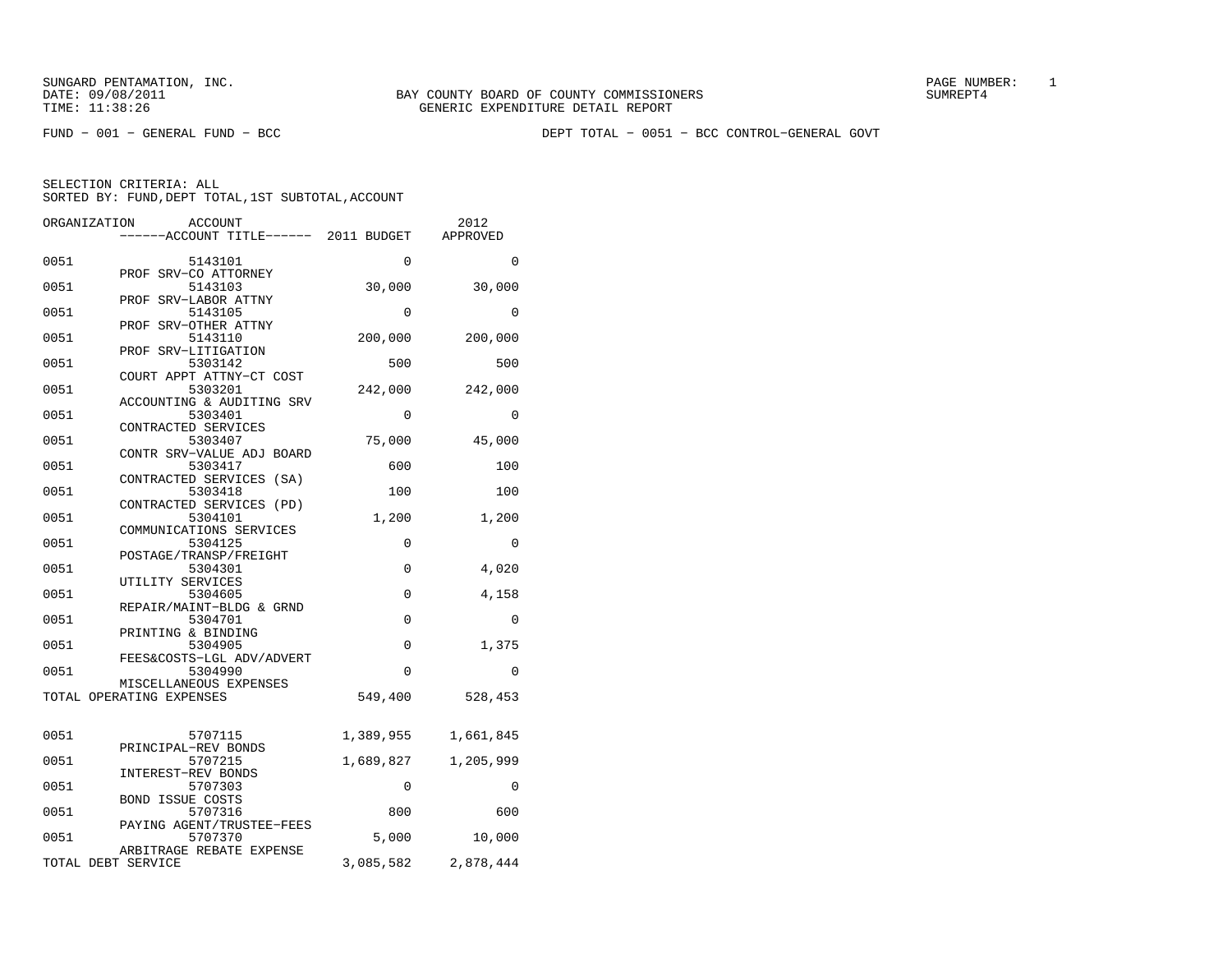SUNGARD PENTAMATION, INC.
DATE: 09/08/2011
TIME: 11:38:26

BAY COUNTY BOARD OF COUNTY COMMISSIONERS
GENERIC EXPENDITURE DETAIL REPORT

PAGE NUMBER: 1
SUMREPT4

FUND − 001 − GENERAL FUND − BCC

DEPT TOTAL − 0051 − BCC CONTROL−GENERAL GOVT

SELECTION CRITERIA: ALL
SORTED BY: FUND,DEPT TOTAL,1ST SUBTOTAL,ACCOUNT

| ORGANIZATION | ACCOUNT / ACCOUNT TITLE | 2011 BUDGET | 2012 APPROVED |
|---|---|---|---|
| 0051 | 5143101 PROF SRV−CO ATTORNEY | 0 | 0 |
| 0051 | 5143103 PROF SRV−LABOR ATTNY | 30,000 | 30,000 |
| 0051 | 5143105 PROF SRV−OTHER ATTNY | 0 | 0 |
| 0051 | 5143110 PROF SRV−LITIGATION | 200,000 | 200,000 |
| 0051 | 5303142 COURT APPT ATTNY−CT COST | 500 | 500 |
| 0051 | 5303201 ACCOUNTING & AUDITING SRV | 242,000 | 242,000 |
| 0051 | 5303401 CONTRACTED SERVICES | 0 | 0 |
| 0051 | 5303407 CONTR SRV−VALUE ADJ BOARD | 75,000 | 45,000 |
| 0051 | 5303417 CONTRACTED SERVICES (SA) | 600 | 100 |
| 0051 | 5303418 CONTRACTED SERVICES (PD) | 100 | 100 |
| 0051 | 5304101 COMMUNICATIONS SERVICES | 1,200 | 1,200 |
| 0051 | 5304125 POSTAGE/TRANSP/FREIGHT | 0 | 0 |
| 0051 | 5304301 UTILITY SERVICES | 0 | 4,020 |
| 0051 | 5304605 REPAIR/MAINT−BLDG & GRND | 0 | 4,158 |
| 0051 | 5304701 PRINTING & BINDING | 0 | 0 |
| 0051 | 5304905 FEES&COSTS−LGL ADV/ADVERT | 0 | 1,375 |
| 0051 | 5304990 MISCELLANEOUS EXPENSES | 0 | 0 |
| TOTAL OPERATING EXPENSES | | 549,400 | 528,453 |
| 0051 | 5707115 PRINCIPAL−REV BONDS | 1,389,955 | 1,661,845 |
| 0051 | 5707215 INTEREST−REV BONDS | 1,689,827 | 1,205,999 |
| 0051 | 5707303 BOND ISSUE COSTS | 0 | 0 |
| 0051 | 5707316 PAYING AGENT/TRUSTEE−FEES | 800 | 600 |
| 0051 | 5707370 ARBITRAGE REBATE EXPENSE | 5,000 | 10,000 |
| TOTAL DEBT SERVICE | | 3,085,582 | 2,878,444 |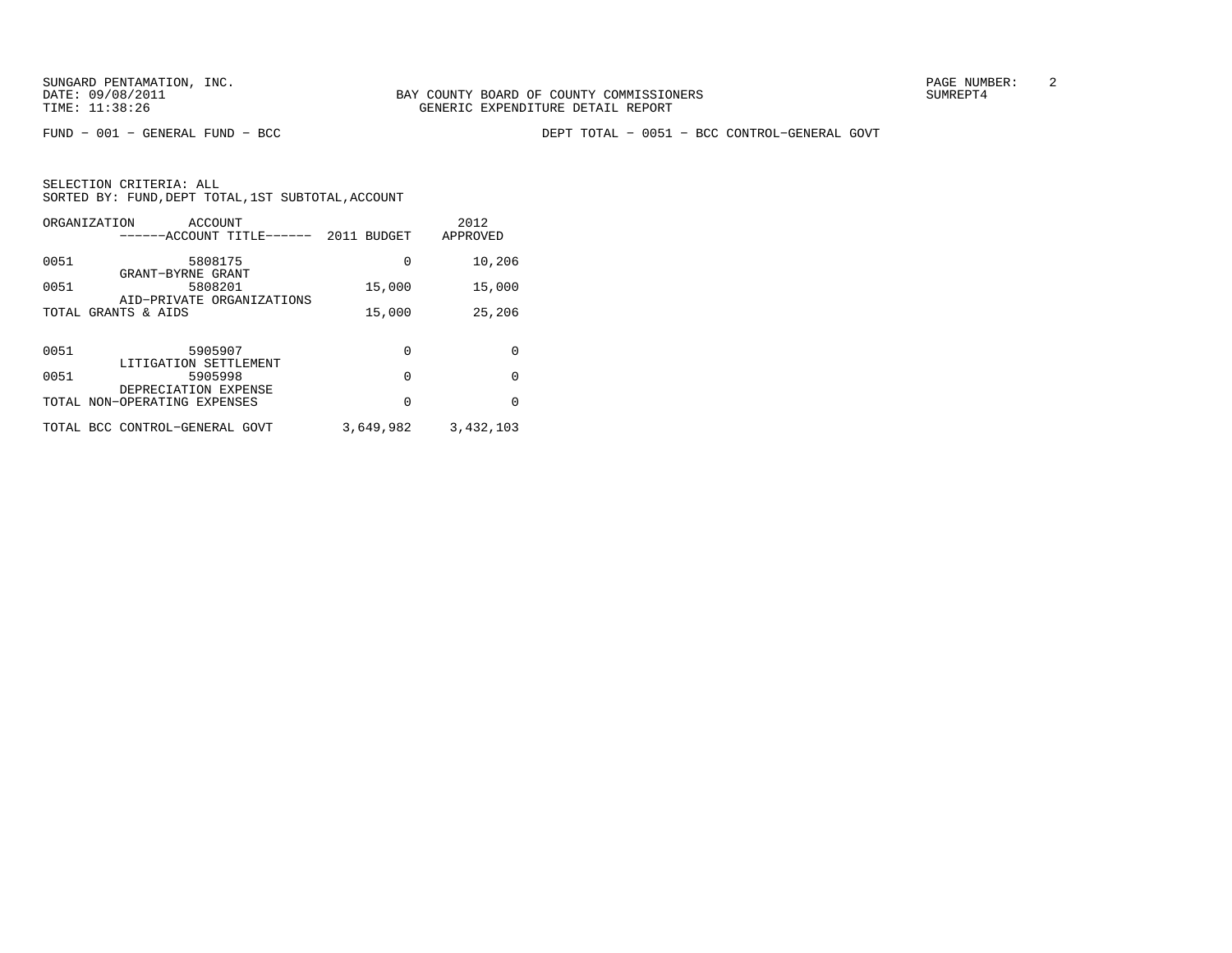SUNGARD PENTAMATION, INC.
DATE: 09/08/2011
TIME: 11:38:26

BAY COUNTY BOARD OF COUNTY COMMISSIONERS
GENERIC EXPENDITURE DETAIL REPORT

SUMREPT4

FUND - 001 - GENERAL FUND - BCC

DEPT TOTAL - 0051 - BCC CONTROL-GENERAL GOVT

SELECTION CRITERIA: ALL
SORTED BY: FUND,DEPT TOTAL,1ST SUBTOTAL,ACCOUNT

| ORGANIZATION | ACCOUNT ------ACCOUNT TITLE------ | 2011 BUDGET | 2012 APPROVED |
|---|---|---|---|
| 0051 | 5808175 GRANT-BYRNE GRANT | 0 | 10,206 |
| 0051 | 5808201 AID-PRIVATE ORGANIZATIONS | 15,000 | 15,000 |
| TOTAL GRANTS & AIDS | | 15,000 | 25,206 |
| 0051 | 5905907 LITIGATION SETTLEMENT | 0 | 0 |
| 0051 | 5905998 DEPRECIATION EXPENSE | 0 | 0 |
| TOTAL NON-OPERATING EXPENSES | | 0 | 0 |
| TOTAL BCC CONTROL-GENERAL GOVT | | 3,649,982 | 3,432,103 |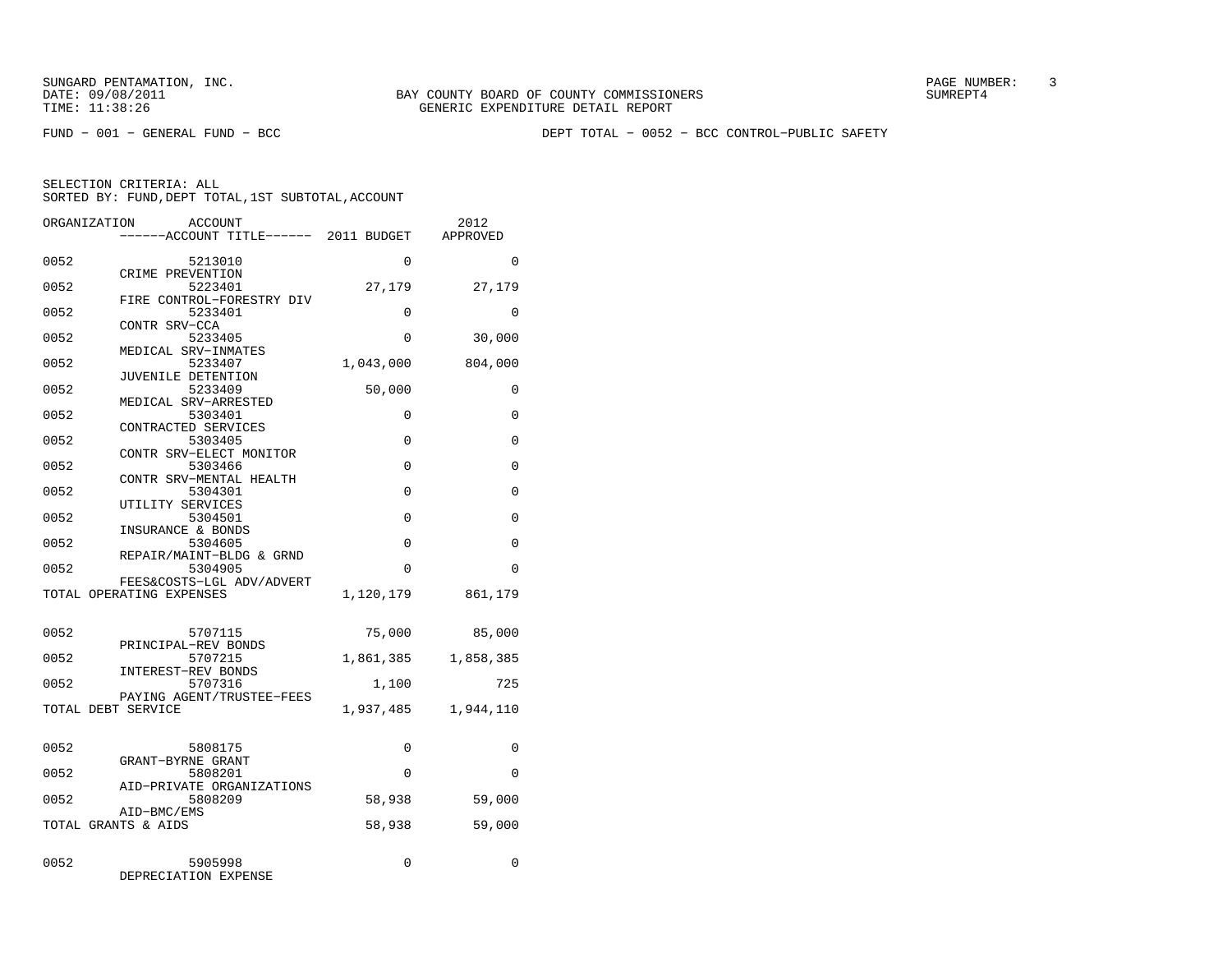FUND - 001 - GENERAL FUND - BCC

DEPT TOTAL - 0052 - BCC CONTROL-PUBLIC SAFETY

SELECTION CRITERIA: ALL
SORTED BY: FUND,DEPT TOTAL,1ST SUBTOTAL,ACCOUNT

| ORGANIZATION | ACCOUNT / ACCOUNT TITLE | 2011 BUDGET | 2012 APPROVED |
|---|---|---|---|
| 0052 | 5213010 CRIME PREVENTION | 0 | 0 |
| 0052 | 5223401 FIRE CONTROL-FORESTRY DIV | 27,179 | 27,179 |
| 0052 | 5233401 CONTR SRV-CCA | 0 | 0 |
| 0052 | 5233405 MEDICAL SRV-INMATES | 0 | 30,000 |
| 0052 | 5233407 JUVENILE DETENTION | 1,043,000 | 804,000 |
| 0052 | 5233409 MEDICAL SRV-ARRESTED | 50,000 | 0 |
| 0052 | 5303401 CONTRACTED SERVICES | 0 | 0 |
| 0052 | 5303405 CONTR SRV-ELECT MONITOR | 0 | 0 |
| 0052 | 5303466 CONTR SRV-MENTAL HEALTH | 0 | 0 |
| 0052 | 5304301 UTILITY SERVICES | 0 | 0 |
| 0052 | 5304501 INSURANCE & BONDS | 0 | 0 |
| 0052 | 5304605 REPAIR/MAINT-BLDG & GRND | 0 | 0 |
| 0052 | 5304905 FEES&COSTS-LGL ADV/ADVERT | 0 | 0 |
| TOTAL OPERATING EXPENSES | | 1,120,179 | 861,179 |
| 0052 | 5707115 PRINCIPAL-REV BONDS | 75,000 | 85,000 |
| 0052 | 5707215 INTEREST-REV BONDS | 1,861,385 | 1,858,385 |
| 0052 | 5707316 PAYING AGENT/TRUSTEE-FEES | 1,100 | 725 |
| TOTAL DEBT SERVICE | | 1,937,485 | 1,944,110 |
| 0052 | 5808175 GRANT-BYRNE GRANT | 0 | 0 |
| 0052 | 5808201 AID-PRIVATE ORGANIZATIONS | 0 | 0 |
| 0052 | 5808209 AID-BMC/EMS | 58,938 | 59,000 |
| TOTAL GRANTS & AIDS | | 58,938 | 59,000 |
| 0052 | 5905998 DEPRECIATION EXPENSE | 0 | 0 |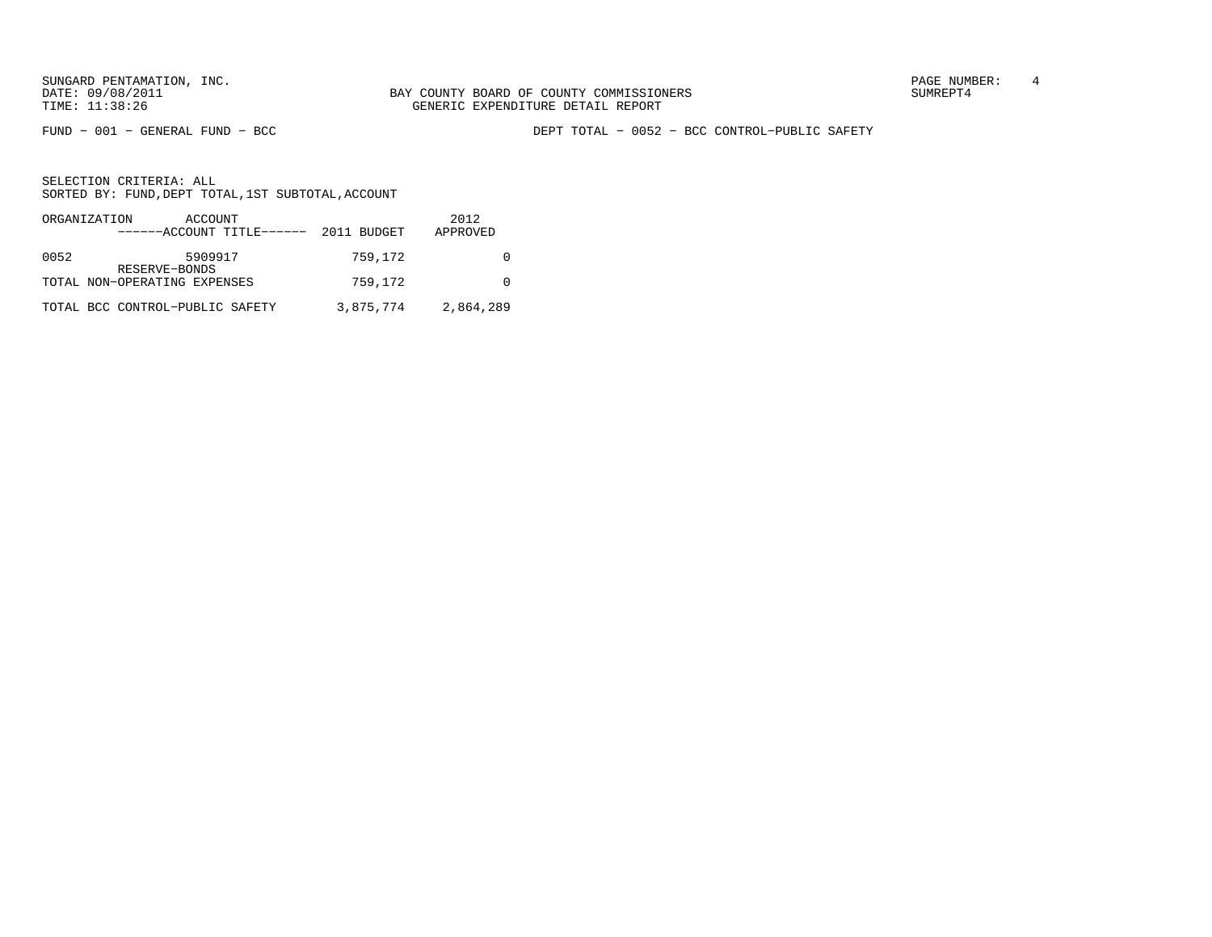FUND - 001 - GENERAL FUND - BCC

DEPT TOTAL - 0052 - BCC CONTROL-PUBLIC SAFETY

SELECTION CRITERIA: ALL
SORTED BY: FUND,DEPT TOTAL,1ST SUBTOTAL,ACCOUNT

| ORGANIZATION | ACCOUNT ------ACCOUNT TITLE------ | 2011 BUDGET | 2012 APPROVED |
|---|---|---|---|
| 0052 | 5909917 RESERVE-BONDS | 759,172 | 0 |
| TOTAL NON-OPERATING EXPENSES | | 759,172 | 0 |
| TOTAL BCC CONTROL-PUBLIC SAFETY | | 3,875,774 | 2,864,289 |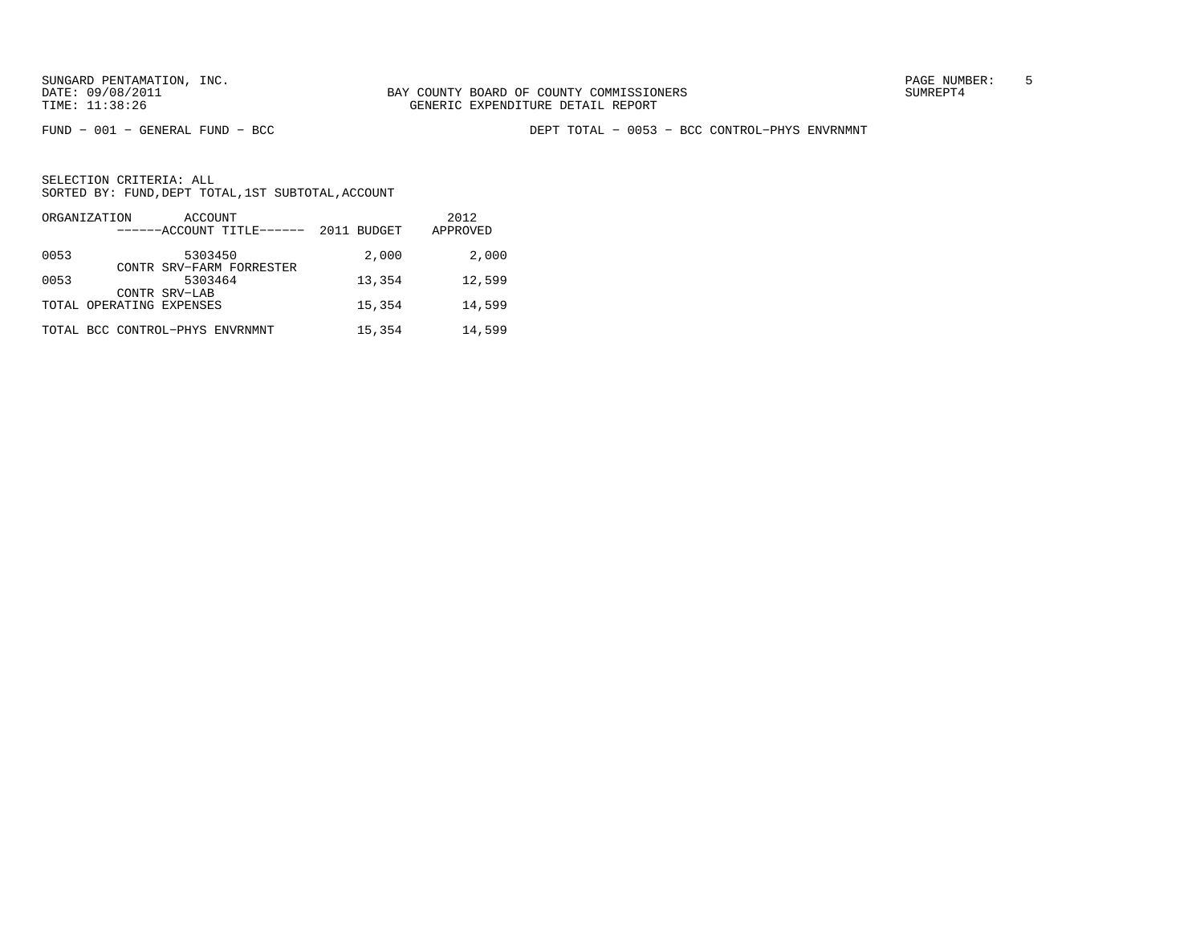BAY COUNTY BOARD OF COUNTY COMMISSIONERS
GENERIC EXPENDITURE DETAIL REPORT

FUND - 001 - GENERAL FUND - BCC

DEPT TOTAL - 0053 - BCC CONTROL-PHYS ENVRNMNT

SELECTION CRITERIA: ALL
SORTED BY: FUND,DEPT TOTAL,1ST SUBTOTAL,ACCOUNT

| ORGANIZATION | ACCOUNT / ------ACCOUNT TITLE------ | 2011 BUDGET | 2012 APPROVED |
|---|---|---|---|
| 0053 | 5303450 CONTR SRV-FARM FORRESTER | 2,000 | 2,000 |
| 0053 | 5303464 CONTR SRV-LAB | 13,354 | 12,599 |
| TOTAL OPERATING EXPENSES | | 15,354 | 14,599 |
| TOTAL BCC CONTROL-PHYS ENVRNMNT | | 15,354 | 14,599 |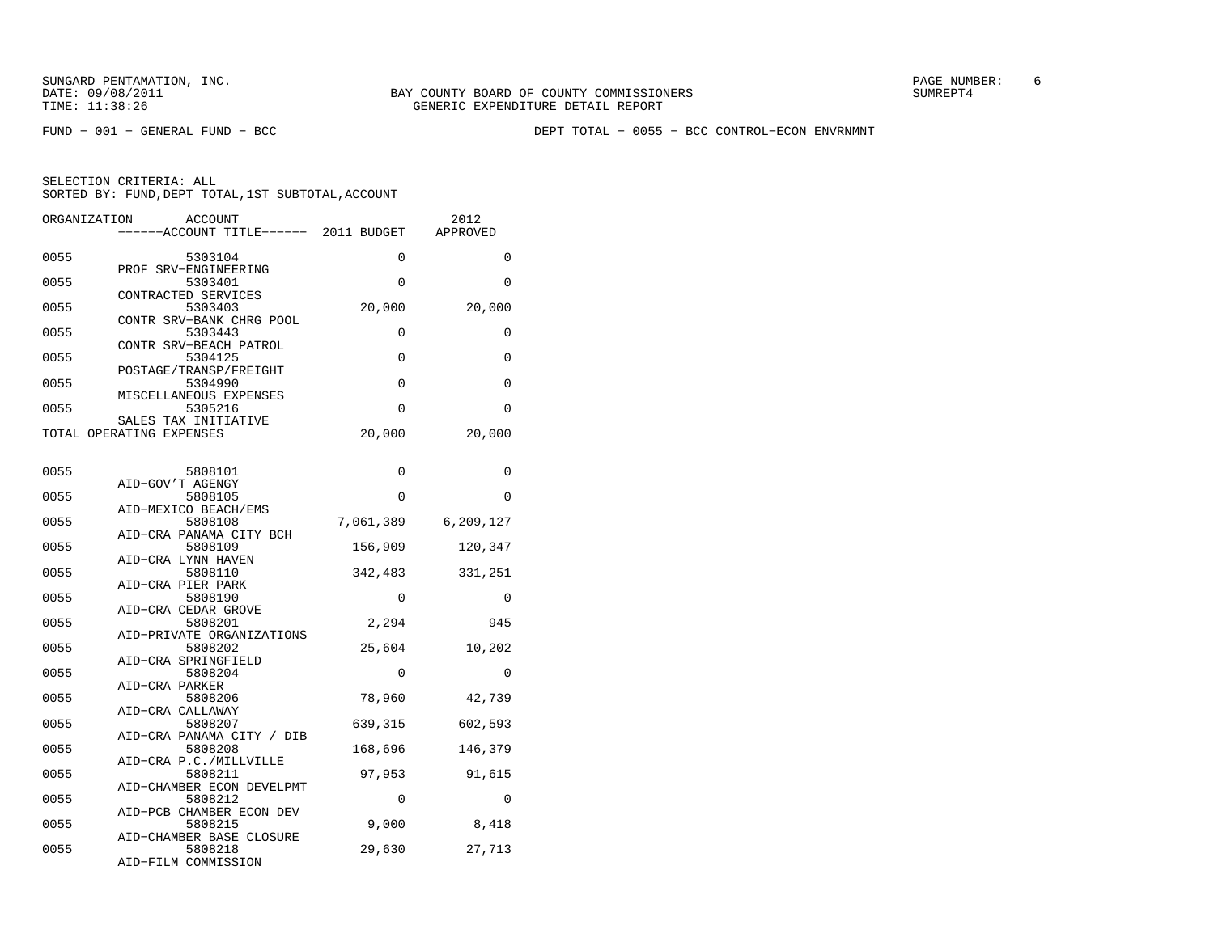SUNGARD PENTAMATION, INC.
DATE: 09/08/2011 BAY COUNTY BOARD OF COUNTY COMMISSIONERS SUMREPT4
TIME: 11:38:26 GENERIC EXPENDITURE DETAIL REPORT

FUND − 001 − GENERAL FUND − BCC DEPT TOTAL − 0055 − BCC CONTROL−ECON ENVRNMNT

SELECTION CRITERIA: ALL
SORTED BY: FUND,DEPT TOTAL,1ST SUBTOTAL,ACCOUNT

| ORGANIZATION | ACCOUNT / ACCOUNT TITLE | 2011 BUDGET | 2012 APPROVED |
|---|---|---|---|
| 0055 | 5303104 PROF SRV−ENGINEERING | 0 | 0 |
| 0055 | 5303401 CONTRACTED SERVICES | 0 | 0 |
| 0055 | 5303403 CONTR SRV−BANK CHRG POOL | 20,000 | 20,000 |
| 0055 | 5303443 CONTR SRV−BEACH PATROL | 0 | 0 |
| 0055 | 5304125 POSTAGE/TRANSP/FREIGHT | 0 | 0 |
| 0055 | 5304990 MISCELLANEOUS EXPENSES | 0 | 0 |
| 0055 | 5305216 SALES TAX INITIATIVE | 0 | 0 |
| TOTAL OPERATING EXPENSES | | 20,000 | 20,000 |
| 0055 | 5808101 AID−GOV'T AGENGY | 0 | 0 |
| 0055 | 5808105 AID−MEXICO BEACH/EMS | 0 | 0 |
| 0055 | 5808108 AID−CRA PANAMA CITY BCH | 7,061,389 | 6,209,127 |
| 0055 | 5808109 AID−CRA LYNN HAVEN | 156,909 | 120,347 |
| 0055 | 5808110 AID−CRA PIER PARK | 342,483 | 331,251 |
| 0055 | 5808190 AID−CRA CEDAR GROVE | 0 | 0 |
| 0055 | 5808201 AID−PRIVATE ORGANIZATIONS | 2,294 | 945 |
| 0055 | 5808202 AID−CRA SPRINGFIELD | 25,604 | 10,202 |
| 0055 | 5808204 AID−CRA PARKER | 0 | 0 |
| 0055 | 5808206 AID−CRA CALLAWAY | 78,960 | 42,739 |
| 0055 | 5808207 AID−CRA PANAMA CITY / DIB | 639,315 | 602,593 |
| 0055 | 5808208 AID−CRA P.C./MILLVILLE | 168,696 | 146,379 |
| 0055 | 5808211 AID−CHAMBER ECON DEVELPMT | 97,953 | 91,615 |
| 0055 | 5808212 AID−PCB CHAMBER ECON DEV | 0 | 0 |
| 0055 | 5808215 AID−CHAMBER BASE CLOSURE | 9,000 | 8,418 |
| 0055 | 5808218 AID−FILM COMMISSION | 29,630 | 27,713 |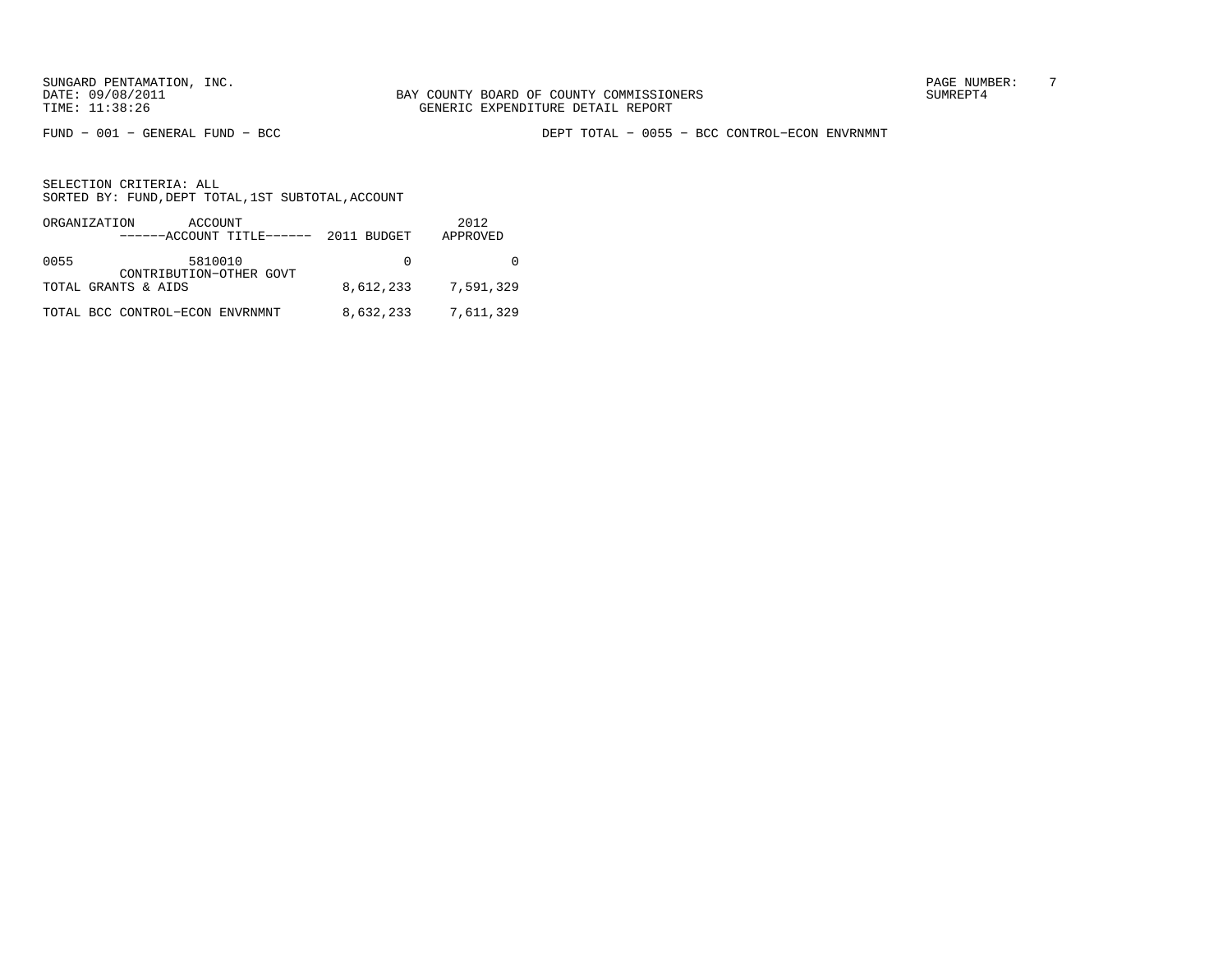BAY COUNTY BOARD OF COUNTY COMMISSIONERS
GENERIC EXPENDITURE DETAIL REPORT

FUND − 001 − GENERAL FUND − BCC

DEPT TOTAL − 0055 − BCC CONTROL−ECON ENVRNMNT

SELECTION CRITERIA: ALL
SORTED BY: FUND,DEPT TOTAL,1ST SUBTOTAL,ACCOUNT

| ORGANIZATION | ACCOUNT ------ACCOUNT TITLE------ | 2011 BUDGET | 2012 APPROVED |
|---|---|---|---|
| 0055 | 5810010 CONTRIBUTION−OTHER GOVT | 0 | 0 |
| TOTAL GRANTS & AIDS | | 8,612,233 | 7,591,329 |
| TOTAL BCC CONTROL−ECON ENVRNMNT | | 8,632,233 | 7,611,329 |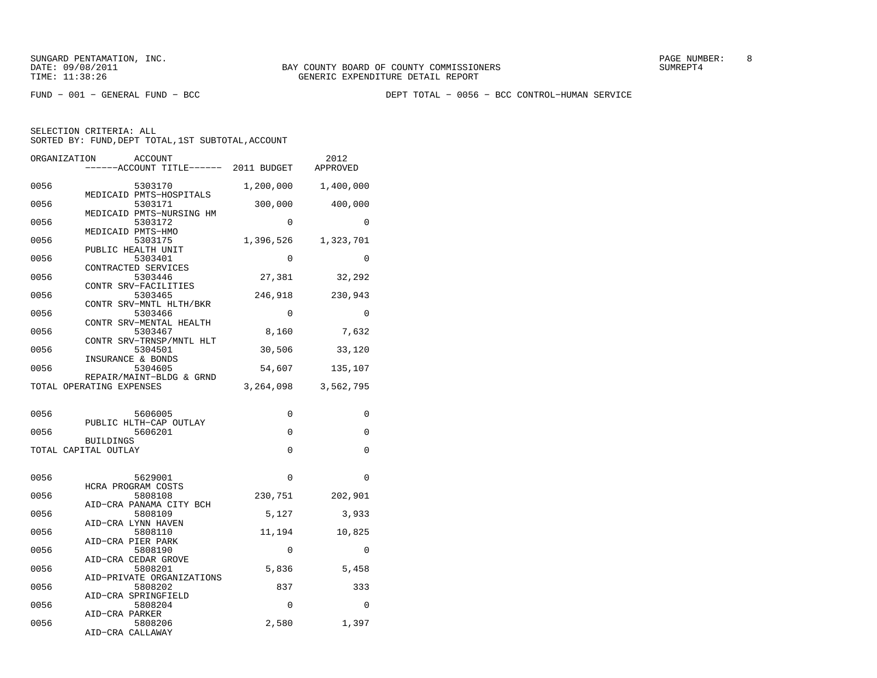SUNGARD PENTAMATION, INC.
DATE: 09/08/2011
TIME: 11:38:26

BAY COUNTY BOARD OF COUNTY COMMISSIONERS
GENERIC EXPENDITURE DETAIL REPORT

SUMREPT4

FUND − 001 − GENERAL FUND − BCC

DEPT TOTAL − 0056 − BCC CONTROL−HUMAN SERVICE

SELECTION CRITERIA: ALL
SORTED BY: FUND,DEPT TOTAL,1ST SUBTOTAL,ACCOUNT

| ORGANIZATION | ACCOUNT / ACCOUNT TITLE | 2011 BUDGET | 2012 APPROVED |
|---|---|---|---|
| 0056 | 5303170 MEDICAID PMTS−HOSPITALS | 1,200,000 | 1,400,000 |
| 0056 | 5303171 MEDICAID PMTS−NURSING HM | 300,000 | 400,000 |
| 0056 | 5303172 MEDICAID PMTS−HMO | 0 | 0 |
| 0056 | 5303175 PUBLIC HEALTH UNIT | 1,396,526 | 1,323,701 |
| 0056 | 5303401 CONTRACTED SERVICES | 0 | 0 |
| 0056 | 5303446 CONTR SRV−FACILITIES | 27,381 | 32,292 |
| 0056 | 5303465 CONTR SRV−MNTL HLTH/BKR | 246,918 | 230,943 |
| 0056 | 5303466 CONTR SRV−MENTAL HEALTH | 0 | 0 |
| 0056 | 5303467 CONTR SRV−TRNSP/MNTL HLT | 8,160 | 7,632 |
| 0056 | 5304501 INSURANCE & BONDS | 30,506 | 33,120 |
| 0056 | 5304605 REPAIR/MAINT−BLDG & GRND | 54,607 | 135,107 |
| TOTAL OPERATING EXPENSES | | 3,264,098 | 3,562,795 |
| 0056 | 5606005 PUBLIC HLTH−CAP OUTLAY | 0 | 0 |
| 0056 | 5606201 BUILDINGS | 0 | 0 |
| TOTAL CAPITAL OUTLAY | | 0 | 0 |
| 0056 | 5629001 HCRA PROGRAM COSTS | 0 | 0 |
| 0056 | 5808108 AID−CRA PANAMA CITY BCH | 230,751 | 202,901 |
| 0056 | 5808109 AID−CRA LYNN HAVEN | 5,127 | 3,933 |
| 0056 | 5808110 AID−CRA PIER PARK | 11,194 | 10,825 |
| 0056 | 5808190 AID−CRA CEDAR GROVE | 0 | 0 |
| 0056 | 5808201 AID−PRIVATE ORGANIZATIONS | 5,836 | 5,458 |
| 0056 | 5808202 AID−CRA SPRINGFIELD | 837 | 333 |
| 0056 | 5808204 AID−CRA PARKER | 0 | 0 |
| 0056 | 5808206 AID−CRA CALLAWAY | 2,580 | 1,397 |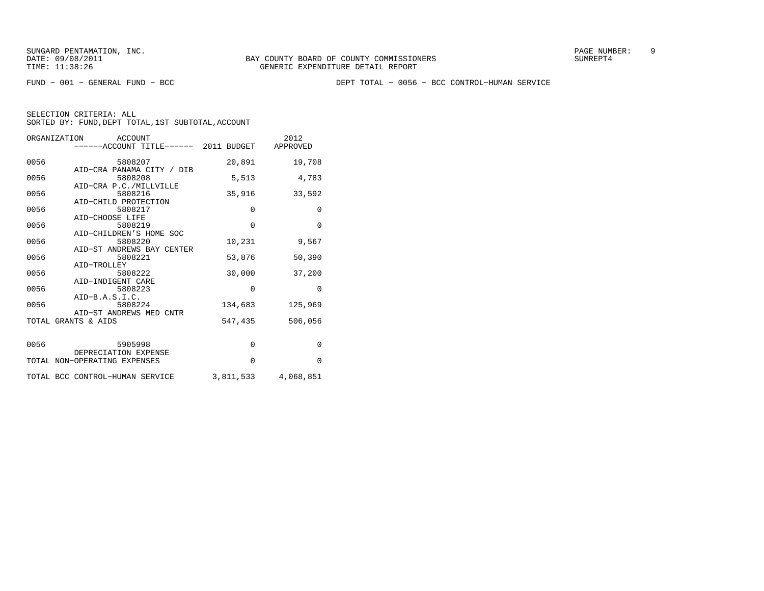FUND − 001 − GENERAL FUND − BCC　　　　DEPT TOTAL − 0056 − BCC CONTROL−HUMAN SERVICE

SELECTION CRITERIA: ALL
SORTED BY: FUND,DEPT TOTAL,1ST SUBTOTAL,ACCOUNT

| ORGANIZATION | ACCOUNT / ACCOUNT TITLE | 2011 BUDGET | 2012 APPROVED |
|---|---|---|---|
| 0056 | 5808207 AID−CRA PANAMA CITY / DIB | 20,891 | 19,708 |
| 0056 | 5808208 AID−CRA P.C./MILLVILLE | 5,513 | 4,783 |
| 0056 | 5808216 AID−CHILD PROTECTION | 35,916 | 33,592 |
| 0056 | 5808217 AID−CHOOSE LIFE | 0 | 0 |
| 0056 | 5808219 AID−CHILDREN'S HOME SOC | 0 | 0 |
| 0056 | 5808220 AID−ST ANDREWS BAY CENTER | 10,231 | 9,567 |
| 0056 | 5808221 AID−TROLLEY | 53,876 | 50,390 |
| 0056 | 5808222 AID−INDIGENT CARE | 30,000 | 37,200 |
| 0056 | 5808223 AID−B.A.S.I.C. | 0 | 0 |
| 0056 | 5808224 AID−ST ANDREWS MED CNTR | 134,683 | 125,969 |
| TOTAL GRANTS & AIDS | | 547,435 | 506,056 |
| 0056 | 5905998 DEPRECIATION EXPENSE | 0 | 0 |
| TOTAL NON−OPERATING EXPENSES | | 0 | 0 |
| TOTAL BCC CONTROL−HUMAN SERVICE | | 3,811,533 | 4,068,851 |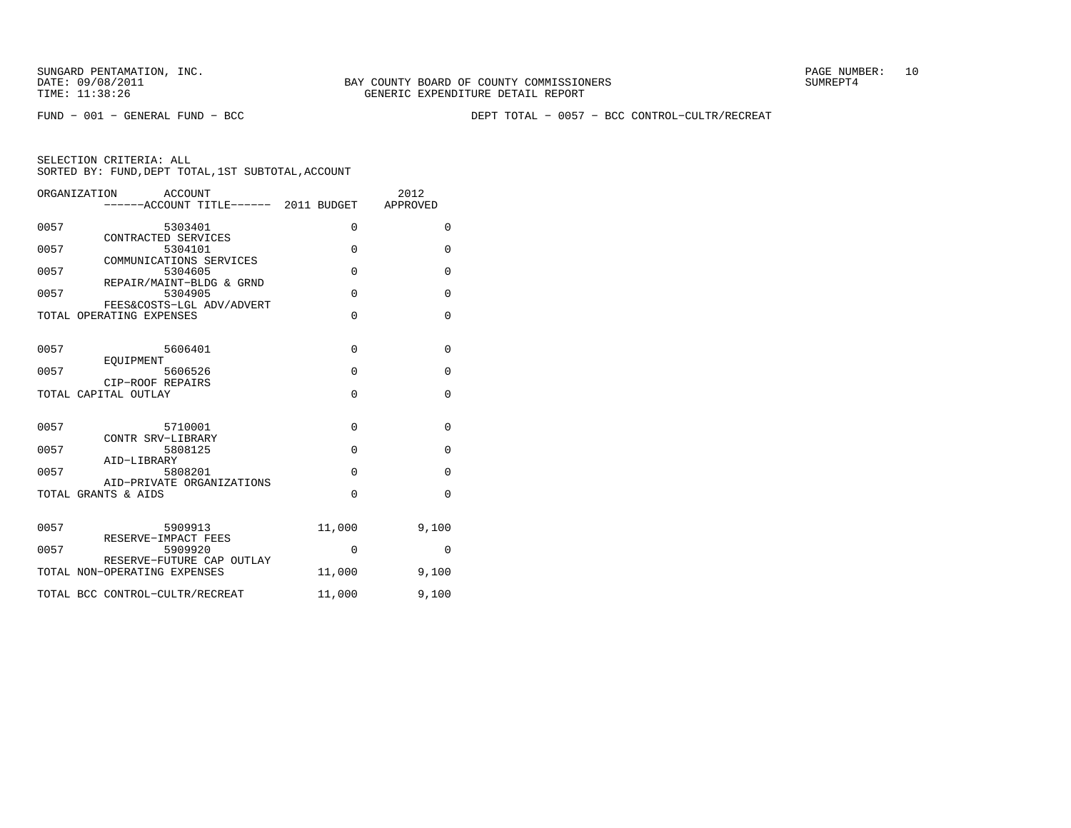BAY COUNTY BOARD OF COUNTY COMMISSIONERS
GENERIC EXPENDITURE DETAIL REPORT

FUND − 001 − GENERAL FUND − BCC

DEPT TOTAL − 0057 − BCC CONTROL−CULTR/RECREAT

SELECTION CRITERIA: ALL
SORTED BY: FUND,DEPT TOTAL,1ST SUBTOTAL,ACCOUNT

| ORGANIZATION | ACCOUNT / ACCOUNT TITLE | 2011 BUDGET | 2012 APPROVED |
|---|---|---|---|
| 0057 | 5303401 CONTRACTED SERVICES | 0 | 0 |
| 0057 | 5304101 COMMUNICATIONS SERVICES | 0 | 0 |
| 0057 | 5304605 REPAIR/MAINT−BLDG & GRND | 0 | 0 |
| 0057 | 5304905 FEES&COSTS−LGL ADV/ADVERT | 0 | 0 |
| TOTAL OPERATING EXPENSES | | 0 | 0 |
| 0057 | 5606401 EQUIPMENT | 0 | 0 |
| 0057 | 5606526 CIP−ROOF REPAIRS | 0 | 0 |
| TOTAL CAPITAL OUTLAY | | 0 | 0 |
| 0057 | 5710001 CONTR SRV−LIBRARY | 0 | 0 |
| 0057 | 5808125 AID−LIBRARY | 0 | 0 |
| 0057 | 5808201 AID−PRIVATE ORGANIZATIONS | 0 | 0 |
| TOTAL GRANTS & AIDS | | 0 | 0 |
| 0057 | 5909913 RESERVE−IMPACT FEES | 11,000 | 9,100 |
| 0057 | 5909920 RESERVE−FUTURE CAP OUTLAY | 0 | 0 |
| TOTAL NON−OPERATING EXPENSES | | 11,000 | 9,100 |
| TOTAL BCC CONTROL−CULTR/RECREAT | | 11,000 | 9,100 |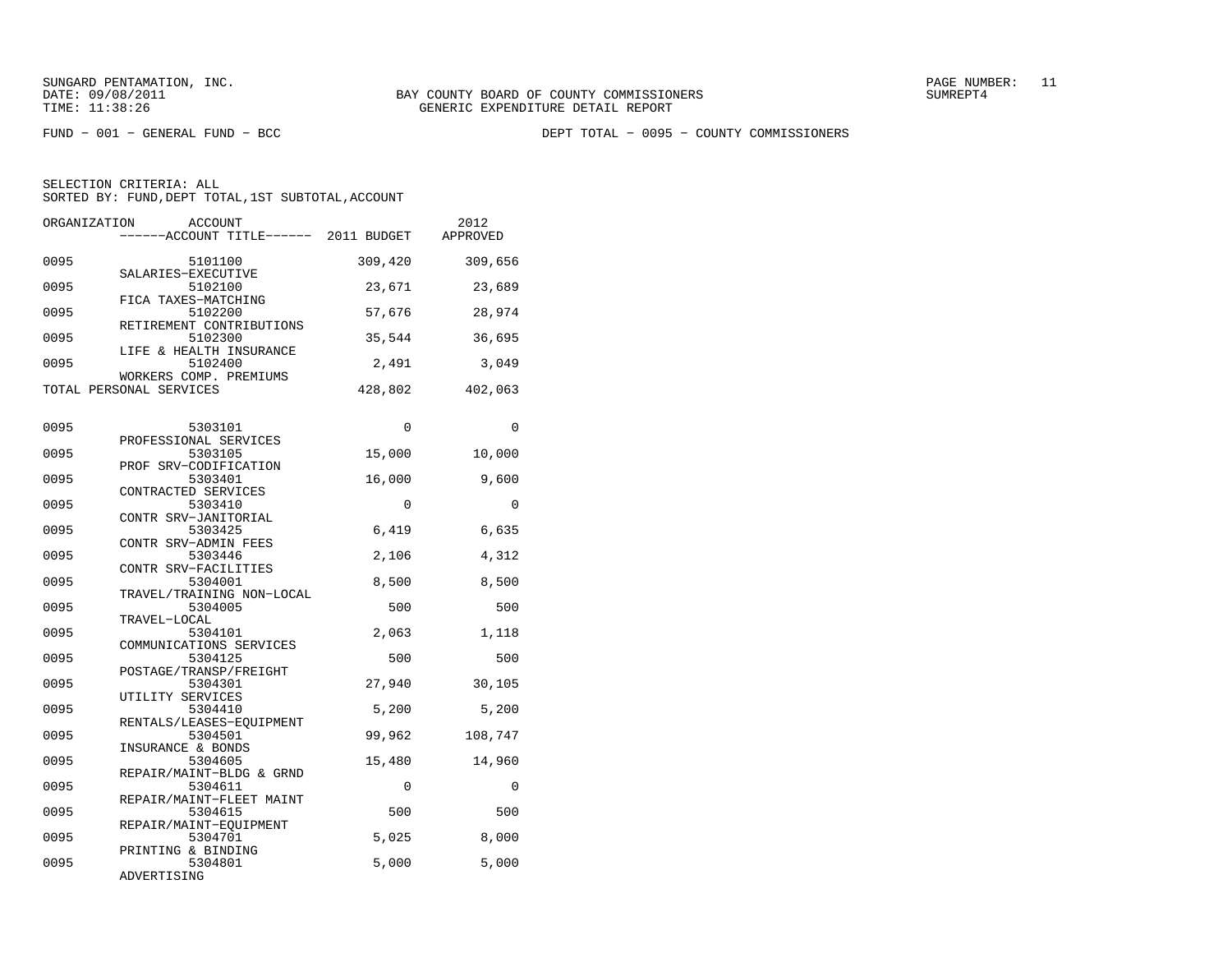SUNGARD PENTAMATION, INC.
DATE: 09/08/2011
TIME: 11:38:26

BAY COUNTY BOARD OF COUNTY COMMISSIONERS
GENERIC EXPENDITURE DETAIL REPORT

SUMREPT4

FUND - 001 - GENERAL FUND - BCC

DEPT TOTAL - 0095 - COUNTY COMMISSIONERS

SELECTION CRITERIA: ALL
SORTED BY: FUND,DEPT TOTAL,1ST SUBTOTAL,ACCOUNT

| ORGANIZATION | ACCOUNT / ACCOUNT TITLE | 2011 BUDGET | 2012 APPROVED |
|---|---|---|---|
| 0095 | 5101100 SALARIES-EXECUTIVE | 309,420 | 309,656 |
| 0095 | 5102100 FICA TAXES-MATCHING | 23,671 | 23,689 |
| 0095 | 5102200 RETIREMENT CONTRIBUTIONS | 57,676 | 28,974 |
| 0095 | 5102300 LIFE & HEALTH INSURANCE | 35,544 | 36,695 |
| 0095 | 5102400 WORKERS COMP. PREMIUMS | 2,491 | 3,049 |
| TOTAL PERSONAL SERVICES | | 428,802 | 402,063 |
| 0095 | 5303101 PROFESSIONAL SERVICES | 0 | 0 |
| 0095 | 5303105 PROF SRV-CODIFICATION | 15,000 | 10,000 |
| 0095 | 5303401 CONTRACTED SERVICES | 16,000 | 9,600 |
| 0095 | 5303410 CONTR SRV-JANITORIAL | 0 | 0 |
| 0095 | 5303425 CONTR SRV-ADMIN FEES | 6,419 | 6,635 |
| 0095 | 5303446 CONTR SRV-FACILITIES | 2,106 | 4,312 |
| 0095 | 5304001 TRAVEL/TRAINING NON-LOCAL | 8,500 | 8,500 |
| 0095 | 5304005 TRAVEL-LOCAL | 500 | 500 |
| 0095 | 5304101 COMMUNICATIONS SERVICES | 2,063 | 1,118 |
| 0095 | 5304125 POSTAGE/TRANSP/FREIGHT | 500 | 500 |
| 0095 | 5304301 UTILITY SERVICES | 27,940 | 30,105 |
| 0095 | 5304410 RENTALS/LEASES-EQUIPMENT | 5,200 | 5,200 |
| 0095 | 5304501 INSURANCE & BONDS | 99,962 | 108,747 |
| 0095 | 5304605 REPAIR/MAINT-BLDG & GRND | 15,480 | 14,960 |
| 0095 | 5304611 REPAIR/MAINT-FLEET MAINT | 0 | 0 |
| 0095 | 5304615 REPAIR/MAINT-EQUIPMENT | 500 | 500 |
| 0095 | 5304701 PRINTING & BINDING | 5,025 | 8,000 |
| 0095 | 5304801 ADVERTISING | 5,000 | 5,000 |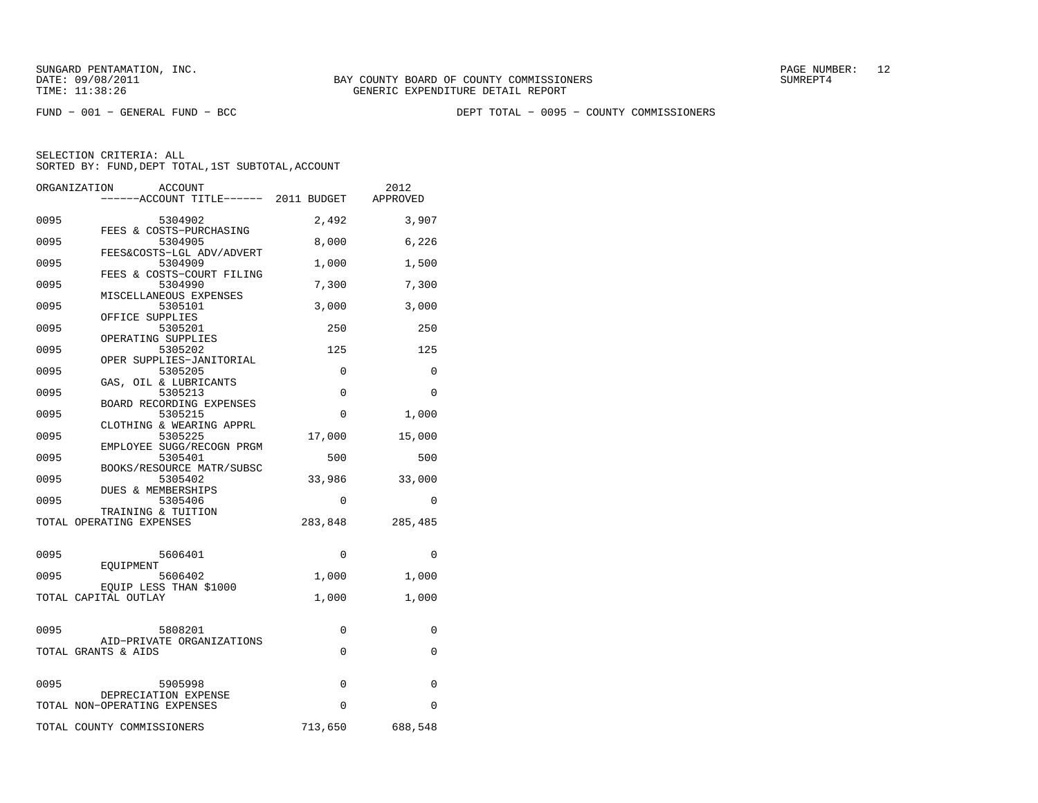FUND − 001 − GENERAL FUND − BCC　　　　DEPT TOTAL − 0095 − COUNTY COMMISSIONERS

SELECTION CRITERIA: ALL
SORTED BY: FUND,DEPT TOTAL,1ST SUBTOTAL,ACCOUNT

| ORGANIZATION | ACCOUNT / ACCOUNT TITLE | 2011 BUDGET | 2012 APPROVED |
|---|---|---|---|
| 0095 | 5304902 FEES & COSTS−PURCHASING | 2,492 | 3,907 |
| 0095 | 5304905 FEES&COSTS−LGL ADV/ADVERT | 8,000 | 6,226 |
| 0095 | 5304909 FEES & COSTS−COURT FILING | 1,000 | 1,500 |
| 0095 | 5304990 MISCELLANEOUS EXPENSES | 7,300 | 7,300 |
| 0095 | 5305101 OFFICE SUPPLIES | 3,000 | 3,000 |
| 0095 | 5305201 OPERATING SUPPLIES | 250 | 250 |
| 0095 | 5305202 OPER SUPPLIES−JANITORIAL | 125 | 125 |
| 0095 | 5305205 GAS, OIL & LUBRICANTS | 0 | 0 |
| 0095 | 5305213 BOARD RECORDING EXPENSES | 0 | 0 |
| 0095 | 5305215 CLOTHING & WEARING APPRL | 0 | 1,000 |
| 0095 | 5305225 EMPLOYEE SUGG/RECOGN PRGM | 17,000 | 15,000 |
| 0095 | 5305401 BOOKS/RESOURCE MATR/SUBSC | 500 | 500 |
| 0095 | 5305402 DUES & MEMBERSHIPS | 33,986 | 33,000 |
| 0095 | 5305406 TRAINING & TUITION | 0 | 0 |
| TOTAL OPERATING EXPENSES | | 283,848 | 285,485 |
| 0095 | 5606401 EQUIPMENT | 0 | 0 |
| 0095 | 5606402 EQUIP LESS THAN $1000 | 1,000 | 1,000 |
| TOTAL CAPITAL OUTLAY | | 1,000 | 1,000 |
| 0095 | 5808201 AID−PRIVATE ORGANIZATIONS | 0 | 0 |
| TOTAL GRANTS & AIDS | | 0 | 0 |
| 0095 | 5905998 DEPRECIATION EXPENSE | 0 | 0 |
| TOTAL NON−OPERATING EXPENSES | | 0 | 0 |
| TOTAL COUNTY COMMISSIONERS | | 713,650 | 688,548 |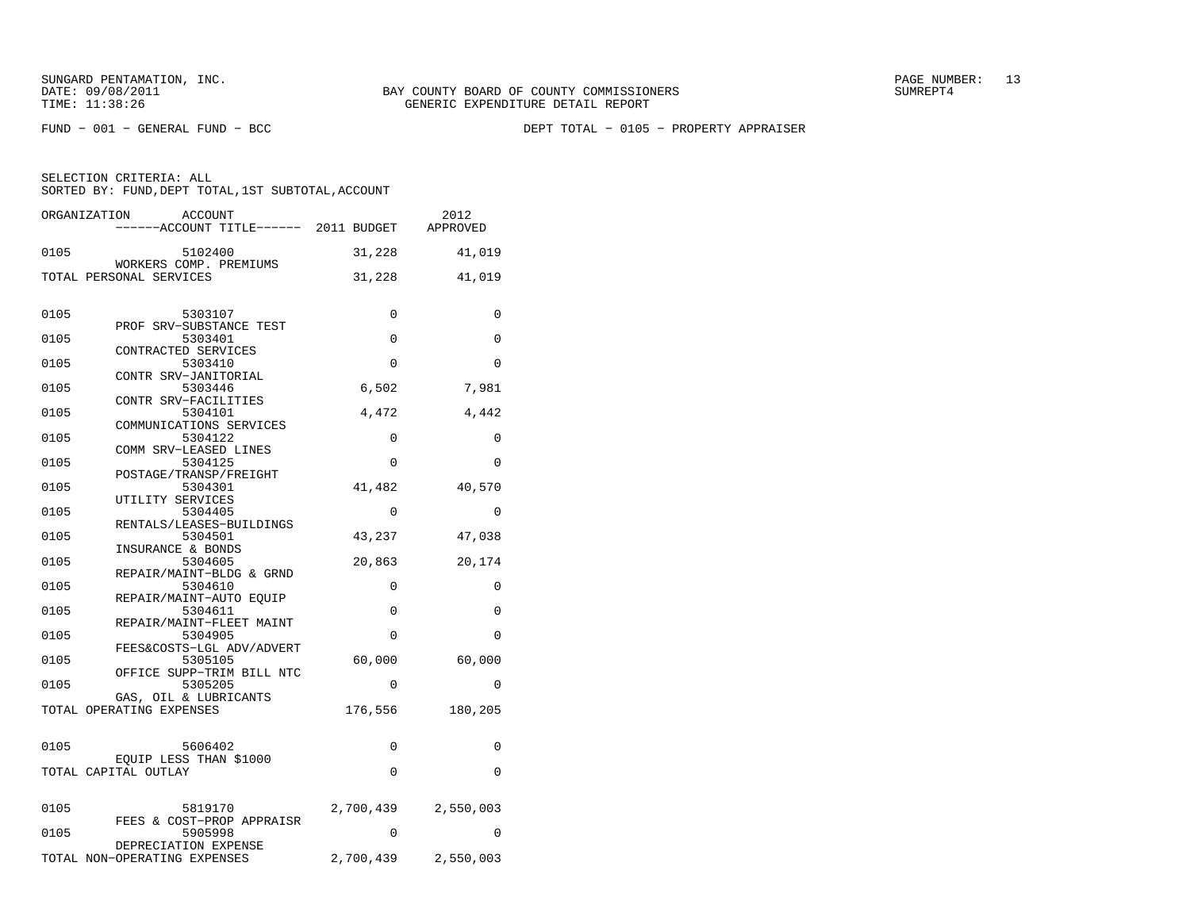FUND − 001 − GENERAL FUND − BCC

DEPT TOTAL − 0105 − PROPERTY APPRAISER

SELECTION CRITERIA: ALL
SORTED BY: FUND,DEPT TOTAL,1ST SUBTOTAL,ACCOUNT

| ORGANIZATION | ACCOUNT ------ACCOUNT TITLE------ | 2011 BUDGET | 2012 APPROVED |
|---|---|---|---|
| 0105 | 5102400 WORKERS COMP. PREMIUMS | 31,228 | 41,019 |
| TOTAL PERSONAL SERVICES | | 31,228 | 41,019 |
| 0105 | 5303107 PROF SRV−SUBSTANCE TEST | 0 | 0 |
| 0105 | 5303401 CONTRACTED SERVICES | 0 | 0 |
| 0105 | 5303410 CONTR SRV−JANITORIAL | 0 | 0 |
| 0105 | 5303446 CONTR SRV−FACILITIES | 6,502 | 7,981 |
| 0105 | 5304101 COMMUNICATIONS SERVICES | 4,472 | 4,442 |
| 0105 | 5304122 COMM SRV−LEASED LINES | 0 | 0 |
| 0105 | 5304125 POSTAGE/TRANSP/FREIGHT | 0 | 0 |
| 0105 | 5304301 UTILITY SERVICES | 41,482 | 40,570 |
| 0105 | 5304405 RENTALS/LEASES−BUILDINGS | 0 | 0 |
| 0105 | 5304501 INSURANCE & BONDS | 43,237 | 47,038 |
| 0105 | 5304605 REPAIR/MAINT−BLDG & GRND | 20,863 | 20,174 |
| 0105 | 5304610 REPAIR/MAINT−AUTO EQUIP | 0 | 0 |
| 0105 | 5304611 REPAIR/MAINT−FLEET MAINT | 0 | 0 |
| 0105 | 5304905 FEES&COSTS−LGL ADV/ADVERT | 0 | 0 |
| 0105 | 5305105 OFFICE SUPP−TRIM BILL NTC | 60,000 | 60,000 |
| 0105 | 5305205 GAS, OIL & LUBRICANTS | 0 | 0 |
| TOTAL OPERATING EXPENSES | | 176,556 | 180,205 |
| 0105 | 5606402 EQUIP LESS THAN $1000 | 0 | 0 |
| TOTAL CAPITAL OUTLAY | | 0 | 0 |
| 0105 | 5819170 FEES & COST−PROP APPRAISR | 2,700,439 | 2,550,003 |
| 0105 | 5905998 DEPRECIATION EXPENSE | 0 | 0 |
| TOTAL NON−OPERATING EXPENSES | | 2,700,439 | 2,550,003 |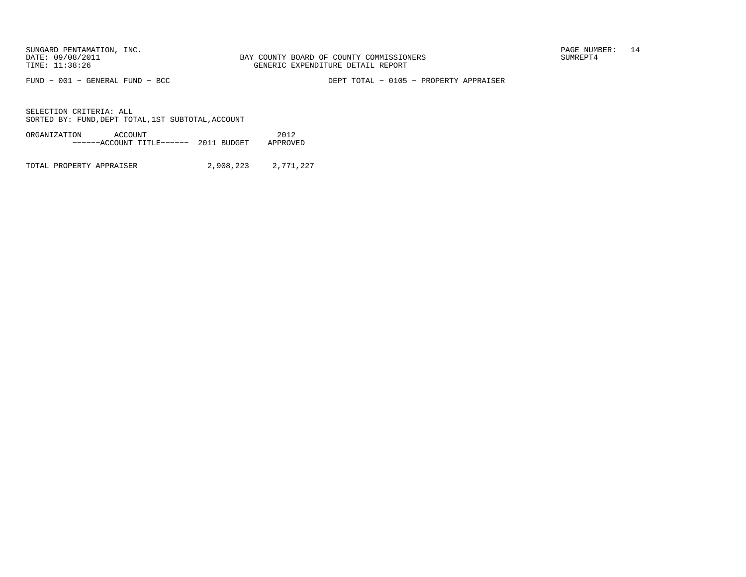BAY COUNTY BOARD OF COUNTY COMMISSIONERS
GENERIC EXPENDITURE DETAIL REPORT

FUND − 001 − GENERAL FUND − BCC

DEPT TOTAL − 0105 − PROPERTY APPRAISER

SELECTION CRITERIA: ALL
SORTED BY: FUND,DEPT TOTAL,1ST SUBTOTAL,ACCOUNT

| ORGANIZATION ACCOUNT ------ACCOUNT TITLE------ | 2011 BUDGET | 2012 APPROVED |
|---|---|---|
| TOTAL PROPERTY APPRAISER | 2,908,223 | 2,771,227 |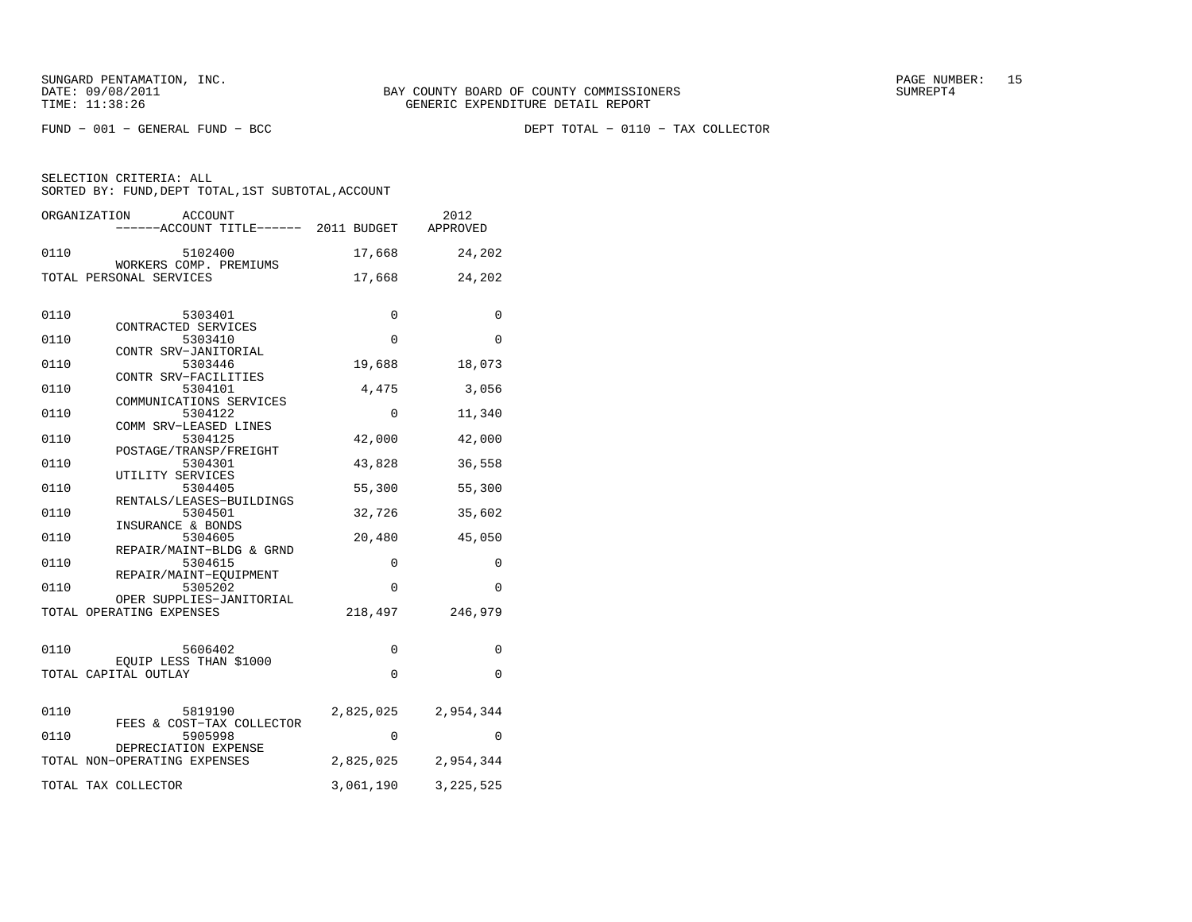FUND − 001 − GENERAL FUND − BCC

DEPT TOTAL − 0110 − TAX COLLECTOR

SELECTION CRITERIA: ALL
SORTED BY: FUND,DEPT TOTAL,1ST SUBTOTAL,ACCOUNT

| ORGANIZATION | ACCOUNT / ------ACCOUNT TITLE------ | 2011 BUDGET | 2012 APPROVED |
|---|---|---|---|
| 0110 | 5102400 WORKERS COMP. PREMIUMS | 17,668 | 24,202 |
| TOTAL PERSONAL SERVICES | | 17,668 | 24,202 |
| 0110 | 5303401 CONTRACTED SERVICES | 0 | 0 |
| 0110 | 5303410 CONTR SRV−JANITORIAL | 0 | 0 |
| 0110 | 5303446 CONTR SRV−FACILITIES | 19,688 | 18,073 |
| 0110 | 5304101 COMMUNICATIONS SERVICES | 4,475 | 3,056 |
| 0110 | 5304122 COMM SRV−LEASED LINES | 0 | 11,340 |
| 0110 | 5304125 POSTAGE/TRANSP/FREIGHT | 42,000 | 42,000 |
| 0110 | 5304301 UTILITY SERVICES | 43,828 | 36,558 |
| 0110 | 5304405 RENTALS/LEASES−BUILDINGS | 55,300 | 55,300 |
| 0110 | 5304501 INSURANCE & BONDS | 32,726 | 35,602 |
| 0110 | 5304605 REPAIR/MAINT−BLDG & GRND | 20,480 | 45,050 |
| 0110 | 5304615 REPAIR/MAINT−EQUIPMENT | 0 | 0 |
| 0110 | 5305202 OPER SUPPLIES−JANITORIAL | 0 | 0 |
| TOTAL OPERATING EXPENSES | | 218,497 | 246,979 |
| 0110 | 5606402 EQUIP LESS THAN $1000 | 0 | 0 |
| TOTAL CAPITAL OUTLAY | | 0 | 0 |
| 0110 | 5819190 FEES & COST−TAX COLLECTOR | 2,825,025 | 2,954,344 |
| 0110 | 5905998 DEPRECIATION EXPENSE | 0 | 0 |
| TOTAL NON−OPERATING EXPENSES | | 2,825,025 | 2,954,344 |
| TOTAL TAX COLLECTOR | | 3,061,190 | 3,225,525 |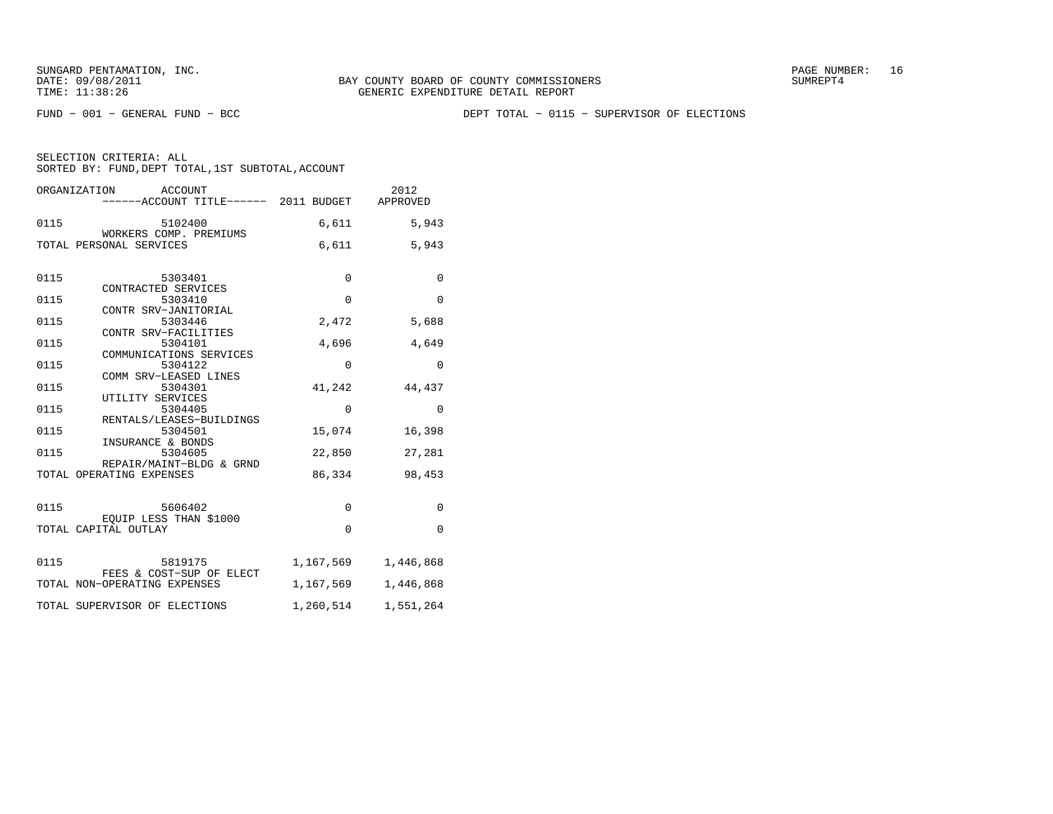SUNGARD PENTAMATION, INC.
DATE: 09/08/2011
TIME: 11:38:26

BAY COUNTY BOARD OF COUNTY COMMISSIONERS
GENERIC EXPENDITURE DETAIL REPORT

SUMREPT4

FUND - 001 - GENERAL FUND - BCC

DEPT TOTAL - 0115 - SUPERVISOR OF ELECTIONS

SELECTION CRITERIA: ALL
SORTED BY: FUND,DEPT TOTAL,1ST SUBTOTAL,ACCOUNT

| ORGANIZATION | ACCOUNT / ACCOUNT TITLE | 2011 BUDGET | 2012 APPROVED |
|---|---|---|---|
| 0115 | 5102400 WORKERS COMP. PREMIUMS | 6,611 | 5,943 |
| TOTAL PERSONAL SERVICES | | 6,611 | 5,943 |
| 0115 | 5303401 CONTRACTED SERVICES | 0 | 0 |
| 0115 | 5303410 CONTR SRV-JANITORIAL | 0 | 0 |
| 0115 | 5303446 CONTR SRV-FACILITIES | 2,472 | 5,688 |
| 0115 | 5304101 COMMUNICATIONS SERVICES | 4,696 | 4,649 |
| 0115 | 5304122 COMM SRV-LEASED LINES | 0 | 0 |
| 0115 | 5304301 UTILITY SERVICES | 41,242 | 44,437 |
| 0115 | 5304405 RENTALS/LEASES-BUILDINGS | 0 | 0 |
| 0115 | 5304501 INSURANCE & BONDS | 15,074 | 16,398 |
| 0115 | 5304605 REPAIR/MAINT-BLDG & GRND | 22,850 | 27,281 |
| TOTAL OPERATING EXPENSES | | 86,334 | 98,453 |
| 0115 | 5606402 EQUIP LESS THAN $1000 | 0 | 0 |
| TOTAL CAPITAL OUTLAY | | 0 | 0 |
| 0115 | 5819175 FEES & COST-SUP OF ELECT | 1,167,569 | 1,446,868 |
| TOTAL NON-OPERATING EXPENSES | | 1,167,569 | 1,446,868 |
| TOTAL SUPERVISOR OF ELECTIONS | | 1,260,514 | 1,551,264 |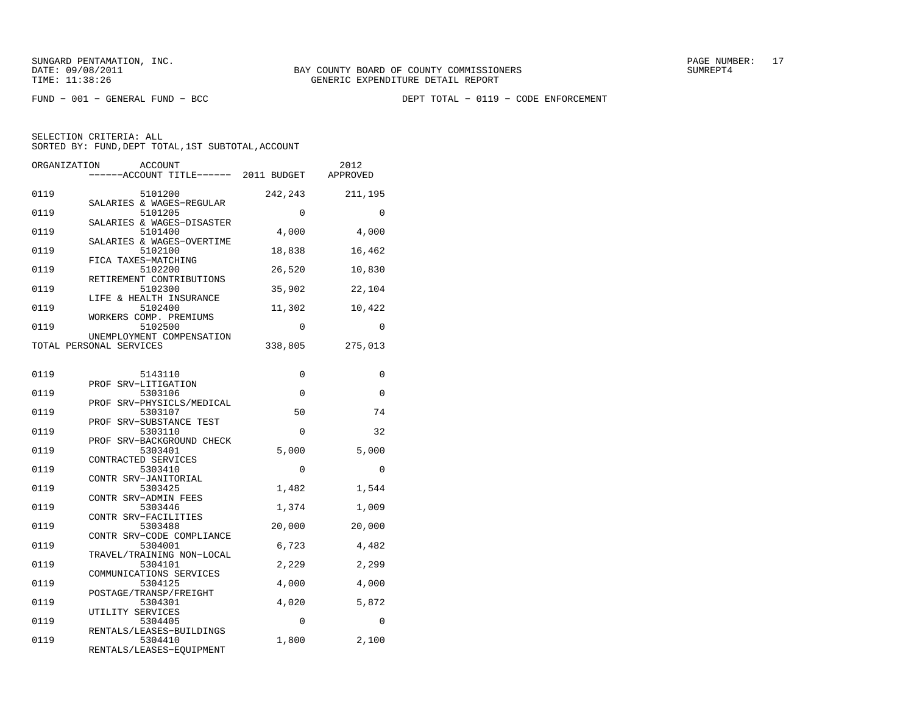SUNGARD PENTAMATION, INC.
DATE: 09/08/2011
TIME: 11:38:26

BAY COUNTY BOARD OF COUNTY COMMISSIONERS
GENERIC EXPENDITURE DETAIL REPORT

PAGE NUMBER: 17
SUMREPT4

FUND - 001 - GENERAL FUND - BCC

DEPT TOTAL - 0119 - CODE ENFORCEMENT

SELECTION CRITERIA: ALL
SORTED BY: FUND,DEPT TOTAL,1ST SUBTOTAL,ACCOUNT

| ORGANIZATION | ACCOUNT / ------ACCOUNT TITLE------ | 2011 BUDGET | 2012 APPROVED |
|---|---|---|---|
| 0119 | 5101200 SALARIES & WAGES-REGULAR | 242,243 | 211,195 |
| 0119 | 5101205 SALARIES & WAGES-DISASTER | 0 | 0 |
| 0119 | 5101400 SALARIES & WAGES-OVERTIME | 4,000 | 4,000 |
| 0119 | 5102100 FICA TAXES-MATCHING | 18,838 | 16,462 |
| 0119 | 5102200 RETIREMENT CONTRIBUTIONS | 26,520 | 10,830 |
| 0119 | 5102300 LIFE & HEALTH INSURANCE | 35,902 | 22,104 |
| 0119 | 5102400 WORKERS COMP. PREMIUMS | 11,302 | 10,422 |
| 0119 | 5102500 UNEMPLOYMENT COMPENSATION | 0 | 0 |
| TOTAL PERSONAL SERVICES | | 338,805 | 275,013 |
| | | | |
| 0119 | 5143110 PROF SRV-LITIGATION | 0 | 0 |
| 0119 | 5303106 PROF SRV-PHYSICLS/MEDICAL | 0 | 0 |
| 0119 | 5303107 PROF SRV-SUBSTANCE TEST | 50 | 74 |
| 0119 | 5303110 PROF SRV-BACKGROUND CHECK | 0 | 32 |
| 0119 | 5303401 CONTRACTED SERVICES | 5,000 | 5,000 |
| 0119 | 5303410 CONTR SRV-JANITORIAL | 0 | 0 |
| 0119 | 5303425 CONTR SRV-ADMIN FEES | 1,482 | 1,544 |
| 0119 | 5303446 CONTR SRV-FACILITIES | 1,374 | 1,009 |
| 0119 | 5303488 CONTR SRV-CODE COMPLIANCE | 20,000 | 20,000 |
| 0119 | 5304001 TRAVEL/TRAINING NON-LOCAL | 6,723 | 4,482 |
| 0119 | 5304101 COMMUNICATIONS SERVICES | 2,229 | 2,299 |
| 0119 | 5304125 POSTAGE/TRANSP/FREIGHT | 4,000 | 4,000 |
| 0119 | 5304301 UTILITY SERVICES | 4,020 | 5,872 |
| 0119 | 5304405 RENTALS/LEASES-BUILDINGS | 0 | 0 |
| 0119 | 5304410 RENTALS/LEASES-EQUIPMENT | 1,800 | 2,100 |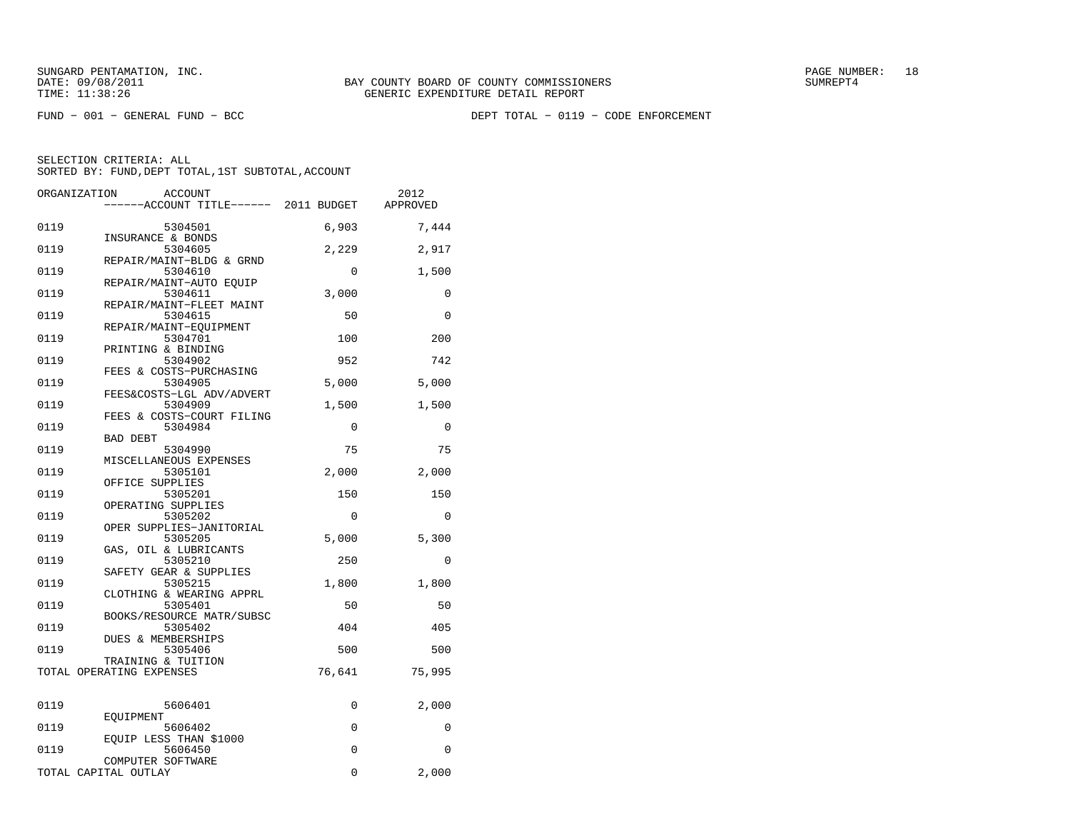SUNGARD PENTAMATION, INC.
DATE: 09/08/2011
TIME: 11:38:26

BAY COUNTY BOARD OF COUNTY COMMISSIONERS
GENERIC EXPENDITURE DETAIL REPORT

SUMREPT4

FUND − 001 − GENERAL FUND − BCC

DEPT TOTAL − 0119 − CODE ENFORCEMENT

SELECTION CRITERIA: ALL
SORTED BY: FUND,DEPT TOTAL,1ST SUBTOTAL,ACCOUNT

| ORGANIZATION | ACCOUNT / ACCOUNT TITLE | 2011 BUDGET | 2012 APPROVED |
|---|---|---|---|
| 0119 | 5304501 INSURANCE & BONDS | 6,903 | 7,444 |
| 0119 | 5304605 REPAIR/MAINT−BLDG & GRND | 2,229 | 2,917 |
| 0119 | 5304610 REPAIR/MAINT−AUTO EQUIP | 0 | 1,500 |
| 0119 | 5304611 REPAIR/MAINT−FLEET MAINT | 3,000 | 0 |
| 0119 | 5304615 REPAIR/MAINT−EQUIPMENT | 50 | 0 |
| 0119 | 5304701 PRINTING & BINDING | 100 | 200 |
| 0119 | 5304902 FEES & COSTS−PURCHASING | 952 | 742 |
| 0119 | 5304905 FEES&COSTS−LGL ADV/ADVERT | 5,000 | 5,000 |
| 0119 | 5304909 FEES & COSTS−COURT FILING | 1,500 | 1,500 |
| 0119 | 5304984 BAD DEBT | 0 | 0 |
| 0119 | 5304990 MISCELLANEOUS EXPENSES | 75 | 75 |
| 0119 | 5305101 OFFICE SUPPLIES | 2,000 | 2,000 |
| 0119 | 5305201 OPERATING SUPPLIES | 150 | 150 |
| 0119 | 5305202 OPER SUPPLIES−JANITORIAL | 0 | 0 |
| 0119 | 5305205 GAS, OIL & LUBRICANTS | 5,000 | 5,300 |
| 0119 | 5305210 SAFETY GEAR & SUPPLIES | 250 | 0 |
| 0119 | 5305215 CLOTHING & WEARING APPRL | 1,800 | 1,800 |
| 0119 | 5305401 BOOKS/RESOURCE MATR/SUBSC | 50 | 50 |
| 0119 | 5305402 DUES & MEMBERSHIPS | 404 | 405 |
| 0119 | 5305406 TRAINING & TUITION | 500 | 500 |
| TOTAL OPERATING EXPENSES | | 76,641 | 75,995 |
| 0119 | 5606401 EQUIPMENT | 0 | 2,000 |
| 0119 | 5606402 EQUIP LESS THAN $1000 | 0 | 0 |
| 0119 | 5606450 COMPUTER SOFTWARE | 0 | 0 |
| TOTAL CAPITAL OUTLAY | | 0 | 2,000 |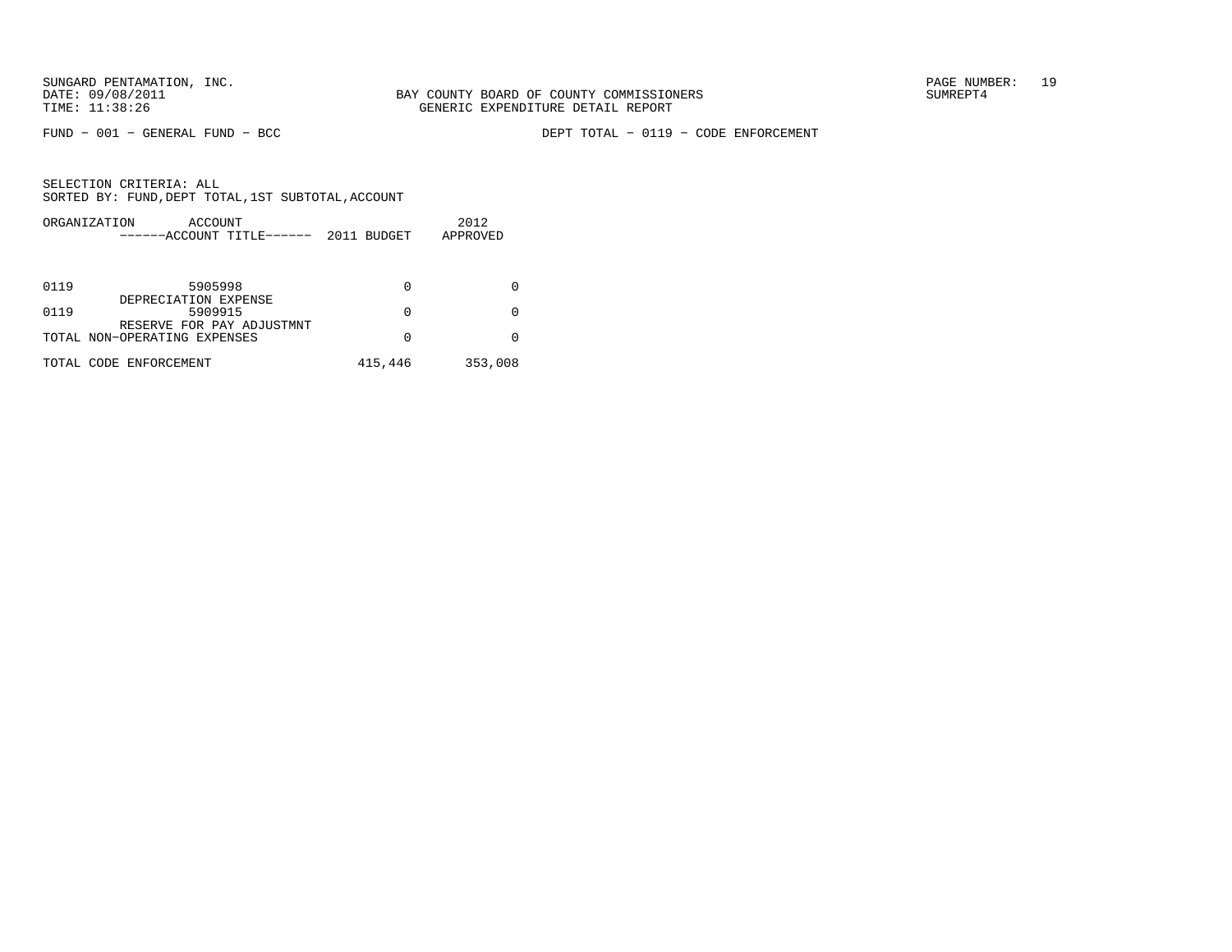BAY COUNTY BOARD OF COUNTY COMMISSIONERS
GENERIC EXPENDITURE DETAIL REPORT

FUND - 001 - GENERAL FUND - BCC

DEPT TOTAL - 0119 - CODE ENFORCEMENT

SELECTION CRITERIA: ALL
SORTED BY: FUND,DEPT TOTAL,1ST SUBTOTAL,ACCOUNT

| ORGANIZATION | ACCOUNT / ------ACCOUNT TITLE------ | 2011 BUDGET | 2012 APPROVED |
|---|---|---|---|
| 0119 | 5905998 DEPRECIATION EXPENSE | 0 | 0 |
| 0119 | 5909915 RESERVE FOR PAY ADJUSTMNT | 0 | 0 |
| TOTAL NON-OPERATING EXPENSES | | 0 | 0 |
| TOTAL CODE ENFORCEMENT | | 415,446 | 353,008 |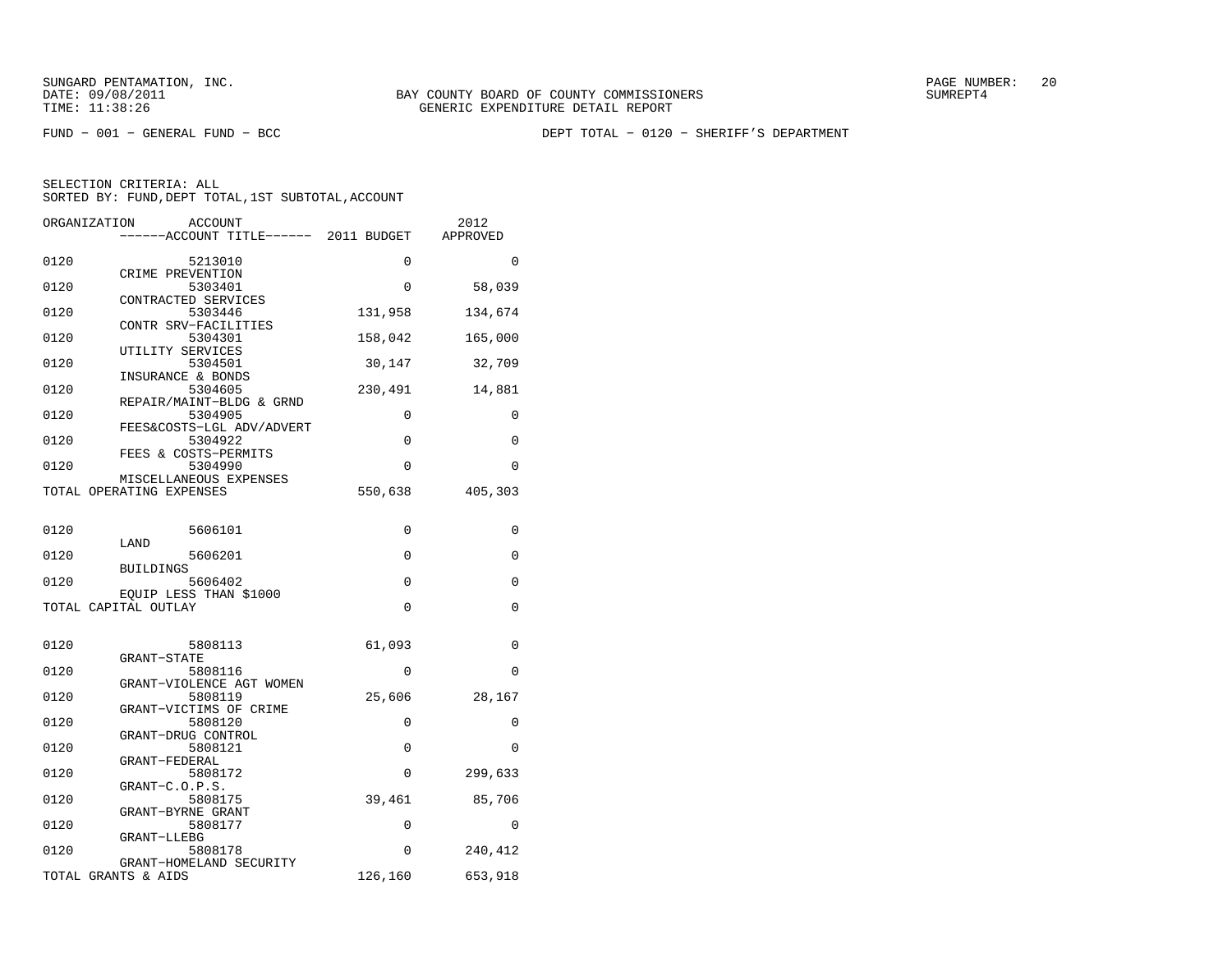BAY COUNTY BOARD OF COUNTY COMMISSIONERS
GENERIC EXPENDITURE DETAIL REPORT

FUND − 001 − GENERAL FUND − BCC

DEPT TOTAL − 0120 − SHERIFF'S DEPARTMENT

SELECTION CRITERIA: ALL
SORTED BY: FUND,DEPT TOTAL,1ST SUBTOTAL,ACCOUNT

| ORGANIZATION | ACCOUNT / ACCOUNT TITLE | 2011 BUDGET | 2012 APPROVED |
|---|---|---|---|
| 0120 | 5213010 CRIME PREVENTION | 0 | 0 |
| 0120 | 5303401 CONTRACTED SERVICES | 0 | 58,039 |
| 0120 | 5303446 CONTR SRV−FACILITIES | 131,958 | 134,674 |
| 0120 | 5304301 UTILITY SERVICES | 158,042 | 165,000 |
| 0120 | 5304501 INSURANCE & BONDS | 30,147 | 32,709 |
| 0120 | 5304605 REPAIR/MAINT−BLDG & GRND | 230,491 | 14,881 |
| 0120 | 5304905 FEES&COSTS−LGL ADV/ADVERT | 0 | 0 |
| 0120 | 5304922 FEES & COSTS−PERMITS | 0 | 0 |
| 0120 | 5304990 MISCELLANEOUS EXPENSES | 0 | 0 |
| TOTAL OPERATING EXPENSES | | 550,638 | 405,303 |
| 0120 | 5606101 LAND | 0 | 0 |
| 0120 | 5606201 BUILDINGS | 0 | 0 |
| 0120 | 5606402 EQUIP LESS THAN $1000 | 0 | 0 |
| TOTAL CAPITAL OUTLAY | | 0 | 0 |
| 0120 | 5808113 GRANT−STATE | 61,093 | 0 |
| 0120 | 5808116 GRANT−VIOLENCE AGT WOMEN | 0 | 0 |
| 0120 | 5808119 GRANT−VICTIMS OF CRIME | 25,606 | 28,167 |
| 0120 | 5808120 GRANT−DRUG CONTROL | 0 | 0 |
| 0120 | 5808121 GRANT−FEDERAL | 0 | 0 |
| 0120 | 5808172 GRANT−C.O.P.S. | 0 | 299,633 |
| 0120 | 5808175 GRANT−BYRNE GRANT | 39,461 | 85,706 |
| 0120 | 5808177 GRANT−LLEBG | 0 | 0 |
| 0120 | 5808178 GRANT−HOMELAND SECURITY | 0 | 240,412 |
| TOTAL GRANTS & AIDS | | 126,160 | 653,918 |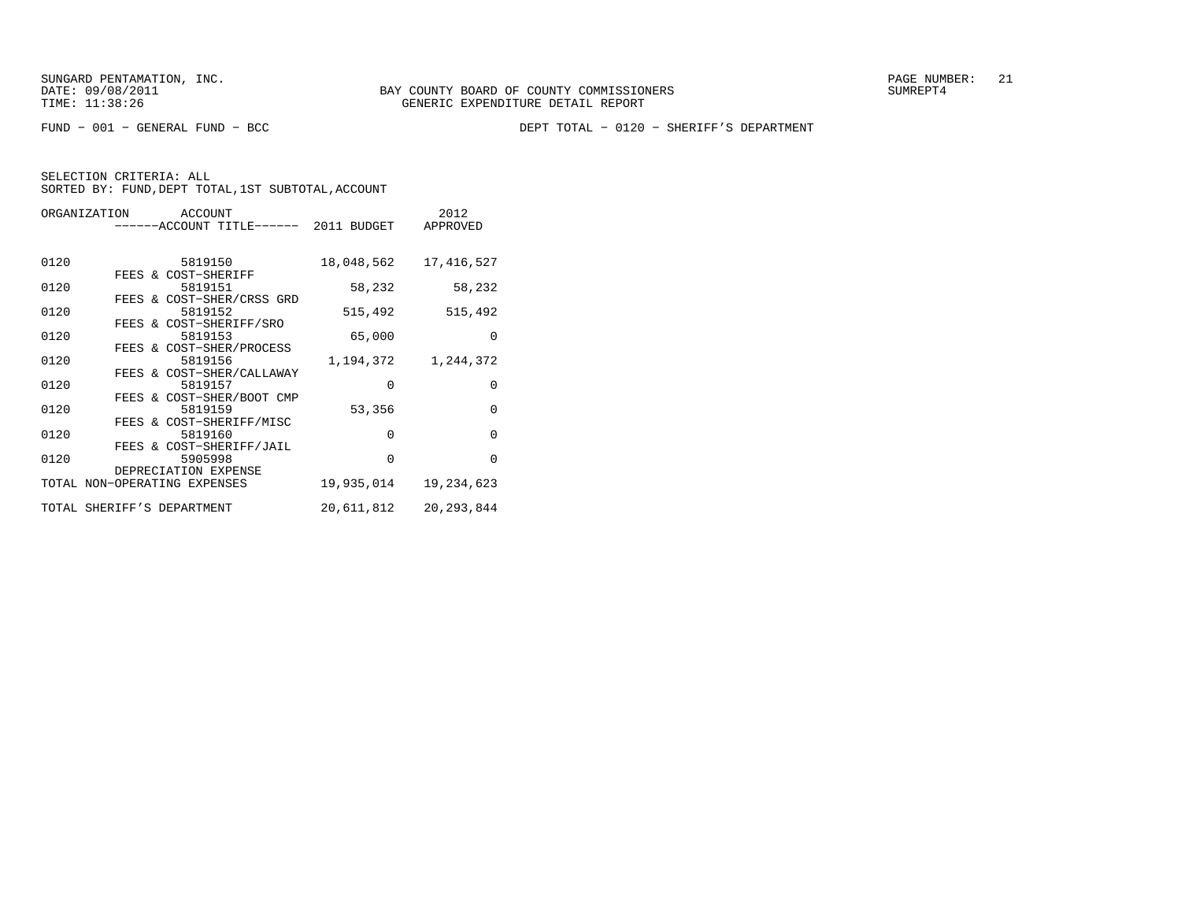SUNGARD PENTAMATION, INC.
DATE: 09/08/2011
TIME: 11:38:26

BAY COUNTY BOARD OF COUNTY COMMISSIONERS
GENERIC EXPENDITURE DETAIL REPORT

SUMREPT4

FUND - 001 - GENERAL FUND - BCC

DEPT TOTAL - 0120 - SHERIFF'S DEPARTMENT

SELECTION CRITERIA: ALL
SORTED BY: FUND,DEPT TOTAL,1ST SUBTOTAL,ACCOUNT

| ORGANIZATION | ACCOUNT / ------ACCOUNT TITLE------ | 2011 BUDGET | 2012 APPROVED |
|---|---|---|---|
| 0120 | 5819150 FEES & COST-SHERIFF | 18,048,562 | 17,416,527 |
| 0120 | 5819151 FEES & COST-SHER/CRSS GRD | 58,232 | 58,232 |
| 0120 | 5819152 FEES & COST-SHERIFF/SRO | 515,492 | 515,492 |
| 0120 | 5819153 FEES & COST-SHER/PROCESS | 65,000 | 0 |
| 0120 | 5819156 FEES & COST-SHER/CALLAWAY | 1,194,372 | 1,244,372 |
| 0120 | 5819157 FEES & COST-SHER/BOOT CMP | 0 | 0 |
| 0120 | 5819159 FEES & COST-SHERIFF/MISC | 53,356 | 0 |
| 0120 | 5819160 FEES & COST-SHERIFF/JAIL | 0 | 0 |
| 0120 | 5905998 DEPRECIATION EXPENSE | 0 | 0 |
| TOTAL NON-OPERATING EXPENSES | | 19,935,014 | 19,234,623 |
| TOTAL SHERIFF'S DEPARTMENT | | 20,611,812 | 20,293,844 |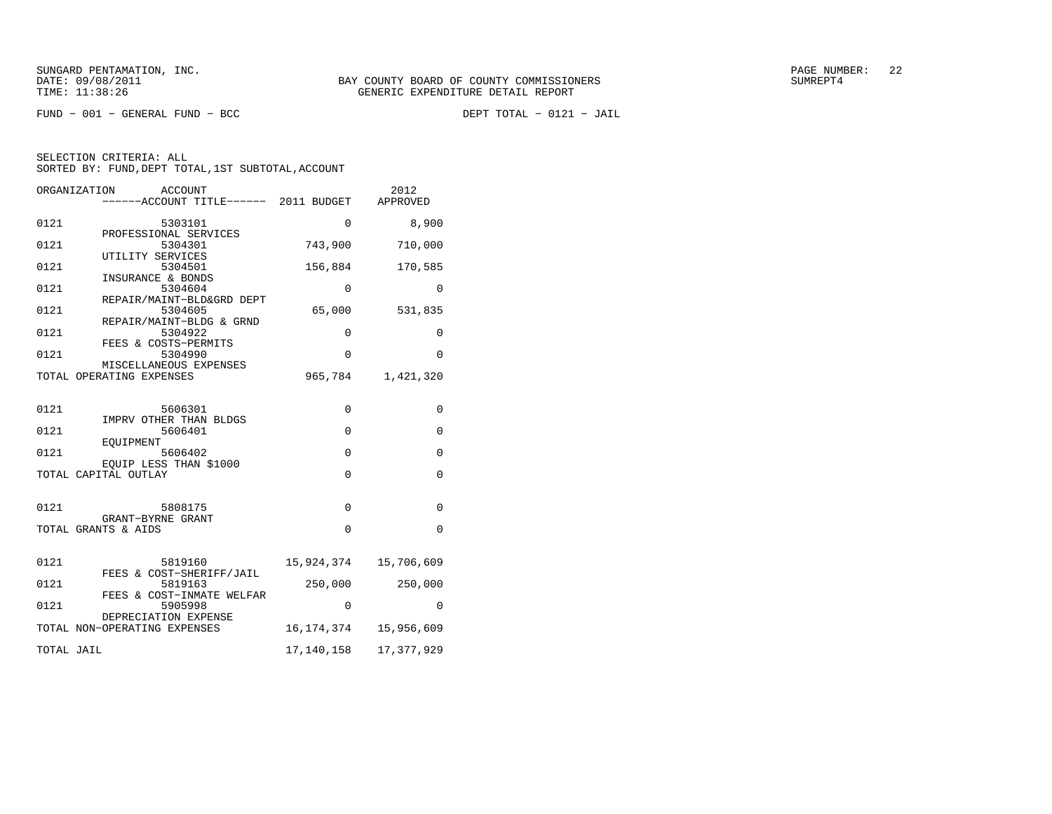BAY COUNTY BOARD OF COUNTY COMMISSIONERS
GENERIC EXPENDITURE DETAIL REPORT

SUNGARD PENTAMATION, INC.
DATE: 09/08/2011
TIME: 11:38:26

FUND − 001 − GENERAL FUND − BCC

DEPT TOTAL − 0121 − JAIL

SELECTION CRITERIA: ALL
SORTED BY: FUND,DEPT TOTAL,1ST SUBTOTAL,ACCOUNT

| ORGANIZATION | ACCOUNT / ACCOUNT TITLE | 2011 BUDGET | 2012 APPROVED |
|---|---|---|---|
| 0121 | 5303101 PROFESSIONAL SERVICES | 0 | 8,900 |
| 0121 | 5304301 UTILITY SERVICES | 743,900 | 710,000 |
| 0121 | 5304501 INSURANCE & BONDS | 156,884 | 170,585 |
| 0121 | 5304604 REPAIR/MAINT−BLD&GRD DEPT | 0 | 0 |
| 0121 | 5304605 REPAIR/MAINT−BLDG & GRND | 65,000 | 531,835 |
| 0121 | 5304922 FEES & COSTS−PERMITS | 0 | 0 |
| 0121 | 5304990 MISCELLANEOUS EXPENSES | 0 | 0 |
| TOTAL OPERATING EXPENSES | | 965,784 | 1,421,320 |
| 0121 | 5606301 IMPRV OTHER THAN BLDGS | 0 | 0 |
| 0121 | 5606401 EQUIPMENT | 0 | 0 |
| 0121 | 5606402 EQUIP LESS THAN $1000 | 0 | 0 |
| TOTAL CAPITAL OUTLAY | | 0 | 0 |
| 0121 | 5808175 GRANT−BYRNE GRANT | 0 | 0 |
| TOTAL GRANTS & AIDS | | 0 | 0 |
| 0121 | 5819160 FEES & COST−SHERIFF/JAIL | 15,924,374 | 15,706,609 |
| 0121 | 5819163 FEES & COST−INMATE WELFAR | 250,000 | 250,000 |
| 0121 | 5905998 DEPRECIATION EXPENSE | 0 | 0 |
| TOTAL NON−OPERATING EXPENSES | | 16,174,374 | 15,956,609 |
| TOTAL JAIL | | 17,140,158 | 17,377,929 |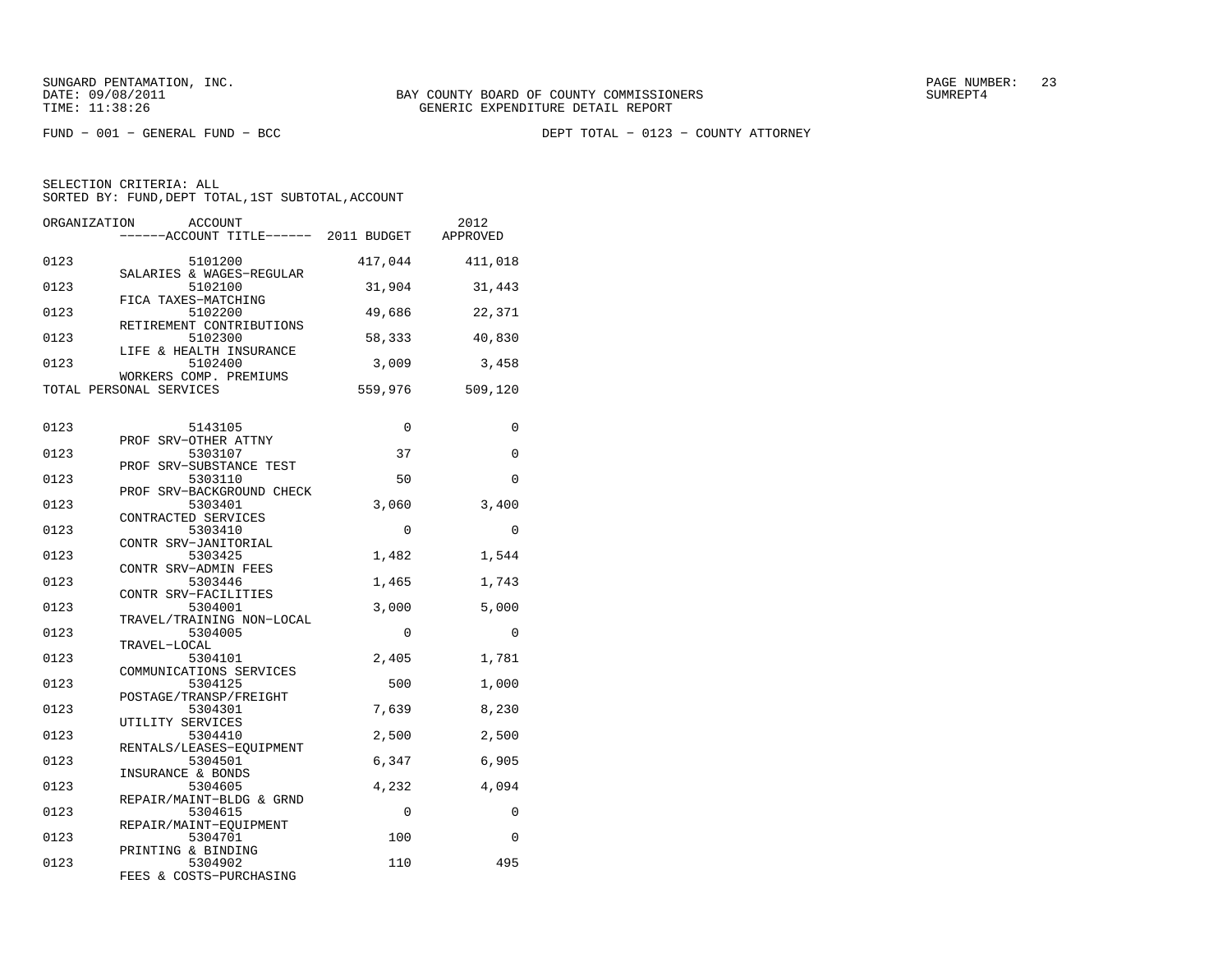SUNGARD PENTAMATION, INC.
DATE: 09/08/2011
TIME: 11:38:26

BAY COUNTY BOARD OF COUNTY COMMISSIONERS
GENERIC EXPENDITURE DETAIL REPORT

PAGE NUMBER: 23
SUMREPT4

FUND - 001 - GENERAL FUND - BCC

DEPT TOTAL - 0123 - COUNTY ATTORNEY

SELECTION CRITERIA: ALL
SORTED BY: FUND,DEPT TOTAL,1ST SUBTOTAL,ACCOUNT

| ORGANIZATION | ACCOUNT / ACCOUNT TITLE | 2011 BUDGET | 2012 APPROVED |
|---|---|---|---|
| 0123 | 5101200 SALARIES & WAGES-REGULAR | 417,044 | 411,018 |
| 0123 | 5102100 FICA TAXES-MATCHING | 31,904 | 31,443 |
| 0123 | 5102200 RETIREMENT CONTRIBUTIONS | 49,686 | 22,371 |
| 0123 | 5102300 LIFE & HEALTH INSURANCE | 58,333 | 40,830 |
| 0123 | 5102400 WORKERS COMP. PREMIUMS | 3,009 | 3,458 |
| TOTAL PERSONAL SERVICES | | 559,976 | 509,120 |
| 0123 | 5143105 PROF SRV-OTHER ATTNY | 0 | 0 |
| 0123 | 5303107 PROF SRV-SUBSTANCE TEST | 37 | 0 |
| 0123 | 5303110 PROF SRV-BACKGROUND CHECK | 50 | 0 |
| 0123 | 5303401 CONTRACTED SERVICES | 3,060 | 3,400 |
| 0123 | 5303410 CONTR SRV-JANITORIAL | 0 | 0 |
| 0123 | 5303425 CONTR SRV-ADMIN FEES | 1,482 | 1,544 |
| 0123 | 5303446 CONTR SRV-FACILITIES | 1,465 | 1,743 |
| 0123 | 5304001 TRAVEL/TRAINING NON-LOCAL | 3,000 | 5,000 |
| 0123 | 5304005 TRAVEL-LOCAL | 0 | 0 |
| 0123 | 5304101 COMMUNICATIONS SERVICES | 2,405 | 1,781 |
| 0123 | 5304125 POSTAGE/TRANSP/FREIGHT | 500 | 1,000 |
| 0123 | 5304301 UTILITY SERVICES | 7,639 | 8,230 |
| 0123 | 5304410 RENTALS/LEASES-EQUIPMENT | 2,500 | 2,500 |
| 0123 | 5304501 INSURANCE & BONDS | 6,347 | 6,905 |
| 0123 | 5304605 REPAIR/MAINT-BLDG & GRND | 4,232 | 4,094 |
| 0123 | 5304615 REPAIR/MAINT-EQUIPMENT | 0 | 0 |
| 0123 | 5304701 PRINTING & BINDING | 100 | 0 |
| 0123 | 5304902 FEES & COSTS-PURCHASING | 110 | 495 |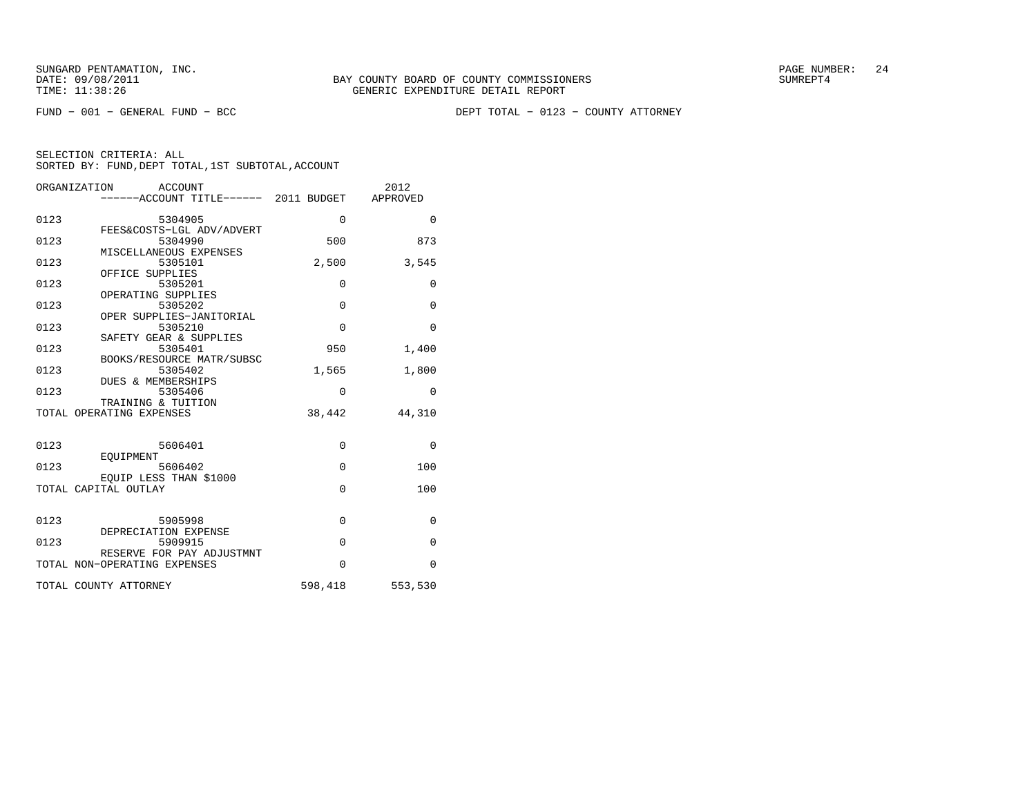SUNGARD PENTAMATION, INC.
DATE: 09/08/2011
TIME: 11:38:26

BAY COUNTY BOARD OF COUNTY COMMISSIONERS
GENERIC EXPENDITURE DETAIL REPORT

SUMREPT4

FUND − 001 − GENERAL FUND − BCC

DEPT TOTAL − 0123 − COUNTY ATTORNEY

SELECTION CRITERIA: ALL
SORTED BY: FUND,DEPT TOTAL,1ST SUBTOTAL,ACCOUNT

| ORGANIZATION | ACCOUNT / ------ACCOUNT TITLE------ | 2011 BUDGET | 2012 APPROVED |
|---|---|---|---|
| 0123 | 5304905 FEES&COSTS−LGL ADV/ADVERT | 0 | 0 |
| 0123 | 5304990 MISCELLANEOUS EXPENSES | 500 | 873 |
| 0123 | 5305101 OFFICE SUPPLIES | 2,500 | 3,545 |
| 0123 | 5305201 OPERATING SUPPLIES | 0 | 0 |
| 0123 | 5305202 OPER SUPPLIES−JANITORIAL | 0 | 0 |
| 0123 | 5305210 SAFETY GEAR & SUPPLIES | 0 | 0 |
| 0123 | 5305401 BOOKS/RESOURCE MATR/SUBSC | 950 | 1,400 |
| 0123 | 5305402 DUES & MEMBERSHIPS | 1,565 | 1,800 |
| 0123 | 5305406 TRAINING & TUITION | 0 | 0 |
| TOTAL OPERATING EXPENSES | | 38,442 | 44,310 |
| 0123 | 5606401 EQUIPMENT | 0 | 0 |
| 0123 | 5606402 EQUIP LESS THAN $1000 | 0 | 100 |
| TOTAL CAPITAL OUTLAY | | 0 | 100 |
| 0123 | 5905998 DEPRECIATION EXPENSE | 0 | 0 |
| 0123 | 5909915 RESERVE FOR PAY ADJUSTMNT | 0 | 0 |
| TOTAL NON−OPERATING EXPENSES | | 0 | 0 |
| TOTAL COUNTY ATTORNEY | | 598,418 | 553,530 |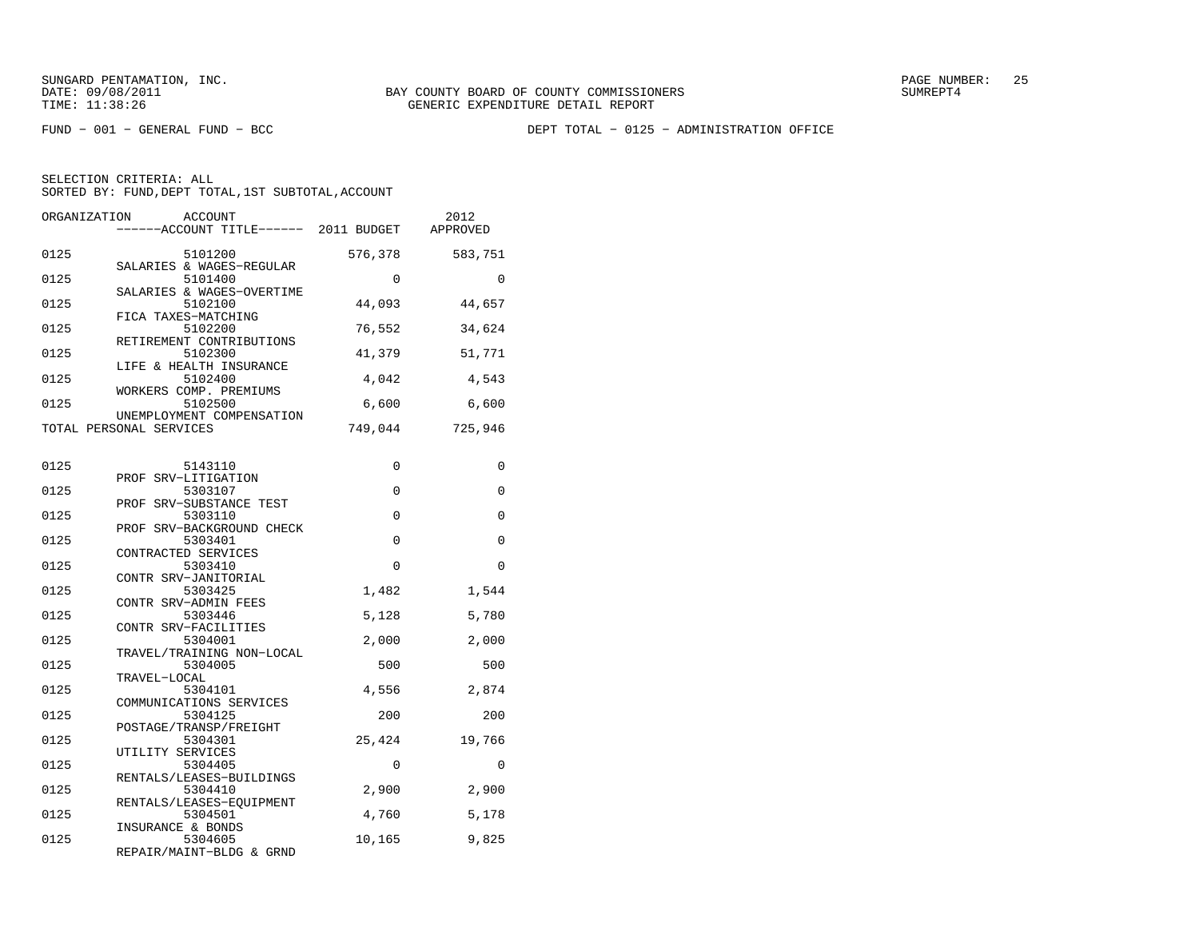SUNGARD PENTAMATION, INC.
DATE: 09/08/2011
TIME: 11:38:26

BAY COUNTY BOARD OF COUNTY COMMISSIONERS
GENERIC EXPENDITURE DETAIL REPORT

SUMREPT4

FUND - 001 - GENERAL FUND - BCC

DEPT TOTAL - 0125 - ADMINISTRATION OFFICE

SELECTION CRITERIA: ALL
SORTED BY: FUND,DEPT TOTAL,1ST SUBTOTAL,ACCOUNT

| ORGANIZATION | ACCOUNT / ------ACCOUNT TITLE------ | 2011 BUDGET | 2012 APPROVED |
|---|---|---|---|
| 0125 | 5101200 SALARIES & WAGES-REGULAR | 576,378 | 583,751 |
| 0125 | 5101400 SALARIES & WAGES-OVERTIME | 0 | 0 |
| 0125 | 5102100 FICA TAXES-MATCHING | 44,093 | 44,657 |
| 0125 | 5102200 RETIREMENT CONTRIBUTIONS | 76,552 | 34,624 |
| 0125 | 5102300 LIFE & HEALTH INSURANCE | 41,379 | 51,771 |
| 0125 | 5102400 WORKERS COMP. PREMIUMS | 4,042 | 4,543 |
| 0125 | 5102500 UNEMPLOYMENT COMPENSATION | 6,600 | 6,600 |
| TOTAL PERSONAL SERVICES | | 749,044 | 725,946 |
| | | | |
| 0125 | 5143110 PROF SRV-LITIGATION | 0 | 0 |
| 0125 | 5303107 PROF SRV-SUBSTANCE TEST | 0 | 0 |
| 0125 | 5303110 PROF SRV-BACKGROUND CHECK | 0 | 0 |
| 0125 | 5303401 CONTRACTED SERVICES | 0 | 0 |
| 0125 | 5303410 CONTR SRV-JANITORIAL | 0 | 0 |
| 0125 | 5303425 CONTR SRV-ADMIN FEES | 1,482 | 1,544 |
| 0125 | 5303446 CONTR SRV-FACILITIES | 5,128 | 5,780 |
| 0125 | 5304001 TRAVEL/TRAINING NON-LOCAL | 2,000 | 2,000 |
| 0125 | 5304005 TRAVEL-LOCAL | 500 | 500 |
| 0125 | 5304101 COMMUNICATIONS SERVICES | 4,556 | 2,874 |
| 0125 | 5304125 POSTAGE/TRANSP/FREIGHT | 200 | 200 |
| 0125 | 5304301 UTILITY SERVICES | 25,424 | 19,766 |
| 0125 | 5304405 RENTALS/LEASES-BUILDINGS | 0 | 0 |
| 0125 | 5304410 RENTALS/LEASES-EQUIPMENT | 2,900 | 2,900 |
| 0125 | 5304501 INSURANCE & BONDS | 4,760 | 5,178 |
| 0125 | 5304605 REPAIR/MAINT-BLDG & GRND | 10,165 | 9,825 |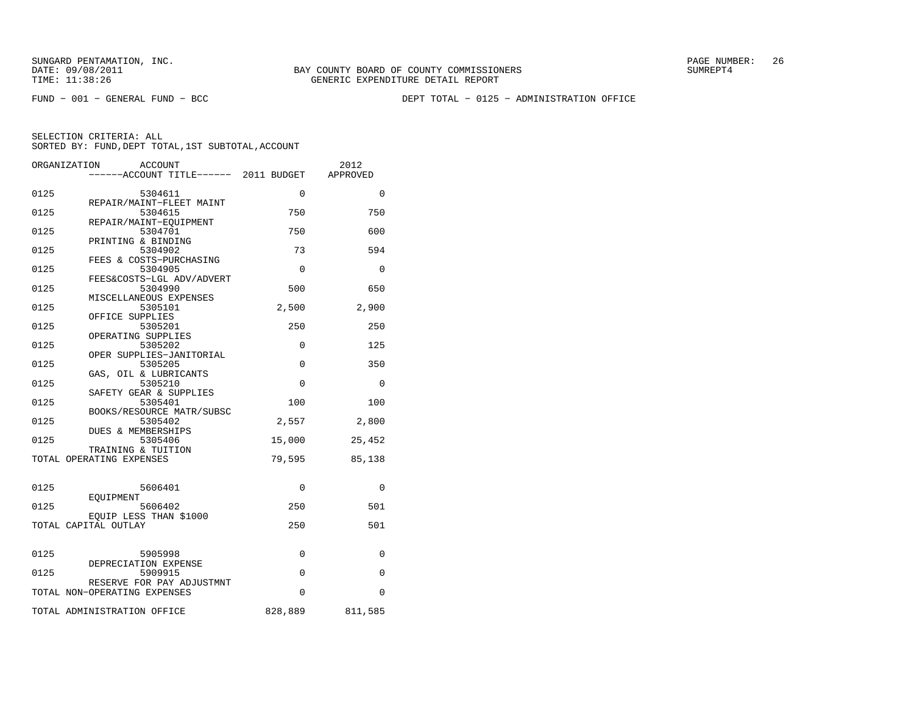BAY COUNTY BOARD OF COUNTY COMMISSIONERS
GENERIC EXPENDITURE DETAIL REPORT

FUND − 001 − GENERAL FUND − BCC

DEPT TOTAL − 0125 − ADMINISTRATION OFFICE

SELECTION CRITERIA: ALL
SORTED BY: FUND,DEPT TOTAL,1ST SUBTOTAL,ACCOUNT

| ORGANIZATION | ACCOUNT / ACCOUNT TITLE | 2011 BUDGET | 2012 APPROVED |
|---|---|---|---|
| 0125 | 5304611 REPAIR/MAINT−FLEET MAINT | 0 | 0 |
| 0125 | 5304615 REPAIR/MAINT−EQUIPMENT | 750 | 750 |
| 0125 | 5304701 PRINTING & BINDING | 750 | 600 |
| 0125 | 5304902 FEES & COSTS−PURCHASING | 73 | 594 |
| 0125 | 5304905 FEES&COSTS−LGL ADV/ADVERT | 0 | 0 |
| 0125 | 5304990 MISCELLANEOUS EXPENSES | 500 | 650 |
| 0125 | 5305101 OFFICE SUPPLIES | 2,500 | 2,900 |
| 0125 | 5305201 OPERATING SUPPLIES | 250 | 250 |
| 0125 | 5305202 OPER SUPPLIES−JANITORIAL | 0 | 125 |
| 0125 | 5305205 GAS, OIL & LUBRICANTS | 0 | 350 |
| 0125 | 5305210 SAFETY GEAR & SUPPLIES | 0 | 0 |
| 0125 | 5305401 BOOKS/RESOURCE MATR/SUBSC | 100 | 100 |
| 0125 | 5305402 DUES & MEMBERSHIPS | 2,557 | 2,800 |
| 0125 | 5305406 TRAINING & TUITION | 15,000 | 25,452 |
| TOTAL OPERATING EXPENSES | | 79,595 | 85,138 |
| 0125 | 5606401 EQUIPMENT | 0 | 0 |
| 0125 | 5606402 EQUIP LESS THAN $1000 | 250 | 501 |
| TOTAL CAPITAL OUTLAY | | 250 | 501 |
| 0125 | 5905998 DEPRECIATION EXPENSE | 0 | 0 |
| 0125 | 5909915 RESERVE FOR PAY ADJUSTMNT | 0 | 0 |
| TOTAL NON−OPERATING EXPENSES | | 0 | 0 |
| TOTAL ADMINISTRATION OFFICE | | 828,889 | 811,585 |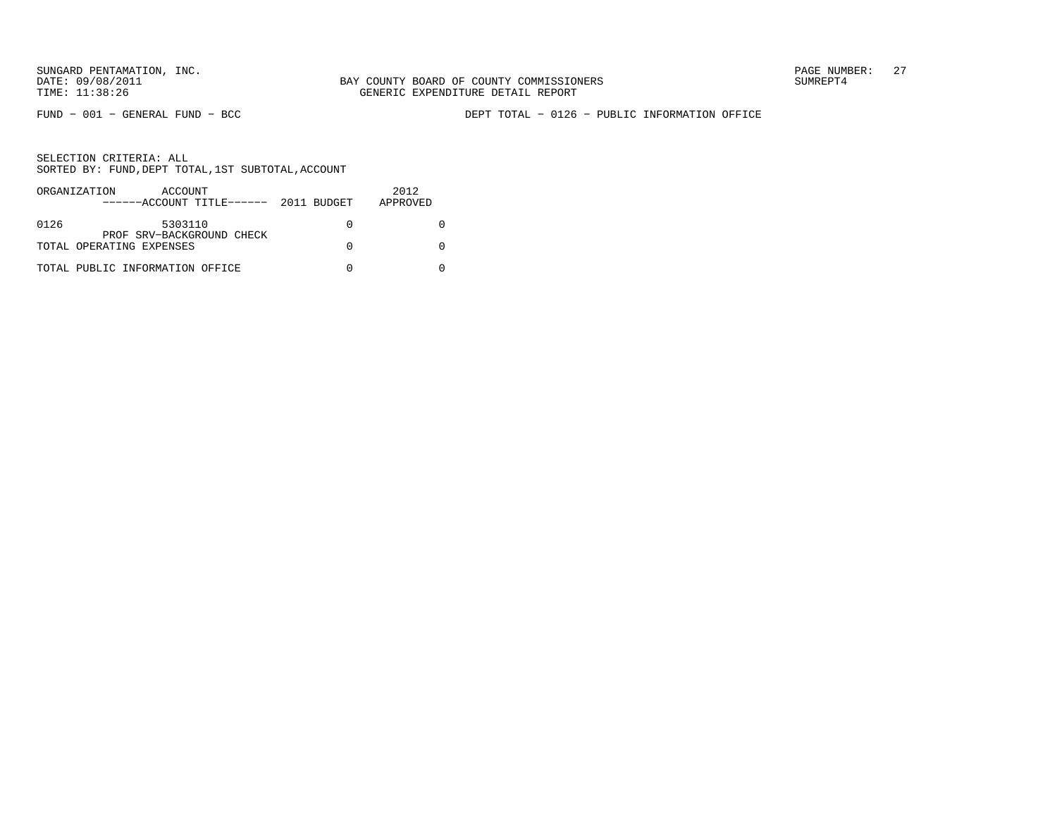FUND − 001 − GENERAL FUND − BCC

DEPT TOTAL − 0126 − PUBLIC INFORMATION OFFICE

SELECTION CRITERIA: ALL
SORTED BY: FUND,DEPT TOTAL,1ST SUBTOTAL,ACCOUNT

| ORGANIZATION | ACCOUNT ------ACCOUNT TITLE------ | 2011 BUDGET | 2012 APPROVED |
|---|---|---|---|
| 0126 | 5303110 PROF SRV−BACKGROUND CHECK | 0 | 0 |
| TOTAL OPERATING EXPENSES | | 0 | 0 |
| TOTAL PUBLIC INFORMATION OFFICE | | 0 | 0 |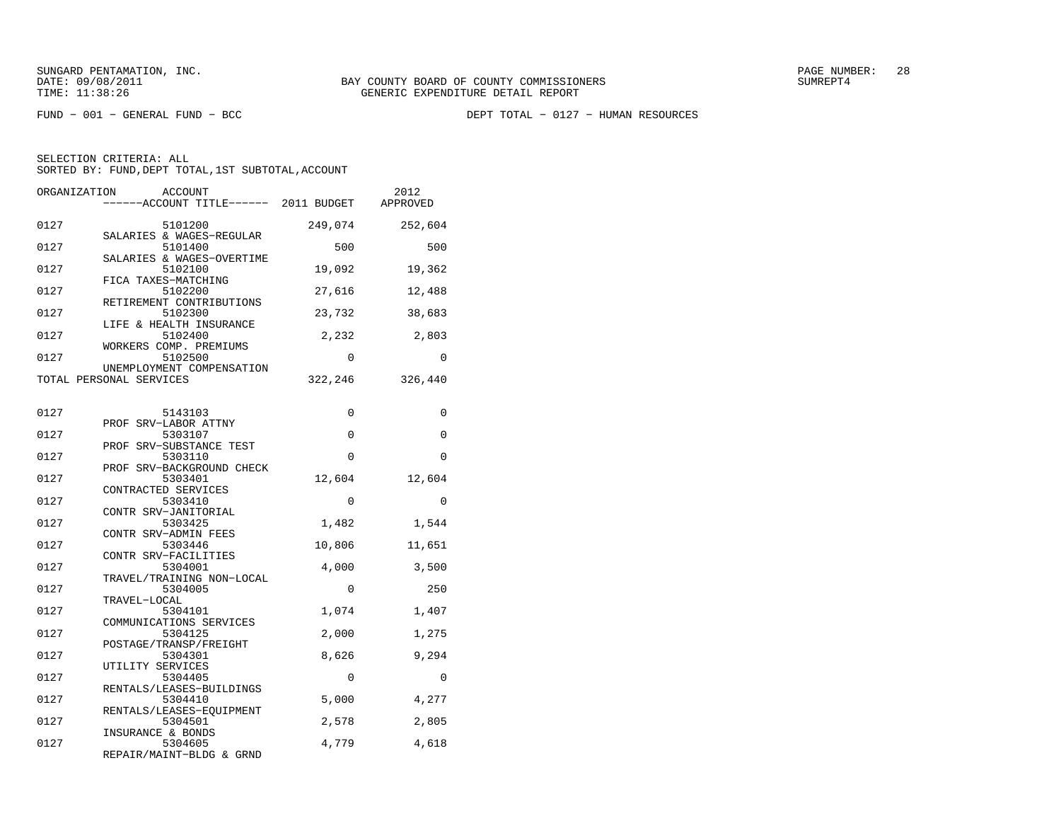SUNGARD PENTAMATION, INC.
DATE: 09/08/2011
TIME: 11:38:26

BAY COUNTY BOARD OF COUNTY COMMISSIONERS
GENERIC EXPENDITURE DETAIL REPORT

PAGE NUMBER: 28
SUMREPT4

FUND − 001 − GENERAL FUND − BCC

DEPT TOTAL − 0127 − HUMAN RESOURCES

SELECTION CRITERIA: ALL
SORTED BY: FUND,DEPT TOTAL,1ST SUBTOTAL,ACCOUNT

| ORGANIZATION | ACCOUNT / ------ACCOUNT TITLE------ | 2011 BUDGET | 2012 APPROVED |
|---|---|---|---|
| 0127 | 5101200 SALARIES & WAGES−REGULAR | 249,074 | 252,604 |
| 0127 | 5101400 SALARIES & WAGES−OVERTIME | 500 | 500 |
| 0127 | 5102100 FICA TAXES−MATCHING | 19,092 | 19,362 |
| 0127 | 5102200 RETIREMENT CONTRIBUTIONS | 27,616 | 12,488 |
| 0127 | 5102300 LIFE & HEALTH INSURANCE | 23,732 | 38,683 |
| 0127 | 5102400 WORKERS COMP. PREMIUMS | 2,232 | 2,803 |
| 0127 | 5102500 UNEMPLOYMENT COMPENSATION | 0 | 0 |
| TOTAL PERSONAL SERVICES | | 322,246 | 326,440 |
| 0127 | 5143103 PROF SRV−LABOR ATTNY | 0 | 0 |
| 0127 | 5303107 PROF SRV−SUBSTANCE TEST | 0 | 0 |
| 0127 | 5303110 PROF SRV−BACKGROUND CHECK | 0 | 0 |
| 0127 | 5303401 CONTRACTED SERVICES | 12,604 | 12,604 |
| 0127 | 5303410 CONTR SRV−JANITORIAL | 0 | 0 |
| 0127 | 5303425 CONTR SRV−ADMIN FEES | 1,482 | 1,544 |
| 0127 | 5303446 CONTR SRV−FACILITIES | 10,806 | 11,651 |
| 0127 | 5304001 TRAVEL/TRAINING NON−LOCAL | 4,000 | 3,500 |
| 0127 | 5304005 TRAVEL−LOCAL | 0 | 250 |
| 0127 | 5304101 COMMUNICATIONS SERVICES | 1,074 | 1,407 |
| 0127 | 5304125 POSTAGE/TRANSP/FREIGHT | 2,000 | 1,275 |
| 0127 | 5304301 UTILITY SERVICES | 8,626 | 9,294 |
| 0127 | 5304405 RENTALS/LEASES−BUILDINGS | 0 | 0 |
| 0127 | 5304410 RENTALS/LEASES−EQUIPMENT | 5,000 | 4,277 |
| 0127 | 5304501 INSURANCE & BONDS | 2,578 | 2,805 |
| 0127 | 5304605 REPAIR/MAINT−BLDG & GRND | 4,779 | 4,618 |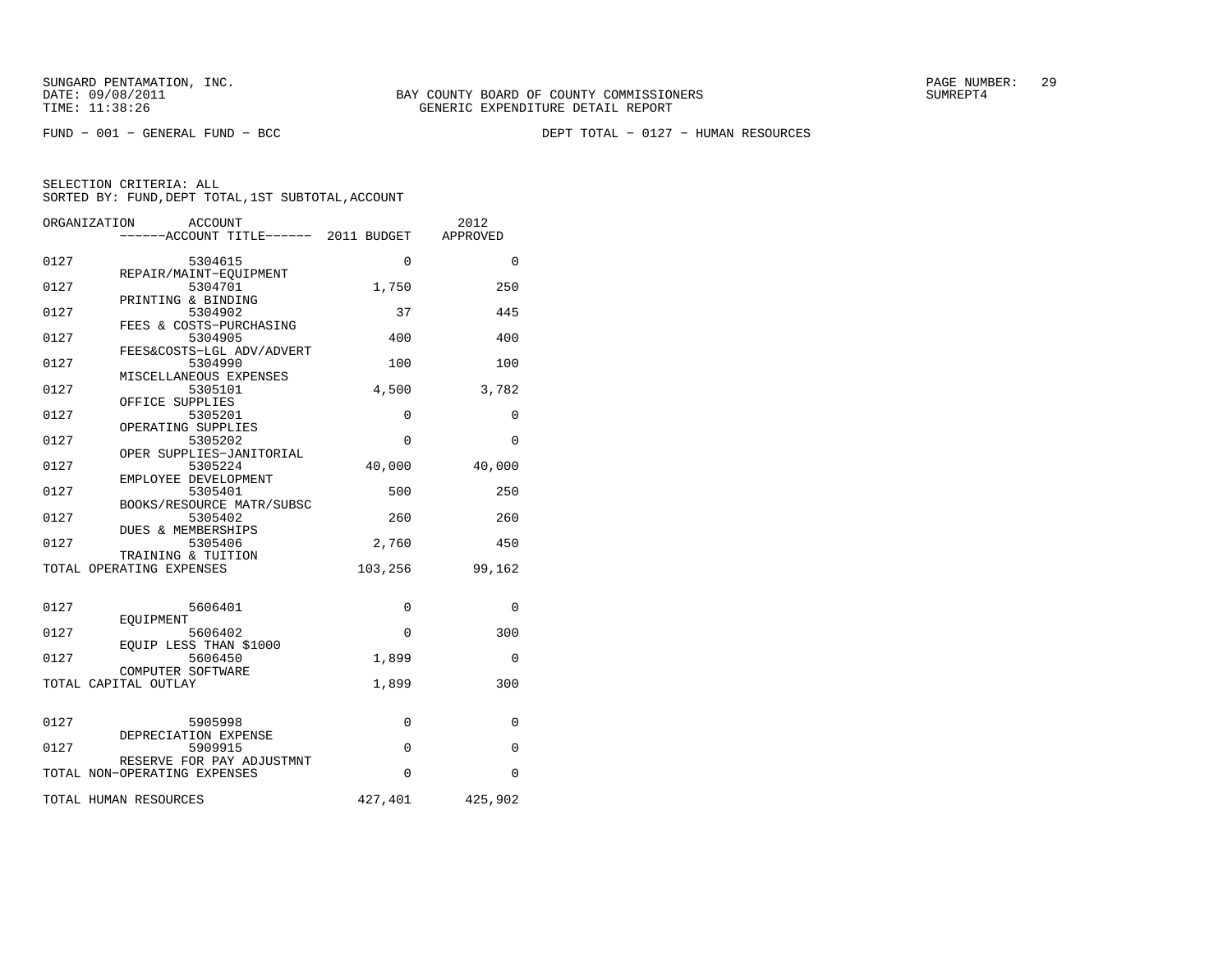BAY COUNTY BOARD OF COUNTY COMMISSIONERS
GENERIC EXPENDITURE DETAIL REPORT

FUND − 001 − GENERAL FUND − BCC    DEPT TOTAL − 0127 − HUMAN RESOURCES

SELECTION CRITERIA: ALL
SORTED BY: FUND,DEPT TOTAL,1ST SUBTOTAL,ACCOUNT

| ORGANIZATION | ACCOUNT / ACCOUNT TITLE | 2011 BUDGET | 2012 APPROVED |
|---|---|---|---|
| 0127 | 5304615 REPAIR/MAINT−EQUIPMENT | 0 | 0 |
| 0127 | 5304701 PRINTING & BINDING | 1,750 | 250 |
| 0127 | 5304902 FEES & COSTS−PURCHASING | 37 | 445 |
| 0127 | 5304905 FEES&COSTS−LGL ADV/ADVERT | 400 | 400 |
| 0127 | 5304990 MISCELLANEOUS EXPENSES | 100 | 100 |
| 0127 | 5305101 OFFICE SUPPLIES | 4,500 | 3,782 |
| 0127 | 5305201 OPERATING SUPPLIES | 0 | 0 |
| 0127 | 5305202 OPER SUPPLIES−JANITORIAL | 0 | 0 |
| 0127 | 5305224 EMPLOYEE DEVELOPMENT | 40,000 | 40,000 |
| 0127 | 5305401 BOOKS/RESOURCE MATR/SUBSC | 500 | 250 |
| 0127 | 5305402 DUES & MEMBERSHIPS | 260 | 260 |
| 0127 | 5305406 TRAINING & TUITION | 2,760 | 450 |
| TOTAL OPERATING EXPENSES | | 103,256 | 99,162 |
| 0127 | 5606401 EQUIPMENT | 0 | 0 |
| 0127 | 5606402 EQUIP LESS THAN $1000 | 0 | 300 |
| 0127 | 5606450 COMPUTER SOFTWARE | 1,899 | 0 |
| TOTAL CAPITAL OUTLAY | | 1,899 | 300 |
| 0127 | 5905998 DEPRECIATION EXPENSE | 0 | 0 |
| 0127 | 5909915 RESERVE FOR PAY ADJUSTMNT | 0 | 0 |
| TOTAL NON−OPERATING EXPENSES | | 0 | 0 |
| TOTAL HUMAN RESOURCES | | 427,401 | 425,902 |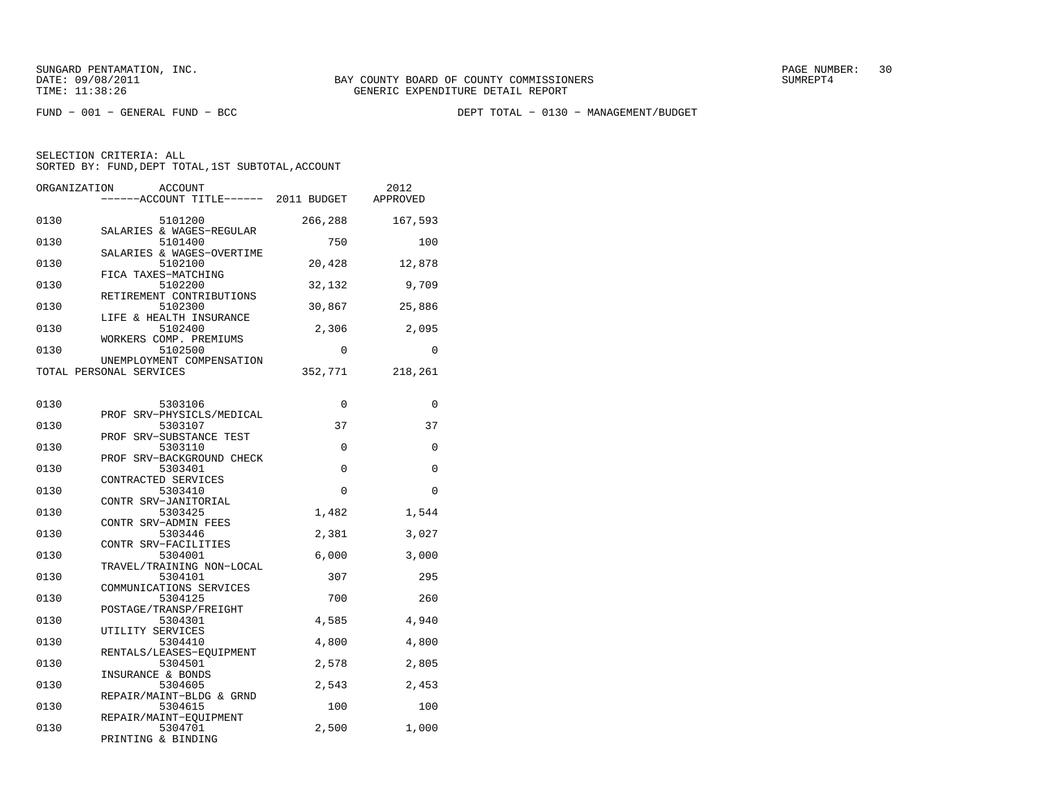SUNGARD PENTAMATION, INC.
DATE: 09/08/2011
TIME: 11:38:26

BAY COUNTY BOARD OF COUNTY COMMISSIONERS
GENERIC EXPENDITURE DETAIL REPORT

PAGE NUMBER: 30
SUMREPT4

FUND - 001 - GENERAL FUND - BCC

DEPT TOTAL - 0130 - MANAGEMENT/BUDGET

SELECTION CRITERIA: ALL
SORTED BY: FUND,DEPT TOTAL,1ST SUBTOTAL,ACCOUNT

| ORGANIZATION | ACCOUNT / ------ACCOUNT TITLE------ | 2011 BUDGET | 2012 APPROVED |
|---|---|---|---|
| 0130 | 5101200 SALARIES & WAGES-REGULAR | 266,288 | 167,593 |
| 0130 | 5101400 SALARIES & WAGES-OVERTIME | 750 | 100 |
| 0130 | 5102100 FICA TAXES-MATCHING | 20,428 | 12,878 |
| 0130 | 5102200 RETIREMENT CONTRIBUTIONS | 32,132 | 9,709 |
| 0130 | 5102300 LIFE & HEALTH INSURANCE | 30,867 | 25,886 |
| 0130 | 5102400 WORKERS COMP. PREMIUMS | 2,306 | 2,095 |
| 0130 | 5102500 UNEMPLOYMENT COMPENSATION | 0 | 0 |
| TOTAL PERSONAL SERVICES | | 352,771 | 218,261 |
| 0130 | 5303106 PROF SRV-PHYSICLS/MEDICAL | 0 | 0 |
| 0130 | 5303107 PROF SRV-SUBSTANCE TEST | 37 | 37 |
| 0130 | 5303110 PROF SRV-BACKGROUND CHECK | 0 | 0 |
| 0130 | 5303401 CONTRACTED SERVICES | 0 | 0 |
| 0130 | 5303410 CONTR SRV-JANITORIAL | 0 | 0 |
| 0130 | 5303425 CONTR SRV-ADMIN FEES | 1,482 | 1,544 |
| 0130 | 5303446 CONTR SRV-FACILITIES | 2,381 | 3,027 |
| 0130 | 5304001 TRAVEL/TRAINING NON-LOCAL | 6,000 | 3,000 |
| 0130 | 5304101 COMMUNICATIONS SERVICES | 307 | 295 |
| 0130 | 5304125 POSTAGE/TRANSP/FREIGHT | 700 | 260 |
| 0130 | 5304301 UTILITY SERVICES | 4,585 | 4,940 |
| 0130 | 5304410 RENTALS/LEASES-EQUIPMENT | 4,800 | 4,800 |
| 0130 | 5304501 INSURANCE & BONDS | 2,578 | 2,805 |
| 0130 | 5304605 REPAIR/MAINT-BLDG & GRND | 2,543 | 2,453 |
| 0130 | 5304615 REPAIR/MAINT-EQUIPMENT | 100 | 100 |
| 0130 | 5304701 PRINTING & BINDING | 2,500 | 1,000 |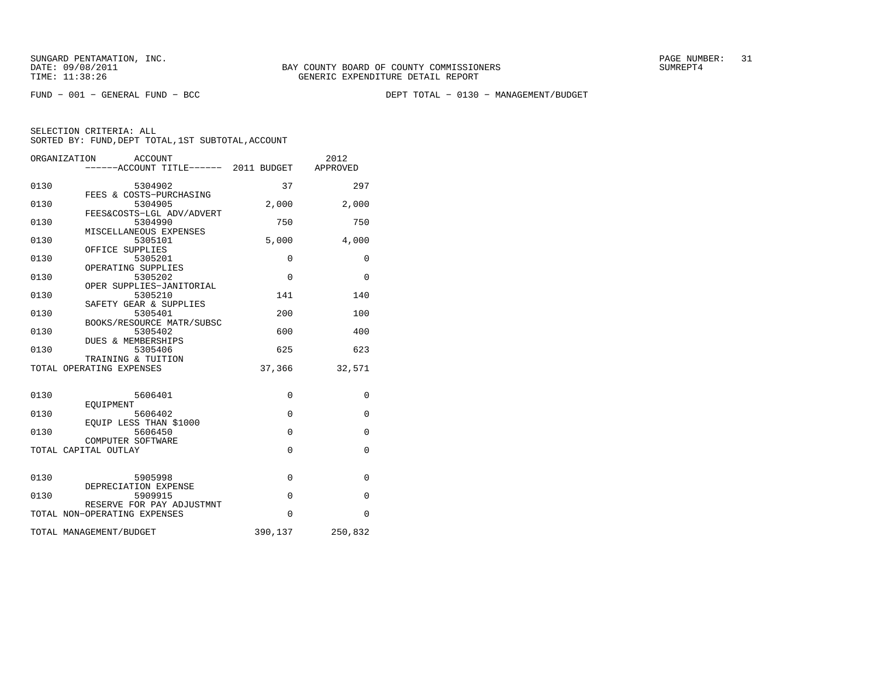SUNGARD PENTAMATION, INC.
DATE: 09/08/2011
TIME: 11:38:26

BAY COUNTY BOARD OF COUNTY COMMISSIONERS
GENERIC EXPENDITURE DETAIL REPORT

PAGE NUMBER: 31
SUMREPT4

FUND - 001 - GENERAL FUND - BCC

DEPT TOTAL - 0130 - MANAGEMENT/BUDGET

SELECTION CRITERIA: ALL
SORTED BY: FUND,DEPT TOTAL,1ST SUBTOTAL,ACCOUNT

| ORGANIZATION | ACCOUNT / ACCOUNT TITLE | 2011 BUDGET | 2012 APPROVED |
|---|---|---|---|
| 0130 | 5304902 FEES & COSTS-PURCHASING | 37 | 297 |
| 0130 | 5304905 FEES&COSTS-LGL ADV/ADVERT | 2,000 | 2,000 |
| 0130 | 5304990 MISCELLANEOUS EXPENSES | 750 | 750 |
| 0130 | 5305101 OFFICE SUPPLIES | 5,000 | 4,000 |
| 0130 | 5305201 OPERATING SUPPLIES | 0 | 0 |
| 0130 | 5305202 OPER SUPPLIES-JANITORIAL | 0 | 0 |
| 0130 | 5305210 SAFETY GEAR & SUPPLIES | 141 | 140 |
| 0130 | 5305401 BOOKS/RESOURCE MATR/SUBSC | 200 | 100 |
| 0130 | 5305402 DUES & MEMBERSHIPS | 600 | 400 |
| 0130 | 5305406 TRAINING & TUITION | 625 | 623 |
| TOTAL OPERATING EXPENSES | | 37,366 | 32,571 |
| 0130 | 5606401 EQUIPMENT | 0 | 0 |
| 0130 | 5606402 EQUIP LESS THAN $1000 | 0 | 0 |
| 0130 | 5606450 COMPUTER SOFTWARE | 0 | 0 |
| TOTAL CAPITAL OUTLAY | | 0 | 0 |
| 0130 | 5905998 DEPRECIATION EXPENSE | 0 | 0 |
| 0130 | 5909915 RESERVE FOR PAY ADJUSTMNT | 0 | 0 |
| TOTAL NON-OPERATING EXPENSES | | 0 | 0 |
| TOTAL MANAGEMENT/BUDGET | | 390,137 | 250,832 |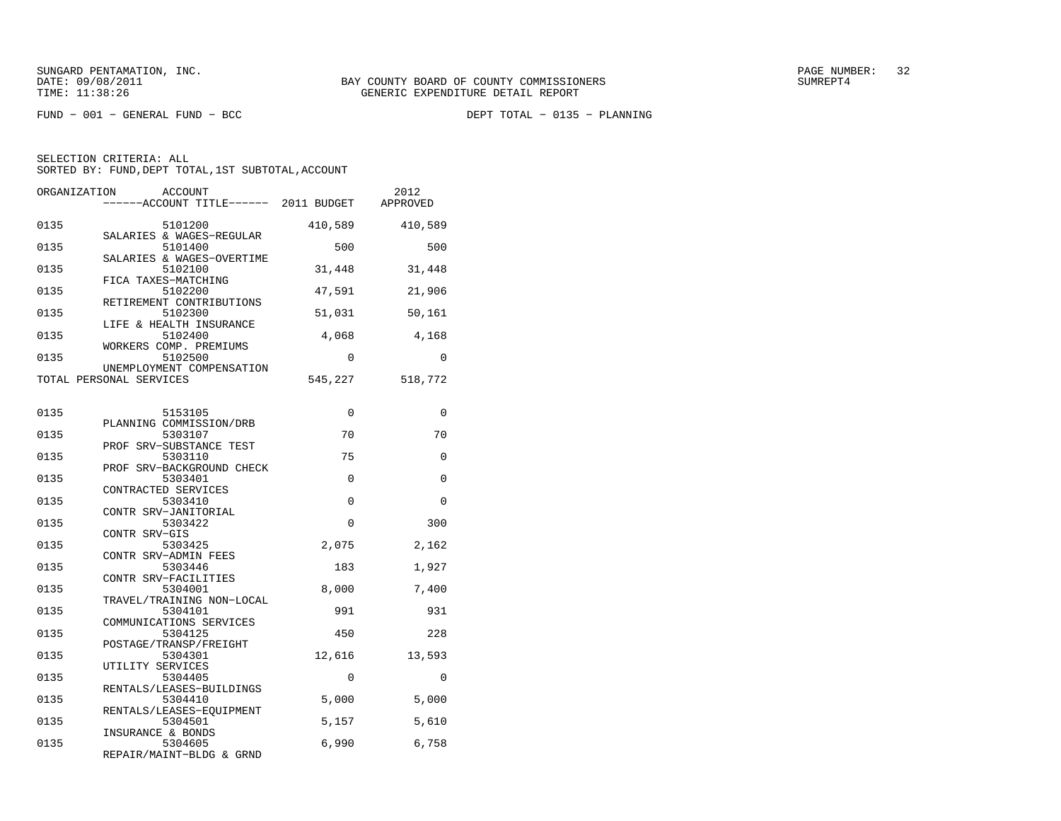SUNGARD PENTAMATION, INC.
DATE: 09/08/2011
TIME: 11:38:26

BAY COUNTY BOARD OF COUNTY COMMISSIONERS
GENERIC EXPENDITURE DETAIL REPORT

PAGE NUMBER: 32
SUMREPT4

FUND − 001 − GENERAL FUND − BCC

DEPT TOTAL − 0135 − PLANNING

SELECTION CRITERIA: ALL
SORTED BY: FUND,DEPT TOTAL,1ST SUBTOTAL,ACCOUNT

| ORGANIZATION | ACCOUNT / ------ACCOUNT TITLE------ | 2011 BUDGET | 2012 APPROVED |
|---|---|---|---|
| 0135 | 5101200 SALARIES & WAGES−REGULAR | 410,589 | 410,589 |
| 0135 | 5101400 SALARIES & WAGES−OVERTIME | 500 | 500 |
| 0135 | 5102100 FICA TAXES−MATCHING | 31,448 | 31,448 |
| 0135 | 5102200 RETIREMENT CONTRIBUTIONS | 47,591 | 21,906 |
| 0135 | 5102300 LIFE & HEALTH INSURANCE | 51,031 | 50,161 |
| 0135 | 5102400 WORKERS COMP. PREMIUMS | 4,068 | 4,168 |
| 0135 | 5102500 UNEMPLOYMENT COMPENSATION | 0 | 0 |
| TOTAL PERSONAL SERVICES | | 545,227 | 518,772 |
| 0135 | 5153105 PLANNING COMMISSION/DRB | 0 | 0 |
| 0135 | 5303107 PROF SRV−SUBSTANCE TEST | 70 | 70 |
| 0135 | 5303110 PROF SRV−BACKGROUND CHECK | 75 | 0 |
| 0135 | 5303401 CONTRACTED SERVICES | 0 | 0 |
| 0135 | 5303410 CONTR SRV−JANITORIAL | 0 | 0 |
| 0135 | 5303422 CONTR SRV−GIS | 0 | 300 |
| 0135 | 5303425 CONTR SRV−ADMIN FEES | 2,075 | 2,162 |
| 0135 | 5303446 CONTR SRV−FACILITIES | 183 | 1,927 |
| 0135 | 5304001 TRAVEL/TRAINING NON−LOCAL | 8,000 | 7,400 |
| 0135 | 5304101 COMMUNICATIONS SERVICES | 991 | 931 |
| 0135 | 5304125 POSTAGE/TRANSP/FREIGHT | 450 | 228 |
| 0135 | 5304301 UTILITY SERVICES | 12,616 | 13,593 |
| 0135 | 5304405 RENTALS/LEASES−BUILDINGS | 0 | 0 |
| 0135 | 5304410 RENTALS/LEASES−EQUIPMENT | 5,000 | 5,000 |
| 0135 | 5304501 INSURANCE & BONDS | 5,157 | 5,610 |
| 0135 | 5304605 REPAIR/MAINT−BLDG & GRND | 6,990 | 6,758 |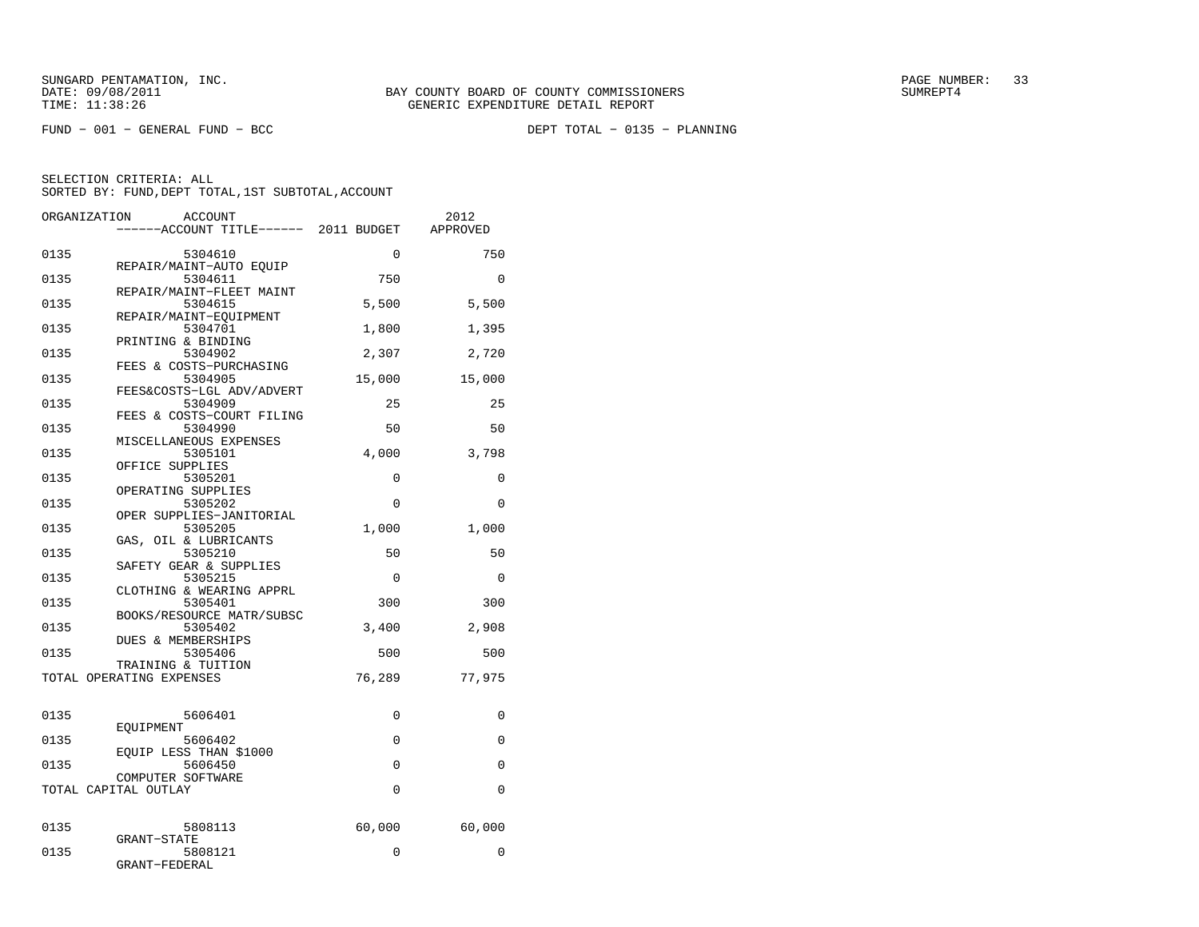SUNGARD PENTAMATION, INC.
DATE: 09/08/2011
TIME: 11:38:26

BAY COUNTY BOARD OF COUNTY COMMISSIONERS
GENERIC EXPENDITURE DETAIL REPORT

SUMREPT4

FUND − 001 − GENERAL FUND − BCC

DEPT TOTAL − 0135 − PLANNING

SELECTION CRITERIA: ALL
SORTED BY: FUND,DEPT TOTAL,1ST SUBTOTAL,ACCOUNT

| ORGANIZATION | ACCOUNT / ACCOUNT TITLE | 2011 BUDGET | 2012 APPROVED |
|---|---|---|---|
| 0135 | 5304610 REPAIR/MAINT−AUTO EQUIP | 0 | 750 |
| 0135 | 5304611 REPAIR/MAINT−FLEET MAINT | 750 | 0 |
| 0135 | 5304615 REPAIR/MAINT−EQUIPMENT | 5,500 | 5,500 |
| 0135 | 5304701 PRINTING & BINDING | 1,800 | 1,395 |
| 0135 | 5304902 FEES & COSTS−PURCHASING | 2,307 | 2,720 |
| 0135 | 5304905 FEES&COSTS−LGL ADV/ADVERT | 15,000 | 15,000 |
| 0135 | 5304909 FEES & COSTS−COURT FILING | 25 | 25 |
| 0135 | 5304990 MISCELLANEOUS EXPENSES | 50 | 50 |
| 0135 | 5305101 OFFICE SUPPLIES | 4,000 | 3,798 |
| 0135 | 5305201 OPERATING SUPPLIES | 0 | 0 |
| 0135 | 5305202 OPER SUPPLIES−JANITORIAL | 0 | 0 |
| 0135 | 5305205 GAS, OIL & LUBRICANTS | 1,000 | 1,000 |
| 0135 | 5305210 SAFETY GEAR & SUPPLIES | 50 | 50 |
| 0135 | 5305215 CLOTHING & WEARING APPRL | 0 | 0 |
| 0135 | 5305401 BOOKS/RESOURCE MATR/SUBSC | 300 | 300 |
| 0135 | 5305402 DUES & MEMBERSHIPS | 3,400 | 2,908 |
| 0135 | 5305406 TRAINING & TUITION | 500 | 500 |
| TOTAL OPERATING EXPENSES | | 76,289 | 77,975 |
| 0135 | 5606401 EQUIPMENT | 0 | 0 |
| 0135 | 5606402 EQUIP LESS THAN $1000 | 0 | 0 |
| 0135 | 5606450 COMPUTER SOFTWARE | 0 | 0 |
| TOTAL CAPITAL OUTLAY | | 0 | 0 |
| 0135 | 5808113 GRANT−STATE | 60,000 | 60,000 |
| 0135 | 5808121 GRANT−FEDERAL | 0 | 0 |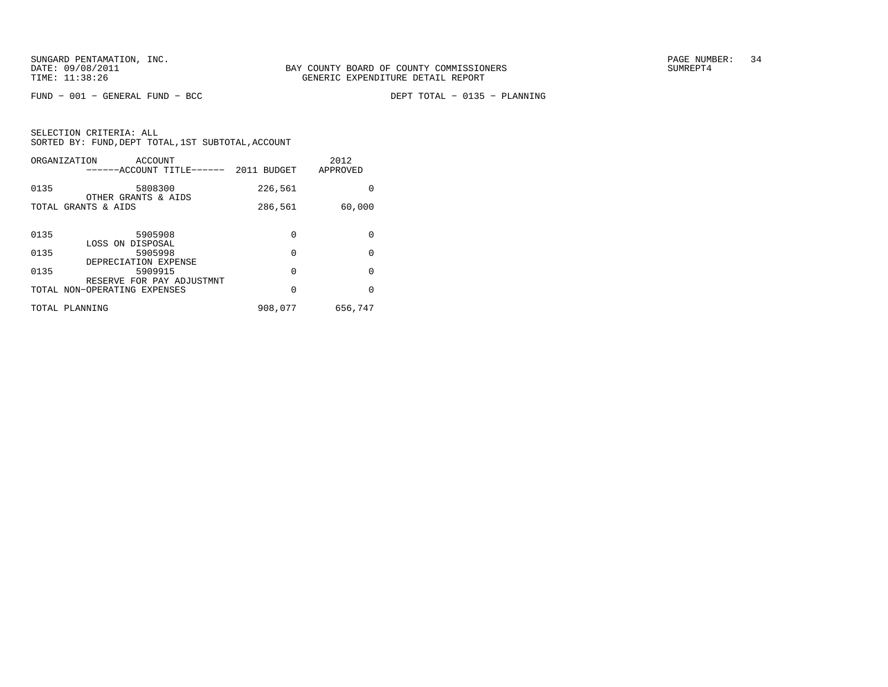BAY COUNTY BOARD OF COUNTY COMMISSIONERS
GENERIC EXPENDITURE DETAIL REPORT

FUND − 001 − GENERAL FUND − BCC                    DEPT TOTAL − 0135 − PLANNING

SELECTION CRITERIA: ALL
SORTED BY: FUND,DEPT TOTAL,1ST SUBTOTAL,ACCOUNT

| ORGANIZATION | ACCOUNT / ACCOUNT TITLE | 2011 BUDGET | 2012 APPROVED |
|---|---|---|---|
| 0135 | 5808300 OTHER GRANTS & AIDS | 226,561 | 0 |
| TOTAL GRANTS & AIDS | | 286,561 | 60,000 |
| 0135 | 5905908 LOSS ON DISPOSAL | 0 | 0 |
| 0135 | 5905998 DEPRECIATION EXPENSE | 0 | 0 |
| 0135 | 5909915 RESERVE FOR PAY ADJUSTMNT | 0 | 0 |
| TOTAL NON−OPERATING EXPENSES | | 0 | 0 |
| TOTAL PLANNING | | 908,077 | 656,747 |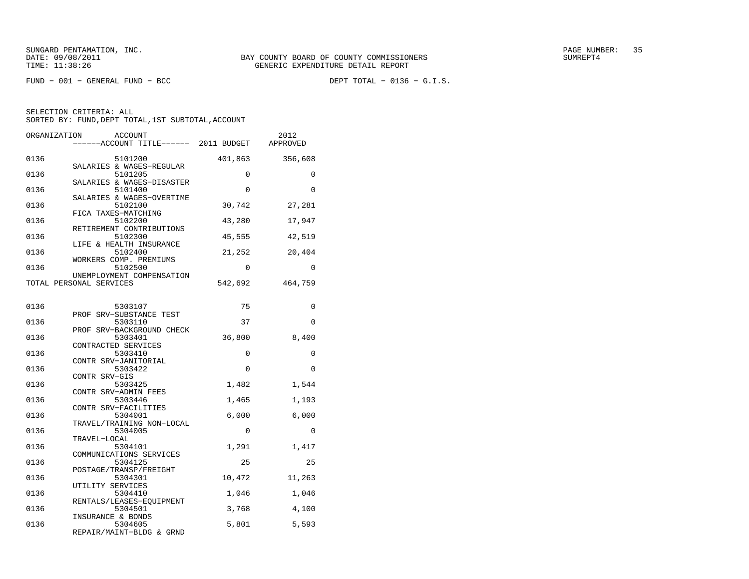BAY COUNTY BOARD OF COUNTY COMMISSIONERS
GENERIC EXPENDITURE DETAIL REPORT

SUNGARD PENTAMATION, INC.
DATE: 09/08/2011
TIME: 11:38:26

SUMREPT4

FUND - 001 - GENERAL FUND - BCC

DEPT TOTAL - 0136 - G.I.S.

SELECTION CRITERIA: ALL
SORTED BY: FUND,DEPT TOTAL,1ST SUBTOTAL,ACCOUNT

| ORGANIZATION | ACCOUNT | ACCOUNT TITLE | 2011 BUDGET | 2012 APPROVED |
|---|---|---|---|---|
| 0136 | 5101200 | SALARIES & WAGES-REGULAR | 401,863 | 356,608 |
| 0136 | 5101205 | SALARIES & WAGES-DISASTER | 0 | 0 |
| 0136 | 5101400 | SALARIES & WAGES-OVERTIME | 0 | 0 |
| 0136 | 5102100 | FICA TAXES-MATCHING | 30,742 | 27,281 |
| 0136 | 5102200 | RETIREMENT CONTRIBUTIONS | 43,280 | 17,947 |
| 0136 | 5102300 | LIFE & HEALTH INSURANCE | 45,555 | 42,519 |
| 0136 | 5102400 | WORKERS COMP. PREMIUMS | 21,252 | 20,404 |
| 0136 | 5102500 | UNEMPLOYMENT COMPENSATION | 0 | 0 |
| TOTAL PERSONAL SERVICES | | | 542,692 | 464,759 |
| 0136 | 5303107 | PROF SRV-SUBSTANCE TEST | 75 | 0 |
| 0136 | 5303110 | PROF SRV-BACKGROUND CHECK | 37 | 0 |
| 0136 | 5303401 | CONTRACTED SERVICES | 36,800 | 8,400 |
| 0136 | 5303410 | CONTR SRV-JANITORIAL | 0 | 0 |
| 0136 | 5303422 | CONTR SRV-GIS | 0 | 0 |
| 0136 | 5303425 | CONTR SRV-ADMIN FEES | 1,482 | 1,544 |
| 0136 | 5303446 | CONTR SRV-FACILITIES | 1,465 | 1,193 |
| 0136 | 5304001 | TRAVEL/TRAINING NON-LOCAL | 6,000 | 6,000 |
| 0136 | 5304005 | TRAVEL-LOCAL | 0 | 0 |
| 0136 | 5304101 | COMMUNICATIONS SERVICES | 1,291 | 1,417 |
| 0136 | 5304125 | POSTAGE/TRANSP/FREIGHT | 25 | 25 |
| 0136 | 5304301 | UTILITY SERVICES | 10,472 | 11,263 |
| 0136 | 5304410 | RENTALS/LEASES-EQUIPMENT | 1,046 | 1,046 |
| 0136 | 5304501 | INSURANCE & BONDS | 3,768 | 4,100 |
| 0136 | 5304605 | REPAIR/MAINT-BLDG & GRND | 5,801 | 5,593 |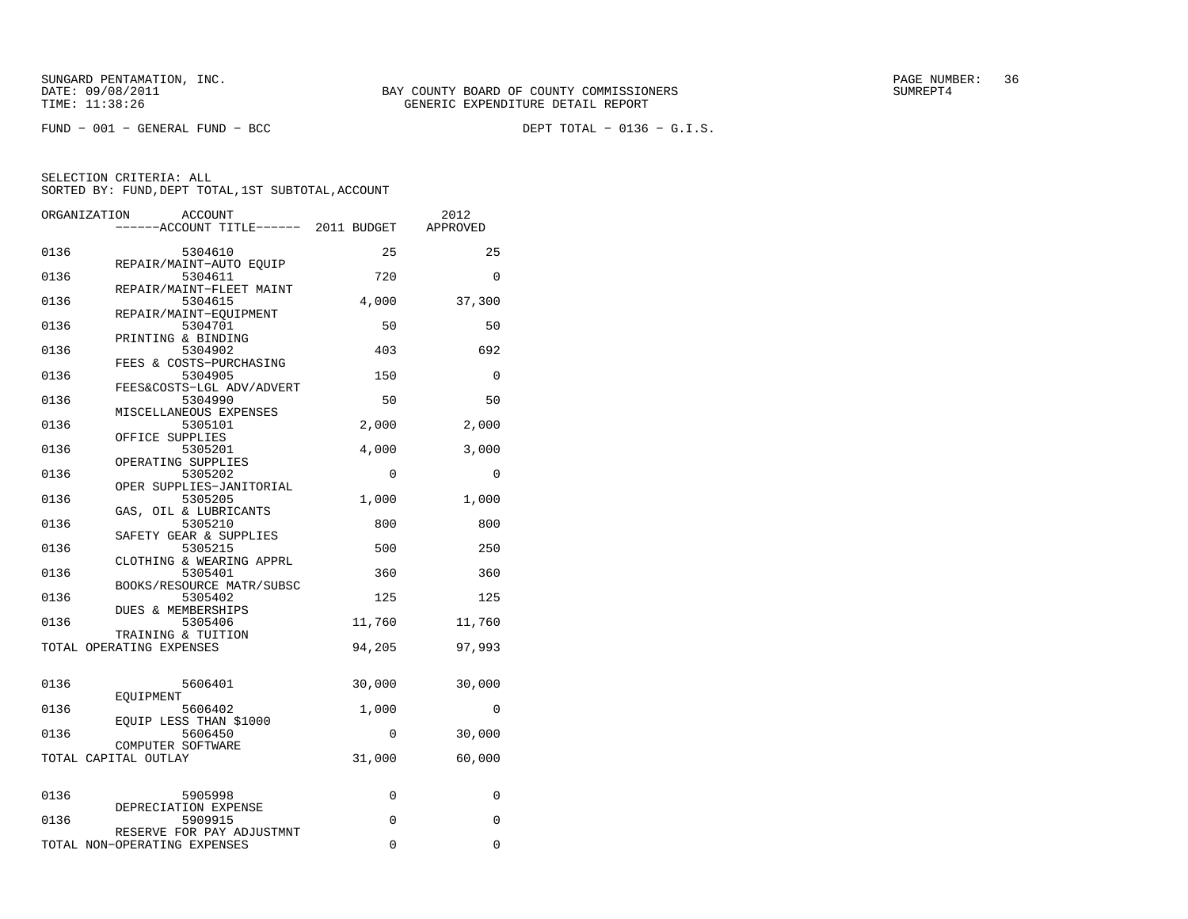SUNGARD PENTAMATION, INC.
DATE: 09/08/2011
TIME: 11:38:26

BAY COUNTY BOARD OF COUNTY COMMISSIONERS
GENERIC EXPENDITURE DETAIL REPORT

SUMREPT4

FUND − 001 − GENERAL FUND − BCC

DEPT TOTAL − 0136 − G.I.S.

SELECTION CRITERIA: ALL
SORTED BY: FUND,DEPT TOTAL,1ST SUBTOTAL,ACCOUNT

| ORGANIZATION | ACCOUNT / ACCOUNT TITLE | 2011 BUDGET | 2012 APPROVED |
|---|---|---|---|
| 0136 | 5304610 REPAIR/MAINT−AUTO EQUIP | 25 | 25 |
| 0136 | 5304611 REPAIR/MAINT−FLEET MAINT | 720 | 0 |
| 0136 | 5304615 REPAIR/MAINT−EQUIPMENT | 4,000 | 37,300 |
| 0136 | 5304701 PRINTING & BINDING | 50 | 50 |
| 0136 | 5304902 FEES & COSTS−PURCHASING | 403 | 692 |
| 0136 | 5304905 FEES&COSTS−LGL ADV/ADVERT | 150 | 0 |
| 0136 | 5304990 MISCELLANEOUS EXPENSES | 50 | 50 |
| 0136 | 5305101 OFFICE SUPPLIES | 2,000 | 2,000 |
| 0136 | 5305201 OPERATING SUPPLIES | 4,000 | 3,000 |
| 0136 | 5305202 OPER SUPPLIES−JANITORIAL | 0 | 0 |
| 0136 | 5305205 GAS, OIL & LUBRICANTS | 1,000 | 1,000 |
| 0136 | 5305210 SAFETY GEAR & SUPPLIES | 800 | 800 |
| 0136 | 5305215 CLOTHING & WEARING APPRL | 500 | 250 |
| 0136 | 5305401 BOOKS/RESOURCE MATR/SUBSC | 360 | 360 |
| 0136 | 5305402 DUES & MEMBERSHIPS | 125 | 125 |
| 0136 | 5305406 TRAINING & TUITION | 11,760 | 11,760 |
| TOTAL OPERATING EXPENSES | | 94,205 | 97,993 |
| 0136 | 5606401 EQUIPMENT | 30,000 | 30,000 |
| 0136 | 5606402 EQUIP LESS THAN $1000 | 1,000 | 0 |
| 0136 | 5606450 COMPUTER SOFTWARE | 0 | 30,000 |
| TOTAL CAPITAL OUTLAY | | 31,000 | 60,000 |
| 0136 | 5905998 DEPRECIATION EXPENSE | 0 | 0 |
| 0136 | 5909915 RESERVE FOR PAY ADJUSTMNT | 0 | 0 |
| TOTAL NON−OPERATING EXPENSES | | 0 | 0 |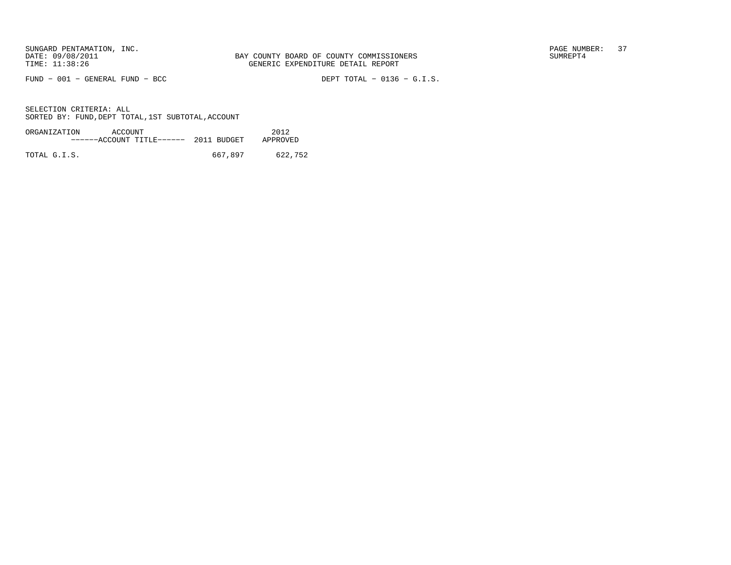BAY COUNTY BOARD OF COUNTY COMMISSIONERS
GENERIC EXPENDITURE DETAIL REPORT

FUND − 001 − GENERAL FUND − BCC

DEPT TOTAL − 0136 − G.I.S.

SELECTION CRITERIA: ALL
SORTED BY: FUND,DEPT TOTAL,1ST SUBTOTAL,ACCOUNT

| ORGANIZATION | ACCOUNT ------ACCOUNT TITLE------ | 2011 BUDGET | 2012 APPROVED |
|---|---|---|---|
| TOTAL G.I.S. | | 667,897 | 622,752 |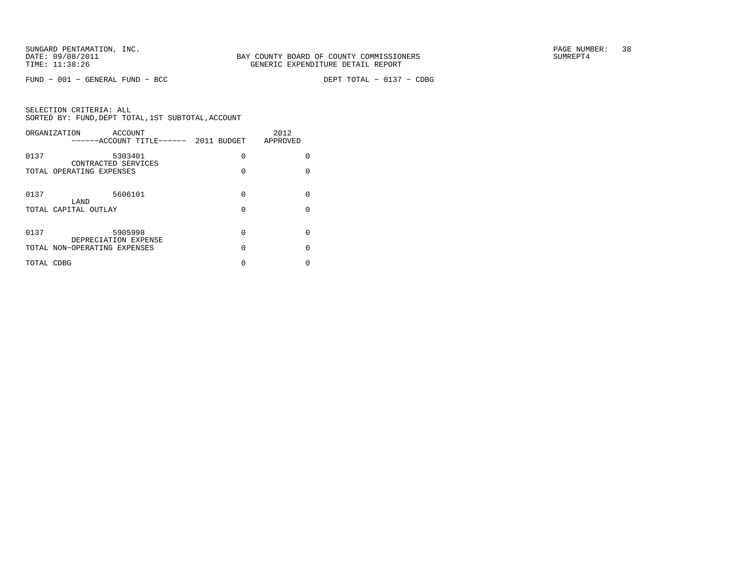SUNGARD PENTAMATION, INC.
DATE: 09/08/2011
TIME: 11:38:26

BAY COUNTY BOARD OF COUNTY COMMISSIONERS
GENERIC EXPENDITURE DETAIL REPORT

SUMREPT4

FUND - 001 - GENERAL FUND - BCC

DEPT TOTAL - 0137 - CDBG

SELECTION CRITERIA: ALL
SORTED BY: FUND,DEPT TOTAL,1ST SUBTOTAL,ACCOUNT

| ORGANIZATION | ACCOUNT ------ACCOUNT TITLE------ | 2011 BUDGET | 2012 APPROVED |
|---|---|---|---|
| 0137 | 5303401 CONTRACTED SERVICES | 0 | 0 |
| TOTAL OPERATING EXPENSES | | 0 | 0 |
| 0137 | 5606101 LAND | 0 | 0 |
| TOTAL CAPITAL OUTLAY | | 0 | 0 |
| 0137 | 5905998 DEPRECIATION EXPENSE | 0 | 0 |
| TOTAL NON-OPERATING EXPENSES | | 0 | 0 |
| TOTAL CDBG | | 0 | 0 |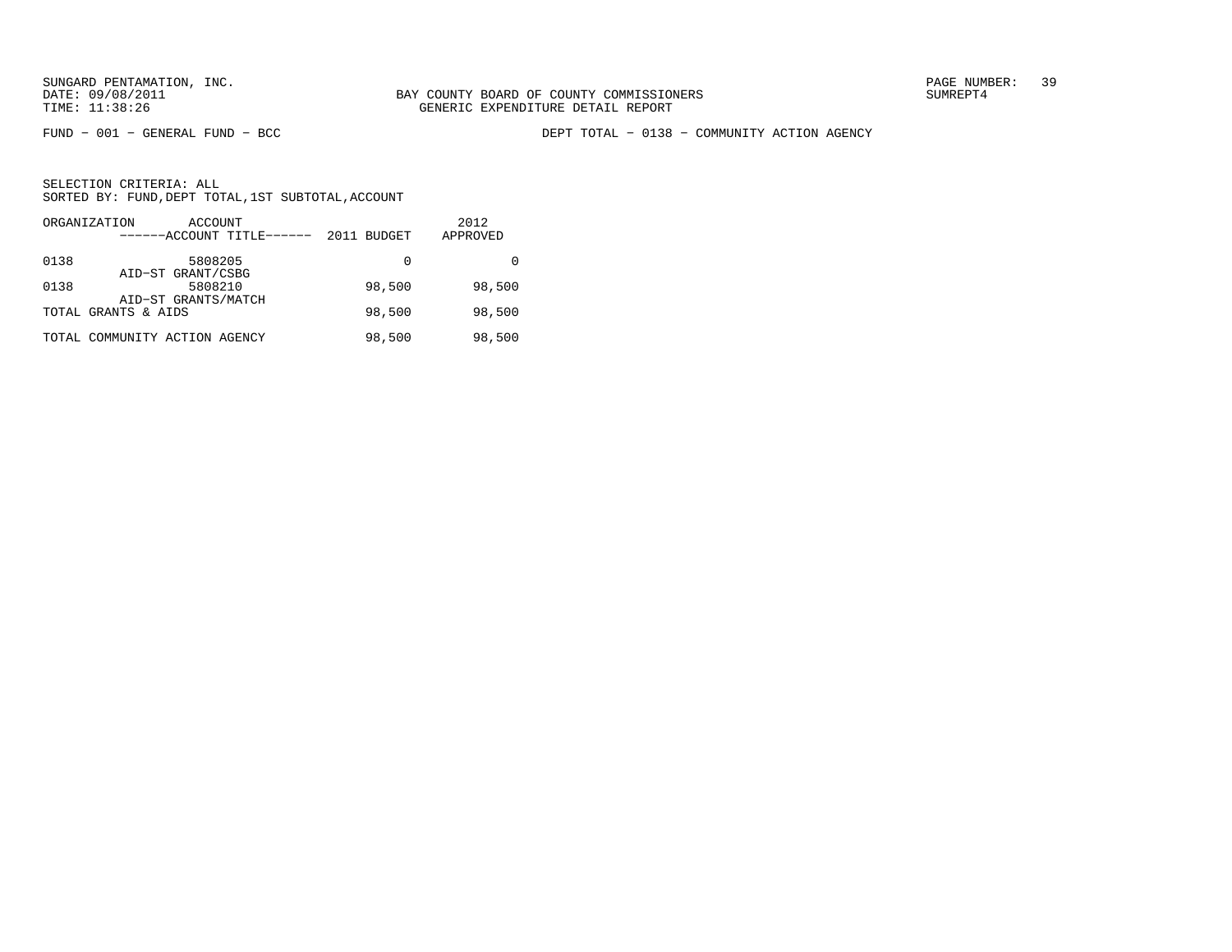SUNGARD PENTAMATION, INC.
DATE: 09/08/2011
TIME: 11:38:26

BAY COUNTY BOARD OF COUNTY COMMISSIONERS
GENERIC EXPENDITURE DETAIL REPORT

SUMREPT4

FUND − 001 − GENERAL FUND − BCC

DEPT TOTAL − 0138 − COMMUNITY ACTION AGENCY

SELECTION CRITERIA: ALL
SORTED BY: FUND,DEPT TOTAL,1ST SUBTOTAL,ACCOUNT

| ORGANIZATION | ACCOUNT ------ACCOUNT TITLE------ | 2011 BUDGET | 2012 APPROVED |
|---|---|---|---|
| 0138 | 5808205 AID−ST GRANT/CSBG | 0 | 0 |
| 0138 | 5808210 AID−ST GRANTS/MATCH | 98,500 | 98,500 |
| TOTAL GRANTS & AIDS | | 98,500 | 98,500 |
| TOTAL COMMUNITY ACTION AGENCY | | 98,500 | 98,500 |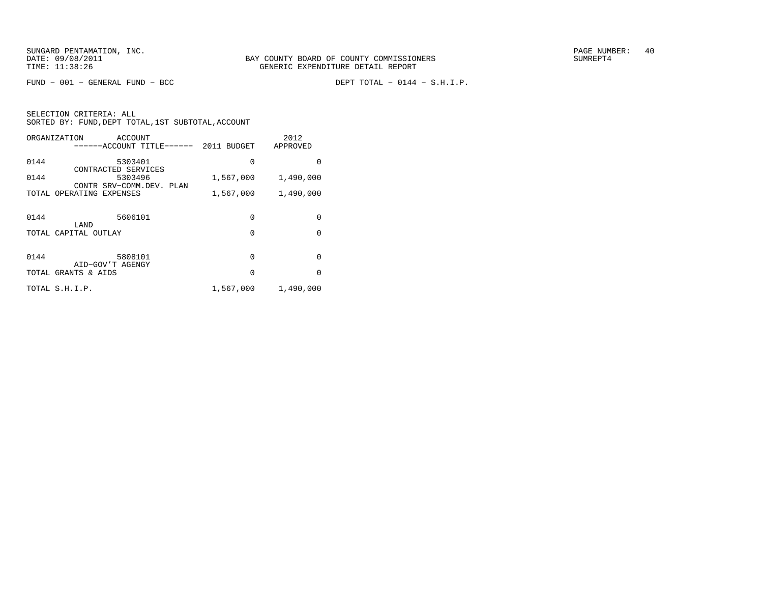BAY COUNTY BOARD OF COUNTY COMMISSIONERS
GENERIC EXPENDITURE DETAIL REPORT

SUNGARD PENTAMATION, INC.
DATE: 09/08/2011
TIME: 11:38:26

SUMREPT4

FUND − 001 − GENERAL FUND − BCC

DEPT TOTAL − 0144 − S.H.I.P.

SELECTION CRITERIA: ALL
SORTED BY: FUND,DEPT TOTAL,1ST SUBTOTAL,ACCOUNT

| ORGANIZATION | ACCOUNT / ------ACCOUNT TITLE------ | 2011 BUDGET | 2012 APPROVED |
|---|---|---|---|
| 0144 | 5303401 CONTRACTED SERVICES | 0 | 0 |
| 0144 | 5303496 CONTR SRV−COMM.DEV. PLAN | 1,567,000 | 1,490,000 |
| TOTAL OPERATING EXPENSES | | 1,567,000 | 1,490,000 |
| 0144 | 5606101 LAND | 0 | 0 |
| TOTAL CAPITAL OUTLAY | | 0 | 0 |
| 0144 | 5808101 AID−GOV'T AGENGY | 0 | 0 |
| TOTAL GRANTS & AIDS | | 0 | 0 |
| TOTAL S.H.I.P. | | 1,567,000 | 1,490,000 |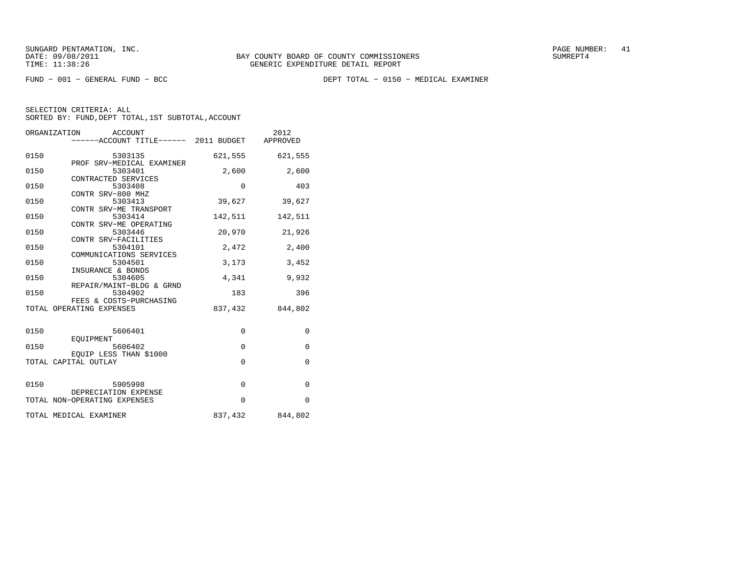BAY COUNTY BOARD OF COUNTY COMMISSIONERS
GENERIC EXPENDITURE DETAIL REPORT

FUND − 001 − GENERAL FUND − BCC

DEPT TOTAL − 0150 − MEDICAL EXAMINER

SELECTION CRITERIA: ALL
SORTED BY: FUND,DEPT TOTAL,1ST SUBTOTAL,ACCOUNT

| ORGANIZATION | ACCOUNT / ACCOUNT TITLE | 2011 BUDGET | 2012 APPROVED |
|---|---|---|---|
| 0150 | 5303135 PROF SRV−MEDICAL EXAMINER | 621,555 | 621,555 |
| 0150 | 5303401 CONTRACTED SERVICES | 2,600 | 2,600 |
| 0150 | 5303408 CONTR SRV−800 MHZ | 0 | 403 |
| 0150 | 5303413 CONTR SRV−ME TRANSPORT | 39,627 | 39,627 |
| 0150 | 5303414 CONTR SRV−ME OPERATING | 142,511 | 142,511 |
| 0150 | 5303446 CONTR SRV−FACILITIES | 20,970 | 21,926 |
| 0150 | 5304101 COMMUNICATIONS SERVICES | 2,472 | 2,400 |
| 0150 | 5304501 INSURANCE & BONDS | 3,173 | 3,452 |
| 0150 | 5304605 REPAIR/MAINT−BLDG & GRND | 4,341 | 9,932 |
| 0150 | 5304902 FEES & COSTS−PURCHASING | 183 | 396 |
| TOTAL OPERATING EXPENSES | | 837,432 | 844,802 |
| 0150 | 5606401 EQUIPMENT | 0 | 0 |
| 0150 | 5606402 EQUIP LESS THAN $1000 | 0 | 0 |
| TOTAL CAPITAL OUTLAY | | 0 | 0 |
| 0150 | 5905998 DEPRECIATION EXPENSE | 0 | 0 |
| TOTAL NON−OPERATING EXPENSES | | 0 | 0 |
| TOTAL MEDICAL EXAMINER | | 837,432 | 844,802 |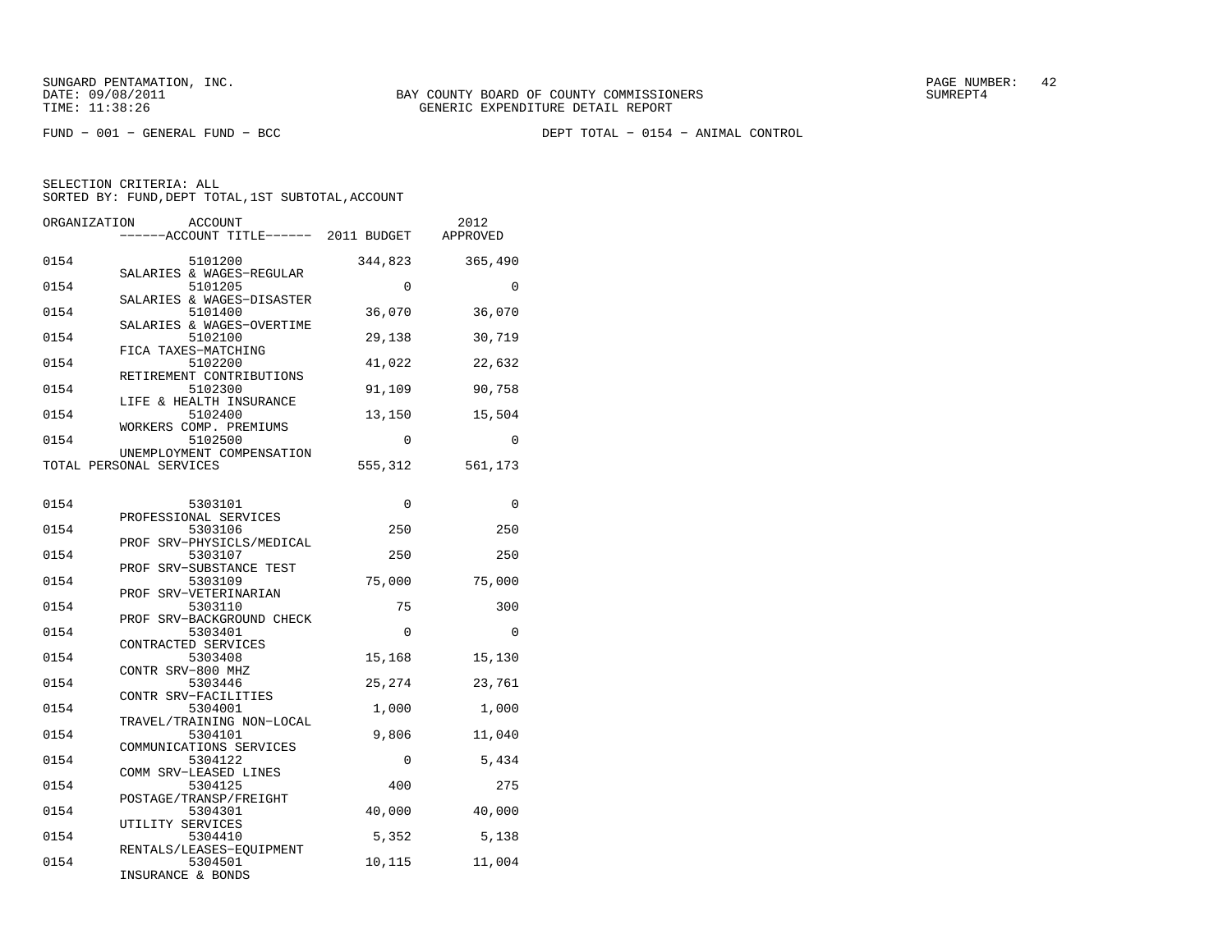SUNGARD PENTAMATION, INC.
DATE: 09/08/2011
TIME: 11:38:26

BAY COUNTY BOARD OF COUNTY COMMISSIONERS
GENERIC EXPENDITURE DETAIL REPORT

SUMREPT4

FUND − 001 − GENERAL FUND − BCC

DEPT TOTAL − 0154 − ANIMAL CONTROL

SELECTION CRITERIA: ALL
SORTED BY: FUND,DEPT TOTAL,1ST SUBTOTAL,ACCOUNT

| ORGANIZATION | ACCOUNT / ACCOUNT TITLE | 2011 BUDGET | 2012 APPROVED |
|---|---|---|---|
| 0154 | 5101200 SALARIES & WAGES−REGULAR | 344,823 | 365,490 |
| 0154 | 5101205 SALARIES & WAGES−DISASTER | 0 | 0 |
| 0154 | 5101400 SALARIES & WAGES−OVERTIME | 36,070 | 36,070 |
| 0154 | 5102100 FICA TAXES−MATCHING | 29,138 | 30,719 |
| 0154 | 5102200 RETIREMENT CONTRIBUTIONS | 41,022 | 22,632 |
| 0154 | 5102300 LIFE & HEALTH INSURANCE | 91,109 | 90,758 |
| 0154 | 5102400 WORKERS COMP. PREMIUMS | 13,150 | 15,504 |
| 0154 | 5102500 UNEMPLOYMENT COMPENSATION | 0 | 0 |
| TOTAL PERSONAL SERVICES | | 555,312 | 561,173 |
| 0154 | 5303101 PROFESSIONAL SERVICES | 0 | 0 |
| 0154 | 5303106 PROF SRV−PHYSICLS/MEDICAL | 250 | 250 |
| 0154 | 5303107 PROF SRV−SUBSTANCE TEST | 250 | 250 |
| 0154 | 5303109 PROF SRV−VETERINARIAN | 75,000 | 75,000 |
| 0154 | 5303110 PROF SRV−BACKGROUND CHECK | 75 | 300 |
| 0154 | 5303401 CONTRACTED SERVICES | 0 | 0 |
| 0154 | 5303408 CONTR SRV−800 MHZ | 15,168 | 15,130 |
| 0154 | 5303446 CONTR SRV−FACILITIES | 25,274 | 23,761 |
| 0154 | 5304001 TRAVEL/TRAINING NON−LOCAL | 1,000 | 1,000 |
| 0154 | 5304101 COMMUNICATIONS SERVICES | 9,806 | 11,040 |
| 0154 | 5304122 COMM SRV−LEASED LINES | 0 | 5,434 |
| 0154 | 5304125 POSTAGE/TRANSP/FREIGHT | 400 | 275 |
| 0154 | 5304301 UTILITY SERVICES | 40,000 | 40,000 |
| 0154 | 5304410 RENTALS/LEASES−EQUIPMENT | 5,352 | 5,138 |
| 0154 | 5304501 INSURANCE & BONDS | 10,115 | 11,004 |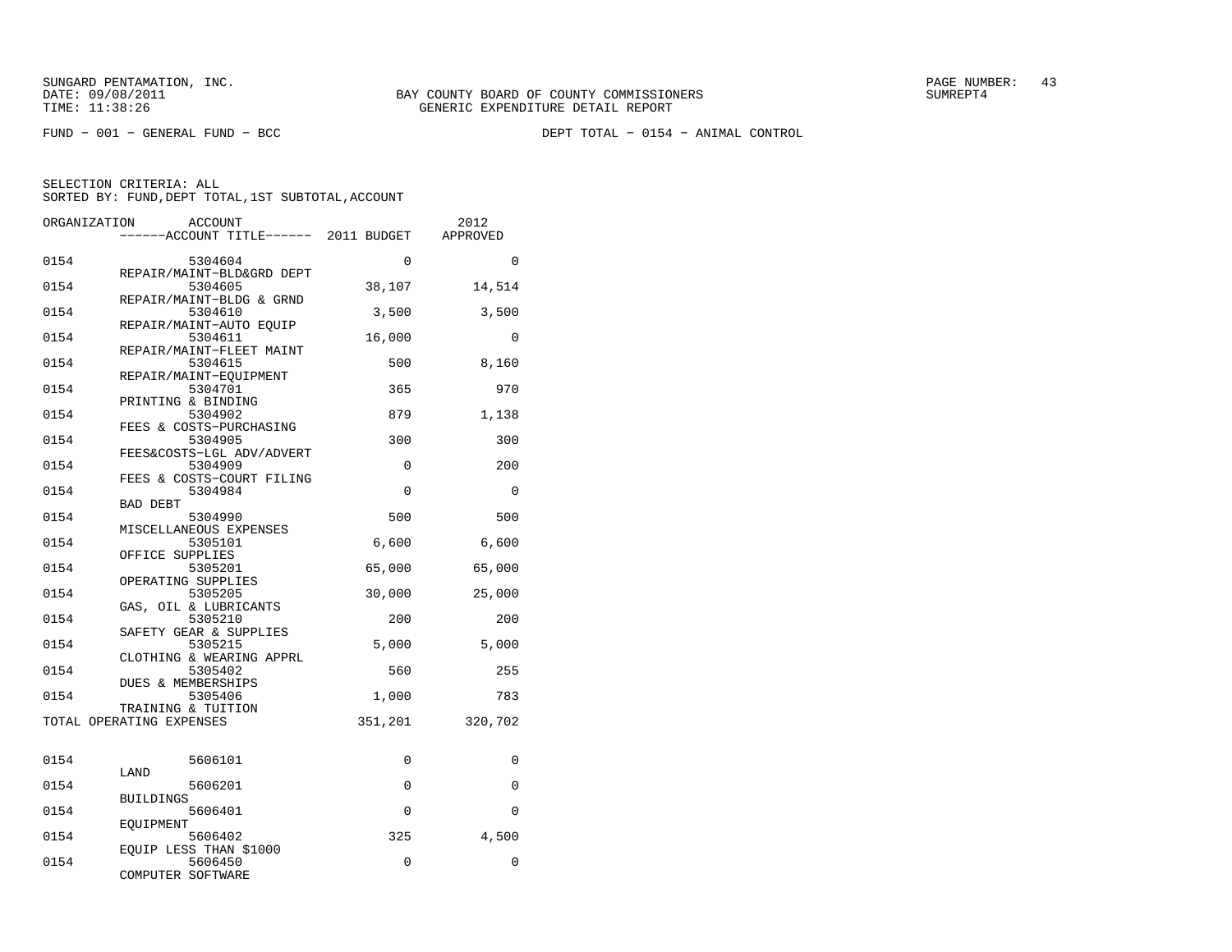BAY COUNTY BOARD OF COUNTY COMMISSIONERS
GENERIC EXPENDITURE DETAIL REPORT

FUND − 001 − GENERAL FUND − BCC

DEPT TOTAL − 0154 − ANIMAL CONTROL

SELECTION CRITERIA: ALL
SORTED BY: FUND,DEPT TOTAL,1ST SUBTOTAL,ACCOUNT

| ORGANIZATION | ACCOUNT / ACCOUNT TITLE | 2011 BUDGET | 2012 APPROVED |
|---|---|---|---|
| 0154 | 5304604 REPAIR/MAINT−BLD&GRD DEPT | 0 | 0 |
| 0154 | 5304605 REPAIR/MAINT−BLDG & GRND | 38,107 | 14,514 |
| 0154 | 5304610 REPAIR/MAINT−AUTO EQUIP | 3,500 | 3,500 |
| 0154 | 5304611 REPAIR/MAINT−FLEET MAINT | 16,000 | 0 |
| 0154 | 5304615 REPAIR/MAINT−EQUIPMENT | 500 | 8,160 |
| 0154 | 5304701 PRINTING & BINDING | 365 | 970 |
| 0154 | 5304902 FEES & COSTS−PURCHASING | 879 | 1,138 |
| 0154 | 5304905 FEES&COSTS−LGL ADV/ADVERT | 300 | 300 |
| 0154 | 5304909 FEES & COSTS−COURT FILING | 0 | 200 |
| 0154 | 5304984 BAD DEBT | 0 | 0 |
| 0154 | 5304990 MISCELLANEOUS EXPENSES | 500 | 500 |
| 0154 | 5305101 OFFICE SUPPLIES | 6,600 | 6,600 |
| 0154 | 5305201 OPERATING SUPPLIES | 65,000 | 65,000 |
| 0154 | 5305205 GAS, OIL & LUBRICANTS | 30,000 | 25,000 |
| 0154 | 5305210 SAFETY GEAR & SUPPLIES | 200 | 200 |
| 0154 | 5305215 CLOTHING & WEARING APPRL | 5,000 | 5,000 |
| 0154 | 5305402 DUES & MEMBERSHIPS | 560 | 255 |
| 0154 | 5305406 TRAINING & TUITION | 1,000 | 783 |
| TOTAL OPERATING EXPENSES | | 351,201 | 320,702 |
| 0154 | 5606101 LAND | 0 | 0 |
| 0154 | 5606201 BUILDINGS | 0 | 0 |
| 0154 | 5606401 EQUIPMENT | 0 | 0 |
| 0154 | 5606402 EQUIP LESS THAN $1000 | 325 | 4,500 |
| 0154 | 5606450 COMPUTER SOFTWARE | 0 | 0 |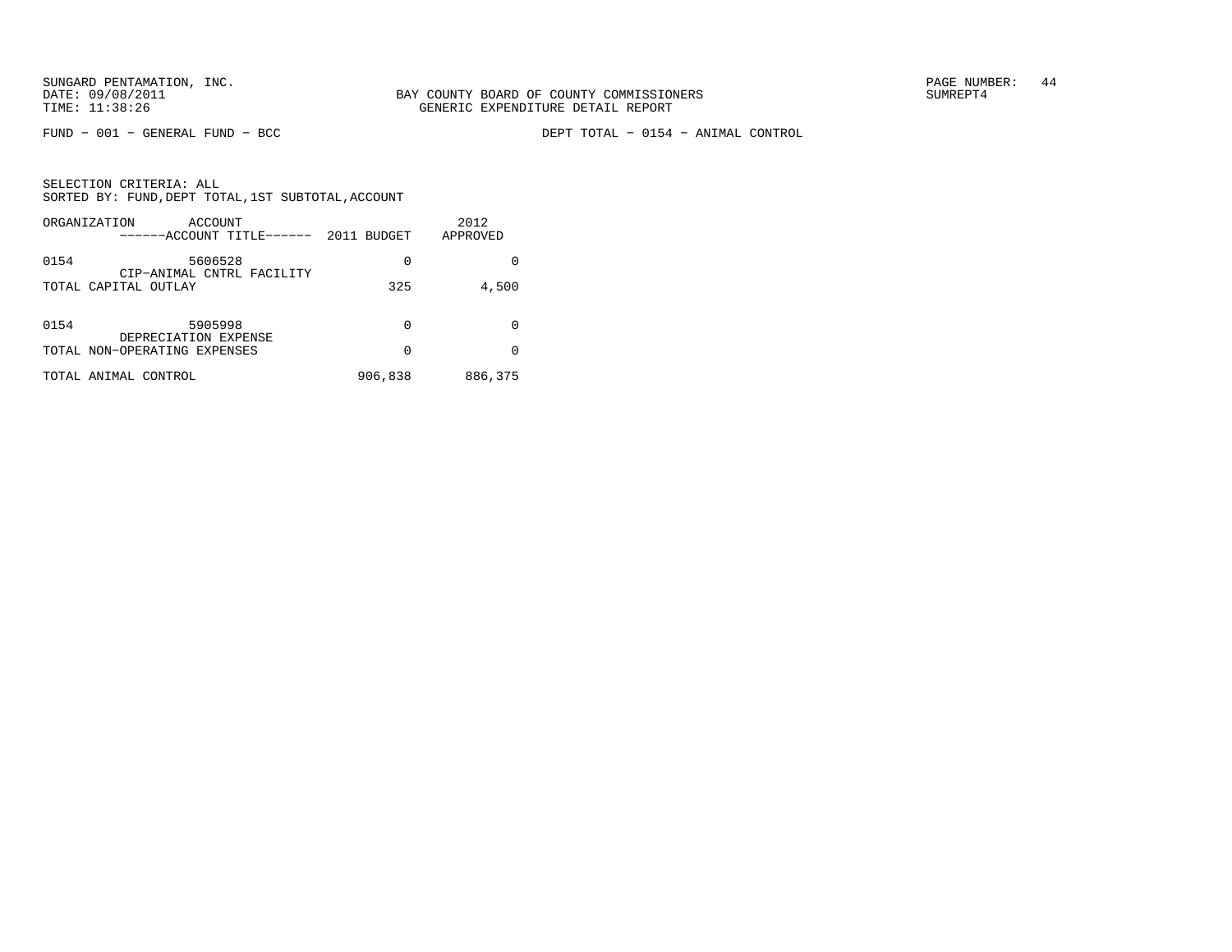BAY COUNTY BOARD OF COUNTY COMMISSIONERS
GENERIC EXPENDITURE DETAIL REPORT

FUND − 001 − GENERAL FUND − BCC

DEPT TOTAL − 0154 − ANIMAL CONTROL

SELECTION CRITERIA: ALL
SORTED BY: FUND,DEPT TOTAL,1ST SUBTOTAL,ACCOUNT

| ORGANIZATION | ACCOUNT / ------ACCOUNT TITLE------ | 2011 BUDGET | 2012 APPROVED |
|---|---|---|---|
| 0154 | 5606528 CIP−ANIMAL CNTRL FACILITY | 0 | 0 |
| TOTAL CAPITAL OUTLAY | | 325 | 4,500 |
| 0154 | 5905998 DEPRECIATION EXPENSE | 0 | 0 |
| TOTAL NON−OPERATING EXPENSES | | 0 | 0 |
| TOTAL ANIMAL CONTROL | | 906,838 | 886,375 |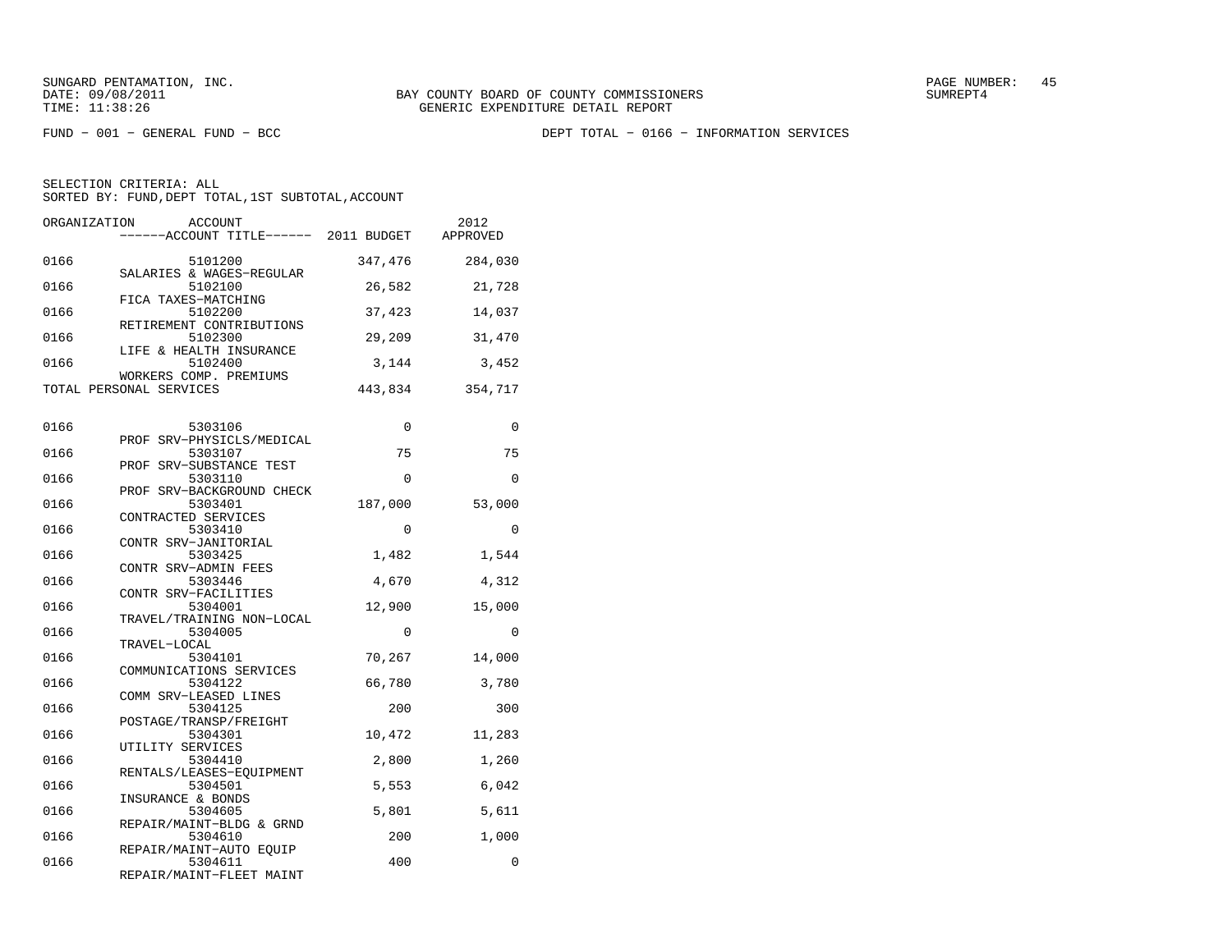SUNGARD PENTAMATION, INC.
DATE: 09/08/2011
TIME: 11:38:26

BAY COUNTY BOARD OF COUNTY COMMISSIONERS
GENERIC EXPENDITURE DETAIL REPORT

SUMREPT4

FUND − 001 − GENERAL FUND − BCC

DEPT TOTAL − 0166 − INFORMATION SERVICES

SELECTION CRITERIA: ALL
SORTED BY: FUND,DEPT TOTAL,1ST SUBTOTAL,ACCOUNT

| ORGANIZATION | ACCOUNT / ------ACCOUNT TITLE------ | 2011 BUDGET | 2012 APPROVED |
|---|---|---|---|
| 0166 | 5101200 SALARIES & WAGES−REGULAR | 347,476 | 284,030 |
| 0166 | 5102100 FICA TAXES−MATCHING | 26,582 | 21,728 |
| 0166 | 5102200 RETIREMENT CONTRIBUTIONS | 37,423 | 14,037 |
| 0166 | 5102300 LIFE & HEALTH INSURANCE | 29,209 | 31,470 |
| 0166 | 5102400 WORKERS COMP. PREMIUMS | 3,144 | 3,452 |
| TOTAL PERSONAL SERVICES | | 443,834 | 354,717 |
| 0166 | 5303106 PROF SRV−PHYSICLS/MEDICAL | 0 | 0 |
| 0166 | 5303107 PROF SRV−SUBSTANCE TEST | 75 | 75 |
| 0166 | 5303110 PROF SRV−BACKGROUND CHECK | 0 | 0 |
| 0166 | 5303401 CONTRACTED SERVICES | 187,000 | 53,000 |
| 0166 | 5303410 CONTR SRV−JANITORIAL | 0 | 0 |
| 0166 | 5303425 CONTR SRV−ADMIN FEES | 1,482 | 1,544 |
| 0166 | 5303446 CONTR SRV−FACILITIES | 4,670 | 4,312 |
| 0166 | 5304001 TRAVEL/TRAINING NON−LOCAL | 12,900 | 15,000 |
| 0166 | 5304005 TRAVEL−LOCAL | 0 | 0 |
| 0166 | 5304101 COMMUNICATIONS SERVICES | 70,267 | 14,000 |
| 0166 | 5304122 COMM SRV−LEASED LINES | 66,780 | 3,780 |
| 0166 | 5304125 POSTAGE/TRANSP/FREIGHT | 200 | 300 |
| 0166 | 5304301 UTILITY SERVICES | 10,472 | 11,283 |
| 0166 | 5304410 RENTALS/LEASES−EQUIPMENT | 2,800 | 1,260 |
| 0166 | 5304501 INSURANCE & BONDS | 5,553 | 6,042 |
| 0166 | 5304605 REPAIR/MAINT−BLDG & GRND | 5,801 | 5,611 |
| 0166 | 5304610 REPAIR/MAINT−AUTO EQUIP | 200 | 1,000 |
| 0166 | 5304611 REPAIR/MAINT−FLEET MAINT | 400 | 0 |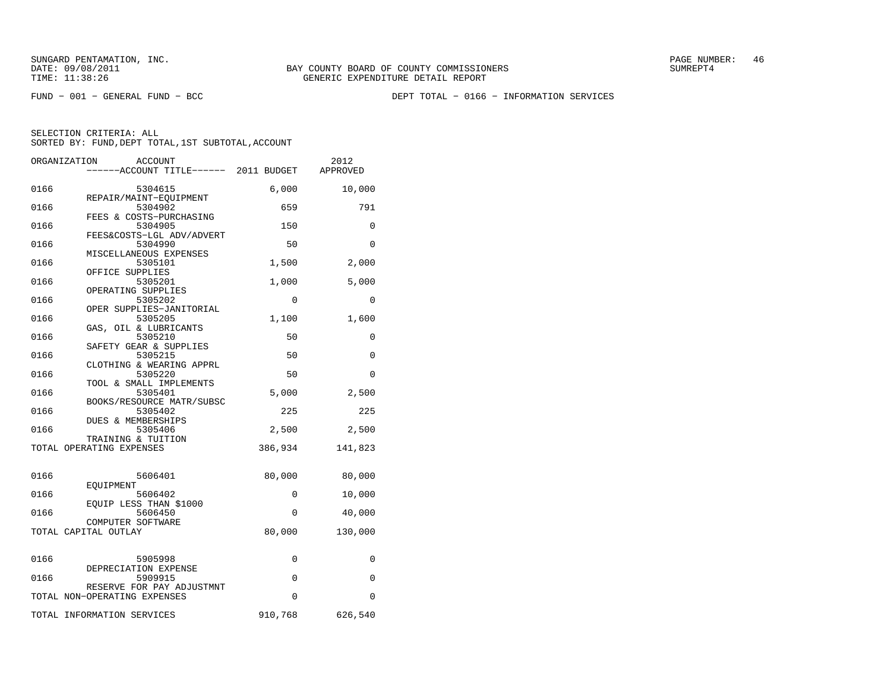SUNGARD PENTAMATION, INC.
DATE: 09/08/2011
TIME: 11:38:26

BAY COUNTY BOARD OF COUNTY COMMISSIONERS
GENERIC EXPENDITURE DETAIL REPORT

PAGE NUMBER: 46
SUMREPT4

FUND − 001 − GENERAL FUND − BCC

DEPT TOTAL − 0166 − INFORMATION SERVICES

SELECTION CRITERIA: ALL
SORTED BY: FUND,DEPT TOTAL,1ST SUBTOTAL,ACCOUNT

| ORGANIZATION | ACCOUNT / ------ACCOUNT TITLE------ | 2011 BUDGET | 2012 APPROVED |
|---|---|---|---|
| 0166 | 5304615 REPAIR/MAINT−EQUIPMENT | 6,000 | 10,000 |
| 0166 | 5304902 FEES & COSTS−PURCHASING | 659 | 791 |
| 0166 | 5304905 FEES&COSTS−LGL ADV/ADVERT | 150 | 0 |
| 0166 | 5304990 MISCELLANEOUS EXPENSES | 50 | 0 |
| 0166 | 5305101 OFFICE SUPPLIES | 1,500 | 2,000 |
| 0166 | 5305201 OPERATING SUPPLIES | 1,000 | 5,000 |
| 0166 | 5305202 OPER SUPPLIES−JANITORIAL | 0 | 0 |
| 0166 | 5305205 GAS, OIL & LUBRICANTS | 1,100 | 1,600 |
| 0166 | 5305210 SAFETY GEAR & SUPPLIES | 50 | 0 |
| 0166 | 5305215 CLOTHING & WEARING APPRL | 50 | 0 |
| 0166 | 5305220 TOOL & SMALL IMPLEMENTS | 50 | 0 |
| 0166 | 5305401 BOOKS/RESOURCE MATR/SUBSC | 5,000 | 2,500 |
| 0166 | 5305402 DUES & MEMBERSHIPS | 225 | 225 |
| 0166 | 5305406 TRAINING & TUITION | 2,500 | 2,500 |
| TOTAL OPERATING EXPENSES | | 386,934 | 141,823 |
| 0166 | 5606401 EQUIPMENT | 80,000 | 80,000 |
| 0166 | 5606402 EQUIP LESS THAN $1000 | 0 | 10,000 |
| 0166 | 5606450 COMPUTER SOFTWARE | 0 | 40,000 |
| TOTAL CAPITAL OUTLAY | | 80,000 | 130,000 |
| 0166 | 5905998 DEPRECIATION EXPENSE | 0 | 0 |
| 0166 | 5909915 RESERVE FOR PAY ADJUSTMNT | 0 | 0 |
| TOTAL NON−OPERATING EXPENSES | | 0 | 0 |
| TOTAL INFORMATION SERVICES | | 910,768 | 626,540 |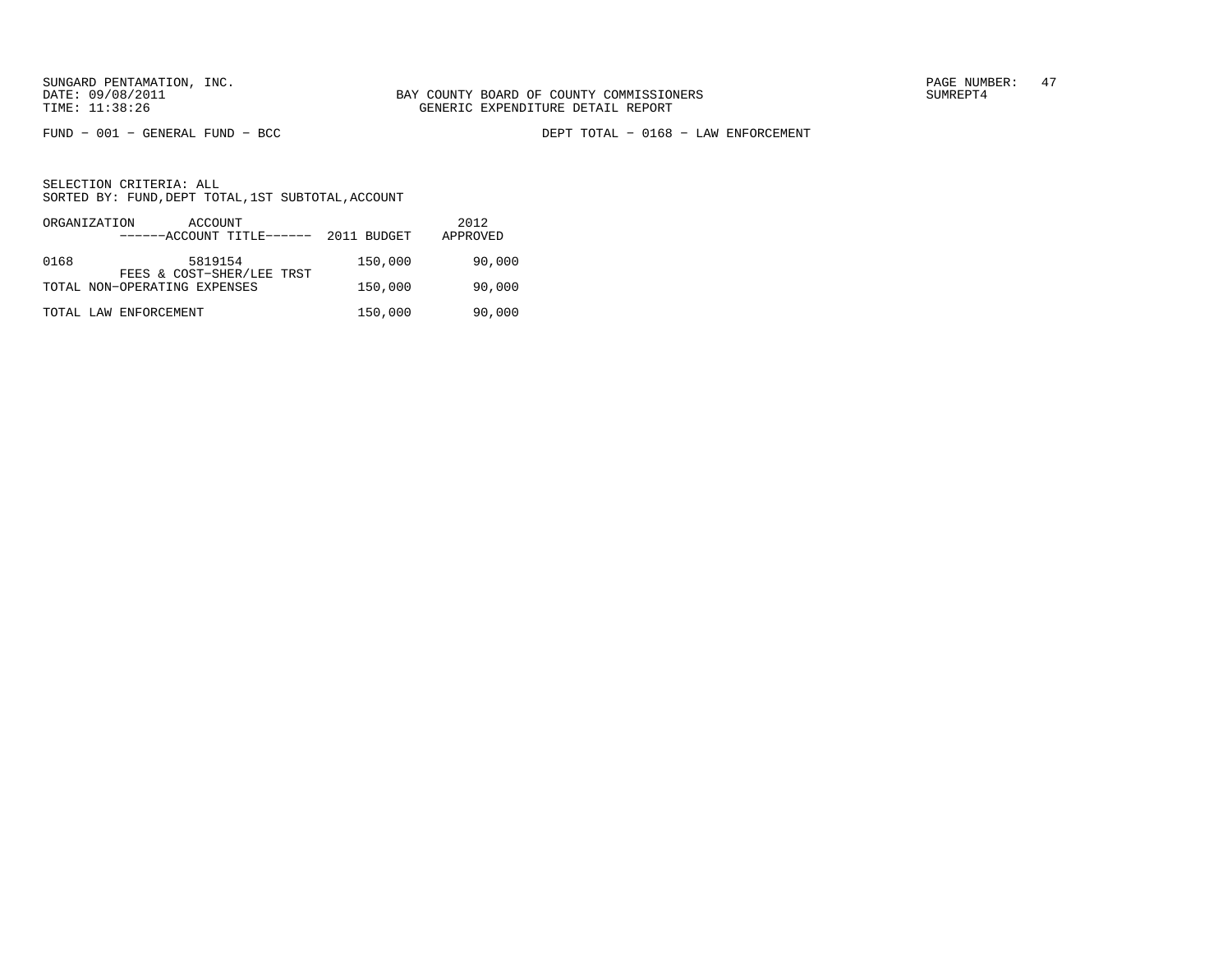BAY COUNTY BOARD OF COUNTY COMMISSIONERS
GENERIC EXPENDITURE DETAIL REPORT

FUND − 001 − GENERAL FUND − BCC

DEPT TOTAL − 0168 − LAW ENFORCEMENT

SELECTION CRITERIA: ALL
SORTED BY: FUND,DEPT TOTAL,1ST SUBTOTAL,ACCOUNT

| ORGANIZATION | ACCOUNT / ------ACCOUNT TITLE------ | 2011 BUDGET | 2012 APPROVED |
|---|---|---|---|
| 0168 | 5819154 FEES & COST−SHER/LEE TRST | 150,000 | 90,000 |
| TOTAL NON−OPERATING EXPENSES | | 150,000 | 90,000 |
| TOTAL LAW ENFORCEMENT | | 150,000 | 90,000 |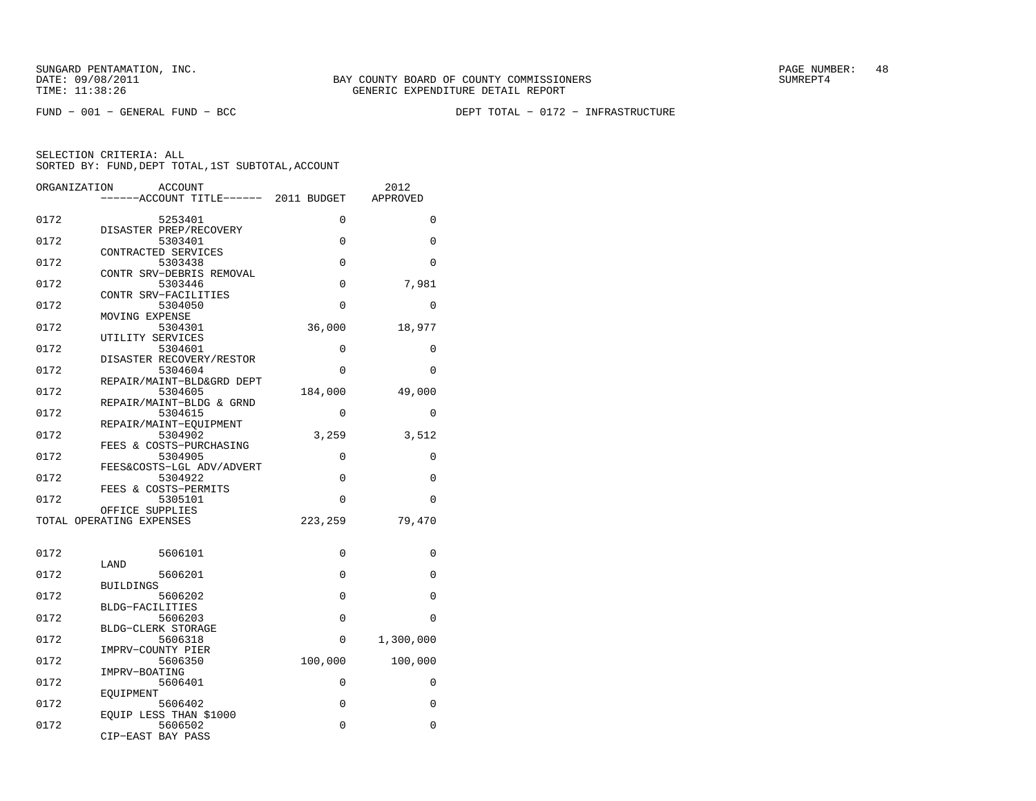SUNGARD PENTAMATION, INC.
DATE: 09/08/2011
TIME: 11:38:26

BAY COUNTY BOARD OF COUNTY COMMISSIONERS
GENERIC EXPENDITURE DETAIL REPORT

PAGE NUMBER: 48
SUMREPT4

FUND - 001 - GENERAL FUND - BCC

DEPT TOTAL - 0172 - INFRASTRUCTURE

SELECTION CRITERIA: ALL
SORTED BY: FUND,DEPT TOTAL,1ST SUBTOTAL,ACCOUNT

| ORGANIZATION | ACCOUNT / ------ACCOUNT TITLE------ | 2011 BUDGET | 2012 APPROVED |
|---|---|---|---|
| 0172 | 5253401 DISASTER PREP/RECOVERY | 0 | 0 |
| 0172 | 5303401 CONTRACTED SERVICES | 0 | 0 |
| 0172 | 5303438 CONTR SRV-DEBRIS REMOVAL | 0 | 0 |
| 0172 | 5303446 CONTR SRV-FACILITIES | 0 | 7,981 |
| 0172 | 5304050 MOVING EXPENSE | 0 | 0 |
| 0172 | 5304301 UTILITY SERVICES | 36,000 | 18,977 |
| 0172 | 5304601 DISASTER RECOVERY/RESTOR | 0 | 0 |
| 0172 | 5304604 REPAIR/MAINT-BLD&GRD DEPT | 0 | 0 |
| 0172 | 5304605 REPAIR/MAINT-BLDG & GRND | 184,000 | 49,000 |
| 0172 | 5304615 REPAIR/MAINT-EQUIPMENT | 0 | 0 |
| 0172 | 5304902 FEES & COSTS-PURCHASING | 3,259 | 3,512 |
| 0172 | 5304905 FEES&COSTS-LGL ADV/ADVERT | 0 | 0 |
| 0172 | 5304922 FEES & COSTS-PERMITS | 0 | 0 |
| 0172 | 5305101 OFFICE SUPPLIES | 0 | 0 |
| TOTAL OPERATING EXPENSES | | 223,259 | 79,470 |
| 0172 | 5606101 LAND | 0 | 0 |
| 0172 | 5606201 BUILDINGS | 0 | 0 |
| 0172 | 5606202 BLDG-FACILITIES | 0 | 0 |
| 0172 | 5606203 BLDG-CLERK STORAGE | 0 | 0 |
| 0172 | 5606318 IMPRV-COUNTY PIER | 0 | 1,300,000 |
| 0172 | 5606350 IMPRV-BOATING | 100,000 | 100,000 |
| 0172 | 5606401 EQUIPMENT | 0 | 0 |
| 0172 | 5606402 EQUIP LESS THAN $1000 | 0 | 0 |
| 0172 | 5606502 CIP-EAST BAY PASS | 0 | 0 |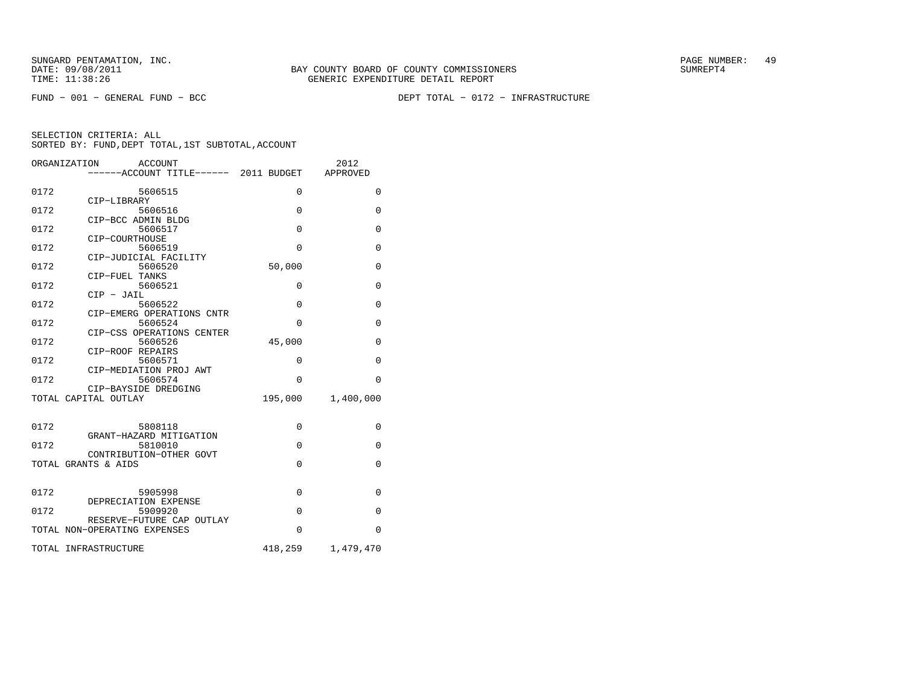SUNGARD PENTAMATION, INC.
DATE: 09/08/2011
TIME: 11:38:26

BAY COUNTY BOARD OF COUNTY COMMISSIONERS
GENERIC EXPENDITURE DETAIL REPORT

SUMREPT4

FUND - 001 - GENERAL FUND - BCC

DEPT TOTAL - 0172 - INFRASTRUCTURE

SELECTION CRITERIA: ALL
SORTED BY: FUND,DEPT TOTAL,1ST SUBTOTAL,ACCOUNT

| ORGANIZATION | ACCOUNT / ------ACCOUNT TITLE------ | 2011 BUDGET | 2012 APPROVED |
|---|---|---|---|
| 0172 | 5606515 CIP-LIBRARY | 0 | 0 |
| 0172 | 5606516 CIP-BCC ADMIN BLDG | 0 | 0 |
| 0172 | 5606517 CIP-COURTHOUSE | 0 | 0 |
| 0172 | 5606519 CIP-JUDICIAL FACILITY | 0 | 0 |
| 0172 | 5606520 CIP-FUEL TANKS | 50,000 | 0 |
| 0172 | 5606521 CIP - JAIL | 0 | 0 |
| 0172 | 5606522 CIP-EMERG OPERATIONS CNTR | 0 | 0 |
| 0172 | 5606524 CIP-CSS OPERATIONS CENTER | 0 | 0 |
| 0172 | 5606526 CIP-ROOF REPAIRS | 45,000 | 0 |
| 0172 | 5606571 CIP-MEDIATION PROJ AWT | 0 | 0 |
| 0172 | 5606574 CIP-BAYSIDE DREDGING | 0 | 0 |
| TOTAL CAPITAL OUTLAY | | 195,000 | 1,400,000 |
| 0172 | 5808118 GRANT-HAZARD MITIGATION | 0 | 0 |
| 0172 | 5810010 CONTRIBUTION-OTHER GOVT | 0 | 0 |
| TOTAL GRANTS & AIDS | | 0 | 0 |
| 0172 | 5905998 DEPRECIATION EXPENSE | 0 | 0 |
| 0172 | 5909920 RESERVE-FUTURE CAP OUTLAY | 0 | 0 |
| TOTAL NON-OPERATING EXPENSES | | 0 | 0 |
| TOTAL INFRASTRUCTURE | | 418,259 | 1,479,470 |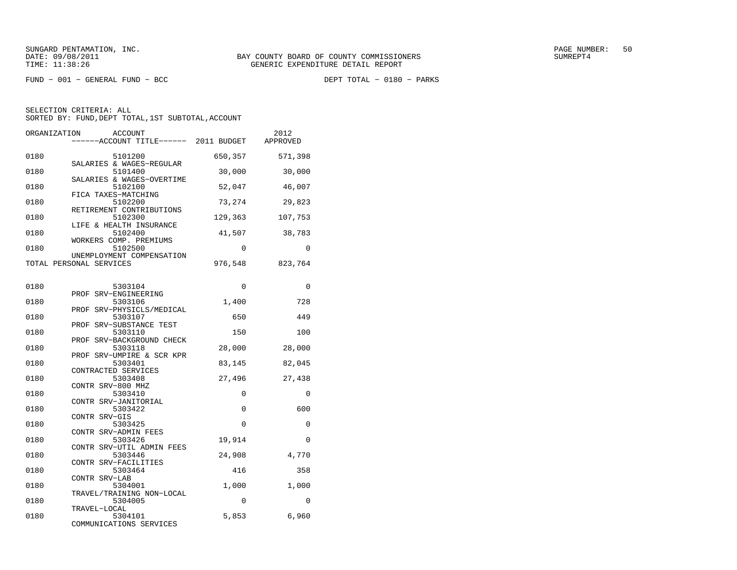SUNGARD PENTAMATION, INC.
DATE: 09/08/2011
TIME: 11:38:26

BAY COUNTY BOARD OF COUNTY COMMISSIONERS
GENERIC EXPENDITURE DETAIL REPORT

SUMREPT4

FUND − 001 − GENERAL FUND − BCC

DEPT TOTAL − 0180 − PARKS

SELECTION CRITERIA: ALL
SORTED BY: FUND,DEPT TOTAL,1ST SUBTOTAL,ACCOUNT

| ORGANIZATION | ACCOUNT / ACCOUNT TITLE | 2011 BUDGET | 2012 APPROVED |
|---|---|---|---|
| 0180 | 5101200 SALARIES & WAGES−REGULAR | 650,357 | 571,398 |
| 0180 | 5101400 SALARIES & WAGES−OVERTIME | 30,000 | 30,000 |
| 0180 | 5102100 FICA TAXES−MATCHING | 52,047 | 46,007 |
| 0180 | 5102200 RETIREMENT CONTRIBUTIONS | 73,274 | 29,823 |
| 0180 | 5102300 LIFE & HEALTH INSURANCE | 129,363 | 107,753 |
| 0180 | 5102400 WORKERS COMP. PREMIUMS | 41,507 | 38,783 |
| 0180 | 5102500 UNEMPLOYMENT COMPENSATION | 0 | 0 |
| TOTAL PERSONAL SERVICES | | 976,548 | 823,764 |
| 0180 | 5303104 PROF SRV−ENGINEERING | 0 | 0 |
| 0180 | 5303106 PROF SRV−PHYSICLS/MEDICAL | 1,400 | 728 |
| 0180 | 5303107 PROF SRV−SUBSTANCE TEST | 650 | 449 |
| 0180 | 5303110 PROF SRV−BACKGROUND CHECK | 150 | 100 |
| 0180 | 5303118 PROF SRV−UMPIRE & SCR KPR | 28,000 | 28,000 |
| 0180 | 5303401 CONTRACTED SERVICES | 83,145 | 82,045 |
| 0180 | 5303408 CONTR SRV−800 MHZ | 27,496 | 27,438 |
| 0180 | 5303410 CONTR SRV−JANITORIAL | 0 | 0 |
| 0180 | 5303422 CONTR SRV−GIS | 0 | 600 |
| 0180 | 5303425 CONTR SRV−ADMIN FEES | 0 | 0 |
| 0180 | 5303426 CONTR SRV−UTIL ADMIN FEES | 19,914 | 0 |
| 0180 | 5303446 CONTR SRV−FACILITIES | 24,908 | 4,770 |
| 0180 | 5303464 CONTR SRV−LAB | 416 | 358 |
| 0180 | 5304001 TRAVEL/TRAINING NON−LOCAL | 1,000 | 1,000 |
| 0180 | 5304005 TRAVEL−LOCAL | 0 | 0 |
| 0180 | 5304101 COMMUNICATIONS SERVICES | 5,853 | 6,960 |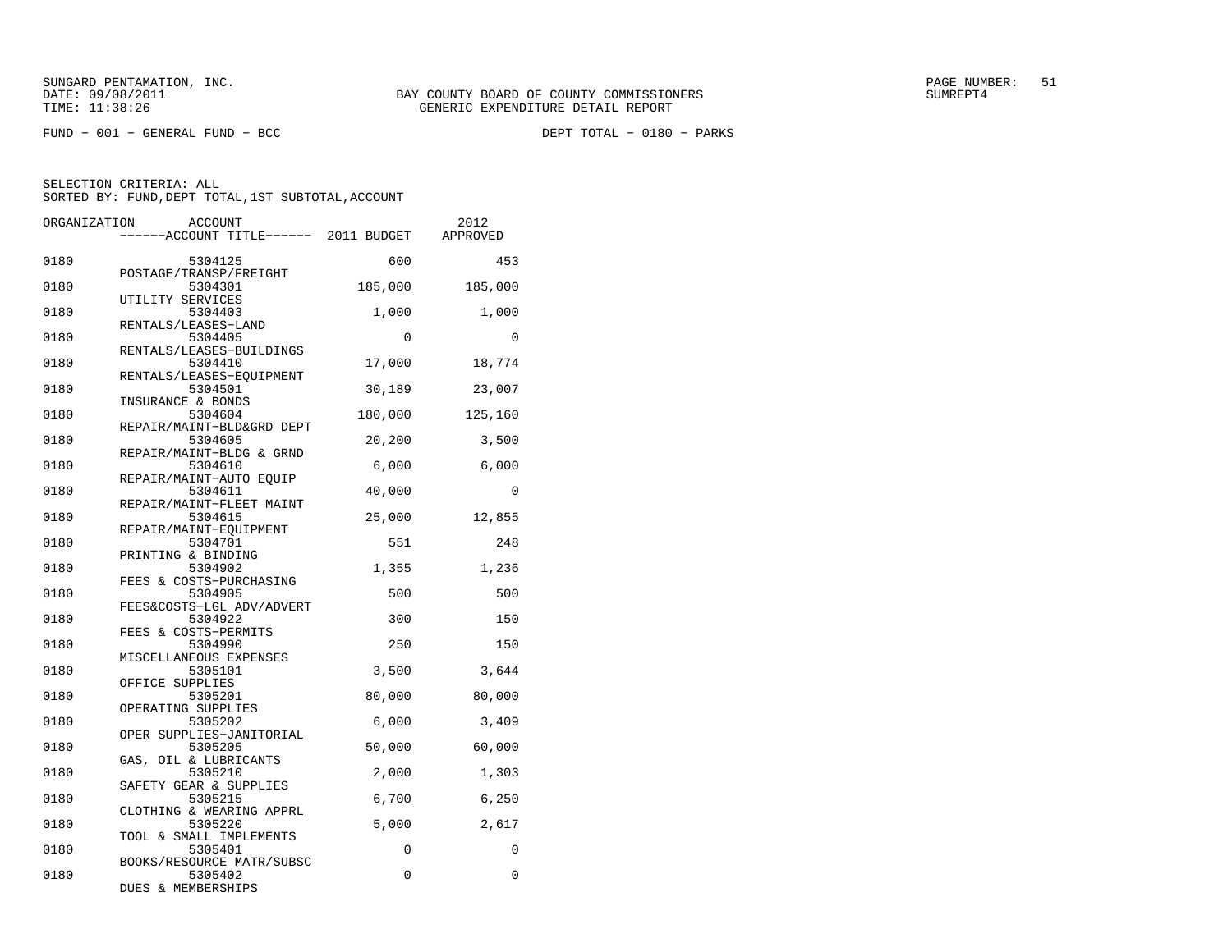SUNGARD PENTAMATION, INC.
DATE: 09/08/2011
TIME: 11:38:26

BAY COUNTY BOARD OF COUNTY COMMISSIONERS
GENERIC EXPENDITURE DETAIL REPORT

SUMREPT4

FUND - 001 - GENERAL FUND - BCC

DEPT TOTAL - 0180 - PARKS

SELECTION CRITERIA: ALL
SORTED BY: FUND,DEPT TOTAL,1ST SUBTOTAL,ACCOUNT

| ORGANIZATION | ACCOUNT / ------ACCOUNT TITLE------ | 2011 BUDGET | 2012 APPROVED |
|---|---|---|---|
| 0180 | 5304125 POSTAGE/TRANSP/FREIGHT | 600 | 453 |
| 0180 | 5304301 UTILITY SERVICES | 185,000 | 185,000 |
| 0180 | 5304403 RENTALS/LEASES-LAND | 1,000 | 1,000 |
| 0180 | 5304405 RENTALS/LEASES-BUILDINGS | 0 | 0 |
| 0180 | 5304410 RENTALS/LEASES-EQUIPMENT | 17,000 | 18,774 |
| 0180 | 5304501 INSURANCE & BONDS | 30,189 | 23,007 |
| 0180 | 5304604 REPAIR/MAINT-BLD&GRD DEPT | 180,000 | 125,160 |
| 0180 | 5304605 REPAIR/MAINT-BLDG & GRND | 20,200 | 3,500 |
| 0180 | 5304610 REPAIR/MAINT-AUTO EQUIP | 6,000 | 6,000 |
| 0180 | 5304611 REPAIR/MAINT-FLEET MAINT | 40,000 | 0 |
| 0180 | 5304615 REPAIR/MAINT-EQUIPMENT | 25,000 | 12,855 |
| 0180 | 5304701 PRINTING & BINDING | 551 | 248 |
| 0180 | 5304902 FEES & COSTS-PURCHASING | 1,355 | 1,236 |
| 0180 | 5304905 FEES&COSTS-LGL ADV/ADVERT | 500 | 500 |
| 0180 | 5304922 FEES & COSTS-PERMITS | 300 | 150 |
| 0180 | 5304990 MISCELLANEOUS EXPENSES | 250 | 150 |
| 0180 | 5305101 OFFICE SUPPLIES | 3,500 | 3,644 |
| 0180 | 5305201 OPERATING SUPPLIES | 80,000 | 80,000 |
| 0180 | 5305202 OPER SUPPLIES-JANITORIAL | 6,000 | 3,409 |
| 0180 | 5305205 GAS, OIL & LUBRICANTS | 50,000 | 60,000 |
| 0180 | 5305210 SAFETY GEAR & SUPPLIES | 2,000 | 1,303 |
| 0180 | 5305215 CLOTHING & WEARING APPRL | 6,700 | 6,250 |
| 0180 | 5305220 TOOL & SMALL IMPLEMENTS | 5,000 | 2,617 |
| 0180 | 5305401 BOOKS/RESOURCE MATR/SUBSC | 0 | 0 |
| 0180 | 5305402 DUES & MEMBERSHIPS | 0 | 0 |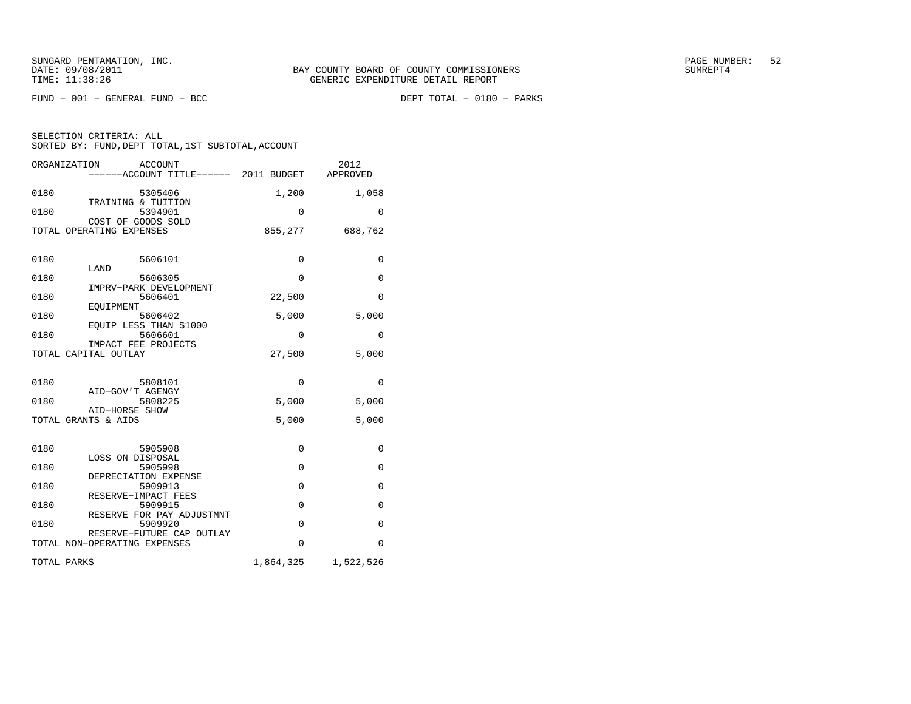BAY COUNTY BOARD OF COUNTY COMMISSIONERS
GENERIC EXPENDITURE DETAIL REPORT

FUND - 001 - GENERAL FUND - BCC

DEPT TOTAL - 0180 - PARKS

SELECTION CRITERIA: ALL
SORTED BY: FUND,DEPT TOTAL,1ST SUBTOTAL,ACCOUNT

| ORGANIZATION | ACCOUNT / ACCOUNT TITLE | 2011 BUDGET | 2012 APPROVED |
|---|---|---|---|
| 0180 | 5305406 TRAINING & TUITION | 1,200 | 1,058 |
| 0180 | 5394901 COST OF GOODS SOLD | 0 | 0 |
| TOTAL OPERATING EXPENSES | | 855,277 | 688,762 |
| 0180 | 5606101 LAND | 0 | 0 |
| 0180 | 5606305 IMPRV-PARK DEVELOPMENT | 0 | 0 |
| 0180 | 5606401 EQUIPMENT | 22,500 | 0 |
| 0180 | 5606402 EQUIP LESS THAN $1000 | 5,000 | 5,000 |
| 0180 | 5606601 IMPACT FEE PROJECTS | 0 | 0 |
| TOTAL CAPITAL OUTLAY | | 27,500 | 5,000 |
| 0180 | 5808101 AID-GOV'T AGENGY | 0 | 0 |
| 0180 | 5808225 AID-HORSE SHOW | 5,000 | 5,000 |
| TOTAL GRANTS & AIDS | | 5,000 | 5,000 |
| 0180 | 5905908 LOSS ON DISPOSAL | 0 | 0 |
| 0180 | 5905998 DEPRECIATION EXPENSE | 0 | 0 |
| 0180 | 5909913 RESERVE-IMPACT FEES | 0 | 0 |
| 0180 | 5909915 RESERVE FOR PAY ADJUSTMNT | 0 | 0 |
| 0180 | 5909920 RESERVE-FUTURE CAP OUTLAY | 0 | 0 |
| TOTAL NON-OPERATING EXPENSES | | 0 | 0 |
| TOTAL PARKS | | 1,864,325 | 1,522,526 |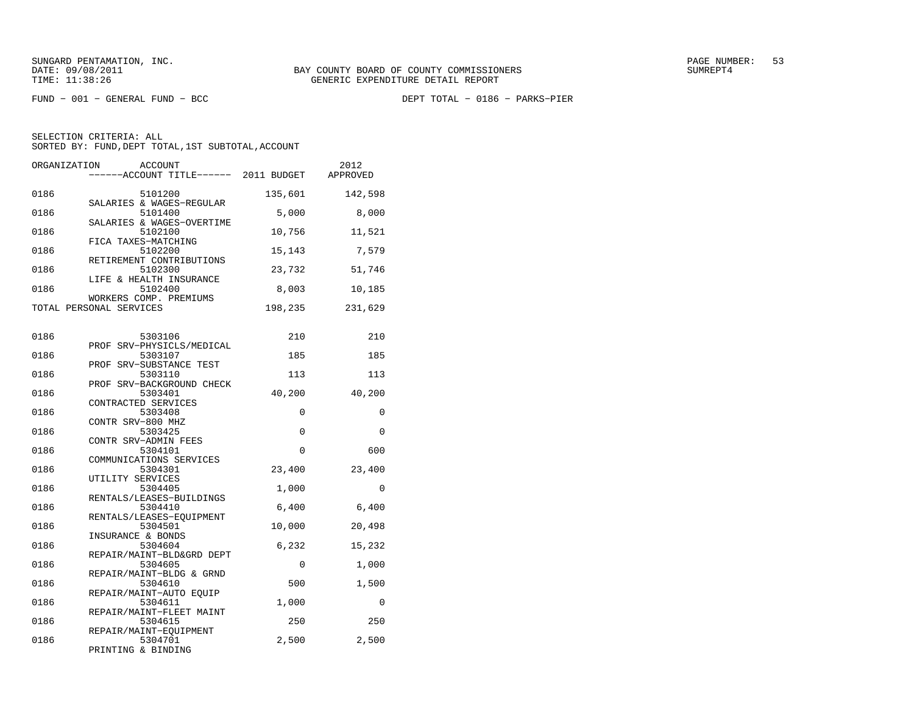SUNGARD PENTAMATION, INC.
DATE: 09/08/2011
TIME: 11:38:26

BAY COUNTY BOARD OF COUNTY COMMISSIONERS
GENERIC EXPENDITURE DETAIL REPORT

SUMREPT4

FUND − 001 − GENERAL FUND − BCC

DEPT TOTAL − 0186 − PARKS−PIER

SELECTION CRITERIA: ALL
SORTED BY: FUND,DEPT TOTAL,1ST SUBTOTAL,ACCOUNT

| ORGANIZATION | ACCOUNT / ------ACCOUNT TITLE------ | 2011 BUDGET | 2012 APPROVED |
|---|---|---|---|
| 0186 | 5101200 SALARIES & WAGES−REGULAR | 135,601 | 142,598 |
| 0186 | 5101400 SALARIES & WAGES−OVERTIME | 5,000 | 8,000 |
| 0186 | 5102100 FICA TAXES−MATCHING | 10,756 | 11,521 |
| 0186 | 5102200 RETIREMENT CONTRIBUTIONS | 15,143 | 7,579 |
| 0186 | 5102300 LIFE & HEALTH INSURANCE | 23,732 | 51,746 |
| 0186 | 5102400 WORKERS COMP. PREMIUMS | 8,003 | 10,185 |
| TOTAL PERSONAL SERVICES | | 198,235 | 231,629 |
| 0186 | 5303106 PROF SRV−PHYSICLS/MEDICAL | 210 | 210 |
| 0186 | 5303107 PROF SRV−SUBSTANCE TEST | 185 | 185 |
| 0186 | 5303110 PROF SRV−BACKGROUND CHECK | 113 | 113 |
| 0186 | 5303401 CONTRACTED SERVICES | 40,200 | 40,200 |
| 0186 | 5303408 CONTR SRV−800 MHZ | 0 | 0 |
| 0186 | 5303425 CONTR SRV−ADMIN FEES | 0 | 0 |
| 0186 | 5304101 COMMUNICATIONS SERVICES | 0 | 600 |
| 0186 | 5304301 UTILITY SERVICES | 23,400 | 23,400 |
| 0186 | 5304405 RENTALS/LEASES−BUILDINGS | 1,000 | 0 |
| 0186 | 5304410 RENTALS/LEASES−EQUIPMENT | 6,400 | 6,400 |
| 0186 | 5304501 INSURANCE & BONDS | 10,000 | 20,498 |
| 0186 | 5304604 REPAIR/MAINT−BLD&GRD DEPT | 6,232 | 15,232 |
| 0186 | 5304605 REPAIR/MAINT−BLDG & GRND | 0 | 1,000 |
| 0186 | 5304610 REPAIR/MAINT−AUTO EQUIP | 500 | 1,500 |
| 0186 | 5304611 REPAIR/MAINT−FLEET MAINT | 1,000 | 0 |
| 0186 | 5304615 REPAIR/MAINT−EQUIPMENT | 250 | 250 |
| 0186 | 5304701 PRINTING & BINDING | 2,500 | 2,500 |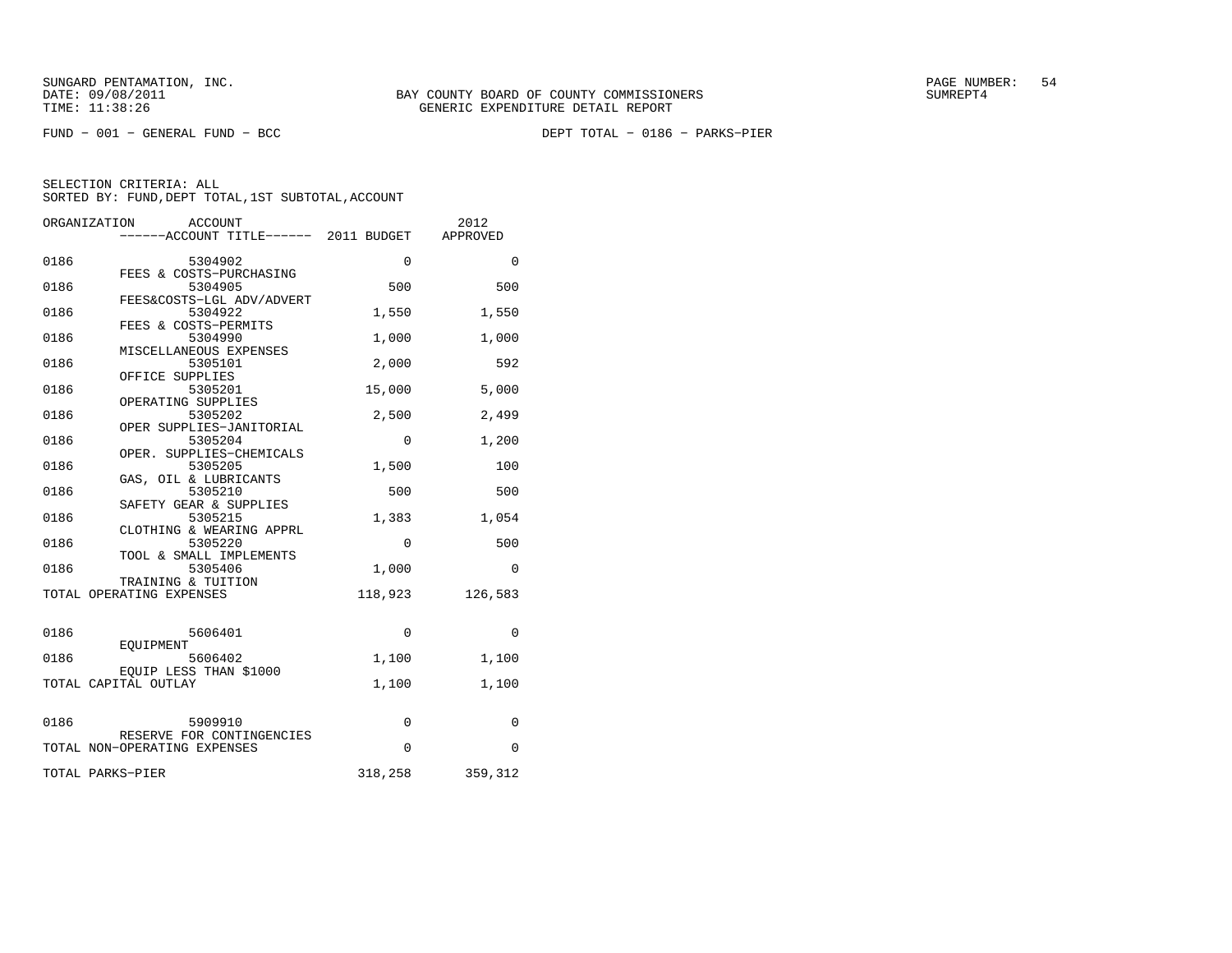FUND − 001 − GENERAL FUND − BCC

DEPT TOTAL − 0186 − PARKS−PIER

SELECTION CRITERIA: ALL
SORTED BY: FUND,DEPT TOTAL,1ST SUBTOTAL,ACCOUNT

| ORGANIZATION | ACCOUNT / ACCOUNT TITLE | 2011 BUDGET | 2012 APPROVED |
|---|---|---|---|
| 0186 | 5304902 FEES & COSTS−PURCHASING | 0 | 0 |
| 0186 | 5304905 FEES&COSTS−LGL ADV/ADVERT | 500 | 500 |
| 0186 | 5304922 FEES & COSTS−PERMITS | 1,550 | 1,550 |
| 0186 | 5304990 MISCELLANEOUS EXPENSES | 1,000 | 1,000 |
| 0186 | 5305101 OFFICE SUPPLIES | 2,000 | 592 |
| 0186 | 5305201 OPERATING SUPPLIES | 15,000 | 5,000 |
| 0186 | 5305202 OPER SUPPLIES−JANITORIAL | 2,500 | 2,499 |
| 0186 | 5305204 OPER. SUPPLIES−CHEMICALS | 0 | 1,200 |
| 0186 | 5305205 GAS, OIL & LUBRICANTS | 1,500 | 100 |
| 0186 | 5305210 SAFETY GEAR & SUPPLIES | 500 | 500 |
| 0186 | 5305215 CLOTHING & WEARING APPRL | 1,383 | 1,054 |
| 0186 | 5305220 TOOL & SMALL IMPLEMENTS | 0 | 500 |
| 0186 | 5305406 TRAINING & TUITION | 1,000 | 0 |
| TOTAL OPERATING EXPENSES | | 118,923 | 126,583 |
| 0186 | 5606401 EQUIPMENT | 0 | 0 |
| 0186 | 5606402 EQUIP LESS THAN $1000 | 1,100 | 1,100 |
| TOTAL CAPITAL OUTLAY | | 1,100 | 1,100 |
| 0186 | 5909910 RESERVE FOR CONTINGENCIES | 0 | 0 |
| TOTAL NON−OPERATING EXPENSES | | 0 | 0 |
| TOTAL PARKS−PIER | | 318,258 | 359,312 |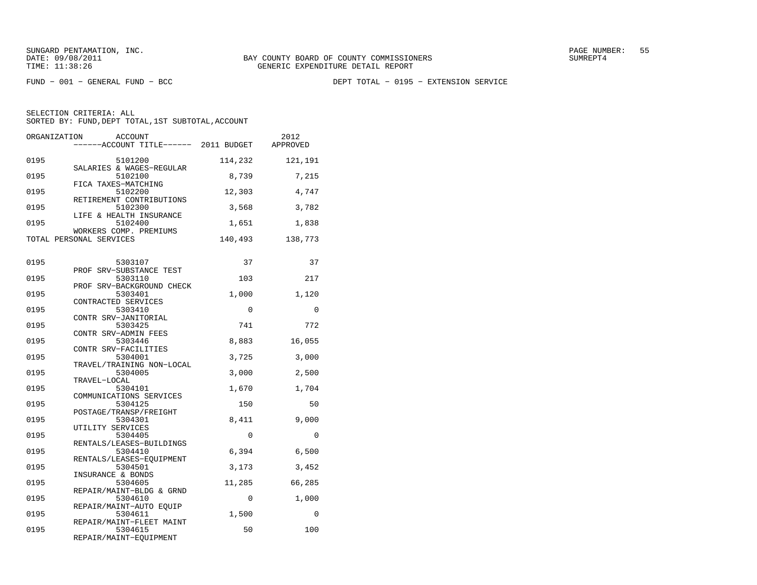SUNGARD PENTAMATION, INC.
DATE: 09/08/2011
TIME: 11:38:26

BAY COUNTY BOARD OF COUNTY COMMISSIONERS
GENERIC EXPENDITURE DETAIL REPORT

PAGE NUMBER: 55
SUMREPT4

FUND - 001 - GENERAL FUND - BCC

DEPT TOTAL - 0195 - EXTENSION SERVICE

SELECTION CRITERIA: ALL
SORTED BY: FUND,DEPT TOTAL,1ST SUBTOTAL,ACCOUNT

| ORGANIZATION | ACCOUNT / ACCOUNT TITLE | 2011 BUDGET | 2012 APPROVED |
|---|---|---|---|
| 0195 | 5101200 SALARIES & WAGES-REGULAR | 114,232 | 121,191 |
| 0195 | 5102100 FICA TAXES-MATCHING | 8,739 | 7,215 |
| 0195 | 5102200 RETIREMENT CONTRIBUTIONS | 12,303 | 4,747 |
| 0195 | 5102300 LIFE & HEALTH INSURANCE | 3,568 | 3,782 |
| 0195 | 5102400 WORKERS COMP. PREMIUMS | 1,651 | 1,838 |
| TOTAL PERSONAL SERVICES | | 140,493 | 138,773 |
| 0195 | 5303107 PROF SRV-SUBSTANCE TEST | 37 | 37 |
| 0195 | 5303110 PROF SRV-BACKGROUND CHECK | 103 | 217 |
| 0195 | 5303401 CONTRACTED SERVICES | 1,000 | 1,120 |
| 0195 | 5303410 CONTR SRV-JANITORIAL | 0 | 0 |
| 0195 | 5303425 CONTR SRV-ADMIN FEES | 741 | 772 |
| 0195 | 5303446 CONTR SRV-FACILITIES | 8,883 | 16,055 |
| 0195 | 5304001 TRAVEL/TRAINING NON-LOCAL | 3,725 | 3,000 |
| 0195 | 5304005 TRAVEL-LOCAL | 3,000 | 2,500 |
| 0195 | 5304101 COMMUNICATIONS SERVICES | 1,670 | 1,704 |
| 0195 | 5304125 POSTAGE/TRANSP/FREIGHT | 150 | 50 |
| 0195 | 5304301 UTILITY SERVICES | 8,411 | 9,000 |
| 0195 | 5304405 RENTALS/LEASES-BUILDINGS | 0 | 0 |
| 0195 | 5304410 RENTALS/LEASES-EQUIPMENT | 6,394 | 6,500 |
| 0195 | 5304501 INSURANCE & BONDS | 3,173 | 3,452 |
| 0195 | 5304605 REPAIR/MAINT-BLDG & GRND | 11,285 | 66,285 |
| 0195 | 5304610 REPAIR/MAINT-AUTO EQUIP | 0 | 1,000 |
| 0195 | 5304611 REPAIR/MAINT-FLEET MAINT | 1,500 | 0 |
| 0195 | 5304615 REPAIR/MAINT-EQUIPMENT | 50 | 100 |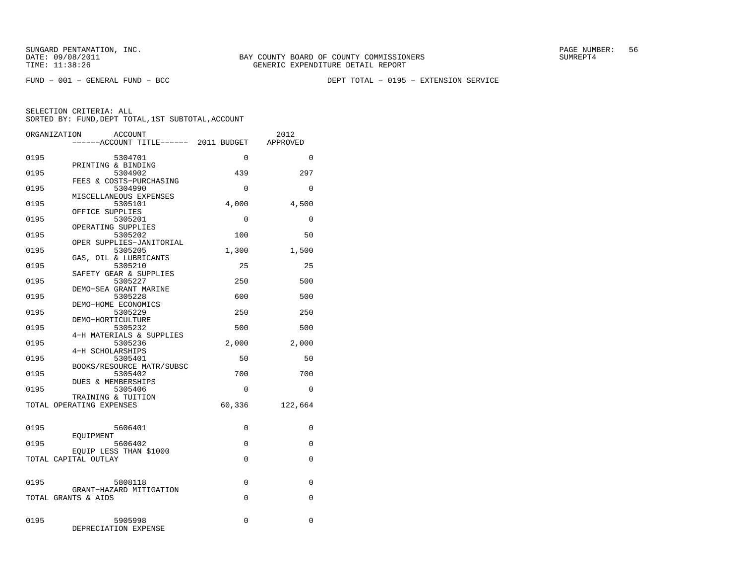SUNGARD PENTAMATION, INC.
DATE: 09/08/2011
TIME: 11:38:26

BAY COUNTY BOARD OF COUNTY COMMISSIONERS
GENERIC EXPENDITURE DETAIL REPORT

SUMREPT4

FUND − 001 − GENERAL FUND − BCC

DEPT TOTAL − 0195 − EXTENSION SERVICE

SELECTION CRITERIA: ALL
SORTED BY: FUND,DEPT TOTAL,1ST SUBTOTAL,ACCOUNT

| ORGANIZATION | ACCOUNT / ------ACCOUNT TITLE------ | 2011 BUDGET | 2012 APPROVED |
|---|---|---|---|
| 0195 | 5304701 PRINTING & BINDING | 0 | 0 |
| 0195 | 5304902 FEES & COSTS−PURCHASING | 439 | 297 |
| 0195 | 5304990 MISCELLANEOUS EXPENSES | 0 | 0 |
| 0195 | 5305101 OFFICE SUPPLIES | 4,000 | 4,500 |
| 0195 | 5305201 OPERATING SUPPLIES | 0 | 0 |
| 0195 | 5305202 OPER SUPPLIES−JANITORIAL | 100 | 50 |
| 0195 | 5305205 GAS, OIL & LUBRICANTS | 1,300 | 1,500 |
| 0195 | 5305210 SAFETY GEAR & SUPPLIES | 25 | 25 |
| 0195 | 5305227 DEMO−SEA GRANT MARINE | 250 | 500 |
| 0195 | 5305228 DEMO−HOME ECONOMICS | 600 | 500 |
| 0195 | 5305229 DEMO−HORTICULTURE | 250 | 250 |
| 0195 | 5305232 4−H MATERIALS & SUPPLIES | 500 | 500 |
| 0195 | 5305236 4−H SCHOLARSHIPS | 2,000 | 2,000 |
| 0195 | 5305401 BOOKS/RESOURCE MATR/SUBSC | 50 | 50 |
| 0195 | 5305402 DUES & MEMBERSHIPS | 700 | 700 |
| 0195 | 5305406 TRAINING & TUITION | 0 | 0 |
| TOTAL OPERATING EXPENSES | | 60,336 | 122,664 |
| 0195 | 5606401 EQUIPMENT | 0 | 0 |
| 0195 | 5606402 EQUIP LESS THAN $1000 | 0 | 0 |
| TOTAL CAPITAL OUTLAY | | 0 | 0 |
| 0195 | 5808118 GRANT−HAZARD MITIGATION | 0 | 0 |
| TOTAL GRANTS & AIDS | | 0 | 0 |
| 0195 | 5905998 DEPRECIATION EXPENSE | 0 | 0 |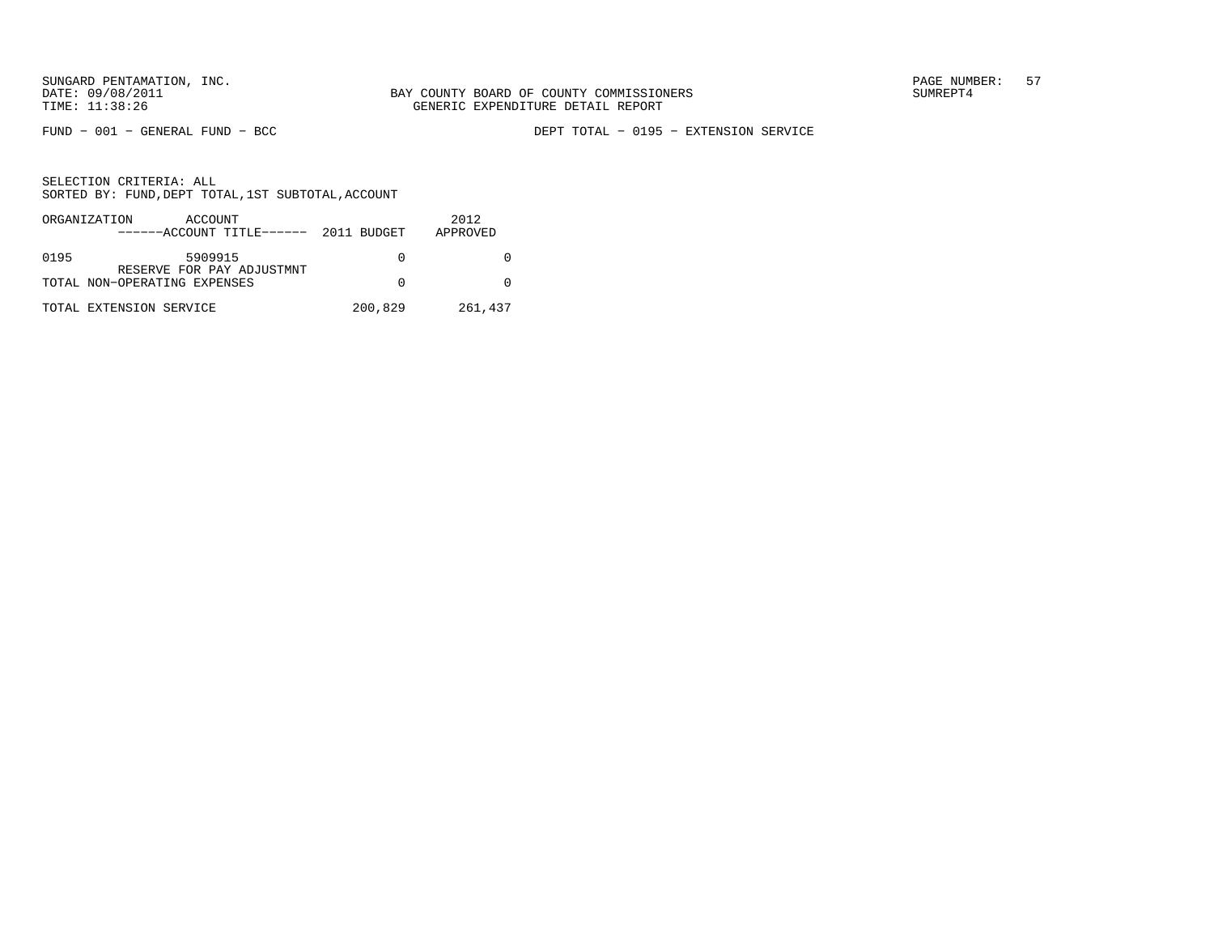SUNGARD PENTAMATION, INC.
DATE: 09/08/2011
TIME: 11:38:26

BAY COUNTY BOARD OF COUNTY COMMISSIONERS
GENERIC EXPENDITURE DETAIL REPORT

SUMREPT4

FUND − 001 − GENERAL FUND − BCC

DEPT TOTAL − 0195 − EXTENSION SERVICE

SELECTION CRITERIA: ALL
SORTED BY: FUND,DEPT TOTAL,1ST SUBTOTAL,ACCOUNT

| ORGANIZATION | ACCOUNT ------ACCOUNT TITLE------ | 2011 BUDGET | 2012 APPROVED |
|---|---|---|---|
| 0195 | 5909915 RESERVE FOR PAY ADJUSTMNT | 0 | 0 |
| TOTAL NON−OPERATING EXPENSES | | 0 | 0 |
| TOTAL EXTENSION SERVICE | | 200,829 | 261,437 |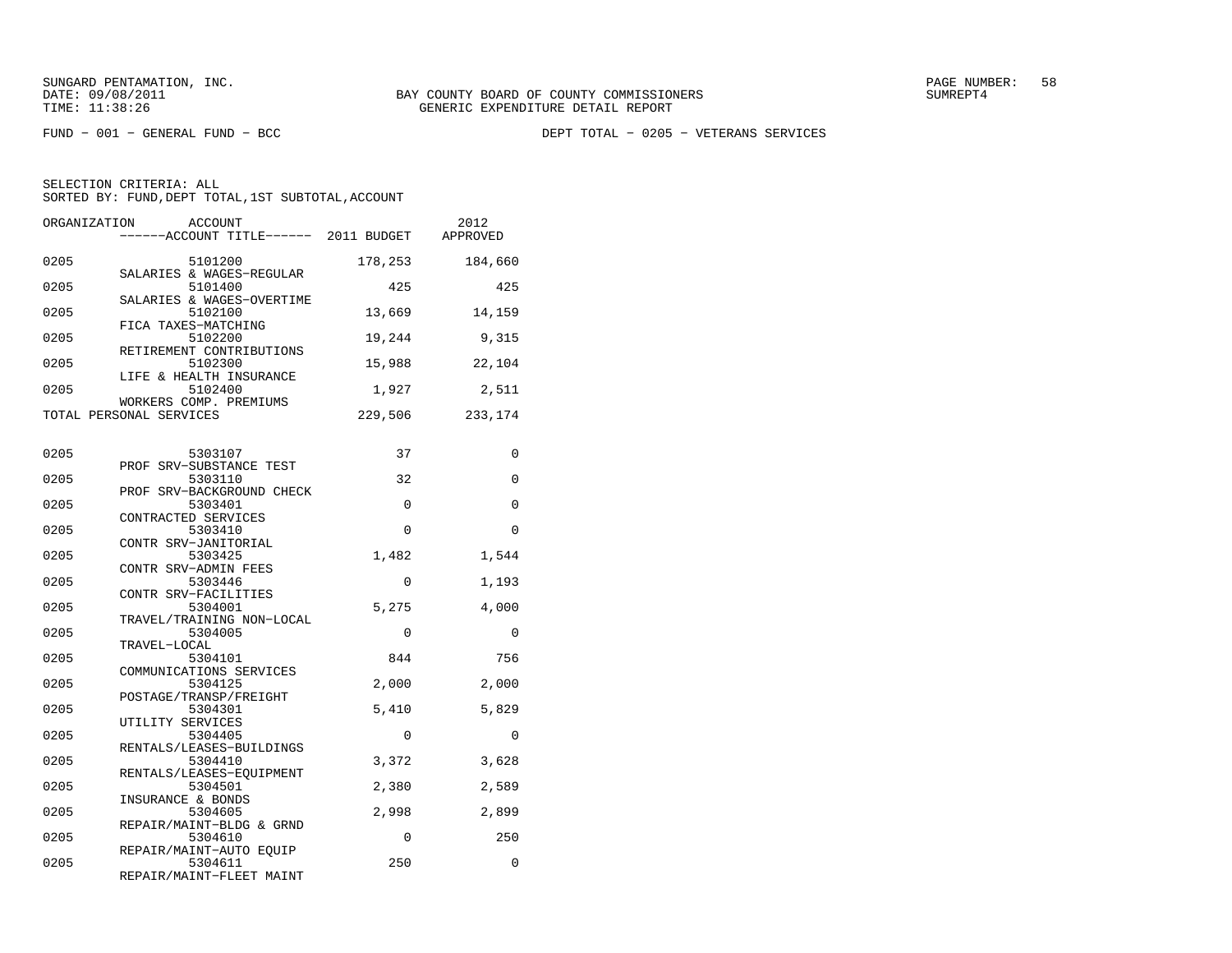SUNGARD PENTAMATION, INC.
DATE: 09/08/2011
TIME: 11:38:26

BAY COUNTY BOARD OF COUNTY COMMISSIONERS
GENERIC EXPENDITURE DETAIL REPORT

SUMREPT4

FUND - 001 - GENERAL FUND - BCC

DEPT TOTAL - 0205 - VETERANS SERVICES

SELECTION CRITERIA: ALL
SORTED BY: FUND,DEPT TOTAL,1ST SUBTOTAL,ACCOUNT

| ORGANIZATION | ACCOUNT / ------ACCOUNT TITLE------ | 2011 BUDGET | 2012 APPROVED |
|---|---|---|---|
| 0205 | 5101200 SALARIES & WAGES-REGULAR | 178,253 | 184,660 |
| 0205 | 5101400 SALARIES & WAGES-OVERTIME | 425 | 425 |
| 0205 | 5102100 FICA TAXES-MATCHING | 13,669 | 14,159 |
| 0205 | 5102200 RETIREMENT CONTRIBUTIONS | 19,244 | 9,315 |
| 0205 | 5102300 LIFE & HEALTH INSURANCE | 15,988 | 22,104 |
| 0205 | 5102400 WORKERS COMP. PREMIUMS | 1,927 | 2,511 |
| TOTAL PERSONAL SERVICES | | 229,506 | 233,174 |
| 0205 | 5303107 PROF SRV-SUBSTANCE TEST | 37 | 0 |
| 0205 | 5303110 PROF SRV-BACKGROUND CHECK | 32 | 0 |
| 0205 | 5303401 CONTRACTED SERVICES | 0 | 0 |
| 0205 | 5303410 CONTR SRV-JANITORIAL | 0 | 0 |
| 0205 | 5303425 CONTR SRV-ADMIN FEES | 1,482 | 1,544 |
| 0205 | 5303446 CONTR SRV-FACILITIES | 0 | 1,193 |
| 0205 | 5304001 TRAVEL/TRAINING NON-LOCAL | 5,275 | 4,000 |
| 0205 | 5304005 TRAVEL-LOCAL | 0 | 0 |
| 0205 | 5304101 COMMUNICATIONS SERVICES | 844 | 756 |
| 0205 | 5304125 POSTAGE/TRANSP/FREIGHT | 2,000 | 2,000 |
| 0205 | 5304301 UTILITY SERVICES | 5,410 | 5,829 |
| 0205 | 5304405 RENTALS/LEASES-BUILDINGS | 0 | 0 |
| 0205 | 5304410 RENTALS/LEASES-EQUIPMENT | 3,372 | 3,628 |
| 0205 | 5304501 INSURANCE & BONDS | 2,380 | 2,589 |
| 0205 | 5304605 REPAIR/MAINT-BLDG & GRND | 2,998 | 2,899 |
| 0205 | 5304610 REPAIR/MAINT-AUTO EQUIP | 0 | 250 |
| 0205 | 5304611 REPAIR/MAINT-FLEET MAINT | 250 | 0 |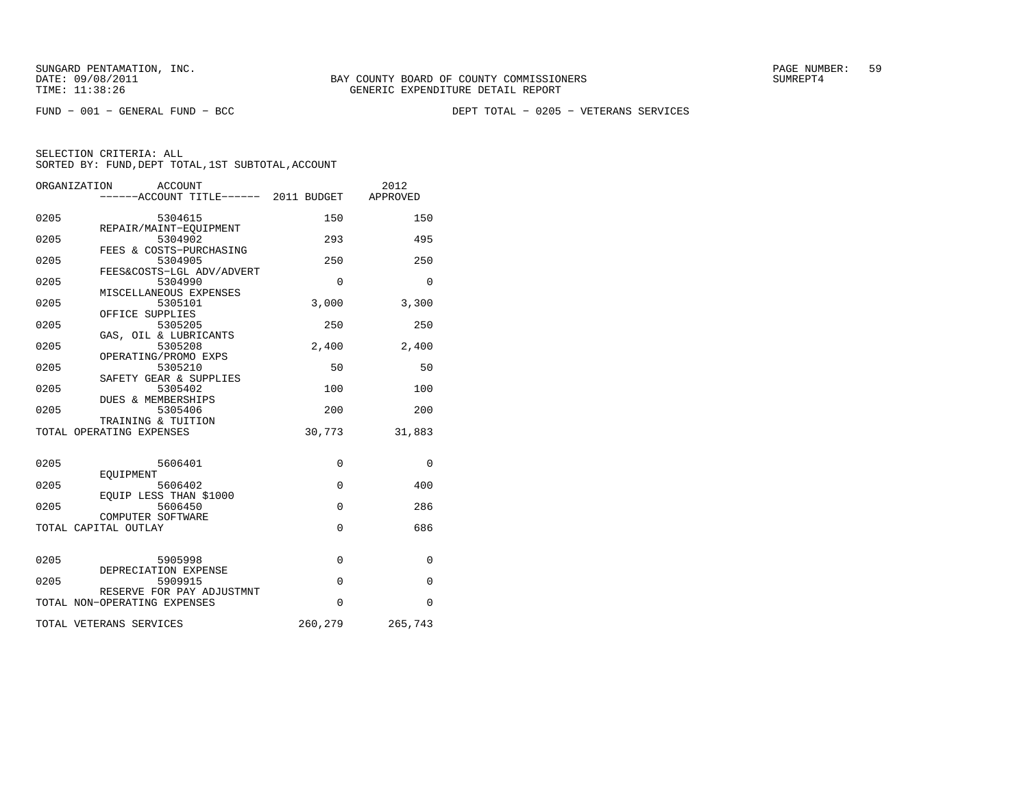FUND − 001 − GENERAL FUND − BCC

DEPT TOTAL − 0205 − VETERANS SERVICES

SELECTION CRITERIA: ALL
SORTED BY: FUND,DEPT TOTAL,1ST SUBTOTAL,ACCOUNT

| ORGANIZATION | ACCOUNT / ACCOUNT TITLE | 2011 BUDGET | 2012 APPROVED |
|---|---|---|---|
| 0205 | 5304615 REPAIR/MAINT−EQUIPMENT | 150 | 150 |
| 0205 | 5304902 FEES & COSTS−PURCHASING | 293 | 495 |
| 0205 | 5304905 FEES&COSTS−LGL ADV/ADVERT | 250 | 250 |
| 0205 | 5304990 MISCELLANEOUS EXPENSES | 0 | 0 |
| 0205 | 5305101 OFFICE SUPPLIES | 3,000 | 3,300 |
| 0205 | 5305205 GAS, OIL & LUBRICANTS | 250 | 250 |
| 0205 | 5305208 OPERATING/PROMO EXPS | 2,400 | 2,400 |
| 0205 | 5305210 SAFETY GEAR & SUPPLIES | 50 | 50 |
| 0205 | 5305402 DUES & MEMBERSHIPS | 100 | 100 |
| 0205 | 5305406 TRAINING & TUITION | 200 | 200 |
| TOTAL OPERATING EXPENSES | | 30,773 | 31,883 |
| 0205 | 5606401 EQUIPMENT | 0 | 0 |
| 0205 | 5606402 EQUIP LESS THAN $1000 | 0 | 400 |
| 0205 | 5606450 COMPUTER SOFTWARE | 0 | 286 |
| TOTAL CAPITAL OUTLAY | | 0 | 686 |
| 0205 | 5905998 DEPRECIATION EXPENSE | 0 | 0 |
| 0205 | 5909915 RESERVE FOR PAY ADJUSTMNT | 0 | 0 |
| TOTAL NON−OPERATING EXPENSES | | 0 | 0 |
| TOTAL VETERANS SERVICES | | 260,279 | 265,743 |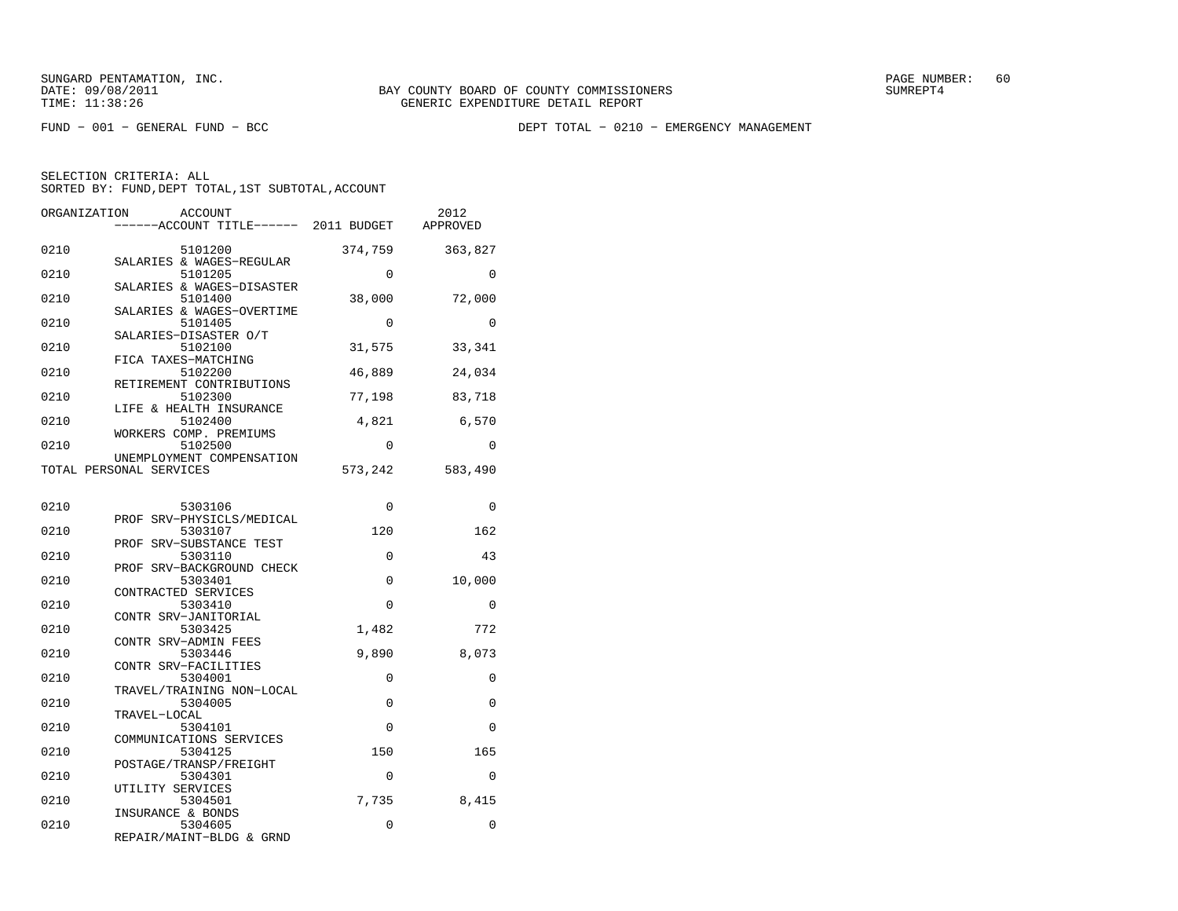SUNGARD PENTAMATION, INC.
DATE: 09/08/2011
TIME: 11:38:26

BAY COUNTY BOARD OF COUNTY COMMISSIONERS
GENERIC EXPENDITURE DETAIL REPORT

SUMREPT4

FUND − 001 − GENERAL FUND − BCC

DEPT TOTAL − 0210 − EMERGENCY MANAGEMENT

SELECTION CRITERIA: ALL
SORTED BY: FUND,DEPT TOTAL,1ST SUBTOTAL,ACCOUNT

| ORGANIZATION | ACCOUNT / ------ACCOUNT TITLE------ | 2011 BUDGET | 2012 APPROVED |
|---|---|---|---|
| 0210 | 5101200 SALARIES & WAGES−REGULAR | 374,759 | 363,827 |
| 0210 | 5101205 SALARIES & WAGES−DISASTER | 0 | 0 |
| 0210 | 5101400 SALARIES & WAGES−OVERTIME | 38,000 | 72,000 |
| 0210 | 5101405 SALARIES−DISASTER O/T | 0 | 0 |
| 0210 | 5102100 FICA TAXES−MATCHING | 31,575 | 33,341 |
| 0210 | 5102200 RETIREMENT CONTRIBUTIONS | 46,889 | 24,034 |
| 0210 | 5102300 LIFE & HEALTH INSURANCE | 77,198 | 83,718 |
| 0210 | 5102400 WORKERS COMP. PREMIUMS | 4,821 | 6,570 |
| 0210 | 5102500 UNEMPLOYMENT COMPENSATION | 0 | 0 |
| TOTAL PERSONAL SERVICES | | 573,242 | 583,490 |
| 0210 | 5303106 PROF SRV−PHYSICLS/MEDICAL | 0 | 0 |
| 0210 | 5303107 PROF SRV−SUBSTANCE TEST | 120 | 162 |
| 0210 | 5303110 PROF SRV−BACKGROUND CHECK | 0 | 43 |
| 0210 | 5303401 CONTRACTED SERVICES | 0 | 10,000 |
| 0210 | 5303410 CONTR SRV−JANITORIAL | 0 | 0 |
| 0210 | 5303425 CONTR SRV−ADMIN FEES | 1,482 | 772 |
| 0210 | 5303446 CONTR SRV−FACILITIES | 9,890 | 8,073 |
| 0210 | 5304001 TRAVEL/TRAINING NON−LOCAL | 0 | 0 |
| 0210 | 5304005 TRAVEL−LOCAL | 0 | 0 |
| 0210 | 5304101 COMMUNICATIONS SERVICES | 0 | 0 |
| 0210 | 5304125 POSTAGE/TRANSP/FREIGHT | 150 | 165 |
| 0210 | 5304301 UTILITY SERVICES | 0 | 0 |
| 0210 | 5304501 INSURANCE & BONDS | 7,735 | 8,415 |
| 0210 | 5304605 REPAIR/MAINT−BLDG & GRND | 0 | 0 |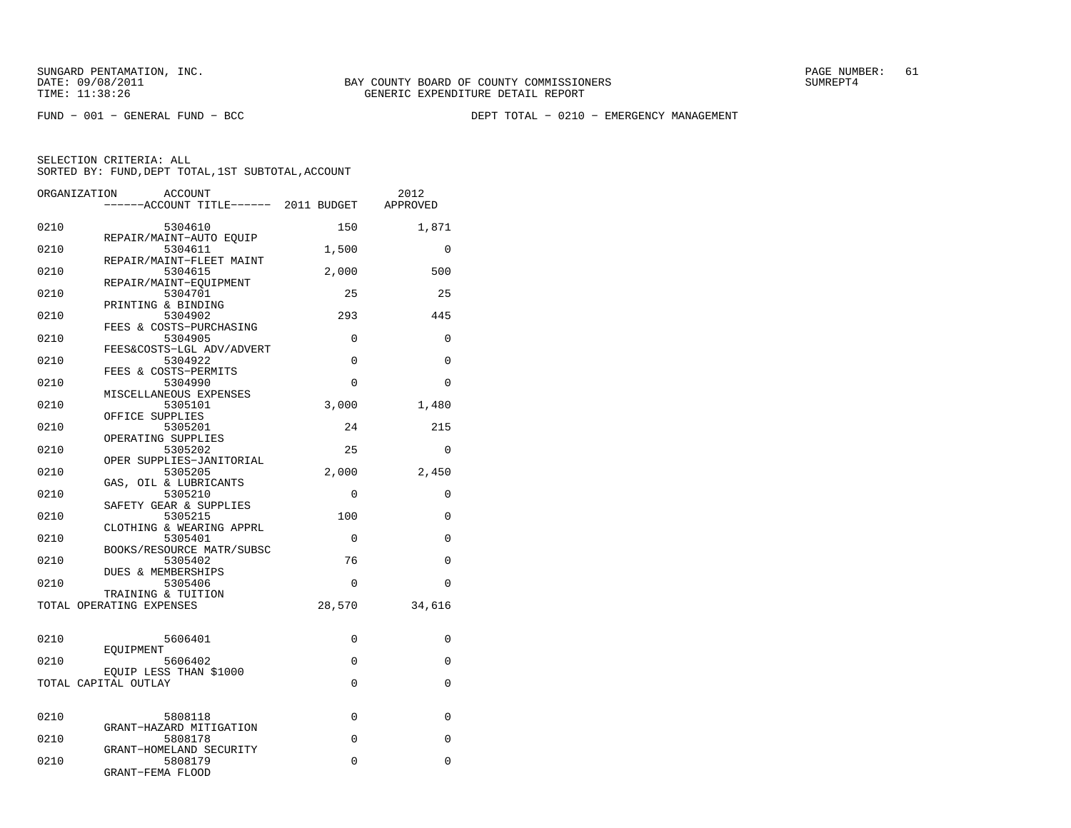SUNGARD PENTAMATION, INC.
DATE: 09/08/2011
TIME: 11:38:26

BAY COUNTY BOARD OF COUNTY COMMISSIONERS
GENERIC EXPENDITURE DETAIL REPORT

SUMREPT4

FUND − 001 − GENERAL FUND − BCC

DEPT TOTAL − 0210 − EMERGENCY MANAGEMENT

SELECTION CRITERIA: ALL
SORTED BY: FUND,DEPT TOTAL,1ST SUBTOTAL,ACCOUNT

| ORGANIZATION | ACCOUNT / ACCOUNT TITLE | 2011 BUDGET | 2012 APPROVED |
|---|---|---|---|
| 0210 | 5304610 REPAIR/MAINT−AUTO EQUIP | 150 | 1,871 |
| 0210 | 5304611 REPAIR/MAINT−FLEET MAINT | 1,500 | 0 |
| 0210 | 5304615 REPAIR/MAINT−EQUIPMENT | 2,000 | 500 |
| 0210 | 5304701 PRINTING & BINDING | 25 | 25 |
| 0210 | 5304902 FEES & COSTS−PURCHASING | 293 | 445 |
| 0210 | 5304905 FEES&COSTS−LGL ADV/ADVERT | 0 | 0 |
| 0210 | 5304922 FEES & COSTS−PERMITS | 0 | 0 |
| 0210 | 5304990 MISCELLANEOUS EXPENSES | 0 | 0 |
| 0210 | 5305101 OFFICE SUPPLIES | 3,000 | 1,480 |
| 0210 | 5305201 OPERATING SUPPLIES | 24 | 215 |
| 0210 | 5305202 OPER SUPPLIES−JANITORIAL | 25 | 0 |
| 0210 | 5305205 GAS, OIL & LUBRICANTS | 2,000 | 2,450 |
| 0210 | 5305210 SAFETY GEAR & SUPPLIES | 0 | 0 |
| 0210 | 5305215 CLOTHING & WEARING APPRL | 100 | 0 |
| 0210 | 5305401 BOOKS/RESOURCE MATR/SUBSC | 0 | 0 |
| 0210 | 5305402 DUES & MEMBERSHIPS | 76 | 0 |
| 0210 | 5305406 TRAINING & TUITION | 0 | 0 |
| TOTAL OPERATING EXPENSES | | 28,570 | 34,616 |
| 0210 | 5606401 EQUIPMENT | 0 | 0 |
| 0210 | 5606402 EQUIP LESS THAN $1000 | 0 | 0 |
| TOTAL CAPITAL OUTLAY | | 0 | 0 |
| 0210 | 5808118 GRANT−HAZARD MITIGATION | 0 | 0 |
| 0210 | 5808178 GRANT−HOMELAND SECURITY | 0 | 0 |
| 0210 | 5808179 GRANT−FEMA FLOOD | 0 | 0 |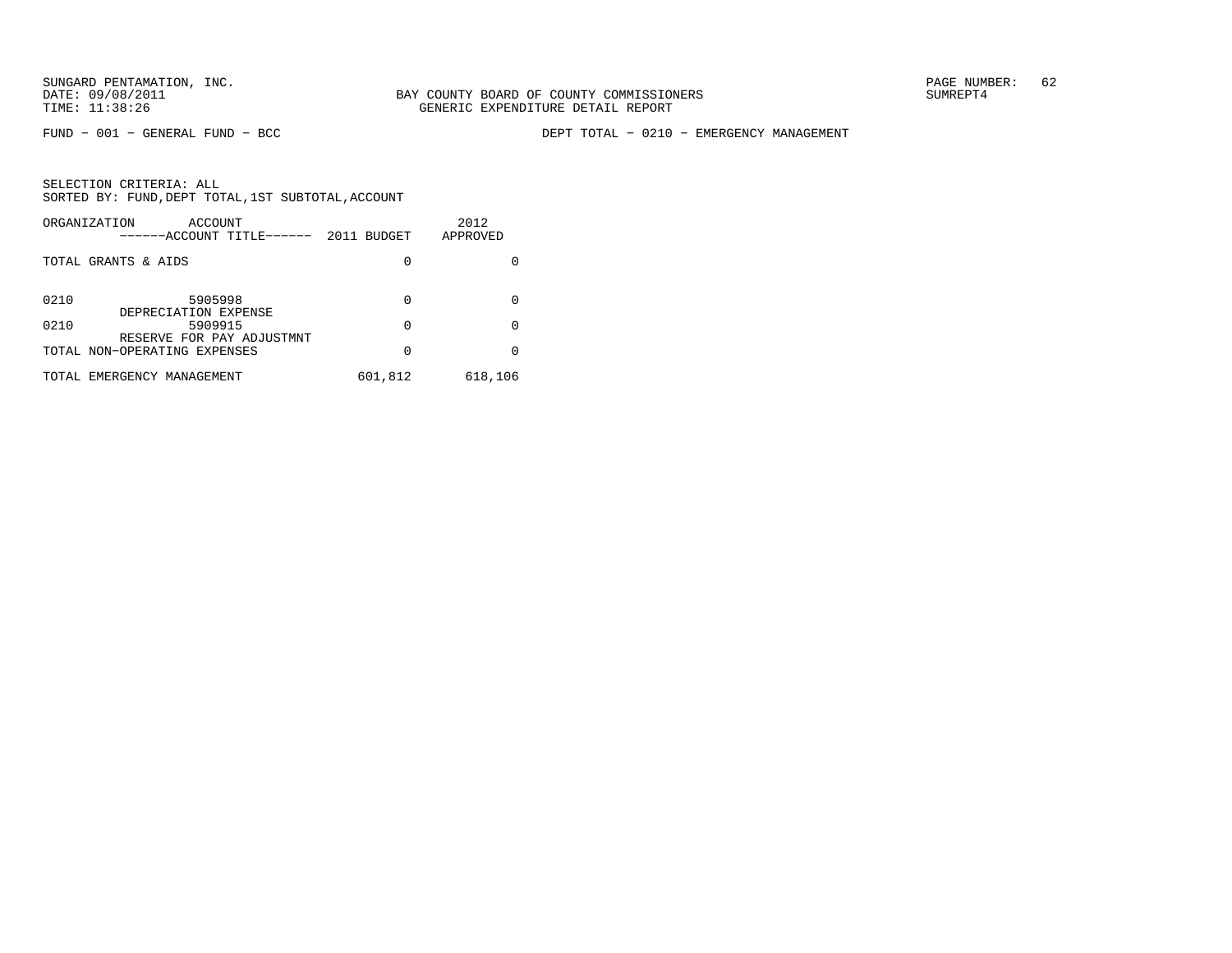BAY COUNTY BOARD OF COUNTY COMMISSIONERS
GENERIC EXPENDITURE DETAIL REPORT

FUND − 001 − GENERAL FUND − BCC

DEPT TOTAL − 0210 − EMERGENCY MANAGEMENT

SELECTION CRITERIA: ALL
SORTED BY: FUND,DEPT TOTAL,1ST SUBTOTAL,ACCOUNT

| ORGANIZATION | ACCOUNT / ------ACCOUNT TITLE------ | 2011 BUDGET | 2012 APPROVED |
|---|---|---|---|
| TOTAL GRANTS & AIDS | | 0 | 0 |
| 0210 | 5905998 DEPRECIATION EXPENSE | 0 | 0 |
| 0210 | 5909915 RESERVE FOR PAY ADJUSTMNT | 0 | 0 |
| TOTAL NON−OPERATING EXPENSES | | 0 | 0 |
| TOTAL EMERGENCY MANAGEMENT | | 601,812 | 618,106 |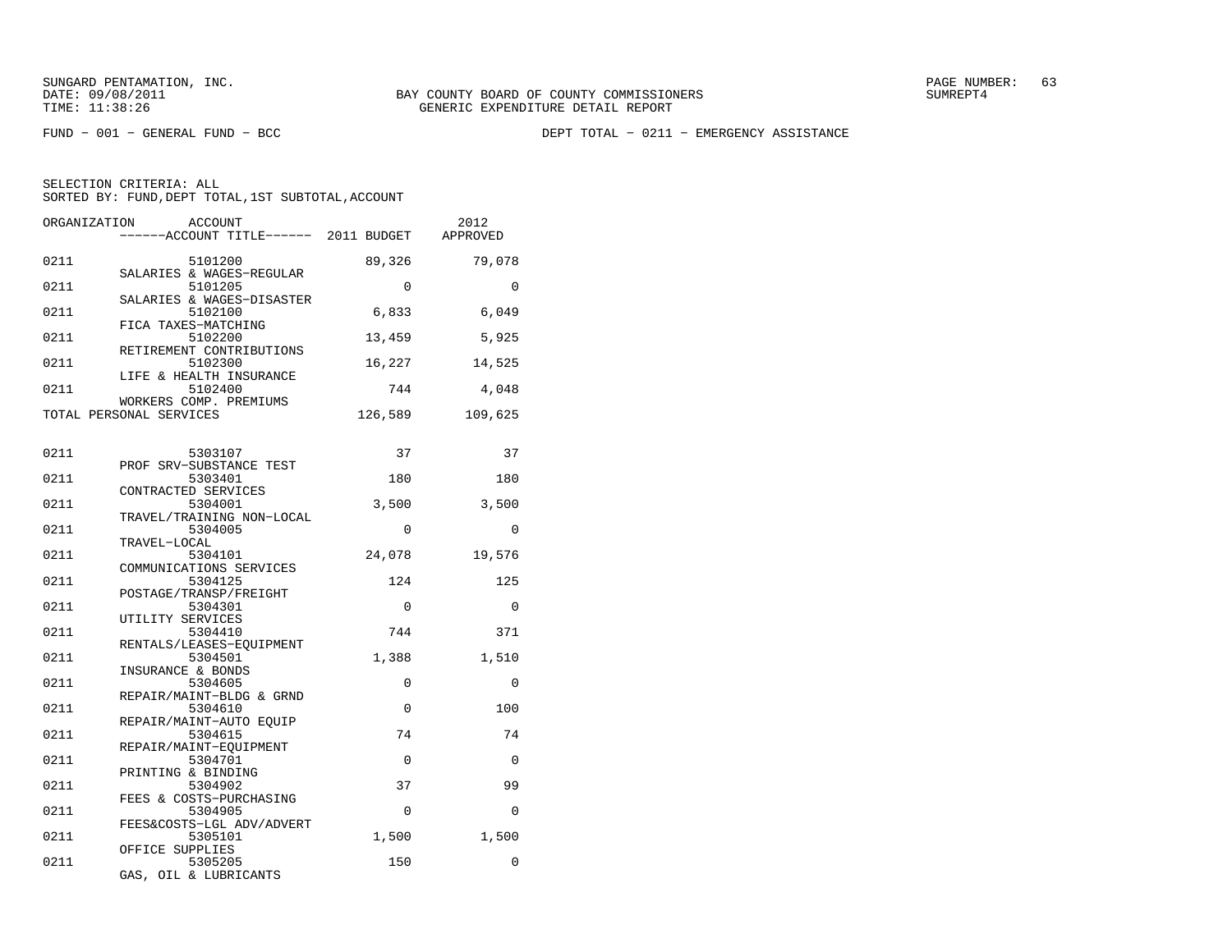BAY COUNTY BOARD OF COUNTY COMMISSIONERS
GENERIC EXPENDITURE DETAIL REPORT

FUND − 001 − GENERAL FUND − BCC

DEPT TOTAL − 0211 − EMERGENCY ASSISTANCE

SELECTION CRITERIA: ALL
SORTED BY: FUND,DEPT TOTAL,1ST SUBTOTAL,ACCOUNT

| ORGANIZATION | ACCOUNT / ACCOUNT TITLE | 2011 BUDGET | 2012 APPROVED |
|---|---|---|---|
| 0211 | 5101200 SALARIES & WAGES−REGULAR | 89,326 | 79,078 |
| 0211 | 5101205 SALARIES & WAGES−DISASTER | 0 | 0 |
| 0211 | 5102100 FICA TAXES−MATCHING | 6,833 | 6,049 |
| 0211 | 5102200 RETIREMENT CONTRIBUTIONS | 13,459 | 5,925 |
| 0211 | 5102300 LIFE & HEALTH INSURANCE | 16,227 | 14,525 |
| 0211 | 5102400 WORKERS COMP. PREMIUMS | 744 | 4,048 |
| TOTAL PERSONAL SERVICES | | 126,589 | 109,625 |
| 0211 | 5303107 PROF SRV−SUBSTANCE TEST | 37 | 37 |
| 0211 | 5303401 CONTRACTED SERVICES | 180 | 180 |
| 0211 | 5304001 TRAVEL/TRAINING NON−LOCAL | 3,500 | 3,500 |
| 0211 | 5304005 TRAVEL−LOCAL | 0 | 0 |
| 0211 | 5304101 COMMUNICATIONS SERVICES | 24,078 | 19,576 |
| 0211 | 5304125 POSTAGE/TRANSP/FREIGHT | 124 | 125 |
| 0211 | 5304301 UTILITY SERVICES | 0 | 0 |
| 0211 | 5304410 RENTALS/LEASES−EQUIPMENT | 744 | 371 |
| 0211 | 5304501 INSURANCE & BONDS | 1,388 | 1,510 |
| 0211 | 5304605 REPAIR/MAINT−BLDG & GRND | 0 | 0 |
| 0211 | 5304610 REPAIR/MAINT−AUTO EQUIP | 0 | 100 |
| 0211 | 5304615 REPAIR/MAINT−EQUIPMENT | 74 | 74 |
| 0211 | 5304701 PRINTING & BINDING | 0 | 0 |
| 0211 | 5304902 FEES & COSTS−PURCHASING | 37 | 99 |
| 0211 | 5304905 FEES&COSTS−LGL ADV/ADVERT | 0 | 0 |
| 0211 | 5305101 OFFICE SUPPLIES | 1,500 | 1,500 |
| 0211 | 5305205 GAS, OIL & LUBRICANTS | 150 | 0 |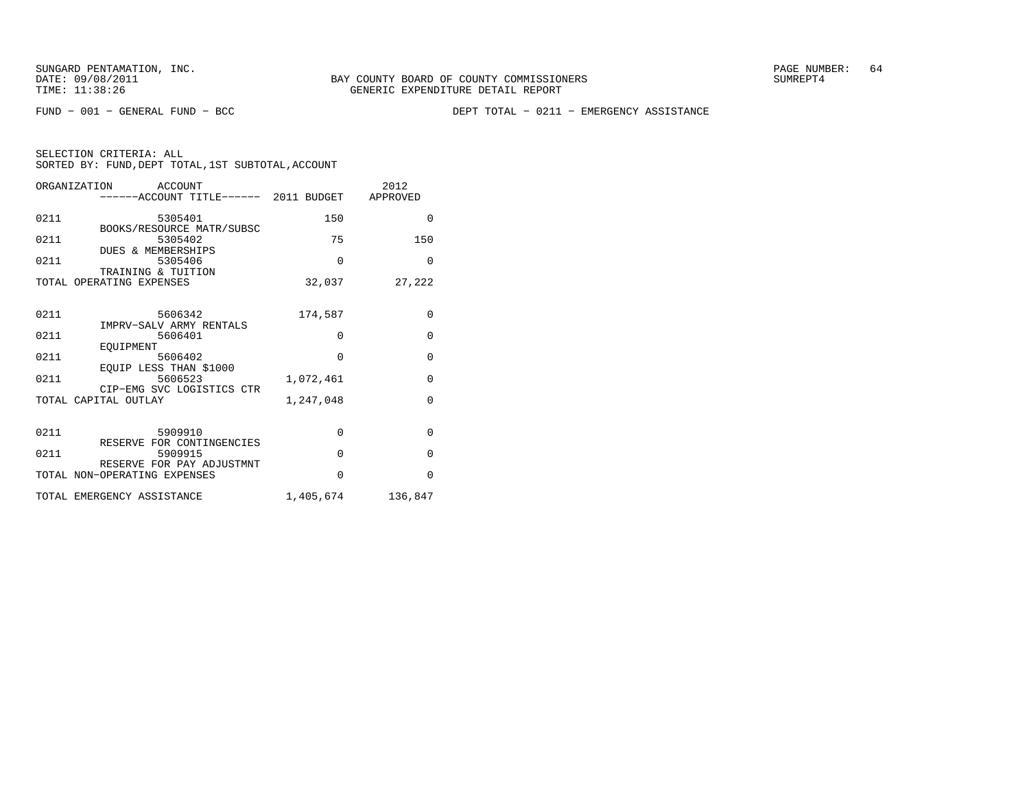FUND − 001 − GENERAL FUND − BCC

DEPT TOTAL − 0211 − EMERGENCY ASSISTANCE

SELECTION CRITERIA: ALL
SORTED BY: FUND,DEPT TOTAL,1ST SUBTOTAL,ACCOUNT

| ORGANIZATION | ACCOUNT / ACCOUNT TITLE | 2011 BUDGET | 2012 APPROVED |
|---|---|---|---|
| 0211 | 5305401 BOOKS/RESOURCE MATR/SUBSC | 150 | 0 |
| 0211 | 5305402 DUES & MEMBERSHIPS | 75 | 150 |
| 0211 | 5305406 TRAINING & TUITION | 0 | 0 |
| TOTAL OPERATING EXPENSES | | 32,037 | 27,222 |
| 0211 | 5606342 IMPRV−SALV ARMY RENTALS | 174,587 | 0 |
| 0211 | 5606401 EQUIPMENT | 0 | 0 |
| 0211 | 5606402 EQUIP LESS THAN $1000 | 0 | 0 |
| 0211 | 5606523 CIP−EMG SVC LOGISTICS CTR | 1,072,461 | 0 |
| TOTAL CAPITAL OUTLAY | | 1,247,048 | 0 |
| 0211 | 5909910 RESERVE FOR CONTINGENCIES | 0 | 0 |
| 0211 | 5909915 RESERVE FOR PAY ADJUSTMNT | 0 | 0 |
| TOTAL NON−OPERATING EXPENSES | | 0 | 0 |
| TOTAL EMERGENCY ASSISTANCE | | 1,405,674 | 136,847 |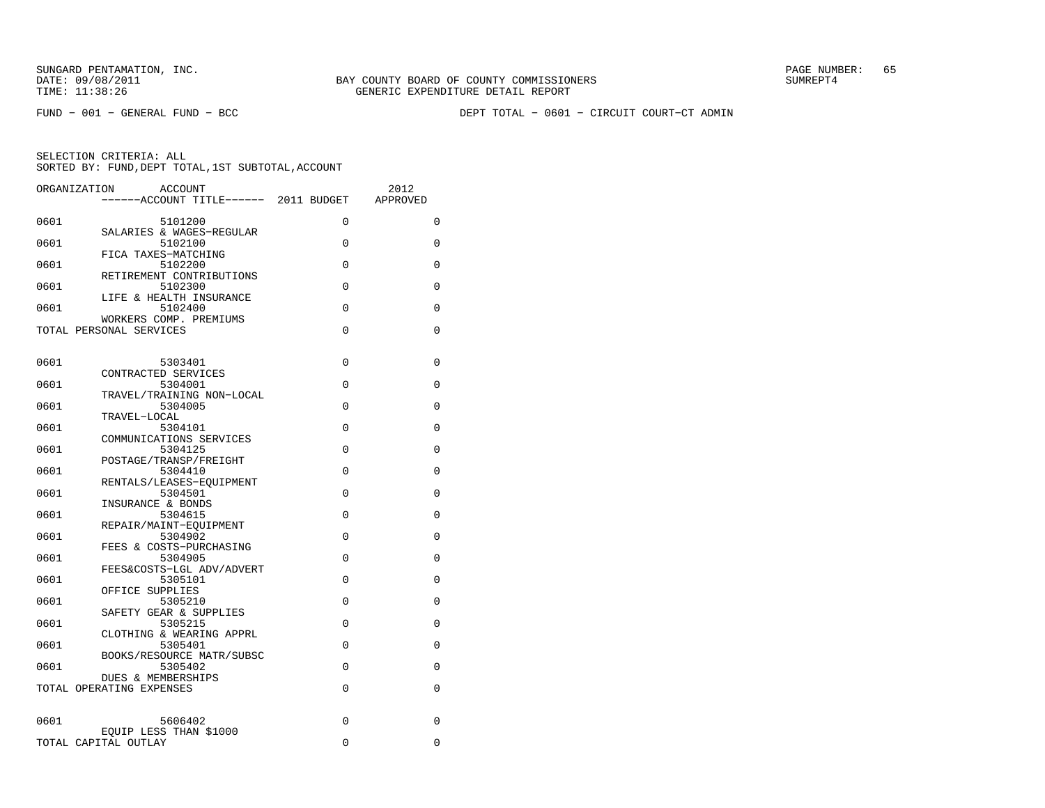SUNGARD PENTAMATION, INC.
DATE: 09/08/2011
TIME: 11:38:26

BAY COUNTY BOARD OF COUNTY COMMISSIONERS
GENERIC EXPENDITURE DETAIL REPORT

SUMREPT4

FUND - 001 - GENERAL FUND - BCC

DEPT TOTAL - 0601 - CIRCUIT COURT-CT ADMIN

SELECTION CRITERIA: ALL
SORTED BY: FUND,DEPT TOTAL,1ST SUBTOTAL,ACCOUNT

| ORGANIZATION | ACCOUNT / ------ACCOUNT TITLE------ | 2011 BUDGET | 2012 APPROVED |
|---|---|---|---|
| 0601 | 5101200 SALARIES & WAGES-REGULAR | 0 | 0 |
| 0601 | 5102100 FICA TAXES-MATCHING | 0 | 0 |
| 0601 | 5102200 RETIREMENT CONTRIBUTIONS | 0 | 0 |
| 0601 | 5102300 LIFE & HEALTH INSURANCE | 0 | 0 |
| 0601 | 5102400 WORKERS COMP. PREMIUMS | 0 | 0 |
| TOTAL PERSONAL SERVICES | | 0 | 0 |
| 0601 | 5303401 CONTRACTED SERVICES | 0 | 0 |
| 0601 | 5304001 TRAVEL/TRAINING NON-LOCAL | 0 | 0 |
| 0601 | 5304005 TRAVEL-LOCAL | 0 | 0 |
| 0601 | 5304101 COMMUNICATIONS SERVICES | 0 | 0 |
| 0601 | 5304125 POSTAGE/TRANSP/FREIGHT | 0 | 0 |
| 0601 | 5304410 RENTALS/LEASES-EQUIPMENT | 0 | 0 |
| 0601 | 5304501 INSURANCE & BONDS | 0 | 0 |
| 0601 | 5304615 REPAIR/MAINT-EQUIPMENT | 0 | 0 |
| 0601 | 5304902 FEES & COSTS-PURCHASING | 0 | 0 |
| 0601 | 5304905 FEES&COSTS-LGL ADV/ADVERT | 0 | 0 |
| 0601 | 5305101 OFFICE SUPPLIES | 0 | 0 |
| 0601 | 5305210 SAFETY GEAR & SUPPLIES | 0 | 0 |
| 0601 | 5305215 CLOTHING & WEARING APPRL | 0 | 0 |
| 0601 | 5305401 BOOKS/RESOURCE MATR/SUBSC | 0 | 0 |
| 0601 | 5305402 DUES & MEMBERSHIPS | 0 | 0 |
| TOTAL OPERATING EXPENSES | | 0 | 0 |
| 0601 | 5606402 EQUIP LESS THAN $1000 | 0 | 0 |
| TOTAL CAPITAL OUTLAY | | 0 | 0 |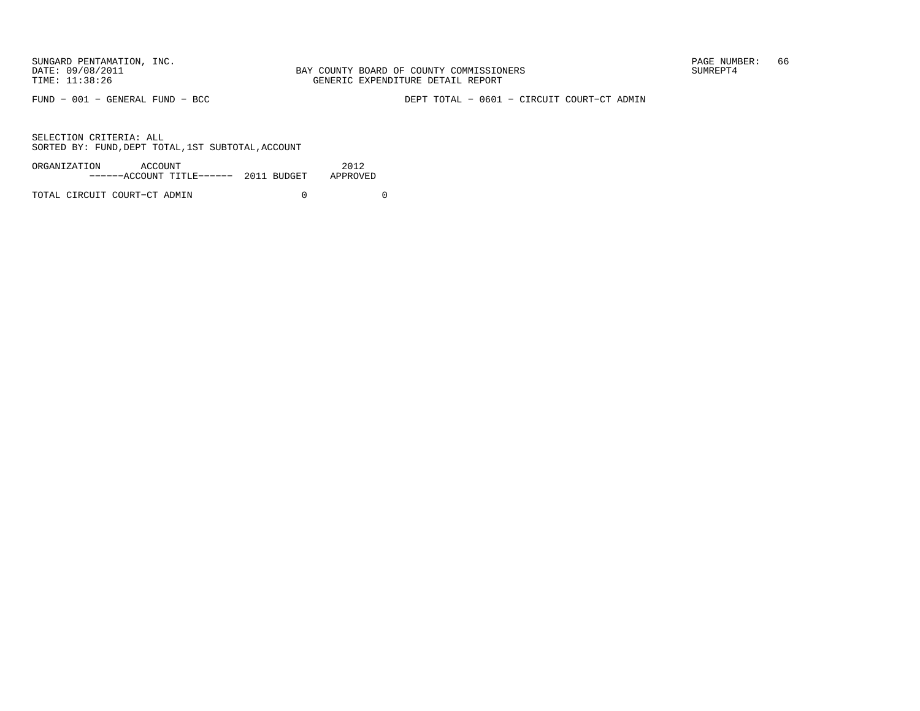FUND − 001 − GENERAL FUND − BCC

DEPT TOTAL − 0601 − CIRCUIT COURT−CT ADMIN

SELECTION CRITERIA: ALL
SORTED BY: FUND,DEPT TOTAL,1ST SUBTOTAL,ACCOUNT

| ORGANIZATION ACCOUNT ------ACCOUNT TITLE------ | 2011 BUDGET | 2012 APPROVED |
|---|---|---|
| TOTAL CIRCUIT COURT−CT ADMIN | 0 | 0 |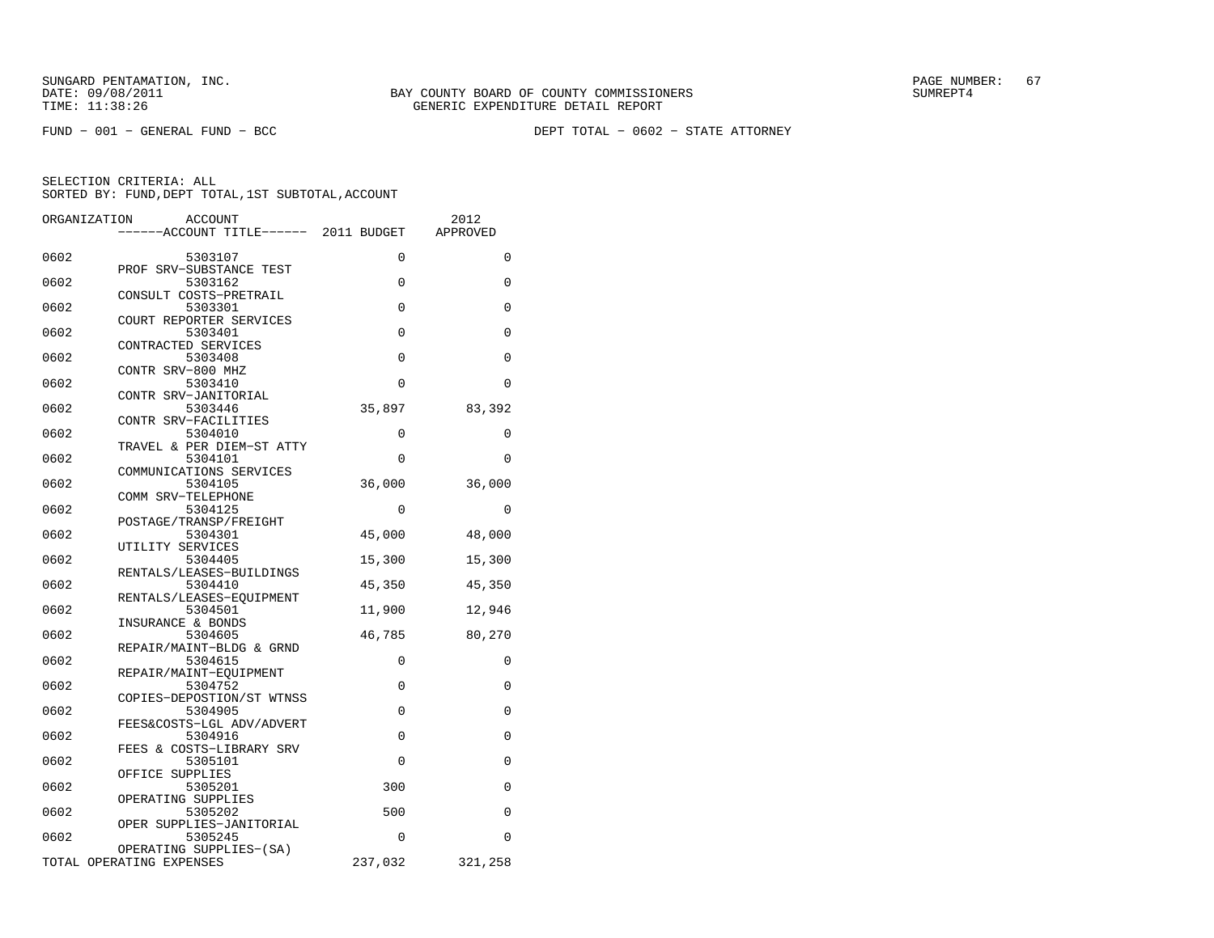SUNGARD PENTAMATION, INC.
DATE: 09/08/2011
TIME: 11:38:26

BAY COUNTY BOARD OF COUNTY COMMISSIONERS
GENERIC EXPENDITURE DETAIL REPORT

SUMREPT4

FUND - 001 - GENERAL FUND - BCC

DEPT TOTAL - 0602 - STATE ATTORNEY

SELECTION CRITERIA: ALL
SORTED BY: FUND,DEPT TOTAL,1ST SUBTOTAL,ACCOUNT

| ORGANIZATION | ACCOUNT / ------ACCOUNT TITLE------ | 2011 BUDGET | 2012 APPROVED |
|---|---|---|---|
| 0602 | 5303107 PROF SRV-SUBSTANCE TEST | 0 | 0 |
| 0602 | 5303162 CONSULT COSTS-PRETRAIL | 0 | 0 |
| 0602 | 5303301 COURT REPORTER SERVICES | 0 | 0 |
| 0602 | 5303401 CONTRACTED SERVICES | 0 | 0 |
| 0602 | 5303408 CONTR SRV-800 MHZ | 0 | 0 |
| 0602 | 5303410 CONTR SRV-JANITORIAL | 0 | 0 |
| 0602 | 5303446 CONTR SRV-FACILITIES | 35,897 | 83,392 |
| 0602 | 5304010 TRAVEL & PER DIEM-ST ATTY | 0 | 0 |
| 0602 | 5304101 COMMUNICATIONS SERVICES | 0 | 0 |
| 0602 | 5304105 COMM SRV-TELEPHONE | 36,000 | 36,000 |
| 0602 | 5304125 POSTAGE/TRANSP/FREIGHT | 0 | 0 |
| 0602 | 5304301 UTILITY SERVICES | 45,000 | 48,000 |
| 0602 | 5304405 RENTALS/LEASES-BUILDINGS | 15,300 | 15,300 |
| 0602 | 5304410 RENTALS/LEASES-EQUIPMENT | 45,350 | 45,350 |
| 0602 | 5304501 INSURANCE & BONDS | 11,900 | 12,946 |
| 0602 | 5304605 REPAIR/MAINT-BLDG & GRND | 46,785 | 80,270 |
| 0602 | 5304615 REPAIR/MAINT-EQUIPMENT | 0 | 0 |
| 0602 | 5304752 COPIES-DEPOSTION/ST WTNSS | 0 | 0 |
| 0602 | 5304905 FEES&COSTS-LGL ADV/ADVERT | 0 | 0 |
| 0602 | 5304916 FEES & COSTS-LIBRARY SRV | 0 | 0 |
| 0602 | 5305101 OFFICE SUPPLIES | 0 | 0 |
| 0602 | 5305201 OPERATING SUPPLIES | 300 | 0 |
| 0602 | 5305202 OPER SUPPLIES-JANITORIAL | 500 | 0 |
| 0602 | 5305245 OPERATING SUPPLIES-(SA) | 0 | 0 |
| TOTAL OPERATING EXPENSES | | 237,032 | 321,258 |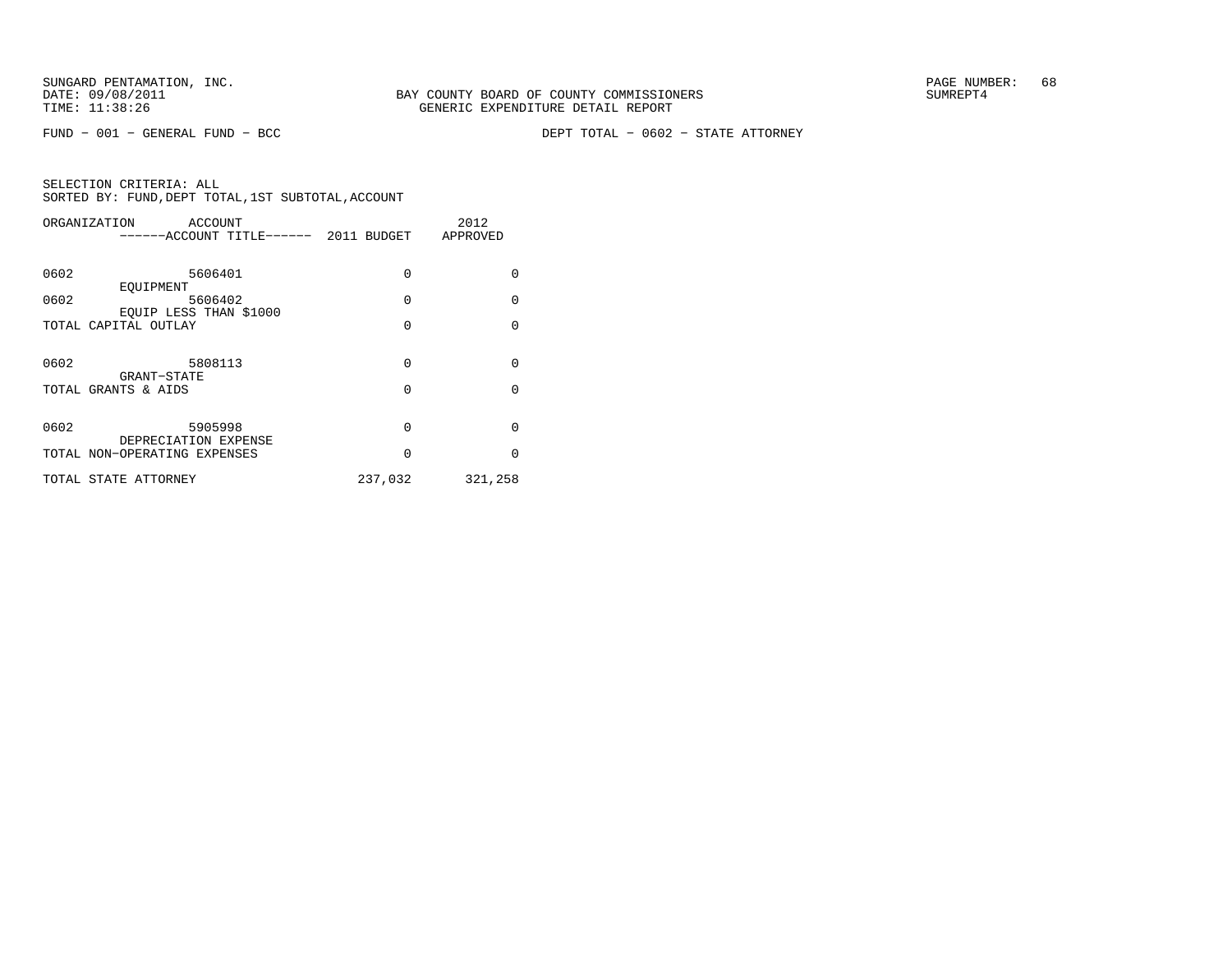SUNGARD PENTAMATION, INC.
DATE: 09/08/2011
TIME: 11:38:26

BAY COUNTY BOARD OF COUNTY COMMISSIONERS
GENERIC EXPENDITURE DETAIL REPORT

SUMREPT4

FUND - 001 - GENERAL FUND - BCC

DEPT TOTAL - 0602 - STATE ATTORNEY

SELECTION CRITERIA: ALL
SORTED BY: FUND,DEPT TOTAL,1ST SUBTOTAL,ACCOUNT

| ORGANIZATION | ACCOUNT ------ACCOUNT TITLE------ | 2011 BUDGET | 2012 APPROVED |
|---|---|---|---|
| 0602 | 5606401 EQUIPMENT | 0 | 0 |
| 0602 | 5606402 EQUIP LESS THAN $1000 | 0 | 0 |
| TOTAL CAPITAL OUTLAY | | 0 | 0 |
| 0602 | 5808113 GRANT-STATE | 0 | 0 |
| TOTAL GRANTS & AIDS | | 0 | 0 |
| 0602 | 5905998 DEPRECIATION EXPENSE | 0 | 0 |
| TOTAL NON-OPERATING EXPENSES | | 0 | 0 |
| TOTAL STATE ATTORNEY | | 237,032 | 321,258 |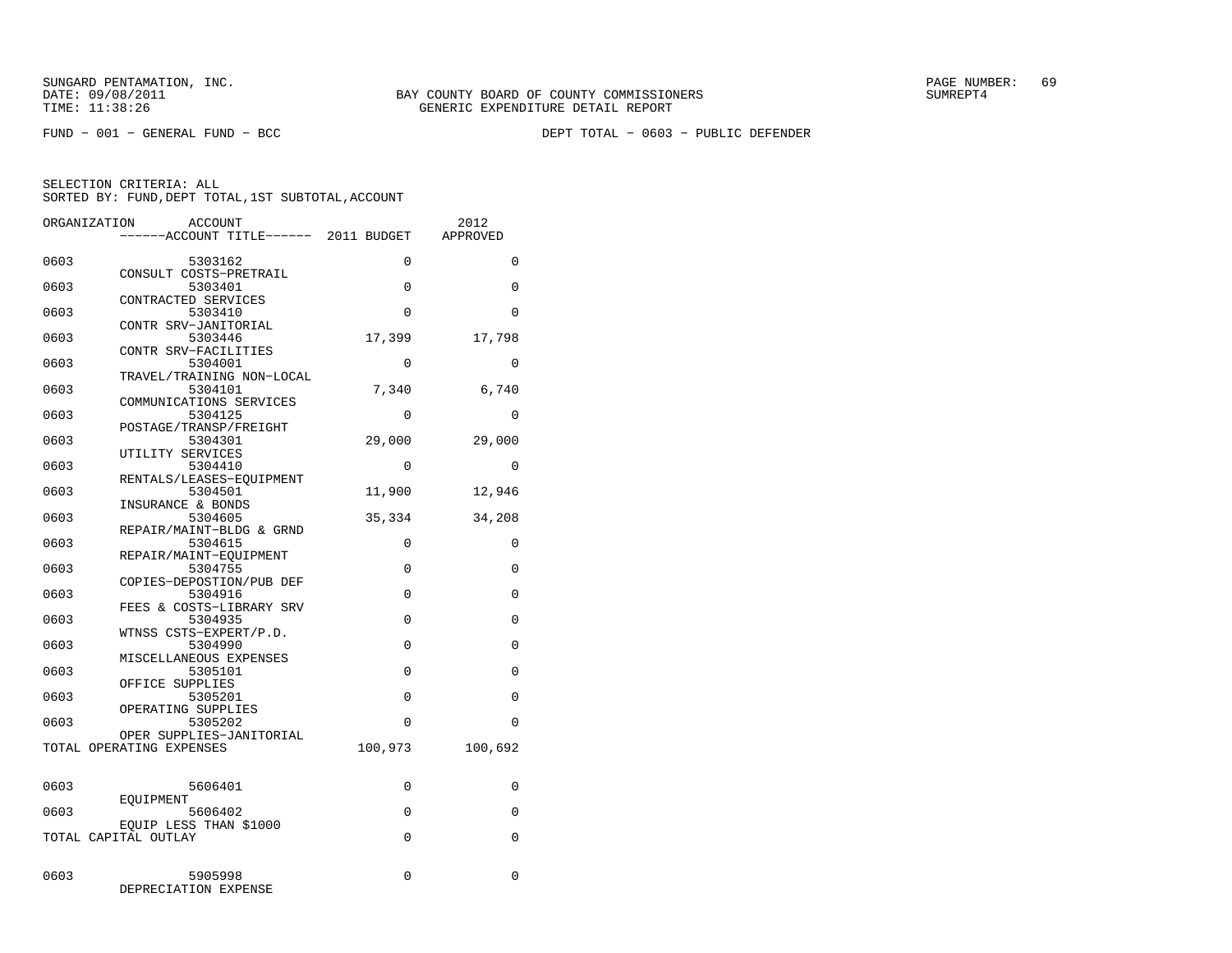SUNGARD PENTAMATION, INC.
DATE: 09/08/2011
TIME: 11:38:26

BAY COUNTY BOARD OF COUNTY COMMISSIONERS
GENERIC EXPENDITURE DETAIL REPORT

PAGE NUMBER: 69
SUMREPT4

FUND - 001 - GENERAL FUND - BCC

DEPT TOTAL - 0603 - PUBLIC DEFENDER

SELECTION CRITERIA: ALL
SORTED BY: FUND,DEPT TOTAL,1ST SUBTOTAL,ACCOUNT

| ORGANIZATION | ACCOUNT ------ACCOUNT TITLE------ | 2011 BUDGET | 2012 APPROVED |
|---|---|---|---|
| 0603 | 5303162 CONSULT COSTS-PRETRAIL | 0 | 0 |
| 0603 | 5303401 CONTRACTED SERVICES | 0 | 0 |
| 0603 | 5303410 CONTR SRV-JANITORIAL | 0 | 0 |
| 0603 | 5303446 CONTR SRV-FACILITIES | 17,399 | 17,798 |
| 0603 | 5304001 TRAVEL/TRAINING NON-LOCAL | 0 | 0 |
| 0603 | 5304101 COMMUNICATIONS SERVICES | 7,340 | 6,740 |
| 0603 | 5304125 POSTAGE/TRANSP/FREIGHT | 0 | 0 |
| 0603 | 5304301 UTILITY SERVICES | 29,000 | 29,000 |
| 0603 | 5304410 RENTALS/LEASES-EQUIPMENT | 0 | 0 |
| 0603 | 5304501 INSURANCE & BONDS | 11,900 | 12,946 |
| 0603 | 5304605 REPAIR/MAINT-BLDG & GRND | 35,334 | 34,208 |
| 0603 | 5304615 REPAIR/MAINT-EQUIPMENT | 0 | 0 |
| 0603 | 5304755 COPIES-DEPOSTION/PUB DEF | 0 | 0 |
| 0603 | 5304916 FEES & COSTS-LIBRARY SRV | 0 | 0 |
| 0603 | 5304935 WTNSS CSTS-EXPERT/P.D. | 0 | 0 |
| 0603 | 5304990 MISCELLANEOUS EXPENSES | 0 | 0 |
| 0603 | 5305101 OFFICE SUPPLIES | 0 | 0 |
| 0603 | 5305201 OPERATING SUPPLIES | 0 | 0 |
| 0603 | 5305202 OPER SUPPLIES-JANITORIAL | 0 | 0 |
| TOTAL OPERATING EXPENSES | | 100,973 | 100,692 |
| 0603 | 5606401 EQUIPMENT | 0 | 0 |
| 0603 | 5606402 EQUIP LESS THAN $1000 | 0 | 0 |
| TOTAL CAPITAL OUTLAY | | 0 | 0 |
| 0603 | 5905998 DEPRECIATION EXPENSE | 0 | 0 |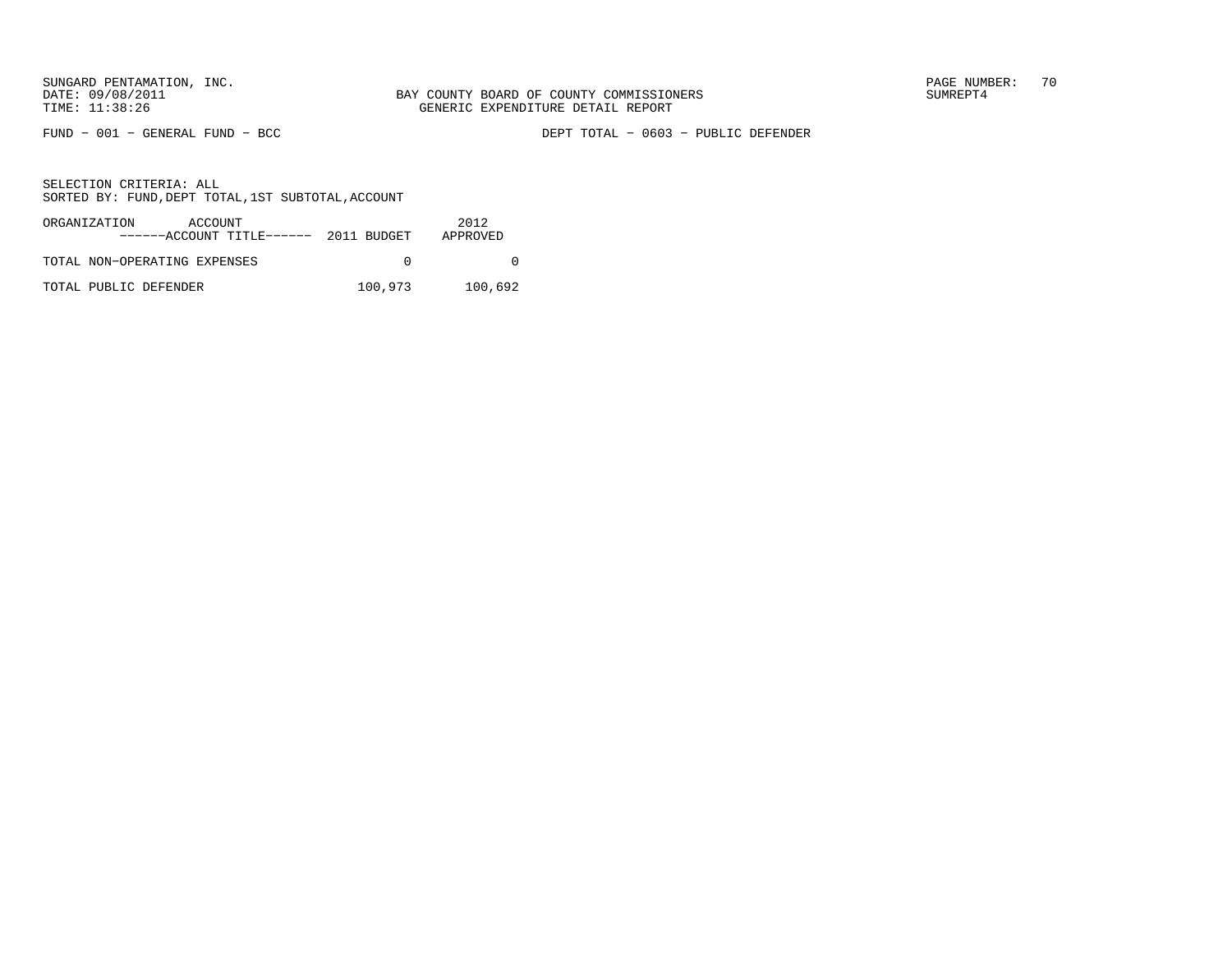BAY COUNTY BOARD OF COUNTY COMMISSIONERS
GENERIC EXPENDITURE DETAIL REPORT

FUND − 001 − GENERAL FUND − BCC

DEPT TOTAL − 0603 − PUBLIC DEFENDER

SELECTION CRITERIA: ALL
SORTED BY: FUND,DEPT TOTAL,1ST SUBTOTAL,ACCOUNT

| ORGANIZATION ACCOUNT ------ACCOUNT TITLE------ | 2011 BUDGET | 2012 APPROVED |
|---|---|---|
| TOTAL NON−OPERATING EXPENSES | 0 | 0 |
| TOTAL PUBLIC DEFENDER | 100,973 | 100,692 |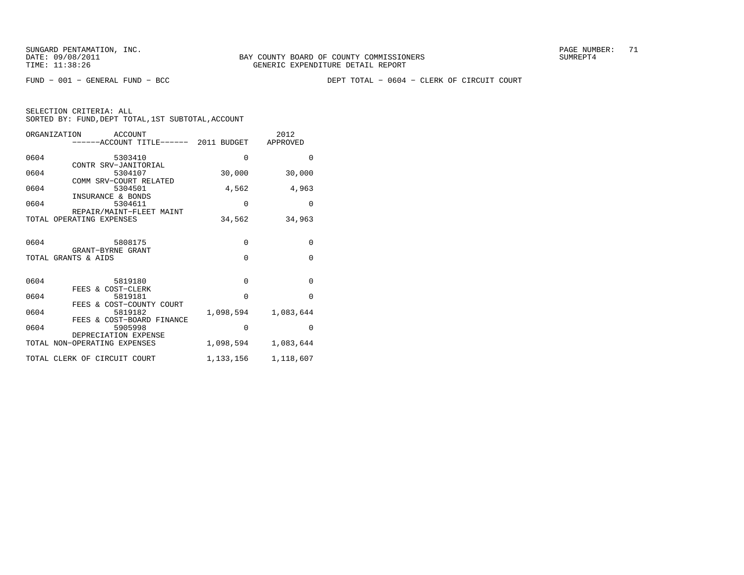BAY COUNTY BOARD OF COUNTY COMMISSIONERS
GENERIC EXPENDITURE DETAIL REPORT

FUND − 001 − GENERAL FUND − BCC

DEPT TOTAL − 0604 − CLERK OF CIRCUIT COURT

SELECTION CRITERIA: ALL
SORTED BY: FUND,DEPT TOTAL,1ST SUBTOTAL,ACCOUNT

| ORGANIZATION | ACCOUNT / ACCOUNT TITLE | 2011 BUDGET | 2012 APPROVED |
|---|---|---|---|
| 0604 | 5303410 CONTR SRV−JANITORIAL | 0 | 0 |
| 0604 | 5304107 COMM SRV−COURT RELATED | 30,000 | 30,000 |
| 0604 | 5304501 INSURANCE & BONDS | 4,562 | 4,963 |
| 0604 | 5304611 REPAIR/MAINT−FLEET MAINT | 0 | 0 |
| TOTAL OPERATING EXPENSES | | 34,562 | 34,963 |
| 0604 | 5808175 GRANT−BYRNE GRANT | 0 | 0 |
| TOTAL GRANTS & AIDS | | 0 | 0 |
| 0604 | 5819180 FEES & COST−CLERK | 0 | 0 |
| 0604 | 5819181 FEES & COST−COUNTY COURT | 0 | 0 |
| 0604 | 5819182 FEES & COST−BOARD FINANCE | 1,098,594 | 1,083,644 |
| 0604 | 5905998 DEPRECIATION EXPENSE | 0 | 0 |
| TOTAL NON−OPERATING EXPENSES | | 1,098,594 | 1,083,644 |
| TOTAL CLERK OF CIRCUIT COURT | | 1,133,156 | 1,118,607 |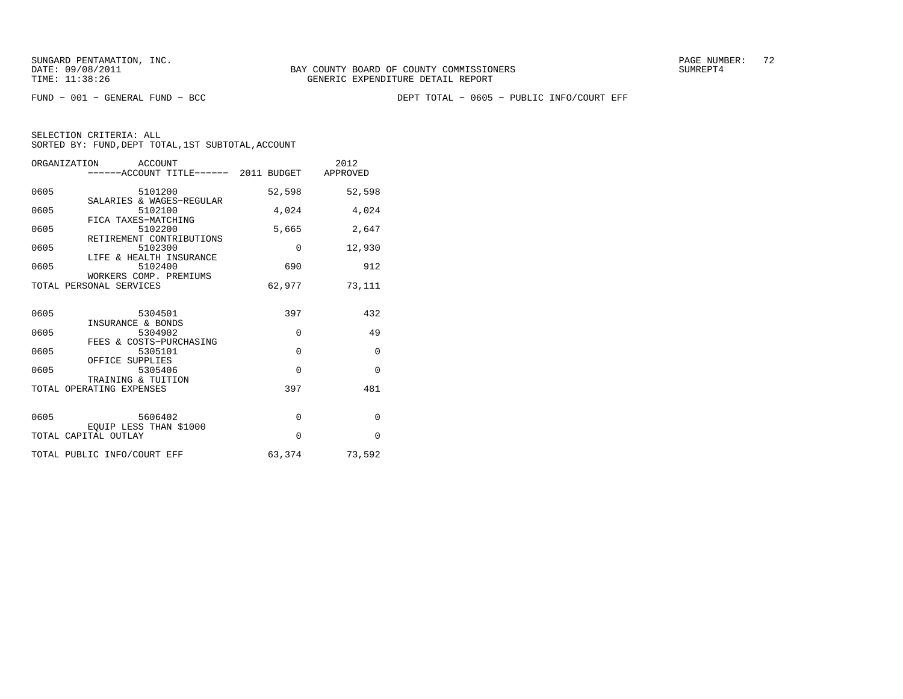SUNGARD PENTAMATION, INC.
DATE: 09/08/2011
TIME: 11:38:26

BAY COUNTY BOARD OF COUNTY COMMISSIONERS
GENERIC EXPENDITURE DETAIL REPORT

SUMREPT4

FUND − 001 − GENERAL FUND − BCC

DEPT TOTAL − 0605 − PUBLIC INFO/COURT EFF

SELECTION CRITERIA: ALL
SORTED BY: FUND,DEPT TOTAL,1ST SUBTOTAL,ACCOUNT

| ORGANIZATION | ACCOUNT / ACCOUNT TITLE | 2011 BUDGET | 2012 APPROVED |
|---|---|---|---|
| 0605 | 5101200 SALARIES & WAGES−REGULAR | 52,598 | 52,598 |
| 0605 | 5102100 FICA TAXES−MATCHING | 4,024 | 4,024 |
| 0605 | 5102200 RETIREMENT CONTRIBUTIONS | 5,665 | 2,647 |
| 0605 | 5102300 LIFE & HEALTH INSURANCE | 0 | 12,930 |
| 0605 | 5102400 WORKERS COMP. PREMIUMS | 690 | 912 |
| TOTAL PERSONAL SERVICES | | 62,977 | 73,111 |
| 0605 | 5304501 INSURANCE & BONDS | 397 | 432 |
| 0605 | 5304902 FEES & COSTS−PURCHASING | 0 | 49 |
| 0605 | 5305101 OFFICE SUPPLIES | 0 | 0 |
| 0605 | 5305406 TRAINING & TUITION | 0 | 0 |
| TOTAL OPERATING EXPENSES | | 397 | 481 |
| 0605 | 5606402 EQUIP LESS THAN $1000 | 0 | 0 |
| TOTAL CAPITAL OUTLAY | | 0 | 0 |
| TOTAL PUBLIC INFO/COURT EFF | | 63,374 | 73,592 |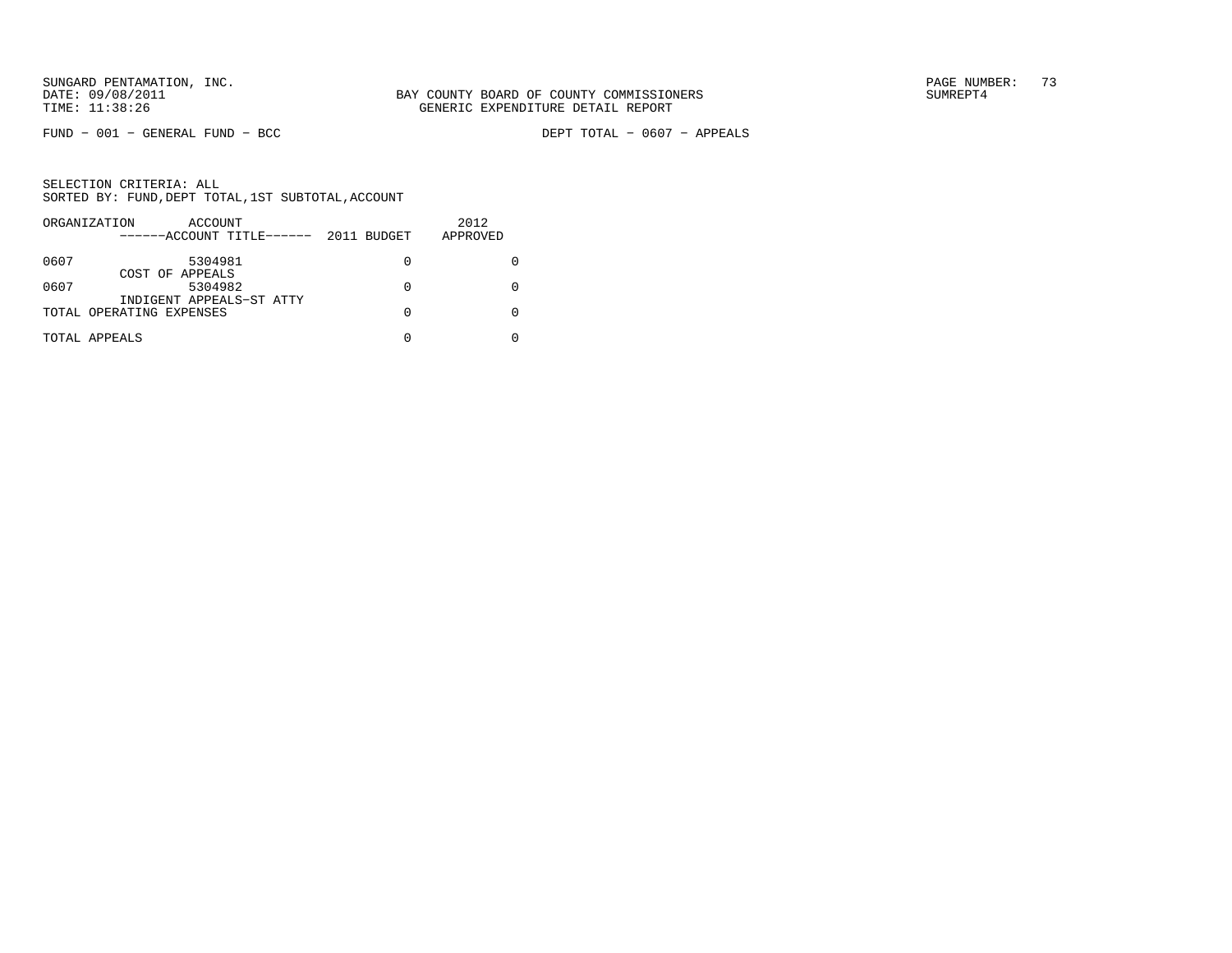BAY COUNTY BOARD OF COUNTY COMMISSIONERS
GENERIC EXPENDITURE DETAIL REPORT

FUND − 001 − GENERAL FUND − BCC

DEPT TOTAL − 0607 − APPEALS

SELECTION CRITERIA: ALL
SORTED BY: FUND,DEPT TOTAL,1ST SUBTOTAL,ACCOUNT

| ORGANIZATION | ACCOUNT ------ACCOUNT TITLE------ | 2011 BUDGET | 2012 APPROVED |
|---|---|---|---|
| 0607 | 5304981 COST OF APPEALS | 0 | 0 |
| 0607 | 5304982 INDIGENT APPEALS−ST ATTY | 0 | 0 |
| TOTAL OPERATING EXPENSES | | 0 | 0 |
| TOTAL APPEALS | | 0 | 0 |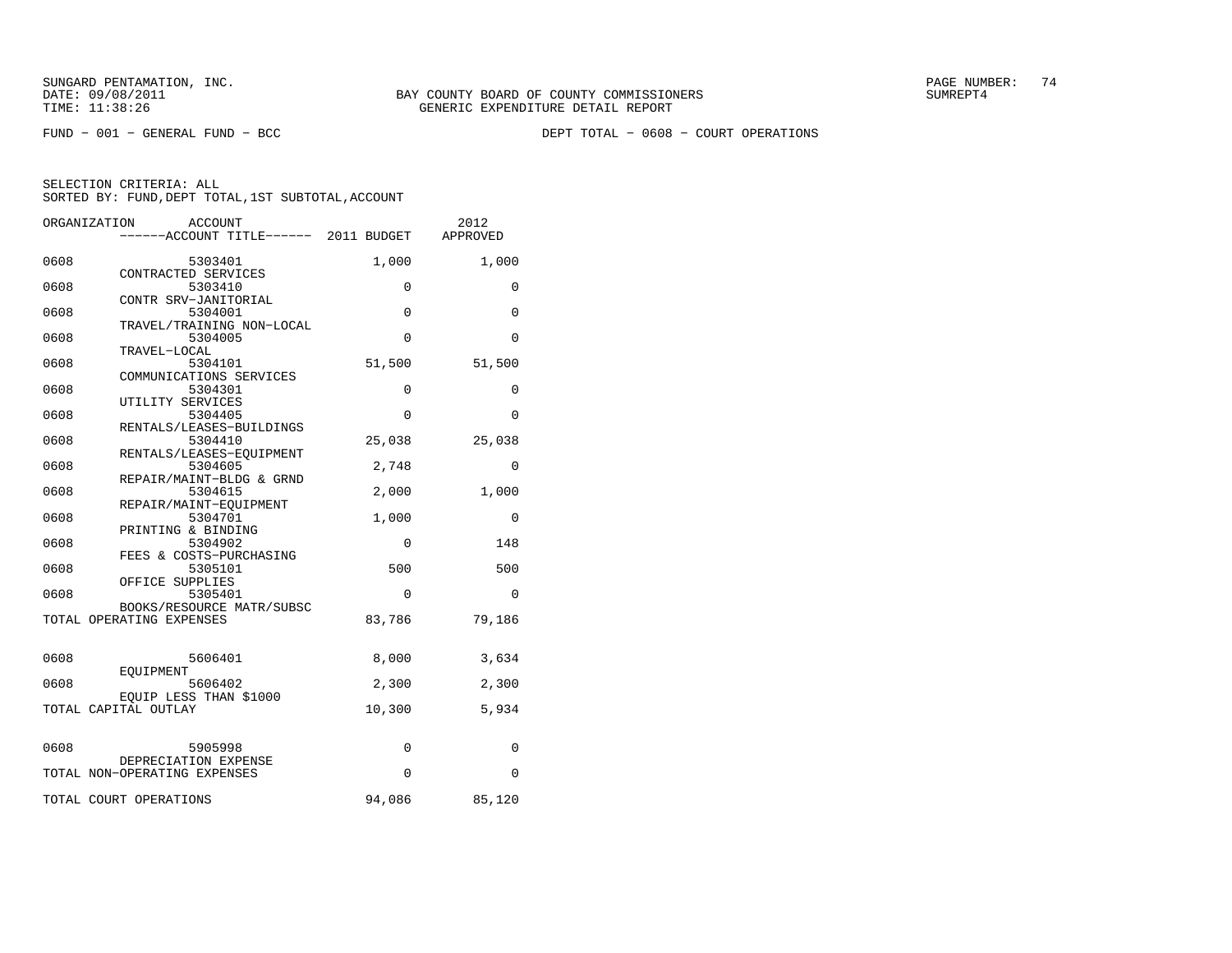SUNGARD PENTAMATION, INC.
DATE: 09/08/2011
TIME: 11:38:26

BAY COUNTY BOARD OF COUNTY COMMISSIONERS
GENERIC EXPENDITURE DETAIL REPORT

SUMREPT4

FUND − 001 − GENERAL FUND − BCC

DEPT TOTAL − 0608 − COURT OPERATIONS

SELECTION CRITERIA: ALL
SORTED BY: FUND,DEPT TOTAL,1ST SUBTOTAL,ACCOUNT

| ORGANIZATION | ACCOUNT / ------ACCOUNT TITLE------ | 2011 BUDGET | 2012 APPROVED |
|---|---|---|---|
| 0608 | 5303401 CONTRACTED SERVICES | 1,000 | 1,000 |
| 0608 | 5303410 CONTR SRV−JANITORIAL | 0 | 0 |
| 0608 | 5304001 TRAVEL/TRAINING NON−LOCAL | 0 | 0 |
| 0608 | 5304005 TRAVEL−LOCAL | 0 | 0 |
| 0608 | 5304101 COMMUNICATIONS SERVICES | 51,500 | 51,500 |
| 0608 | 5304301 UTILITY SERVICES | 0 | 0 |
| 0608 | 5304405 RENTALS/LEASES−BUILDINGS | 0 | 0 |
| 0608 | 5304410 RENTALS/LEASES−EQUIPMENT | 25,038 | 25,038 |
| 0608 | 5304605 REPAIR/MAINT−BLDG & GRND | 2,748 | 0 |
| 0608 | 5304615 REPAIR/MAINT−EQUIPMENT | 2,000 | 1,000 |
| 0608 | 5304701 PRINTING & BINDING | 1,000 | 0 |
| 0608 | 5304902 FEES & COSTS−PURCHASING | 0 | 148 |
| 0608 | 5305101 OFFICE SUPPLIES | 500 | 500 |
| 0608 | 5305401 BOOKS/RESOURCE MATR/SUBSC | 0 | 0 |
| TOTAL OPERATING EXPENSES | | 83,786 | 79,186 |
| 0608 | 5606401 EQUIPMENT | 8,000 | 3,634 |
| 0608 | 5606402 EQUIP LESS THAN $1000 | 2,300 | 2,300 |
| TOTAL CAPITAL OUTLAY | | 10,300 | 5,934 |
| 0608 | 5905998 DEPRECIATION EXPENSE | 0 | 0 |
| TOTAL NON−OPERATING EXPENSES | | 0 | 0 |
| TOTAL COURT OPERATIONS | | 94,086 | 85,120 |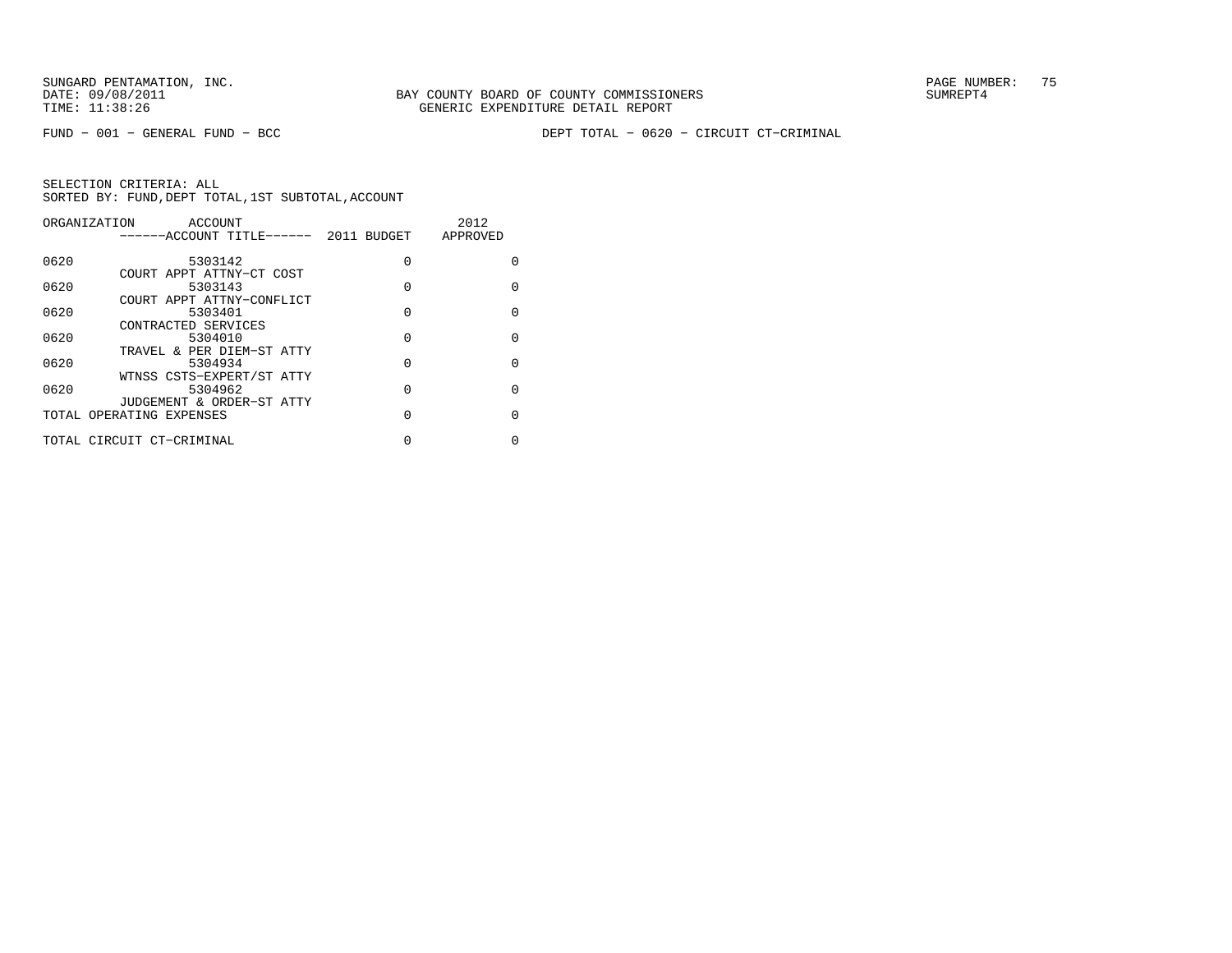FUND − 001 − GENERAL FUND − BCC                DEPT TOTAL − 0620 − CIRCUIT CT−CRIMINAL

SELECTION CRITERIA: ALL
SORTED BY: FUND,DEPT TOTAL,1ST SUBTOTAL,ACCOUNT

| ORGANIZATION | ACCOUNT / ------ACCOUNT TITLE------ | 2011 BUDGET | 2012 APPROVED |
|---|---|---|---|
| 0620 | 5303142 COURT APPT ATTNY−CT COST | 0 | 0 |
| 0620 | 5303143 COURT APPT ATTNY−CONFLICT | 0 | 0 |
| 0620 | 5303401 CONTRACTED SERVICES | 0 | 0 |
| 0620 | 5304010 TRAVEL & PER DIEM−ST ATTY | 0 | 0 |
| 0620 | 5304934 WTNSS CSTS−EXPERT/ST ATTY | 0 | 0 |
| 0620 | 5304962 JUDGEMENT & ORDER−ST ATTY | 0 | 0 |
| TOTAL OPERATING EXPENSES | | 0 | 0 |
| TOTAL CIRCUIT CT−CRIMINAL | | 0 | 0 |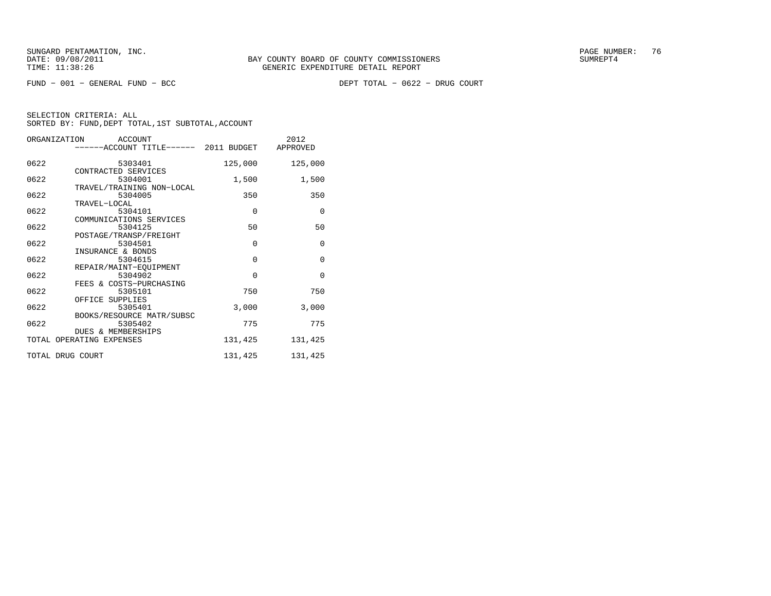BAY COUNTY BOARD OF COUNTY COMMISSIONERS
GENERIC EXPENDITURE DETAIL REPORT

FUND − 001 − GENERAL FUND − BCC

DEPT TOTAL − 0622 − DRUG COURT

SELECTION CRITERIA: ALL
SORTED BY: FUND,DEPT TOTAL,1ST SUBTOTAL,ACCOUNT

| ORGANIZATION | ACCOUNT / ACCOUNT TITLE | 2011 BUDGET | 2012 APPROVED |
|---|---|---|---|
| 0622 | 5303401 CONTRACTED SERVICES | 125,000 | 125,000 |
| 0622 | 5304001 TRAVEL/TRAINING NON−LOCAL | 1,500 | 1,500 |
| 0622 | 5304005 TRAVEL−LOCAL | 350 | 350 |
| 0622 | 5304101 COMMUNICATIONS SERVICES | 0 | 0 |
| 0622 | 5304125 POSTAGE/TRANSP/FREIGHT | 50 | 50 |
| 0622 | 5304501 INSURANCE & BONDS | 0 | 0 |
| 0622 | 5304615 REPAIR/MAINT−EQUIPMENT | 0 | 0 |
| 0622 | 5304902 FEES & COSTS−PURCHASING | 0 | 0 |
| 0622 | 5305101 OFFICE SUPPLIES | 750 | 750 |
| 0622 | 5305401 BOOKS/RESOURCE MATR/SUBSC | 3,000 | 3,000 |
| 0622 | 5305402 DUES & MEMBERSHIPS | 775 | 775 |
| TOTAL OPERATING EXPENSES | | 131,425 | 131,425 |
| TOTAL DRUG COURT | | 131,425 | 131,425 |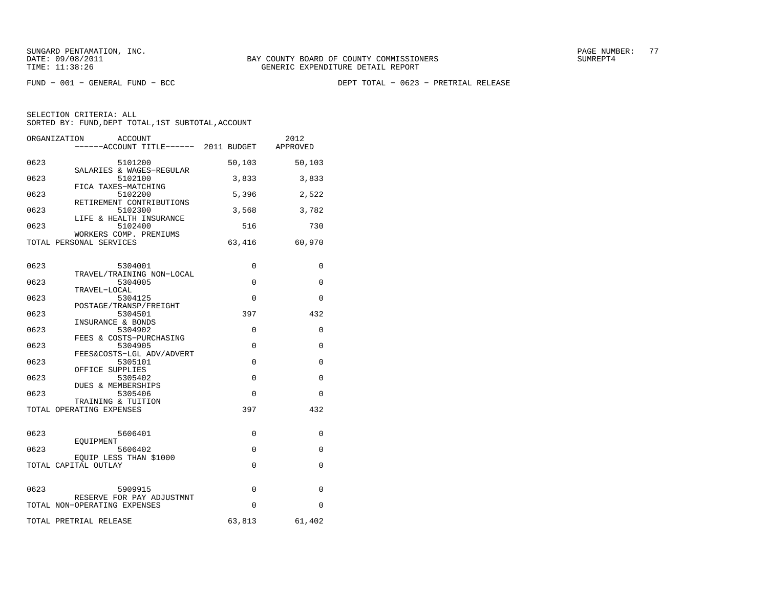BAY COUNTY BOARD OF COUNTY COMMISSIONERS
GENERIC EXPENDITURE DETAIL REPORT

FUND − 001 − GENERAL FUND − BCC

DEPT TOTAL − 0623 − PRETRIAL RELEASE

SELECTION CRITERIA: ALL
SORTED BY: FUND,DEPT TOTAL,1ST SUBTOTAL,ACCOUNT

| ORGANIZATION | ACCOUNT / ACCOUNT TITLE | 2011 BUDGET | 2012 APPROVED |
|---|---|---|---|
| 0623 | 5101200 SALARIES & WAGES−REGULAR | 50,103 | 50,103 |
| 0623 | 5102100 FICA TAXES−MATCHING | 3,833 | 3,833 |
| 0623 | 5102200 RETIREMENT CONTRIBUTIONS | 5,396 | 2,522 |
| 0623 | 5102300 LIFE & HEALTH INSURANCE | 3,568 | 3,782 |
| 0623 | 5102400 WORKERS COMP. PREMIUMS | 516 | 730 |
| TOTAL PERSONAL SERVICES | | 63,416 | 60,970 |
| 0623 | 5304001 TRAVEL/TRAINING NON−LOCAL | 0 | 0 |
| 0623 | 5304005 TRAVEL−LOCAL | 0 | 0 |
| 0623 | 5304125 POSTAGE/TRANSP/FREIGHT | 0 | 0 |
| 0623 | 5304501 INSURANCE & BONDS | 397 | 432 |
| 0623 | 5304902 FEES & COSTS−PURCHASING | 0 | 0 |
| 0623 | 5304905 FEES&COSTS−LGL ADV/ADVERT | 0 | 0 |
| 0623 | 5305101 OFFICE SUPPLIES | 0 | 0 |
| 0623 | 5305402 DUES & MEMBERSHIPS | 0 | 0 |
| 0623 | 5305406 TRAINING & TUITION | 0 | 0 |
| TOTAL OPERATING EXPENSES | | 397 | 432 |
| 0623 | 5606401 EQUIPMENT | 0 | 0 |
| 0623 | 5606402 EQUIP LESS THAN $1000 | 0 | 0 |
| TOTAL CAPITAL OUTLAY | | 0 | 0 |
| 0623 | 5909915 RESERVE FOR PAY ADJUSTMNT | 0 | 0 |
| TOTAL NON−OPERATING EXPENSES | | 0 | 0 |
| TOTAL PRETRIAL RELEASE | | 63,813 | 61,402 |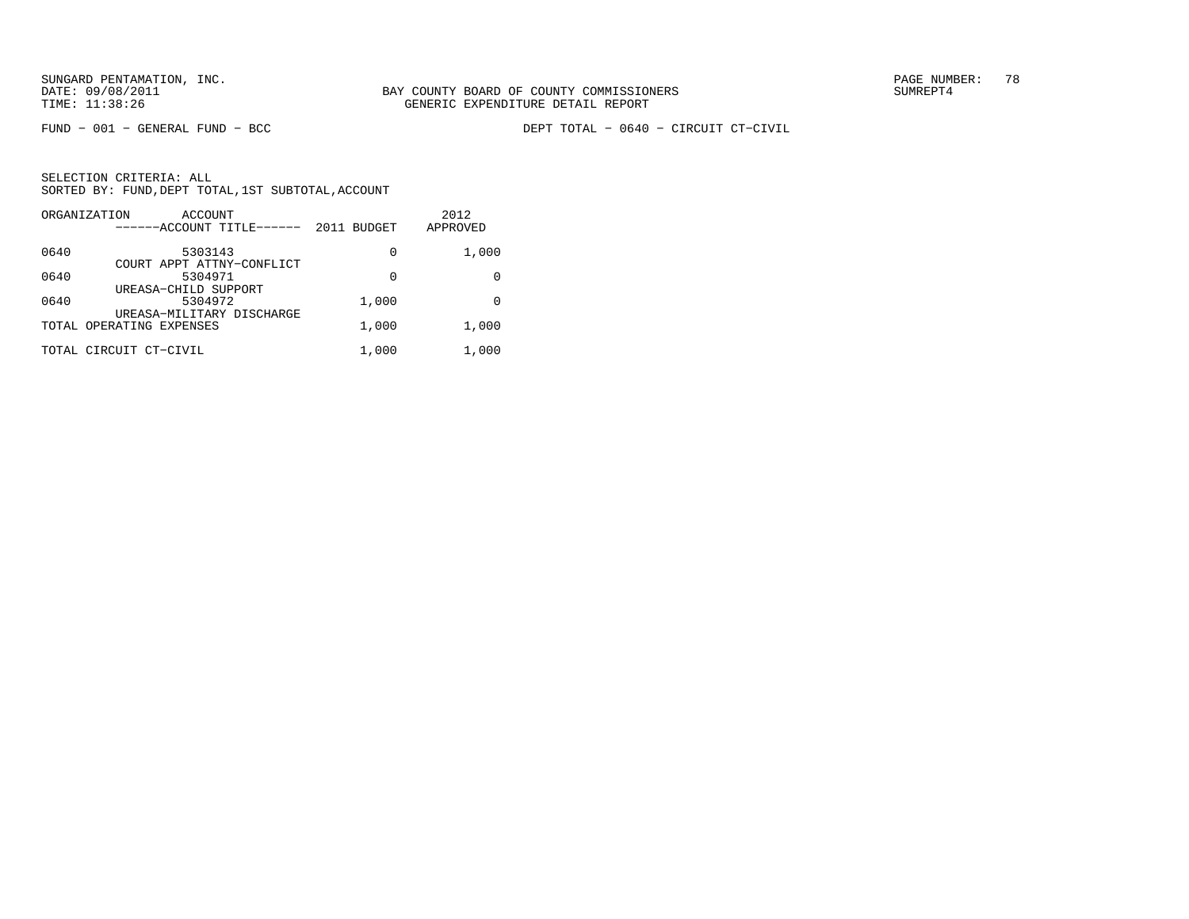BAY COUNTY BOARD OF COUNTY COMMISSIONERS
GENERIC EXPENDITURE DETAIL REPORT

FUND − 001 − GENERAL FUND − BCC

DEPT TOTAL − 0640 − CIRCUIT CT−CIVIL

SELECTION CRITERIA: ALL
SORTED BY: FUND,DEPT TOTAL,1ST SUBTOTAL,ACCOUNT

| ORGANIZATION | ACCOUNT / ------ACCOUNT TITLE------ | 2011 BUDGET | 2012 APPROVED |
|---|---|---|---|
| 0640 | 5303143 COURT APPT ATTNY−CONFLICT | 0 | 1,000 |
| 0640 | 5304971 UREASA−CHILD SUPPORT | 0 | 0 |
| 0640 | 5304972 UREASA−MILITARY DISCHARGE | 1,000 | 0 |
| TOTAL OPERATING EXPENSES | | 1,000 | 1,000 |
| TOTAL CIRCUIT CT−CIVIL | | 1,000 | 1,000 |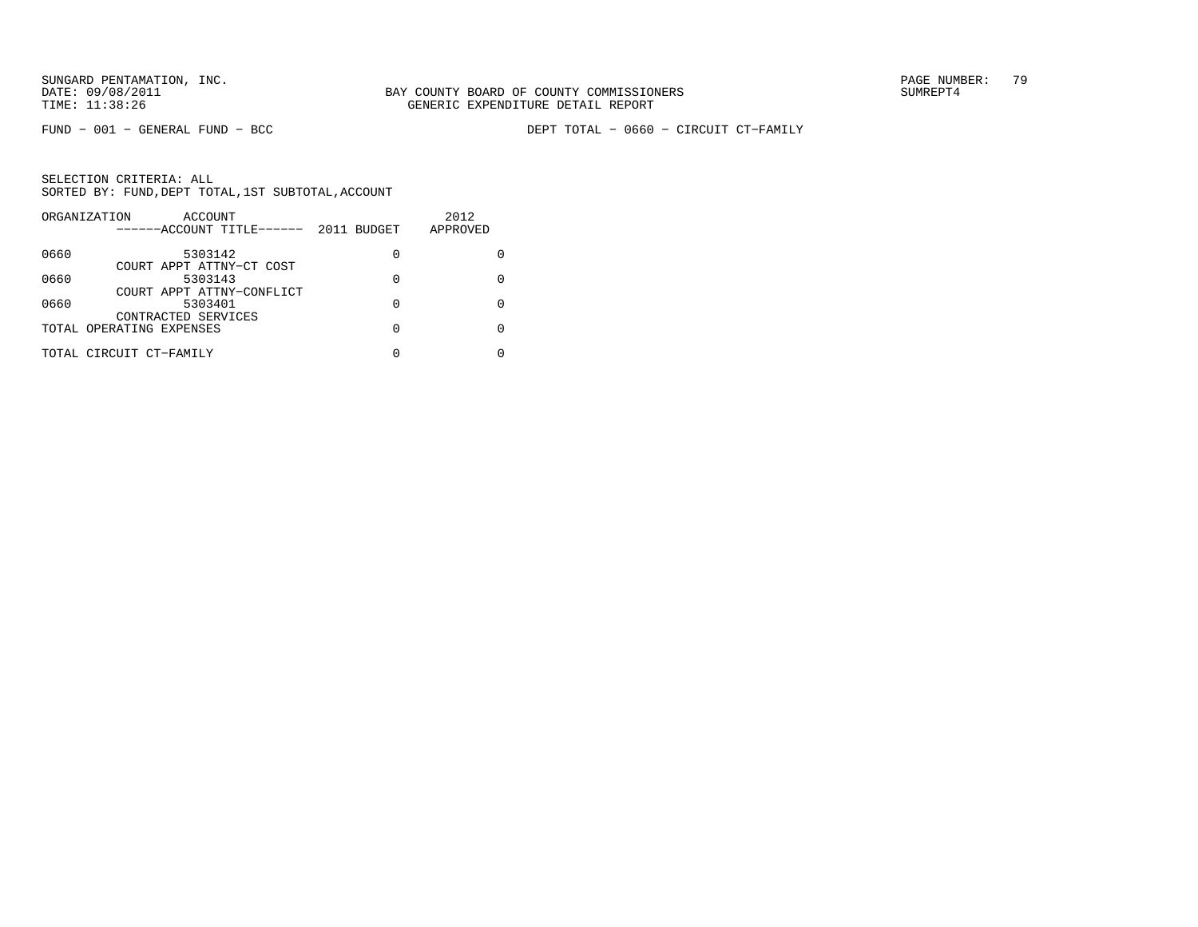SUNGARD PENTAMATION, INC.
DATE: 09/08/2011
TIME: 11:38:26

BAY COUNTY BOARD OF COUNTY COMMISSIONERS
GENERIC EXPENDITURE DETAIL REPORT

SUMREPT4

FUND − 001 − GENERAL FUND − BCC

DEPT TOTAL − 0660 − CIRCUIT CT−FAMILY

SELECTION CRITERIA: ALL
SORTED BY: FUND,DEPT TOTAL,1ST SUBTOTAL,ACCOUNT

| ORGANIZATION | ACCOUNT ------ACCOUNT TITLE------ | 2011 BUDGET | 2012 APPROVED |
|---|---|---|---|
| 0660 | 5303142 COURT APPT ATTNY−CT COST | 0 | 0 |
| 0660 | 5303143 COURT APPT ATTNY−CONFLICT | 0 | 0 |
| 0660 | 5303401 CONTRACTED SERVICES | 0 | 0 |
| TOTAL OPERATING EXPENSES | | 0 | 0 |
| TOTAL CIRCUIT CT−FAMILY | | 0 | 0 |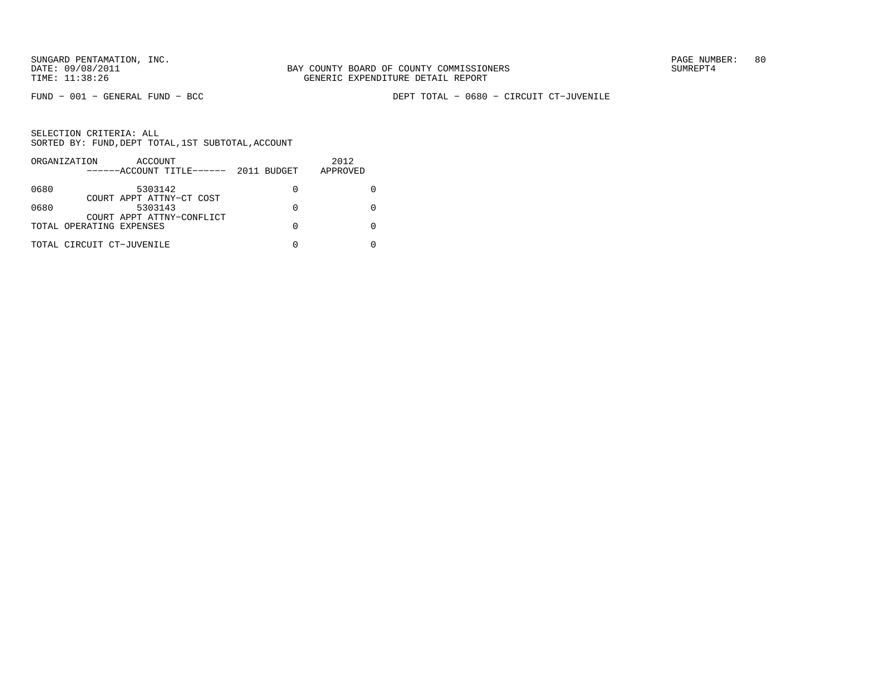SUNGARD PENTAMATION, INC.
DATE: 09/08/2011
TIME: 11:38:26

BAY COUNTY BOARD OF COUNTY COMMISSIONERS
GENERIC EXPENDITURE DETAIL REPORT

PAGE NUMBER: 80
SUMREPT4

FUND − 001 − GENERAL FUND − BCC

DEPT TOTAL − 0680 − CIRCUIT CT−JUVENILE

SELECTION CRITERIA: ALL
SORTED BY: FUND,DEPT TOTAL,1ST SUBTOTAL,ACCOUNT

| ORGANIZATION | ACCOUNT ------ACCOUNT TITLE------ | 2011 BUDGET | 2012 APPROVED |
|---|---|---|---|
| 0680 | 5303142 COURT APPT ATTNY−CT COST | 0 | 0 |
| 0680 | 5303143 COURT APPT ATTNY−CONFLICT | 0 | 0 |
| TOTAL OPERATING EXPENSES | | 0 | 0 |
| TOTAL CIRCUIT CT−JUVENILE | | 0 | 0 |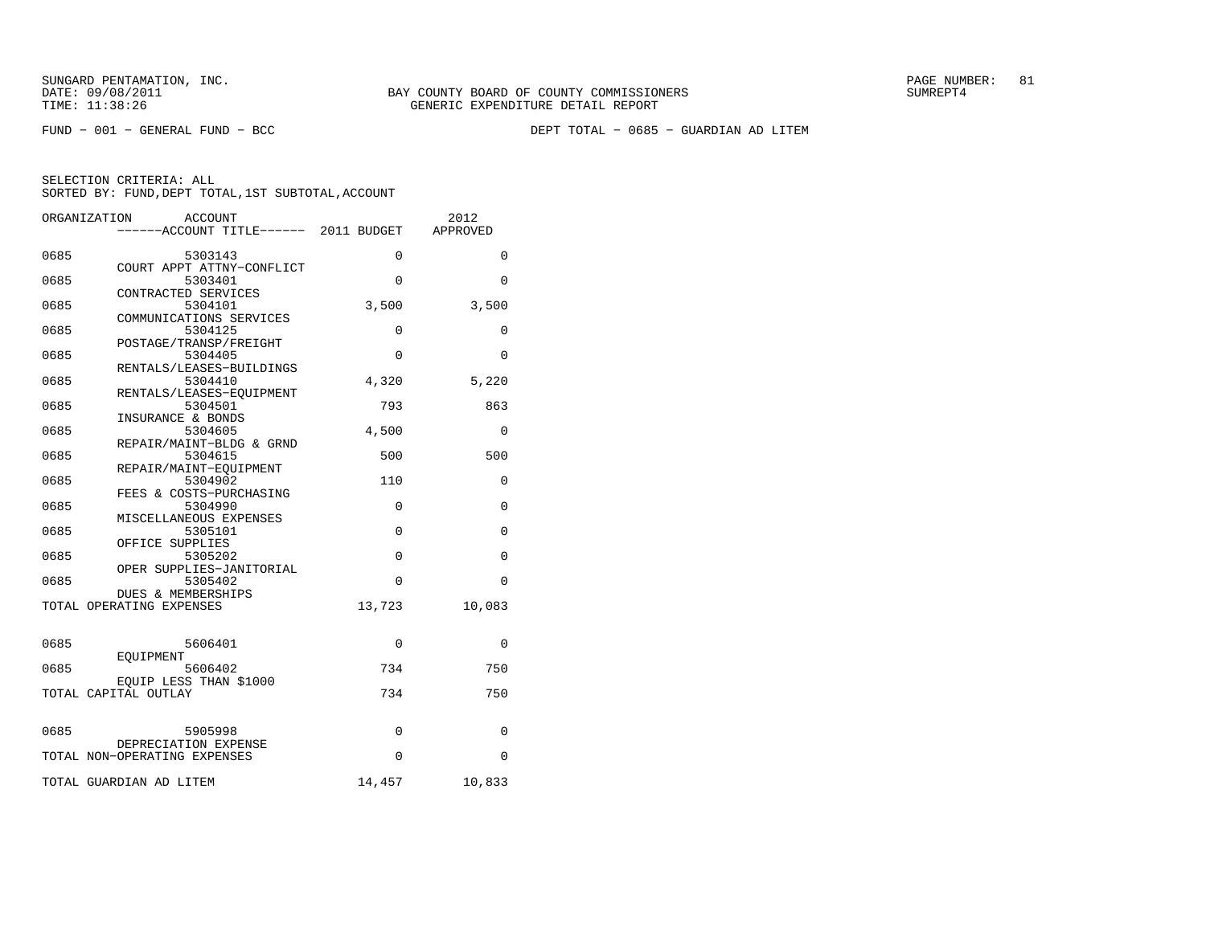BAY COUNTY BOARD OF COUNTY COMMISSIONERS
GENERIC EXPENDITURE DETAIL REPORT

FUND − 001 − GENERAL FUND − BCC

DEPT TOTAL − 0685 − GUARDIAN AD LITEM

SELECTION CRITERIA: ALL
SORTED BY: FUND,DEPT TOTAL,1ST SUBTOTAL,ACCOUNT

| ORGANIZATION | ACCOUNT / ACCOUNT TITLE | 2011 BUDGET | 2012 APPROVED |
|---|---|---|---|
| 0685 | 5303143 COURT APPT ATTNY−CONFLICT | 0 | 0 |
| 0685 | 5303401 CONTRACTED SERVICES | 0 | 0 |
| 0685 | 5304101 COMMUNICATIONS SERVICES | 3,500 | 3,500 |
| 0685 | 5304125 POSTAGE/TRANSP/FREIGHT | 0 | 0 |
| 0685 | 5304405 RENTALS/LEASES−BUILDINGS | 0 | 0 |
| 0685 | 5304410 RENTALS/LEASES−EQUIPMENT | 4,320 | 5,220 |
| 0685 | 5304501 INSURANCE & BONDS | 793 | 863 |
| 0685 | 5304605 REPAIR/MAINT−BLDG & GRND | 4,500 | 0 |
| 0685 | 5304615 REPAIR/MAINT−EQUIPMENT | 500 | 500 |
| 0685 | 5304902 FEES & COSTS−PURCHASING | 110 | 0 |
| 0685 | 5304990 MISCELLANEOUS EXPENSES | 0 | 0 |
| 0685 | 5305101 OFFICE SUPPLIES | 0 | 0 |
| 0685 | 5305202 OPER SUPPLIES−JANITORIAL | 0 | 0 |
| 0685 | 5305402 DUES & MEMBERSHIPS | 0 | 0 |
| TOTAL OPERATING EXPENSES | | 13,723 | 10,083 |
| 0685 | 5606401 EQUIPMENT | 0 | 0 |
| 0685 | 5606402 EQUIP LESS THAN $1000 | 734 | 750 |
| TOTAL CAPITAL OUTLAY | | 734 | 750 |
| 0685 | 5905998 DEPRECIATION EXPENSE | 0 | 0 |
| TOTAL NON−OPERATING EXPENSES | | 0 | 0 |
| TOTAL GUARDIAN AD LITEM | | 14,457 | 10,833 |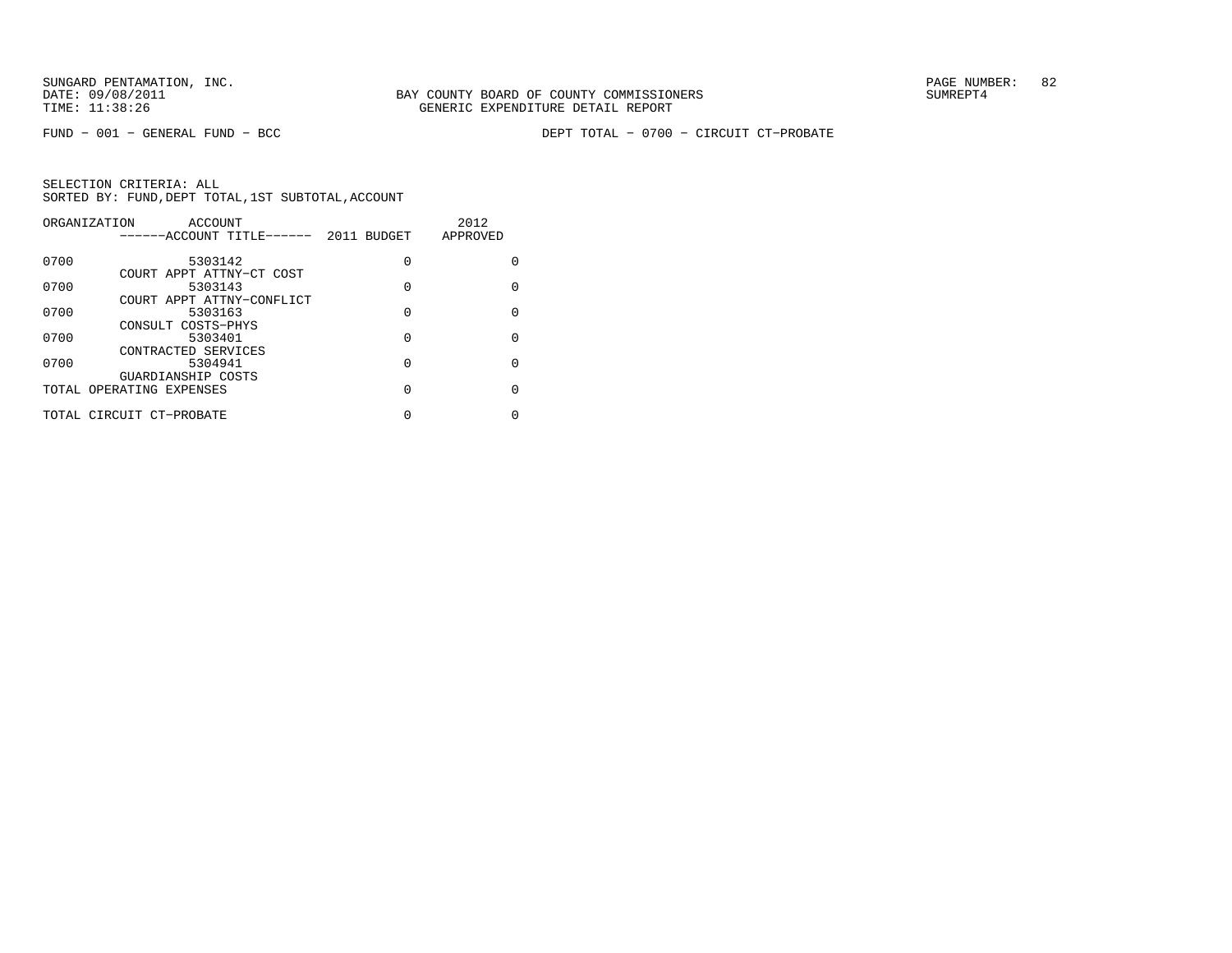BAY COUNTY BOARD OF COUNTY COMMISSIONERS
GENERIC EXPENDITURE DETAIL REPORT

FUND − 001 − GENERAL FUND − BCC

DEPT TOTAL − 0700 − CIRCUIT CT−PROBATE

SELECTION CRITERIA: ALL
SORTED BY: FUND,DEPT TOTAL,1ST SUBTOTAL,ACCOUNT

| ORGANIZATION | ACCOUNT / ACCOUNT TITLE | 2011 BUDGET | 2012 APPROVED |
|---|---|---|---|
| 0700 | 5303142 COURT APPT ATTNY−CT COST | 0 | 0 |
| 0700 | 5303143 COURT APPT ATTNY−CONFLICT | 0 | 0 |
| 0700 | 5303163 CONSULT COSTS−PHYS | 0 | 0 |
| 0700 | 5303401 CONTRACTED SERVICES | 0 | 0 |
| 0700 | 5304941 GUARDIANSHIP COSTS | 0 | 0 |
| TOTAL OPERATING EXPENSES | | 0 | 0 |
| TOTAL CIRCUIT CT−PROBATE | | 0 | 0 |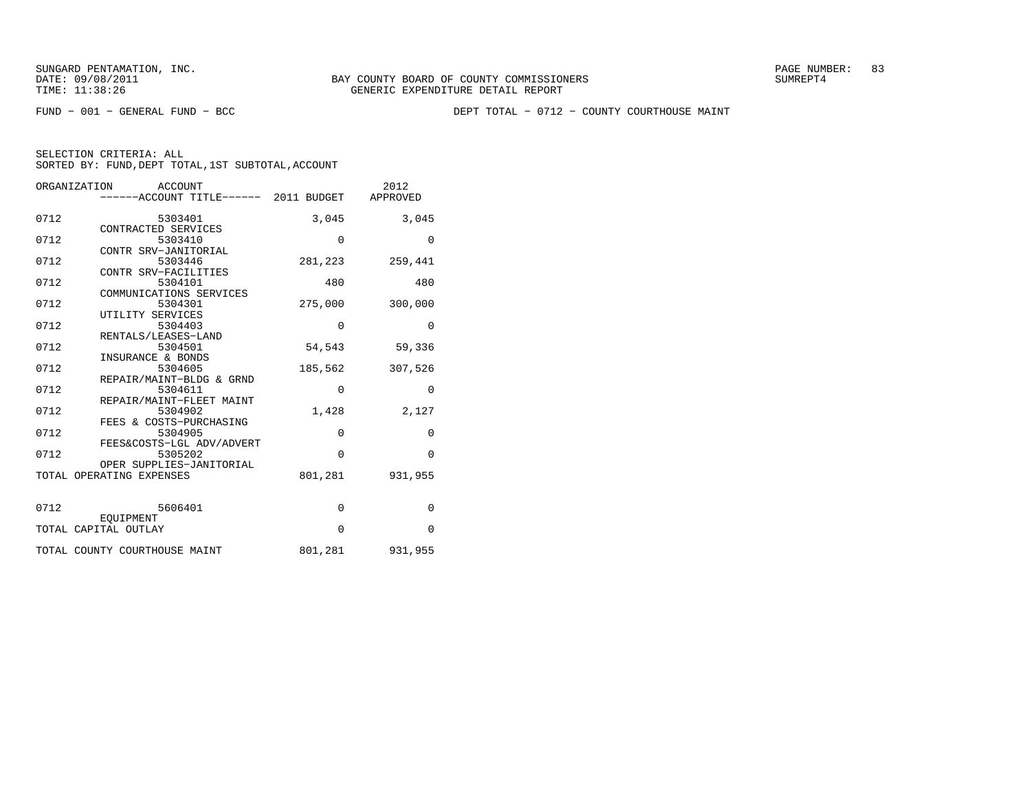SUNGARD PENTAMATION, INC.
DATE: 09/08/2011
TIME: 11:38:26

BAY COUNTY BOARD OF COUNTY COMMISSIONERS
GENERIC EXPENDITURE DETAIL REPORT

SUMREPT4

FUND - 001 - GENERAL FUND - BCC

DEPT TOTAL - 0712 - COUNTY COURTHOUSE MAINT

SELECTION CRITERIA: ALL
SORTED BY: FUND,DEPT TOTAL,1ST SUBTOTAL,ACCOUNT

| ORGANIZATION | ACCOUNT / ------ACCOUNT TITLE------ | 2011 BUDGET | 2012 APPROVED |
|---|---|---|---|
| 0712 | 5303401 CONTRACTED SERVICES | 3,045 | 3,045 |
| 0712 | 5303410 CONTR SRV-JANITORIAL | 0 | 0 |
| 0712 | 5303446 CONTR SRV-FACILITIES | 281,223 | 259,441 |
| 0712 | 5304101 COMMUNICATIONS SERVICES | 480 | 480 |
| 0712 | 5304301 UTILITY SERVICES | 275,000 | 300,000 |
| 0712 | 5304403 RENTALS/LEASES-LAND | 0 | 0 |
| 0712 | 5304501 INSURANCE & BONDS | 54,543 | 59,336 |
| 0712 | 5304605 REPAIR/MAINT-BLDG & GRND | 185,562 | 307,526 |
| 0712 | 5304611 REPAIR/MAINT-FLEET MAINT | 0 | 0 |
| 0712 | 5304902 FEES & COSTS-PURCHASING | 1,428 | 2,127 |
| 0712 | 5304905 FEES&COSTS-LGL ADV/ADVERT | 0 | 0 |
| 0712 | 5305202 OPER SUPPLIES-JANITORIAL | 0 | 0 |
| TOTAL OPERATING EXPENSES | | 801,281 | 931,955 |
| 0712 | 5606401 EQUIPMENT | 0 | 0 |
| TOTAL CAPITAL OUTLAY | | 0 | 0 |
| TOTAL COUNTY COURTHOUSE MAINT | | 801,281 | 931,955 |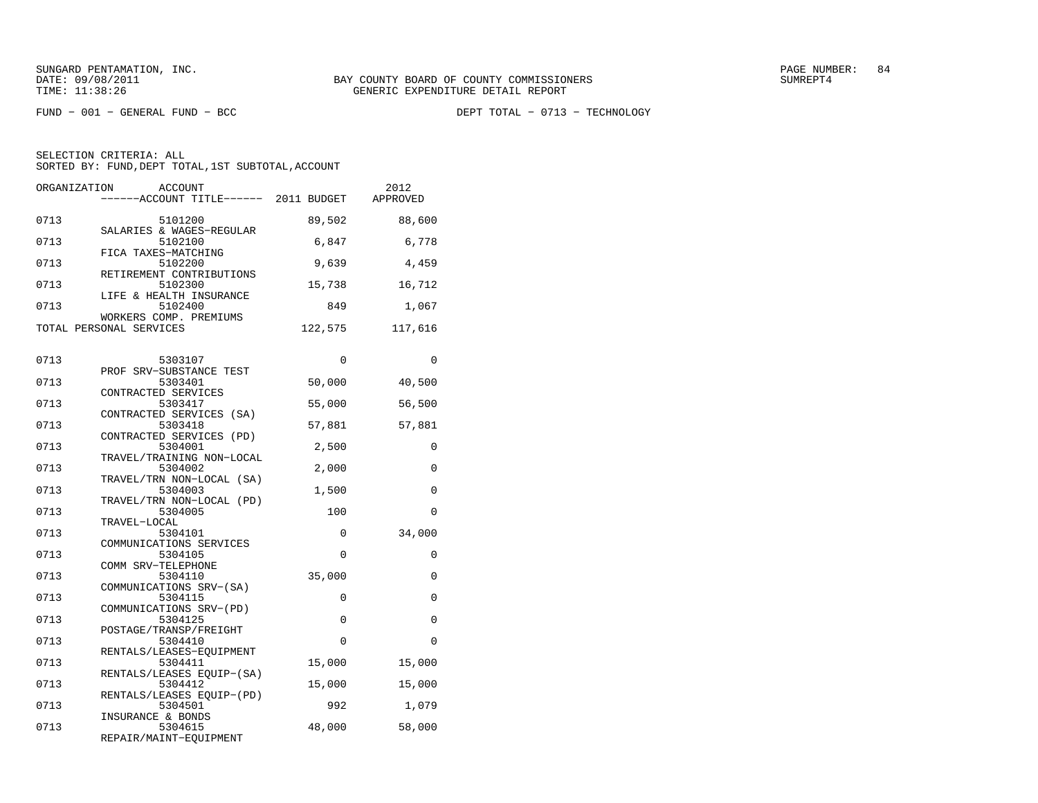SUNGARD PENTAMATION, INC.
DATE: 09/08/2011
TIME: 11:38:26

BAY COUNTY BOARD OF COUNTY COMMISSIONERS
GENERIC EXPENDITURE DETAIL REPORT

SUMREPT4

FUND - 001 - GENERAL FUND - BCC

DEPT TOTAL - 0713 - TECHNOLOGY

SELECTION CRITERIA: ALL
SORTED BY: FUND,DEPT TOTAL,1ST SUBTOTAL,ACCOUNT

| ORGANIZATION | ACCOUNT / ------ACCOUNT TITLE------ | 2011 BUDGET | 2012 APPROVED |
|---|---|---|---|
| 0713 | 5101200 SALARIES & WAGES-REGULAR | 89,502 | 88,600 |
| 0713 | 5102100 FICA TAXES-MATCHING | 6,847 | 6,778 |
| 0713 | 5102200 RETIREMENT CONTRIBUTIONS | 9,639 | 4,459 |
| 0713 | 5102300 LIFE & HEALTH INSURANCE | 15,738 | 16,712 |
| 0713 | 5102400 WORKERS COMP. PREMIUMS | 849 | 1,067 |
| TOTAL PERSONAL SERVICES | | 122,575 | 117,616 |
| 0713 | 5303107 PROF SRV-SUBSTANCE TEST | 0 | 0 |
| 0713 | 5303401 CONTRACTED SERVICES | 50,000 | 40,500 |
| 0713 | 5303417 CONTRACTED SERVICES (SA) | 55,000 | 56,500 |
| 0713 | 5303418 CONTRACTED SERVICES (PD) | 57,881 | 57,881 |
| 0713 | 5304001 TRAVEL/TRAINING NON-LOCAL | 2,500 | 0 |
| 0713 | 5304002 TRAVEL/TRN NON-LOCAL (SA) | 2,000 | 0 |
| 0713 | 5304003 TRAVEL/TRN NON-LOCAL (PD) | 1,500 | 0 |
| 0713 | 5304005 TRAVEL-LOCAL | 100 | 0 |
| 0713 | 5304101 COMMUNICATIONS SERVICES | 0 | 34,000 |
| 0713 | 5304105 COMM SRV-TELEPHONE | 0 | 0 |
| 0713 | 5304110 COMMUNICATIONS SRV-(SA) | 35,000 | 0 |
| 0713 | 5304115 COMMUNICATIONS SRV-(PD) | 0 | 0 |
| 0713 | 5304125 POSTAGE/TRANSP/FREIGHT | 0 | 0 |
| 0713 | 5304410 RENTALS/LEASES-EQUIPMENT | 0 | 0 |
| 0713 | 5304411 RENTALS/LEASES EQUIP-(SA) | 15,000 | 15,000 |
| 0713 | 5304412 RENTALS/LEASES EQUIP-(PD) | 15,000 | 15,000 |
| 0713 | 5304501 INSURANCE & BONDS | 992 | 1,079 |
| 0713 | 5304615 REPAIR/MAINT-EQUIPMENT | 48,000 | 58,000 |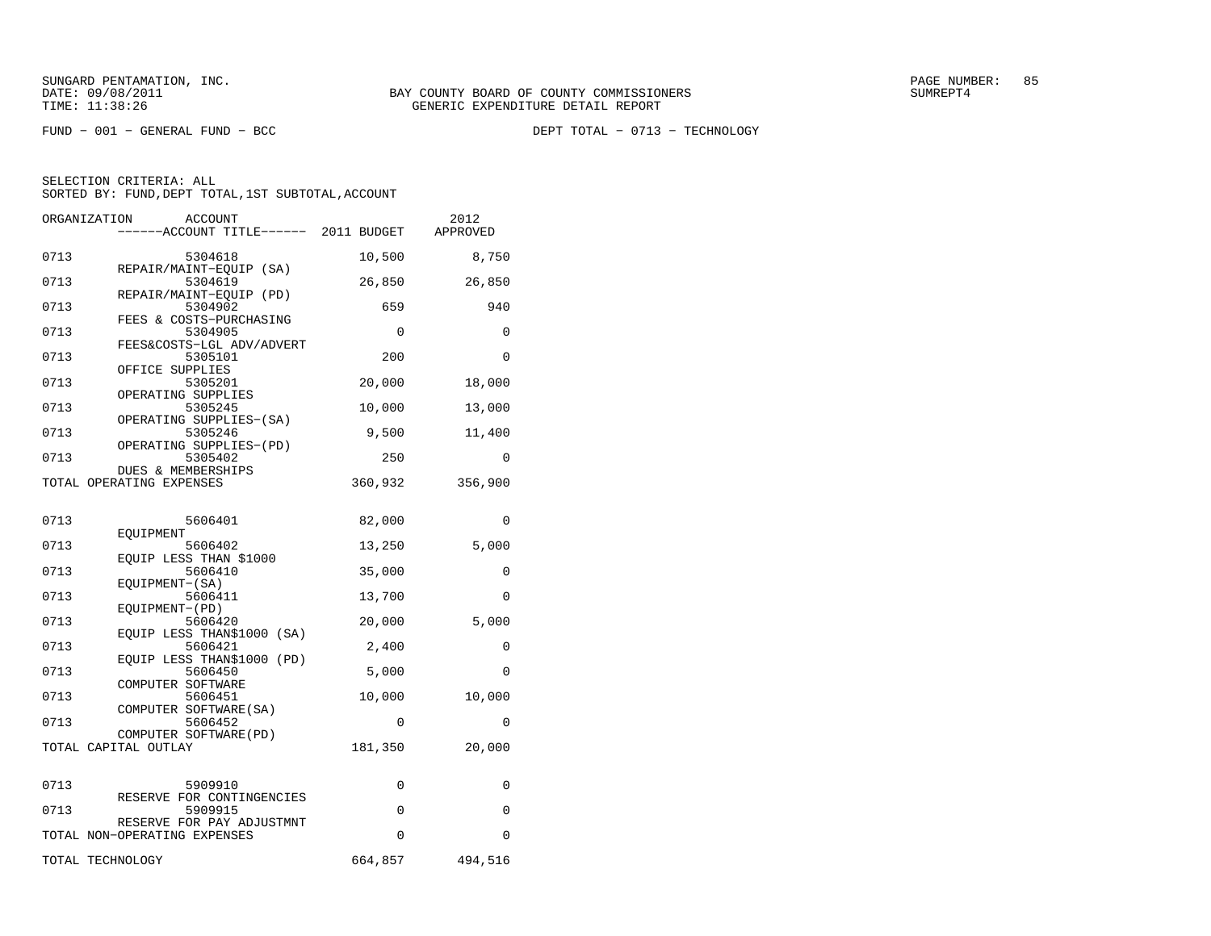BAY COUNTY BOARD OF COUNTY COMMISSIONERS
GENERIC EXPENDITURE DETAIL REPORT

FUND − 001 − GENERAL FUND − BCC　　　　DEPT TOTAL − 0713 − TECHNOLOGY

SELECTION CRITERIA: ALL
SORTED BY: FUND,DEPT TOTAL,1ST SUBTOTAL,ACCOUNT

| ORGANIZATION | ACCOUNT / ACCOUNT TITLE | 2011 BUDGET | 2012 APPROVED |
|---|---|---|---|
| 0713 | 5304618 REPAIR/MAINT−EQUIP (SA) | 10,500 | 8,750 |
| 0713 | 5304619 REPAIR/MAINT−EQUIP (PD) | 26,850 | 26,850 |
| 0713 | 5304902 FEES & COSTS−PURCHASING | 659 | 940 |
| 0713 | 5304905 FEES&COSTS−LGL ADV/ADVERT | 0 | 0 |
| 0713 | 5305101 OFFICE SUPPLIES | 200 | 0 |
| 0713 | 5305201 OPERATING SUPPLIES | 20,000 | 18,000 |
| 0713 | 5305245 OPERATING SUPPLIES−(SA) | 10,000 | 13,000 |
| 0713 | 5305246 OPERATING SUPPLIES−(PD) | 9,500 | 11,400 |
| 0713 | 5305402 DUES & MEMBERSHIPS | 250 | 0 |
| TOTAL OPERATING EXPENSES | | 360,932 | 356,900 |
| 0713 | 5606401 EQUIPMENT | 82,000 | 0 |
| 0713 | 5606402 EQUIP LESS THAN $1000 | 13,250 | 5,000 |
| 0713 | 5606410 EQUIPMENT−(SA) | 35,000 | 0 |
| 0713 | 5606411 EQUIPMENT−(PD) | 13,700 | 0 |
| 0713 | 5606420 EQUIP LESS THAN$1000 (SA) | 20,000 | 5,000 |
| 0713 | 5606421 EQUIP LESS THAN$1000 (PD) | 2,400 | 0 |
| 0713 | 5606450 COMPUTER SOFTWARE | 5,000 | 0 |
| 0713 | 5606451 COMPUTER SOFTWARE(SA) | 10,000 | 10,000 |
| 0713 | 5606452 COMPUTER SOFTWARE(PD) | 0 | 0 |
| TOTAL CAPITAL OUTLAY | | 181,350 | 20,000 |
| 0713 | 5909910 RESERVE FOR CONTINGENCIES | 0 | 0 |
| 0713 | 5909915 RESERVE FOR PAY ADJUSTMNT | 0 | 0 |
| TOTAL NON−OPERATING EXPENSES | | 0 | 0 |
| TOTAL TECHNOLOGY | | 664,857 | 494,516 |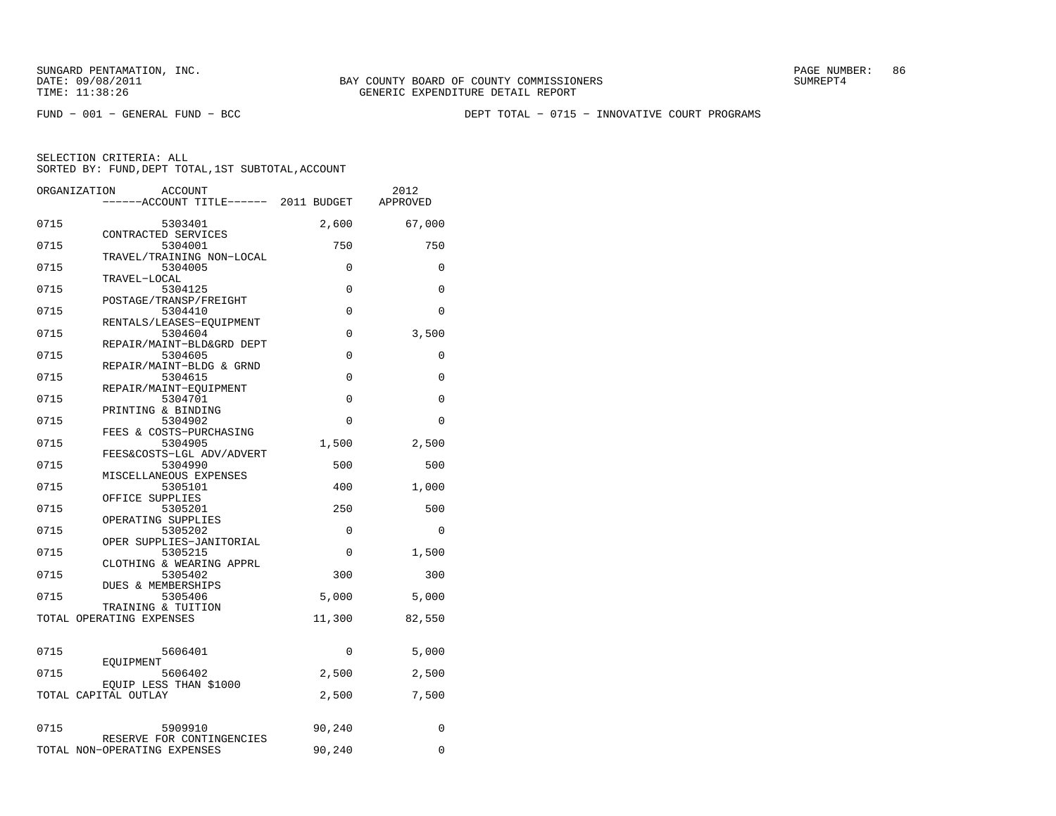SUNGARD PENTAMATION, INC.
DATE: 09/08/2011 BAY COUNTY BOARD OF COUNTY COMMISSIONERS SUMREPT4
TIME: 11:38:26 GENERIC EXPENDITURE DETAIL REPORT

FUND - 001 - GENERAL FUND - BCC DEPT TOTAL - 0715 - INNOVATIVE COURT PROGRAMS

SELECTION CRITERIA: ALL
SORTED BY: FUND,DEPT TOTAL,1ST SUBTOTAL,ACCOUNT

| ORGANIZATION | ACCOUNT / ------ACCOUNT TITLE------ | 2011 BUDGET | 2012 APPROVED |
|---|---|---|---|
| 0715 | 5303401 CONTRACTED SERVICES | 2,600 | 67,000 |
| 0715 | 5304001 TRAVEL/TRAINING NON-LOCAL | 750 | 750 |
| 0715 | 5304005 TRAVEL-LOCAL | 0 | 0 |
| 0715 | 5304125 POSTAGE/TRANSP/FREIGHT | 0 | 0 |
| 0715 | 5304410 RENTALS/LEASES-EQUIPMENT | 0 | 0 |
| 0715 | 5304604 REPAIR/MAINT-BLD&GRD DEPT | 0 | 3,500 |
| 0715 | 5304605 REPAIR/MAINT-BLDG & GRND | 0 | 0 |
| 0715 | 5304615 REPAIR/MAINT-EQUIPMENT | 0 | 0 |
| 0715 | 5304701 PRINTING & BINDING | 0 | 0 |
| 0715 | 5304902 FEES & COSTS-PURCHASING | 0 | 0 |
| 0715 | 5304905 FEES&COSTS-LGL ADV/ADVERT | 1,500 | 2,500 |
| 0715 | 5304990 MISCELLANEOUS EXPENSES | 500 | 500 |
| 0715 | 5305101 OFFICE SUPPLIES | 400 | 1,000 |
| 0715 | 5305201 OPERATING SUPPLIES | 250 | 500 |
| 0715 | 5305202 OPER SUPPLIES-JANITORIAL | 0 | 0 |
| 0715 | 5305215 CLOTHING & WEARING APPRL | 0 | 1,500 |
| 0715 | 5305402 DUES & MEMBERSHIPS | 300 | 300 |
| 0715 | 5305406 TRAINING & TUITION | 5,000 | 5,000 |
| TOTAL OPERATING EXPENSES | | 11,300 | 82,550 |
| 0715 | 5606401 EQUIPMENT | 0 | 5,000 |
| 0715 | 5606402 EQUIP LESS THAN $1000 | 2,500 | 2,500 |
| TOTAL CAPITAL OUTLAY | | 2,500 | 7,500 |
| 0715 | 5909910 RESERVE FOR CONTINGENCIES | 90,240 | 0 |
| TOTAL NON-OPERATING EXPENSES | | 90,240 | 0 |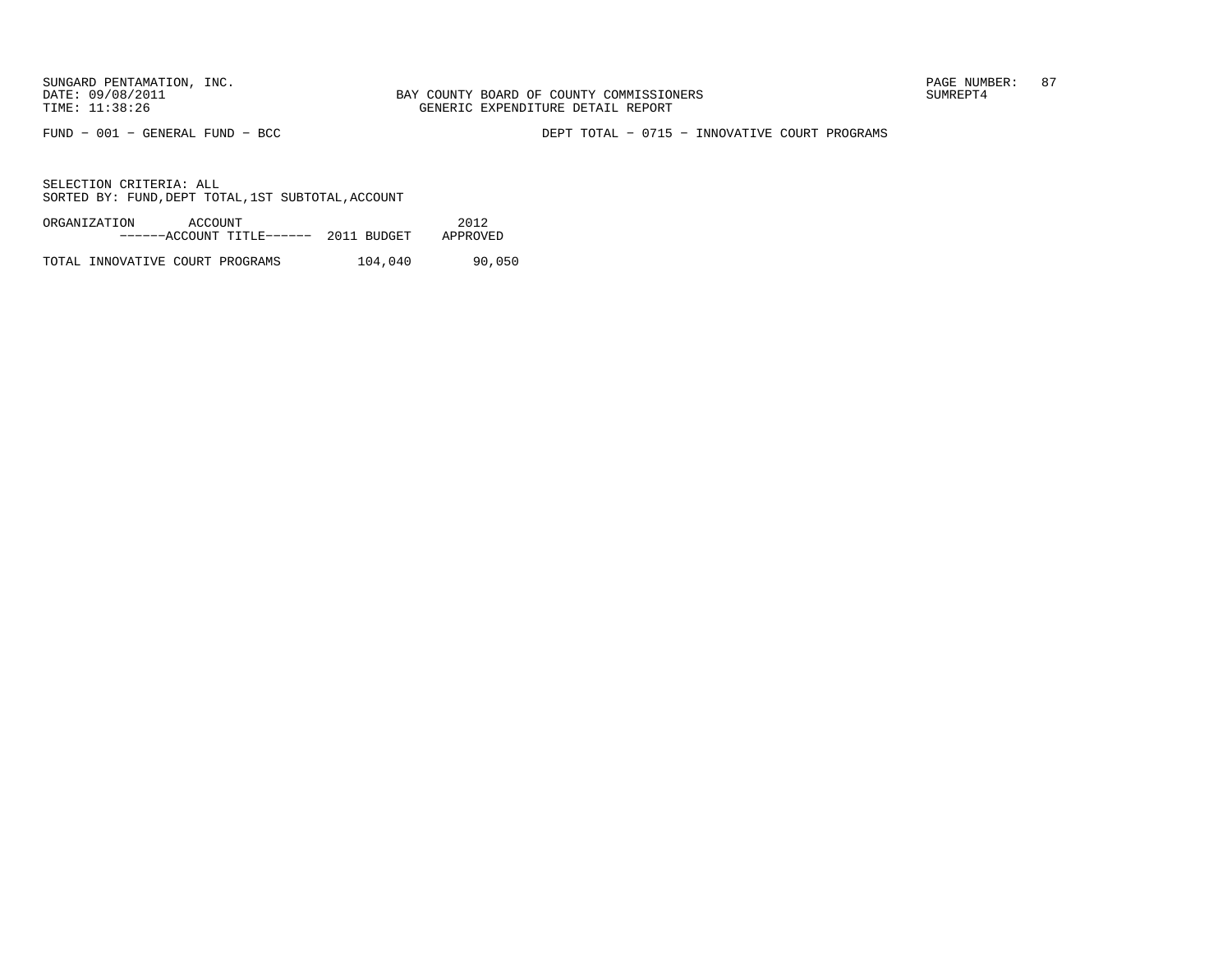BAY COUNTY BOARD OF COUNTY COMMISSIONERS
GENERIC EXPENDITURE DETAIL REPORT

FUND − 001 − GENERAL FUND − BCC

DEPT TOTAL − 0715 − INNOVATIVE COURT PROGRAMS

SELECTION CRITERIA: ALL
SORTED BY: FUND,DEPT TOTAL,1ST SUBTOTAL,ACCOUNT

| ORGANIZATION ACCOUNT ------ACCOUNT TITLE------ | 2011 BUDGET | 2012 APPROVED |
|---|---|---|
| TOTAL INNOVATIVE COURT PROGRAMS | 104,040 | 90,050 |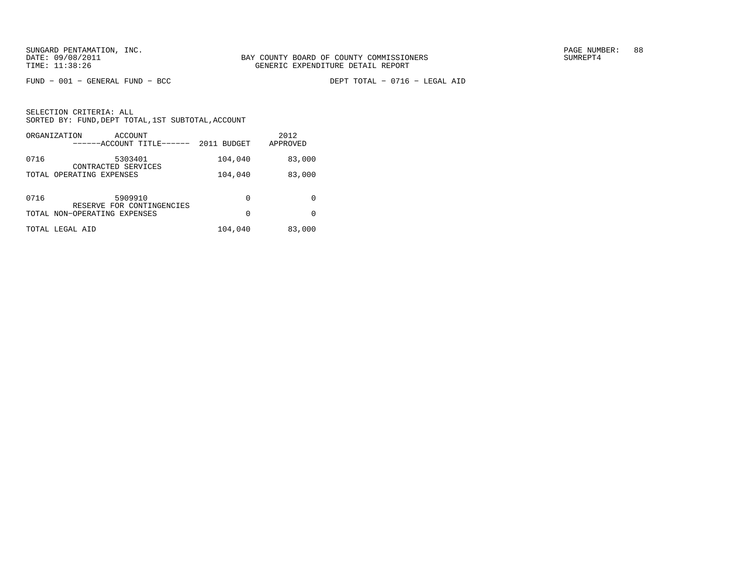SUNGARD PENTAMATION, INC.
DATE: 09/08/2011
TIME: 11:38:26

BAY COUNTY BOARD OF COUNTY COMMISSIONERS
GENERIC EXPENDITURE DETAIL REPORT

PAGE NUMBER: 88
SUMREPT4

FUND − 001 − GENERAL FUND − BCC

DEPT TOTAL − 0716 − LEGAL AID

SELECTION CRITERIA: ALL
SORTED BY: FUND,DEPT TOTAL,1ST SUBTOTAL,ACCOUNT

| ORGANIZATION | ACCOUNT<br>------ACCOUNT TITLE------ | 2011 BUDGET | 2012<br>APPROVED |
|---|---|---|---|
| 0716 | 5303401<br>CONTRACTED SERVICES | 104,040 | 83,000 |
| TOTAL OPERATING EXPENSES | | 104,040 | 83,000 |
| 0716 | 5909910<br>RESERVE FOR CONTINGENCIES | 0 | 0 |
| TOTAL NON-OPERATING EXPENSES | | 0 | 0 |
| TOTAL LEGAL AID | | 104,040 | 83,000 |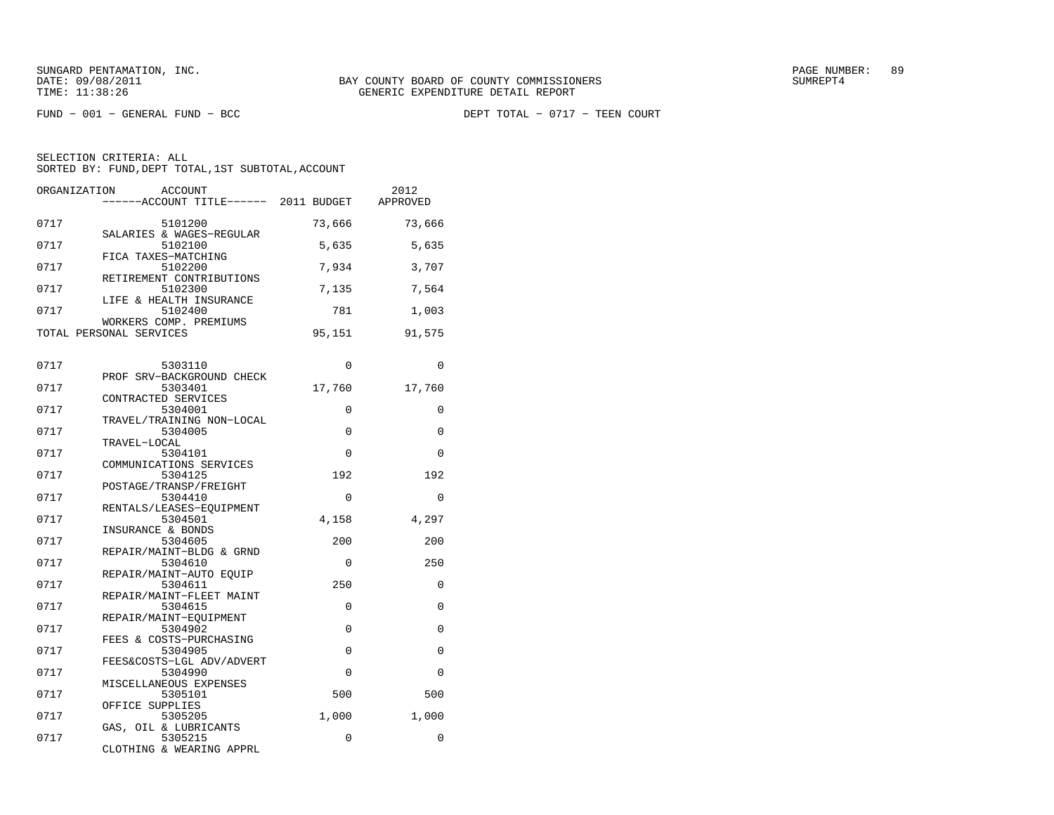SUNGARD PENTAMATION, INC.
DATE: 09/08/2011
TIME: 11:38:26

BAY COUNTY BOARD OF COUNTY COMMISSIONERS
GENERIC EXPENDITURE DETAIL REPORT

SUMREPT4

FUND − 001 − GENERAL FUND − BCC

DEPT TOTAL − 0717 − TEEN COURT

SELECTION CRITERIA: ALL
SORTED BY: FUND,DEPT TOTAL,1ST SUBTOTAL,ACCOUNT

| ORGANIZATION | ACCOUNT / ------ACCOUNT TITLE------ | 2011 BUDGET | 2012 APPROVED |
|---|---|---|---|
| 0717 | 5101200 SALARIES & WAGES−REGULAR | 73,666 | 73,666 |
| 0717 | 5102100 FICA TAXES−MATCHING | 5,635 | 5,635 |
| 0717 | 5102200 RETIREMENT CONTRIBUTIONS | 7,934 | 3,707 |
| 0717 | 5102300 LIFE & HEALTH INSURANCE | 7,135 | 7,564 |
| 0717 | 5102400 WORKERS COMP. PREMIUMS | 781 | 1,003 |
| TOTAL PERSONAL SERVICES | | 95,151 | 91,575 |
| 0717 | 5303110 PROF SRV−BACKGROUND CHECK | 0 | 0 |
| 0717 | 5303401 CONTRACTED SERVICES | 17,760 | 17,760 |
| 0717 | 5304001 TRAVEL/TRAINING NON−LOCAL | 0 | 0 |
| 0717 | 5304005 TRAVEL−LOCAL | 0 | 0 |
| 0717 | 5304101 COMMUNICATIONS SERVICES | 0 | 0 |
| 0717 | 5304125 POSTAGE/TRANSP/FREIGHT | 192 | 192 |
| 0717 | 5304410 RENTALS/LEASES−EQUIPMENT | 0 | 0 |
| 0717 | 5304501 INSURANCE & BONDS | 4,158 | 4,297 |
| 0717 | 5304605 REPAIR/MAINT−BLDG & GRND | 200 | 200 |
| 0717 | 5304610 REPAIR/MAINT−AUTO EQUIP | 0 | 250 |
| 0717 | 5304611 REPAIR/MAINT−FLEET MAINT | 250 | 0 |
| 0717 | 5304615 REPAIR/MAINT−EQUIPMENT | 0 | 0 |
| 0717 | 5304902 FEES & COSTS−PURCHASING | 0 | 0 |
| 0717 | 5304905 FEES&COSTS−LGL ADV/ADVERT | 0 | 0 |
| 0717 | 5304990 MISCELLANEOUS EXPENSES | 0 | 0 |
| 0717 | 5305101 OFFICE SUPPLIES | 500 | 500 |
| 0717 | 5305205 GAS, OIL & LUBRICANTS | 1,000 | 1,000 |
| 0717 | 5305215 CLOTHING & WEARING APPRL | 0 | 0 |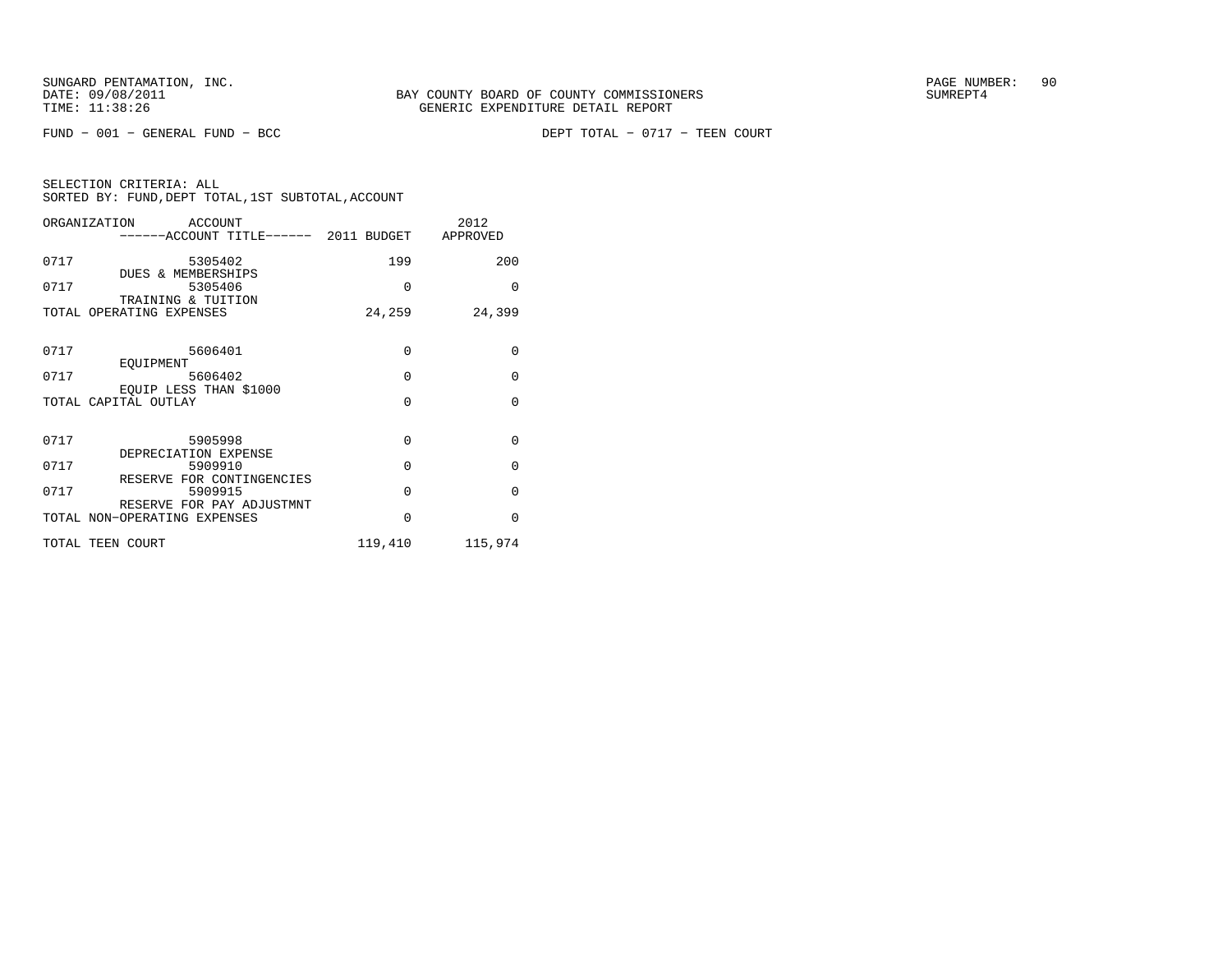SUNGARD PENTAMATION, INC.
DATE: 09/08/2011
TIME: 11:38:26

BAY COUNTY BOARD OF COUNTY COMMISSIONERS
GENERIC EXPENDITURE DETAIL REPORT

SUMREPT4

FUND - 001 - GENERAL FUND - BCC

DEPT TOTAL - 0717 - TEEN COURT

SELECTION CRITERIA: ALL
SORTED BY: FUND,DEPT TOTAL,1ST SUBTOTAL,ACCOUNT

| ORGANIZATION | ACCOUNT ------ACCOUNT TITLE------ | 2011 BUDGET | 2012 APPROVED |
|---|---|---|---|
| 0717 | 5305402 DUES & MEMBERSHIPS | 199 | 200 |
| 0717 | 5305406 TRAINING & TUITION | 0 | 0 |
| TOTAL OPERATING EXPENSES | | 24,259 | 24,399 |
| 0717 | 5606401 EQUIPMENT | 0 | 0 |
| 0717 | 5606402 EQUIP LESS THAN $1000 | 0 | 0 |
| TOTAL CAPITAL OUTLAY | | 0 | 0 |
| 0717 | 5905998 DEPRECIATION EXPENSE | 0 | 0 |
| 0717 | 5909910 RESERVE FOR CONTINGENCIES | 0 | 0 |
| 0717 | 5909915 RESERVE FOR PAY ADJUSTMNT | 0 | 0 |
| TOTAL NON-OPERATING EXPENSES | | 0 | 0 |
| TOTAL TEEN COURT | | 119,410 | 115,974 |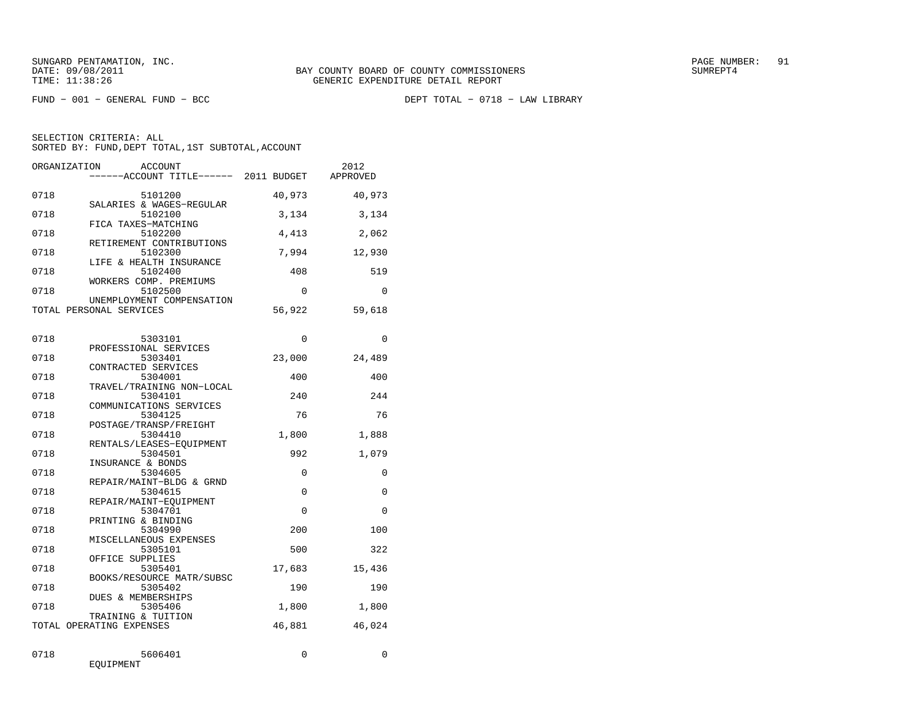SUNGARD PENTAMATION, INC.
DATE: 09/08/2011
TIME: 11:38:26

BAY COUNTY BOARD OF COUNTY COMMISSIONERS
GENERIC EXPENDITURE DETAIL REPORT

FUND - 001 - GENERAL FUND - BCC

DEPT TOTAL - 0718 - LAW LIBRARY

SELECTION CRITERIA: ALL
SORTED BY: FUND,DEPT TOTAL,1ST SUBTOTAL,ACCOUNT

| ORGANIZATION | ACCOUNT / ------ACCOUNT TITLE------ | 2011 BUDGET | 2012 APPROVED |
|---|---|---|---|
| 0718 | 5101200 SALARIES & WAGES-REGULAR | 40,973 | 40,973 |
| 0718 | 5102100 FICA TAXES-MATCHING | 3,134 | 3,134 |
| 0718 | 5102200 RETIREMENT CONTRIBUTIONS | 4,413 | 2,062 |
| 0718 | 5102300 LIFE & HEALTH INSURANCE | 7,994 | 12,930 |
| 0718 | 5102400 WORKERS COMP. PREMIUMS | 408 | 519 |
| 0718 | 5102500 UNEMPLOYMENT COMPENSATION | 0 | 0 |
| TOTAL PERSONAL SERVICES | | 56,922 | 59,618 |
| 0718 | 5303101 PROFESSIONAL SERVICES | 0 | 0 |
| 0718 | 5303401 CONTRACTED SERVICES | 23,000 | 24,489 |
| 0718 | 5304001 TRAVEL/TRAINING NON-LOCAL | 400 | 400 |
| 0718 | 5304101 COMMUNICATIONS SERVICES | 240 | 244 |
| 0718 | 5304125 POSTAGE/TRANSP/FREIGHT | 76 | 76 |
| 0718 | 5304410 RENTALS/LEASES-EQUIPMENT | 1,800 | 1,888 |
| 0718 | 5304501 INSURANCE & BONDS | 992 | 1,079 |
| 0718 | 5304605 REPAIR/MAINT-BLDG & GRND | 0 | 0 |
| 0718 | 5304615 REPAIR/MAINT-EQUIPMENT | 0 | 0 |
| 0718 | 5304701 PRINTING & BINDING | 0 | 0 |
| 0718 | 5304990 MISCELLANEOUS EXPENSES | 200 | 100 |
| 0718 | 5305101 OFFICE SUPPLIES | 500 | 322 |
| 0718 | 5305401 BOOKS/RESOURCE MATR/SUBSC | 17,683 | 15,436 |
| 0718 | 5305402 DUES & MEMBERSHIPS | 190 | 190 |
| 0718 | 5305406 TRAINING & TUITION | 1,800 | 1,800 |
| TOTAL OPERATING EXPENSES | | 46,881 | 46,024 |
| 0718 | 5606401 EQUIPMENT | 0 | 0 |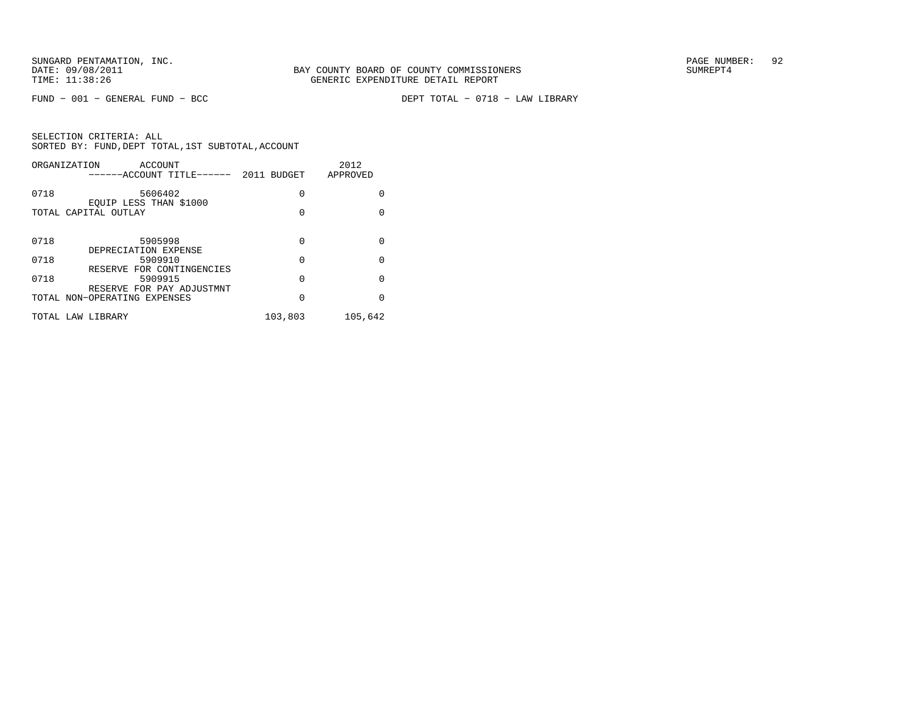FUND − 001 − GENERAL FUND − BCC

DEPT TOTAL − 0718 − LAW LIBRARY

SELECTION CRITERIA: ALL
SORTED BY: FUND,DEPT TOTAL,1ST SUBTOTAL,ACCOUNT

| ORGANIZATION | ACCOUNT / ------ACCOUNT TITLE------ | 2011 BUDGET | 2012 APPROVED |
|---|---|---|---|
| 0718 | 5606402 EQUIP LESS THAN $1000 | 0 | 0 |
| TOTAL CAPITAL OUTLAY | | 0 | 0 |
| 0718 | 5905998 DEPRECIATION EXPENSE | 0 | 0 |
| 0718 | 5909910 RESERVE FOR CONTINGENCIES | 0 | 0 |
| 0718 | 5909915 RESERVE FOR PAY ADJUSTMNT | 0 | 0 |
| TOTAL NON−OPERATING EXPENSES | | 0 | 0 |
| TOTAL LAW LIBRARY | | 103,803 | 105,642 |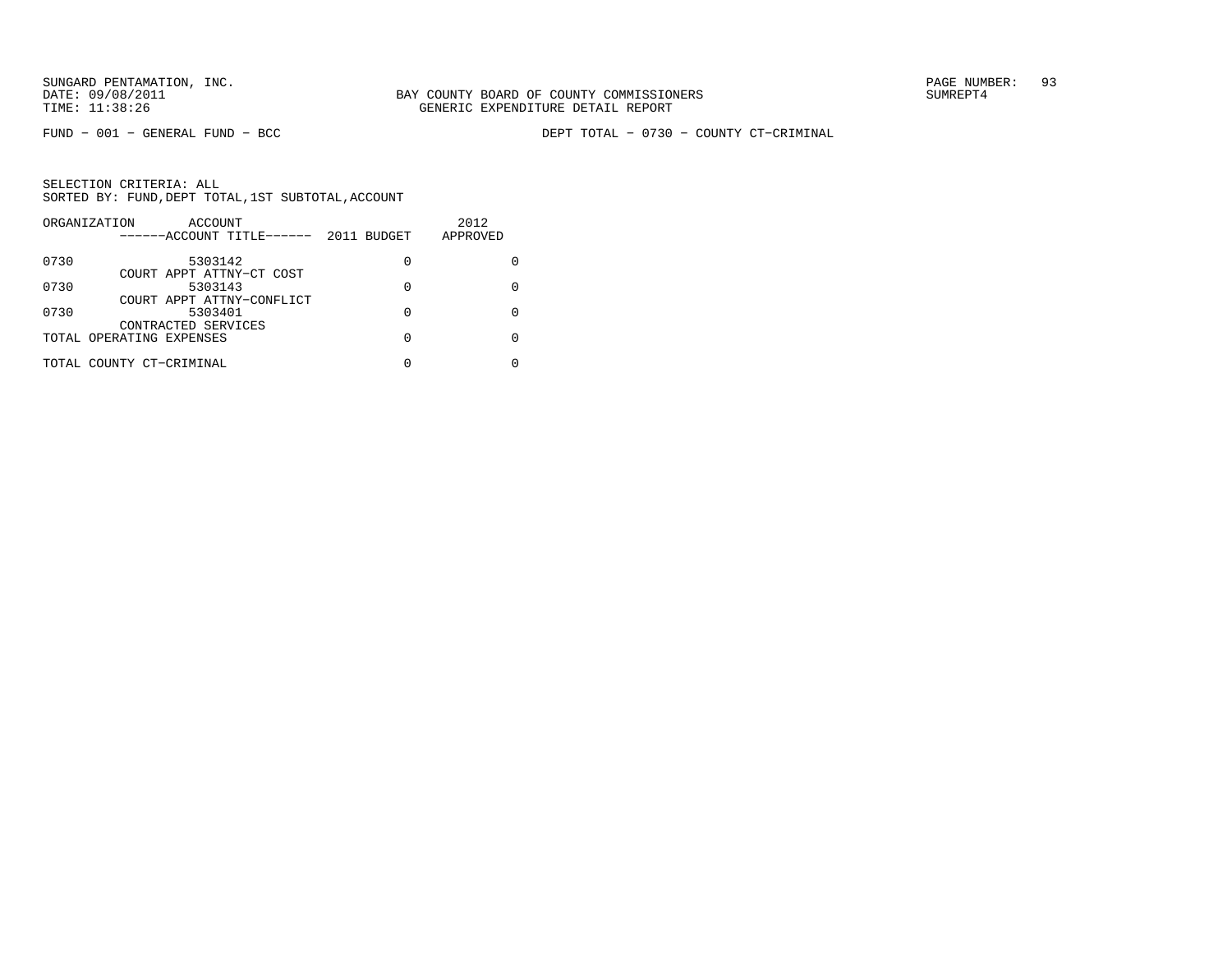SUNGARD PENTAMATION, INC.
DATE: 09/08/2011
TIME: 11:38:26

BAY COUNTY BOARD OF COUNTY COMMISSIONERS
GENERIC EXPENDITURE DETAIL REPORT

SUMREPT4

FUND − 001 − GENERAL FUND − BCC

DEPT TOTAL − 0730 − COUNTY CT−CRIMINAL

SELECTION CRITERIA: ALL
SORTED BY: FUND,DEPT TOTAL,1ST SUBTOTAL,ACCOUNT

| ORGANIZATION | ACCOUNT / ------ACCOUNT TITLE------ | 2011 BUDGET | 2012 APPROVED |
|---|---|---|---|
| 0730 | 5303142<br>COURT APPT ATTNY−CT COST | 0 | 0 |
| 0730 | 5303143<br>COURT APPT ATTNY−CONFLICT | 0 | 0 |
| 0730 | 5303401<br>CONTRACTED SERVICES | 0 | 0 |
| TOTAL OPERATING EXPENSES | | 0 | 0 |
| TOTAL COUNTY CT−CRIMINAL | | 0 | 0 |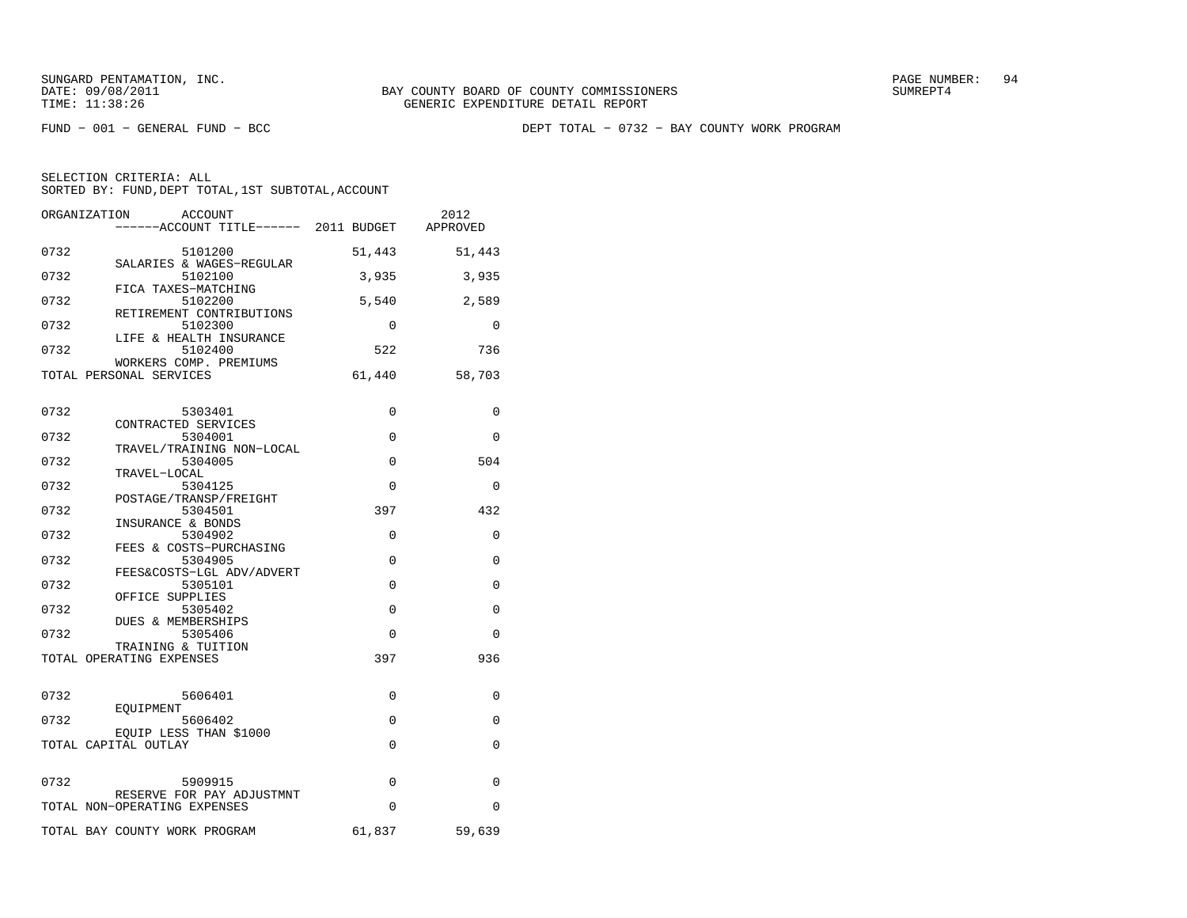SUNGARD PENTAMATION, INC.
DATE: 09/08/2011
TIME: 11:38:26

BAY COUNTY BOARD OF COUNTY COMMISSIONERS
GENERIC EXPENDITURE DETAIL REPORT

SUMREPT4

FUND - 001 - GENERAL FUND - BCC

DEPT TOTAL - 0732 - BAY COUNTY WORK PROGRAM

SELECTION CRITERIA: ALL
SORTED BY: FUND,DEPT TOTAL,1ST SUBTOTAL,ACCOUNT

| ORGANIZATION | ACCOUNT / ACCOUNT TITLE | 2011 BUDGET | 2012 APPROVED |
|---|---|---|---|
| 0732 | 5101200 SALARIES & WAGES-REGULAR | 51,443 | 51,443 |
| 0732 | 5102100 FICA TAXES-MATCHING | 3,935 | 3,935 |
| 0732 | 5102200 RETIREMENT CONTRIBUTIONS | 5,540 | 2,589 |
| 0732 | 5102300 LIFE & HEALTH INSURANCE | 0 | 0 |
| 0732 | 5102400 WORKERS COMP. PREMIUMS | 522 | 736 |
| TOTAL PERSONAL SERVICES | | 61,440 | 58,703 |
| 0732 | 5303401 CONTRACTED SERVICES | 0 | 0 |
| 0732 | 5304001 TRAVEL/TRAINING NON-LOCAL | 0 | 0 |
| 0732 | 5304005 TRAVEL-LOCAL | 0 | 504 |
| 0732 | 5304125 POSTAGE/TRANSP/FREIGHT | 0 | 0 |
| 0732 | 5304501 INSURANCE & BONDS | 397 | 432 |
| 0732 | 5304902 FEES & COSTS-PURCHASING | 0 | 0 |
| 0732 | 5304905 FEES&COSTS-LGL ADV/ADVERT | 0 | 0 |
| 0732 | 5305101 OFFICE SUPPLIES | 0 | 0 |
| 0732 | 5305402 DUES & MEMBERSHIPS | 0 | 0 |
| 0732 | 5305406 TRAINING & TUITION | 0 | 0 |
| TOTAL OPERATING EXPENSES | | 397 | 936 |
| 0732 | 5606401 EQUIPMENT | 0 | 0 |
| 0732 | 5606402 EQUIP LESS THAN $1000 | 0 | 0 |
| TOTAL CAPITAL OUTLAY | | 0 | 0 |
| 0732 | 5909915 RESERVE FOR PAY ADJUSTMNT | 0 | 0 |
| TOTAL NON-OPERATING EXPENSES | | 0 | 0 |
| TOTAL BAY COUNTY WORK PROGRAM | | 61,837 | 59,639 |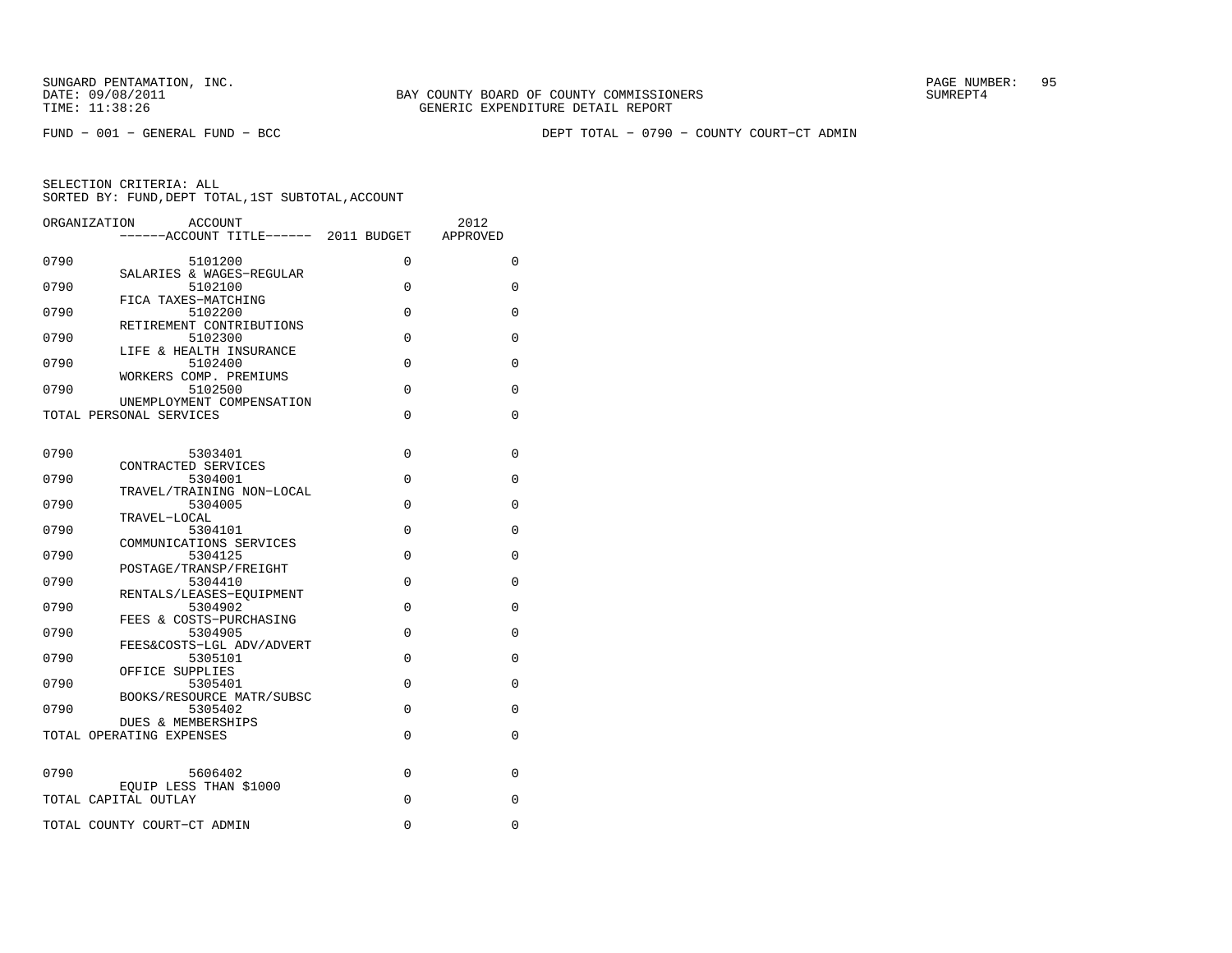BAY COUNTY BOARD OF COUNTY COMMISSIONERS
GENERIC EXPENDITURE DETAIL REPORT

FUND - 001 - GENERAL FUND - BCC

DEPT TOTAL - 0790 - COUNTY COURT-CT ADMIN

SELECTION CRITERIA: ALL
SORTED BY: FUND,DEPT TOTAL,1ST SUBTOTAL,ACCOUNT

| ORGANIZATION | ACCOUNT / ACCOUNT TITLE | 2011 BUDGET | 2012 APPROVED |
|---|---|---|---|
| 0790 | 5101200 SALARIES & WAGES-REGULAR | 0 | 0 |
| 0790 | 5102100 FICA TAXES-MATCHING | 0 | 0 |
| 0790 | 5102200 RETIREMENT CONTRIBUTIONS | 0 | 0 |
| 0790 | 5102300 LIFE & HEALTH INSURANCE | 0 | 0 |
| 0790 | 5102400 WORKERS COMP. PREMIUMS | 0 | 0 |
| 0790 | 5102500 UNEMPLOYMENT COMPENSATION | 0 | 0 |
| TOTAL PERSONAL SERVICES | | 0 | 0 |
| 0790 | 5303401 CONTRACTED SERVICES | 0 | 0 |
| 0790 | 5304001 TRAVEL/TRAINING NON-LOCAL | 0 | 0 |
| 0790 | 5304005 TRAVEL-LOCAL | 0 | 0 |
| 0790 | 5304101 COMMUNICATIONS SERVICES | 0 | 0 |
| 0790 | 5304125 POSTAGE/TRANSP/FREIGHT | 0 | 0 |
| 0790 | 5304410 RENTALS/LEASES-EQUIPMENT | 0 | 0 |
| 0790 | 5304902 FEES & COSTS-PURCHASING | 0 | 0 |
| 0790 | 5304905 FEES&COSTS-LGL ADV/ADVERT | 0 | 0 |
| 0790 | 5305101 OFFICE SUPPLIES | 0 | 0 |
| 0790 | 5305401 BOOKS/RESOURCE MATR/SUBSC | 0 | 0 |
| 0790 | 5305402 DUES & MEMBERSHIPS | 0 | 0 |
| TOTAL OPERATING EXPENSES | | 0 | 0 |
| 0790 | 5606402 EQUIP LESS THAN $1000 | 0 | 0 |
| TOTAL CAPITAL OUTLAY | | 0 | 0 |
| TOTAL COUNTY COURT-CT ADMIN | | 0 | 0 |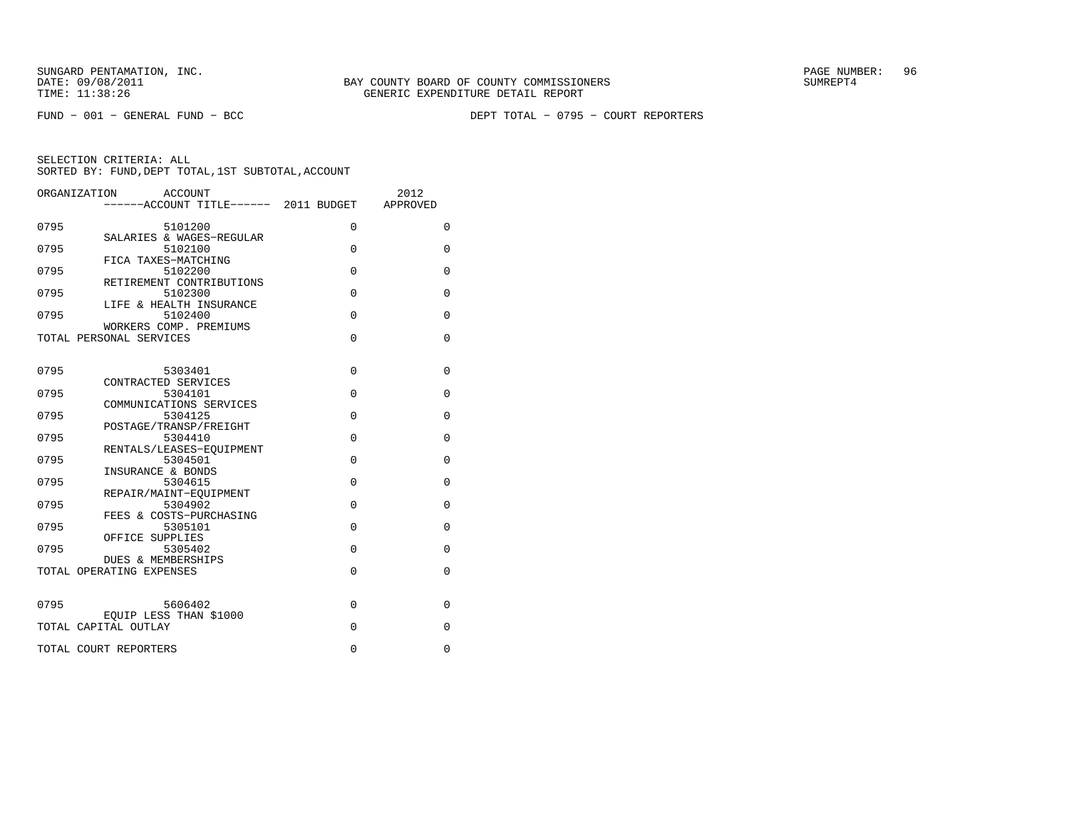SUNGARD PENTAMATION, INC.
DATE: 09/08/2011
TIME: 11:38:26

BAY COUNTY BOARD OF COUNTY COMMISSIONERS
GENERIC EXPENDITURE DETAIL REPORT

SUMREPT4

FUND − 001 − GENERAL FUND − BCC

DEPT TOTAL − 0795 − COURT REPORTERS

SELECTION CRITERIA: ALL
SORTED BY: FUND,DEPT TOTAL,1ST SUBTOTAL,ACCOUNT

| ORGANIZATION | ACCOUNT / ------ACCOUNT TITLE------ | 2011 BUDGET | 2012 APPROVED |
|---|---|---|---|
| 0795 | 5101200 SALARIES & WAGES−REGULAR | 0 | 0 |
| 0795 | 5102100 FICA TAXES−MATCHING | 0 | 0 |
| 0795 | 5102200 RETIREMENT CONTRIBUTIONS | 0 | 0 |
| 0795 | 5102300 LIFE & HEALTH INSURANCE | 0 | 0 |
| 0795 | 5102400 WORKERS COMP. PREMIUMS | 0 | 0 |
| TOTAL PERSONAL SERVICES | | 0 | 0 |
| 0795 | 5303401 CONTRACTED SERVICES | 0 | 0 |
| 0795 | 5304101 COMMUNICATIONS SERVICES | 0 | 0 |
| 0795 | 5304125 POSTAGE/TRANSP/FREIGHT | 0 | 0 |
| 0795 | 5304410 RENTALS/LEASES−EQUIPMENT | 0 | 0 |
| 0795 | 5304501 INSURANCE & BONDS | 0 | 0 |
| 0795 | 5304615 REPAIR/MAINT−EQUIPMENT | 0 | 0 |
| 0795 | 5304902 FEES & COSTS−PURCHASING | 0 | 0 |
| 0795 | 5305101 OFFICE SUPPLIES | 0 | 0 |
| 0795 | 5305402 DUES & MEMBERSHIPS | 0 | 0 |
| TOTAL OPERATING EXPENSES | | 0 | 0 |
| 0795 | 5606402 EQUIP LESS THAN $1000 | 0 | 0 |
| TOTAL CAPITAL OUTLAY | | 0 | 0 |
| TOTAL COURT REPORTERS | | 0 | 0 |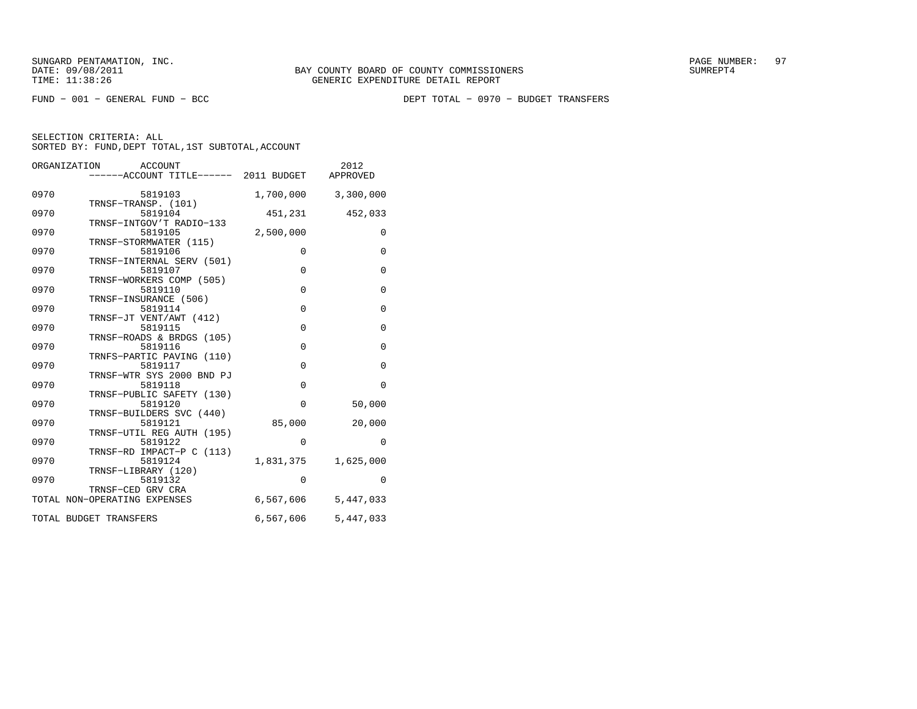SUNGARD PENTAMATION, INC.
DATE: 09/08/2011
TIME: 11:38:26

BAY COUNTY BOARD OF COUNTY COMMISSIONERS
GENERIC EXPENDITURE DETAIL REPORT

SUMREPT4

FUND − 001 − GENERAL FUND − BCC

DEPT TOTAL − 0970 − BUDGET TRANSFERS

SELECTION CRITERIA: ALL
SORTED BY: FUND,DEPT TOTAL,1ST SUBTOTAL,ACCOUNT

| ORGANIZATION | ACCOUNT / ------ACCOUNT TITLE------ | 2011 BUDGET | 2012 APPROVED |
|---|---|---|---|
| 0970 | 5819103 TRNSF−TRANSP. (101) | 1,700,000 | 3,300,000 |
| 0970 | 5819104 TRNSF−INTGOV'T RADIO−133 | 451,231 | 452,033 |
| 0970 | 5819105 TRNSF−STORMWATER (115) | 2,500,000 | 0 |
| 0970 | 5819106 TRNSF−INTERNAL SERV (501) | 0 | 0 |
| 0970 | 5819107 TRNSF−WORKERS COMP (505) | 0 | 0 |
| 0970 | 5819110 TRNSF−INSURANCE (506) | 0 | 0 |
| 0970 | 5819114 TRNSF−JT VENT/AWT (412) | 0 | 0 |
| 0970 | 5819115 TRNSF−ROADS & BRDGS (105) | 0 | 0 |
| 0970 | 5819116 TRNFS−PARTIC PAVING (110) | 0 | 0 |
| 0970 | 5819117 TRNSF−WTR SYS 2000 BND PJ | 0 | 0 |
| 0970 | 5819118 TRNSF−PUBLIC SAFETY (130) | 0 | 0 |
| 0970 | 5819120 TRNSF−BUILDERS SVC (440) | 0 | 50,000 |
| 0970 | 5819121 TRNSF−UTIL REG AUTH (195) | 85,000 | 20,000 |
| 0970 | 5819122 TRNSF−RD IMPACT−P C (113) | 0 | 0 |
| 0970 | 5819124 TRNSF−LIBRARY (120) | 1,831,375 | 1,625,000 |
| 0970 | 5819132 TRNSF−CED GRV CRA | 0 | 0 |
| TOTAL NON−OPERATING EXPENSES | | 6,567,606 | 5,447,033 |
| TOTAL BUDGET TRANSFERS | | 6,567,606 | 5,447,033 |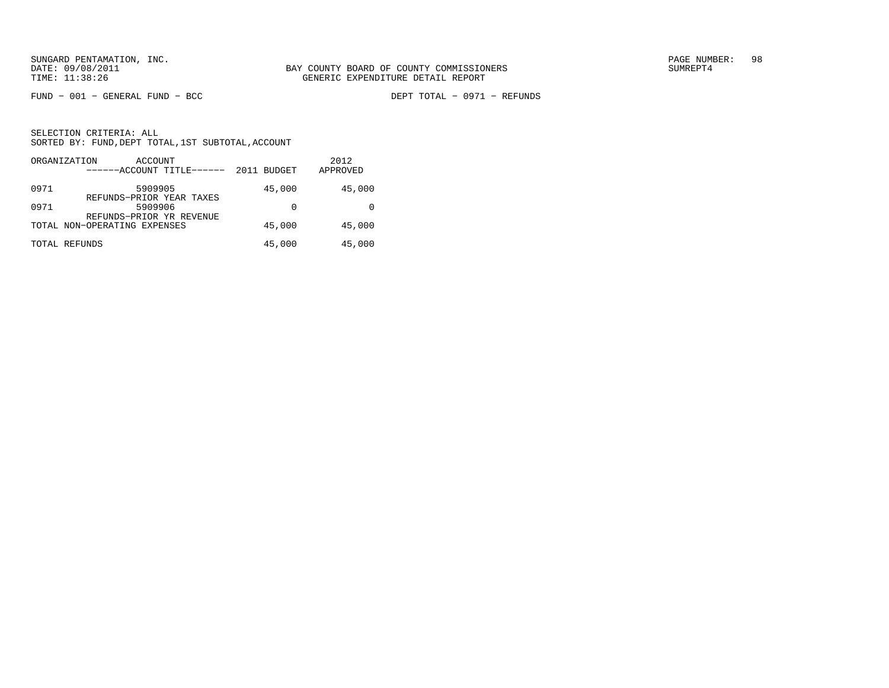FUND − 001 − GENERAL FUND − BCC

DEPT TOTAL − 0971 − REFUNDS

SELECTION CRITERIA: ALL
SORTED BY: FUND,DEPT TOTAL,1ST SUBTOTAL,ACCOUNT

| ORGANIZATION | ACCOUNT / ------ACCOUNT TITLE------ | 2011 BUDGET | 2012 APPROVED |
|---|---|---|---|
| 0971 | 5909905 REFUNDS−PRIOR YEAR TAXES | 45,000 | 45,000 |
| 0971 | 5909906 REFUNDS−PRIOR YR REVENUE | 0 | 0 |
| TOTAL NON−OPERATING EXPENSES | | 45,000 | 45,000 |
| TOTAL REFUNDS | | 45,000 | 45,000 |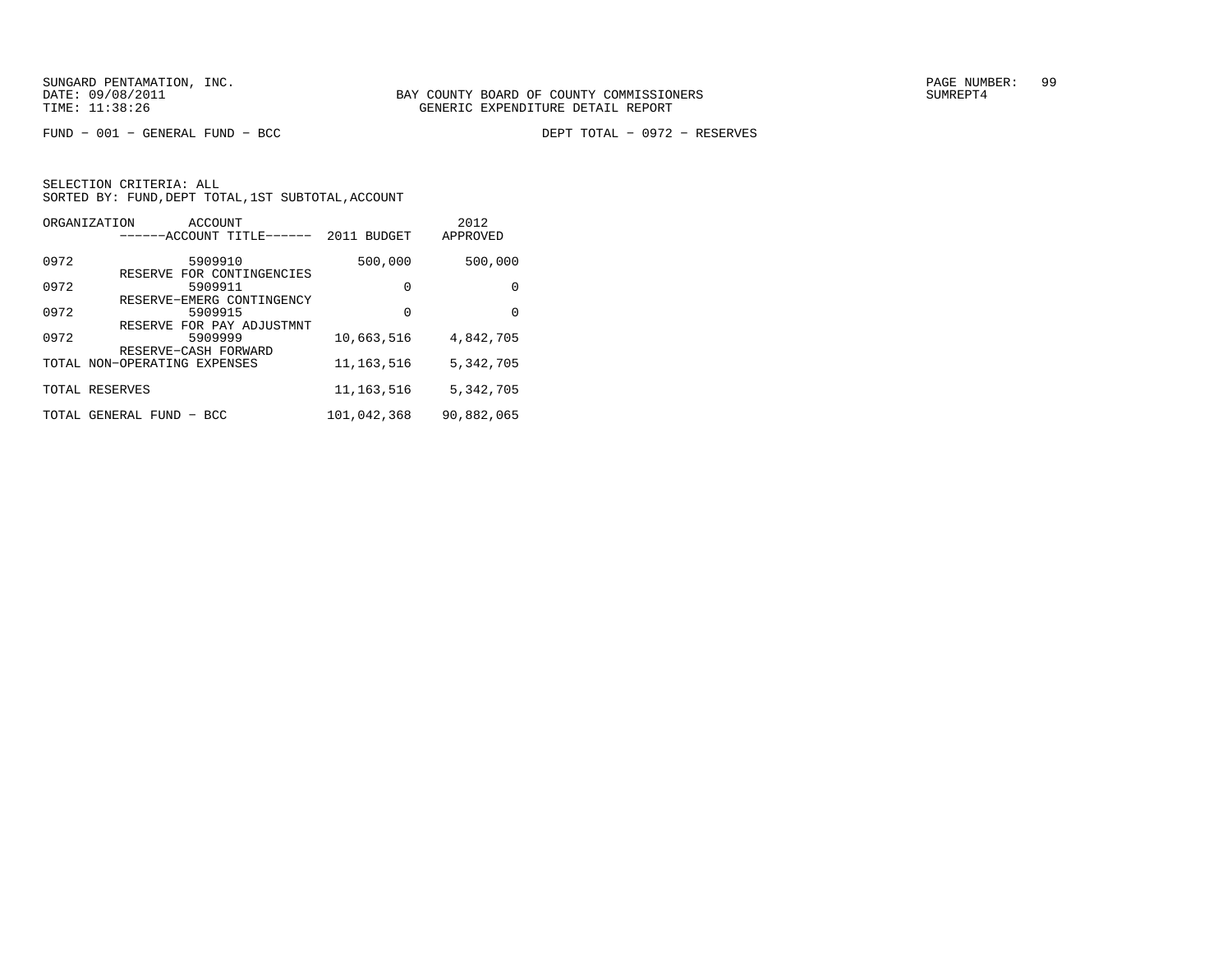SUNGARD PENTAMATION, INC.
DATE: 09/08/2011
TIME: 11:38:26

BAY COUNTY BOARD OF COUNTY COMMISSIONERS
GENERIC EXPENDITURE DETAIL REPORT

SUMREPT4

FUND − 001 − GENERAL FUND − BCC

DEPT TOTAL − 0972 − RESERVES

SELECTION CRITERIA: ALL
SORTED BY: FUND,DEPT TOTAL,1ST SUBTOTAL,ACCOUNT

| ORGANIZATION | ACCOUNT ------ACCOUNT TITLE------ | 2011 BUDGET | 2012 APPROVED |
|---|---|---|---|
| 0972 | 5909910 RESERVE FOR CONTINGENCIES | 500,000 | 500,000 |
| 0972 | 5909911 RESERVE−EMERG CONTINGENCY | 0 | 0 |
| 0972 | 5909915 RESERVE FOR PAY ADJUSTMNT | 0 | 0 |
| 0972 | 5909999 RESERVE−CASH FORWARD | 10,663,516 | 4,842,705 |
| TOTAL NON−OPERATING EXPENSES | | 11,163,516 | 5,342,705 |
| TOTAL RESERVES | | 11,163,516 | 5,342,705 |
| TOTAL GENERAL FUND − BCC | | 101,042,368 | 90,882,065 |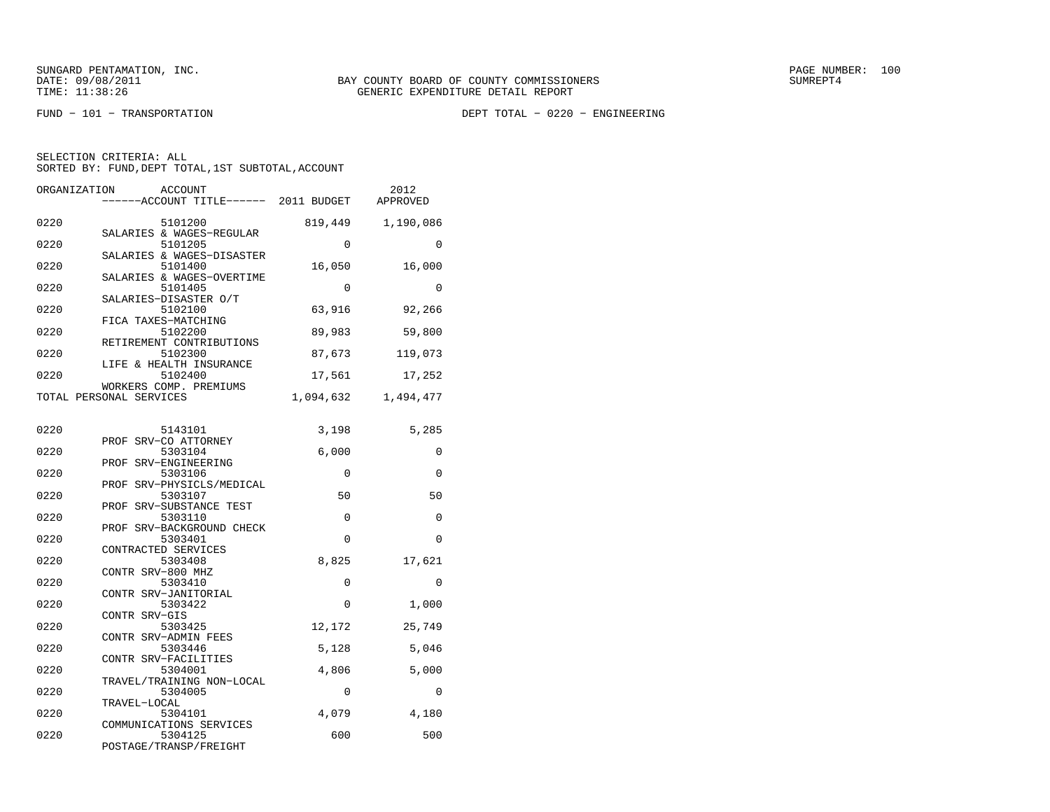SUNGARD PENTAMATION, INC.
DATE: 09/08/2011
TIME: 11:38:26

BAY COUNTY BOARD OF COUNTY COMMISSIONERS
GENERIC EXPENDITURE DETAIL REPORT

PAGE NUMBER: 100
SUMREPT4

FUND - 101 - TRANSPORTATION

DEPT TOTAL - 0220 - ENGINEERING

SELECTION CRITERIA: ALL
SORTED BY: FUND,DEPT TOTAL,1ST SUBTOTAL,ACCOUNT

| ORGANIZATION | ACCOUNT / ACCOUNT TITLE | 2011 BUDGET | 2012 APPROVED |
|---|---|---|---|
| 0220 | 5101200 SALARIES & WAGES-REGULAR | 819,449 | 1,190,086 |
| 0220 | 5101205 SALARIES & WAGES-DISASTER | 0 | 0 |
| 0220 | 5101400 SALARIES & WAGES-OVERTIME | 16,050 | 16,000 |
| 0220 | 5101405 SALARIES-DISASTER O/T | 0 | 0 |
| 0220 | 5102100 FICA TAXES-MATCHING | 63,916 | 92,266 |
| 0220 | 5102200 RETIREMENT CONTRIBUTIONS | 89,983 | 59,800 |
| 0220 | 5102300 LIFE & HEALTH INSURANCE | 87,673 | 119,073 |
| 0220 | 5102400 WORKERS COMP. PREMIUMS | 17,561 | 17,252 |
| TOTAL PERSONAL SERVICES | | 1,094,632 | 1,494,477 |
| 0220 | 5143101 PROF SRV-CO ATTORNEY | 3,198 | 5,285 |
| 0220 | 5303104 PROF SRV-ENGINEERING | 6,000 | 0 |
| 0220 | 5303106 PROF SRV-PHYSICLS/MEDICAL | 0 | 0 |
| 0220 | 5303107 PROF SRV-SUBSTANCE TEST | 50 | 50 |
| 0220 | 5303110 PROF SRV-BACKGROUND CHECK | 0 | 0 |
| 0220 | 5303401 CONTRACTED SERVICES | 0 | 0 |
| 0220 | 5303408 CONTR SRV-800 MHZ | 8,825 | 17,621 |
| 0220 | 5303410 CONTR SRV-JANITORIAL | 0 | 0 |
| 0220 | 5303422 CONTR SRV-GIS | 0 | 1,000 |
| 0220 | 5303425 CONTR SRV-ADMIN FEES | 12,172 | 25,749 |
| 0220 | 5303446 CONTR SRV-FACILITIES | 5,128 | 5,046 |
| 0220 | 5304001 TRAVEL/TRAINING NON-LOCAL | 4,806 | 5,000 |
| 0220 | 5304005 TRAVEL-LOCAL | 0 | 0 |
| 0220 | 5304101 COMMUNICATIONS SERVICES | 4,079 | 4,180 |
| 0220 | 5304125 POSTAGE/TRANSP/FREIGHT | 600 | 500 |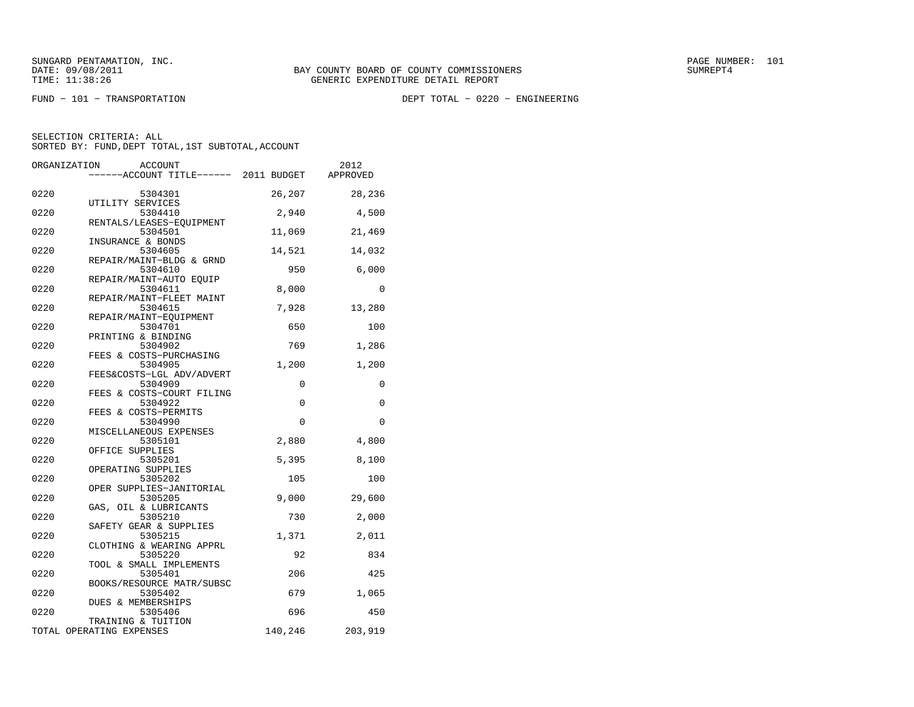SUNGARD PENTAMATION, INC.
DATE: 09/08/2011
TIME: 11:38:26

BAY COUNTY BOARD OF COUNTY COMMISSIONERS
GENERIC EXPENDITURE DETAIL REPORT

SUMREPT4

FUND − 101 − TRANSPORTATION

DEPT TOTAL − 0220 − ENGINEERING

SELECTION CRITERIA: ALL
SORTED BY: FUND,DEPT TOTAL,1ST SUBTOTAL,ACCOUNT

| ORGANIZATION | ACCOUNT / ------ACCOUNT TITLE------ | 2011 BUDGET | 2012 APPROVED |
|---|---|---|---|
| 0220 | 5304301 UTILITY SERVICES | 26,207 | 28,236 |
| 0220 | 5304410 RENTALS/LEASES−EQUIPMENT | 2,940 | 4,500 |
| 0220 | 5304501 INSURANCE & BONDS | 11,069 | 21,469 |
| 0220 | 5304605 REPAIR/MAINT−BLDG & GRND | 14,521 | 14,032 |
| 0220 | 5304610 REPAIR/MAINT−AUTO EQUIP | 950 | 6,000 |
| 0220 | 5304611 REPAIR/MAINT−FLEET MAINT | 8,000 | 0 |
| 0220 | 5304615 REPAIR/MAINT−EQUIPMENT | 7,928 | 13,280 |
| 0220 | 5304701 PRINTING & BINDING | 650 | 100 |
| 0220 | 5304902 FEES & COSTS−PURCHASING | 769 | 1,286 |
| 0220 | 5304905 FEES&COSTS−LGL ADV/ADVERT | 1,200 | 1,200 |
| 0220 | 5304909 FEES & COSTS−COURT FILING | 0 | 0 |
| 0220 | 5304922 FEES & COSTS−PERMITS | 0 | 0 |
| 0220 | 5304990 MISCELLANEOUS EXPENSES | 0 | 0 |
| 0220 | 5305101 OFFICE SUPPLIES | 2,880 | 4,800 |
| 0220 | 5305201 OPERATING SUPPLIES | 5,395 | 8,100 |
| 0220 | 5305202 OPER SUPPLIES−JANITORIAL | 105 | 100 |
| 0220 | 5305205 GAS, OIL & LUBRICANTS | 9,000 | 29,600 |
| 0220 | 5305210 SAFETY GEAR & SUPPLIES | 730 | 2,000 |
| 0220 | 5305215 CLOTHING & WEARING APPRL | 1,371 | 2,011 |
| 0220 | 5305220 TOOL & SMALL IMPLEMENTS | 92 | 834 |
| 0220 | 5305401 BOOKS/RESOURCE MATR/SUBSC | 206 | 425 |
| 0220 | 5305402 DUES & MEMBERSHIPS | 679 | 1,065 |
| 0220 | 5305406 TRAINING & TUITION | 696 | 450 |
| TOTAL OPERATING EXPENSES | | 140,246 | 203,919 |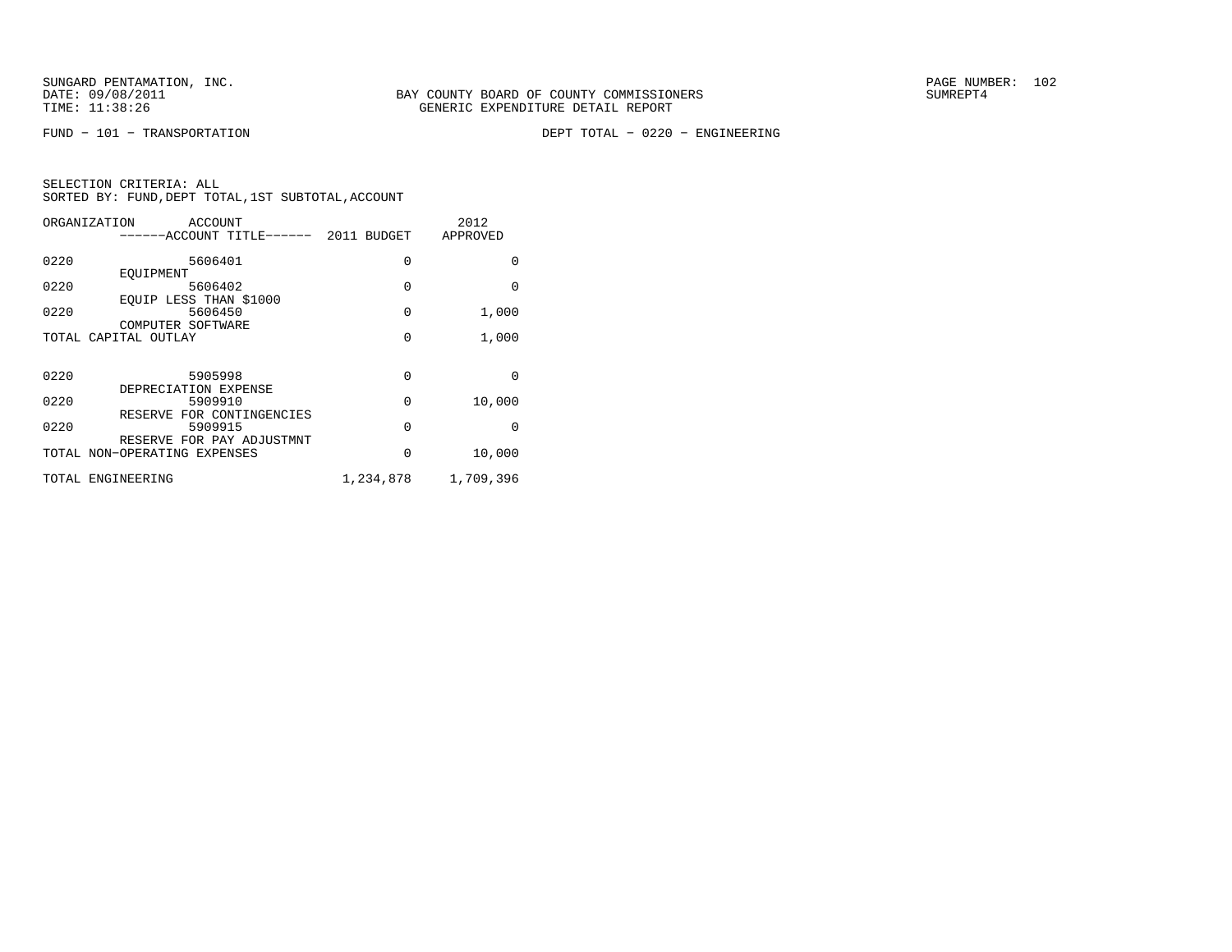FUND − 101 − TRANSPORTATION

DEPT TOTAL − 0220 − ENGINEERING

SELECTION CRITERIA: ALL
SORTED BY: FUND,DEPT TOTAL,1ST SUBTOTAL,ACCOUNT

| ORGANIZATION | ACCOUNT<br>------ACCOUNT TITLE------ | 2011 BUDGET | 2012<br>APPROVED |
|---|---|---|---|
| 0220 | 5606401<br>EQUIPMENT | 0 | 0 |
| 0220 | 5606402<br>EQUIP LESS THAN $1000 | 0 | 0 |
| 0220 | 5606450<br>COMPUTER SOFTWARE | 0 | 1,000 |
| TOTAL CAPITAL OUTLAY | | 0 | 1,000 |
| 0220 | 5905998<br>DEPRECIATION EXPENSE | 0 | 0 |
| 0220 | 5909910<br>RESERVE FOR CONTINGENCIES | 0 | 10,000 |
| 0220 | 5909915<br>RESERVE FOR PAY ADJUSTMNT | 0 | 0 |
| TOTAL NON−OPERATING EXPENSES | | 0 | 10,000 |
| TOTAL ENGINEERING | | 1,234,878 | 1,709,396 |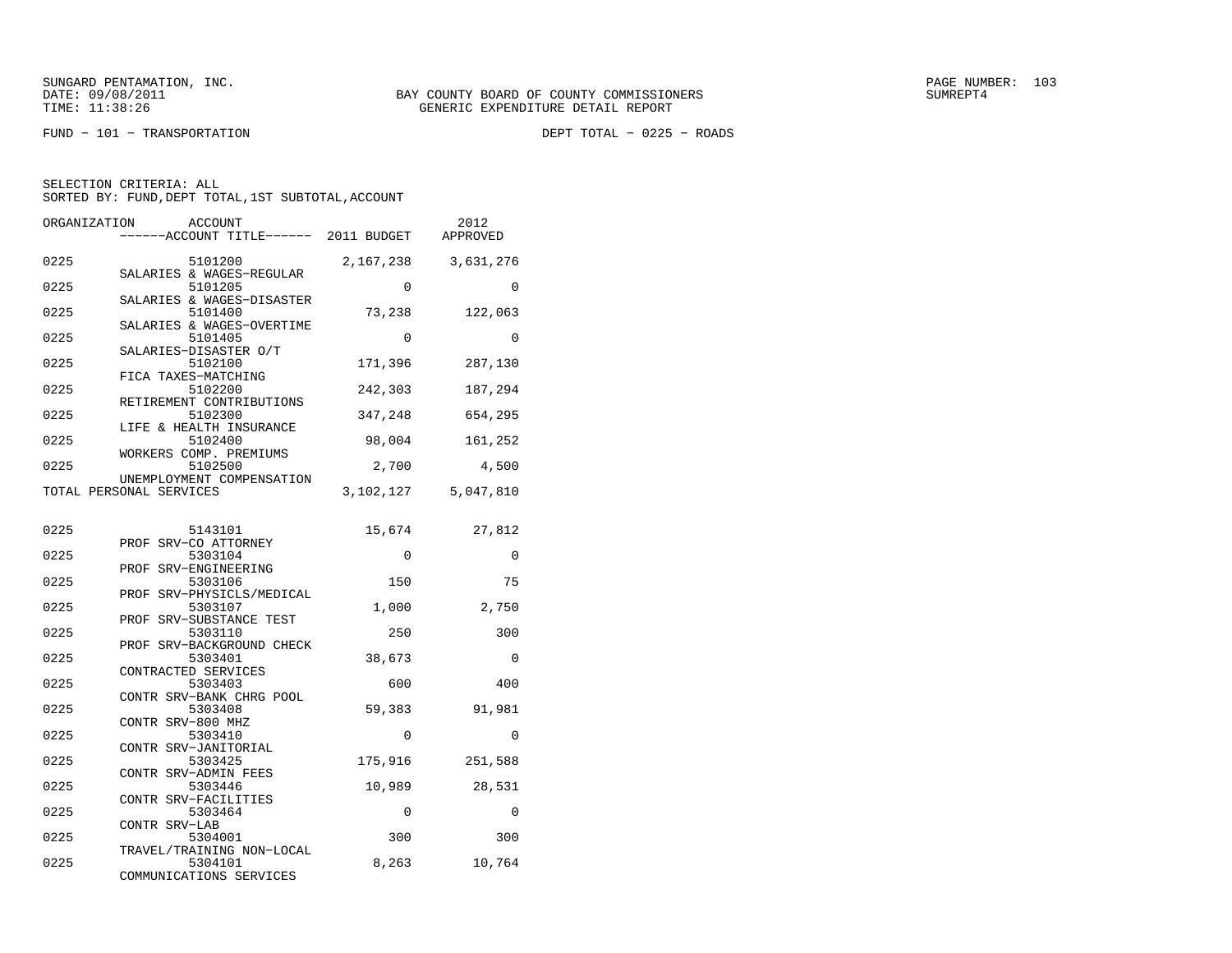SUNGARD PENTAMATION, INC.
DATE: 09/08/2011
TIME: 11:38:26

BAY COUNTY BOARD OF COUNTY COMMISSIONERS
GENERIC EXPENDITURE DETAIL REPORT

SUMREPT4

FUND - 101 - TRANSPORTATION

DEPT TOTAL - 0225 - ROADS

SELECTION CRITERIA: ALL
SORTED BY: FUND,DEPT TOTAL,1ST SUBTOTAL,ACCOUNT

| ORGANIZATION | ACCOUNT / ------ACCOUNT TITLE------ | 2011 BUDGET | 2012 APPROVED |
|---|---|---|---|
| 0225 | 5101200 SALARIES & WAGES-REGULAR | 2,167,238 | 3,631,276 |
| 0225 | 5101205 SALARIES & WAGES-DISASTER | 0 | 0 |
| 0225 | 5101400 SALARIES & WAGES-OVERTIME | 73,238 | 122,063 |
| 0225 | 5101405 SALARIES-DISASTER O/T | 0 | 0 |
| 0225 | 5102100 FICA TAXES-MATCHING | 171,396 | 287,130 |
| 0225 | 5102200 RETIREMENT CONTRIBUTIONS | 242,303 | 187,294 |
| 0225 | 5102300 LIFE & HEALTH INSURANCE | 347,248 | 654,295 |
| 0225 | 5102400 WORKERS COMP. PREMIUMS | 98,004 | 161,252 |
| 0225 | 5102500 UNEMPLOYMENT COMPENSATION | 2,700 | 4,500 |
| TOTAL PERSONAL SERVICES | | 3,102,127 | 5,047,810 |
| 0225 | 5143101 PROF SRV-CO ATTORNEY | 15,674 | 27,812 |
| 0225 | 5303104 PROF SRV-ENGINEERING | 0 | 0 |
| 0225 | 5303106 PROF SRV-PHYSICLS/MEDICAL | 150 | 75 |
| 0225 | 5303107 PROF SRV-SUBSTANCE TEST | 1,000 | 2,750 |
| 0225 | 5303110 PROF SRV-BACKGROUND CHECK | 250 | 300 |
| 0225 | 5303401 CONTRACTED SERVICES | 38,673 | 0 |
| 0225 | 5303403 CONTR SRV-BANK CHRG POOL | 600 | 400 |
| 0225 | 5303408 CONTR SRV-800 MHZ | 59,383 | 91,981 |
| 0225 | 5303410 CONTR SRV-JANITORIAL | 0 | 0 |
| 0225 | 5303425 CONTR SRV-ADMIN FEES | 175,916 | 251,588 |
| 0225 | 5303446 CONTR SRV-FACILITIES | 10,989 | 28,531 |
| 0225 | 5303464 CONTR SRV-LAB | 0 | 0 |
| 0225 | 5304001 TRAVEL/TRAINING NON-LOCAL | 300 | 300 |
| 0225 | 5304101 COMMUNICATIONS SERVICES | 8,263 | 10,764 |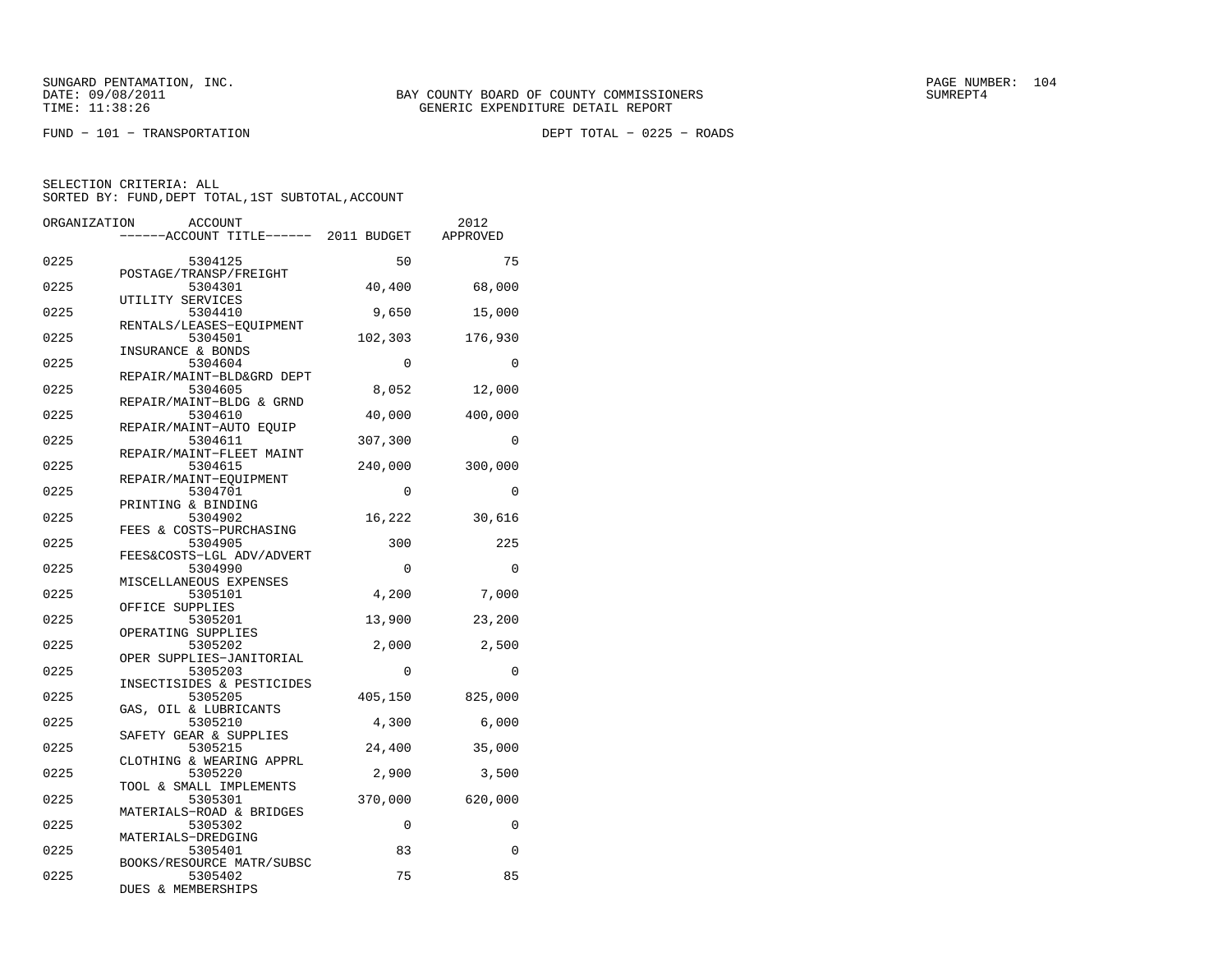SUNGARD PENTAMATION, INC.
DATE: 09/08/2011
TIME: 11:38:26

BAY COUNTY BOARD OF COUNTY COMMISSIONERS
GENERIC EXPENDITURE DETAIL REPORT

FUND - 101 - TRANSPORTATION

DEPT TOTAL - 0225 - ROADS

SELECTION CRITERIA: ALL
SORTED BY: FUND,DEPT TOTAL,1ST SUBTOTAL,ACCOUNT

| ORGANIZATION | ACCOUNT / ACCOUNT TITLE | 2011 BUDGET | 2012 APPROVED |
|---|---|---|---|
| 0225 | 5304125 POSTAGE/TRANSP/FREIGHT | 50 | 75 |
| 0225 | 5304301 UTILITY SERVICES | 40,400 | 68,000 |
| 0225 | 5304410 RENTALS/LEASES-EQUIPMENT | 9,650 | 15,000 |
| 0225 | 5304501 INSURANCE & BONDS | 102,303 | 176,930 |
| 0225 | 5304604 REPAIR/MAINT-BLD&GRD DEPT | 0 | 0 |
| 0225 | 5304605 REPAIR/MAINT-BLDG & GRND | 8,052 | 12,000 |
| 0225 | 5304610 REPAIR/MAINT-AUTO EQUIP | 40,000 | 400,000 |
| 0225 | 5304611 REPAIR/MAINT-FLEET MAINT | 307,300 | 0 |
| 0225 | 5304615 REPAIR/MAINT-EQUIPMENT | 240,000 | 300,000 |
| 0225 | 5304701 PRINTING & BINDING | 0 | 0 |
| 0225 | 5304902 FEES & COSTS-PURCHASING | 16,222 | 30,616 |
| 0225 | 5304905 FEES&COSTS-LGL ADV/ADVERT | 300 | 225 |
| 0225 | 5304990 MISCELLANEOUS EXPENSES | 0 | 0 |
| 0225 | 5305101 OFFICE SUPPLIES | 4,200 | 7,000 |
| 0225 | 5305201 OPERATING SUPPLIES | 13,900 | 23,200 |
| 0225 | 5305202 OPER SUPPLIES-JANITORIAL | 2,000 | 2,500 |
| 0225 | 5305203 INSECTISIDES & PESTICIDES | 0 | 0 |
| 0225 | 5305205 GAS, OIL & LUBRICANTS | 405,150 | 825,000 |
| 0225 | 5305210 SAFETY GEAR & SUPPLIES | 4,300 | 6,000 |
| 0225 | 5305215 CLOTHING & WEARING APPRL | 24,400 | 35,000 |
| 0225 | 5305220 TOOL & SMALL IMPLEMENTS | 2,900 | 3,500 |
| 0225 | 5305301 MATERIALS-ROAD & BRIDGES | 370,000 | 620,000 |
| 0225 | 5305302 MATERIALS-DREDGING | 0 | 0 |
| 0225 | 5305401 BOOKS/RESOURCE MATR/SUBSC | 83 | 0 |
| 0225 | 5305402 DUES & MEMBERSHIPS | 75 | 85 |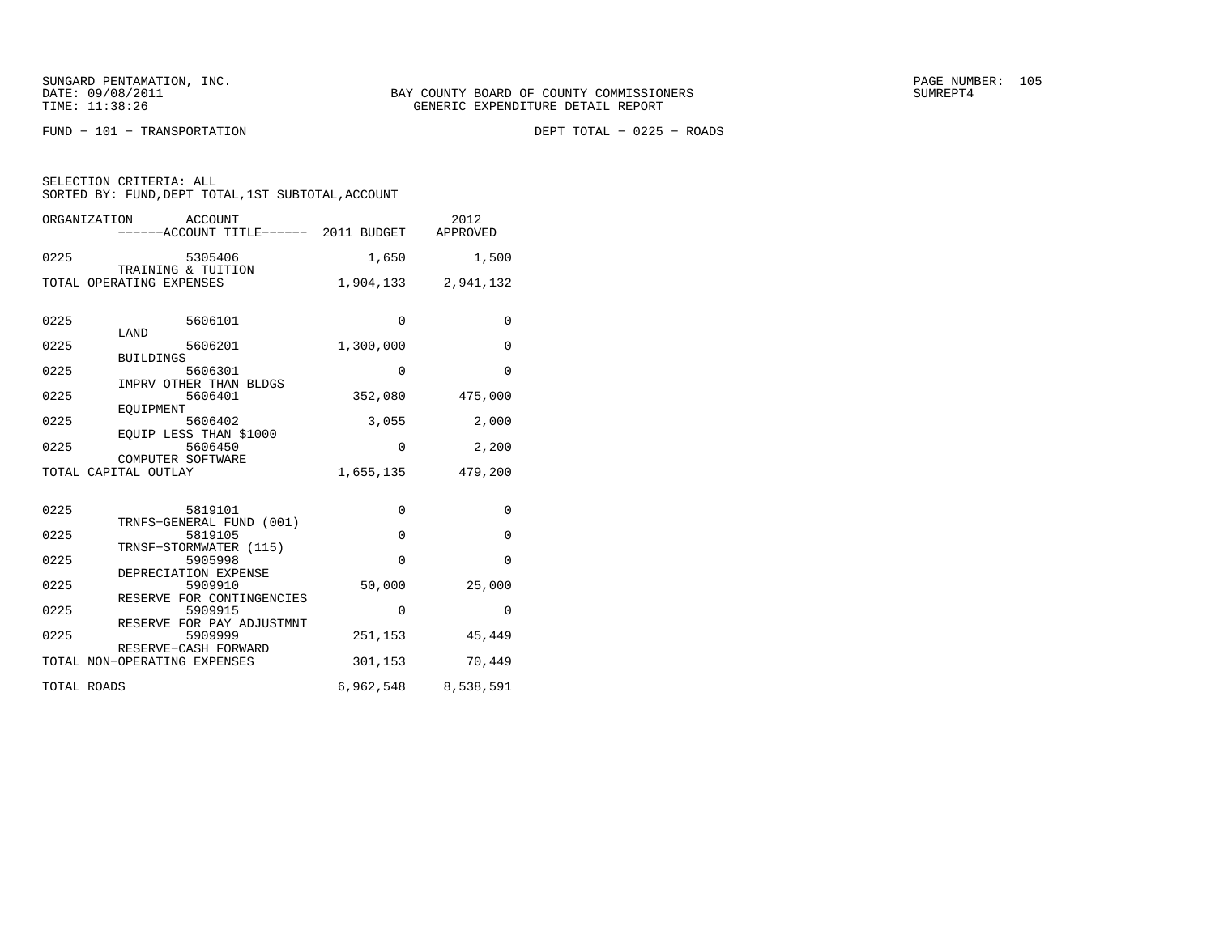SUNGARD PENTAMATION, INC.
DATE: 09/08/2011
TIME: 11:38:26

BAY COUNTY BOARD OF COUNTY COMMISSIONERS
GENERIC EXPENDITURE DETAIL REPORT

SUMREPT4

FUND − 101 − TRANSPORTATION

DEPT TOTAL − 0225 − ROADS

SELECTION CRITERIA: ALL
SORTED BY: FUND,DEPT TOTAL,1ST SUBTOTAL,ACCOUNT

| ORGANIZATION | ACCOUNT / ------ACCOUNT TITLE------ | 2011 BUDGET | 2012 APPROVED |
|---|---|---|---|
| 0225 | 5305406 TRAINING & TUITION | 1,650 | 1,500 |
| TOTAL OPERATING EXPENSES | | 1,904,133 | 2,941,132 |
| 0225 | 5606101 LAND | 0 | 0 |
| 0225 | 5606201 BUILDINGS | 1,300,000 | 0 |
| 0225 | 5606301 IMPRV OTHER THAN BLDGS | 0 | 0 |
| 0225 | 5606401 EQUIPMENT | 352,080 | 475,000 |
| 0225 | 5606402 EQUIP LESS THAN $1000 | 3,055 | 2,000 |
| 0225 | 5606450 COMPUTER SOFTWARE | 0 | 2,200 |
| TOTAL CAPITAL OUTLAY | | 1,655,135 | 479,200 |
| 0225 | 5819101 TRNFS−GENERAL FUND (001) | 0 | 0 |
| 0225 | 5819105 TRNSF−STORMWATER (115) | 0 | 0 |
| 0225 | 5905998 DEPRECIATION EXPENSE | 0 | 0 |
| 0225 | 5909910 RESERVE FOR CONTINGENCIES | 50,000 | 25,000 |
| 0225 | 5909915 RESERVE FOR PAY ADJUSTMNT | 0 | 0 |
| 0225 | 5909999 RESERVE−CASH FORWARD | 251,153 | 45,449 |
| TOTAL NON−OPERATING EXPENSES | | 301,153 | 70,449 |
| TOTAL ROADS | | 6,962,548 | 8,538,591 |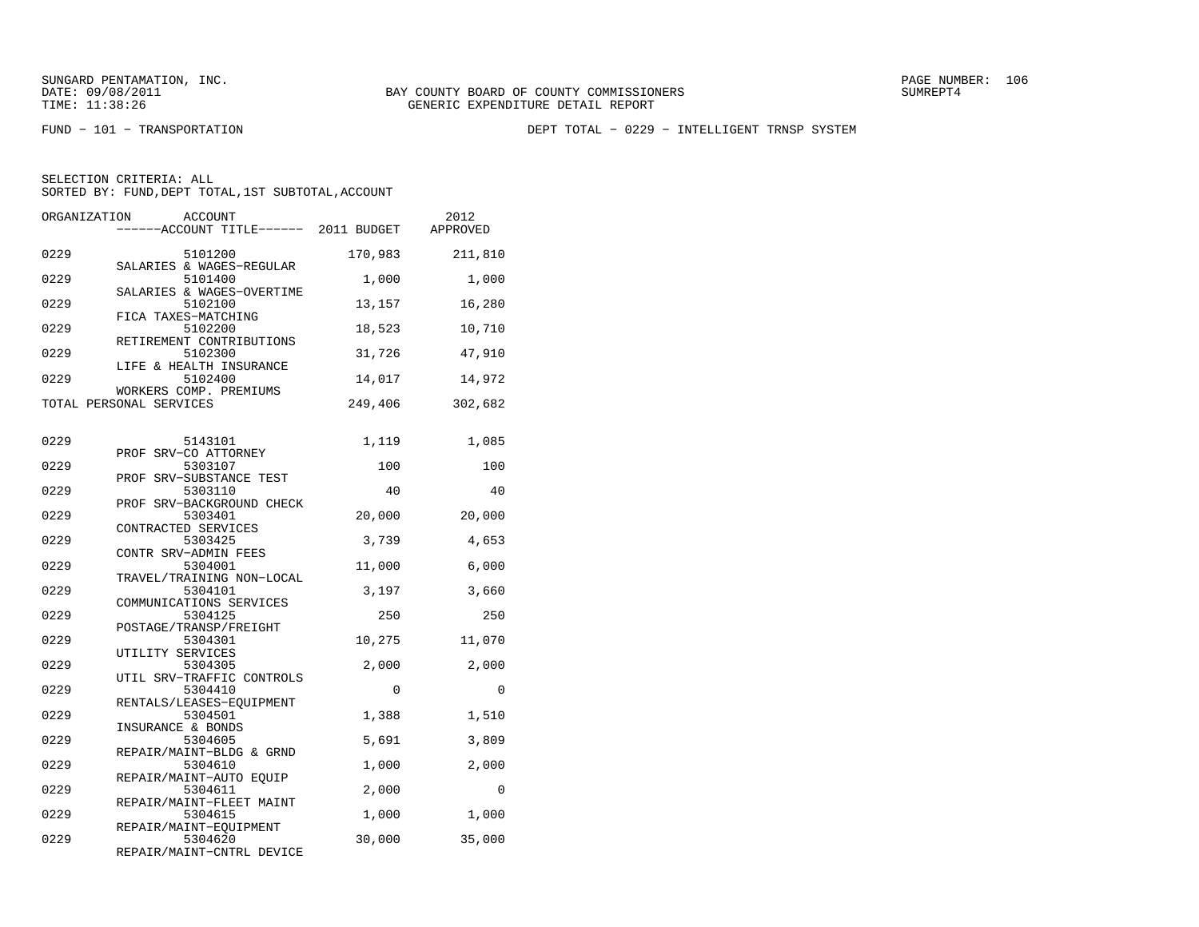SUNGARD PENTAMATION, INC.
DATE: 09/08/2011
TIME: 11:38:26

BAY COUNTY BOARD OF COUNTY COMMISSIONERS
GENERIC EXPENDITURE DETAIL REPORT

SUMREPT4

FUND - 101 - TRANSPORTATION

DEPT TOTAL - 0229 - INTELLIGENT TRNSP SYSTEM

SELECTION CRITERIA: ALL
SORTED BY: FUND,DEPT TOTAL,1ST SUBTOTAL,ACCOUNT

| ORGANIZATION | ACCOUNT ------ACCOUNT TITLE------ | 2011 BUDGET | 2012 APPROVED |
|---|---|---|---|
| 0229 | 5101200 SALARIES & WAGES-REGULAR | 170,983 | 211,810 |
| 0229 | 5101400 SALARIES & WAGES-OVERTIME | 1,000 | 1,000 |
| 0229 | 5102100 FICA TAXES-MATCHING | 13,157 | 16,280 |
| 0229 | 5102200 RETIREMENT CONTRIBUTIONS | 18,523 | 10,710 |
| 0229 | 5102300 LIFE & HEALTH INSURANCE | 31,726 | 47,910 |
| 0229 | 5102400 WORKERS COMP. PREMIUMS | 14,017 | 14,972 |
| TOTAL PERSONAL SERVICES | | 249,406 | 302,682 |
| 0229 | 5143101 PROF SRV-CO ATTORNEY | 1,119 | 1,085 |
| 0229 | 5303107 PROF SRV-SUBSTANCE TEST | 100 | 100 |
| 0229 | 5303110 PROF SRV-BACKGROUND CHECK | 40 | 40 |
| 0229 | 5303401 CONTRACTED SERVICES | 20,000 | 20,000 |
| 0229 | 5303425 CONTR SRV-ADMIN FEES | 3,739 | 4,653 |
| 0229 | 5304001 TRAVEL/TRAINING NON-LOCAL | 11,000 | 6,000 |
| 0229 | 5304101 COMMUNICATIONS SERVICES | 3,197 | 3,660 |
| 0229 | 5304125 POSTAGE/TRANSP/FREIGHT | 250 | 250 |
| 0229 | 5304301 UTILITY SERVICES | 10,275 | 11,070 |
| 0229 | 5304305 UTIL SRV-TRAFFIC CONTROLS | 2,000 | 2,000 |
| 0229 | 5304410 RENTALS/LEASES-EQUIPMENT | 0 | 0 |
| 0229 | 5304501 INSURANCE & BONDS | 1,388 | 1,510 |
| 0229 | 5304605 REPAIR/MAINT-BLDG & GRND | 5,691 | 3,809 |
| 0229 | 5304610 REPAIR/MAINT-AUTO EQUIP | 1,000 | 2,000 |
| 0229 | 5304611 REPAIR/MAINT-FLEET MAINT | 2,000 | 0 |
| 0229 | 5304615 REPAIR/MAINT-EQUIPMENT | 1,000 | 1,000 |
| 0229 | 5304620 REPAIR/MAINT-CNTRL DEVICE | 30,000 | 35,000 |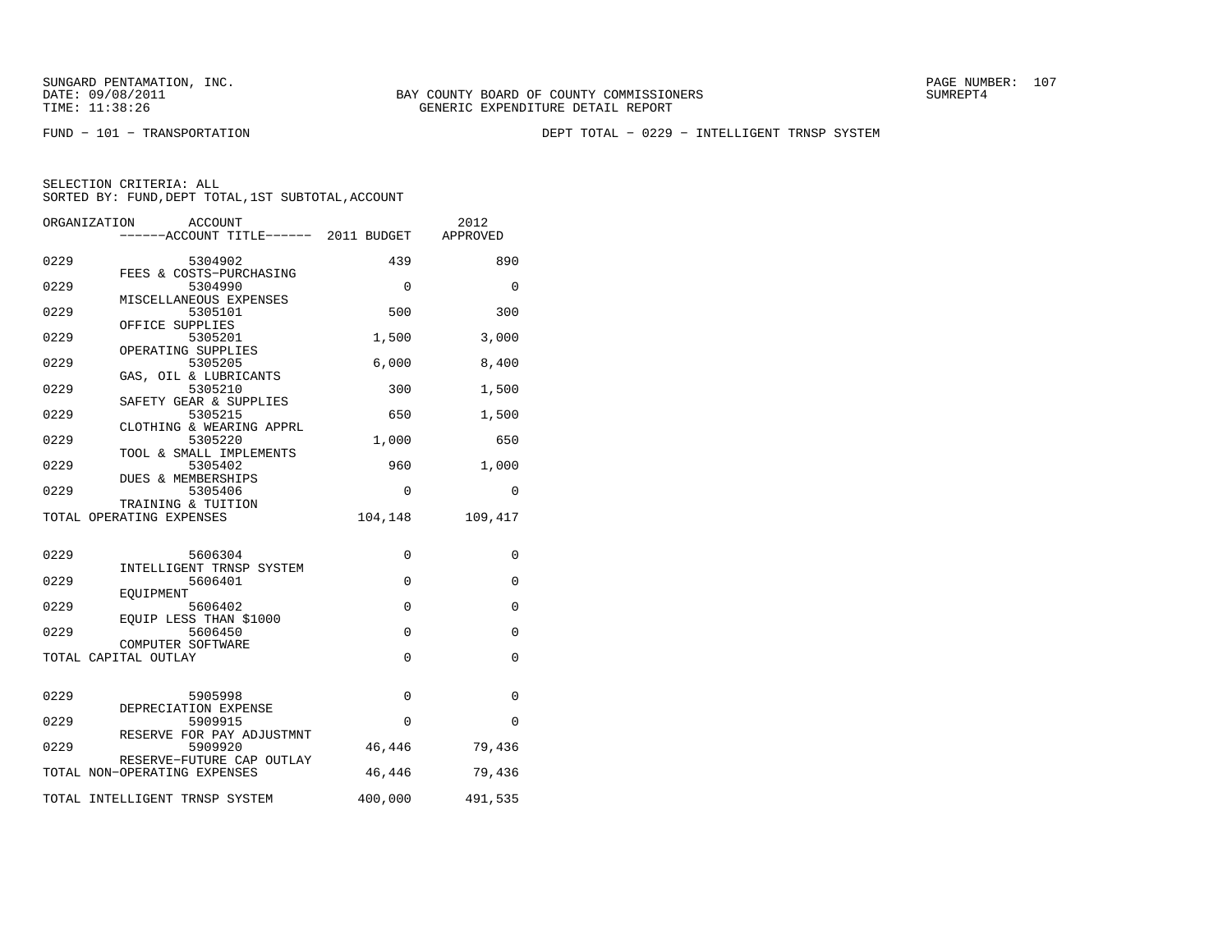FUND − 101 − TRANSPORTATION

DEPT TOTAL − 0229 − INTELLIGENT TRNSP SYSTEM

SELECTION CRITERIA: ALL
SORTED BY: FUND,DEPT TOTAL,1ST SUBTOTAL,ACCOUNT

| ORGANIZATION | ACCOUNT / ------ACCOUNT TITLE------ | 2011 BUDGET | 2012 APPROVED |
|---|---|---|---|
| 0229 | 5304902 FEES & COSTS−PURCHASING | 439 | 890 |
| 0229 | 5304990 MISCELLANEOUS EXPENSES | 0 | 0 |
| 0229 | 5305101 OFFICE SUPPLIES | 500 | 300 |
| 0229 | 5305201 OPERATING SUPPLIES | 1,500 | 3,000 |
| 0229 | 5305205 GAS, OIL & LUBRICANTS | 6,000 | 8,400 |
| 0229 | 5305210 SAFETY GEAR & SUPPLIES | 300 | 1,500 |
| 0229 | 5305215 CLOTHING & WEARING APPRL | 650 | 1,500 |
| 0229 | 5305220 TOOL & SMALL IMPLEMENTS | 1,000 | 650 |
| 0229 | 5305402 DUES & MEMBERSHIPS | 960 | 1,000 |
| 0229 | 5305406 TRAINING & TUITION | 0 | 0 |
| TOTAL OPERATING EXPENSES | | 104,148 | 109,417 |
| 0229 | 5606304 INTELLIGENT TRNSP SYSTEM | 0 | 0 |
| 0229 | 5606401 EQUIPMENT | 0 | 0 |
| 0229 | 5606402 EQUIP LESS THAN $1000 | 0 | 0 |
| 0229 | 5606450 COMPUTER SOFTWARE | 0 | 0 |
| TOTAL CAPITAL OUTLAY | | 0 | 0 |
| 0229 | 5905998 DEPRECIATION EXPENSE | 0 | 0 |
| 0229 | 5909915 RESERVE FOR PAY ADJUSTMNT | 0 | 0 |
| 0229 | 5909920 RESERVE−FUTURE CAP OUTLAY | 46,446 | 79,436 |
| TOTAL NON−OPERATING EXPENSES | | 46,446 | 79,436 |
| TOTAL INTELLIGENT TRNSP SYSTEM | | 400,000 | 491,535 |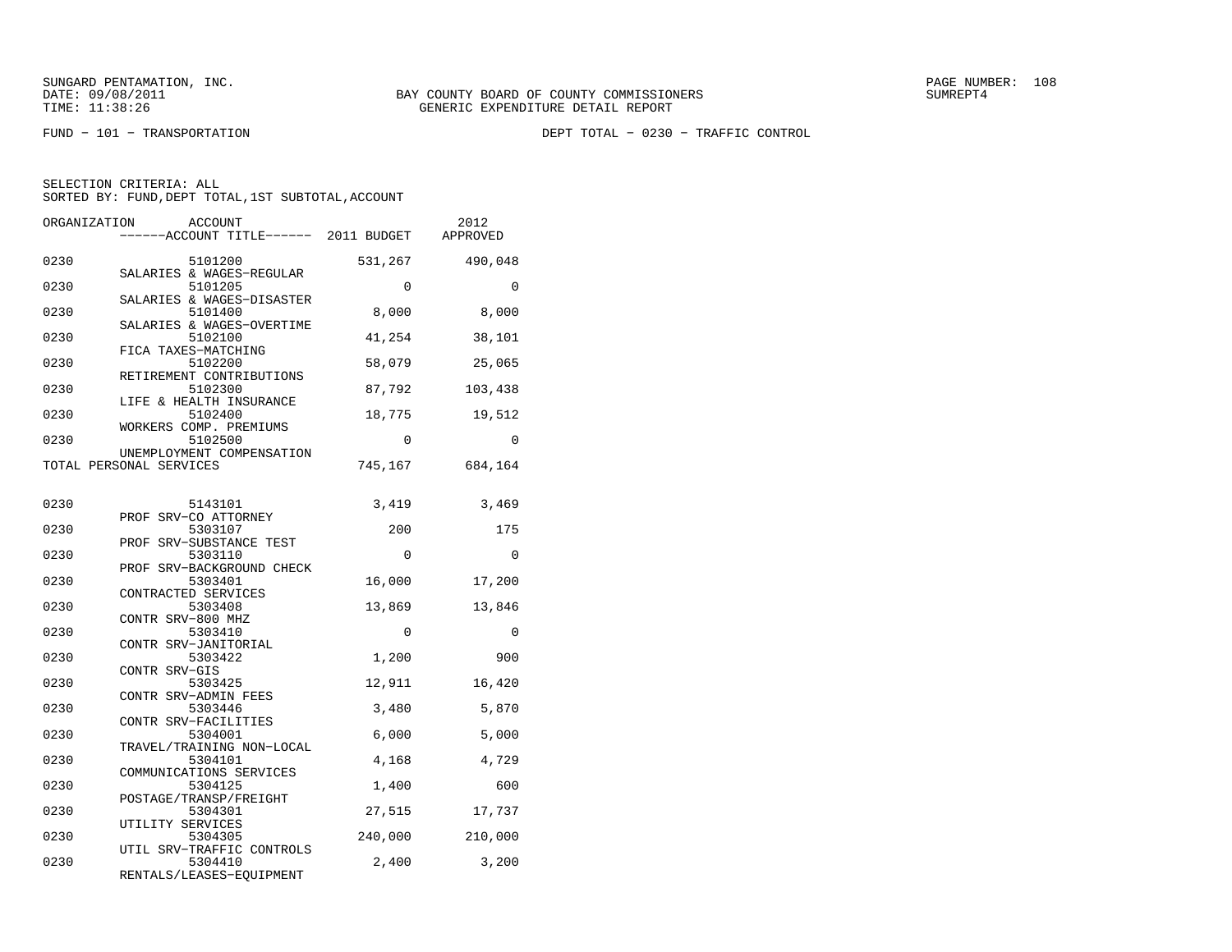BAY COUNTY BOARD OF COUNTY COMMISSIONERS
GENERIC EXPENDITURE DETAIL REPORT

FUND − 101 − TRANSPORTATION  DEPT TOTAL − 0230 − TRAFFIC CONTROL

SELECTION CRITERIA: ALL
SORTED BY: FUND,DEPT TOTAL,1ST SUBTOTAL,ACCOUNT

| ORGANIZATION | ACCOUNT / ACCOUNT TITLE | 2011 BUDGET | 2012 APPROVED |
|---|---|---|---|
| 0230 | 5101200 SALARIES & WAGES−REGULAR | 531,267 | 490,048 |
| 0230 | 5101205 SALARIES & WAGES−DISASTER | 0 | 0 |
| 0230 | 5101400 SALARIES & WAGES−OVERTIME | 8,000 | 8,000 |
| 0230 | 5102100 FICA TAXES−MATCHING | 41,254 | 38,101 |
| 0230 | 5102200 RETIREMENT CONTRIBUTIONS | 58,079 | 25,065 |
| 0230 | 5102300 LIFE & HEALTH INSURANCE | 87,792 | 103,438 |
| 0230 | 5102400 WORKERS COMP. PREMIUMS | 18,775 | 19,512 |
| 0230 | 5102500 UNEMPLOYMENT COMPENSATION | 0 | 0 |
| TOTAL PERSONAL SERVICES | | 745,167 | 684,164 |
| 0230 | 5143101 PROF SRV−CO ATTORNEY | 3,419 | 3,469 |
| 0230 | 5303107 PROF SRV−SUBSTANCE TEST | 200 | 175 |
| 0230 | 5303110 PROF SRV−BACKGROUND CHECK | 0 | 0 |
| 0230 | 5303401 CONTRACTED SERVICES | 16,000 | 17,200 |
| 0230 | 5303408 CONTR SRV−800 MHZ | 13,869 | 13,846 |
| 0230 | 5303410 CONTR SRV−JANITORIAL | 0 | 0 |
| 0230 | 5303422 CONTR SRV−GIS | 1,200 | 900 |
| 0230 | 5303425 CONTR SRV−ADMIN FEES | 12,911 | 16,420 |
| 0230 | 5303446 CONTR SRV−FACILITIES | 3,480 | 5,870 |
| 0230 | 5304001 TRAVEL/TRAINING NON−LOCAL | 6,000 | 5,000 |
| 0230 | 5304101 COMMUNICATIONS SERVICES | 4,168 | 4,729 |
| 0230 | 5304125 POSTAGE/TRANSP/FREIGHT | 1,400 | 600 |
| 0230 | 5304301 UTILITY SERVICES | 27,515 | 17,737 |
| 0230 | 5304305 UTIL SRV−TRAFFIC CONTROLS | 240,000 | 210,000 |
| 0230 | 5304410 RENTALS/LEASES−EQUIPMENT | 2,400 | 3,200 |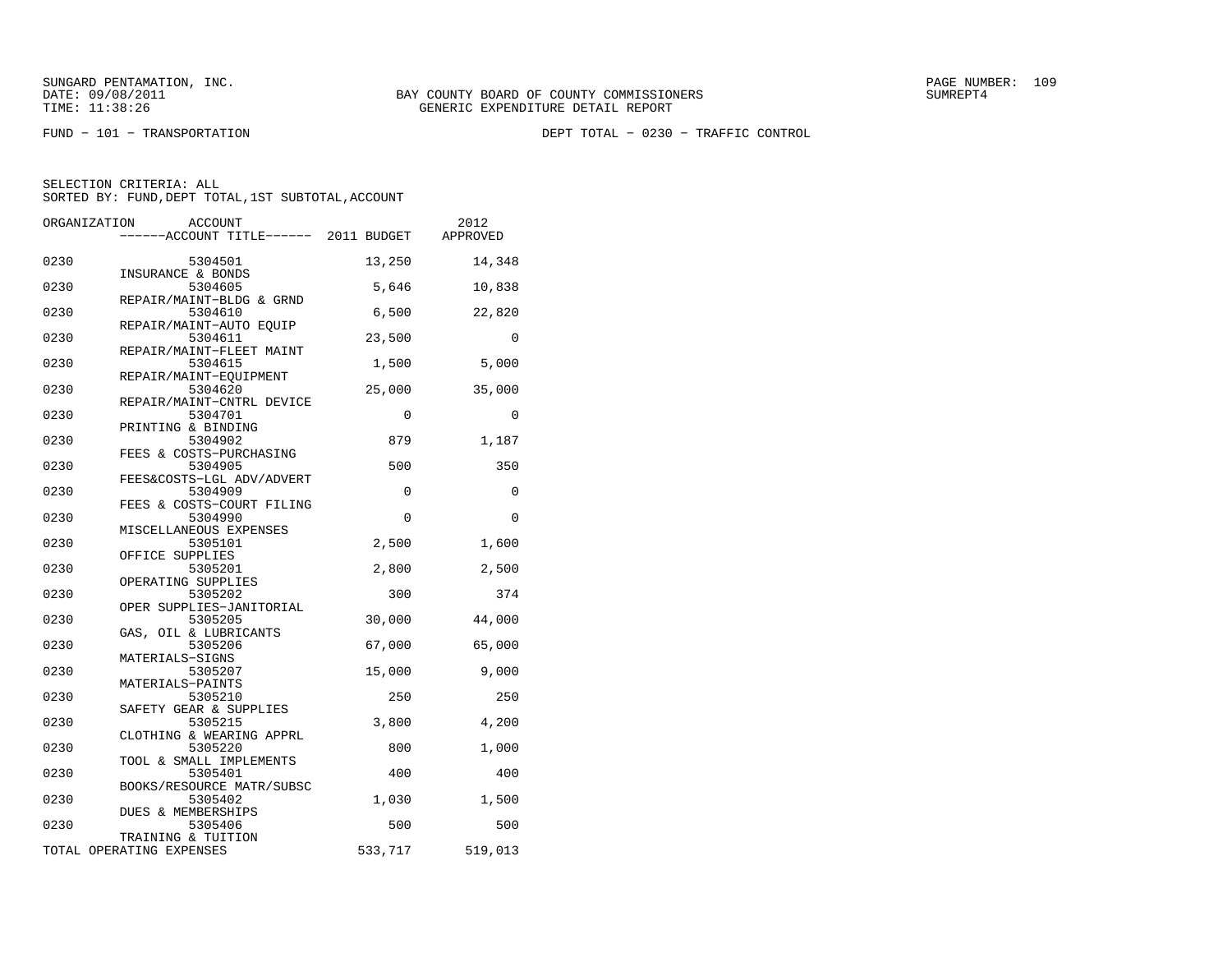SUNGARD PENTAMATION, INC.
DATE: 09/08/2011
TIME: 11:38:26

BAY COUNTY BOARD OF COUNTY COMMISSIONERS
GENERIC EXPENDITURE DETAIL REPORT

SUMREPT4

FUND − 101 − TRANSPORTATION

DEPT TOTAL − 0230 − TRAFFIC CONTROL

SELECTION CRITERIA: ALL
SORTED BY: FUND,DEPT TOTAL,1ST SUBTOTAL,ACCOUNT

| ORGANIZATION | ACCOUNT / ACCOUNT TITLE | 2011 BUDGET | 2012 APPROVED |
|---|---|---|---|
| 0230 | 5304501 INSURANCE & BONDS | 13,250 | 14,348 |
| 0230 | 5304605 REPAIR/MAINT−BLDG & GRND | 5,646 | 10,838 |
| 0230 | 5304610 REPAIR/MAINT−AUTO EQUIP | 6,500 | 22,820 |
| 0230 | 5304611 REPAIR/MAINT−FLEET MAINT | 23,500 | 0 |
| 0230 | 5304615 REPAIR/MAINT−EQUIPMENT | 1,500 | 5,000 |
| 0230 | 5304620 REPAIR/MAINT−CNTRL DEVICE | 25,000 | 35,000 |
| 0230 | 5304701 PRINTING & BINDING | 0 | 0 |
| 0230 | 5304902 FEES & COSTS−PURCHASING | 879 | 1,187 |
| 0230 | 5304905 FEES&COSTS−LGL ADV/ADVERT | 500 | 350 |
| 0230 | 5304909 FEES & COSTS−COURT FILING | 0 | 0 |
| 0230 | 5304990 MISCELLANEOUS EXPENSES | 0 | 0 |
| 0230 | 5305101 OFFICE SUPPLIES | 2,500 | 1,600 |
| 0230 | 5305201 OPERATING SUPPLIES | 2,800 | 2,500 |
| 0230 | 5305202 OPER SUPPLIES−JANITORIAL | 300 | 374 |
| 0230 | 5305205 GAS, OIL & LUBRICANTS | 30,000 | 44,000 |
| 0230 | 5305206 MATERIALS−SIGNS | 67,000 | 65,000 |
| 0230 | 5305207 MATERIALS−PAINTS | 15,000 | 9,000 |
| 0230 | 5305210 SAFETY GEAR & SUPPLIES | 250 | 250 |
| 0230 | 5305215 CLOTHING & WEARING APPRL | 3,800 | 4,200 |
| 0230 | 5305220 TOOL & SMALL IMPLEMENTS | 800 | 1,000 |
| 0230 | 5305401 BOOKS/RESOURCE MATR/SUBSC | 400 | 400 |
| 0230 | 5305402 DUES & MEMBERSHIPS | 1,030 | 1,500 |
| 0230 | 5305406 TRAINING & TUITION | 500 | 500 |
| TOTAL OPERATING EXPENSES | | 533,717 | 519,013 |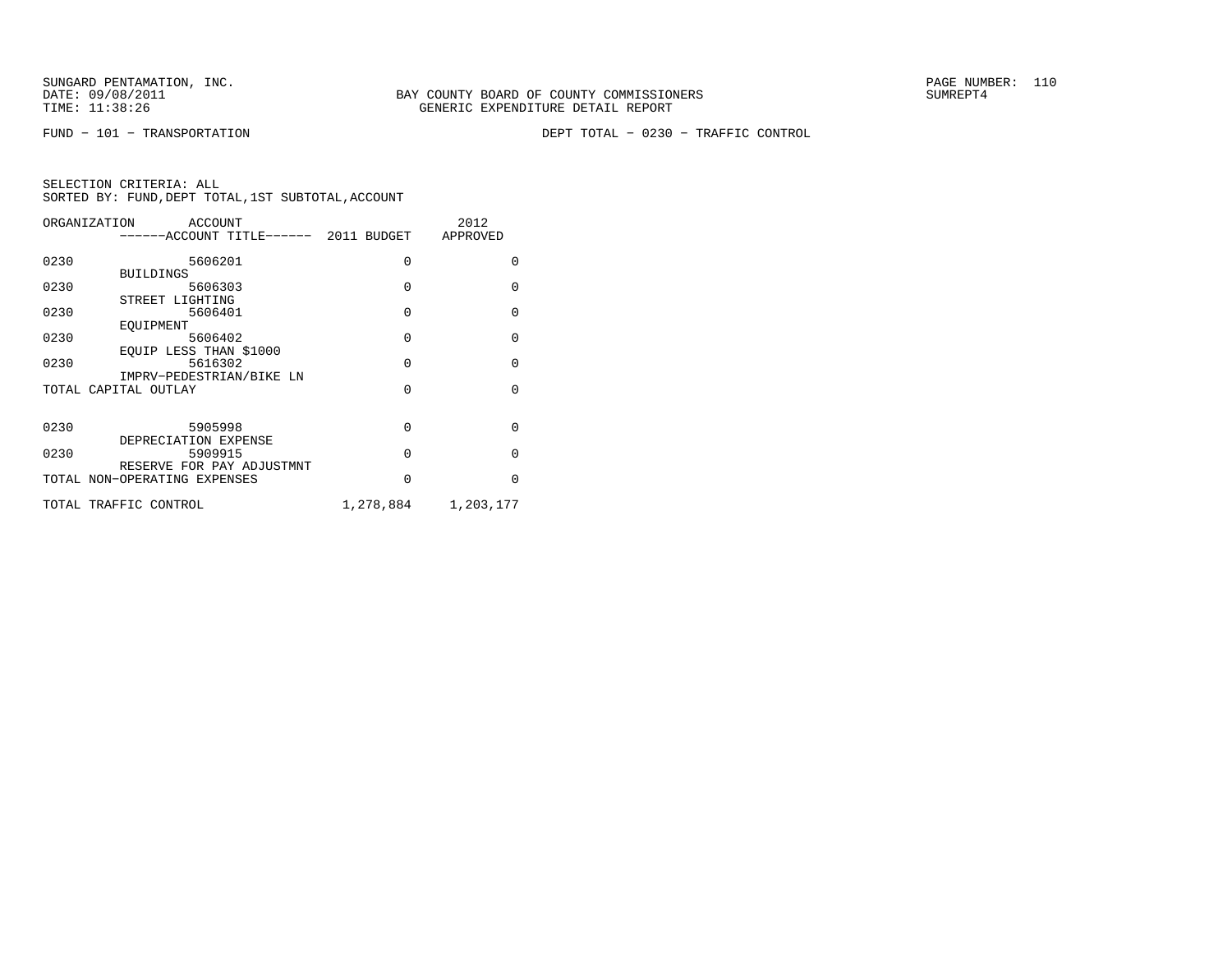SUNGARD PENTAMATION, INC.
DATE: 09/08/2011
TIME: 11:38:26

BAY COUNTY BOARD OF COUNTY COMMISSIONERS
GENERIC EXPENDITURE DETAIL REPORT

SUMREPT4

FUND − 101 − TRANSPORTATION

DEPT TOTAL − 0230 − TRAFFIC CONTROL

SELECTION CRITERIA: ALL
SORTED BY: FUND,DEPT TOTAL,1ST SUBTOTAL,ACCOUNT

| ORGANIZATION | ACCOUNT / ACCOUNT TITLE | 2011 BUDGET | 2012 APPROVED |
|---|---|---|---|
| 0230 | 5606201 BUILDINGS | 0 | 0 |
| 0230 | 5606303 STREET LIGHTING | 0 | 0 |
| 0230 | 5606401 EQUIPMENT | 0 | 0 |
| 0230 | 5606402 EQUIP LESS THAN $1000 | 0 | 0 |
| 0230 | 5616302 IMPRV−PEDESTRIAN/BIKE LN | 0 | 0 |
| TOTAL CAPITAL OUTLAY | | 0 | 0 |
| 0230 | 5905998 DEPRECIATION EXPENSE | 0 | 0 |
| 0230 | 5909915 RESERVE FOR PAY ADJUSTMNT | 0 | 0 |
| TOTAL NON−OPERATING EXPENSES | | 0 | 0 |
| TOTAL TRAFFIC CONTROL | | 1,278,884 | 1,203,177 |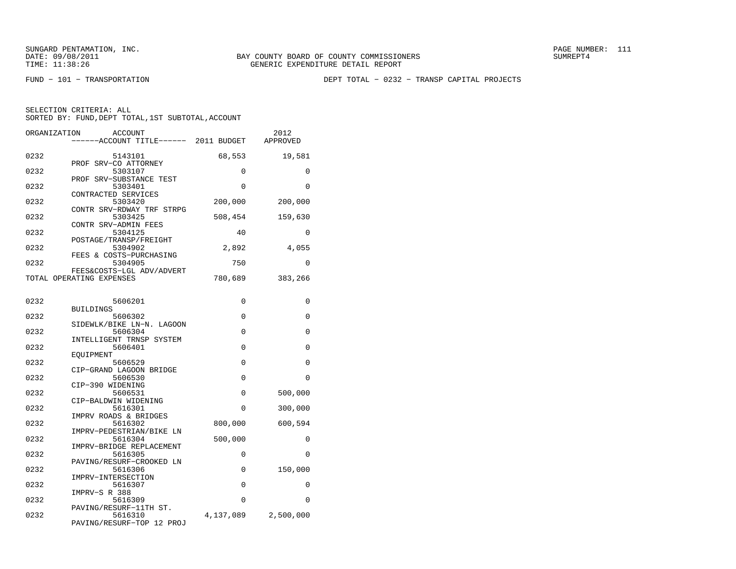SUNGARD PENTAMATION, INC.
DATE: 09/08/2011
TIME: 11:38:26

BAY COUNTY BOARD OF COUNTY COMMISSIONERS
GENERIC EXPENDITURE DETAIL REPORT

PAGE NUMBER: 111
SUMREPT4

FUND - 101 - TRANSPORTATION

DEPT TOTAL - 0232 - TRANSP CAPITAL PROJECTS

SELECTION CRITERIA: ALL
SORTED BY: FUND,DEPT TOTAL,1ST SUBTOTAL,ACCOUNT

| ORGANIZATION | ACCOUNT / ACCOUNT TITLE | 2011 BUDGET | 2012 APPROVED |
|---|---|---|---|
| 0232 | 5143101 PROF SRV-CO ATTORNEY | 68,553 | 19,581 |
| 0232 | 5303107 PROF SRV-SUBSTANCE TEST | 0 | 0 |
| 0232 | 5303401 CONTRACTED SERVICES | 0 | 0 |
| 0232 | 5303420 CONTR SRV-RDWAY TRF STRPG | 200,000 | 200,000 |
| 0232 | 5303425 CONTR SRV-ADMIN FEES | 508,454 | 159,630 |
| 0232 | 5304125 POSTAGE/TRANSP/FREIGHT | 40 | 0 |
| 0232 | 5304902 FEES & COSTS-PURCHASING | 2,892 | 4,055 |
| 0232 | 5304905 FEES&COSTS-LGL ADV/ADVERT | 750 | 0 |
| TOTAL OPERATING EXPENSES | | 780,689 | 383,266 |
| 0232 | 5606201 BUILDINGS | 0 | 0 |
| 0232 | 5606302 SIDEWLK/BIKE LN-N. LAGOON | 0 | 0 |
| 0232 | 5606304 INTELLIGENT TRNSP SYSTEM | 0 | 0 |
| 0232 | 5606401 EQUIPMENT | 0 | 0 |
| 0232 | 5606529 CIP-GRAND LAGOON BRIDGE | 0 | 0 |
| 0232 | 5606530 CIP-390 WIDENING | 0 | 0 |
| 0232 | 5606531 CIP-BALDWIN WIDENING | 0 | 500,000 |
| 0232 | 5616301 IMPRV ROADS & BRIDGES | 0 | 300,000 |
| 0232 | 5616302 IMPRV-PEDESTRIAN/BIKE LN | 800,000 | 600,594 |
| 0232 | 5616304 IMPRV-BRIDGE REPLACEMENT | 500,000 | 0 |
| 0232 | 5616305 PAVING/RESURF-CROOKED LN | 0 | 0 |
| 0232 | 5616306 IMPRV-INTERSECTION | 0 | 150,000 |
| 0232 | 5616307 IMPRV-S R 388 | 0 | 0 |
| 0232 | 5616309 PAVING/RESURF-11TH ST. | 0 | 0 |
| 0232 | 5616310 PAVING/RESURF-TOP 12 PROJ | 4,137,089 | 2,500,000 |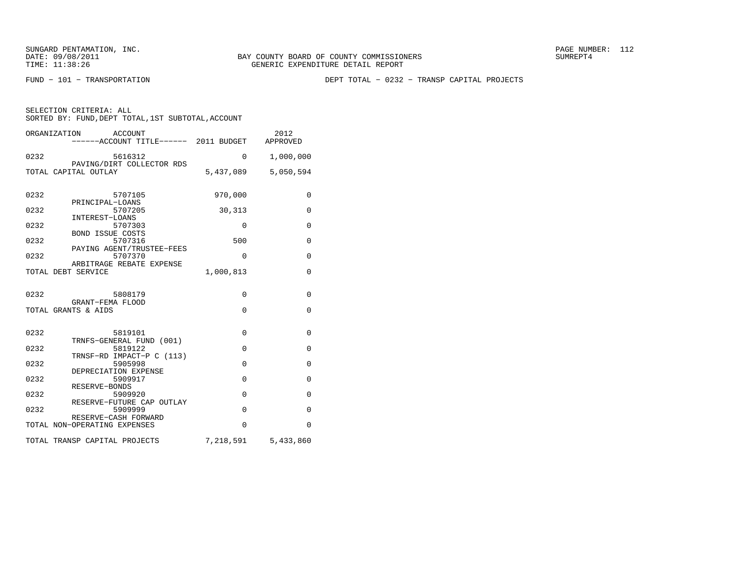BAY COUNTY BOARD OF COUNTY COMMISSIONERS
GENERIC EXPENDITURE DETAIL REPORT

FUND − 101 − TRANSPORTATION

DEPT TOTAL − 0232 − TRANSP CAPITAL PROJECTS

SELECTION CRITERIA: ALL
SORTED BY: FUND,DEPT TOTAL,1ST SUBTOTAL,ACCOUNT

| ORGANIZATION | ACCOUNT / ACCOUNT TITLE | 2011 BUDGET | 2012 APPROVED |
|---|---|---|---|
| 0232 | 5616312 PAVING/DIRT COLLECTOR RDS | 0 | 1,000,000 |
| TOTAL CAPITAL OUTLAY | | 5,437,089 | 5,050,594 |
| 0232 | 5707105 PRINCIPAL−LOANS | 970,000 | 0 |
| 0232 | 5707205 INTEREST−LOANS | 30,313 | 0 |
| 0232 | 5707303 BOND ISSUE COSTS | 0 | 0 |
| 0232 | 5707316 PAYING AGENT/TRUSTEE−FEES | 500 | 0 |
| 0232 | 5707370 ARBITRAGE REBATE EXPENSE | 0 | 0 |
| TOTAL DEBT SERVICE | | 1,000,813 | 0 |
| 0232 | 5808179 GRANT−FEMA FLOOD | 0 | 0 |
| TOTAL GRANTS & AIDS | | 0 | 0 |
| 0232 | 5819101 TRNFS−GENERAL FUND (001) | 0 | 0 |
| 0232 | 5819122 TRNSF−RD IMPACT−P C (113) | 0 | 0 |
| 0232 | 5905998 DEPRECIATION EXPENSE | 0 | 0 |
| 0232 | 5909917 RESERVE−BONDS | 0 | 0 |
| 0232 | 5909920 RESERVE−FUTURE CAP OUTLAY | 0 | 0 |
| 0232 | 5909999 RESERVE−CASH FORWARD | 0 | 0 |
| TOTAL NON−OPERATING EXPENSES | | 0 | 0 |
| TOTAL TRANSP CAPITAL PROJECTS | | 7,218,591 | 5,433,860 |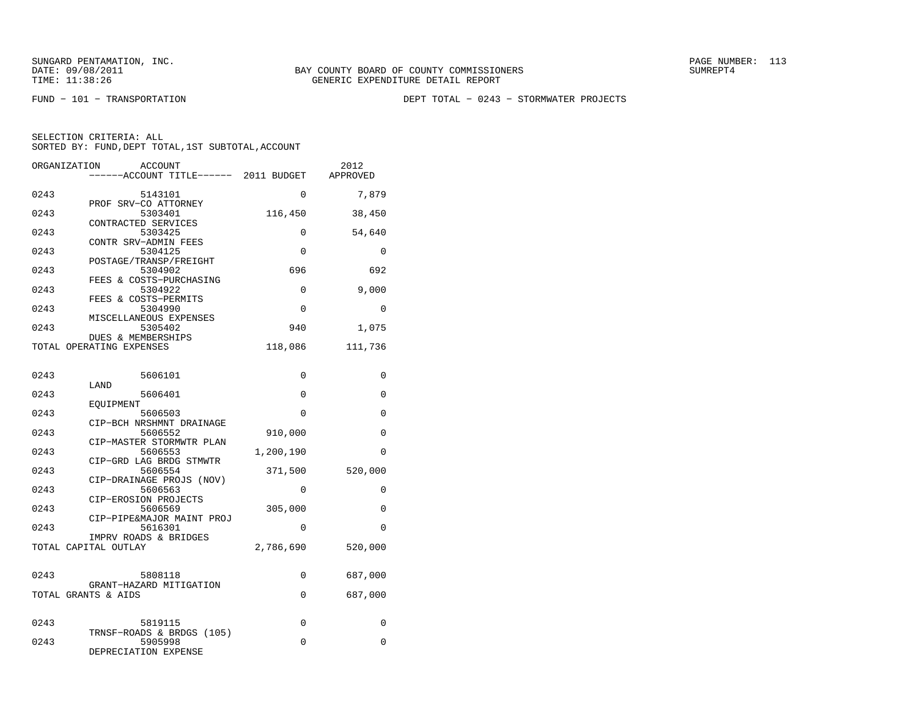SUNGARD PENTAMATION, INC.
DATE: 09/08/2011
TIME: 11:38:26

BAY COUNTY BOARD OF COUNTY COMMISSIONERS
GENERIC EXPENDITURE DETAIL REPORT

SUMREPT4

FUND − 101 − TRANSPORTATION

DEPT TOTAL − 0243 − STORMWATER PROJECTS

SELECTION CRITERIA: ALL
SORTED BY: FUND,DEPT TOTAL,1ST SUBTOTAL,ACCOUNT

| ORGANIZATION | ACCOUNT / ACCOUNT TITLE | 2011 BUDGET | 2012 APPROVED |
|---|---|---|---|
| 0243 | 5143101 PROF SRV−CO ATTORNEY | 0 | 7,879 |
| 0243 | 5303401 CONTRACTED SERVICES | 116,450 | 38,450 |
| 0243 | 5303425 CONTR SRV−ADMIN FEES | 0 | 54,640 |
| 0243 | 5304125 POSTAGE/TRANSP/FREIGHT | 0 | 0 |
| 0243 | 5304902 FEES & COSTS−PURCHASING | 696 | 692 |
| 0243 | 5304922 FEES & COSTS−PERMITS | 0 | 9,000 |
| 0243 | 5304990 MISCELLANEOUS EXPENSES | 0 | 0 |
| 0243 | 5305402 DUES & MEMBERSHIPS | 940 | 1,075 |
| TOTAL OPERATING EXPENSES | | 118,086 | 111,736 |
| 0243 | 5606101 LAND | 0 | 0 |
| 0243 | 5606401 EQUIPMENT | 0 | 0 |
| 0243 | 5606503 CIP−BCH NRSHMNT DRAINAGE | 0 | 0 |
| 0243 | 5606552 CIP−MASTER STORMWTR PLAN | 910,000 | 0 |
| 0243 | 5606553 CIP−GRD LAG BRDG STMWTR | 1,200,190 | 0 |
| 0243 | 5606554 CIP−DRAINAGE PROJS (NOV) | 371,500 | 520,000 |
| 0243 | 5606563 CIP−EROSION PROJECTS | 0 | 0 |
| 0243 | 5606569 CIP−PIPE&MAJOR MAINT PROJ | 305,000 | 0 |
| 0243 | 5616301 IMPRV ROADS & BRIDGES | 0 | 0 |
| TOTAL CAPITAL OUTLAY | | 2,786,690 | 520,000 |
| 0243 | 5808118 GRANT−HAZARD MITIGATION | 0 | 687,000 |
| TOTAL GRANTS & AIDS | | 0 | 687,000 |
| 0243 | 5819115 TRNSF−ROADS & BRDGS (105) | 0 | 0 |
| 0243 | 5905998 DEPRECIATION EXPENSE | 0 | 0 |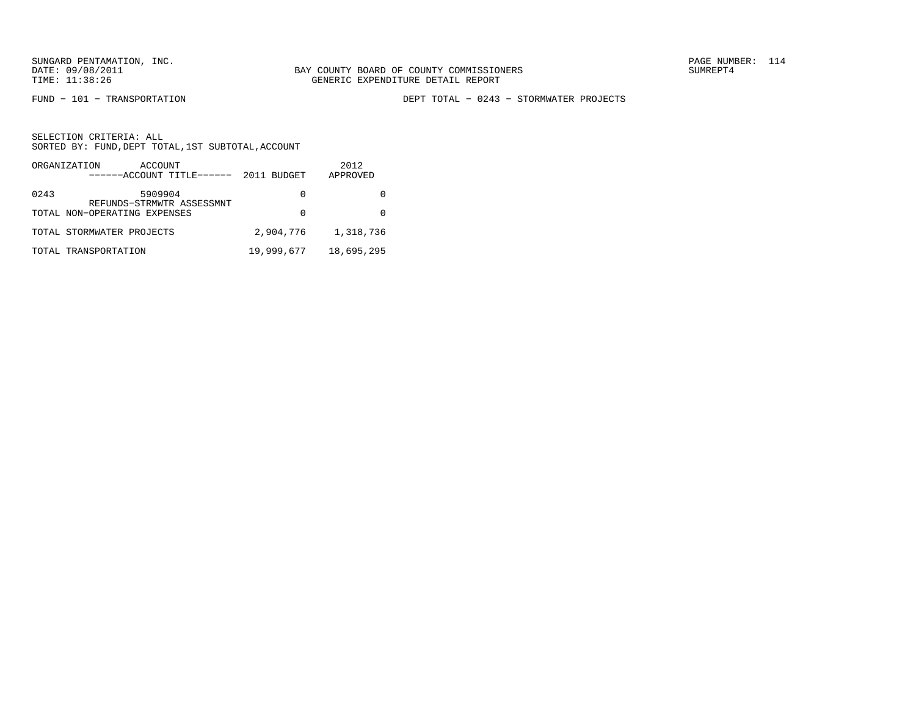FUND − 101 − TRANSPORTATION

DEPT TOTAL − 0243 − STORMWATER PROJECTS

SELECTION CRITERIA: ALL
SORTED BY: FUND,DEPT TOTAL,1ST SUBTOTAL,ACCOUNT

| ORGANIZATION | ACCOUNT<br>------ACCOUNT TITLE------ | 2011 BUDGET | 2012<br>APPROVED |
|---|---|---|---|
| 0243 | 5909904<br>REFUNDS−STRMWTR ASSESSMNT | 0 | 0 |
| TOTAL NON−OPERATING EXPENSES | | 0 | 0 |
| TOTAL STORMWATER PROJECTS | | 2,904,776 | 1,318,736 |
| TOTAL TRANSPORTATION | | 19,999,677 | 18,695,295 |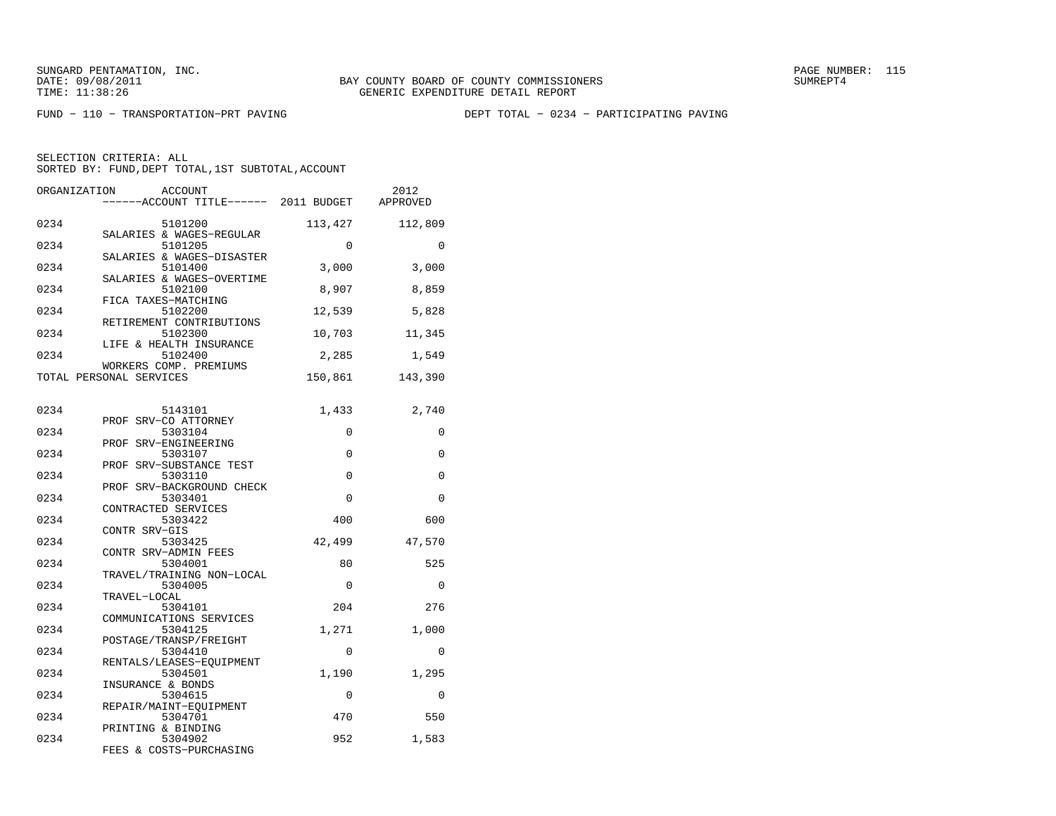FUND − 110 − TRANSPORTATION−PRT PAVING

DEPT TOTAL − 0234 − PARTICIPATING PAVING

SELECTION CRITERIA: ALL
SORTED BY: FUND,DEPT TOTAL,1ST SUBTOTAL,ACCOUNT

| ORGANIZATION | ACCOUNT / ACCOUNT TITLE | 2011 BUDGET | 2012 APPROVED |
|---|---|---|---|
| 0234 | 5101200 SALARIES & WAGES−REGULAR | 113,427 | 112,809 |
| 0234 | 5101205 SALARIES & WAGES−DISASTER | 0 | 0 |
| 0234 | 5101400 SALARIES & WAGES−OVERTIME | 3,000 | 3,000 |
| 0234 | 5102100 FICA TAXES−MATCHING | 8,907 | 8,859 |
| 0234 | 5102200 RETIREMENT CONTRIBUTIONS | 12,539 | 5,828 |
| 0234 | 5102300 LIFE & HEALTH INSURANCE | 10,703 | 11,345 |
| 0234 | 5102400 WORKERS COMP. PREMIUMS | 2,285 | 1,549 |
| TOTAL PERSONAL SERVICES | | 150,861 | 143,390 |
| 0234 | 5143101 PROF SRV−CO ATTORNEY | 1,433 | 2,740 |
| 0234 | 5303104 PROF SRV−ENGINEERING | 0 | 0 |
| 0234 | 5303107 PROF SRV−SUBSTANCE TEST | 0 | 0 |
| 0234 | 5303110 PROF SRV−BACKGROUND CHECK | 0 | 0 |
| 0234 | 5303401 CONTRACTED SERVICES | 0 | 0 |
| 0234 | 5303422 CONTR SRV−GIS | 400 | 600 |
| 0234 | 5303425 CONTR SRV−ADMIN FEES | 42,499 | 47,570 |
| 0234 | 5304001 TRAVEL/TRAINING NON−LOCAL | 80 | 525 |
| 0234 | 5304005 TRAVEL−LOCAL | 0 | 0 |
| 0234 | 5304101 COMMUNICATIONS SERVICES | 204 | 276 |
| 0234 | 5304125 POSTAGE/TRANSP/FREIGHT | 1,271 | 1,000 |
| 0234 | 5304410 RENTALS/LEASES−EQUIPMENT | 0 | 0 |
| 0234 | 5304501 INSURANCE & BONDS | 1,190 | 1,295 |
| 0234 | 5304615 REPAIR/MAINT−EQUIPMENT | 0 | 0 |
| 0234 | 5304701 PRINTING & BINDING | 470 | 550 |
| 0234 | 5304902 FEES & COSTS−PURCHASING | 952 | 1,583 |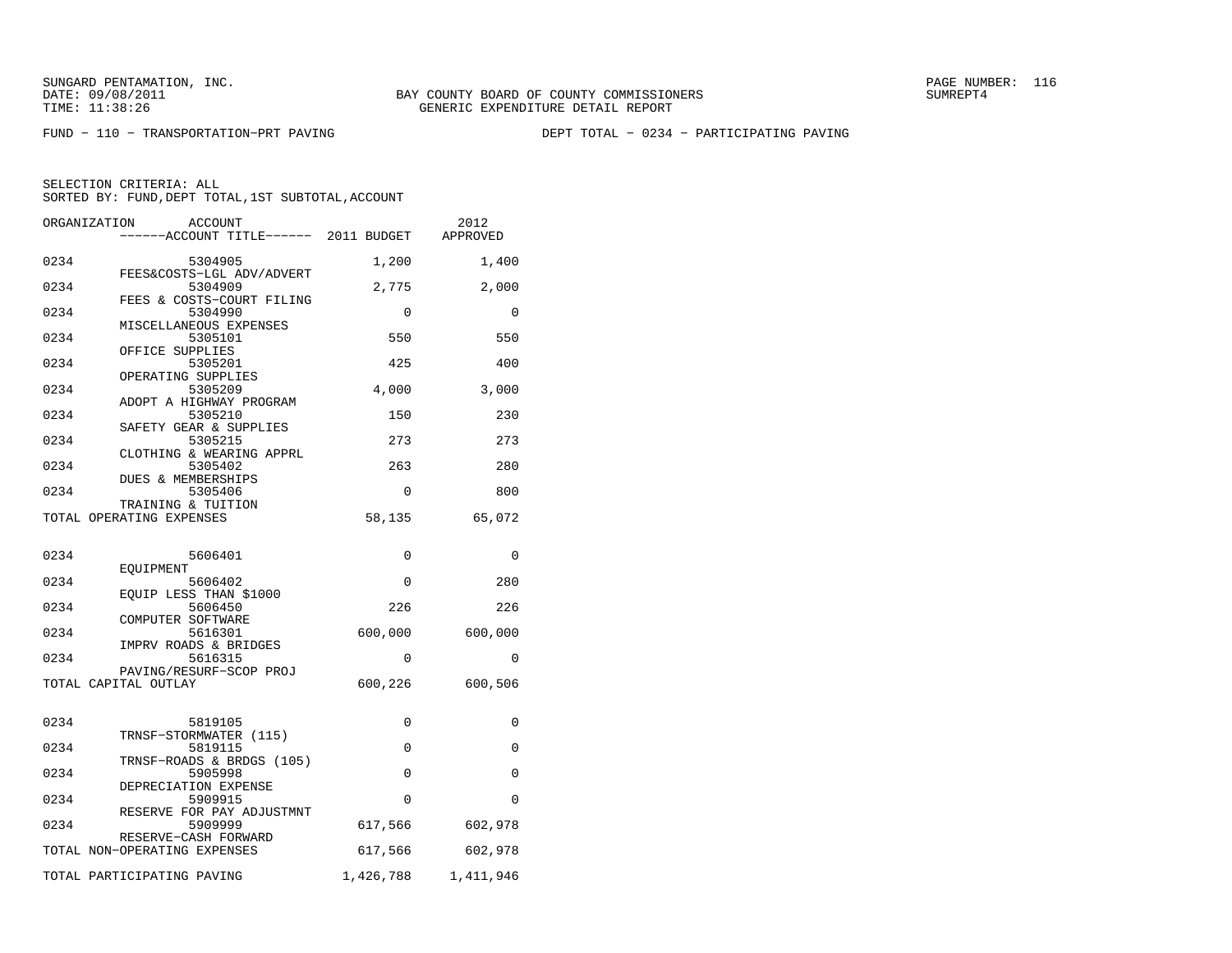SUNGARD PENTAMATION, INC.
DATE: 09/08/2011
TIME: 11:38:26

BAY COUNTY BOARD OF COUNTY COMMISSIONERS
GENERIC EXPENDITURE DETAIL REPORT

SUMREPT4

FUND − 110 − TRANSPORTATION−PRT PAVING

DEPT TOTAL − 0234 − PARTICIPATING PAVING

SELECTION CRITERIA: ALL
SORTED BY: FUND,DEPT TOTAL,1ST SUBTOTAL,ACCOUNT

| ORGANIZATION | ACCOUNT / ACCOUNT TITLE | 2011 BUDGET | 2012 APPROVED |
|---|---|---|---|
| 0234 | 5304905 FEES&COSTS−LGL ADV/ADVERT | 1,200 | 1,400 |
| 0234 | 5304909 FEES & COSTS−COURT FILING | 2,775 | 2,000 |
| 0234 | 5304990 MISCELLANEOUS EXPENSES | 0 | 0 |
| 0234 | 5305101 OFFICE SUPPLIES | 550 | 550 |
| 0234 | 5305201 OPERATING SUPPLIES | 425 | 400 |
| 0234 | 5305209 ADOPT A HIGHWAY PROGRAM | 4,000 | 3,000 |
| 0234 | 5305210 SAFETY GEAR & SUPPLIES | 150 | 230 |
| 0234 | 5305215 CLOTHING & WEARING APPRL | 273 | 273 |
| 0234 | 5305402 DUES & MEMBERSHIPS | 263 | 280 |
| 0234 | 5305406 TRAINING & TUITION | 0 | 800 |
| TOTAL OPERATING EXPENSES | | 58,135 | 65,072 |
| 0234 | 5606401 EQUIPMENT | 0 | 0 |
| 0234 | 5606402 EQUIP LESS THAN $1000 | 0 | 280 |
| 0234 | 5606450 COMPUTER SOFTWARE | 226 | 226 |
| 0234 | 5616301 IMPRV ROADS & BRIDGES | 600,000 | 600,000 |
| 0234 | 5616315 PAVING/RESURF−SCOP PROJ | 0 | 0 |
| TOTAL CAPITAL OUTLAY | | 600,226 | 600,506 |
| 0234 | 5819105 TRNSF−STORMWATER (115) | 0 | 0 |
| 0234 | 5819115 TRNSF−ROADS & BRDGS (105) | 0 | 0 |
| 0234 | 5905998 DEPRECIATION EXPENSE | 0 | 0 |
| 0234 | 5909915 RESERVE FOR PAY ADJUSTMNT | 0 | 0 |
| 0234 | 5909999 RESERVE−CASH FORWARD | 617,566 | 602,978 |
| TOTAL NON−OPERATING EXPENSES | | 617,566 | 602,978 |
| TOTAL PARTICIPATING PAVING | | 1,426,788 | 1,411,946 |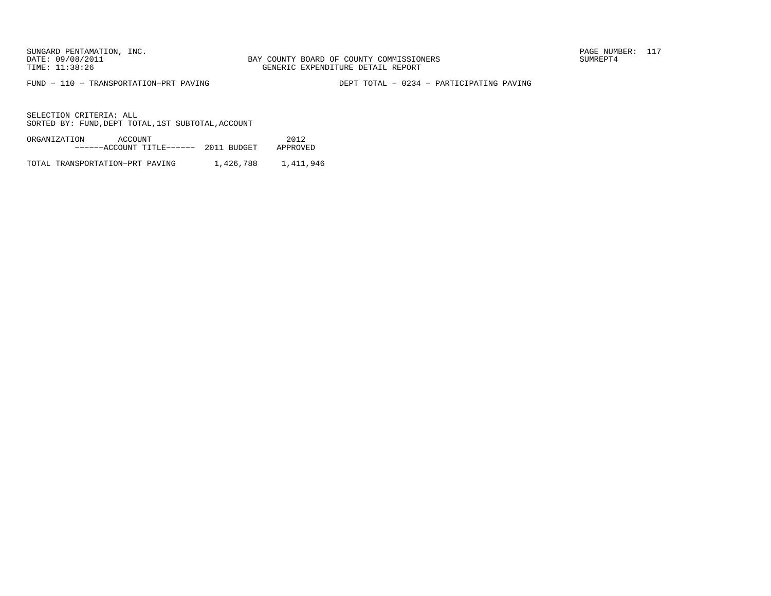SUNGARD PENTAMATION, INC.
DATE: 09/08/2011
TIME: 11:38:26

BAY COUNTY BOARD OF COUNTY COMMISSIONERS
GENERIC EXPENDITURE DETAIL REPORT

SUMREPT4

FUND - 110 - TRANSPORTATION-PRT PAVING

DEPT TOTAL - 0234 - PARTICIPATING PAVING

SELECTION CRITERIA: ALL
SORTED BY: FUND,DEPT TOTAL,1ST SUBTOTAL,ACCOUNT

| ORGANIZATION ACCOUNT ------ACCOUNT TITLE------ | 2011 BUDGET | 2012 APPROVED |
|---|---|---|
| TOTAL TRANSPORTATION-PRT PAVING | 1,426,788 | 1,411,946 |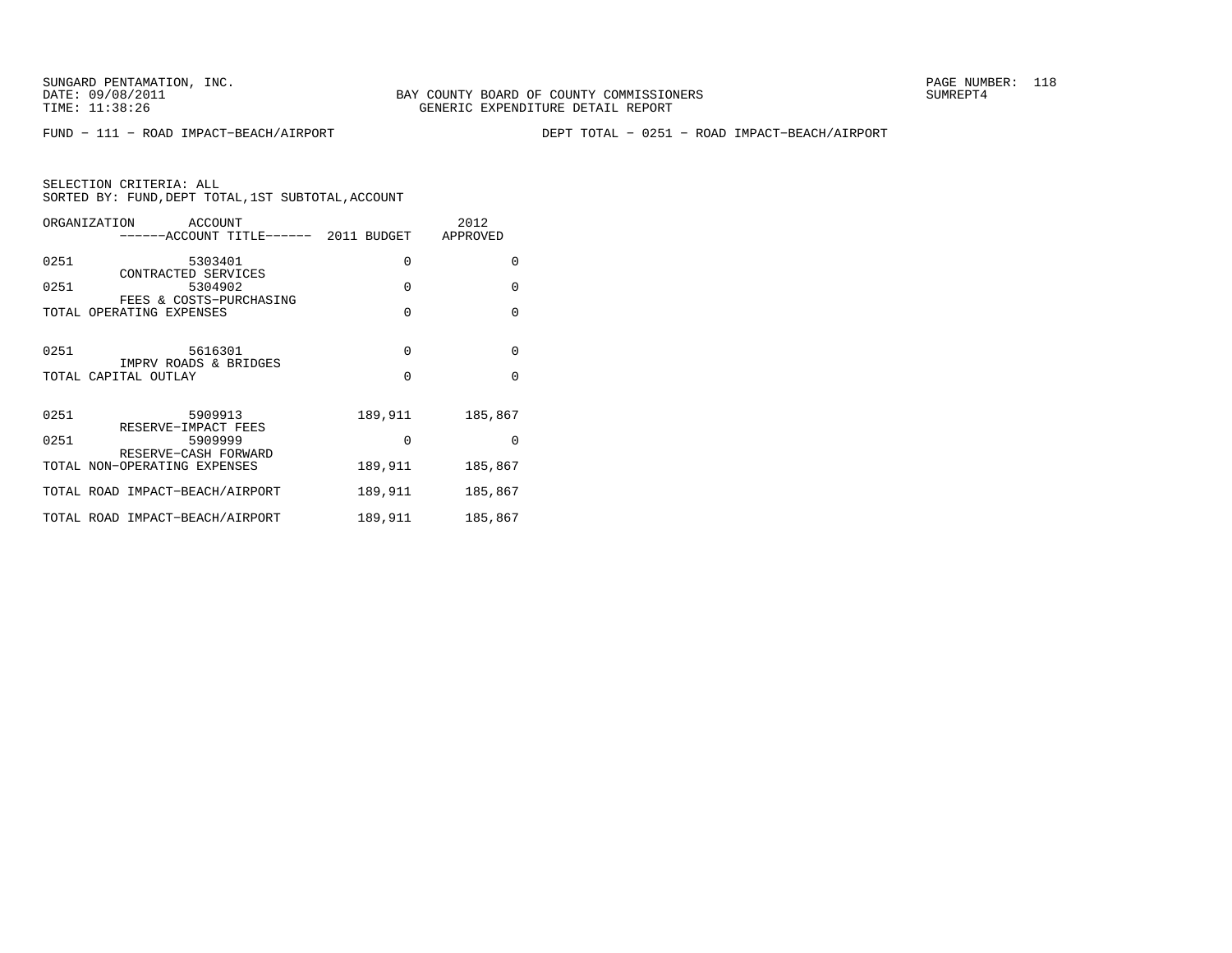SUNGARD PENTAMATION, INC.
DATE: 09/08/2011
TIME: 11:38:26

BAY COUNTY BOARD OF COUNTY COMMISSIONERS
GENERIC EXPENDITURE DETAIL REPORT

SUMREPT4

FUND − 111 − ROAD IMPACT−BEACH/AIRPORT

DEPT TOTAL − 0251 − ROAD IMPACT−BEACH/AIRPORT

SELECTION CRITERIA: ALL
SORTED BY: FUND,DEPT TOTAL,1ST SUBTOTAL,ACCOUNT

| ORGANIZATION | ACCOUNT / ------ACCOUNT TITLE------ | 2011 BUDGET | 2012 APPROVED |
|---|---|---|---|
| 0251 | 5303401 CONTRACTED SERVICES | 0 | 0 |
| 0251 | 5304902 FEES & COSTS−PURCHASING | 0 | 0 |
| TOTAL OPERATING EXPENSES | | 0 | 0 |
| 0251 | 5616301 IMPRV ROADS & BRIDGES | 0 | 0 |
| TOTAL CAPITAL OUTLAY | | 0 | 0 |
| 0251 | 5909913 RESERVE−IMPACT FEES | 189,911 | 185,867 |
| 0251 | 5909999 RESERVE−CASH FORWARD | 0 | 0 |
| TOTAL NON−OPERATING EXPENSES | | 189,911 | 185,867 |
| TOTAL ROAD IMPACT−BEACH/AIRPORT | | 189,911 | 185,867 |
| TOTAL ROAD IMPACT−BEACH/AIRPORT | | 189,911 | 185,867 |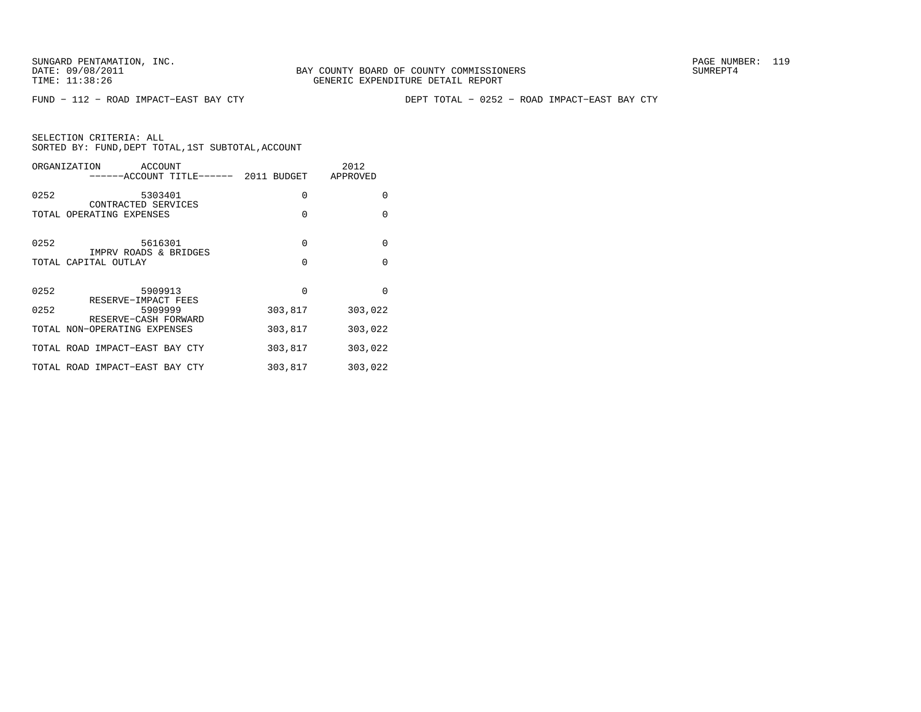SUNGARD PENTAMATION, INC.
DATE: 09/08/2011
TIME: 11:38:26

BAY COUNTY BOARD OF COUNTY COMMISSIONERS
GENERIC EXPENDITURE DETAIL REPORT

SUMREPT4

FUND − 112 − ROAD IMPACT−EAST BAY CTY

DEPT TOTAL − 0252 − ROAD IMPACT−EAST BAY CTY

SELECTION CRITERIA: ALL
SORTED BY: FUND,DEPT TOTAL,1ST SUBTOTAL,ACCOUNT

| ORGANIZATION | ACCOUNT / ------ACCOUNT TITLE------ | 2011 BUDGET | 2012 APPROVED |
|---|---|---|---|
| 0252 | 5303401 CONTRACTED SERVICES | 0 | 0 |
| TOTAL OPERATING EXPENSES | | 0 | 0 |
| 0252 | 5616301 IMPRV ROADS & BRIDGES | 0 | 0 |
| TOTAL CAPITAL OUTLAY | | 0 | 0 |
| 0252 | 5909913 RESERVE−IMPACT FEES | 0 | 0 |
| 0252 | 5909999 RESERVE−CASH FORWARD | 303,817 | 303,022 |
| TOTAL NON−OPERATING EXPENSES | | 303,817 | 303,022 |
| TOTAL ROAD IMPACT−EAST BAY CTY | | 303,817 | 303,022 |
| TOTAL ROAD IMPACT−EAST BAY CTY | | 303,817 | 303,022 |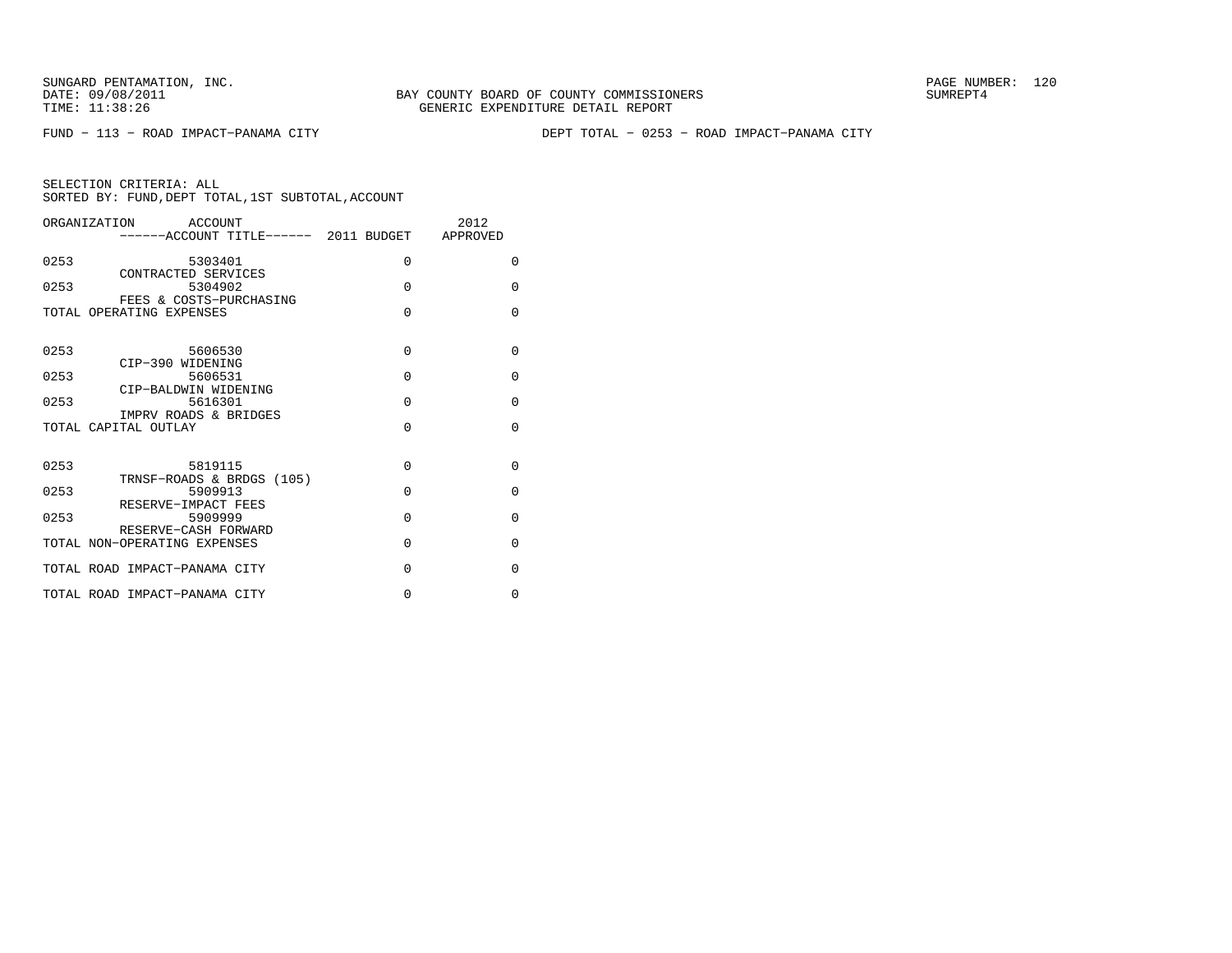SUNGARD PENTAMATION, INC.
DATE: 09/08/2011
TIME: 11:38:26

BAY COUNTY BOARD OF COUNTY COMMISSIONERS
GENERIC EXPENDITURE DETAIL REPORT

SUMREPT4

FUND − 113 − ROAD IMPACT−PANAMA CITY

DEPT TOTAL − 0253 − ROAD IMPACT−PANAMA CITY

SELECTION CRITERIA: ALL
SORTED BY: FUND,DEPT TOTAL,1ST SUBTOTAL,ACCOUNT

| ORGANIZATION | ACCOUNT / ACCOUNT TITLE | 2011 BUDGET | 2012 APPROVED |
|---|---|---|---|
| 0253 | 5303401 CONTRACTED SERVICES | 0 | 0 |
| 0253 | 5304902 FEES & COSTS−PURCHASING | 0 | 0 |
| TOTAL OPERATING EXPENSES | | 0 | 0 |
| 0253 | 5606530 CIP−390 WIDENING | 0 | 0 |
| 0253 | 5606531 CIP−BALDWIN WIDENING | 0 | 0 |
| 0253 | 5616301 IMPRV ROADS & BRIDGES | 0 | 0 |
| TOTAL CAPITAL OUTLAY | | 0 | 0 |
| 0253 | 5819115 TRNSF−ROADS & BRDGS (105) | 0 | 0 |
| 0253 | 5909913 RESERVE−IMPACT FEES | 0 | 0 |
| 0253 | 5909999 RESERVE−CASH FORWARD | 0 | 0 |
| TOTAL NON−OPERATING EXPENSES | | 0 | 0 |
| TOTAL ROAD IMPACT−PANAMA CITY | | 0 | 0 |
| TOTAL ROAD IMPACT−PANAMA CITY | | 0 | 0 |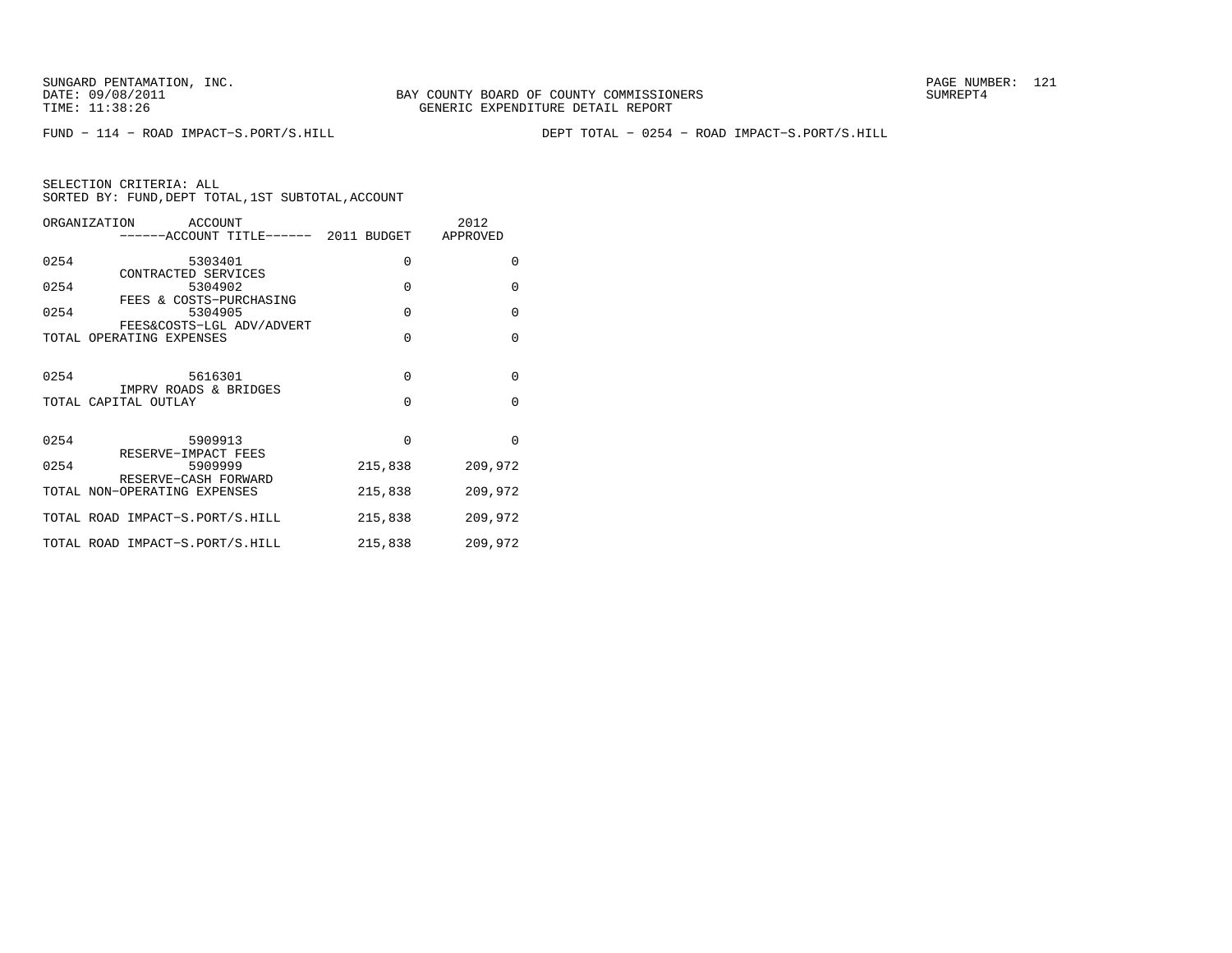SUNGARD PENTAMATION, INC.
DATE: 09/08/2011
TIME: 11:38:26

BAY COUNTY BOARD OF COUNTY COMMISSIONERS
GENERIC EXPENDITURE DETAIL REPORT

SUMREPT4

FUND − 114 − ROAD IMPACT−S.PORT/S.HILL

DEPT TOTAL − 0254 − ROAD IMPACT−S.PORT/S.HILL

SELECTION CRITERIA: ALL
SORTED BY: FUND,DEPT TOTAL,1ST SUBTOTAL,ACCOUNT

| ORGANIZATION | ACCOUNT / ------ACCOUNT TITLE------ | 2011 BUDGET | 2012 APPROVED |
|---|---|---|---|
| 0254 | 5303401 CONTRACTED SERVICES | 0 | 0 |
| 0254 | 5304902 FEES & COSTS−PURCHASING | 0 | 0 |
| 0254 | 5304905 FEES&COSTS−LGL ADV/ADVERT | 0 | 0 |
| TOTAL OPERATING EXPENSES | | 0 | 0 |
| 0254 | 5616301 IMPRV ROADS & BRIDGES | 0 | 0 |
| TOTAL CAPITAL OUTLAY | | 0 | 0 |
| 0254 | 5909913 RESERVE−IMPACT FEES | 0 | 0 |
| 0254 | 5909999 RESERVE−CASH FORWARD | 215,838 | 209,972 |
| TOTAL NON−OPERATING EXPENSES | | 215,838 | 209,972 |
| TOTAL ROAD IMPACT−S.PORT/S.HILL | | 215,838 | 209,972 |
| TOTAL ROAD IMPACT−S.PORT/S.HILL | | 215,838 | 209,972 |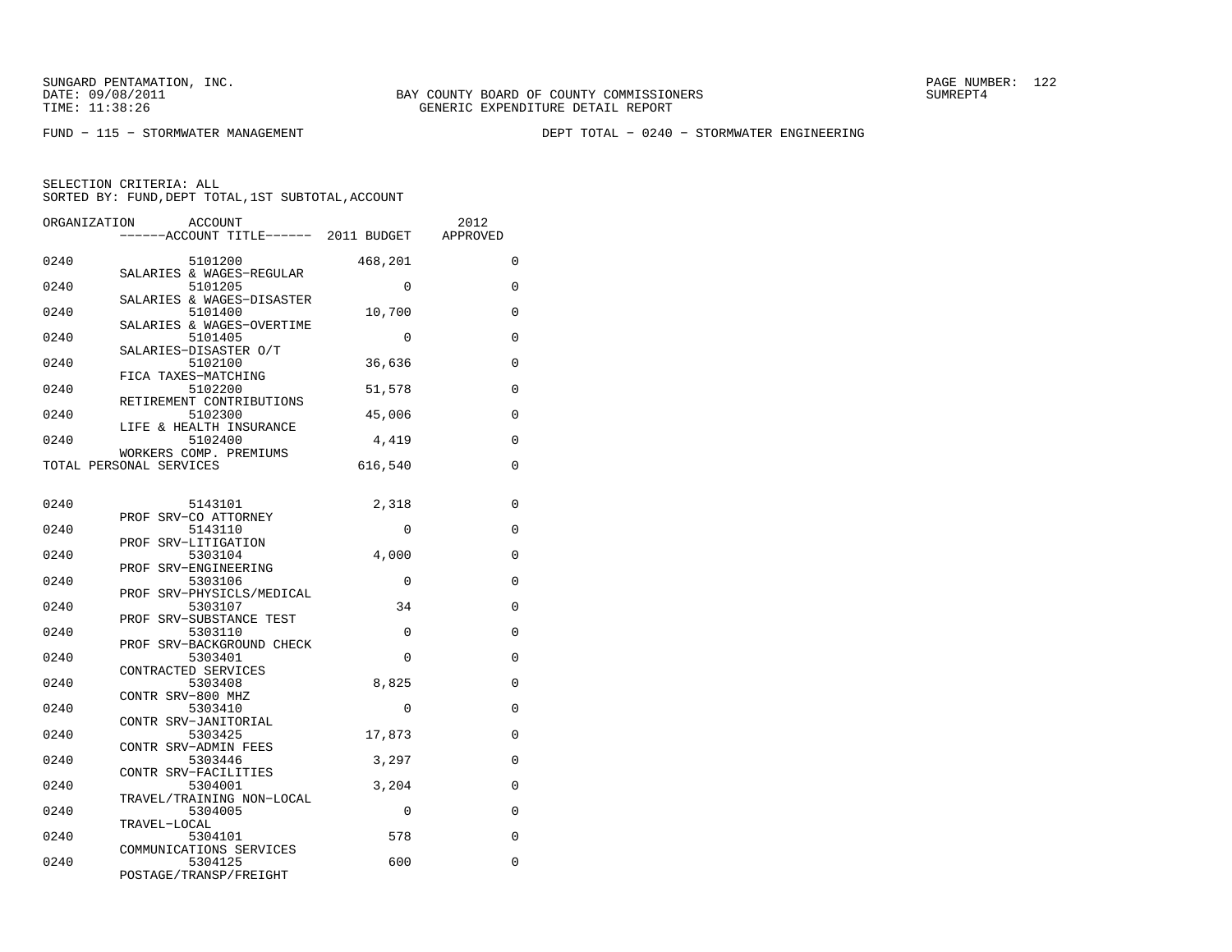BAY COUNTY BOARD OF COUNTY COMMISSIONERS
GENERIC EXPENDITURE DETAIL REPORT

FUND − 115 − STORMWATER MANAGEMENT

DEPT TOTAL − 0240 − STORMWATER ENGINEERING

SELECTION CRITERIA: ALL
SORTED BY: FUND,DEPT TOTAL,1ST SUBTOTAL,ACCOUNT

| ORGANIZATION | ACCOUNT / ACCOUNT TITLE | 2011 BUDGET | 2012 APPROVED |
|---|---|---|---|
| 0240 | 5101200 SALARIES & WAGES−REGULAR | 468,201 | 0 |
| 0240 | 5101205 SALARIES & WAGES−DISASTER | 0 | 0 |
| 0240 | 5101400 SALARIES & WAGES−OVERTIME | 10,700 | 0 |
| 0240 | 5101405 SALARIES−DISASTER O/T | 0 | 0 |
| 0240 | 5102100 FICA TAXES−MATCHING | 36,636 | 0 |
| 0240 | 5102200 RETIREMENT CONTRIBUTIONS | 51,578 | 0 |
| 0240 | 5102300 LIFE & HEALTH INSURANCE | 45,006 | 0 |
| 0240 | 5102400 WORKERS COMP. PREMIUMS | 4,419 | 0 |
| TOTAL PERSONAL SERVICES | | 616,540 | 0 |
| 0240 | 5143101 PROF SRV−CO ATTORNEY | 2,318 | 0 |
| 0240 | 5143110 PROF SRV−LITIGATION | 0 | 0 |
| 0240 | 5303104 PROF SRV−ENGINEERING | 4,000 | 0 |
| 0240 | 5303106 PROF SRV−PHYSICLS/MEDICAL | 0 | 0 |
| 0240 | 5303107 PROF SRV−SUBSTANCE TEST | 34 | 0 |
| 0240 | 5303110 PROF SRV−BACKGROUND CHECK | 0 | 0 |
| 0240 | 5303401 CONTRACTED SERVICES | 0 | 0 |
| 0240 | 5303408 CONTR SRV−800 MHZ | 8,825 | 0 |
| 0240 | 5303410 CONTR SRV−JANITORIAL | 0 | 0 |
| 0240 | 5303425 CONTR SRV−ADMIN FEES | 17,873 | 0 |
| 0240 | 5303446 CONTR SRV−FACILITIES | 3,297 | 0 |
| 0240 | 5304001 TRAVEL/TRAINING NON−LOCAL | 3,204 | 0 |
| 0240 | 5304005 TRAVEL−LOCAL | 0 | 0 |
| 0240 | 5304101 COMMUNICATIONS SERVICES | 578 | 0 |
| 0240 | 5304125 POSTAGE/TRANSP/FREIGHT | 600 | 0 |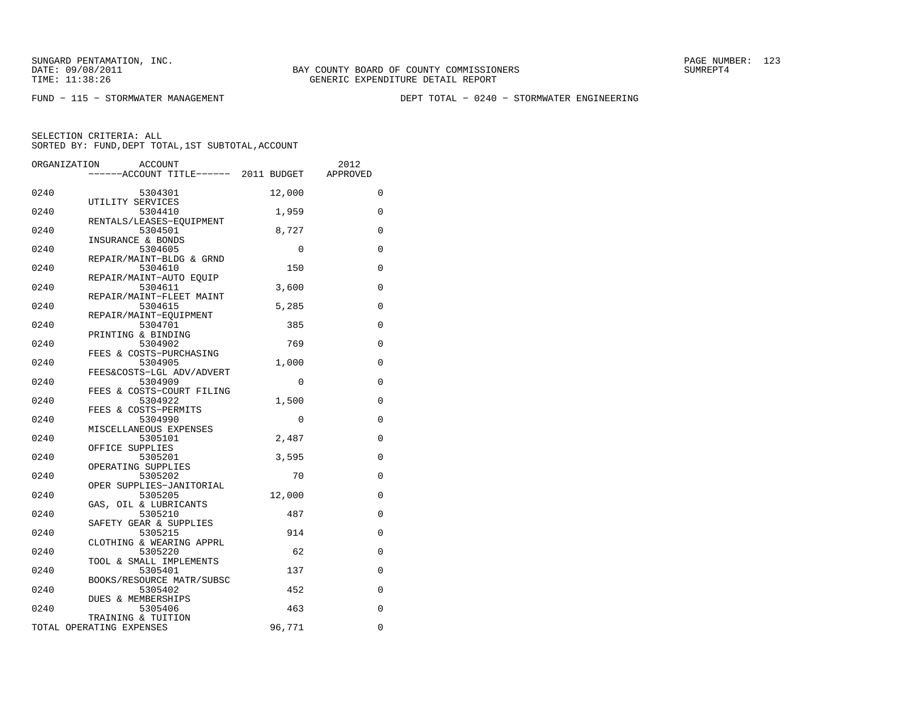SUNGARD PENTAMATION, INC.
DATE: 09/08/2011
TIME: 11:38:26

BAY COUNTY BOARD OF COUNTY COMMISSIONERS
GENERIC EXPENDITURE DETAIL REPORT

SUMREPT4

FUND − 115 − STORMWATER MANAGEMENT

DEPT TOTAL − 0240 − STORMWATER ENGINEERING

SELECTION CRITERIA: ALL
SORTED BY: FUND,DEPT TOTAL,1ST SUBTOTAL,ACCOUNT

| ORGANIZATION | ACCOUNT / ACCOUNT TITLE | 2011 BUDGET | 2012 APPROVED |
|---|---|---|---|
| 0240 | 5304301 UTILITY SERVICES | 12,000 | 0 |
| 0240 | 5304410 RENTALS/LEASES−EQUIPMENT | 1,959 | 0 |
| 0240 | 5304501 INSURANCE & BONDS | 8,727 | 0 |
| 0240 | 5304605 REPAIR/MAINT−BLDG & GRND | 0 | 0 |
| 0240 | 5304610 REPAIR/MAINT−AUTO EQUIP | 150 | 0 |
| 0240 | 5304611 REPAIR/MAINT−FLEET MAINT | 3,600 | 0 |
| 0240 | 5304615 REPAIR/MAINT−EQUIPMENT | 5,285 | 0 |
| 0240 | 5304701 PRINTING & BINDING | 385 | 0 |
| 0240 | 5304902 FEES & COSTS−PURCHASING | 769 | 0 |
| 0240 | 5304905 FEES&COSTS−LGL ADV/ADVERT | 1,000 | 0 |
| 0240 | 5304909 FEES & COSTS−COURT FILING | 0 | 0 |
| 0240 | 5304922 FEES & COSTS−PERMITS | 1,500 | 0 |
| 0240 | 5304990 MISCELLANEOUS EXPENSES | 0 | 0 |
| 0240 | 5305101 OFFICE SUPPLIES | 2,487 | 0 |
| 0240 | 5305201 OPERATING SUPPLIES | 3,595 | 0 |
| 0240 | 5305202 OPER SUPPLIES−JANITORIAL | 70 | 0 |
| 0240 | 5305205 GAS, OIL & LUBRICANTS | 12,000 | 0 |
| 0240 | 5305210 SAFETY GEAR & SUPPLIES | 487 | 0 |
| 0240 | 5305215 CLOTHING & WEARING APPRL | 914 | 0 |
| 0240 | 5305220 TOOL & SMALL IMPLEMENTS | 62 | 0 |
| 0240 | 5305401 BOOKS/RESOURCE MATR/SUBSC | 137 | 0 |
| 0240 | 5305402 DUES & MEMBERSHIPS | 452 | 0 |
| 0240 | 5305406 TRAINING & TUITION | 463 | 0 |
| TOTAL OPERATING EXPENSES | | 96,771 | 0 |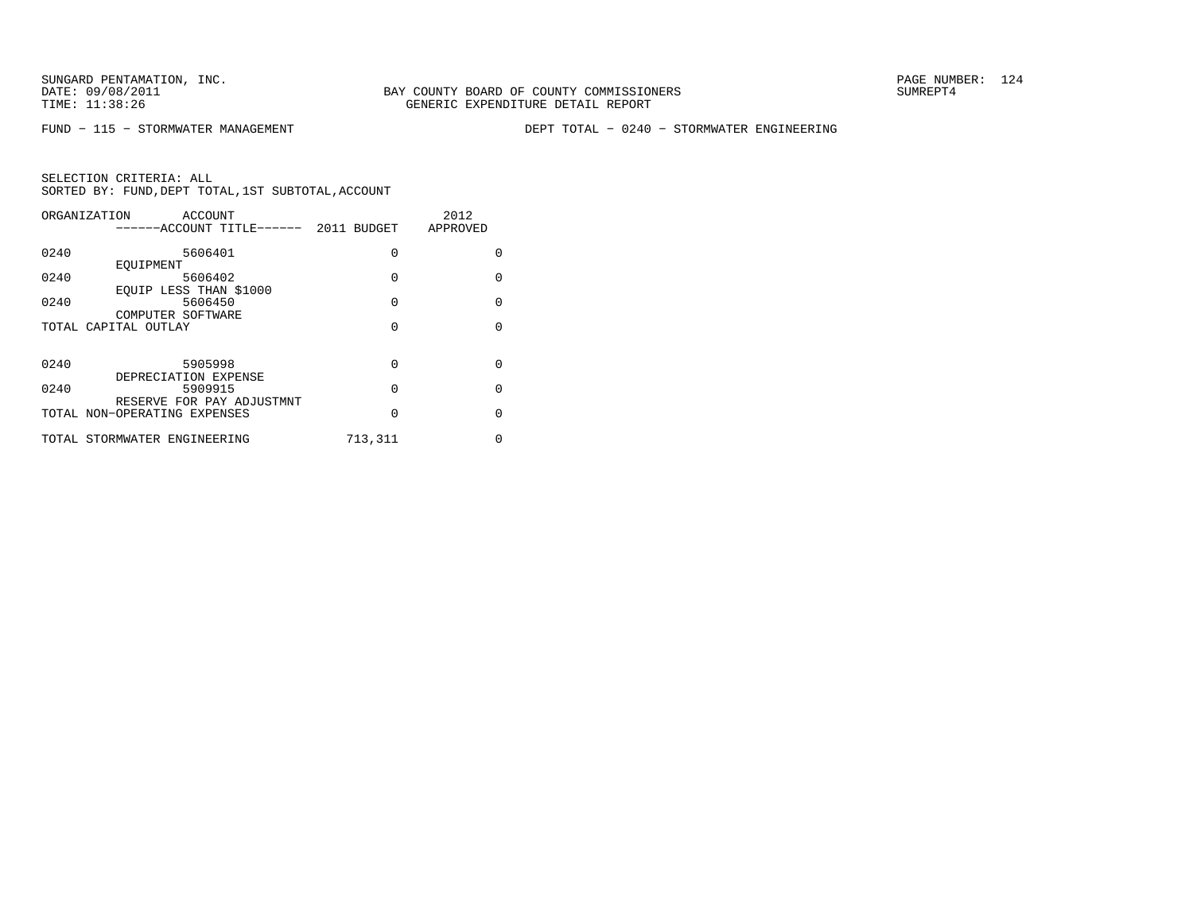SUNGARD PENTAMATION, INC.
DATE: 09/08/2011
TIME: 11:38:26

BAY COUNTY BOARD OF COUNTY COMMISSIONERS
GENERIC EXPENDITURE DETAIL REPORT

SUMREPT4

FUND - 115 - STORMWATER MANAGEMENT

DEPT TOTAL - 0240 - STORMWATER ENGINEERING

SELECTION CRITERIA: ALL
SORTED BY: FUND,DEPT TOTAL,1ST SUBTOTAL,ACCOUNT

| ORGANIZATION | ACCOUNT ------ACCOUNT TITLE------ | 2011 BUDGET | 2012 APPROVED |
|---|---|---|---|
| 0240 | 5606401 EQUIPMENT | 0 | 0 |
| 0240 | 5606402 EQUIP LESS THAN $1000 | 0 | 0 |
| 0240 | 5606450 COMPUTER SOFTWARE | 0 | 0 |
| TOTAL CAPITAL OUTLAY | | 0 | 0 |
| 0240 | 5905998 DEPRECIATION EXPENSE | 0 | 0 |
| 0240 | 5909915 RESERVE FOR PAY ADJUSTMNT | 0 | 0 |
| TOTAL NON-OPERATING EXPENSES | | 0 | 0 |
| TOTAL STORMWATER ENGINEERING | | 713,311 | 0 |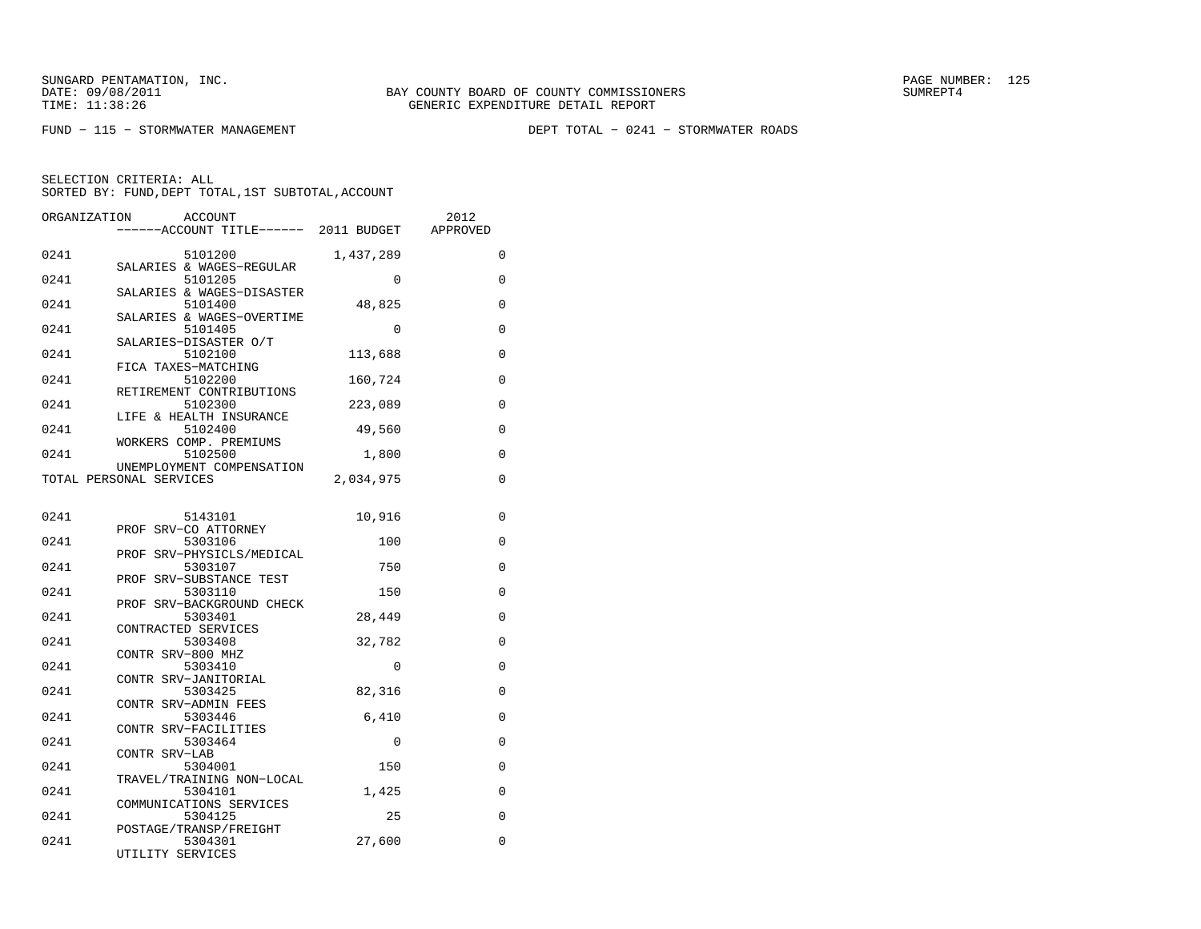BAY COUNTY BOARD OF COUNTY COMMISSIONERS
GENERIC EXPENDITURE DETAIL REPORT

FUND − 115 − STORMWATER MANAGEMENT　　　　DEPT TOTAL − 0241 − STORMWATER ROADS

SELECTION CRITERIA: ALL
SORTED BY: FUND,DEPT TOTAL,1ST SUBTOTAL,ACCOUNT

| ORGANIZATION | ACCOUNT / ACCOUNT TITLE | 2011 BUDGET | 2012 APPROVED |
|---|---|---|---|
| 0241 | 5101200 SALARIES & WAGES−REGULAR | 1,437,289 | 0 |
| 0241 | 5101205 SALARIES & WAGES−DISASTER | 0 | 0 |
| 0241 | 5101400 SALARIES & WAGES−OVERTIME | 48,825 | 0 |
| 0241 | 5101405 SALARIES−DISASTER O/T | 0 | 0 |
| 0241 | 5102100 FICA TAXES−MATCHING | 113,688 | 0 |
| 0241 | 5102200 RETIREMENT CONTRIBUTIONS | 160,724 | 0 |
| 0241 | 5102300 LIFE & HEALTH INSURANCE | 223,089 | 0 |
| 0241 | 5102400 WORKERS COMP. PREMIUMS | 49,560 | 0 |
| 0241 | 5102500 UNEMPLOYMENT COMPENSATION | 1,800 | 0 |
| TOTAL PERSONAL SERVICES | | 2,034,975 | 0 |
| 0241 | 5143101 PROF SRV−CO ATTORNEY | 10,916 | 0 |
| 0241 | 5303106 PROF SRV−PHYSICLS/MEDICAL | 100 | 0 |
| 0241 | 5303107 PROF SRV−SUBSTANCE TEST | 750 | 0 |
| 0241 | 5303110 PROF SRV−BACKGROUND CHECK | 150 | 0 |
| 0241 | 5303401 CONTRACTED SERVICES | 28,449 | 0 |
| 0241 | 5303408 CONTR SRV−800 MHZ | 32,782 | 0 |
| 0241 | 5303410 CONTR SRV−JANITORIAL | 0 | 0 |
| 0241 | 5303425 CONTR SRV−ADMIN FEES | 82,316 | 0 |
| 0241 | 5303446 CONTR SRV−FACILITIES | 6,410 | 0 |
| 0241 | 5303464 CONTR SRV−LAB | 0 | 0 |
| 0241 | 5304001 TRAVEL/TRAINING NON−LOCAL | 150 | 0 |
| 0241 | 5304101 COMMUNICATIONS SERVICES | 1,425 | 0 |
| 0241 | 5304125 POSTAGE/TRANSP/FREIGHT | 25 | 0 |
| 0241 | 5304301 UTILITY SERVICES | 27,600 | 0 |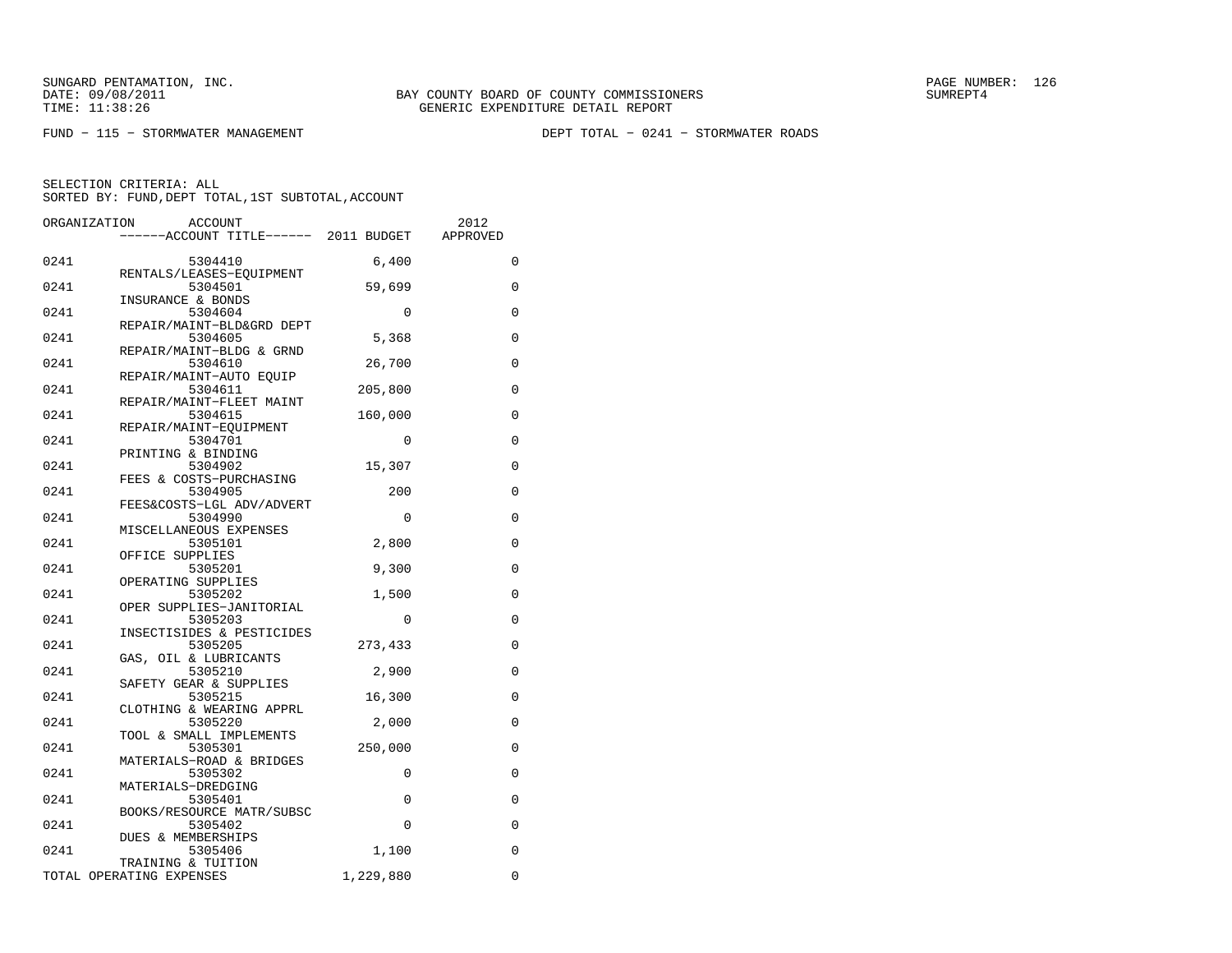SUNGARD PENTAMATION, INC.
DATE: 09/08/2011
TIME: 11:38:26

BAY COUNTY BOARD OF COUNTY COMMISSIONERS
GENERIC EXPENDITURE DETAIL REPORT

PAGE NUMBER: 126
SUMREPT4

FUND − 115 − STORMWATER MANAGEMENT

DEPT TOTAL − 0241 − STORMWATER ROADS

SELECTION CRITERIA: ALL
SORTED BY: FUND,DEPT TOTAL,1ST SUBTOTAL,ACCOUNT

| ORGANIZATION | ACCOUNT / ------ACCOUNT TITLE------ | 2011 BUDGET | 2012 APPROVED |
|---|---|---|---|
| 0241 | 5304410 RENTALS/LEASES−EQUIPMENT | 6,400 | 0 |
| 0241 | 5304501 INSURANCE & BONDS | 59,699 | 0 |
| 0241 | 5304604 REPAIR/MAINT−BLD&GRD DEPT | 0 | 0 |
| 0241 | 5304605 REPAIR/MAINT−BLDG & GRND | 5,368 | 0 |
| 0241 | 5304610 REPAIR/MAINT−AUTO EQUIP | 26,700 | 0 |
| 0241 | 5304611 REPAIR/MAINT−FLEET MAINT | 205,800 | 0 |
| 0241 | 5304615 REPAIR/MAINT−EQUIPMENT | 160,000 | 0 |
| 0241 | 5304701 PRINTING & BINDING | 0 | 0 |
| 0241 | 5304902 FEES & COSTS−PURCHASING | 15,307 | 0 |
| 0241 | 5304905 FEES&COSTS−LGL ADV/ADVERT | 200 | 0 |
| 0241 | 5304990 MISCELLANEOUS EXPENSES | 0 | 0 |
| 0241 | 5305101 OFFICE SUPPLIES | 2,800 | 0 |
| 0241 | 5305201 OPERATING SUPPLIES | 9,300 | 0 |
| 0241 | 5305202 OPER SUPPLIES−JANITORIAL | 1,500 | 0 |
| 0241 | 5305203 INSECTISIDES & PESTICIDES | 0 | 0 |
| 0241 | 5305205 GAS, OIL & LUBRICANTS | 273,433 | 0 |
| 0241 | 5305210 SAFETY GEAR & SUPPLIES | 2,900 | 0 |
| 0241 | 5305215 CLOTHING & WEARING APPRL | 16,300 | 0 |
| 0241 | 5305220 TOOL & SMALL IMPLEMENTS | 2,000 | 0 |
| 0241 | 5305301 MATERIALS−ROAD & BRIDGES | 250,000 | 0 |
| 0241 | 5305302 MATERIALS−DREDGING | 0 | 0 |
| 0241 | 5305401 BOOKS/RESOURCE MATR/SUBSC | 0 | 0 |
| 0241 | 5305402 DUES & MEMBERSHIPS | 0 | 0 |
| 0241 | 5305406 TRAINING & TUITION | 1,100 | 0 |
| TOTAL OPERATING EXPENSES | | 1,229,880 | 0 |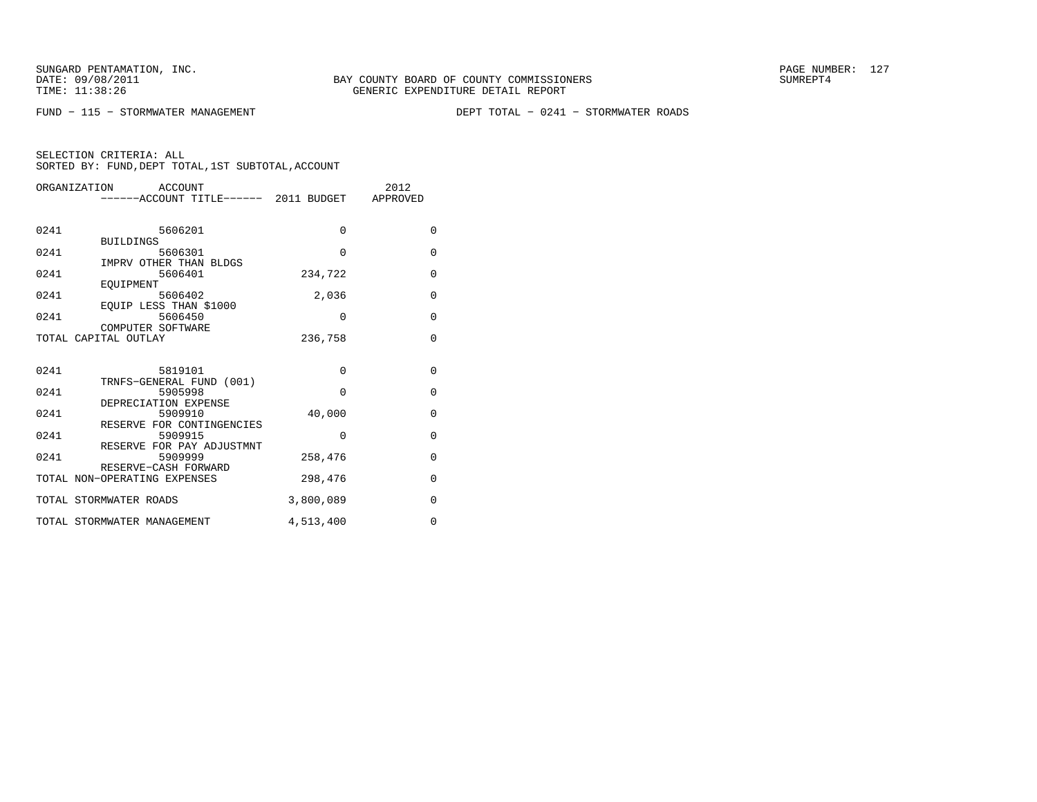FUND − 115 − STORMWATER MANAGEMENT DEPT TOTAL − 0241 − STORMWATER ROADS

SELECTION CRITERIA: ALL
SORTED BY: FUND,DEPT TOTAL,1ST SUBTOTAL,ACCOUNT

| ORGANIZATION | ACCOUNT ------ACCOUNT TITLE------ | 2011 BUDGET | 2012 APPROVED |
|---|---|---|---|
| 0241 | 5606201 BUILDINGS | 0 | 0 |
| 0241 | 5606301 IMPRV OTHER THAN BLDGS | 0 | 0 |
| 0241 | 5606401 EQUIPMENT | 234,722 | 0 |
| 0241 | 5606402 EQUIP LESS THAN $1000 | 2,036 | 0 |
| 0241 | 5606450 COMPUTER SOFTWARE | 0 | 0 |
| TOTAL CAPITAL OUTLAY | | 236,758 | 0 |
| 0241 | 5819101 TRNFS−GENERAL FUND (001) | 0 | 0 |
| 0241 | 5905998 DEPRECIATION EXPENSE | 0 | 0 |
| 0241 | 5909910 RESERVE FOR CONTINGENCIES | 40,000 | 0 |
| 0241 | 5909915 RESERVE FOR PAY ADJUSTMNT | 0 | 0 |
| 0241 | 5909999 RESERVE−CASH FORWARD | 258,476 | 0 |
| TOTAL NON−OPERATING EXPENSES | | 298,476 | 0 |
| TOTAL STORMWATER ROADS | | 3,800,089 | 0 |
| TOTAL STORMWATER MANAGEMENT | | 4,513,400 | 0 |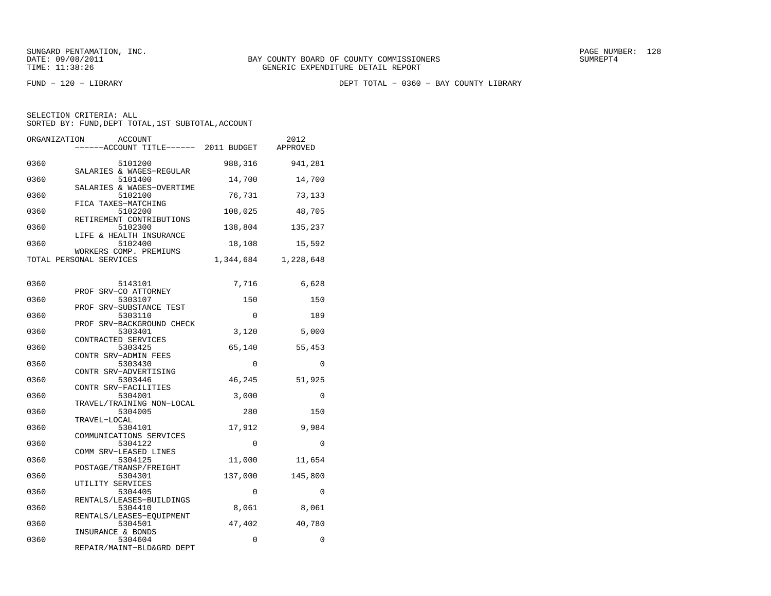SUNGARD PENTAMATION, INC.
DATE: 09/08/2011
TIME: 11:38:26

BAY COUNTY BOARD OF COUNTY COMMISSIONERS
GENERIC EXPENDITURE DETAIL REPORT

SUMREPT4

FUND − 120 − LIBRARY

DEPT TOTAL − 0360 − BAY COUNTY LIBRARY

SELECTION CRITERIA: ALL
SORTED BY: FUND,DEPT TOTAL,1ST SUBTOTAL,ACCOUNT

| ORGANIZATION | ACCOUNT / ------ACCOUNT TITLE------ | 2011 BUDGET | 2012 APPROVED |
|---|---|---|---|
| 0360 | 5101200 SALARIES & WAGES−REGULAR | 988,316 | 941,281 |
| 0360 | 5101400 SALARIES & WAGES−OVERTIME | 14,700 | 14,700 |
| 0360 | 5102100 FICA TAXES−MATCHING | 76,731 | 73,133 |
| 0360 | 5102200 RETIREMENT CONTRIBUTIONS | 108,025 | 48,705 |
| 0360 | 5102300 LIFE & HEALTH INSURANCE | 138,804 | 135,237 |
| 0360 | 5102400 WORKERS COMP. PREMIUMS | 18,108 | 15,592 |
| TOTAL PERSONAL SERVICES | | 1,344,684 | 1,228,648 |
| 0360 | 5143101 PROF SRV−CO ATTORNEY | 7,716 | 6,628 |
| 0360 | 5303107 PROF SRV−SUBSTANCE TEST | 150 | 150 |
| 0360 | 5303110 PROF SRV−BACKGROUND CHECK | 0 | 189 |
| 0360 | 5303401 CONTRACTED SERVICES | 3,120 | 5,000 |
| 0360 | 5303425 CONTR SRV−ADMIN FEES | 65,140 | 55,453 |
| 0360 | 5303430 CONTR SRV−ADVERTISING | 0 | 0 |
| 0360 | 5303446 CONTR SRV−FACILITIES | 46,245 | 51,925 |
| 0360 | 5304001 TRAVEL/TRAINING NON−LOCAL | 3,000 | 0 |
| 0360 | 5304005 TRAVEL−LOCAL | 280 | 150 |
| 0360 | 5304101 COMMUNICATIONS SERVICES | 17,912 | 9,984 |
| 0360 | 5304122 COMM SRV−LEASED LINES | 0 | 0 |
| 0360 | 5304125 POSTAGE/TRANSP/FREIGHT | 11,000 | 11,654 |
| 0360 | 5304301 UTILITY SERVICES | 137,000 | 145,800 |
| 0360 | 5304405 RENTALS/LEASES−BUILDINGS | 0 | 0 |
| 0360 | 5304410 RENTALS/LEASES−EQUIPMENT | 8,061 | 8,061 |
| 0360 | 5304501 INSURANCE & BONDS | 47,402 | 40,780 |
| 0360 | 5304604 REPAIR/MAINT−BLD&GRD DEPT | 0 | 0 |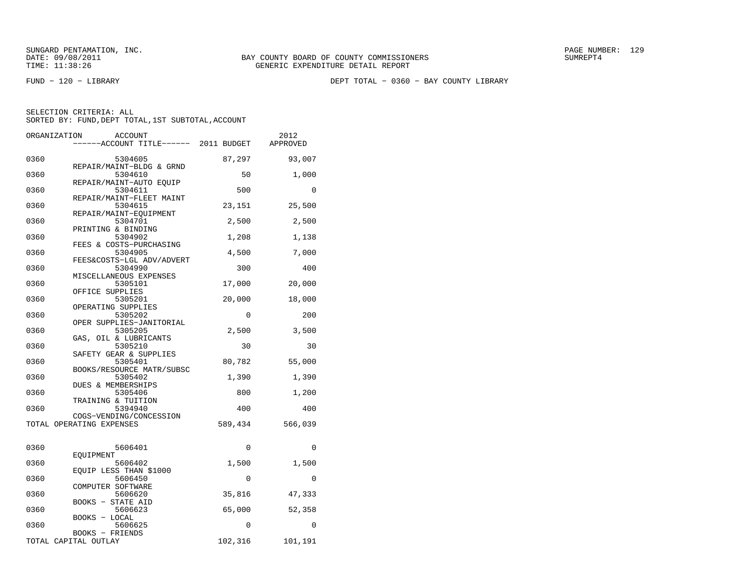SUNGARD PENTAMATION, INC.
DATE: 09/08/2011
TIME: 11:38:26

BAY COUNTY BOARD OF COUNTY COMMISSIONERS
GENERIC EXPENDITURE DETAIL REPORT

SUMREPT4

FUND - 120 - LIBRARY

DEPT TOTAL - 0360 - BAY COUNTY LIBRARY

SELECTION CRITERIA: ALL
SORTED BY: FUND,DEPT TOTAL,1ST SUBTOTAL,ACCOUNT

| ORGANIZATION | ACCOUNT / ACCOUNT TITLE | 2011 BUDGET | 2012 APPROVED |
|---|---|---|---|
| 0360 | 5304605 REPAIR/MAINT-BLDG & GRND | 87,297 | 93,007 |
| 0360 | 5304610 REPAIR/MAINT-AUTO EQUIP | 50 | 1,000 |
| 0360 | 5304611 REPAIR/MAINT-FLEET MAINT | 500 | 0 |
| 0360 | 5304615 REPAIR/MAINT-EQUIPMENT | 23,151 | 25,500 |
| 0360 | 5304701 PRINTING & BINDING | 2,500 | 2,500 |
| 0360 | 5304902 FEES & COSTS-PURCHASING | 1,208 | 1,138 |
| 0360 | 5304905 FEES&COSTS-LGL ADV/ADVERT | 4,500 | 7,000 |
| 0360 | 5304990 MISCELLANEOUS EXPENSES | 300 | 400 |
| 0360 | 5305101 OFFICE SUPPLIES | 17,000 | 20,000 |
| 0360 | 5305201 OPERATING SUPPLIES | 20,000 | 18,000 |
| 0360 | 5305202 OPER SUPPLIES-JANITORIAL | 0 | 200 |
| 0360 | 5305205 GAS, OIL & LUBRICANTS | 2,500 | 3,500 |
| 0360 | 5305210 SAFETY GEAR & SUPPLIES | 30 | 30 |
| 0360 | 5305401 BOOKS/RESOURCE MATR/SUBSC | 80,782 | 55,000 |
| 0360 | 5305402 DUES & MEMBERSHIPS | 1,390 | 1,390 |
| 0360 | 5305406 TRAINING & TUITION | 800 | 1,200 |
| 0360 | 5394940 COGS-VENDING/CONCESSION | 400 | 400 |
| TOTAL OPERATING EXPENSES | | 589,434 | 566,039 |
| 0360 | 5606401 EQUIPMENT | 0 | 0 |
| 0360 | 5606402 EQUIP LESS THAN $1000 | 1,500 | 1,500 |
| 0360 | 5606450 COMPUTER SOFTWARE | 0 | 0 |
| 0360 | 5606620 BOOKS - STATE AID | 35,816 | 47,333 |
| 0360 | 5606623 BOOKS - LOCAL | 65,000 | 52,358 |
| 0360 | 5606625 BOOKS - FRIENDS | 0 | 0 |
| TOTAL CAPITAL OUTLAY | | 102,316 | 101,191 |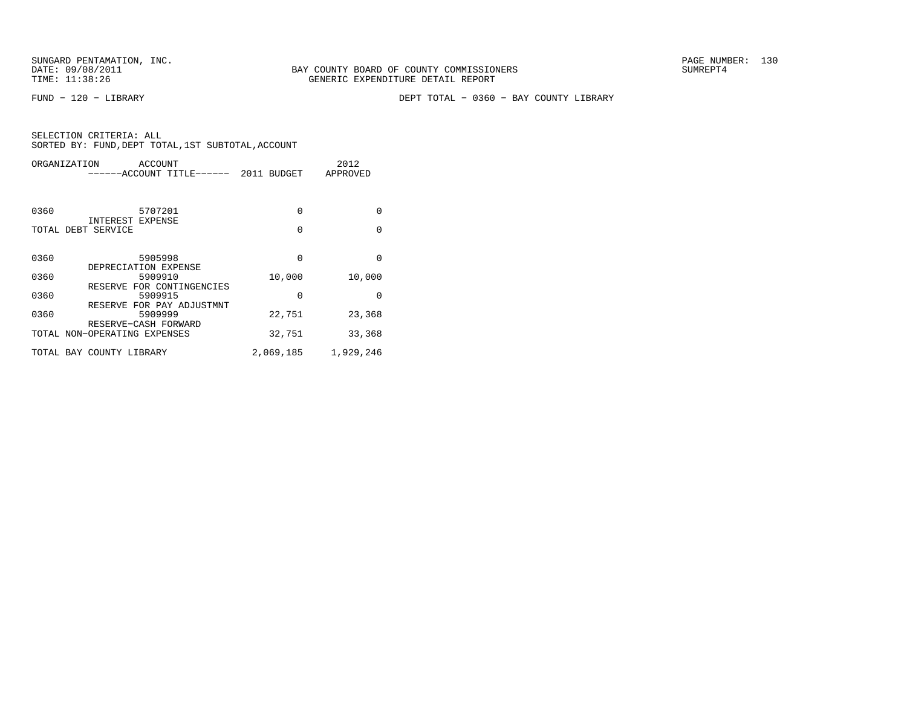FUND − 120 − LIBRARY　　　　DEPT TOTAL − 0360 − BAY COUNTY LIBRARY

SELECTION CRITERIA: ALL
SORTED BY: FUND,DEPT TOTAL,1ST SUBTOTAL,ACCOUNT

| ORGANIZATION | ACCOUNT / ------ACCOUNT TITLE------ | 2011 BUDGET | 2012 APPROVED |
|---|---|---|---|
| 0360 | 5707201 INTEREST EXPENSE | 0 | 0 |
| TOTAL DEBT SERVICE | | 0 | 0 |
| 0360 | 5905998 DEPRECIATION EXPENSE | 0 | 0 |
| 0360 | 5909910 RESERVE FOR CONTINGENCIES | 10,000 | 10,000 |
| 0360 | 5909915 RESERVE FOR PAY ADJUSTMNT | 0 | 0 |
| 0360 | 5909999 RESERVE−CASH FORWARD | 22,751 | 23,368 |
| TOTAL NON−OPERATING EXPENSES | | 32,751 | 33,368 |
| TOTAL BAY COUNTY LIBRARY | | 2,069,185 | 1,929,246 |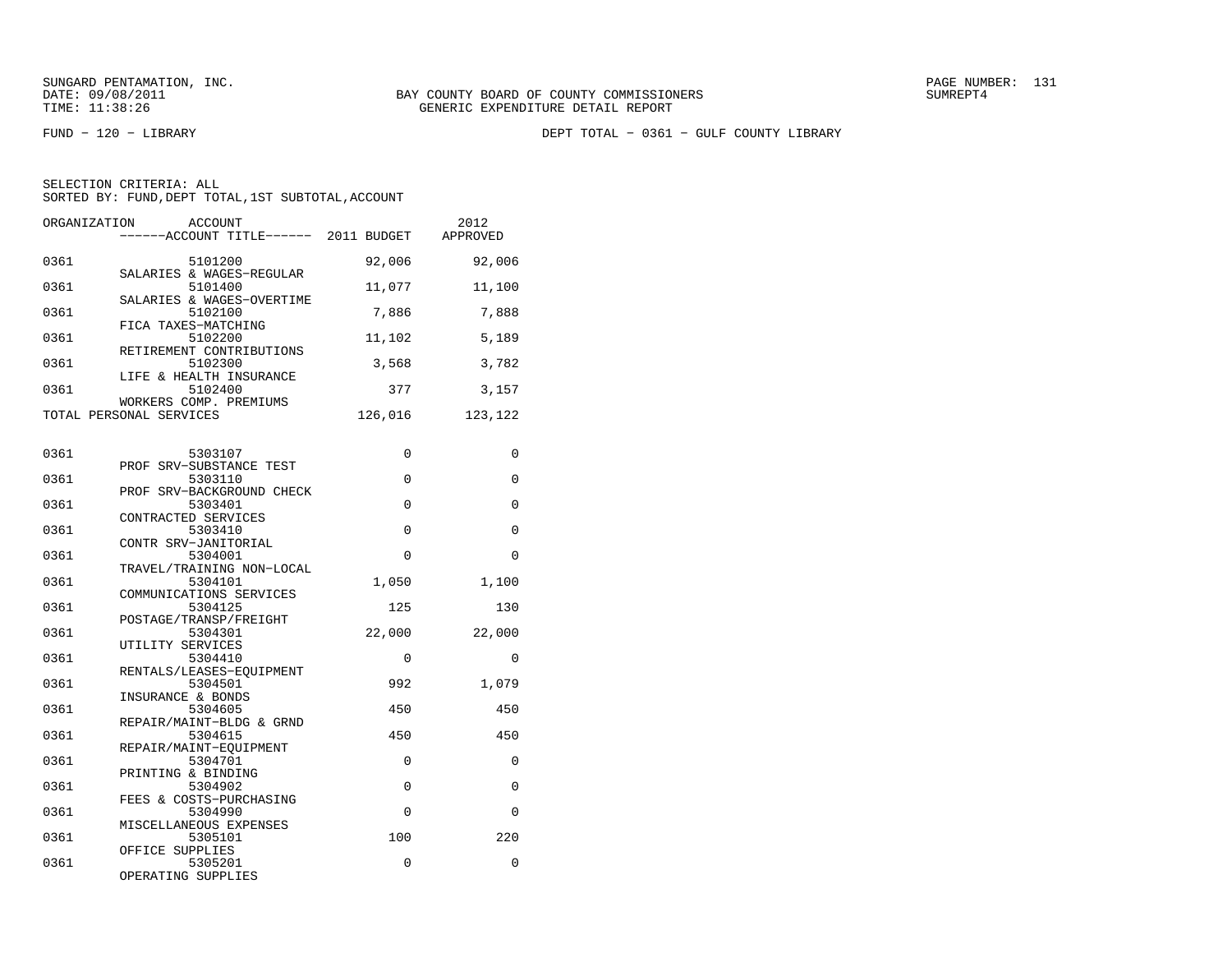SUNGARD PENTAMATION, INC.
DATE: 09/08/2011
TIME: 11:38:26

BAY COUNTY BOARD OF COUNTY COMMISSIONERS
GENERIC EXPENDITURE DETAIL REPORT

SUMREPT4

FUND - 120 - LIBRARY

DEPT TOTAL - 0361 - GULF COUNTY LIBRARY

SELECTION CRITERIA: ALL
SORTED BY: FUND,DEPT TOTAL,1ST SUBTOTAL,ACCOUNT

| ORGANIZATION | ACCOUNT / ACCOUNT TITLE | 2011 BUDGET | 2012 APPROVED |
|---|---|---|---|
| 0361 | 5101200 SALARIES & WAGES-REGULAR | 92,006 | 92,006 |
| 0361 | 5101400 SALARIES & WAGES-OVERTIME | 11,077 | 11,100 |
| 0361 | 5102100 FICA TAXES-MATCHING | 7,886 | 7,888 |
| 0361 | 5102200 RETIREMENT CONTRIBUTIONS | 11,102 | 5,189 |
| 0361 | 5102300 LIFE & HEALTH INSURANCE | 3,568 | 3,782 |
| 0361 | 5102400 WORKERS COMP. PREMIUMS | 377 | 3,157 |
| TOTAL PERSONAL SERVICES | | 126,016 | 123,122 |
| 0361 | 5303107 PROF SRV-SUBSTANCE TEST | 0 | 0 |
| 0361 | 5303110 PROF SRV-BACKGROUND CHECK | 0 | 0 |
| 0361 | 5303401 CONTRACTED SERVICES | 0 | 0 |
| 0361 | 5303410 CONTR SRV-JANITORIAL | 0 | 0 |
| 0361 | 5304001 TRAVEL/TRAINING NON-LOCAL | 0 | 0 |
| 0361 | 5304101 COMMUNICATIONS SERVICES | 1,050 | 1,100 |
| 0361 | 5304125 POSTAGE/TRANSP/FREIGHT | 125 | 130 |
| 0361 | 5304301 UTILITY SERVICES | 22,000 | 22,000 |
| 0361 | 5304410 RENTALS/LEASES-EQUIPMENT | 0 | 0 |
| 0361 | 5304501 INSURANCE & BONDS | 992 | 1,079 |
| 0361 | 5304605 REPAIR/MAINT-BLDG & GRND | 450 | 450 |
| 0361 | 5304615 REPAIR/MAINT-EQUIPMENT | 450 | 450 |
| 0361 | 5304701 PRINTING & BINDING | 0 | 0 |
| 0361 | 5304902 FEES & COSTS-PURCHASING | 0 | 0 |
| 0361 | 5304990 MISCELLANEOUS EXPENSES | 0 | 0 |
| 0361 | 5305101 OFFICE SUPPLIES | 100 | 220 |
| 0361 | 5305201 OPERATING SUPPLIES | 0 | 0 |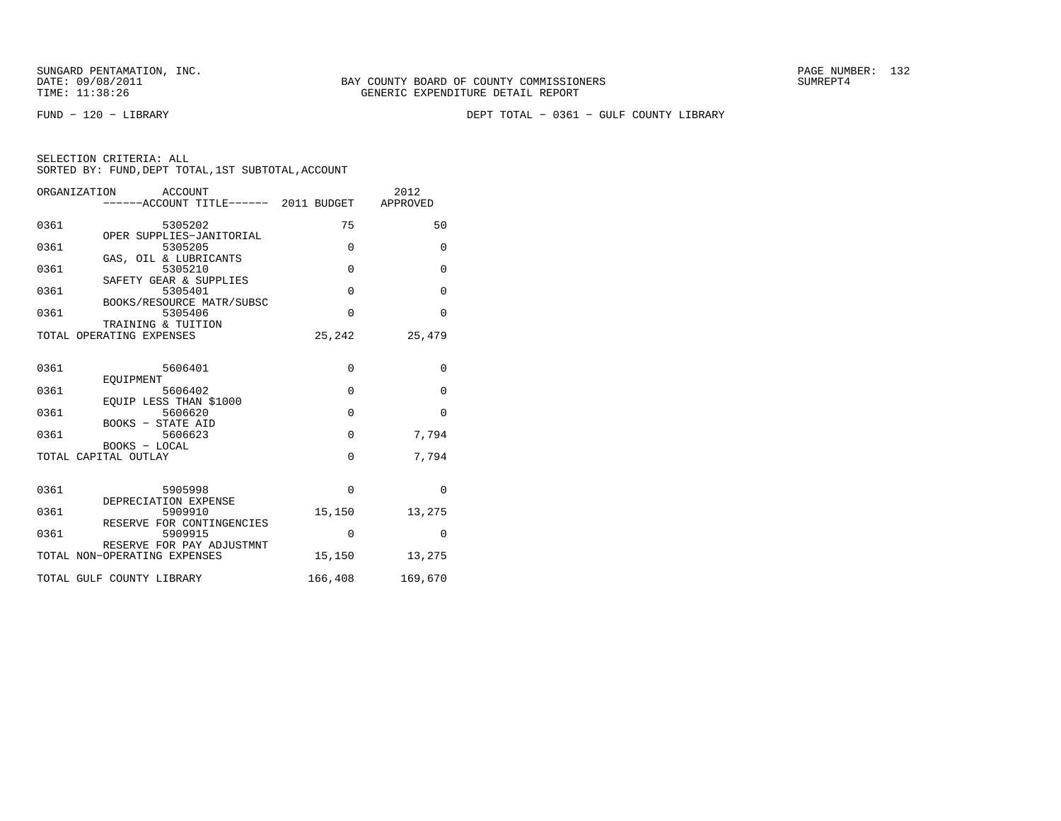SUNGARD PENTAMATION, INC.
DATE: 09/08/2011
TIME: 11:38:26

BAY COUNTY BOARD OF COUNTY COMMISSIONERS
GENERIC EXPENDITURE DETAIL REPORT

SUMREPT4

FUND − 120 − LIBRARY

DEPT TOTAL − 0361 − GULF COUNTY LIBRARY

SELECTION CRITERIA: ALL
SORTED BY: FUND,DEPT TOTAL,1ST SUBTOTAL,ACCOUNT

| ORGANIZATION | ACCOUNT / ------ACCOUNT TITLE------ | 2011 BUDGET | 2012 APPROVED |
|---|---|---|---|
| 0361 | 5305202 OPER SUPPLIES−JANITORIAL | 75 | 50 |
| 0361 | 5305205 GAS, OIL & LUBRICANTS | 0 | 0 |
| 0361 | 5305210 SAFETY GEAR & SUPPLIES | 0 | 0 |
| 0361 | 5305401 BOOKS/RESOURCE MATR/SUBSC | 0 | 0 |
| 0361 | 5305406 TRAINING & TUITION | 0 | 0 |
| TOTAL OPERATING EXPENSES | | 25,242 | 25,479 |
| 0361 | 5606401 EQUIPMENT | 0 | 0 |
| 0361 | 5606402 EQUIP LESS THAN $1000 | 0 | 0 |
| 0361 | 5606620 BOOKS − STATE AID | 0 | 0 |
| 0361 | 5606623 BOOKS − LOCAL | 0 | 7,794 |
| TOTAL CAPITAL OUTLAY | | 0 | 7,794 |
| 0361 | 5905998 DEPRECIATION EXPENSE | 0 | 0 |
| 0361 | 5909910 RESERVE FOR CONTINGENCIES | 15,150 | 13,275 |
| 0361 | 5909915 RESERVE FOR PAY ADJUSTMNT | 0 | 0 |
| TOTAL NON−OPERATING EXPENSES | | 15,150 | 13,275 |
| TOTAL GULF COUNTY LIBRARY | | 166,408 | 169,670 |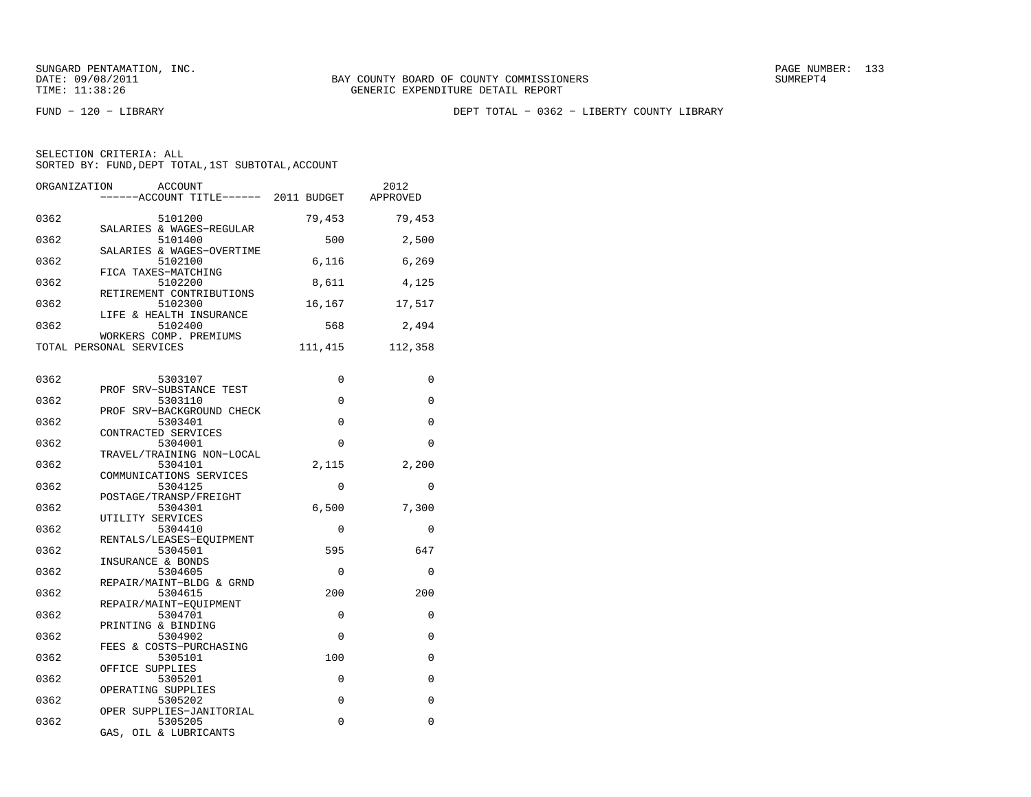SUNGARD PENTAMATION, INC.
DATE: 09/08/2011
TIME: 11:38:26

BAY COUNTY BOARD OF COUNTY COMMISSIONERS
GENERIC EXPENDITURE DETAIL REPORT

SUMREPT4

FUND − 120 − LIBRARY

DEPT TOTAL − 0362 − LIBERTY COUNTY LIBRARY

SELECTION CRITERIA: ALL
SORTED BY: FUND,DEPT TOTAL,1ST SUBTOTAL,ACCOUNT

| ORGANIZATION | ACCOUNT / ACCOUNT TITLE | 2011 BUDGET | 2012 APPROVED |
|---|---|---|---|
| 0362 | 5101200 SALARIES & WAGES−REGULAR | 79,453 | 79,453 |
| 0362 | 5101400 SALARIES & WAGES−OVERTIME | 500 | 2,500 |
| 0362 | 5102100 FICA TAXES−MATCHING | 6,116 | 6,269 |
| 0362 | 5102200 RETIREMENT CONTRIBUTIONS | 8,611 | 4,125 |
| 0362 | 5102300 LIFE & HEALTH INSURANCE | 16,167 | 17,517 |
| 0362 | 5102400 WORKERS COMP. PREMIUMS | 568 | 2,494 |
| TOTAL PERSONAL SERVICES | | 111,415 | 112,358 |
| 0362 | 5303107 PROF SRV−SUBSTANCE TEST | 0 | 0 |
| 0362 | 5303110 PROF SRV−BACKGROUND CHECK | 0 | 0 |
| 0362 | 5303401 CONTRACTED SERVICES | 0 | 0 |
| 0362 | 5304001 TRAVEL/TRAINING NON−LOCAL | 0 | 0 |
| 0362 | 5304101 COMMUNICATIONS SERVICES | 2,115 | 2,200 |
| 0362 | 5304125 POSTAGE/TRANSP/FREIGHT | 0 | 0 |
| 0362 | 5304301 UTILITY SERVICES | 6,500 | 7,300 |
| 0362 | 5304410 RENTALS/LEASES−EQUIPMENT | 0 | 0 |
| 0362 | 5304501 INSURANCE & BONDS | 595 | 647 |
| 0362 | 5304605 REPAIR/MAINT−BLDG & GRND | 0 | 0 |
| 0362 | 5304615 REPAIR/MAINT−EQUIPMENT | 200 | 200 |
| 0362 | 5304701 PRINTING & BINDING | 0 | 0 |
| 0362 | 5304902 FEES & COSTS−PURCHASING | 0 | 0 |
| 0362 | 5305101 OFFICE SUPPLIES | 100 | 0 |
| 0362 | 5305201 OPERATING SUPPLIES | 0 | 0 |
| 0362 | 5305202 OPER SUPPLIES−JANITORIAL | 0 | 0 |
| 0362 | 5305205 GAS, OIL & LUBRICANTS | 0 | 0 |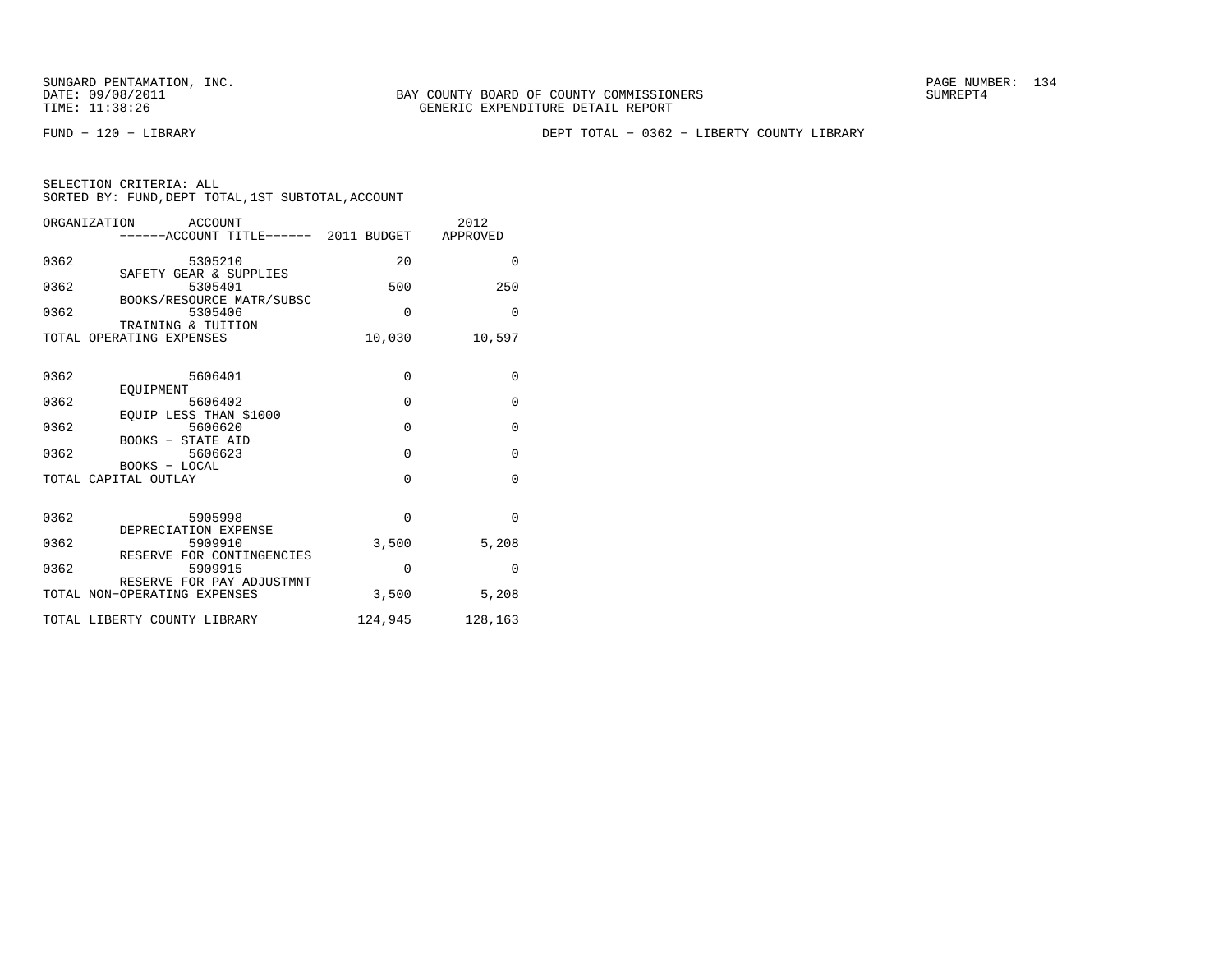SUNGARD PENTAMATION, INC.
DATE: 09/08/2011
TIME: 11:38:26

BAY COUNTY BOARD OF COUNTY COMMISSIONERS
GENERIC EXPENDITURE DETAIL REPORT

SUMREPT4

FUND − 120 − LIBRARY

DEPT TOTAL − 0362 − LIBERTY COUNTY LIBRARY

SELECTION CRITERIA: ALL
SORTED BY: FUND,DEPT TOTAL,1ST SUBTOTAL,ACCOUNT

| ORGANIZATION | ACCOUNT / ACCOUNT TITLE | 2011 BUDGET | 2012 APPROVED |
|---|---|---|---|
| 0362 | 5305210 SAFETY GEAR & SUPPLIES | 20 | 0 |
| 0362 | 5305401 BOOKS/RESOURCE MATR/SUBSC | 500 | 250 |
| 0362 | 5305406 TRAINING & TUITION | 0 | 0 |
| TOTAL OPERATING EXPENSES | | 10,030 | 10,597 |
| 0362 | 5606401 EQUIPMENT | 0 | 0 |
| 0362 | 5606402 EQUIP LESS THAN $1000 | 0 | 0 |
| 0362 | 5606620 BOOKS − STATE AID | 0 | 0 |
| 0362 | 5606623 BOOKS − LOCAL | 0 | 0 |
| TOTAL CAPITAL OUTLAY | | 0 | 0 |
| 0362 | 5905998 DEPRECIATION EXPENSE | 0 | 0 |
| 0362 | 5909910 RESERVE FOR CONTINGENCIES | 3,500 | 5,208 |
| 0362 | 5909915 RESERVE FOR PAY ADJUSTMNT | 0 | 0 |
| TOTAL NON−OPERATING EXPENSES | | 3,500 | 5,208 |
| TOTAL LIBERTY COUNTY LIBRARY | | 124,945 | 128,163 |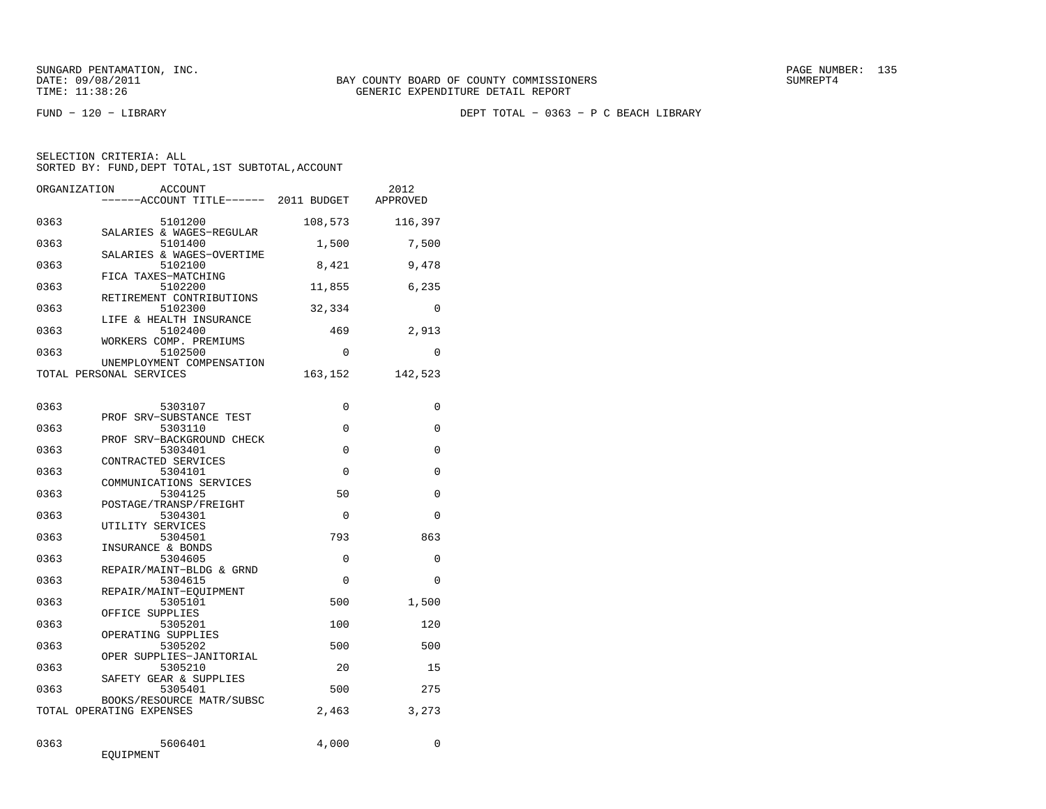FUND - 120 - LIBRARY

DEPT TOTAL - 0363 - P C BEACH LIBRARY

SELECTION CRITERIA: ALL
SORTED BY: FUND,DEPT TOTAL,1ST SUBTOTAL,ACCOUNT

| ORGANIZATION | ACCOUNT / ACCOUNT TITLE | 2011 BUDGET | 2012 APPROVED |
|---|---|---|---|
| 0363 | 5101200 SALARIES & WAGES-REGULAR | 108,573 | 116,397 |
| 0363 | 5101400 SALARIES & WAGES-OVERTIME | 1,500 | 7,500 |
| 0363 | 5102100 FICA TAXES-MATCHING | 8,421 | 9,478 |
| 0363 | 5102200 RETIREMENT CONTRIBUTIONS | 11,855 | 6,235 |
| 0363 | 5102300 LIFE & HEALTH INSURANCE | 32,334 | 0 |
| 0363 | 5102400 WORKERS COMP. PREMIUMS | 469 | 2,913 |
| 0363 | 5102500 UNEMPLOYMENT COMPENSATION | 0 | 0 |
| TOTAL PERSONAL SERVICES | | 163,152 | 142,523 |
| 0363 | 5303107 PROF SRV-SUBSTANCE TEST | 0 | 0 |
| 0363 | 5303110 PROF SRV-BACKGROUND CHECK | 0 | 0 |
| 0363 | 5303401 CONTRACTED SERVICES | 0 | 0 |
| 0363 | 5304101 COMMUNICATIONS SERVICES | 0 | 0 |
| 0363 | 5304125 POSTAGE/TRANSP/FREIGHT | 50 | 0 |
| 0363 | 5304301 UTILITY SERVICES | 0 | 0 |
| 0363 | 5304501 INSURANCE & BONDS | 793 | 863 |
| 0363 | 5304605 REPAIR/MAINT-BLDG & GRND | 0 | 0 |
| 0363 | 5304615 REPAIR/MAINT-EQUIPMENT | 0 | 0 |
| 0363 | 5305101 OFFICE SUPPLIES | 500 | 1,500 |
| 0363 | 5305201 OPERATING SUPPLIES | 100 | 120 |
| 0363 | 5305202 OPER SUPPLIES-JANITORIAL | 500 | 500 |
| 0363 | 5305210 SAFETY GEAR & SUPPLIES | 20 | 15 |
| 0363 | 5305401 BOOKS/RESOURCE MATR/SUBSC | 500 | 275 |
| TOTAL OPERATING EXPENSES | | 2,463 | 3,273 |
| 0363 | 5606401 EQUIPMENT | 4,000 | 0 |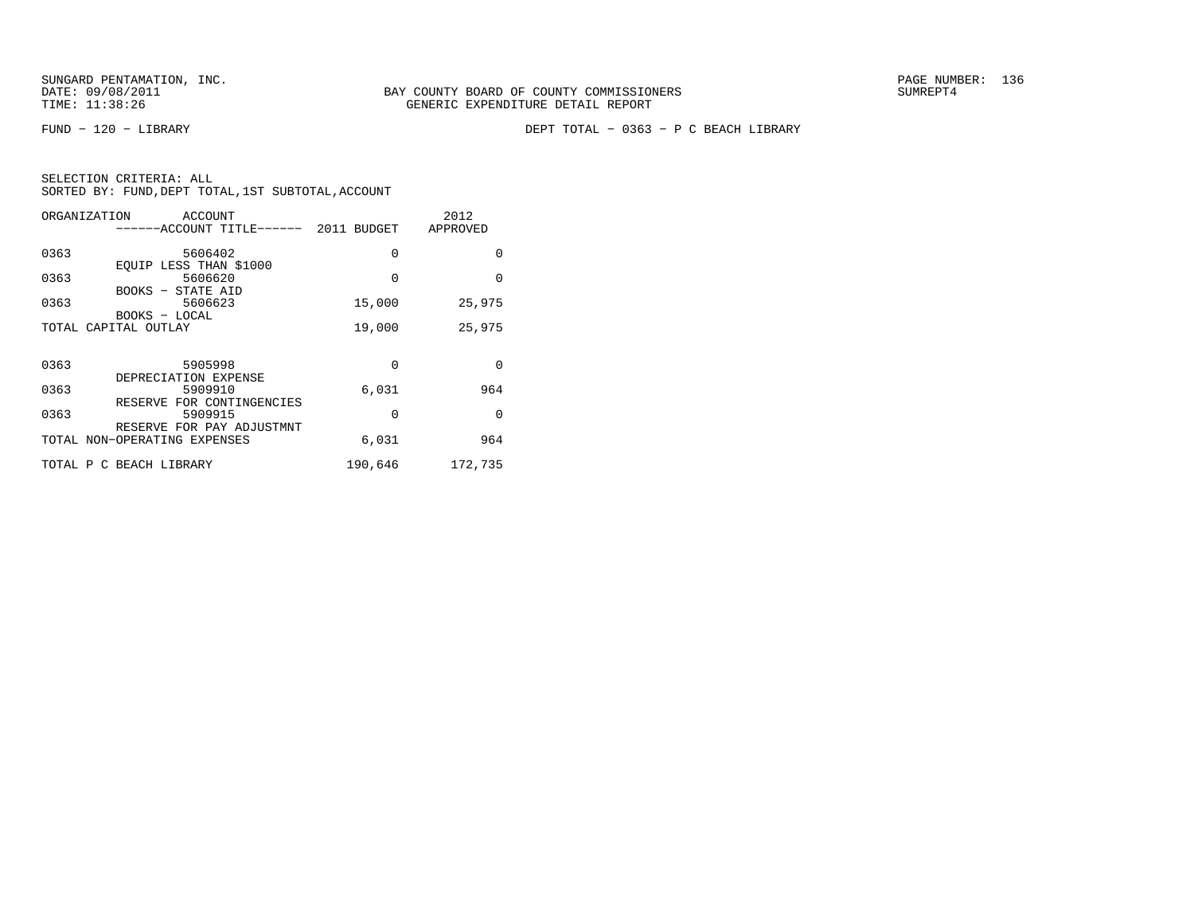SUNGARD PENTAMATION, INC.
DATE: 09/08/2011
TIME: 11:38:26

BAY COUNTY BOARD OF COUNTY COMMISSIONERS
GENERIC EXPENDITURE DETAIL REPORT

PAGE NUMBER: 136
SUMREPT4

FUND − 120 − LIBRARY

DEPT TOTAL − 0363 − P C BEACH LIBRARY

SELECTION CRITERIA: ALL
SORTED BY: FUND,DEPT TOTAL,1ST SUBTOTAL,ACCOUNT

| ORGANIZATION | ACCOUNT / ------ACCOUNT TITLE------ | 2011 BUDGET | 2012 APPROVED |
|---|---|---|---|
| 0363 | 5606402 EQUIP LESS THAN $1000 | 0 | 0 |
| 0363 | 5606620 BOOKS − STATE AID | 0 | 0 |
| 0363 | 5606623 BOOKS − LOCAL | 15,000 | 25,975 |
| TOTAL CAPITAL OUTLAY | | 19,000 | 25,975 |
| 0363 | 5905998 DEPRECIATION EXPENSE | 0 | 0 |
| 0363 | 5909910 RESERVE FOR CONTINGENCIES | 6,031 | 964 |
| 0363 | 5909915 RESERVE FOR PAY ADJUSTMNT | 0 | 0 |
| TOTAL NON−OPERATING EXPENSES | | 6,031 | 964 |
| TOTAL P C BEACH LIBRARY | | 190,646 | 172,735 |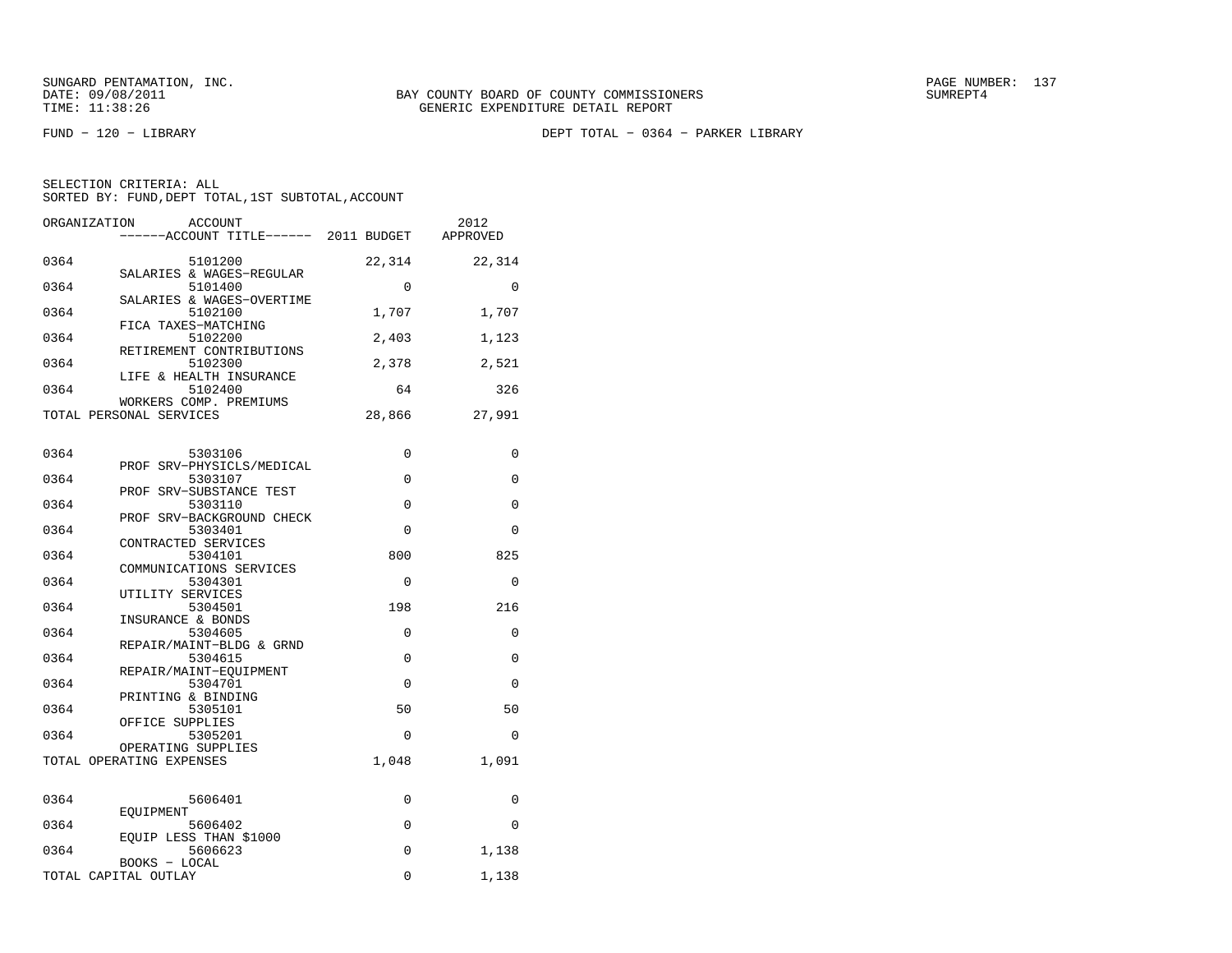SUNGARD PENTAMATION, INC.
DATE: 09/08/2011
TIME: 11:38:26

BAY COUNTY BOARD OF COUNTY COMMISSIONERS
GENERIC EXPENDITURE DETAIL REPORT

SUMREPT4

FUND - 120 - LIBRARY

DEPT TOTAL - 0364 - PARKER LIBRARY

SELECTION CRITERIA: ALL
SORTED BY: FUND,DEPT TOTAL,1ST SUBTOTAL,ACCOUNT

| ORGANIZATION | ACCOUNT / ------ACCOUNT TITLE------ | 2011 BUDGET | 2012 APPROVED |
|---|---|---|---|
| 0364 | 5101200 SALARIES & WAGES-REGULAR | 22,314 | 22,314 |
| 0364 | 5101400 SALARIES & WAGES-OVERTIME | 0 | 0 |
| 0364 | 5102100 FICA TAXES-MATCHING | 1,707 | 1,707 |
| 0364 | 5102200 RETIREMENT CONTRIBUTIONS | 2,403 | 1,123 |
| 0364 | 5102300 LIFE & HEALTH INSURANCE | 2,378 | 2,521 |
| 0364 | 5102400 WORKERS COMP. PREMIUMS | 64 | 326 |
| TOTAL PERSONAL SERVICES | | 28,866 | 27,991 |
| 0364 | 5303106 PROF SRV-PHYSICLS/MEDICAL | 0 | 0 |
| 0364 | 5303107 PROF SRV-SUBSTANCE TEST | 0 | 0 |
| 0364 | 5303110 PROF SRV-BACKGROUND CHECK | 0 | 0 |
| 0364 | 5303401 CONTRACTED SERVICES | 0 | 0 |
| 0364 | 5304101 COMMUNICATIONS SERVICES | 800 | 825 |
| 0364 | 5304301 UTILITY SERVICES | 0 | 0 |
| 0364 | 5304501 INSURANCE & BONDS | 198 | 216 |
| 0364 | 5304605 REPAIR/MAINT-BLDG & GRND | 0 | 0 |
| 0364 | 5304615 REPAIR/MAINT-EQUIPMENT | 0 | 0 |
| 0364 | 5304701 PRINTING & BINDING | 0 | 0 |
| 0364 | 5305101 OFFICE SUPPLIES | 50 | 50 |
| 0364 | 5305201 OPERATING SUPPLIES | 0 | 0 |
| TOTAL OPERATING EXPENSES | | 1,048 | 1,091 |
| 0364 | 5606401 EQUIPMENT | 0 | 0 |
| 0364 | 5606402 EQUIP LESS THAN $1000 | 0 | 0 |
| 0364 | 5606623 BOOKS - LOCAL | 0 | 1,138 |
| TOTAL CAPITAL OUTLAY | | 0 | 1,138 |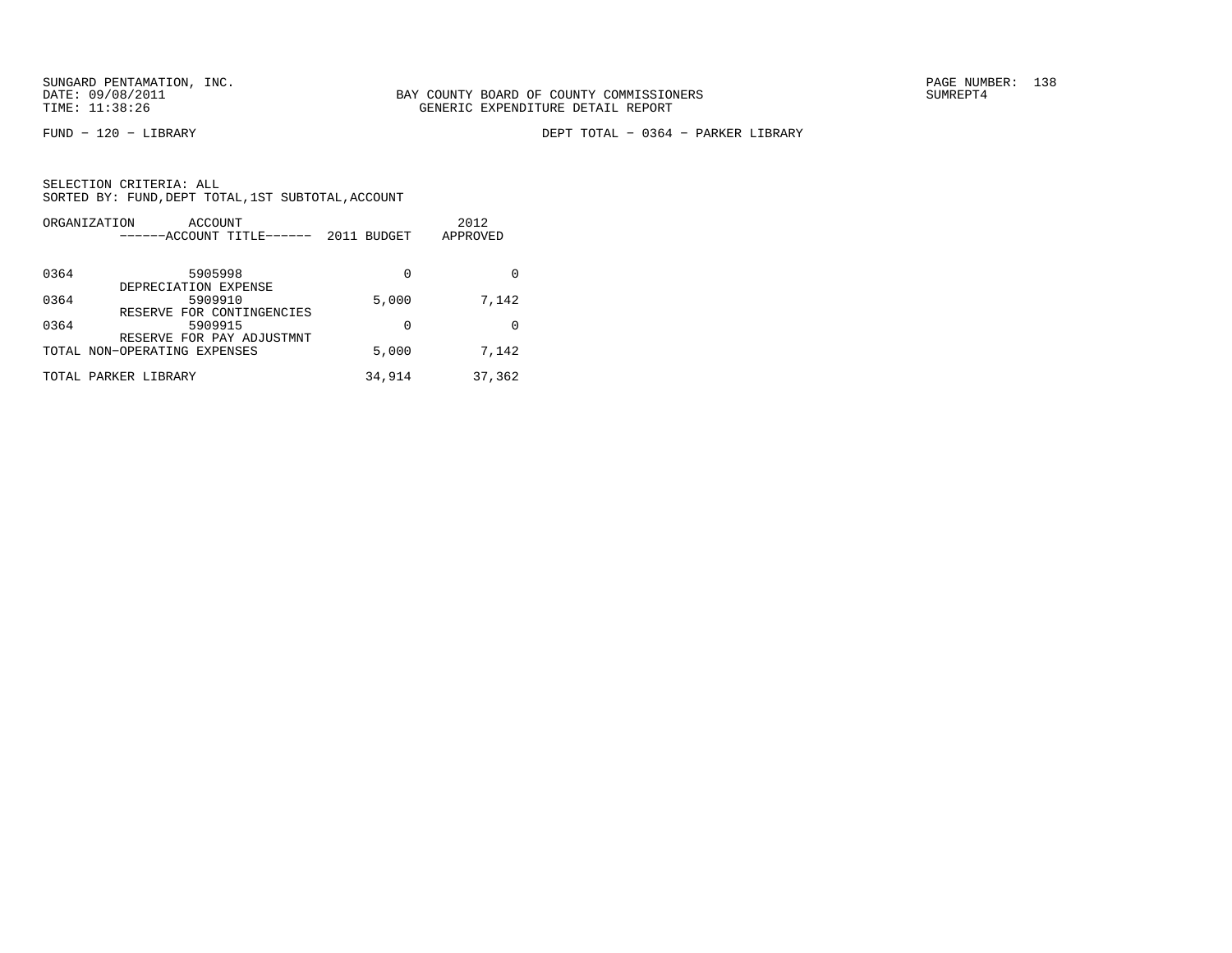SUNGARD PENTAMATION, INC.
DATE: 09/08/2011
TIME: 11:38:26

BAY COUNTY BOARD OF COUNTY COMMISSIONERS
GENERIC EXPENDITURE DETAIL REPORT

PAGE NUMBER: 138
SUMREPT4

FUND − 120 − LIBRARY

DEPT TOTAL − 0364 − PARKER LIBRARY

SELECTION CRITERIA: ALL
SORTED BY: FUND,DEPT TOTAL,1ST SUBTOTAL,ACCOUNT

| ORGANIZATION | ACCOUNT / ------ACCOUNT TITLE------ | 2011 BUDGET | 2012 APPROVED |
|---|---|---|---|
| 0364 | 5905998 DEPRECIATION EXPENSE | 0 | 0 |
| 0364 | 5909910 RESERVE FOR CONTINGENCIES | 5,000 | 7,142 |
| 0364 | 5909915 RESERVE FOR PAY ADJUSTMNT | 0 | 0 |
| TOTAL NON−OPERATING EXPENSES | | 5,000 | 7,142 |
| TOTAL PARKER LIBRARY | | 34,914 | 37,362 |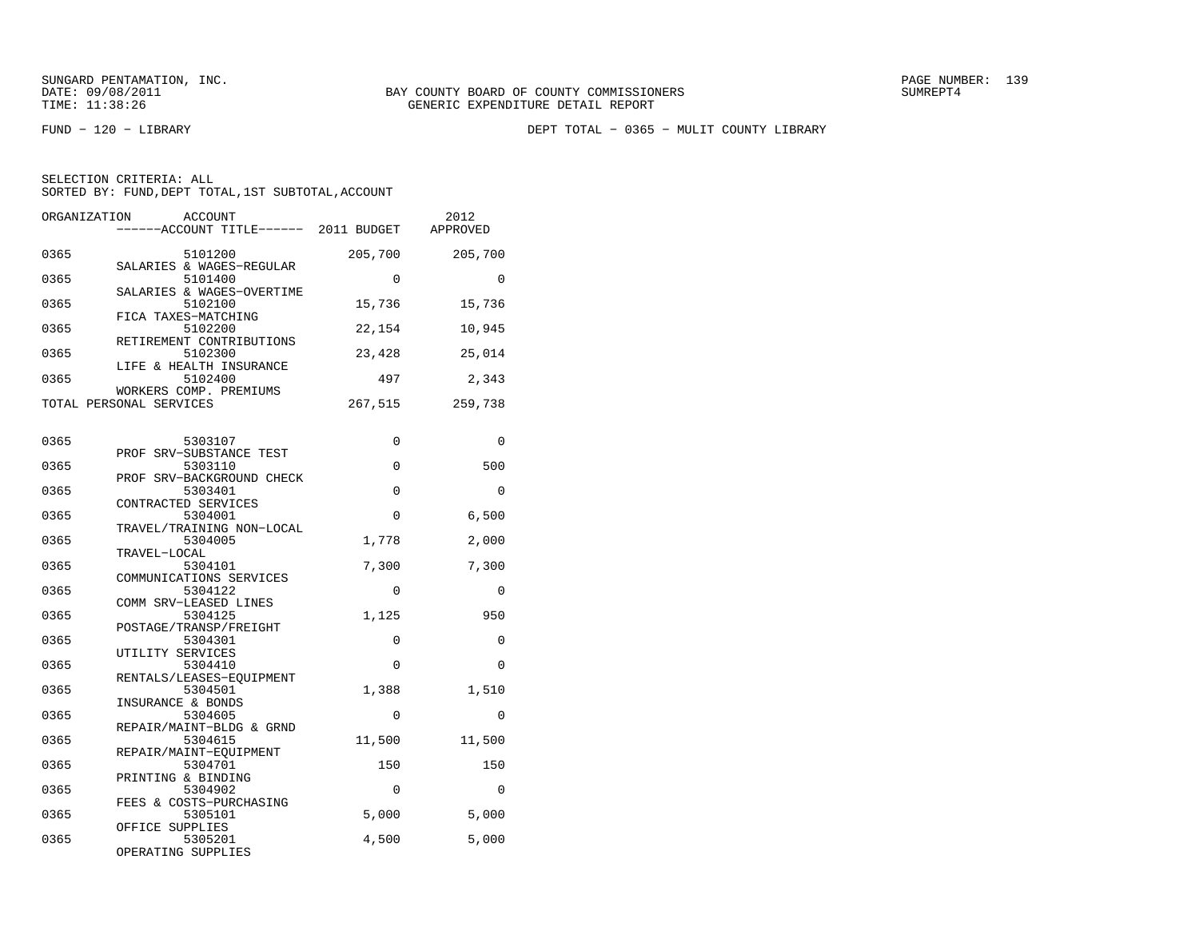SUNGARD PENTAMATION, INC.
DATE: 09/08/2011
TIME: 11:38:26

BAY COUNTY BOARD OF COUNTY COMMISSIONERS
GENERIC EXPENDITURE DETAIL REPORT

SUMREPT4

FUND – 120 – LIBRARY

DEPT TOTAL – 0365 – MULIT COUNTY LIBRARY

SELECTION CRITERIA: ALL
SORTED BY: FUND,DEPT TOTAL,1ST SUBTOTAL,ACCOUNT

| ORGANIZATION | ACCOUNT / ------ACCOUNT TITLE------ | 2011 BUDGET | 2012 APPROVED |
|---|---|---|---|
| 0365 | 5101200 SALARIES & WAGES–REGULAR | 205,700 | 205,700 |
| 0365 | 5101400 SALARIES & WAGES–OVERTIME | 0 | 0 |
| 0365 | 5102100 FICA TAXES–MATCHING | 15,736 | 15,736 |
| 0365 | 5102200 RETIREMENT CONTRIBUTIONS | 22,154 | 10,945 |
| 0365 | 5102300 LIFE & HEALTH INSURANCE | 23,428 | 25,014 |
| 0365 | 5102400 WORKERS COMP. PREMIUMS | 497 | 2,343 |
| TOTAL PERSONAL SERVICES | | 267,515 | 259,738 |
| 0365 | 5303107 PROF SRV–SUBSTANCE TEST | 0 | 0 |
| 0365 | 5303110 PROF SRV–BACKGROUND CHECK | 0 | 500 |
| 0365 | 5303401 CONTRACTED SERVICES | 0 | 0 |
| 0365 | 5304001 TRAVEL/TRAINING NON–LOCAL | 0 | 6,500 |
| 0365 | 5304005 TRAVEL–LOCAL | 1,778 | 2,000 |
| 0365 | 5304101 COMMUNICATIONS SERVICES | 7,300 | 7,300 |
| 0365 | 5304122 COMM SRV–LEASED LINES | 0 | 0 |
| 0365 | 5304125 POSTAGE/TRANSP/FREIGHT | 1,125 | 950 |
| 0365 | 5304301 UTILITY SERVICES | 0 | 0 |
| 0365 | 5304410 RENTALS/LEASES–EQUIPMENT | 0 | 0 |
| 0365 | 5304501 INSURANCE & BONDS | 1,388 | 1,510 |
| 0365 | 5304605 REPAIR/MAINT–BLDG & GRND | 0 | 0 |
| 0365 | 5304615 REPAIR/MAINT–EQUIPMENT | 11,500 | 11,500 |
| 0365 | 5304701 PRINTING & BINDING | 150 | 150 |
| 0365 | 5304902 FEES & COSTS–PURCHASING | 0 | 0 |
| 0365 | 5305101 OFFICE SUPPLIES | 5,000 | 5,000 |
| 0365 | 5305201 OPERATING SUPPLIES | 4,500 | 5,000 |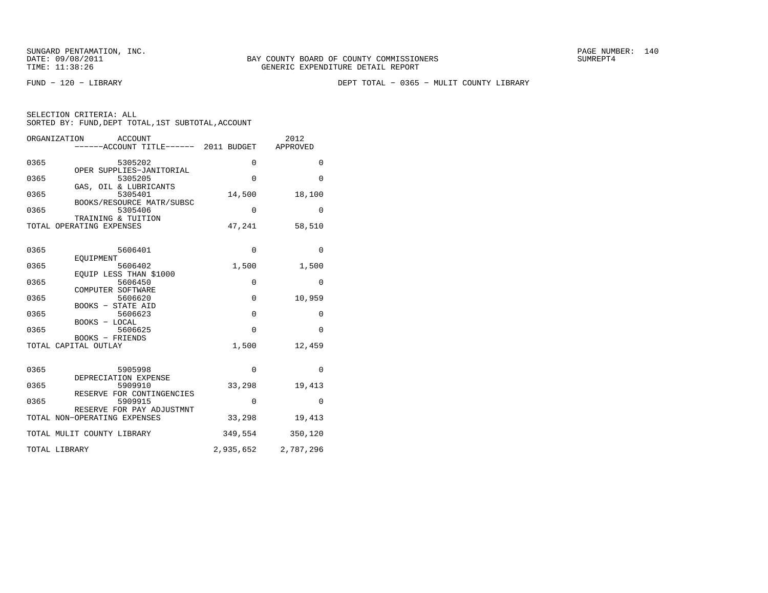SUNGARD PENTAMATION, INC.
DATE: 09/08/2011
TIME: 11:38:26

BAY COUNTY BOARD OF COUNTY COMMISSIONERS
GENERIC EXPENDITURE DETAIL REPORT

PAGE NUMBER: 140
SUMREPT4

FUND − 120 − LIBRARY

DEPT TOTAL − 0365 − MULIT COUNTY LIBRARY

SELECTION CRITERIA: ALL
SORTED BY: FUND,DEPT TOTAL,1ST SUBTOTAL,ACCOUNT

| ORGANIZATION | ACCOUNT / ACCOUNT TITLE | 2011 BUDGET | 2012 APPROVED |
|---|---|---|---|
| 0365 | 5305202 OPER SUPPLIES−JANITORIAL | 0 | 0 |
| 0365 | 5305205 GAS, OIL & LUBRICANTS | 0 | 0 |
| 0365 | 5305401 BOOKS/RESOURCE MATR/SUBSC | 14,500 | 18,100 |
| 0365 | 5305406 TRAINING & TUITION | 0 | 0 |
| TOTAL OPERATING EXPENSES | | 47,241 | 58,510 |
| 0365 | 5606401 EQUIPMENT | 0 | 0 |
| 0365 | 5606402 EQUIP LESS THAN $1000 | 1,500 | 1,500 |
| 0365 | 5606450 COMPUTER SOFTWARE | 0 | 0 |
| 0365 | 5606620 BOOKS − STATE AID | 0 | 10,959 |
| 0365 | 5606623 BOOKS − LOCAL | 0 | 0 |
| 0365 | 5606625 BOOKS − FRIENDS | 0 | 0 |
| TOTAL CAPITAL OUTLAY | | 1,500 | 12,459 |
| 0365 | 5905998 DEPRECIATION EXPENSE | 0 | 0 |
| 0365 | 5909910 RESERVE FOR CONTINGENCIES | 33,298 | 19,413 |
| 0365 | 5909915 RESERVE FOR PAY ADJUSTMNT | 0 | 0 |
| TOTAL NON−OPERATING EXPENSES | | 33,298 | 19,413 |
| TOTAL MULIT COUNTY LIBRARY | | 349,554 | 350,120 |
| TOTAL LIBRARY | | 2,935,652 | 2,787,296 |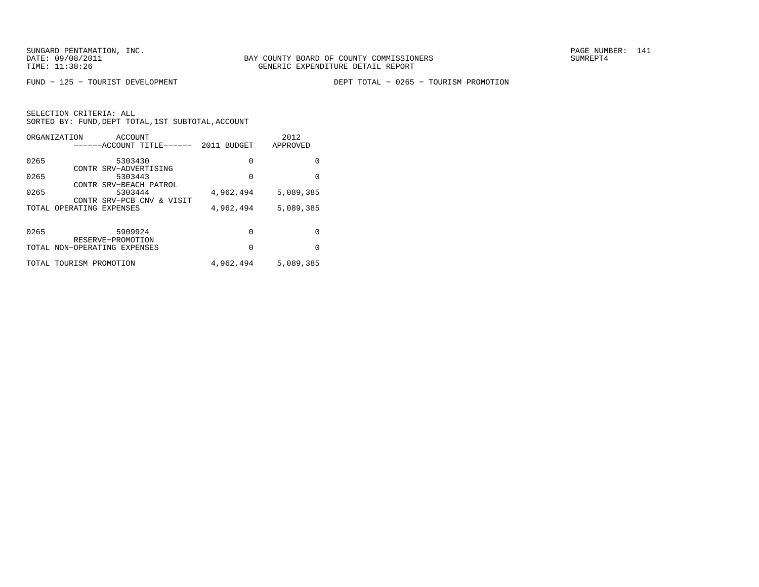BAY COUNTY BOARD OF COUNTY COMMISSIONERS
GENERIC EXPENDITURE DETAIL REPORT

FUND − 125 − TOURIST DEVELOPMENT

DEPT TOTAL − 0265 − TOURISM PROMOTION

SELECTION CRITERIA: ALL
SORTED BY: FUND,DEPT TOTAL,1ST SUBTOTAL,ACCOUNT

| ORGANIZATION | ACCOUNT / ACCOUNT TITLE | 2011 BUDGET | 2012 APPROVED |
|---|---|---|---|
| 0265 | 5303430 CONTR SRV−ADVERTISING | 0 | 0 |
| 0265 | 5303443 CONTR SRV−BEACH PATROL | 0 | 0 |
| 0265 | 5303444 CONTR SRV−PCB CNV & VISIT | 4,962,494 | 5,089,385 |
| TOTAL OPERATING EXPENSES | | 4,962,494 | 5,089,385 |
| 0265 | 5909924 RESERVE−PROMOTION | 0 | 0 |
| TOTAL NON−OPERATING EXPENSES | | 0 | 0 |
| TOTAL TOURISM PROMOTION | | 4,962,494 | 5,089,385 |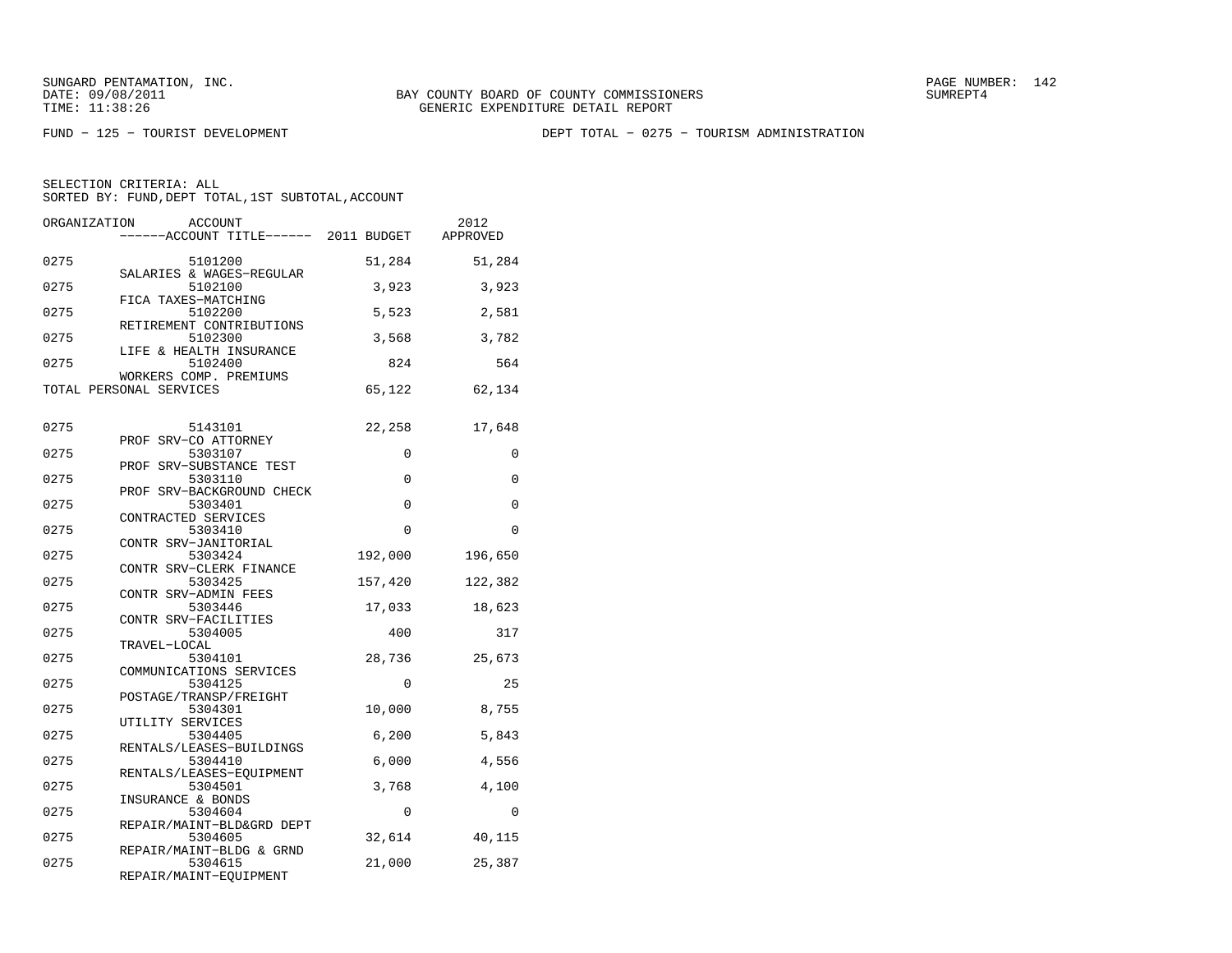SUNGARD PENTAMATION, INC.
DATE: 09/08/2011
TIME: 11:38:26

BAY COUNTY BOARD OF COUNTY COMMISSIONERS
GENERIC EXPENDITURE DETAIL REPORT

SUMREPT4

FUND − 125 − TOURIST DEVELOPMENT

DEPT TOTAL − 0275 − TOURISM ADMINISTRATION

SELECTION CRITERIA: ALL
SORTED BY: FUND,DEPT TOTAL,1ST SUBTOTAL,ACCOUNT

| ORGANIZATION | ACCOUNT / ------ACCOUNT TITLE------ | 2011 BUDGET | 2012 APPROVED |
|---|---|---|---|
| 0275 | 5101200 SALARIES & WAGES−REGULAR | 51,284 | 51,284 |
| 0275 | 5102100 FICA TAXES−MATCHING | 3,923 | 3,923 |
| 0275 | 5102200 RETIREMENT CONTRIBUTIONS | 5,523 | 2,581 |
| 0275 | 5102300 LIFE & HEALTH INSURANCE | 3,568 | 3,782 |
| 0275 | 5102400 WORKERS COMP. PREMIUMS | 824 | 564 |
| TOTAL PERSONAL SERVICES | | 65,122 | 62,134 |
| 0275 | 5143101 PROF SRV−CO ATTORNEY | 22,258 | 17,648 |
| 0275 | 5303107 PROF SRV−SUBSTANCE TEST | 0 | 0 |
| 0275 | 5303110 PROF SRV−BACKGROUND CHECK | 0 | 0 |
| 0275 | 5303401 CONTRACTED SERVICES | 0 | 0 |
| 0275 | 5303410 CONTR SRV−JANITORIAL | 0 | 0 |
| 0275 | 5303424 CONTR SRV−CLERK FINANCE | 192,000 | 196,650 |
| 0275 | 5303425 CONTR SRV−ADMIN FEES | 157,420 | 122,382 |
| 0275 | 5303446 CONTR SRV−FACILITIES | 17,033 | 18,623 |
| 0275 | 5304005 TRAVEL−LOCAL | 400 | 317 |
| 0275 | 5304101 COMMUNICATIONS SERVICES | 28,736 | 25,673 |
| 0275 | 5304125 POSTAGE/TRANSP/FREIGHT | 0 | 25 |
| 0275 | 5304301 UTILITY SERVICES | 10,000 | 8,755 |
| 0275 | 5304405 RENTALS/LEASES−BUILDINGS | 6,200 | 5,843 |
| 0275 | 5304410 RENTALS/LEASES−EQUIPMENT | 6,000 | 4,556 |
| 0275 | 5304501 INSURANCE & BONDS | 3,768 | 4,100 |
| 0275 | 5304604 REPAIR/MAINT−BLD&GRD DEPT | 0 | 0 |
| 0275 | 5304605 REPAIR/MAINT−BLDG & GRND | 32,614 | 40,115 |
| 0275 | 5304615 REPAIR/MAINT−EQUIPMENT | 21,000 | 25,387 |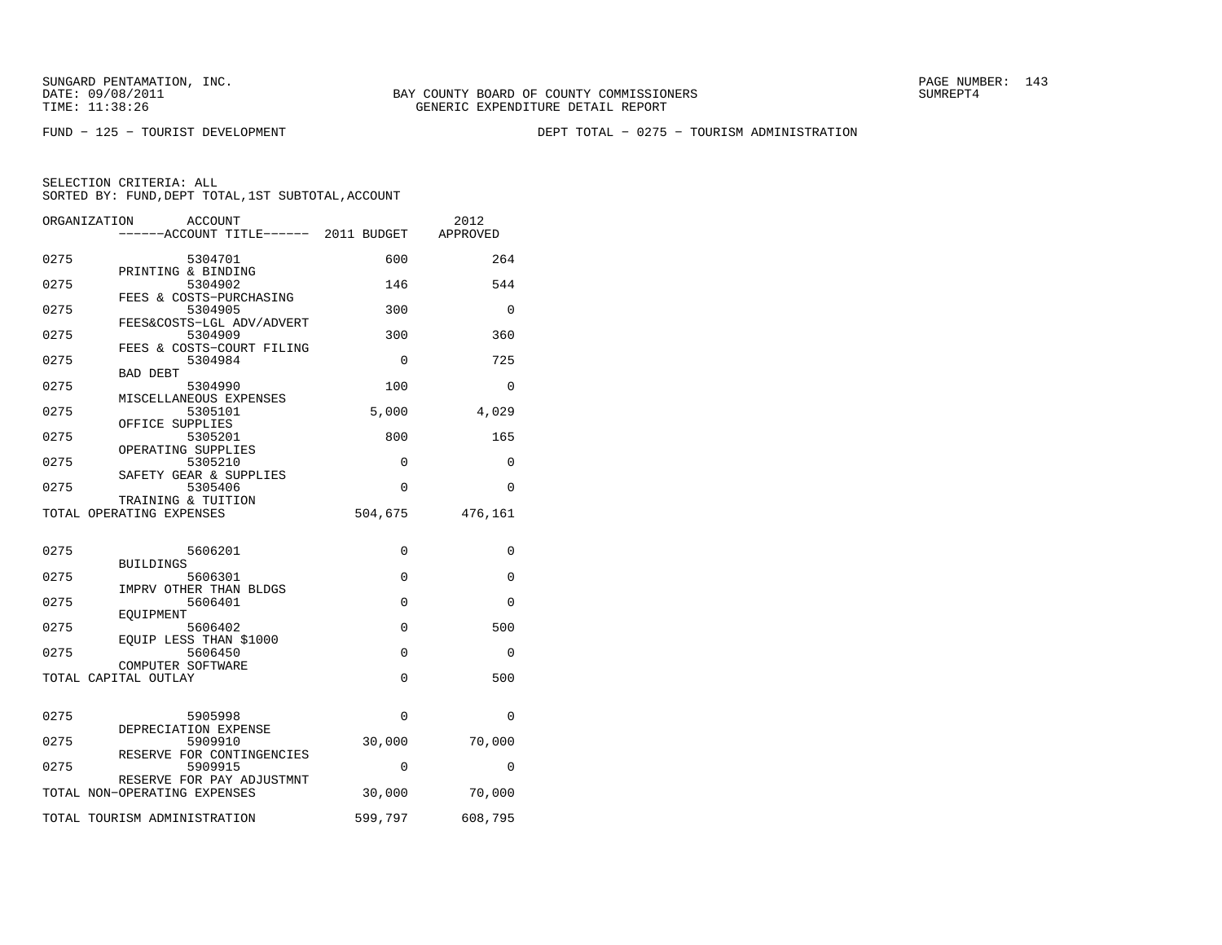SUNGARD PENTAMATION, INC.
DATE: 09/08/2011
TIME: 11:38:26

BAY COUNTY BOARD OF COUNTY COMMISSIONERS
GENERIC EXPENDITURE DETAIL REPORT

SUMREPT4

FUND − 125 − TOURIST DEVELOPMENT

DEPT TOTAL − 0275 − TOURISM ADMINISTRATION

SELECTION CRITERIA: ALL
SORTED BY: FUND,DEPT TOTAL,1ST SUBTOTAL,ACCOUNT

| ORGANIZATION | ACCOUNT ------ACCOUNT TITLE------ | 2011 BUDGET | 2012 APPROVED |
|---|---|---|---|
| 0275 | 5304701 PRINTING & BINDING | 600 | 264 |
| 0275 | 5304902 FEES & COSTS−PURCHASING | 146 | 544 |
| 0275 | 5304905 FEES&COSTS−LGL ADV/ADVERT | 300 | 0 |
| 0275 | 5304909 FEES & COSTS−COURT FILING | 300 | 360 |
| 0275 | 5304984 BAD DEBT | 0 | 725 |
| 0275 | 5304990 MISCELLANEOUS EXPENSES | 100 | 0 |
| 0275 | 5305101 OFFICE SUPPLIES | 5,000 | 4,029 |
| 0275 | 5305201 OPERATING SUPPLIES | 800 | 165 |
| 0275 | 5305210 SAFETY GEAR & SUPPLIES | 0 | 0 |
| 0275 | 5305406 TRAINING & TUITION | 0 | 0 |
| TOTAL OPERATING EXPENSES | | 504,675 | 476,161 |
| | | | |
| 0275 | 5606201 BUILDINGS | 0 | 0 |
| 0275 | 5606301 IMPRV OTHER THAN BLDGS | 0 | 0 |
| 0275 | 5606401 EQUIPMENT | 0 | 0 |
| 0275 | 5606402 EQUIP LESS THAN $1000 | 0 | 500 |
| 0275 | 5606450 COMPUTER SOFTWARE | 0 | 0 |
| TOTAL CAPITAL OUTLAY | | 0 | 500 |
| | | | |
| 0275 | 5905998 DEPRECIATION EXPENSE | 0 | 0 |
| 0275 | 5909910 RESERVE FOR CONTINGENCIES | 30,000 | 70,000 |
| 0275 | 5909915 RESERVE FOR PAY ADJUSTMNT | 0 | 0 |
| TOTAL NON−OPERATING EXPENSES | | 30,000 | 70,000 |
| | | | |
| TOTAL TOURISM ADMINISTRATION | | 599,797 | 608,795 |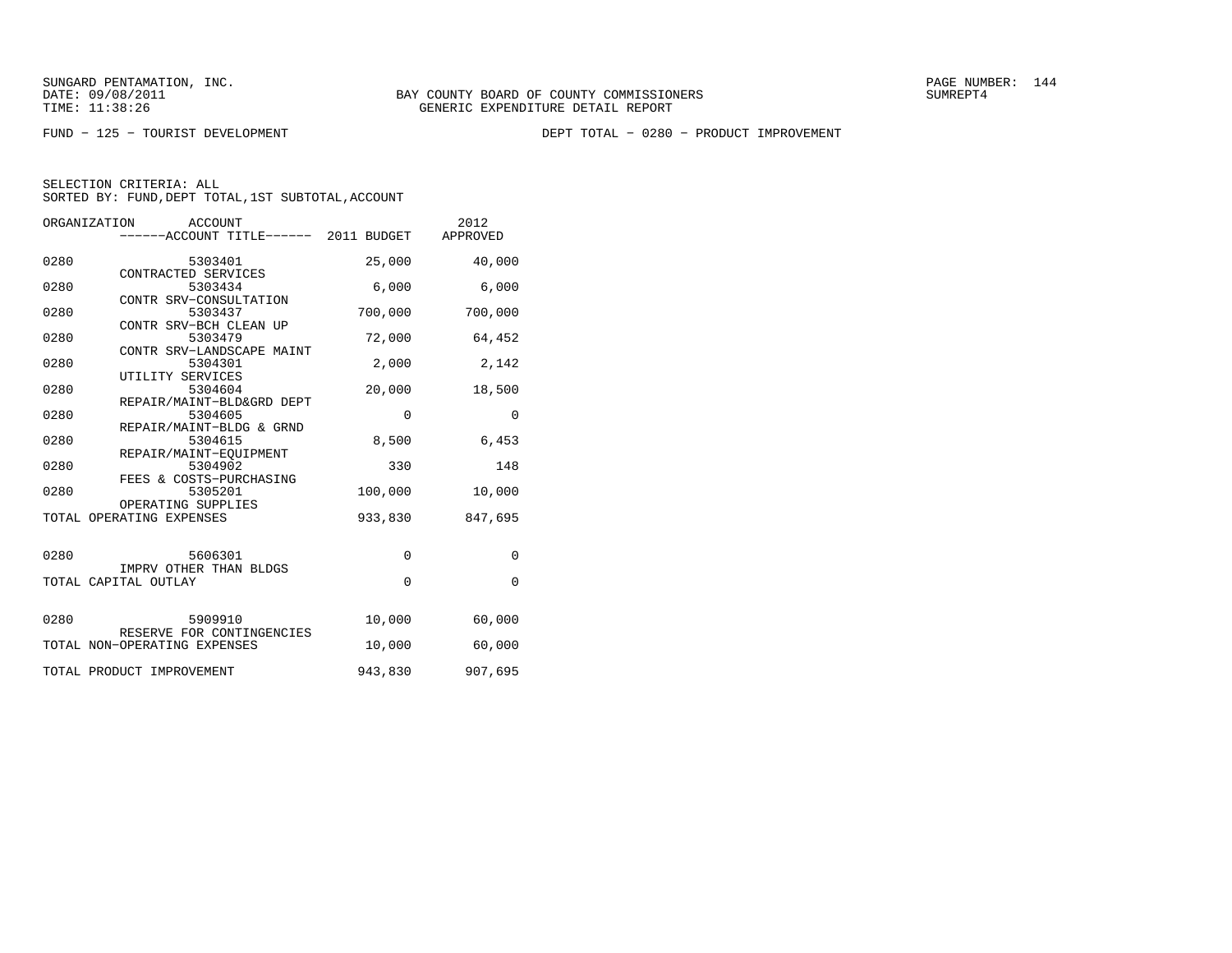SUNGARD PENTAMATION, INC.
DATE: 09/08/2011
TIME: 11:38:26

BAY COUNTY BOARD OF COUNTY COMMISSIONERS
GENERIC EXPENDITURE DETAIL REPORT

SUMREPT4

FUND - 125 - TOURIST DEVELOPMENT

DEPT TOTAL - 0280 - PRODUCT IMPROVEMENT

SELECTION CRITERIA: ALL
SORTED BY: FUND,DEPT TOTAL,1ST SUBTOTAL,ACCOUNT

| ORGANIZATION | ACCOUNT / ACCOUNT TITLE | 2011 BUDGET | 2012 APPROVED |
|---|---|---|---|
| 0280 | 5303401 CONTRACTED SERVICES | 25,000 | 40,000 |
| 0280 | 5303434 CONTR SRV-CONSULTATION | 6,000 | 6,000 |
| 0280 | 5303437 CONTR SRV-BCH CLEAN UP | 700,000 | 700,000 |
| 0280 | 5303479 CONTR SRV-LANDSCAPE MAINT | 72,000 | 64,452 |
| 0280 | 5304301 UTILITY SERVICES | 2,000 | 2,142 |
| 0280 | 5304604 REPAIR/MAINT-BLD&GRD DEPT | 20,000 | 18,500 |
| 0280 | 5304605 REPAIR/MAINT-BLDG & GRND | 0 | 0 |
| 0280 | 5304615 REPAIR/MAINT-EQUIPMENT | 8,500 | 6,453 |
| 0280 | 5304902 FEES & COSTS-PURCHASING | 330 | 148 |
| 0280 | 5305201 OPERATING SUPPLIES | 100,000 | 10,000 |
| TOTAL OPERATING EXPENSES | | 933,830 | 847,695 |
| 0280 | 5606301 IMPRV OTHER THAN BLDGS | 0 | 0 |
| TOTAL CAPITAL OUTLAY | | 0 | 0 |
| 0280 | 5909910 RESERVE FOR CONTINGENCIES | 10,000 | 60,000 |
| TOTAL NON-OPERATING EXPENSES | | 10,000 | 60,000 |
| TOTAL PRODUCT IMPROVEMENT | | 943,830 | 907,695 |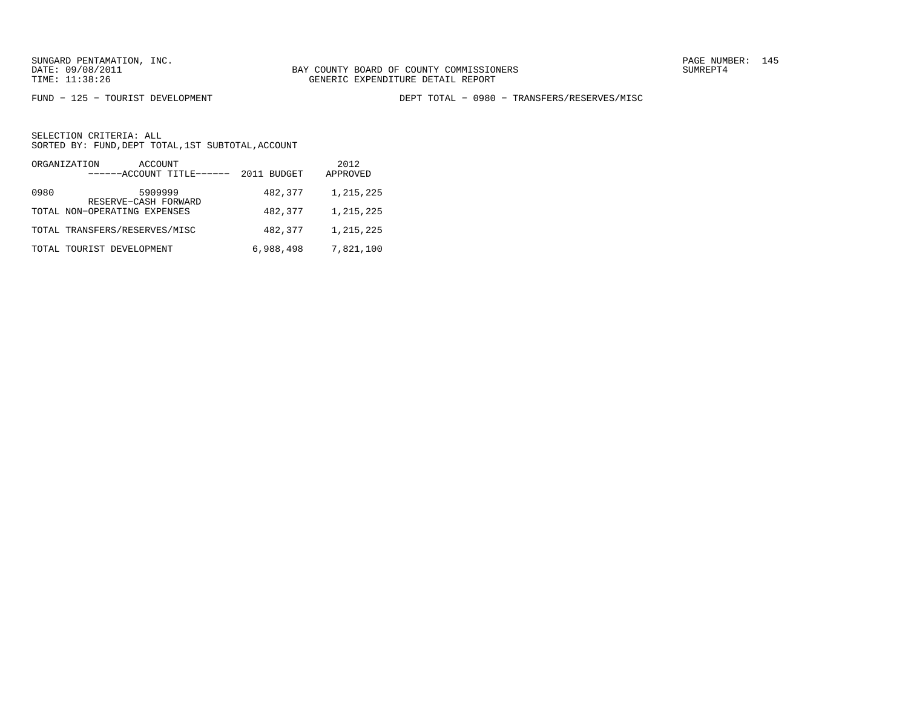FUND − 125 − TOURIST DEVELOPMENT

DEPT TOTAL − 0980 − TRANSFERS/RESERVES/MISC

SELECTION CRITERIA: ALL
SORTED BY: FUND,DEPT TOTAL,1ST SUBTOTAL,ACCOUNT

| ORGANIZATION | ACCOUNT ------ACCOUNT TITLE------ | 2011 BUDGET | 2012 APPROVED |
|---|---|---|---|
| 0980 | 5909999 RESERVE−CASH FORWARD | 482,377 | 1,215,225 |
| TOTAL NON−OPERATING EXPENSES | | 482,377 | 1,215,225 |
| TOTAL TRANSFERS/RESERVES/MISC | | 482,377 | 1,215,225 |
| TOTAL TOURIST DEVELOPMENT | | 6,988,498 | 7,821,100 |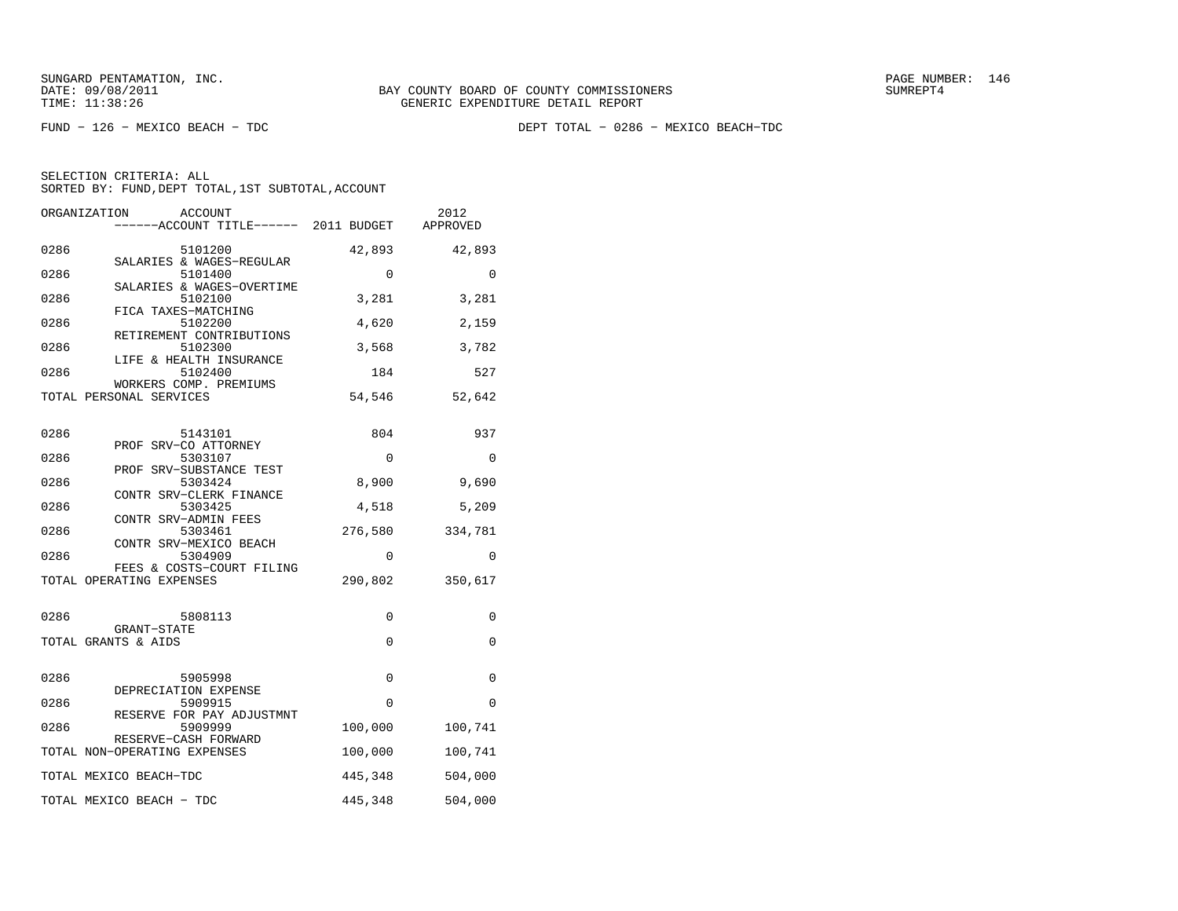SUNGARD PENTAMATION, INC.
DATE: 09/08/2011
TIME: 11:38:26

BAY COUNTY BOARD OF COUNTY COMMISSIONERS
GENERIC EXPENDITURE DETAIL REPORT

SUMREPT4

FUND - 126 - MEXICO BEACH - TDC

DEPT TOTAL - 0286 - MEXICO BEACH-TDC

SELECTION CRITERIA: ALL
SORTED BY: FUND,DEPT TOTAL,1ST SUBTOTAL,ACCOUNT

| ORGANIZATION | ACCOUNT / ACCOUNT TITLE | 2011 BUDGET | 2012 APPROVED |
|---|---|---|---|
| 0286 | 5101200 SALARIES & WAGES-REGULAR | 42,893 | 42,893 |
| 0286 | 5101400 SALARIES & WAGES-OVERTIME | 0 | 0 |
| 0286 | 5102100 FICA TAXES-MATCHING | 3,281 | 3,281 |
| 0286 | 5102200 RETIREMENT CONTRIBUTIONS | 4,620 | 2,159 |
| 0286 | 5102300 LIFE & HEALTH INSURANCE | 3,568 | 3,782 |
| 0286 | 5102400 WORKERS COMP. PREMIUMS | 184 | 527 |
| TOTAL PERSONAL SERVICES | | 54,546 | 52,642 |
| 0286 | 5143101 PROF SRV-CO ATTORNEY | 804 | 937 |
| 0286 | 5303107 PROF SRV-SUBSTANCE TEST | 0 | 0 |
| 0286 | 5303424 CONTR SRV-CLERK FINANCE | 8,900 | 9,690 |
| 0286 | 5303425 CONTR SRV-ADMIN FEES | 4,518 | 5,209 |
| 0286 | 5303461 CONTR SRV-MEXICO BEACH | 276,580 | 334,781 |
| 0286 | 5304909 FEES & COSTS-COURT FILING | 0 | 0 |
| TOTAL OPERATING EXPENSES | | 290,802 | 350,617 |
| 0286 | 5808113 GRANT-STATE | 0 | 0 |
| TOTAL GRANTS & AIDS | | 0 | 0 |
| 0286 | 5905998 DEPRECIATION EXPENSE | 0 | 0 |
| 0286 | 5909915 RESERVE FOR PAY ADJUSTMNT | 0 | 0 |
| 0286 | 5909999 RESERVE-CASH FORWARD | 100,000 | 100,741 |
| TOTAL NON-OPERATING EXPENSES | | 100,000 | 100,741 |
| TOTAL MEXICO BEACH-TDC | | 445,348 | 504,000 |
| TOTAL MEXICO BEACH - TDC | | 445,348 | 504,000 |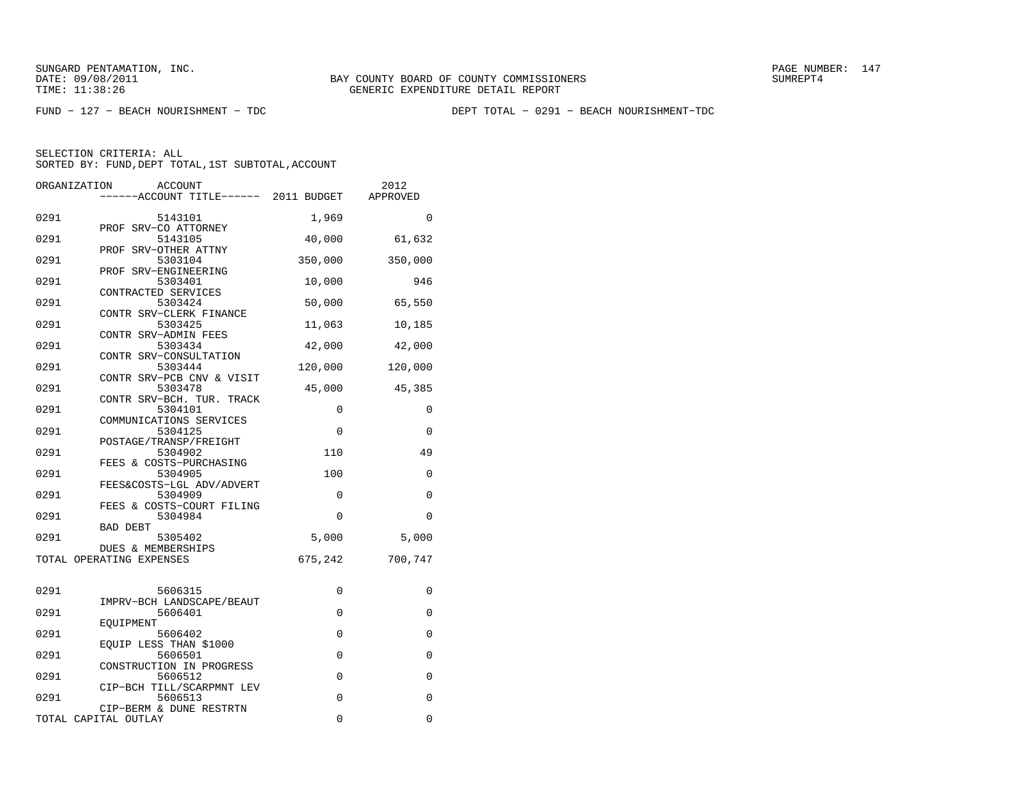SUNGARD PENTAMATION, INC.
DATE: 09/08/2011
TIME: 11:38:26

BAY COUNTY BOARD OF COUNTY COMMISSIONERS
GENERIC EXPENDITURE DETAIL REPORT

SUMREPT4

FUND − 127 − BEACH NOURISHMENT − TDC

DEPT TOTAL − 0291 − BEACH NOURISHMENT−TDC

SELECTION CRITERIA: ALL
SORTED BY: FUND,DEPT TOTAL,1ST SUBTOTAL,ACCOUNT

| ORGANIZATION | ACCOUNT / ACCOUNT TITLE | 2011 BUDGET | 2012 APPROVED |
|---|---|---|---|
| 0291 | 5143101 PROF SRV−CO ATTORNEY | 1,969 | 0 |
| 0291 | 5143105 PROF SRV−OTHER ATTNY | 40,000 | 61,632 |
| 0291 | 5303104 PROF SRV−ENGINEERING | 350,000 | 350,000 |
| 0291 | 5303401 CONTRACTED SERVICES | 10,000 | 946 |
| 0291 | 5303424 CONTR SRV−CLERK FINANCE | 50,000 | 65,550 |
| 0291 | 5303425 CONTR SRV−ADMIN FEES | 11,063 | 10,185 |
| 0291 | 5303434 CONTR SRV−CONSULTATION | 42,000 | 42,000 |
| 0291 | 5303444 CONTR SRV−PCB CNV & VISIT | 120,000 | 120,000 |
| 0291 | 5303478 CONTR SRV−BCH. TUR. TRACK | 45,000 | 45,385 |
| 0291 | 5304101 COMMUNICATIONS SERVICES | 0 | 0 |
| 0291 | 5304125 POSTAGE/TRANSP/FREIGHT | 0 | 0 |
| 0291 | 5304902 FEES & COSTS−PURCHASING | 110 | 49 |
| 0291 | 5304905 FEES&COSTS−LGL ADV/ADVERT | 100 | 0 |
| 0291 | 5304909 FEES & COSTS−COURT FILING | 0 | 0 |
| 0291 | 5304984 BAD DEBT | 0 | 0 |
| 0291 | 5305402 DUES & MEMBERSHIPS | 5,000 | 5,000 |
| TOTAL OPERATING EXPENSES | | 675,242 | 700,747 |
| 0291 | 5606315 IMPRV−BCH LANDSCAPE/BEAUT | 0 | 0 |
| 0291 | 5606401 EQUIPMENT | 0 | 0 |
| 0291 | 5606402 EQUIP LESS THAN $1000 | 0 | 0 |
| 0291 | 5606501 CONSTRUCTION IN PROGRESS | 0 | 0 |
| 0291 | 5606512 CIP−BCH TILL/SCARPMNT LEV | 0 | 0 |
| 0291 | 5606513 CIP−BERM & DUNE RESTRTN | 0 | 0 |
| TOTAL CAPITAL OUTLAY | | 0 | 0 |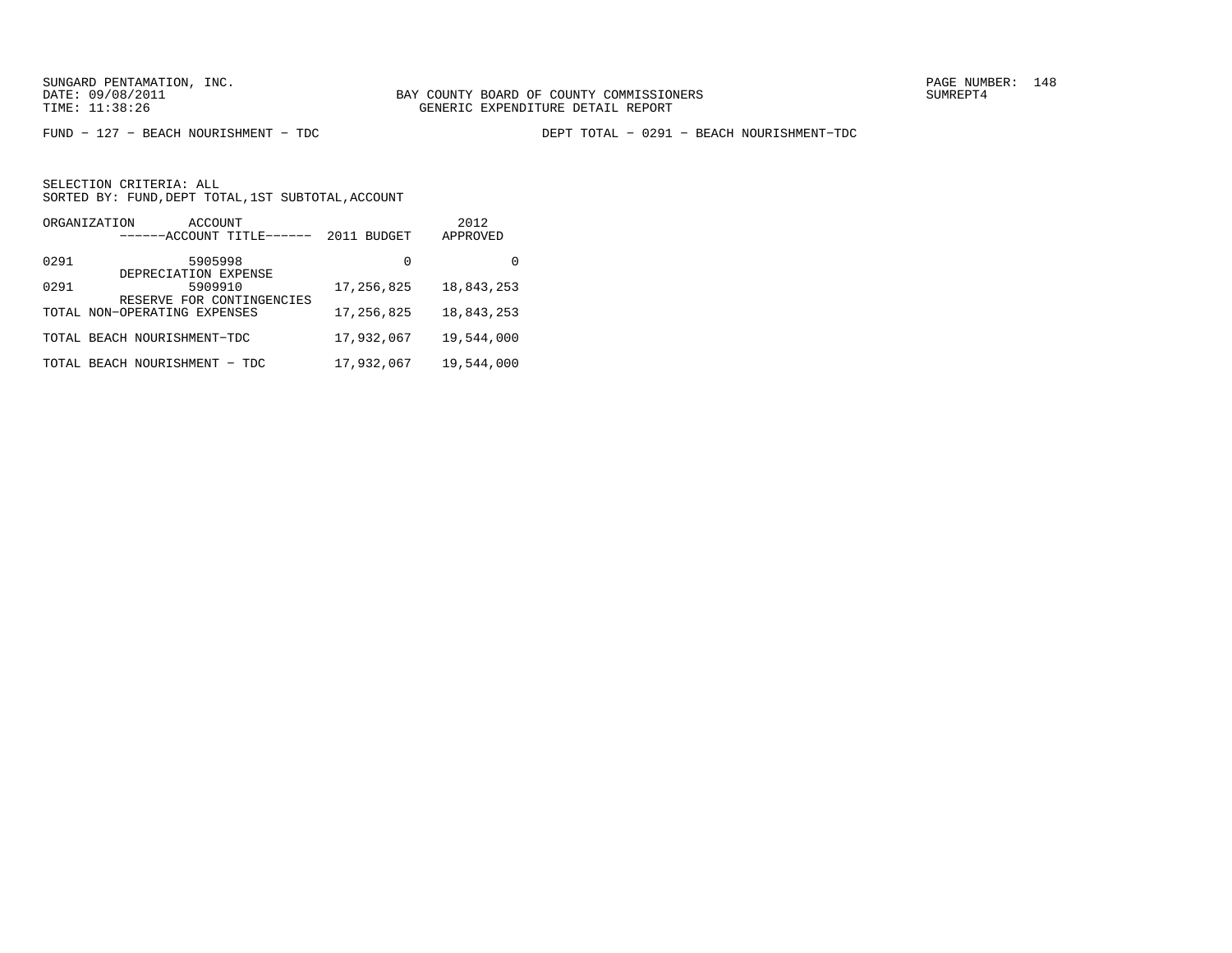SUNGARD PENTAMATION, INC.
DATE: 09/08/2011
TIME: 11:38:26

BAY COUNTY BOARD OF COUNTY COMMISSIONERS
GENERIC EXPENDITURE DETAIL REPORT

SUMREPT4

FUND − 127 − BEACH NOURISHMENT − TDC　　　　DEPT TOTAL − 0291 − BEACH NOURISHMENT−TDC

SELECTION CRITERIA: ALL
SORTED BY: FUND,DEPT TOTAL,1ST SUBTOTAL,ACCOUNT

| ORGANIZATION | ACCOUNT<br>------ACCOUNT TITLE------ | 2011 BUDGET | 2012<br>APPROVED |
|---|---|---|---|
| 0291 | 5905998<br>DEPRECIATION EXPENSE | 0 | 0 |
| 0291 | 5909910<br>RESERVE FOR CONTINGENCIES | 17,256,825 | 18,843,253 |
| TOTAL NON−OPERATING EXPENSES | | 17,256,825 | 18,843,253 |
| TOTAL BEACH NOURISHMENT−TDC | | 17,932,067 | 19,544,000 |
| TOTAL BEACH NOURISHMENT − TDC | | 17,932,067 | 19,544,000 |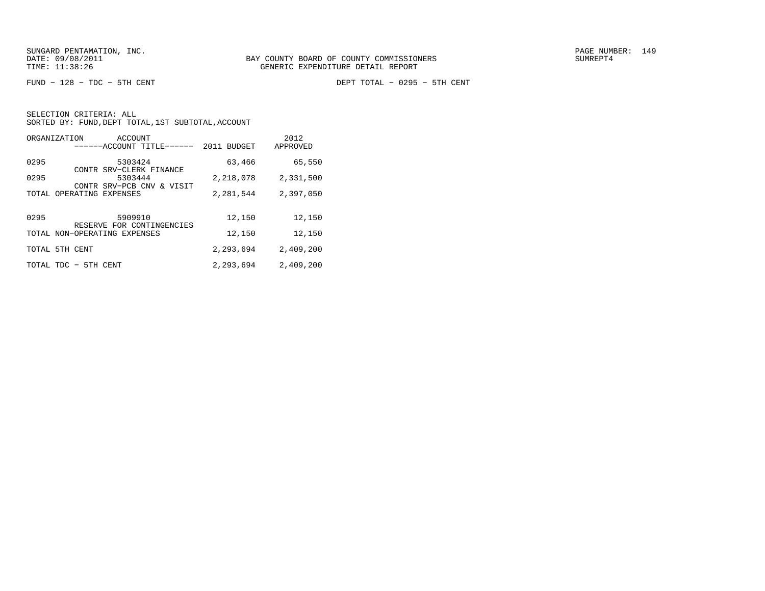BAY COUNTY BOARD OF COUNTY COMMISSIONERS
GENERIC EXPENDITURE DETAIL REPORT

FUND − 128 − TDC − 5TH CENT

DEPT TOTAL − 0295 − 5TH CENT

SELECTION CRITERIA: ALL
SORTED BY: FUND,DEPT TOTAL,1ST SUBTOTAL,ACCOUNT

| ORGANIZATION | ACCOUNT / ------ACCOUNT TITLE------ | 2011 BUDGET | 2012 APPROVED |
|---|---|---|---|
| 0295 | 5303424 CONTR SRV−CLERK FINANCE | 63,466 | 65,550 |
| 0295 | 5303444 CONTR SRV−PCB CNV & VISIT | 2,218,078 | 2,331,500 |
| TOTAL OPERATING EXPENSES | | 2,281,544 | 2,397,050 |
| 0295 | 5909910 RESERVE FOR CONTINGENCIES | 12,150 | 12,150 |
| TOTAL NON−OPERATING EXPENSES | | 12,150 | 12,150 |
| TOTAL 5TH CENT | | 2,293,694 | 2,409,200 |
| TOTAL TDC − 5TH CENT | | 2,293,694 | 2,409,200 |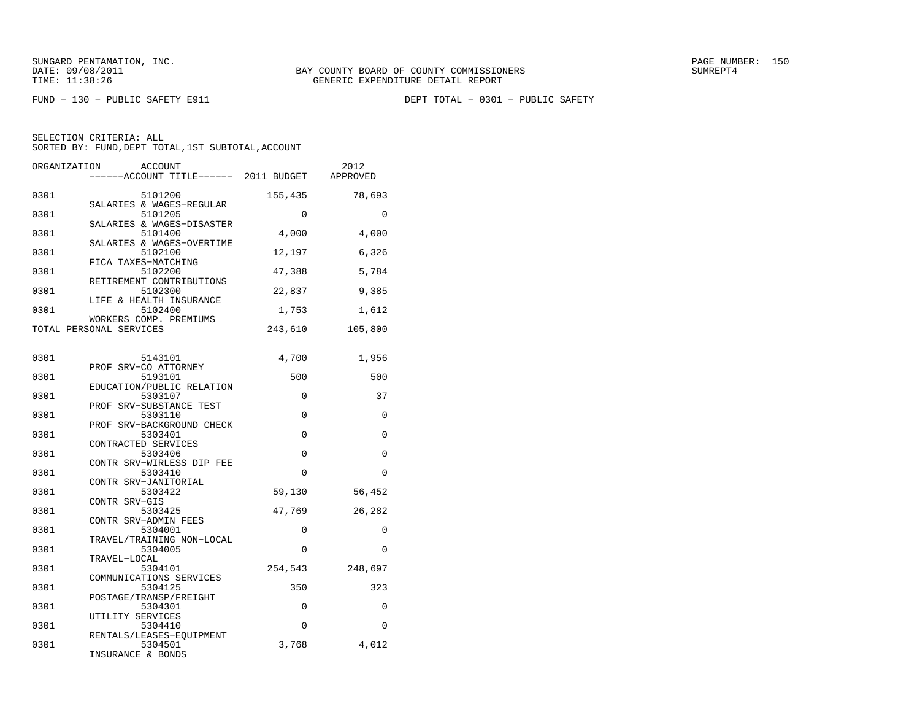SUNGARD PENTAMATION, INC.
DATE: 09/08/2011
TIME: 11:38:26

BAY COUNTY BOARD OF COUNTY COMMISSIONERS
GENERIC EXPENDITURE DETAIL REPORT

PAGE NUMBER: 150
SUMREPT4

FUND - 130 - PUBLIC SAFETY E911

DEPT TOTAL - 0301 - PUBLIC SAFETY

SELECTION CRITERIA: ALL
SORTED BY: FUND,DEPT TOTAL,1ST SUBTOTAL,ACCOUNT

| ORGANIZATION | ACCOUNT / ------ACCOUNT TITLE------ | 2011 BUDGET | 2012 APPROVED |
|---|---|---|---|
| 0301 | 5101200 SALARIES & WAGES-REGULAR | 155,435 | 78,693 |
| 0301 | 5101205 SALARIES & WAGES-DISASTER | 0 | 0 |
| 0301 | 5101400 SALARIES & WAGES-OVERTIME | 4,000 | 4,000 |
| 0301 | 5102100 FICA TAXES-MATCHING | 12,197 | 6,326 |
| 0301 | 5102200 RETIREMENT CONTRIBUTIONS | 47,388 | 5,784 |
| 0301 | 5102300 LIFE & HEALTH INSURANCE | 22,837 | 9,385 |
| 0301 | 5102400 WORKERS COMP. PREMIUMS | 1,753 | 1,612 |
| TOTAL PERSONAL SERVICES | | 243,610 | 105,800 |
| 0301 | 5143101 PROF SRV-CO ATTORNEY | 4,700 | 1,956 |
| 0301 | 5193101 EDUCATION/PUBLIC RELATION | 500 | 500 |
| 0301 | 5303107 PROF SRV-SUBSTANCE TEST | 0 | 37 |
| 0301 | 5303110 PROF SRV-BACKGROUND CHECK | 0 | 0 |
| 0301 | 5303401 CONTRACTED SERVICES | 0 | 0 |
| 0301 | 5303406 CONTR SRV-WIRLESS DIP FEE | 0 | 0 |
| 0301 | 5303410 CONTR SRV-JANITORIAL | 0 | 0 |
| 0301 | 5303422 CONTR SRV-GIS | 59,130 | 56,452 |
| 0301 | 5303425 CONTR SRV-ADMIN FEES | 47,769 | 26,282 |
| 0301 | 5304001 TRAVEL/TRAINING NON-LOCAL | 0 | 0 |
| 0301 | 5304005 TRAVEL-LOCAL | 0 | 0 |
| 0301 | 5304101 COMMUNICATIONS SERVICES | 254,543 | 248,697 |
| 0301 | 5304125 POSTAGE/TRANSP/FREIGHT | 350 | 323 |
| 0301 | 5304301 UTILITY SERVICES | 0 | 0 |
| 0301 | 5304410 RENTALS/LEASES-EQUIPMENT | 0 | 0 |
| 0301 | 5304501 INSURANCE & BONDS | 3,768 | 4,012 |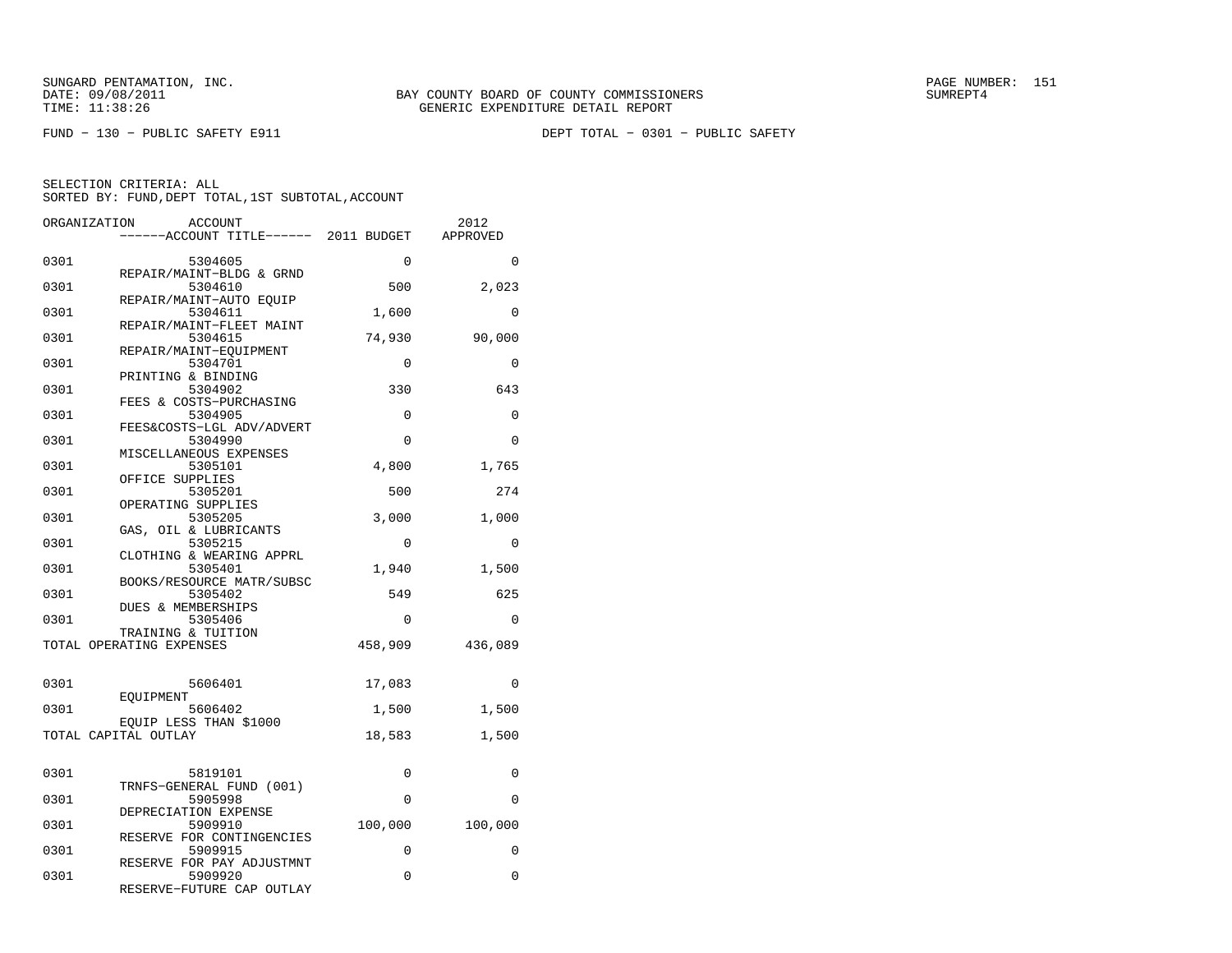SUNGARD PENTAMATION, INC.
DATE: 09/08/2011
TIME: 11:38:26

BAY COUNTY BOARD OF COUNTY COMMISSIONERS
GENERIC EXPENDITURE DETAIL REPORT

SUMREPT4

FUND − 130 − PUBLIC SAFETY E911

DEPT TOTAL − 0301 − PUBLIC SAFETY

SELECTION CRITERIA: ALL
SORTED BY: FUND,DEPT TOTAL,1ST SUBTOTAL,ACCOUNT

| ORGANIZATION | ACCOUNT / ACCOUNT TITLE | 2011 BUDGET | 2012 APPROVED |
|---|---|---|---|
| 0301 | 5304605 REPAIR/MAINT−BLDG & GRND | 0 | 0 |
| 0301 | 5304610 REPAIR/MAINT−AUTO EQUIP | 500 | 2,023 |
| 0301 | 5304611 REPAIR/MAINT−FLEET MAINT | 1,600 | 0 |
| 0301 | 5304615 REPAIR/MAINT−EQUIPMENT | 74,930 | 90,000 |
| 0301 | 5304701 PRINTING & BINDING | 0 | 0 |
| 0301 | 5304902 FEES & COSTS−PURCHASING | 330 | 643 |
| 0301 | 5304905 FEES&COSTS−LGL ADV/ADVERT | 0 | 0 |
| 0301 | 5304990 MISCELLANEOUS EXPENSES | 0 | 0 |
| 0301 | 5305101 OFFICE SUPPLIES | 4,800 | 1,765 |
| 0301 | 5305201 OPERATING SUPPLIES | 500 | 274 |
| 0301 | 5305205 GAS, OIL & LUBRICANTS | 3,000 | 1,000 |
| 0301 | 5305215 CLOTHING & WEARING APPRL | 0 | 0 |
| 0301 | 5305401 BOOKS/RESOURCE MATR/SUBSC | 1,940 | 1,500 |
| 0301 | 5305402 DUES & MEMBERSHIPS | 549 | 625 |
| 0301 | 5305406 TRAINING & TUITION | 0 | 0 |
| TOTAL OPERATING EXPENSES | | 458,909 | 436,089 |
| 0301 | 5606401 EQUIPMENT | 17,083 | 0 |
| 0301 | 5606402 EQUIP LESS THAN $1000 | 1,500 | 1,500 |
| TOTAL CAPITAL OUTLAY | | 18,583 | 1,500 |
| 0301 | 5819101 TRNFS−GENERAL FUND (001) | 0 | 0 |
| 0301 | 5905998 DEPRECIATION EXPENSE | 0 | 0 |
| 0301 | 5909910 RESERVE FOR CONTINGENCIES | 100,000 | 100,000 |
| 0301 | 5909915 RESERVE FOR PAY ADJUSTMNT | 0 | 0 |
| 0301 | 5909920 RESERVE−FUTURE CAP OUTLAY | 0 | 0 |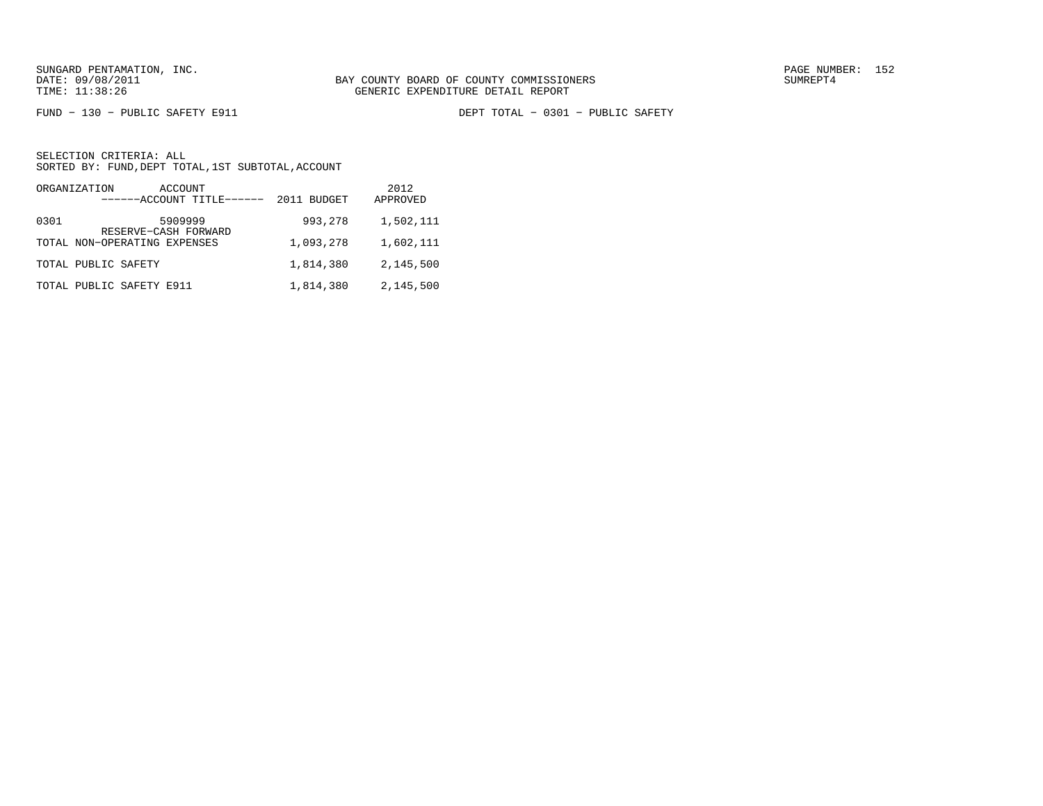BAY COUNTY BOARD OF COUNTY COMMISSIONERS
GENERIC EXPENDITURE DETAIL REPORT

FUND − 130 − PUBLIC SAFETY E911 DEPT TOTAL − 0301 − PUBLIC SAFETY

SELECTION CRITERIA: ALL
SORTED BY: FUND,DEPT TOTAL,1ST SUBTOTAL,ACCOUNT

| ORGANIZATION | ACCOUNT ------ACCOUNT TITLE------ | 2011 BUDGET | 2012 APPROVED |
|---|---|---|---|
| 0301 | 5909999 RESERVE−CASH FORWARD | 993,278 | 1,502,111 |
| TOTAL NON−OPERATING EXPENSES | | 1,093,278 | 1,602,111 |
| TOTAL PUBLIC SAFETY | | 1,814,380 | 2,145,500 |
| TOTAL PUBLIC SAFETY E911 | | 1,814,380 | 2,145,500 |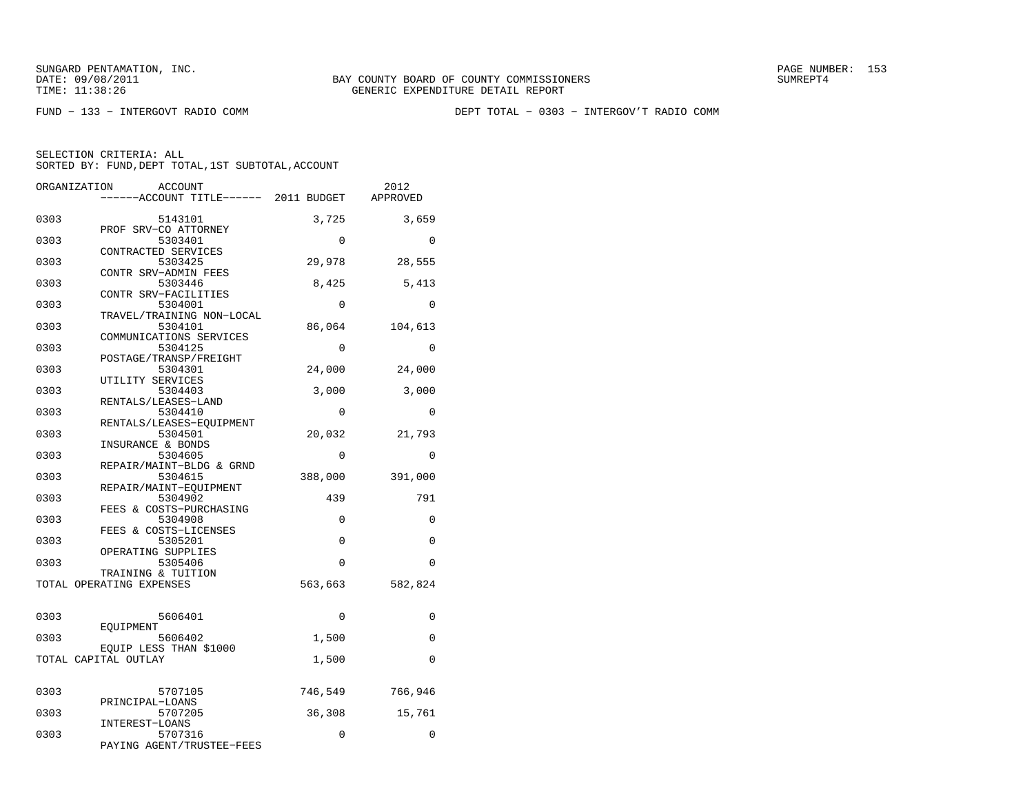SUNGARD PENTAMATION, INC.
DATE: 09/08/2011
TIME: 11:38:26

BAY COUNTY BOARD OF COUNTY COMMISSIONERS
GENERIC EXPENDITURE DETAIL REPORT

PAGE NUMBER: 153
SUMREPT4

FUND − 133 − INTERGOVT RADIO COMM

DEPT TOTAL − 0303 − INTERGOV'T RADIO COMM

SELECTION CRITERIA: ALL
SORTED BY: FUND,DEPT TOTAL,1ST SUBTOTAL,ACCOUNT

| ORGANIZATION | ACCOUNT / ACCOUNT TITLE | 2011 BUDGET | 2012 APPROVED |
|---|---|---|---|
| 0303 | 5143101 PROF SRV−CO ATTORNEY | 3,725 | 3,659 |
| 0303 | 5303401 CONTRACTED SERVICES | 0 | 0 |
| 0303 | 5303425 CONTR SRV−ADMIN FEES | 29,978 | 28,555 |
| 0303 | 5303446 CONTR SRV−FACILITIES | 8,425 | 5,413 |
| 0303 | 5304001 TRAVEL/TRAINING NON−LOCAL | 0 | 0 |
| 0303 | 5304101 COMMUNICATIONS SERVICES | 86,064 | 104,613 |
| 0303 | 5304125 POSTAGE/TRANSP/FREIGHT | 0 | 0 |
| 0303 | 5304301 UTILITY SERVICES | 24,000 | 24,000 |
| 0303 | 5304403 RENTALS/LEASES−LAND | 3,000 | 3,000 |
| 0303 | 5304410 RENTALS/LEASES−EQUIPMENT | 0 | 0 |
| 0303 | 5304501 INSURANCE & BONDS | 20,032 | 21,793 |
| 0303 | 5304605 REPAIR/MAINT−BLDG & GRND | 0 | 0 |
| 0303 | 5304615 REPAIR/MAINT−EQUIPMENT | 388,000 | 391,000 |
| 0303 | 5304902 FEES & COSTS−PURCHASING | 439 | 791 |
| 0303 | 5304908 FEES & COSTS−LICENSES | 0 | 0 |
| 0303 | 5305201 OPERATING SUPPLIES | 0 | 0 |
| 0303 | 5305406 TRAINING & TUITION | 0 | 0 |
| TOTAL OPERATING EXPENSES | | 563,663 | 582,824 |
| 0303 | 5606401 EQUIPMENT | 0 | 0 |
| 0303 | 5606402 EQUIP LESS THAN $1000 | 1,500 | 0 |
| TOTAL CAPITAL OUTLAY | | 1,500 | 0 |
| 0303 | 5707105 PRINCIPAL−LOANS | 746,549 | 766,946 |
| 0303 | 5707205 INTEREST−LOANS | 36,308 | 15,761 |
| 0303 | 5707316 PAYING AGENT/TRUSTEE−FEES | 0 | 0 |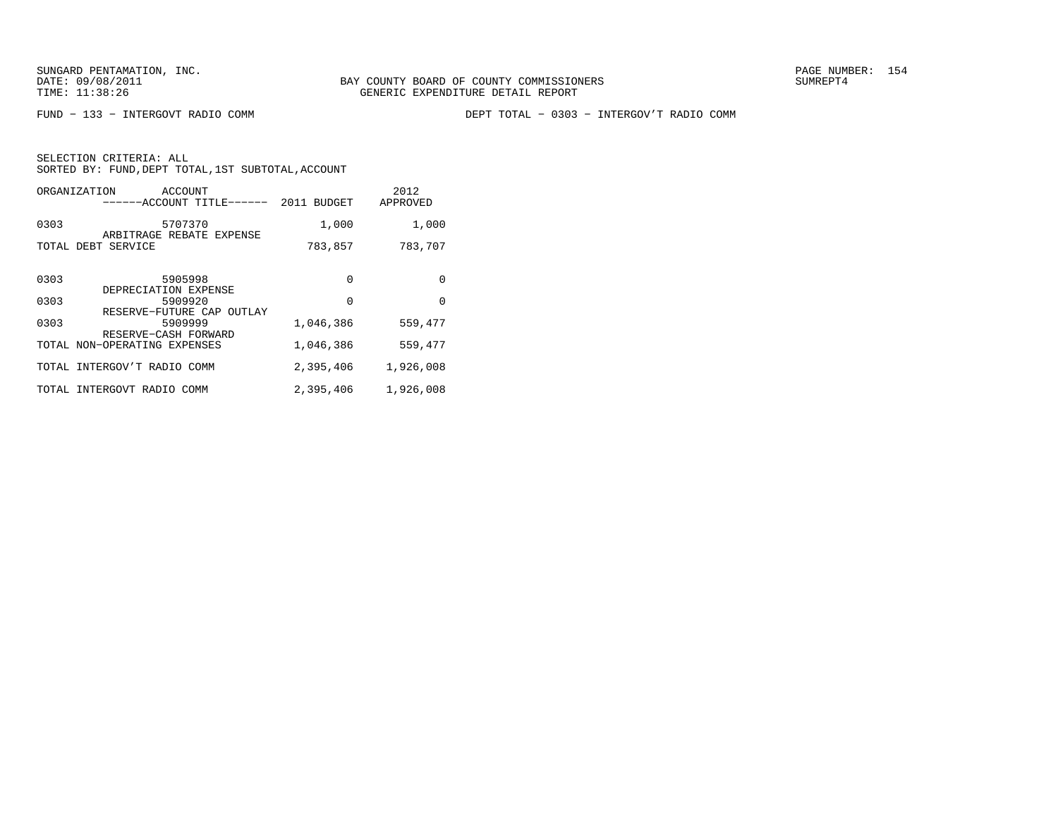SUNGARD PENTAMATION, INC.
DATE: 09/08/2011
TIME: 11:38:26

BAY COUNTY BOARD OF COUNTY COMMISSIONERS
GENERIC EXPENDITURE DETAIL REPORT

SUMREPT4

FUND − 133 − INTERGOVT RADIO COMM

DEPT TOTAL − 0303 − INTERGOV'T RADIO COMM

SELECTION CRITERIA: ALL
SORTED BY: FUND,DEPT TOTAL,1ST SUBTOTAL,ACCOUNT

| ORGANIZATION | ACCOUNT / ------ACCOUNT TITLE------ | 2011 BUDGET | 2012 APPROVED |
|---|---|---|---|
| 0303 | 5707370 ARBITRAGE REBATE EXPENSE | 1,000 | 1,000 |
| TOTAL DEBT SERVICE | | 783,857 | 783,707 |
| 0303 | 5905998 DEPRECIATION EXPENSE | 0 | 0 |
| 0303 | 5909920 RESERVE−FUTURE CAP OUTLAY | 0 | 0 |
| 0303 | 5909999 RESERVE−CASH FORWARD | 1,046,386 | 559,477 |
| TOTAL NON−OPERATING EXPENSES | | 1,046,386 | 559,477 |
| TOTAL INTERGOV'T RADIO COMM | | 2,395,406 | 1,926,008 |
| TOTAL INTERGOVT RADIO COMM | | 2,395,406 | 1,926,008 |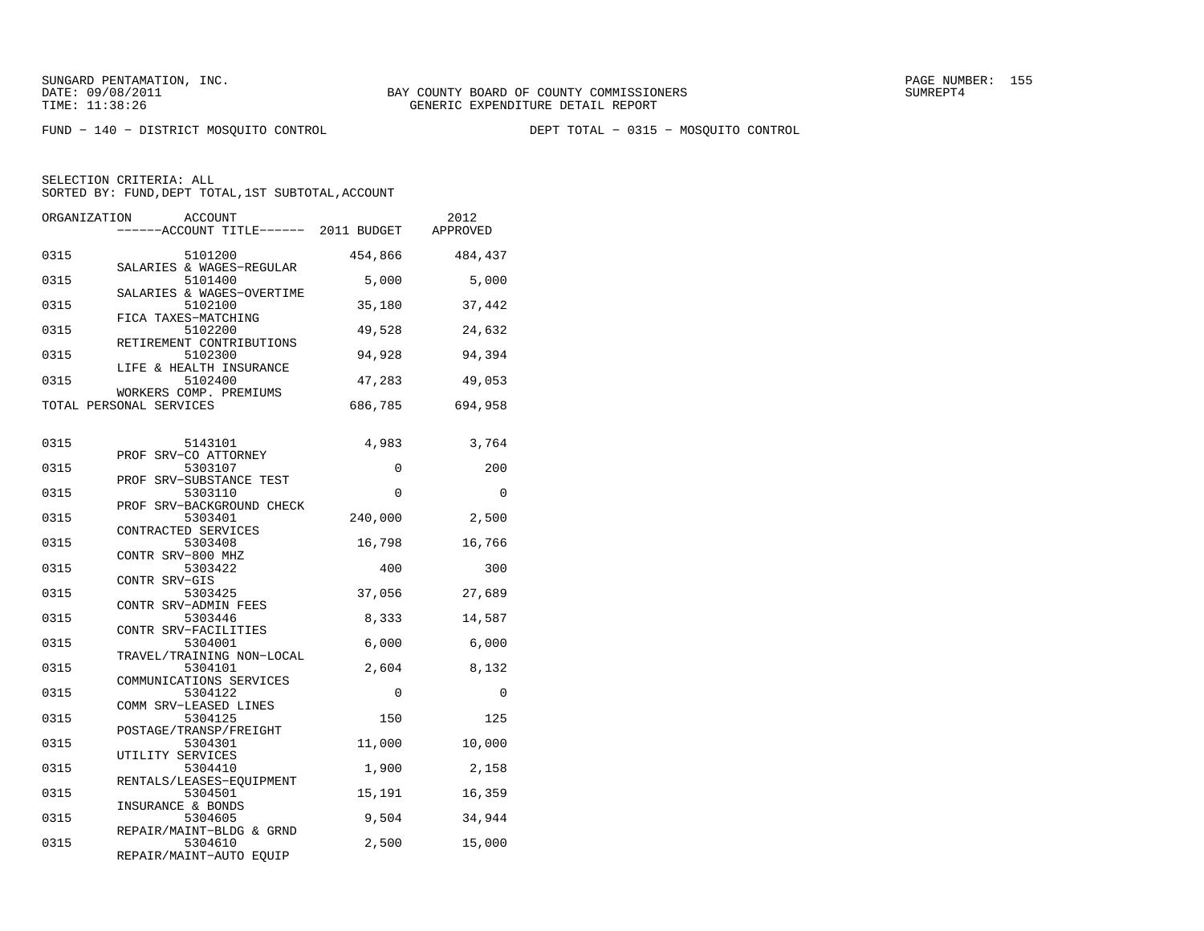SUNGARD PENTAMATION, INC.
DATE: 09/08/2011
TIME: 11:38:26

BAY COUNTY BOARD OF COUNTY COMMISSIONERS
GENERIC EXPENDITURE DETAIL REPORT

SUMREPT4

FUND − 140 − DISTRICT MOSQUITO CONTROL　　　　DEPT TOTAL − 0315 − MOSQUITO CONTROL

SELECTION CRITERIA: ALL
SORTED BY: FUND,DEPT TOTAL,1ST SUBTOTAL,ACCOUNT

| ORGANIZATION | ACCOUNT / ACCOUNT TITLE | 2011 BUDGET | 2012 APPROVED |
|---|---|---|---|
| 0315 | 5101200 SALARIES & WAGES−REGULAR | 454,866 | 484,437 |
| 0315 | 5101400 SALARIES & WAGES−OVERTIME | 5,000 | 5,000 |
| 0315 | 5102100 FICA TAXES−MATCHING | 35,180 | 37,442 |
| 0315 | 5102200 RETIREMENT CONTRIBUTIONS | 49,528 | 24,632 |
| 0315 | 5102300 LIFE & HEALTH INSURANCE | 94,928 | 94,394 |
| 0315 | 5102400 WORKERS COMP. PREMIUMS | 47,283 | 49,053 |
| TOTAL PERSONAL SERVICES | | 686,785 | 694,958 |
| 0315 | 5143101 PROF SRV−CO ATTORNEY | 4,983 | 3,764 |
| 0315 | 5303107 PROF SRV−SUBSTANCE TEST | 0 | 200 |
| 0315 | 5303110 PROF SRV−BACKGROUND CHECK | 0 | 0 |
| 0315 | 5303401 CONTRACTED SERVICES | 240,000 | 2,500 |
| 0315 | 5303408 CONTR SRV−800 MHZ | 16,798 | 16,766 |
| 0315 | 5303422 CONTR SRV−GIS | 400 | 300 |
| 0315 | 5303425 CONTR SRV−ADMIN FEES | 37,056 | 27,689 |
| 0315 | 5303446 CONTR SRV−FACILITIES | 8,333 | 14,587 |
| 0315 | 5304001 TRAVEL/TRAINING NON−LOCAL | 6,000 | 6,000 |
| 0315 | 5304101 COMMUNICATIONS SERVICES | 2,604 | 8,132 |
| 0315 | 5304122 COMM SRV−LEASED LINES | 0 | 0 |
| 0315 | 5304125 POSTAGE/TRANSP/FREIGHT | 150 | 125 |
| 0315 | 5304301 UTILITY SERVICES | 11,000 | 10,000 |
| 0315 | 5304410 RENTALS/LEASES−EQUIPMENT | 1,900 | 2,158 |
| 0315 | 5304501 INSURANCE & BONDS | 15,191 | 16,359 |
| 0315 | 5304605 REPAIR/MAINT−BLDG & GRND | 9,504 | 34,944 |
| 0315 | 5304610 REPAIR/MAINT−AUTO EQUIP | 2,500 | 15,000 |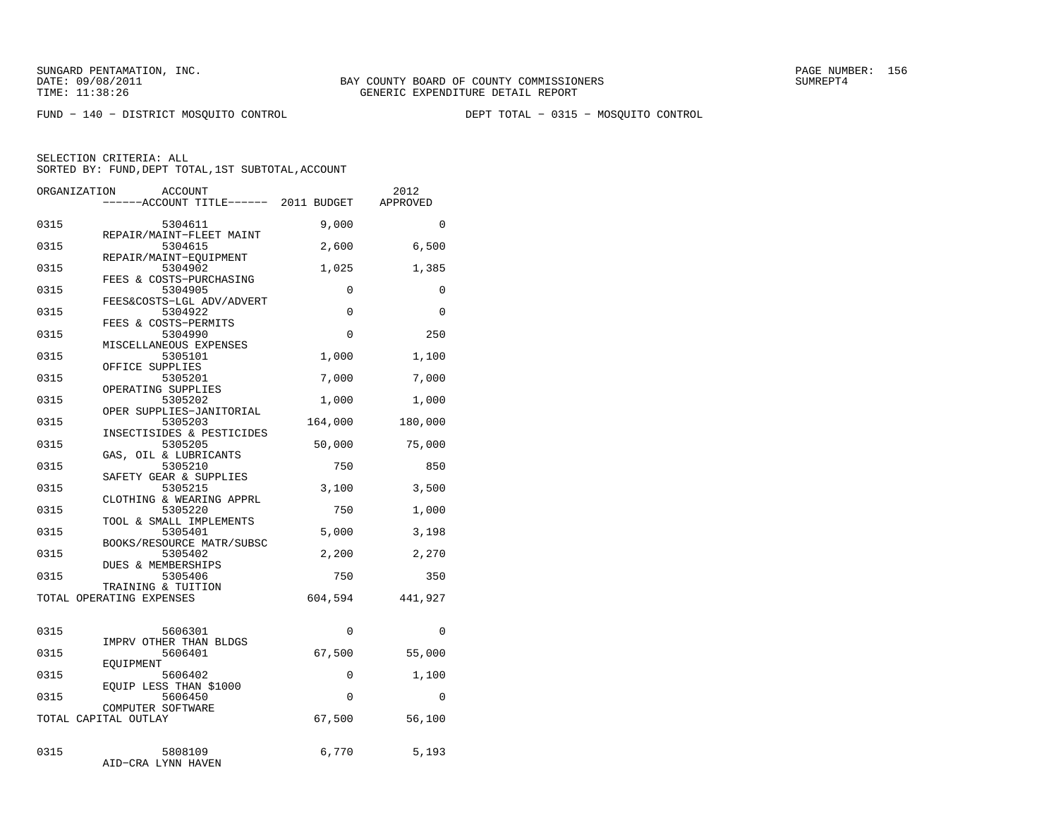FUND − 140 − DISTRICT MOSQUITO CONTROL    DEPT TOTAL − 0315 − MOSQUITO CONTROL

SELECTION CRITERIA: ALL
SORTED BY: FUND,DEPT TOTAL,1ST SUBTOTAL,ACCOUNT

| ORGANIZATION | ACCOUNT / ------ACCOUNT TITLE------ | 2011 BUDGET | 2012 APPROVED |
|---|---|---|---|
| 0315 | 5304611 REPAIR/MAINT−FLEET MAINT | 9,000 | 0 |
| 0315 | 5304615 REPAIR/MAINT−EQUIPMENT | 2,600 | 6,500 |
| 0315 | 5304902 FEES & COSTS−PURCHASING | 1,025 | 1,385 |
| 0315 | 5304905 FEES&COSTS−LGL ADV/ADVERT | 0 | 0 |
| 0315 | 5304922 FEES & COSTS−PERMITS | 0 | 0 |
| 0315 | 5304990 MISCELLANEOUS EXPENSES | 0 | 250 |
| 0315 | 5305101 OFFICE SUPPLIES | 1,000 | 1,100 |
| 0315 | 5305201 OPERATING SUPPLIES | 7,000 | 7,000 |
| 0315 | 5305202 OPER SUPPLIES−JANITORIAL | 1,000 | 1,000 |
| 0315 | 5305203 INSECTISIDES & PESTICIDES | 164,000 | 180,000 |
| 0315 | 5305205 GAS, OIL & LUBRICANTS | 50,000 | 75,000 |
| 0315 | 5305210 SAFETY GEAR & SUPPLIES | 750 | 850 |
| 0315 | 5305215 CLOTHING & WEARING APPRL | 3,100 | 3,500 |
| 0315 | 5305220 TOOL & SMALL IMPLEMENTS | 750 | 1,000 |
| 0315 | 5305401 BOOKS/RESOURCE MATR/SUBSC | 5,000 | 3,198 |
| 0315 | 5305402 DUES & MEMBERSHIPS | 2,200 | 2,270 |
| 0315 | 5305406 TRAINING & TUITION | 750 | 350 |
| TOTAL OPERATING EXPENSES | | 604,594 | 441,927 |
| 0315 | 5606301 IMPRV OTHER THAN BLDGS | 0 | 0 |
| 0315 | 5606401 EQUIPMENT | 67,500 | 55,000 |
| 0315 | 5606402 EQUIP LESS THAN $1000 | 0 | 1,100 |
| 0315 | 5606450 COMPUTER SOFTWARE | 0 | 0 |
| TOTAL CAPITAL OUTLAY | | 67,500 | 56,100 |
| 0315 | 5808109 AID−CRA LYNN HAVEN | 6,770 | 5,193 |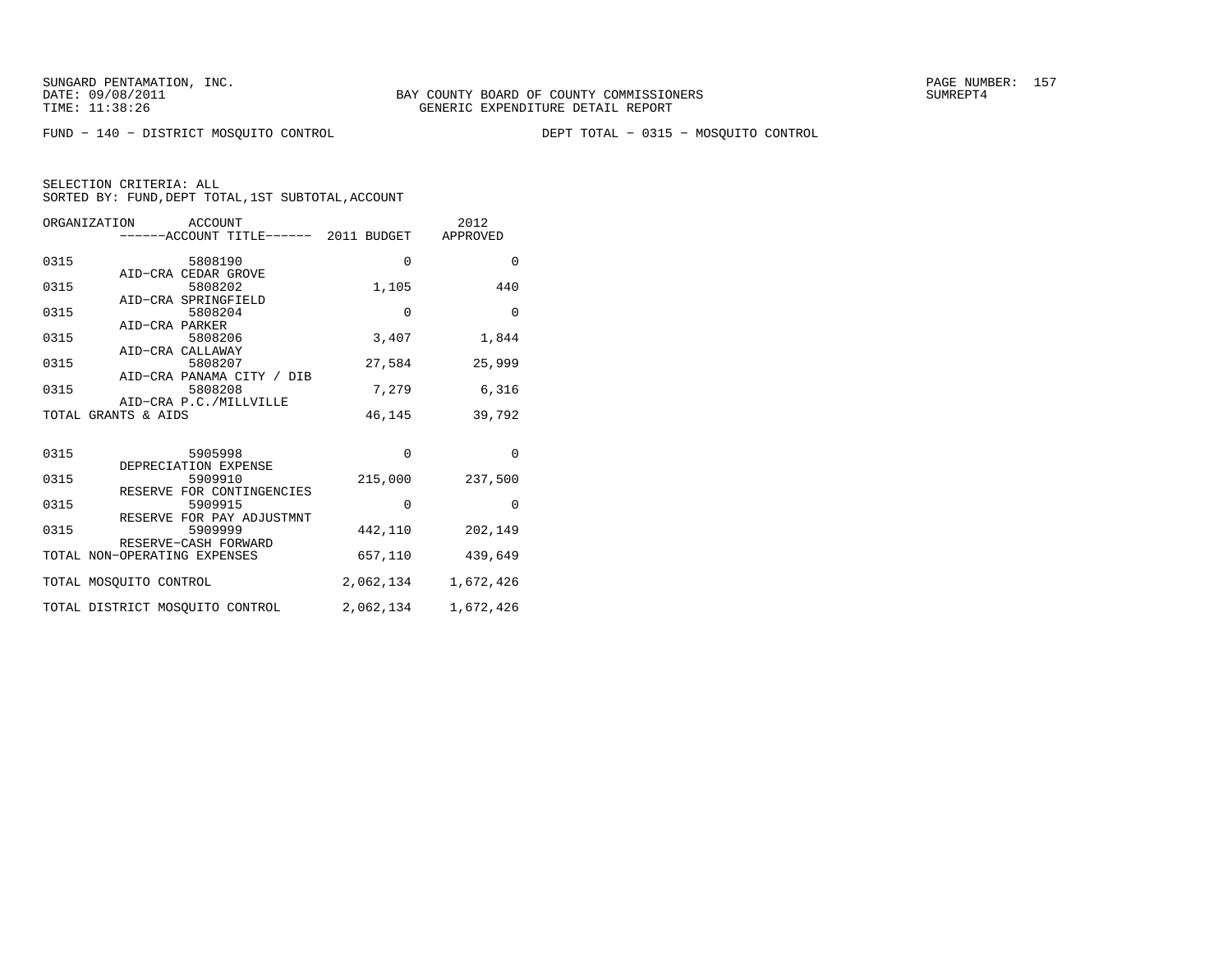SUNGARD PENTAMATION, INC.
DATE: 09/08/2011
TIME: 11:38:26

BAY COUNTY BOARD OF COUNTY COMMISSIONERS
GENERIC EXPENDITURE DETAIL REPORT

SUMREPT4

FUND − 140 − DISTRICT MOSQUITO CONTROL    DEPT TOTAL − 0315 − MOSQUITO CONTROL

SELECTION CRITERIA: ALL
SORTED BY: FUND,DEPT TOTAL,1ST SUBTOTAL,ACCOUNT

| ORGANIZATION | ACCOUNT / ACCOUNT TITLE | 2011 BUDGET | 2012 APPROVED |
|---|---|---|---|
| 0315 | 5808190 AID−CRA CEDAR GROVE | 0 | 0 |
| 0315 | 5808202 AID−CRA SPRINGFIELD | 1,105 | 440 |
| 0315 | 5808204 AID−CRA PARKER | 0 | 0 |
| 0315 | 5808206 AID−CRA CALLAWAY | 3,407 | 1,844 |
| 0315 | 5808207 AID−CRA PANAMA CITY / DIB | 27,584 | 25,999 |
| 0315 | 5808208 AID−CRA P.C./MILLVILLE | 7,279 | 6,316 |
| TOTAL GRANTS & AIDS | | 46,145 | 39,792 |
| 0315 | 5905998 DEPRECIATION EXPENSE | 0 | 0 |
| 0315 | 5909910 RESERVE FOR CONTINGENCIES | 215,000 | 237,500 |
| 0315 | 5909915 RESERVE FOR PAY ADJUSTMNT | 0 | 0 |
| 0315 | 5909999 RESERVE−CASH FORWARD | 442,110 | 202,149 |
| TOTAL NON−OPERATING EXPENSES | | 657,110 | 439,649 |
| TOTAL MOSQUITO CONTROL | | 2,062,134 | 1,672,426 |
| TOTAL DISTRICT MOSQUITO CONTROL | | 2,062,134 | 1,672,426 |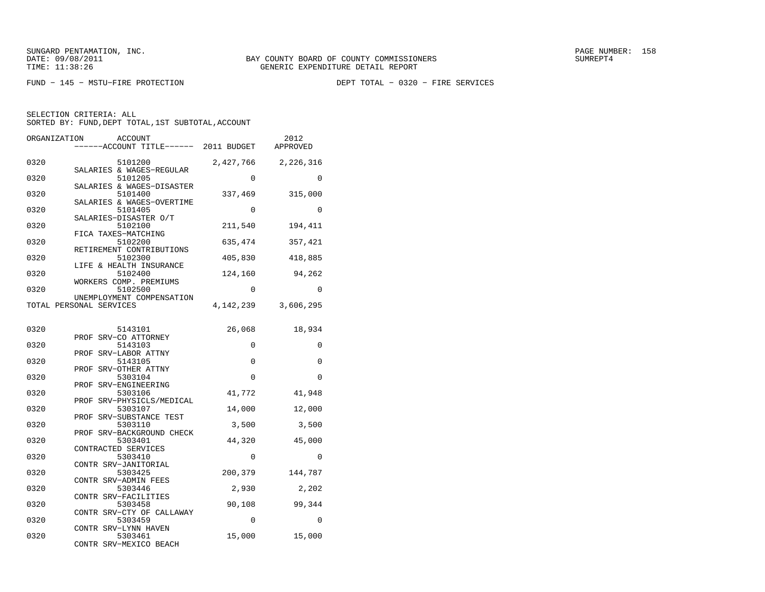BAY COUNTY BOARD OF COUNTY COMMISSIONERS
GENERIC EXPENDITURE DETAIL REPORT

SUNGARD PENTAMATION, INC.
DATE: 09/08/2011
TIME: 11:38:26

FUND - 145 - MSTU-FIRE PROTECTION

DEPT TOTAL - 0320 - FIRE SERVICES

SELECTION CRITERIA: ALL
SORTED BY: FUND,DEPT TOTAL,1ST SUBTOTAL,ACCOUNT

| ORGANIZATION | ACCOUNT | ACCOUNT TITLE | 2011 BUDGET | 2012 APPROVED |
|---|---|---|---|---|
| 0320 | 5101200 | SALARIES & WAGES-REGULAR | 2,427,766 | 2,226,316 |
| 0320 | 5101205 | SALARIES & WAGES-DISASTER | 0 | 0 |
| 0320 | 5101400 | SALARIES & WAGES-OVERTIME | 337,469 | 315,000 |
| 0320 | 5101405 | SALARIES-DISASTER O/T | 0 | 0 |
| 0320 | 5102100 | FICA TAXES-MATCHING | 211,540 | 194,411 |
| 0320 | 5102200 | RETIREMENT CONTRIBUTIONS | 635,474 | 357,421 |
| 0320 | 5102300 | LIFE & HEALTH INSURANCE | 405,830 | 418,885 |
| 0320 | 5102400 | WORKERS COMP. PREMIUMS | 124,160 | 94,262 |
| 0320 | 5102500 | UNEMPLOYMENT COMPENSATION | 0 | 0 |
| TOTAL PERSONAL SERVICES | | | 4,142,239 | 3,606,295 |
| 0320 | 5143101 | PROF SRV-CO ATTORNEY | 26,068 | 18,934 |
| 0320 | 5143103 | PROF SRV-LABOR ATTNY | 0 | 0 |
| 0320 | 5143105 | PROF SRV-OTHER ATTNY | 0 | 0 |
| 0320 | 5303104 | PROF SRV-ENGINEERING | 0 | 0 |
| 0320 | 5303106 | PROF SRV-PHYSICLS/MEDICAL | 41,772 | 41,948 |
| 0320 | 5303107 | PROF SRV-SUBSTANCE TEST | 14,000 | 12,000 |
| 0320 | 5303110 | PROF SRV-BACKGROUND CHECK | 3,500 | 3,500 |
| 0320 | 5303401 | CONTRACTED SERVICES | 44,320 | 45,000 |
| 0320 | 5303410 | CONTR SRV-JANITORIAL | 0 | 0 |
| 0320 | 5303425 | CONTR SRV-ADMIN FEES | 200,379 | 144,787 |
| 0320 | 5303446 | CONTR SRV-FACILITIES | 2,930 | 2,202 |
| 0320 | 5303458 | CONTR SRV-CTY OF CALLAWAY | 90,108 | 99,344 |
| 0320 | 5303459 | CONTR SRV-LYNN HAVEN | 0 | 0 |
| 0320 | 5303461 | CONTR SRV-MEXICO BEACH | 15,000 | 15,000 |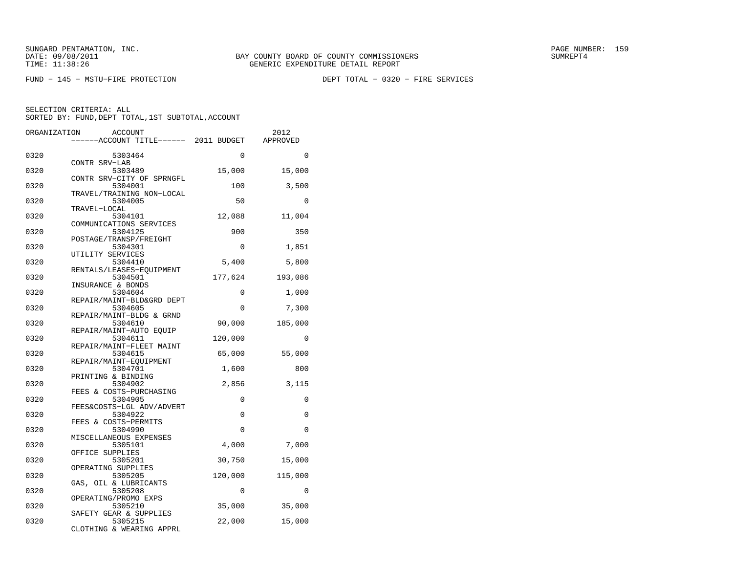SUNGARD PENTAMATION, INC.
DATE: 09/08/2011
TIME: 11:38:26

BAY COUNTY BOARD OF COUNTY COMMISSIONERS
GENERIC EXPENDITURE DETAIL REPORT

SUMREPT4

FUND − 145 − MSTU−FIRE PROTECTION

DEPT TOTAL − 0320 − FIRE SERVICES

SELECTION CRITERIA: ALL
SORTED BY: FUND,DEPT TOTAL,1ST SUBTOTAL,ACCOUNT

| ORGANIZATION | ACCOUNT / ACCOUNT TITLE | 2011 BUDGET | 2012 APPROVED |
|---|---|---|---|
| 0320 | 5303464 CONTR SRV−LAB | 0 | 0 |
| 0320 | 5303489 CONTR SRV−CITY OF SPRNGFL | 15,000 | 15,000 |
| 0320 | 5304001 TRAVEL/TRAINING NON−LOCAL | 100 | 3,500 |
| 0320 | 5304005 TRAVEL−LOCAL | 50 | 0 |
| 0320 | 5304101 COMMUNICATIONS SERVICES | 12,088 | 11,004 |
| 0320 | 5304125 POSTAGE/TRANSP/FREIGHT | 900 | 350 |
| 0320 | 5304301 UTILITY SERVICES | 0 | 1,851 |
| 0320 | 5304410 RENTALS/LEASES−EQUIPMENT | 5,400 | 5,800 |
| 0320 | 5304501 INSURANCE & BONDS | 177,624 | 193,086 |
| 0320 | 5304604 REPAIR/MAINT−BLD&GRD DEPT | 0 | 1,000 |
| 0320 | 5304605 REPAIR/MAINT−BLDG & GRND | 0 | 7,300 |
| 0320 | 5304610 REPAIR/MAINT−AUTO EQUIP | 90,000 | 185,000 |
| 0320 | 5304611 REPAIR/MAINT−FLEET MAINT | 120,000 | 0 |
| 0320 | 5304615 REPAIR/MAINT−EQUIPMENT | 65,000 | 55,000 |
| 0320 | 5304701 PRINTING & BINDING | 1,600 | 800 |
| 0320 | 5304902 FEES & COSTS−PURCHASING | 2,856 | 3,115 |
| 0320 | 5304905 FEES&COSTS−LGL ADV/ADVERT | 0 | 0 |
| 0320 | 5304922 FEES & COSTS−PERMITS | 0 | 0 |
| 0320 | 5304990 MISCELLANEOUS EXPENSES | 0 | 0 |
| 0320 | 5305101 OFFICE SUPPLIES | 4,000 | 7,000 |
| 0320 | 5305201 OPERATING SUPPLIES | 30,750 | 15,000 |
| 0320 | 5305205 GAS, OIL & LUBRICANTS | 120,000 | 115,000 |
| 0320 | 5305208 OPERATING/PROMO EXPS | 0 | 0 |
| 0320 | 5305210 SAFETY GEAR & SUPPLIES | 35,000 | 35,000 |
| 0320 | 5305215 CLOTHING & WEARING APPRL | 22,000 | 15,000 |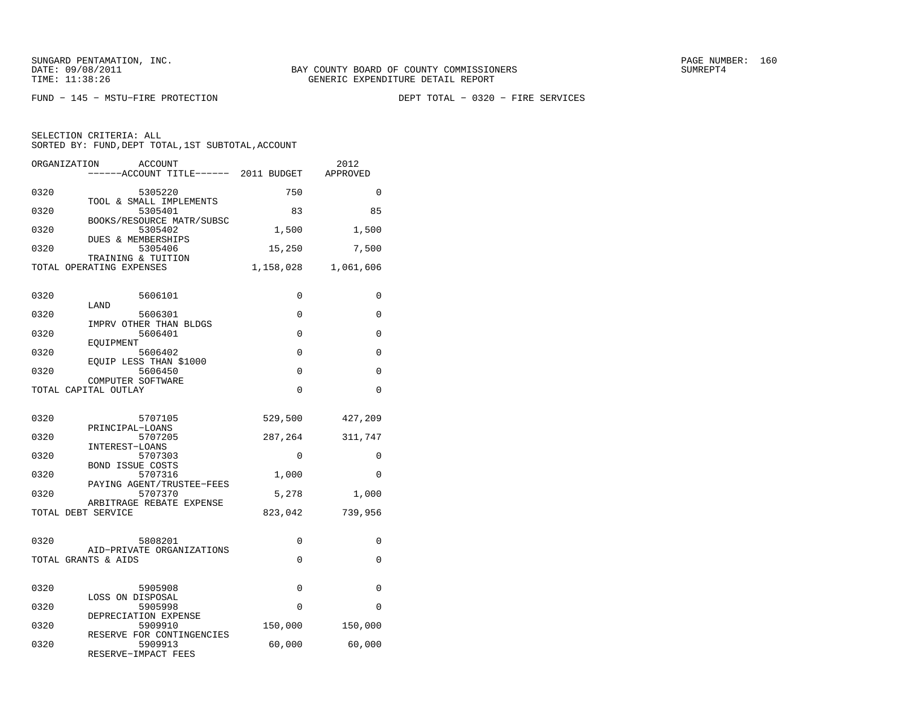FUND − 145 − MSTU−FIRE PROTECTION

DEPT TOTAL − 0320 − FIRE SERVICES

SELECTION CRITERIA: ALL
SORTED BY: FUND,DEPT TOTAL,1ST SUBTOTAL,ACCOUNT

| ORGANIZATION | ACCOUNT / ACCOUNT TITLE | 2011 BUDGET | 2012 APPROVED |
|---|---|---|---|
| 0320 | 5305220 TOOL & SMALL IMPLEMENTS | 750 | 0 |
| 0320 | 5305401 BOOKS/RESOURCE MATR/SUBSC | 83 | 85 |
| 0320 | 5305402 DUES & MEMBERSHIPS | 1,500 | 1,500 |
| 0320 | 5305406 TRAINING & TUITION | 15,250 | 7,500 |
| TOTAL OPERATING EXPENSES | | 1,158,028 | 1,061,606 |
| 0320 | 5606101 LAND | 0 | 0 |
| 0320 | 5606301 IMPRV OTHER THAN BLDGS | 0 | 0 |
| 0320 | 5606401 EQUIPMENT | 0 | 0 |
| 0320 | 5606402 EQUIP LESS THAN $1000 | 0 | 0 |
| 0320 | 5606450 COMPUTER SOFTWARE | 0 | 0 |
| TOTAL CAPITAL OUTLAY | | 0 | 0 |
| 0320 | 5707105 PRINCIPAL−LOANS | 529,500 | 427,209 |
| 0320 | 5707205 INTEREST−LOANS | 287,264 | 311,747 |
| 0320 | 5707303 BOND ISSUE COSTS | 0 | 0 |
| 0320 | 5707316 PAYING AGENT/TRUSTEE−FEES | 1,000 | 0 |
| 0320 | 5707370 ARBITRAGE REBATE EXPENSE | 5,278 | 1,000 |
| TOTAL DEBT SERVICE | | 823,042 | 739,956 |
| 0320 | 5808201 AID−PRIVATE ORGANIZATIONS | 0 | 0 |
| TOTAL GRANTS & AIDS | | 0 | 0 |
| 0320 | 5905908 LOSS ON DISPOSAL | 0 | 0 |
| 0320 | 5905998 DEPRECIATION EXPENSE | 0 | 0 |
| 0320 | 5909910 RESERVE FOR CONTINGENCIES | 150,000 | 150,000 |
| 0320 | 5909913 RESERVE−IMPACT FEES | 60,000 | 60,000 |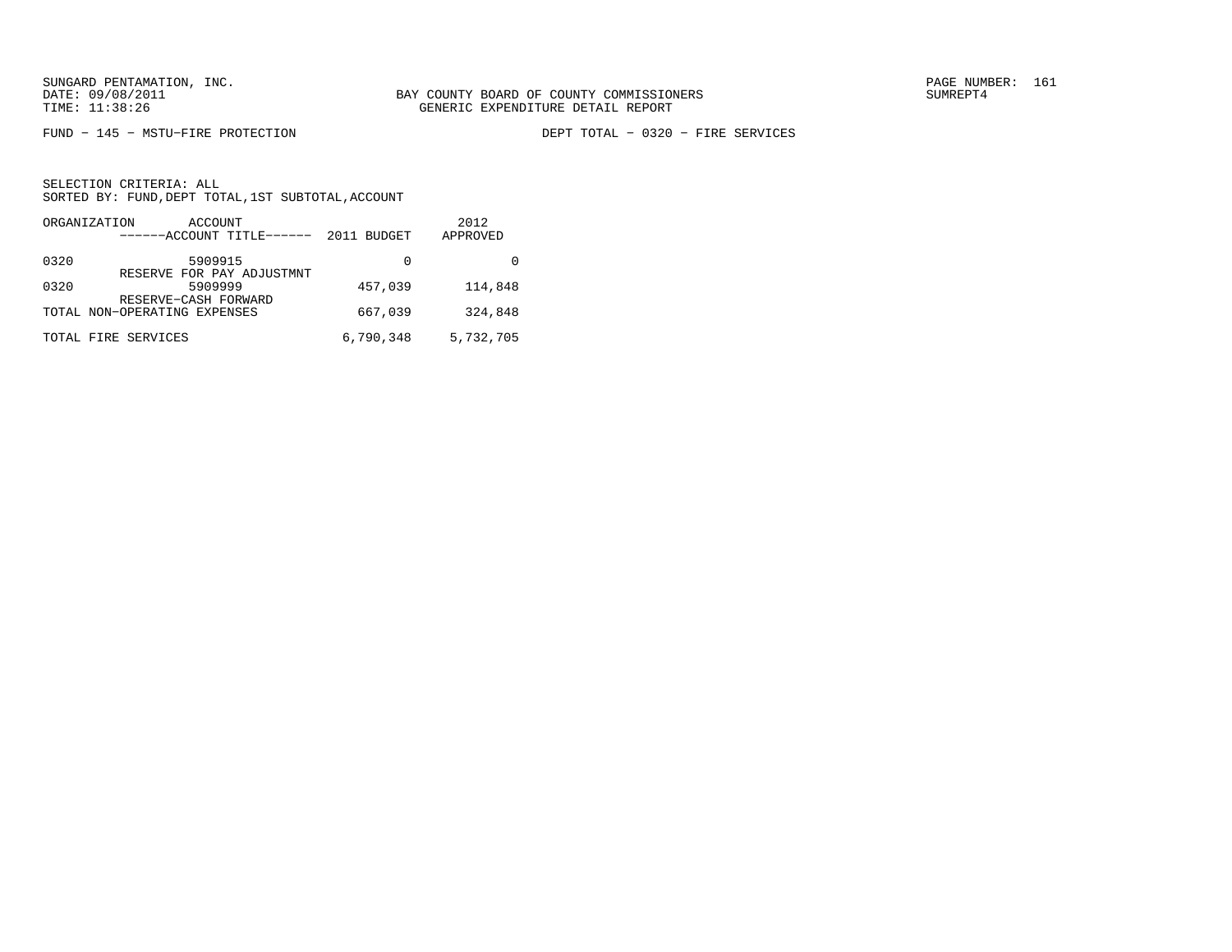SUNGARD PENTAMATION, INC.
DATE: 09/08/2011
TIME: 11:38:26

BAY COUNTY BOARD OF COUNTY COMMISSIONERS
GENERIC EXPENDITURE DETAIL REPORT

PAGE NUMBER: 161
SUMREPT4

FUND − 145 − MSTU−FIRE PROTECTION

DEPT TOTAL − 0320 − FIRE SERVICES

SELECTION CRITERIA: ALL
SORTED BY: FUND,DEPT TOTAL,1ST SUBTOTAL,ACCOUNT

| ORGANIZATION | ACCOUNT ------ACCOUNT TITLE------ | 2011 BUDGET | 2012 APPROVED |
|---|---|---|---|
| 0320 | 5909915 RESERVE FOR PAY ADJUSTMNT | 0 | 0 |
| 0320 | 5909999 RESERVE−CASH FORWARD | 457,039 | 114,848 |
| TOTAL NON−OPERATING EXPENSES | | 667,039 | 324,848 |
| TOTAL FIRE SERVICES | | 6,790,348 | 5,732,705 |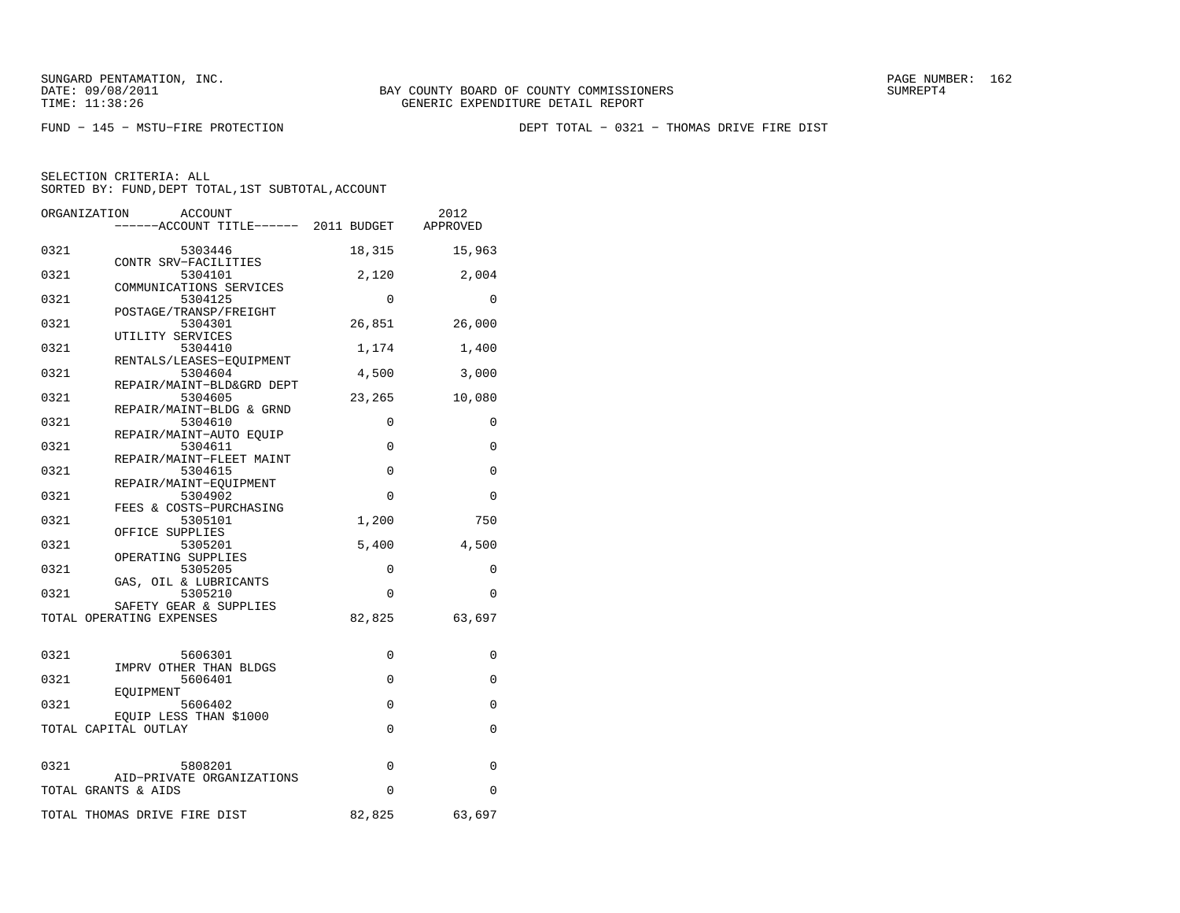SUNGARD PENTAMATION, INC.
DATE: 09/08/2011 BAY COUNTY BOARD OF COUNTY COMMISSIONERS SUMREPT4
TIME: 11:38:26 GENERIC EXPENDITURE DETAIL REPORT

FUND − 145 − MSTU−FIRE PROTECTION DEPT TOTAL − 0321 − THOMAS DRIVE FIRE DIST

SELECTION CRITERIA: ALL
SORTED BY: FUND,DEPT TOTAL,1ST SUBTOTAL,ACCOUNT

| ORGANIZATION | ACCOUNT / ------ACCOUNT TITLE------ | 2011 BUDGET | 2012 APPROVED |
|---|---|---|---|
| 0321 | 5303446 CONTR SRV−FACILITIES | 18,315 | 15,963 |
| 0321 | 5304101 COMMUNICATIONS SERVICES | 2,120 | 2,004 |
| 0321 | 5304125 POSTAGE/TRANSP/FREIGHT | 0 | 0 |
| 0321 | 5304301 UTILITY SERVICES | 26,851 | 26,000 |
| 0321 | 5304410 RENTALS/LEASES−EQUIPMENT | 1,174 | 1,400 |
| 0321 | 5304604 REPAIR/MAINT−BLD&GRD DEPT | 4,500 | 3,000 |
| 0321 | 5304605 REPAIR/MAINT−BLDG & GRND | 23,265 | 10,080 |
| 0321 | 5304610 REPAIR/MAINT−AUTO EQUIP | 0 | 0 |
| 0321 | 5304611 REPAIR/MAINT−FLEET MAINT | 0 | 0 |
| 0321 | 5304615 REPAIR/MAINT−EQUIPMENT | 0 | 0 |
| 0321 | 5304902 FEES & COSTS−PURCHASING | 0 | 0 |
| 0321 | 5305101 OFFICE SUPPLIES | 1,200 | 750 |
| 0321 | 5305201 OPERATING SUPPLIES | 5,400 | 4,500 |
| 0321 | 5305205 GAS, OIL & LUBRICANTS | 0 | 0 |
| 0321 | 5305210 SAFETY GEAR & SUPPLIES | 0 | 0 |
| TOTAL OPERATING EXPENSES | | 82,825 | 63,697 |
| 0321 | 5606301 IMPRV OTHER THAN BLDGS | 0 | 0 |
| 0321 | 5606401 EQUIPMENT | 0 | 0 |
| 0321 | 5606402 EQUIP LESS THAN $1000 | 0 | 0 |
| TOTAL CAPITAL OUTLAY | | 0 | 0 |
| 0321 | 5808201 AID−PRIVATE ORGANIZATIONS | 0 | 0 |
| TOTAL GRANTS & AIDS | | 0 | 0 |
| TOTAL THOMAS DRIVE FIRE DIST | | 82,825 | 63,697 |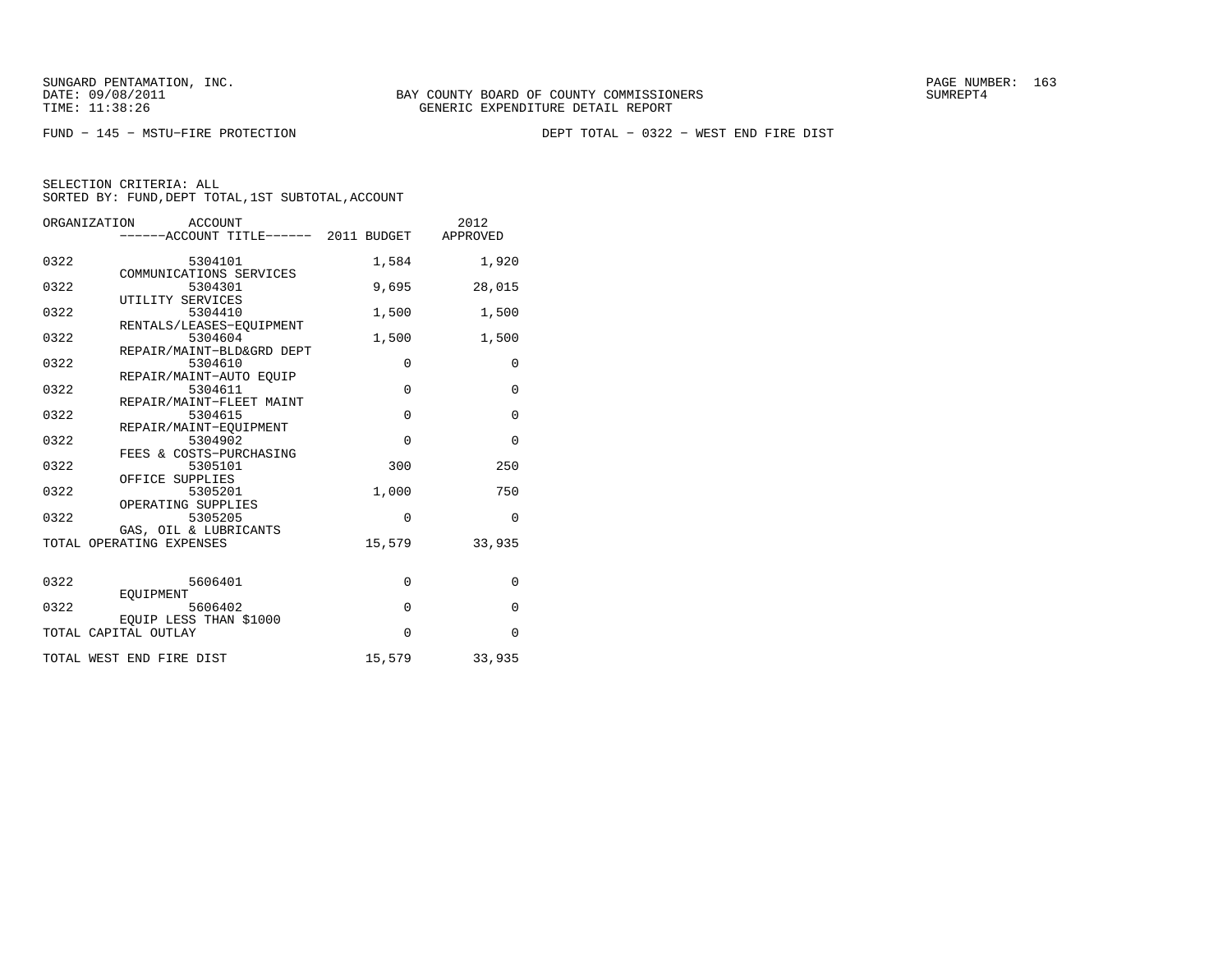SUNGARD PENTAMATION, INC.
DATE: 09/08/2011
TIME: 11:38:26

BAY COUNTY BOARD OF COUNTY COMMISSIONERS
GENERIC EXPENDITURE DETAIL REPORT

SUMREPT4

FUND − 145 − MSTU−FIRE PROTECTION

DEPT TOTAL − 0322 − WEST END FIRE DIST

SELECTION CRITERIA: ALL
SORTED BY: FUND,DEPT TOTAL,1ST SUBTOTAL,ACCOUNT

| ORGANIZATION | ACCOUNT / ACCOUNT TITLE | 2011 BUDGET | 2012 APPROVED |
|---|---|---|---|
| 0322 | 5304101 COMMUNICATIONS SERVICES | 1,584 | 1,920 |
| 0322 | 5304301 UTILITY SERVICES | 9,695 | 28,015 |
| 0322 | 5304410 RENTALS/LEASES−EQUIPMENT | 1,500 | 1,500 |
| 0322 | 5304604 REPAIR/MAINT−BLD&GRD DEPT | 1,500 | 1,500 |
| 0322 | 5304610 REPAIR/MAINT−AUTO EQUIP | 0 | 0 |
| 0322 | 5304611 REPAIR/MAINT−FLEET MAINT | 0 | 0 |
| 0322 | 5304615 REPAIR/MAINT−EQUIPMENT | 0 | 0 |
| 0322 | 5304902 FEES & COSTS−PURCHASING | 0 | 0 |
| 0322 | 5305101 OFFICE SUPPLIES | 300 | 250 |
| 0322 | 5305201 OPERATING SUPPLIES | 1,000 | 750 |
| 0322 | 5305205 GAS, OIL & LUBRICANTS | 0 | 0 |
| TOTAL OPERATING EXPENSES | | 15,579 | 33,935 |
| 0322 | 5606401 EQUIPMENT | 0 | 0 |
| 0322 | 5606402 EQUIP LESS THAN $1000 | 0 | 0 |
| TOTAL CAPITAL OUTLAY | | 0 | 0 |
| TOTAL WEST END FIRE DIST | | 15,579 | 33,935 |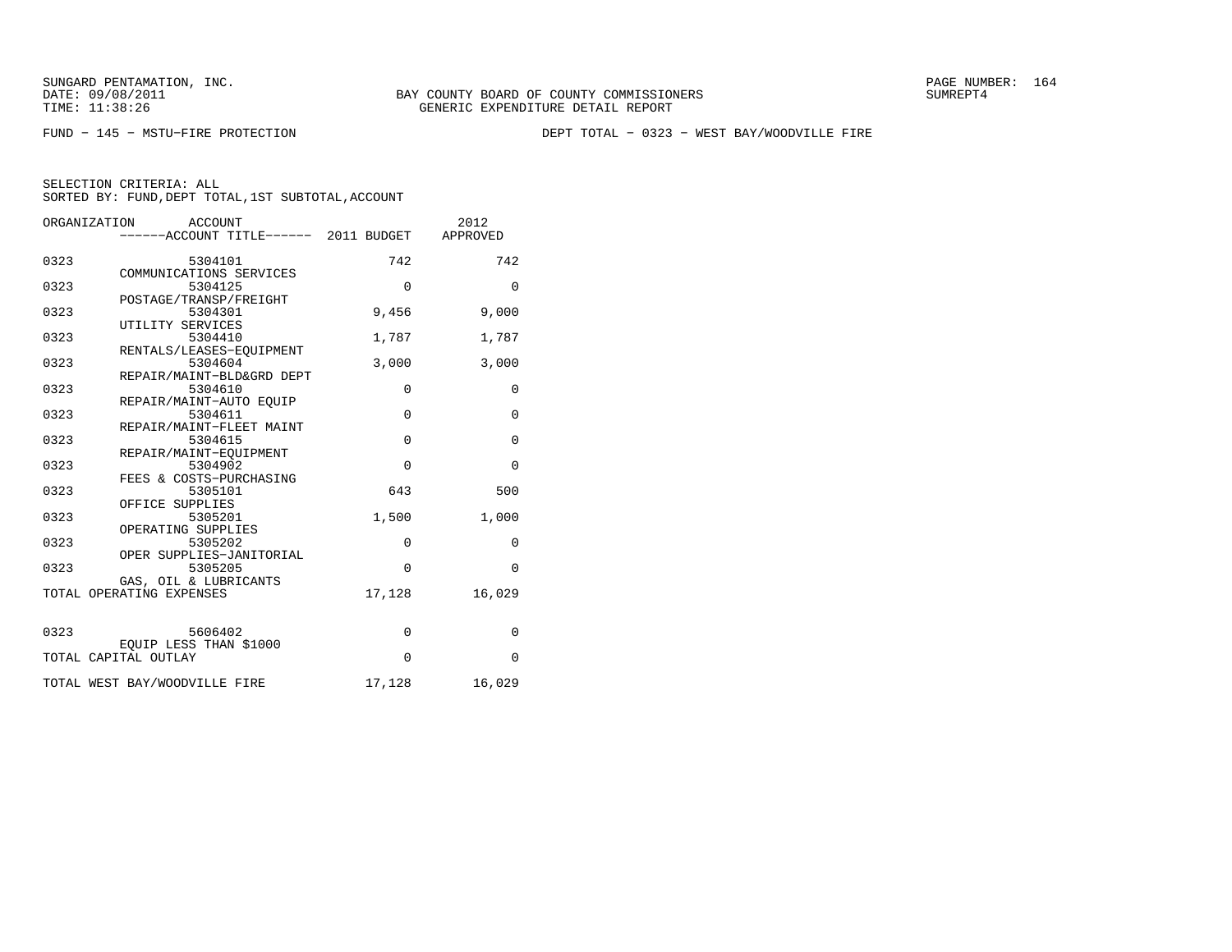BAY COUNTY BOARD OF COUNTY COMMISSIONERS
GENERIC EXPENDITURE DETAIL REPORT

FUND − 145 − MSTU−FIRE PROTECTION

DEPT TOTAL − 0323 − WEST BAY/WOODVILLE FIRE

SELECTION CRITERIA: ALL
SORTED BY: FUND,DEPT TOTAL,1ST SUBTOTAL,ACCOUNT

| ORGANIZATION | ACCOUNT / ACCOUNT TITLE | 2011 BUDGET | 2012 APPROVED |
|---|---|---|---|
| 0323 | 5304101 COMMUNICATIONS SERVICES | 742 | 742 |
| 0323 | 5304125 POSTAGE/TRANSP/FREIGHT | 0 | 0 |
| 0323 | 5304301 UTILITY SERVICES | 9,456 | 9,000 |
| 0323 | 5304410 RENTALS/LEASES−EQUIPMENT | 1,787 | 1,787 |
| 0323 | 5304604 REPAIR/MAINT−BLD&GRD DEPT | 3,000 | 3,000 |
| 0323 | 5304610 REPAIR/MAINT−AUTO EQUIP | 0 | 0 |
| 0323 | 5304611 REPAIR/MAINT−FLEET MAINT | 0 | 0 |
| 0323 | 5304615 REPAIR/MAINT−EQUIPMENT | 0 | 0 |
| 0323 | 5304902 FEES & COSTS−PURCHASING | 0 | 0 |
| 0323 | 5305101 OFFICE SUPPLIES | 643 | 500 |
| 0323 | 5305201 OPERATING SUPPLIES | 1,500 | 1,000 |
| 0323 | 5305202 OPER SUPPLIES−JANITORIAL | 0 | 0 |
| 0323 | 5305205 GAS, OIL & LUBRICANTS | 0 | 0 |
| TOTAL OPERATING EXPENSES | | 17,128 | 16,029 |
| 0323 | 5606402 EQUIP LESS THAN $1000 | 0 | 0 |
| TOTAL CAPITAL OUTLAY | | 0 | 0 |
| TOTAL WEST BAY/WOODVILLE FIRE | | 17,128 | 16,029 |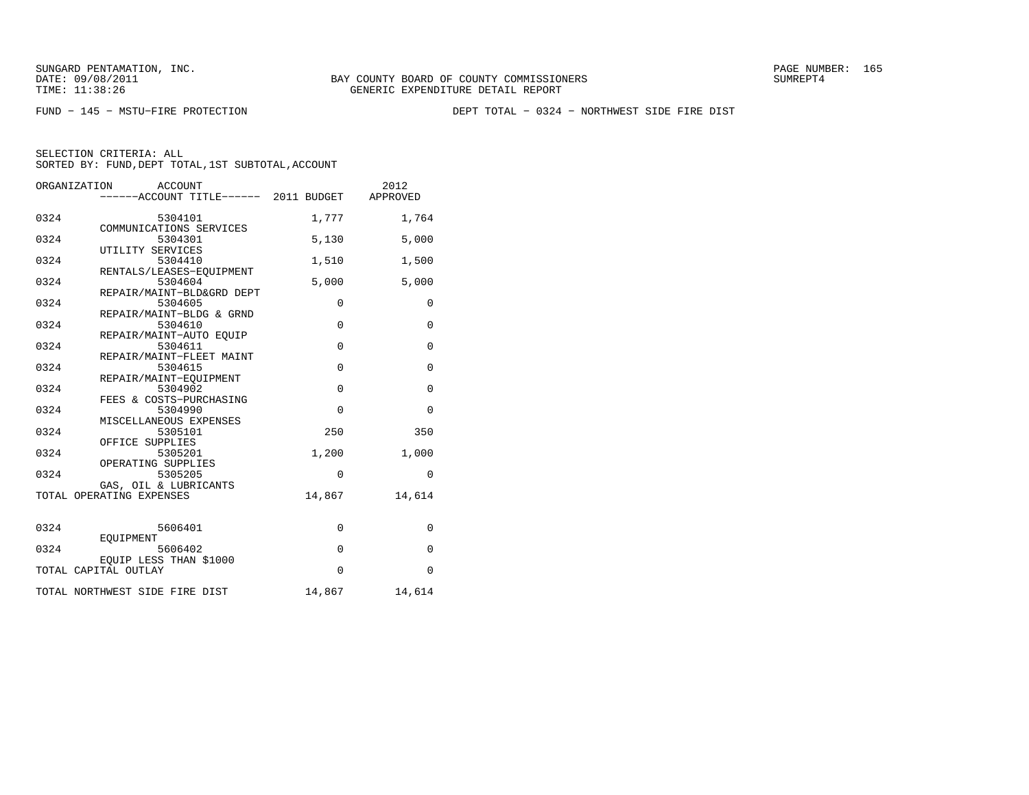SUNGARD PENTAMATION, INC.
DATE: 09/08/2011
TIME: 11:38:26

BAY COUNTY BOARD OF COUNTY COMMISSIONERS
GENERIC EXPENDITURE DETAIL REPORT

SUMREPT4

FUND − 145 − MSTU−FIRE PROTECTION

DEPT TOTAL − 0324 − NORTHWEST SIDE FIRE DIST

SELECTION CRITERIA: ALL
SORTED BY: FUND,DEPT TOTAL,1ST SUBTOTAL,ACCOUNT

| ORGANIZATION | ACCOUNT / ACCOUNT TITLE | 2011 BUDGET | 2012 APPROVED |
|---|---|---|---|
| 0324 | 5304101 COMMUNICATIONS SERVICES | 1,777 | 1,764 |
| 0324 | 5304301 UTILITY SERVICES | 5,130 | 5,000 |
| 0324 | 5304410 RENTALS/LEASES−EQUIPMENT | 1,510 | 1,500 |
| 0324 | 5304604 REPAIR/MAINT−BLD&GRD DEPT | 5,000 | 5,000 |
| 0324 | 5304605 REPAIR/MAINT−BLDG & GRND | 0 | 0 |
| 0324 | 5304610 REPAIR/MAINT−AUTO EQUIP | 0 | 0 |
| 0324 | 5304611 REPAIR/MAINT−FLEET MAINT | 0 | 0 |
| 0324 | 5304615 REPAIR/MAINT−EQUIPMENT | 0 | 0 |
| 0324 | 5304902 FEES & COSTS−PURCHASING | 0 | 0 |
| 0324 | 5304990 MISCELLANEOUS EXPENSES | 0 | 0 |
| 0324 | 5305101 OFFICE SUPPLIES | 250 | 350 |
| 0324 | 5305201 OPERATING SUPPLIES | 1,200 | 1,000 |
| 0324 | 5305205 GAS, OIL & LUBRICANTS | 0 | 0 |
| TOTAL OPERATING EXPENSES | | 14,867 | 14,614 |
| 0324 | 5606401 EQUIPMENT | 0 | 0 |
| 0324 | 5606402 EQUIP LESS THAN $1000 | 0 | 0 |
| TOTAL CAPITAL OUTLAY | | 0 | 0 |
| TOTAL NORTHWEST SIDE FIRE DIST | | 14,867 | 14,614 |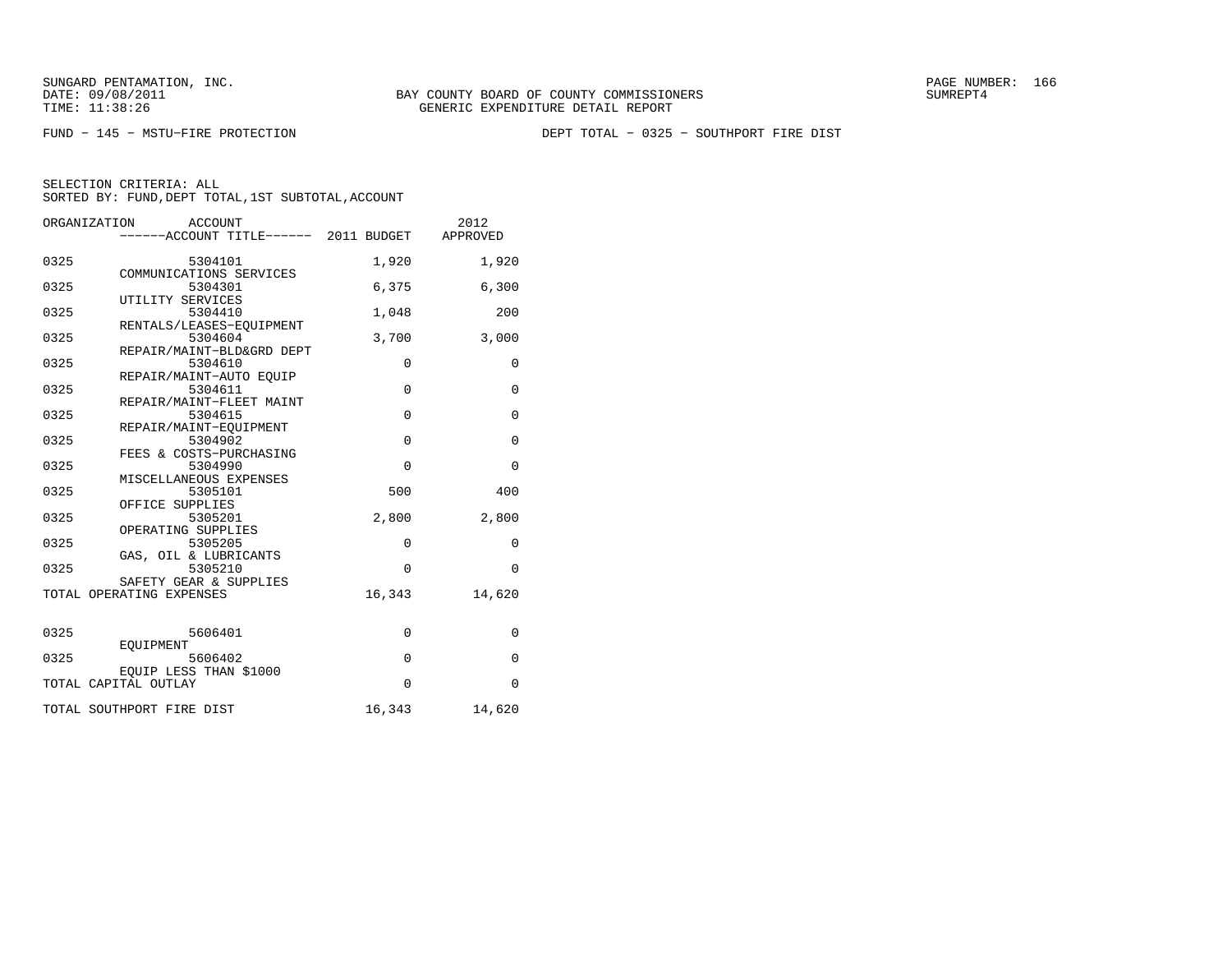SUNGARD PENTAMATION, INC.
DATE: 09/08/2011
TIME: 11:38:26

BAY COUNTY BOARD OF COUNTY COMMISSIONERS
GENERIC EXPENDITURE DETAIL REPORT

SUMREPT4

FUND − 145 − MSTU−FIRE PROTECTION

DEPT TOTAL − 0325 − SOUTHPORT FIRE DIST

SELECTION CRITERIA: ALL
SORTED BY: FUND,DEPT TOTAL,1ST SUBTOTAL,ACCOUNT

| ORGANIZATION | ACCOUNT / ACCOUNT TITLE | 2011 BUDGET | 2012 APPROVED |
|---|---|---|---|
| 0325 | 5304101 COMMUNICATIONS SERVICES | 1,920 | 1,920 |
| 0325 | 5304301 UTILITY SERVICES | 6,375 | 6,300 |
| 0325 | 5304410 RENTALS/LEASES−EQUIPMENT | 1,048 | 200 |
| 0325 | 5304604 REPAIR/MAINT−BLD&GRD DEPT | 3,700 | 3,000 |
| 0325 | 5304610 REPAIR/MAINT−AUTO EQUIP | 0 | 0 |
| 0325 | 5304611 REPAIR/MAINT−FLEET MAINT | 0 | 0 |
| 0325 | 5304615 REPAIR/MAINT−EQUIPMENT | 0 | 0 |
| 0325 | 5304902 FEES & COSTS−PURCHASING | 0 | 0 |
| 0325 | 5304990 MISCELLANEOUS EXPENSES | 0 | 0 |
| 0325 | 5305101 OFFICE SUPPLIES | 500 | 400 |
| 0325 | 5305201 OPERATING SUPPLIES | 2,800 | 2,800 |
| 0325 | 5305205 GAS, OIL & LUBRICANTS | 0 | 0 |
| 0325 | 5305210 SAFETY GEAR & SUPPLIES | 0 | 0 |
| TOTAL OPERATING EXPENSES | | 16,343 | 14,620 |
| 0325 | 5606401 EQUIPMENT | 0 | 0 |
| 0325 | 5606402 EQUIP LESS THAN $1000 | 0 | 0 |
| TOTAL CAPITAL OUTLAY | | 0 | 0 |
| TOTAL SOUTHPORT FIRE DIST | | 16,343 | 14,620 |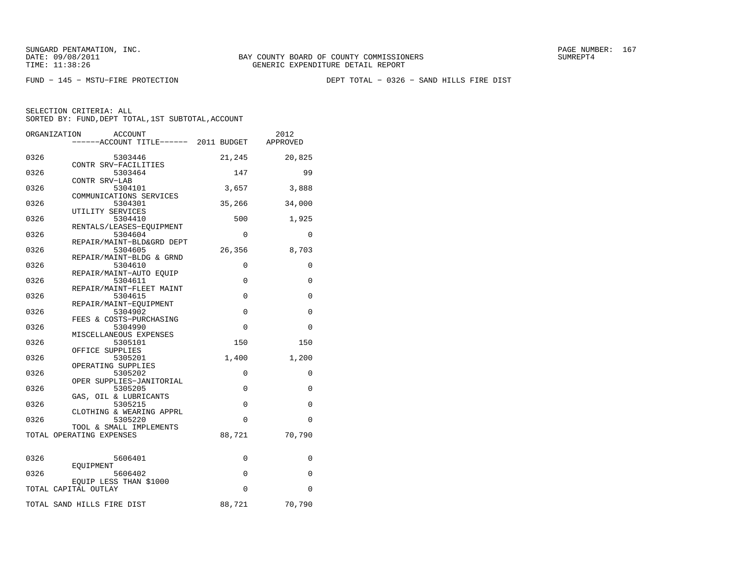SUNGARD PENTAMATION, INC.
DATE: 09/08/2011
TIME: 11:38:26

BAY COUNTY BOARD OF COUNTY COMMISSIONERS
GENERIC EXPENDITURE DETAIL REPORT

SUMREPT4

FUND − 145 − MSTU−FIRE PROTECTION

DEPT TOTAL − 0326 − SAND HILLS FIRE DIST

SELECTION CRITERIA: ALL
SORTED BY: FUND,DEPT TOTAL,1ST SUBTOTAL,ACCOUNT

| ORGANIZATION | ACCOUNT / ACCOUNT TITLE | 2011 BUDGET | 2012 APPROVED |
|---|---|---|---|
| 0326 | 5303446 CONTR SRV−FACILITIES | 21,245 | 20,825 |
| 0326 | 5303464 CONTR SRV−LAB | 147 | 99 |
| 0326 | 5304101 COMMUNICATIONS SERVICES | 3,657 | 3,888 |
| 0326 | 5304301 UTILITY SERVICES | 35,266 | 34,000 |
| 0326 | 5304410 RENTALS/LEASES−EQUIPMENT | 500 | 1,925 |
| 0326 | 5304604 REPAIR/MAINT−BLD&GRD DEPT | 0 | 0 |
| 0326 | 5304605 REPAIR/MAINT−BLDG & GRND | 26,356 | 8,703 |
| 0326 | 5304610 REPAIR/MAINT−AUTO EQUIP | 0 | 0 |
| 0326 | 5304611 REPAIR/MAINT−FLEET MAINT | 0 | 0 |
| 0326 | 5304615 REPAIR/MAINT−EQUIPMENT | 0 | 0 |
| 0326 | 5304902 FEES & COSTS−PURCHASING | 0 | 0 |
| 0326 | 5304990 MISCELLANEOUS EXPENSES | 0 | 0 |
| 0326 | 5305101 OFFICE SUPPLIES | 150 | 150 |
| 0326 | 5305201 OPERATING SUPPLIES | 1,400 | 1,200 |
| 0326 | 5305202 OPER SUPPLIES−JANITORIAL | 0 | 0 |
| 0326 | 5305205 GAS, OIL & LUBRICANTS | 0 | 0 |
| 0326 | 5305215 CLOTHING & WEARING APPRL | 0 | 0 |
| 0326 | 5305220 TOOL & SMALL IMPLEMENTS | 0 | 0 |
| TOTAL OPERATING EXPENSES | | 88,721 | 70,790 |
| 0326 | 5606401 EQUIPMENT | 0 | 0 |
| 0326 | 5606402 EQUIP LESS THAN $1000 | 0 | 0 |
| TOTAL CAPITAL OUTLAY | | 0 | 0 |
| TOTAL SAND HILLS FIRE DIST | | 88,721 | 70,790 |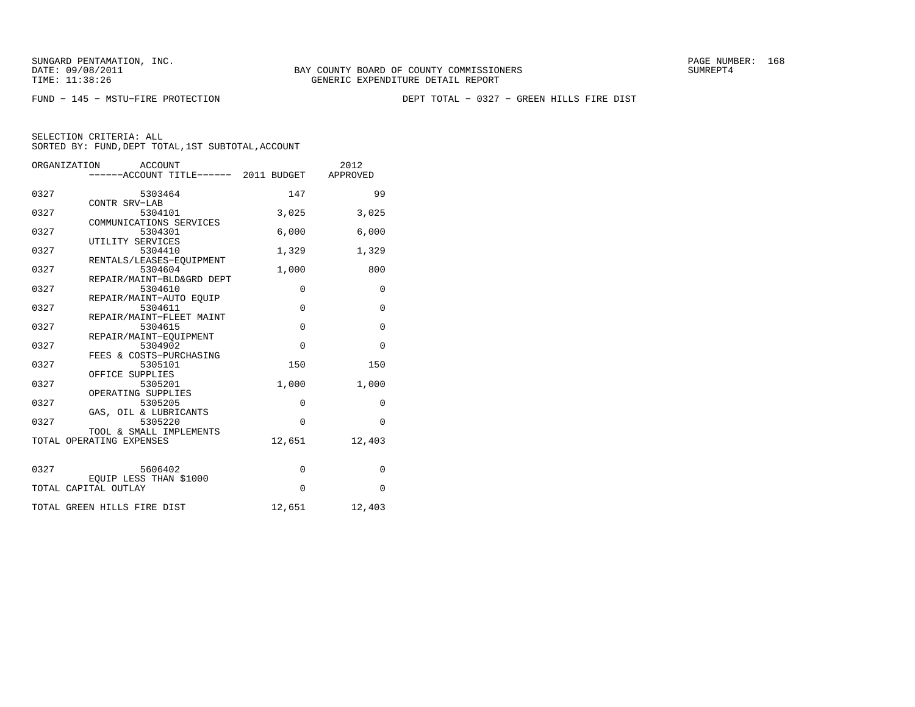BAY COUNTY BOARD OF COUNTY COMMISSIONERS
GENERIC EXPENDITURE DETAIL REPORT

FUND − 145 − MSTU−FIRE PROTECTION

DEPT TOTAL − 0327 − GREEN HILLS FIRE DIST

SELECTION CRITERIA: ALL
SORTED BY: FUND,DEPT TOTAL,1ST SUBTOTAL,ACCOUNT

| ORGANIZATION | ACCOUNT / ACCOUNT TITLE | 2011 BUDGET | 2012 APPROVED |
|---|---|---|---|
| 0327 | 5303464 CONTR SRV−LAB | 147 | 99 |
| 0327 | 5304101 COMMUNICATIONS SERVICES | 3,025 | 3,025 |
| 0327 | 5304301 UTILITY SERVICES | 6,000 | 6,000 |
| 0327 | 5304410 RENTALS/LEASES−EQUIPMENT | 1,329 | 1,329 |
| 0327 | 5304604 REPAIR/MAINT−BLD&GRD DEPT | 1,000 | 800 |
| 0327 | 5304610 REPAIR/MAINT−AUTO EQUIP | 0 | 0 |
| 0327 | 5304611 REPAIR/MAINT−FLEET MAINT | 0 | 0 |
| 0327 | 5304615 REPAIR/MAINT−EQUIPMENT | 0 | 0 |
| 0327 | 5304902 FEES & COSTS−PURCHASING | 0 | 0 |
| 0327 | 5305101 OFFICE SUPPLIES | 150 | 150 |
| 0327 | 5305201 OPERATING SUPPLIES | 1,000 | 1,000 |
| 0327 | 5305205 GAS, OIL & LUBRICANTS | 0 | 0 |
| 0327 | 5305220 TOOL & SMALL IMPLEMENTS | 0 | 0 |
| TOTAL OPERATING EXPENSES | | 12,651 | 12,403 |
| 0327 | 5606402 EQUIP LESS THAN $1000 | 0 | 0 |
| TOTAL CAPITAL OUTLAY | | 0 | 0 |
| TOTAL GREEN HILLS FIRE DIST | | 12,651 | 12,403 |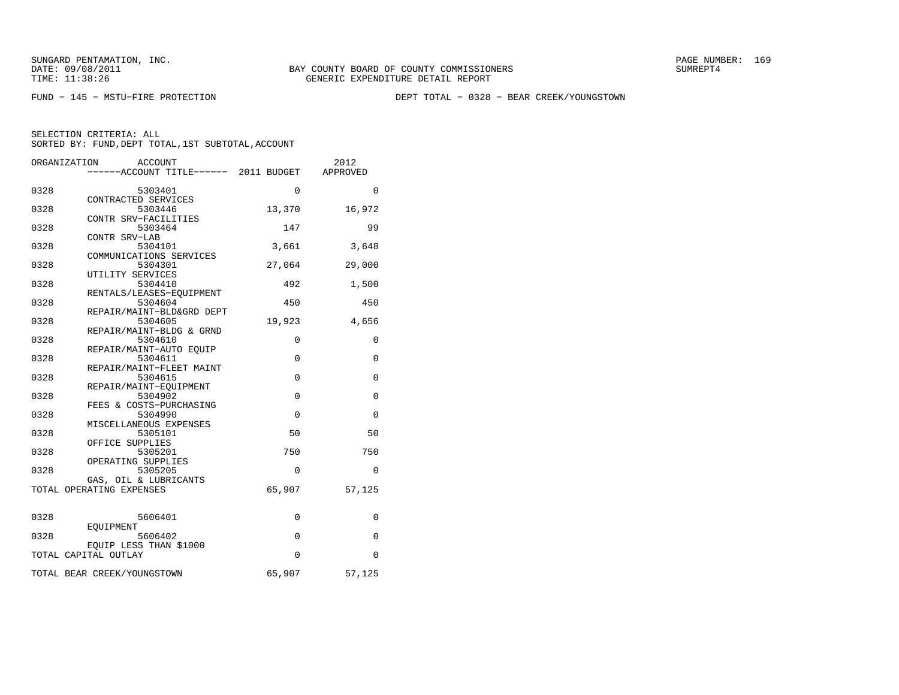SUNGARD PENTAMATION, INC.
DATE: 09/08/2011
TIME: 11:38:26

BAY COUNTY BOARD OF COUNTY COMMISSIONERS
GENERIC EXPENDITURE DETAIL REPORT

SUMREPT4

FUND − 145 − MSTU−FIRE PROTECTION　　　　DEPT TOTAL − 0328 − BEAR CREEK/YOUNGSTOWN

SELECTION CRITERIA: ALL
SORTED BY: FUND,DEPT TOTAL,1ST SUBTOTAL,ACCOUNT

| ORGANIZATION | ACCOUNT / ACCOUNT TITLE | 2011 BUDGET | 2012 APPROVED |
|---|---|---|---|
| 0328 | 5303401 CONTRACTED SERVICES | 0 | 0 |
| 0328 | 5303446 CONTR SRV−FACILITIES | 13,370 | 16,972 |
| 0328 | 5303464 CONTR SRV−LAB | 147 | 99 |
| 0328 | 5304101 COMMUNICATIONS SERVICES | 3,661 | 3,648 |
| 0328 | 5304301 UTILITY SERVICES | 27,064 | 29,000 |
| 0328 | 5304410 RENTALS/LEASES−EQUIPMENT | 492 | 1,500 |
| 0328 | 5304604 REPAIR/MAINT−BLD&GRD DEPT | 450 | 450 |
| 0328 | 5304605 REPAIR/MAINT−BLDG & GRND | 19,923 | 4,656 |
| 0328 | 5304610 REPAIR/MAINT−AUTO EQUIP | 0 | 0 |
| 0328 | 5304611 REPAIR/MAINT−FLEET MAINT | 0 | 0 |
| 0328 | 5304615 REPAIR/MAINT−EQUIPMENT | 0 | 0 |
| 0328 | 5304902 FEES & COSTS−PURCHASING | 0 | 0 |
| 0328 | 5304990 MISCELLANEOUS EXPENSES | 0 | 0 |
| 0328 | 5305101 OFFICE SUPPLIES | 50 | 50 |
| 0328 | 5305201 OPERATING SUPPLIES | 750 | 750 |
| 0328 | 5305205 GAS, OIL & LUBRICANTS | 0 | 0 |
| TOTAL OPERATING EXPENSES | | 65,907 | 57,125 |
| 0328 | 5606401 EQUIPMENT | 0 | 0 |
| 0328 | 5606402 EQUIP LESS THAN $1000 | 0 | 0 |
| TOTAL CAPITAL OUTLAY | | 0 | 0 |
| TOTAL BEAR CREEK/YOUNGSTOWN | | 65,907 | 57,125 |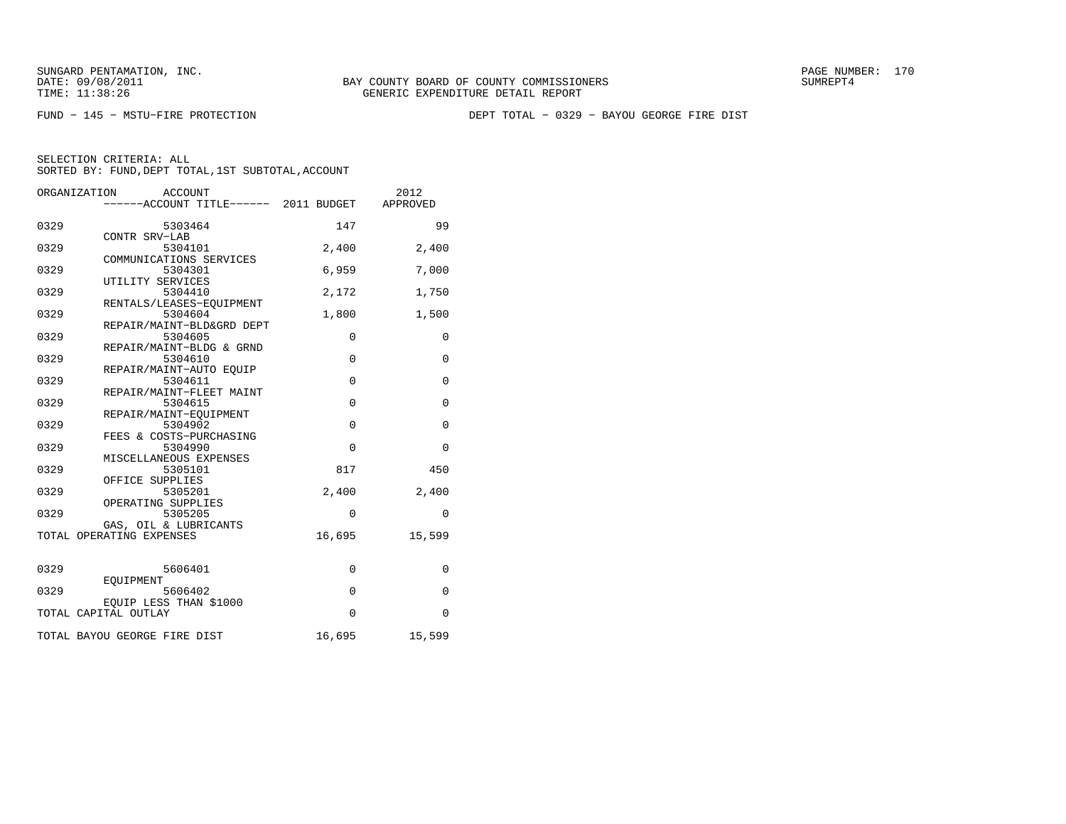SUNGARD PENTAMATION, INC.
DATE: 09/08/2011
TIME: 11:38:26

BAY COUNTY BOARD OF COUNTY COMMISSIONERS
GENERIC EXPENDITURE DETAIL REPORT

SUMREPT4

FUND − 145 − MSTU−FIRE PROTECTION

DEPT TOTAL − 0329 − BAYOU GEORGE FIRE DIST

SELECTION CRITERIA: ALL
SORTED BY: FUND,DEPT TOTAL,1ST SUBTOTAL,ACCOUNT

| ORGANIZATION | ACCOUNT / ACCOUNT TITLE | 2011 BUDGET | 2012 APPROVED |
|---|---|---|---|
| 0329 | 5303464 CONTR SRV−LAB | 147 | 99 |
| 0329 | 5304101 COMMUNICATIONS SERVICES | 2,400 | 2,400 |
| 0329 | 5304301 UTILITY SERVICES | 6,959 | 7,000 |
| 0329 | 5304410 RENTALS/LEASES−EQUIPMENT | 2,172 | 1,750 |
| 0329 | 5304604 REPAIR/MAINT−BLD&GRD DEPT | 1,800 | 1,500 |
| 0329 | 5304605 REPAIR/MAINT−BLDG & GRND | 0 | 0 |
| 0329 | 5304610 REPAIR/MAINT−AUTO EQUIP | 0 | 0 |
| 0329 | 5304611 REPAIR/MAINT−FLEET MAINT | 0 | 0 |
| 0329 | 5304615 REPAIR/MAINT−EQUIPMENT | 0 | 0 |
| 0329 | 5304902 FEES & COSTS−PURCHASING | 0 | 0 |
| 0329 | 5304990 MISCELLANEOUS EXPENSES | 0 | 0 |
| 0329 | 5305101 OFFICE SUPPLIES | 817 | 450 |
| 0329 | 5305201 OPERATING SUPPLIES | 2,400 | 2,400 |
| 0329 | 5305205 GAS, OIL & LUBRICANTS | 0 | 0 |
| TOTAL OPERATING EXPENSES | | 16,695 | 15,599 |
| 0329 | 5606401 EQUIPMENT | 0 | 0 |
| 0329 | 5606402 EQUIP LESS THAN $1000 | 0 | 0 |
| TOTAL CAPITAL OUTLAY | | 0 | 0 |
| TOTAL BAYOU GEORGE FIRE DIST | | 16,695 | 15,599 |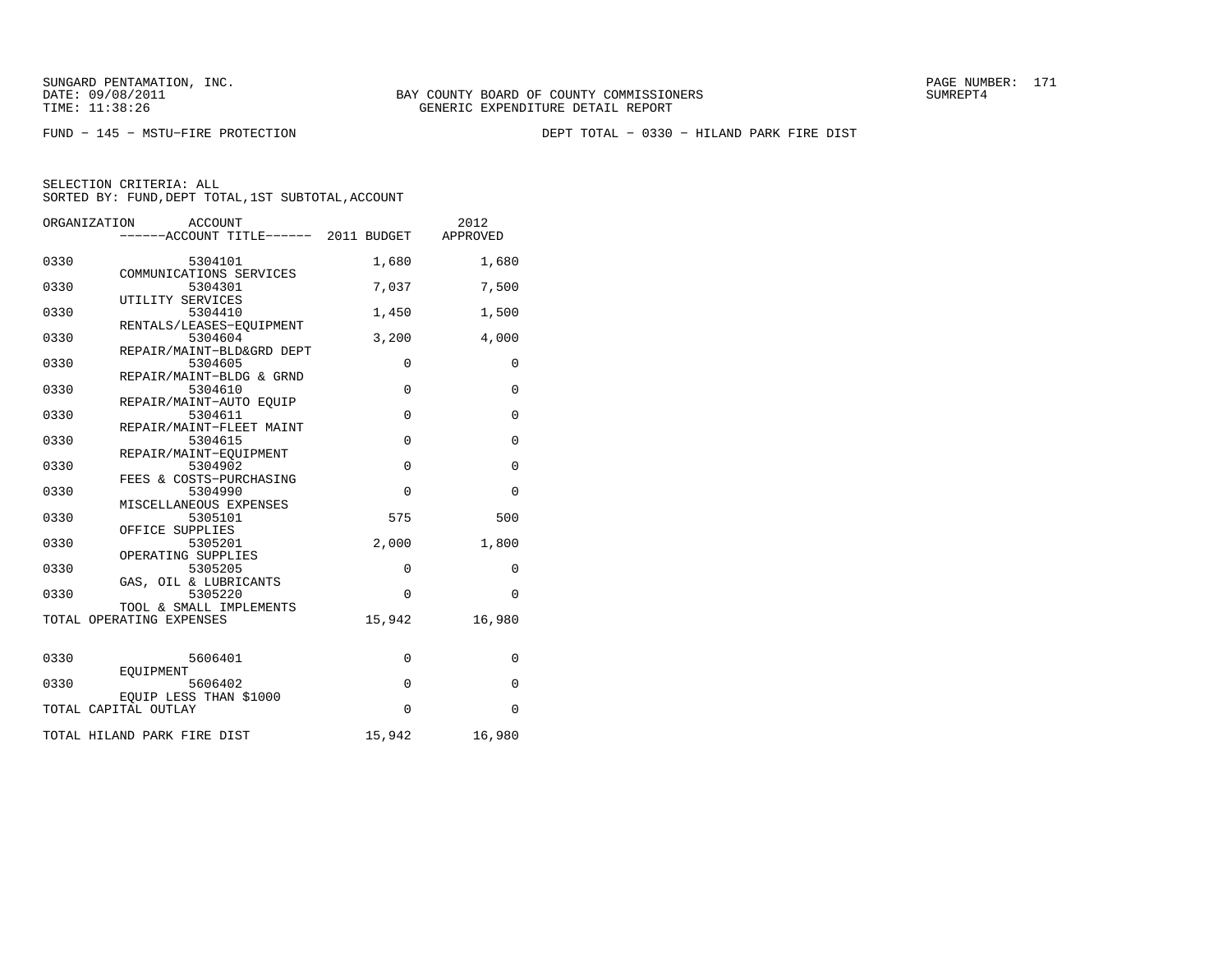SUNGARD PENTAMATION, INC.
DATE: 09/08/2011
TIME: 11:38:26

BAY COUNTY BOARD OF COUNTY COMMISSIONERS
GENERIC EXPENDITURE DETAIL REPORT

SUMREPT4

FUND − 145 − MSTU−FIRE PROTECTION

DEPT TOTAL − 0330 − HILAND PARK FIRE DIST

SELECTION CRITERIA: ALL
SORTED BY: FUND,DEPT TOTAL,1ST SUBTOTAL,ACCOUNT

| ORGANIZATION | ACCOUNT / ACCOUNT TITLE | 2011 BUDGET | 2012 APPROVED |
|---|---|---|---|
| 0330 | 5304101 COMMUNICATIONS SERVICES | 1,680 | 1,680 |
| 0330 | 5304301 UTILITY SERVICES | 7,037 | 7,500 |
| 0330 | 5304410 RENTALS/LEASES−EQUIPMENT | 1,450 | 1,500 |
| 0330 | 5304604 REPAIR/MAINT−BLD&GRD DEPT | 3,200 | 4,000 |
| 0330 | 5304605 REPAIR/MAINT−BLDG & GRND | 0 | 0 |
| 0330 | 5304610 REPAIR/MAINT−AUTO EQUIP | 0 | 0 |
| 0330 | 5304611 REPAIR/MAINT−FLEET MAINT | 0 | 0 |
| 0330 | 5304615 REPAIR/MAINT−EQUIPMENT | 0 | 0 |
| 0330 | 5304902 FEES & COSTS−PURCHASING | 0 | 0 |
| 0330 | 5304990 MISCELLANEOUS EXPENSES | 0 | 0 |
| 0330 | 5305101 OFFICE SUPPLIES | 575 | 500 |
| 0330 | 5305201 OPERATING SUPPLIES | 2,000 | 1,800 |
| 0330 | 5305205 GAS, OIL & LUBRICANTS | 0 | 0 |
| 0330 | 5305220 TOOL & SMALL IMPLEMENTS | 0 | 0 |
| TOTAL OPERATING EXPENSES | | 15,942 | 16,980 |
| 0330 | 5606401 EQUIPMENT | 0 | 0 |
| 0330 | 5606402 EQUIP LESS THAN $1000 | 0 | 0 |
| TOTAL CAPITAL OUTLAY | | 0 | 0 |
| TOTAL HILAND PARK FIRE DIST | | 15,942 | 16,980 |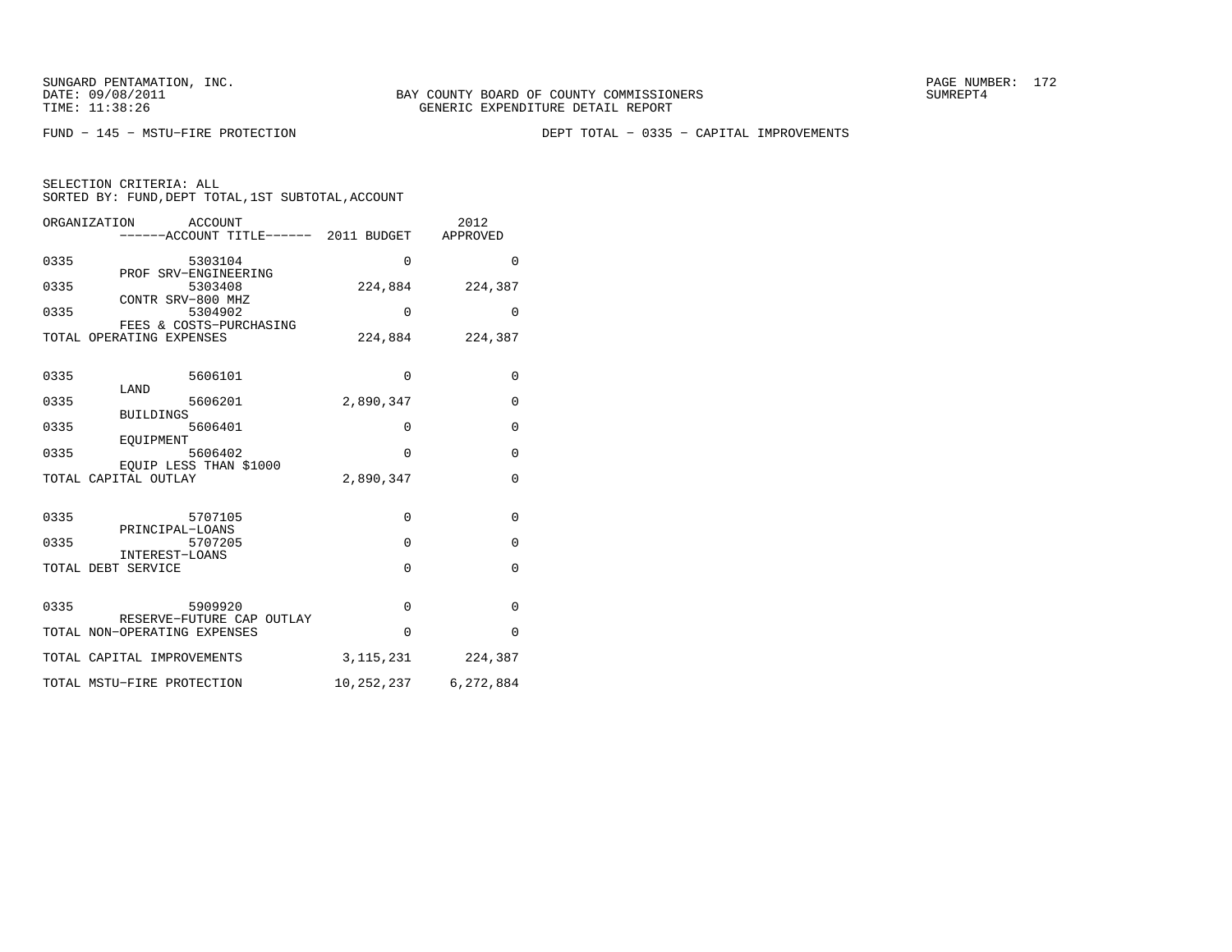BAY COUNTY BOARD OF COUNTY COMMISSIONERS
GENERIC EXPENDITURE DETAIL REPORT

FUND − 145 − MSTU−FIRE PROTECTION

DEPT TOTAL − 0335 − CAPITAL IMPROVEMENTS

SELECTION CRITERIA: ALL
SORTED BY: FUND,DEPT TOTAL,1ST SUBTOTAL,ACCOUNT

| ORGANIZATION | ACCOUNT / ACCOUNT TITLE | 2011 BUDGET | 2012 APPROVED |
|---|---|---|---|
| 0335 | 5303104 PROF SRV−ENGINEERING | 0 | 0 |
| 0335 | 5303408 CONTR SRV−800 MHZ | 224,884 | 224,387 |
| 0335 | 5304902 FEES & COSTS−PURCHASING | 0 | 0 |
| TOTAL OPERATING EXPENSES | | 224,884 | 224,387 |
| 0335 | 5606101 LAND | 0 | 0 |
| 0335 | 5606201 BUILDINGS | 2,890,347 | 0 |
| 0335 | 5606401 EQUIPMENT | 0 | 0 |
| 0335 | 5606402 EQUIP LESS THAN $1000 | 0 | 0 |
| TOTAL CAPITAL OUTLAY | | 2,890,347 | 0 |
| 0335 | 5707105 PRINCIPAL−LOANS | 0 | 0 |
| 0335 | 5707205 INTEREST−LOANS | 0 | 0 |
| TOTAL DEBT SERVICE | | 0 | 0 |
| 0335 | 5909920 RESERVE−FUTURE CAP OUTLAY | 0 | 0 |
| TOTAL NON−OPERATING EXPENSES | | 0 | 0 |
| TOTAL CAPITAL IMPROVEMENTS | | 3,115,231 | 224,387 |
| TOTAL MSTU−FIRE PROTECTION | | 10,252,237 | 6,272,884 |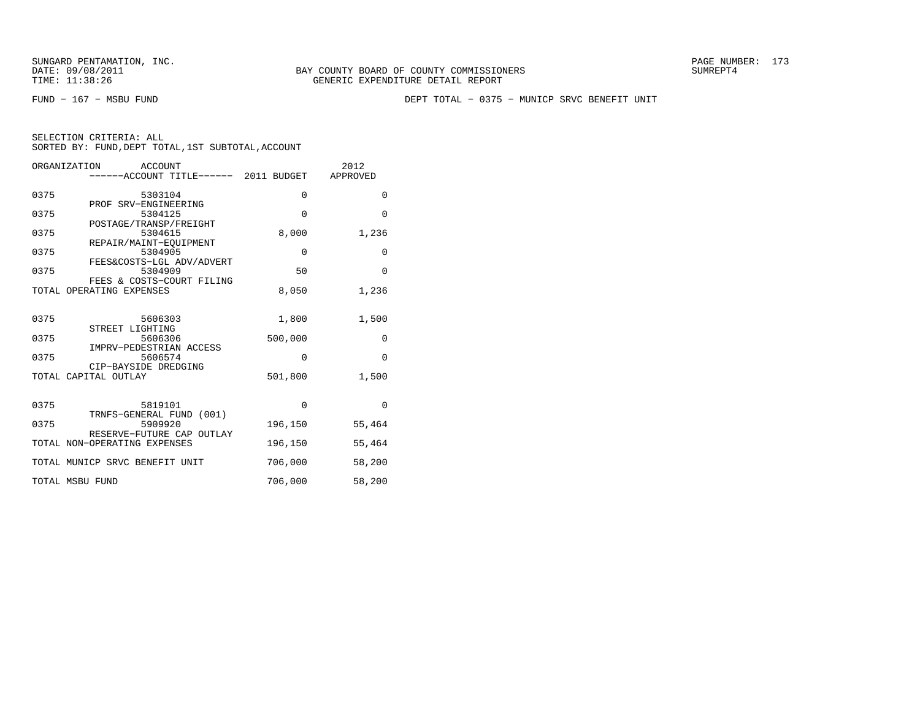SUNGARD PENTAMATION, INC.
DATE: 09/08/2011
TIME: 11:38:26

BAY COUNTY BOARD OF COUNTY COMMISSIONERS
GENERIC EXPENDITURE DETAIL REPORT

SUMREPT4

FUND − 167 − MSBU FUND

DEPT TOTAL − 0375 − MUNICP SRVC BENEFIT UNIT

SELECTION CRITERIA: ALL
SORTED BY: FUND,DEPT TOTAL,1ST SUBTOTAL,ACCOUNT

| ORGANIZATION | ACCOUNT / ------ACCOUNT TITLE------ | 2011 BUDGET | 2012 APPROVED |
|---|---|---|---|
| 0375 | 5303104 PROF SRV−ENGINEERING | 0 | 0 |
| 0375 | 5304125 POSTAGE/TRANSP/FREIGHT | 0 | 0 |
| 0375 | 5304615 REPAIR/MAINT−EQUIPMENT | 8,000 | 1,236 |
| 0375 | 5304905 FEES&COSTS−LGL ADV/ADVERT | 0 | 0 |
| 0375 | 5304909 FEES & COSTS−COURT FILING | 50 | 0 |
| TOTAL OPERATING EXPENSES | | 8,050 | 1,236 |
| 0375 | 5606303 STREET LIGHTING | 1,800 | 1,500 |
| 0375 | 5606306 IMPRV−PEDESTRIAN ACCESS | 500,000 | 0 |
| 0375 | 5606574 CIP−BAYSIDE DREDGING | 0 | 0 |
| TOTAL CAPITAL OUTLAY | | 501,800 | 1,500 |
| 0375 | 5819101 TRNFS−GENERAL FUND (001) | 0 | 0 |
| 0375 | 5909920 RESERVE−FUTURE CAP OUTLAY | 196,150 | 55,464 |
| TOTAL NON−OPERATING EXPENSES | | 196,150 | 55,464 |
| TOTAL MUNICP SRVC BENEFIT UNIT | | 706,000 | 58,200 |
| TOTAL MSBU FUND | | 706,000 | 58,200 |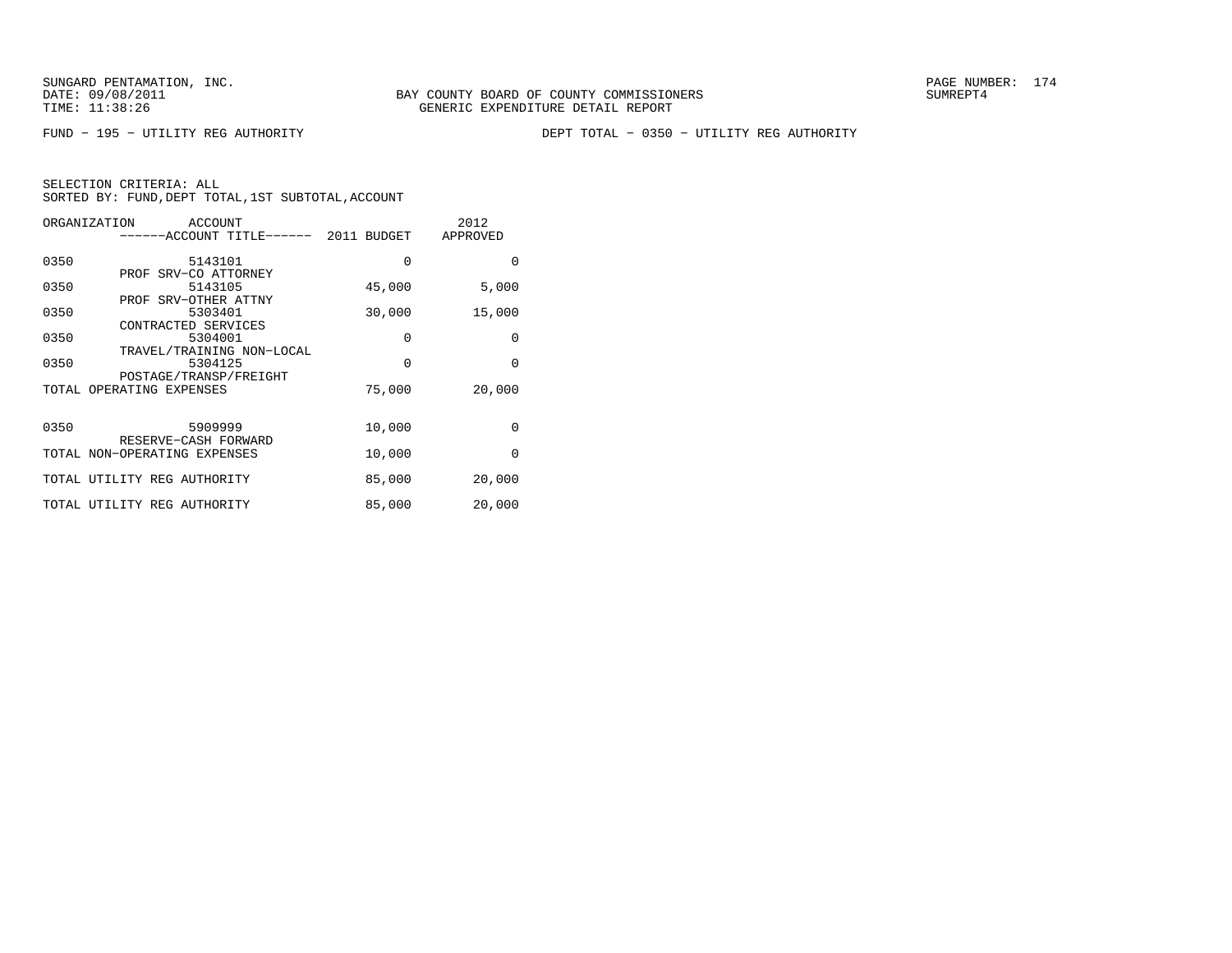BAY COUNTY BOARD OF COUNTY COMMISSIONERS
GENERIC EXPENDITURE DETAIL REPORT

FUND − 195 − UTILITY REG AUTHORITY                                   DEPT TOTAL − 0350 − UTILITY REG AUTHORITY

SELECTION CRITERIA: ALL
SORTED BY: FUND,DEPT TOTAL,1ST SUBTOTAL,ACCOUNT

| ORGANIZATION | ACCOUNT / ACCOUNT TITLE | 2011 BUDGET | 2012 APPROVED |
|---|---|---|---|
| 0350 | 5143101 PROF SRV−CO ATTORNEY | 0 | 0 |
| 0350 | 5143105 PROF SRV−OTHER ATTNY | 45,000 | 5,000 |
| 0350 | 5303401 CONTRACTED SERVICES | 30,000 | 15,000 |
| 0350 | 5304001 TRAVEL/TRAINING NON−LOCAL | 0 | 0 |
| 0350 | 5304125 POSTAGE/TRANSP/FREIGHT | 0 | 0 |
| TOTAL OPERATING EXPENSES | | 75,000 | 20,000 |
| 0350 | 5909999 RESERVE−CASH FORWARD | 10,000 | 0 |
| TOTAL NON−OPERATING EXPENSES | | 10,000 | 0 |
| TOTAL UTILITY REG AUTHORITY | | 85,000 | 20,000 |
| TOTAL UTILITY REG AUTHORITY | | 85,000 | 20,000 |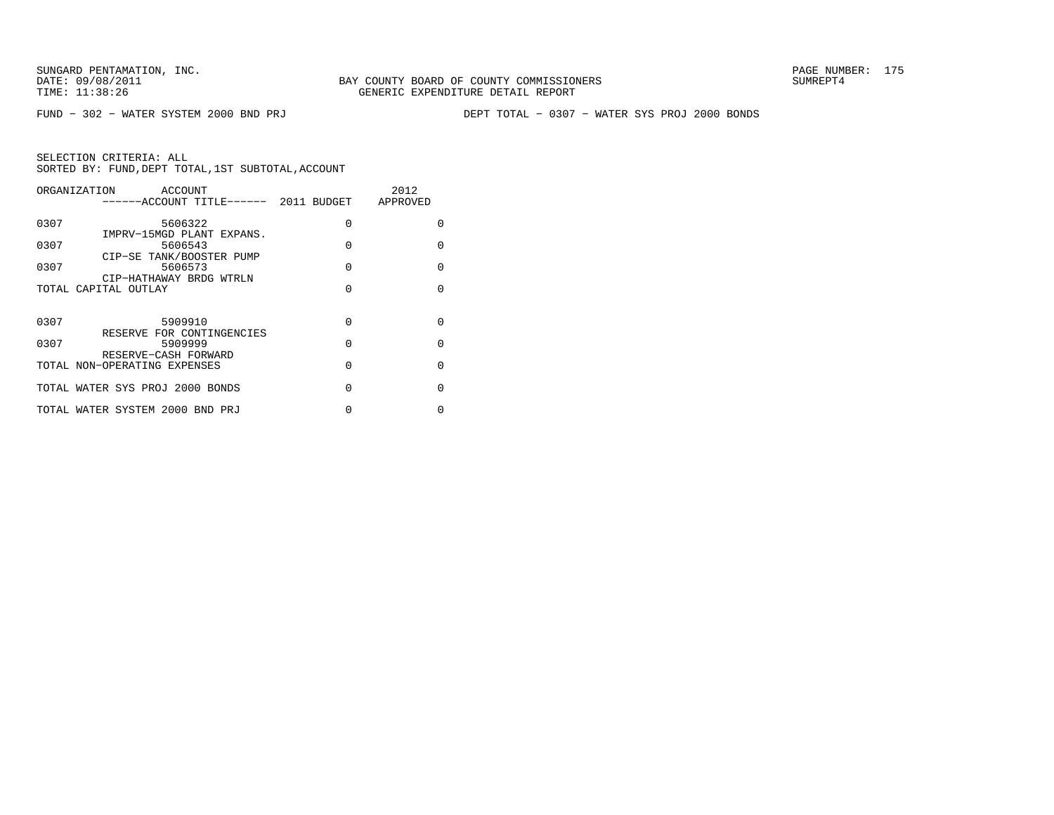SUNGARD PENTAMATION, INC.
DATE: 09/08/2011
TIME: 11:38:26

BAY COUNTY BOARD OF COUNTY COMMISSIONERS
GENERIC EXPENDITURE DETAIL REPORT

SUMREPT4

FUND - 302 - WATER SYSTEM 2000 BND PRJ

DEPT TOTAL - 0307 - WATER SYS PROJ 2000 BONDS

SELECTION CRITERIA: ALL
SORTED BY: FUND,DEPT TOTAL,1ST SUBTOTAL,ACCOUNT

| ORGANIZATION | ACCOUNT / ------ACCOUNT TITLE------ | 2011 BUDGET | 2012 APPROVED |
|---|---|---|---|
| 0307 | 5606322 IMPRV-15MGD PLANT EXPANS. | 0 | 0 |
| 0307 | 5606543 CIP-SE TANK/BOOSTER PUMP | 0 | 0 |
| 0307 | 5606573 CIP-HATHAWAY BRDG WTRLN | 0 | 0 |
| TOTAL CAPITAL OUTLAY | | 0 | 0 |
| 0307 | 5909910 RESERVE FOR CONTINGENCIES | 0 | 0 |
| 0307 | 5909999 RESERVE-CASH FORWARD | 0 | 0 |
| TOTAL NON-OPERATING EXPENSES | | 0 | 0 |
| TOTAL WATER SYS PROJ 2000 BONDS | | 0 | 0 |
| TOTAL WATER SYSTEM 2000 BND PRJ | | 0 | 0 |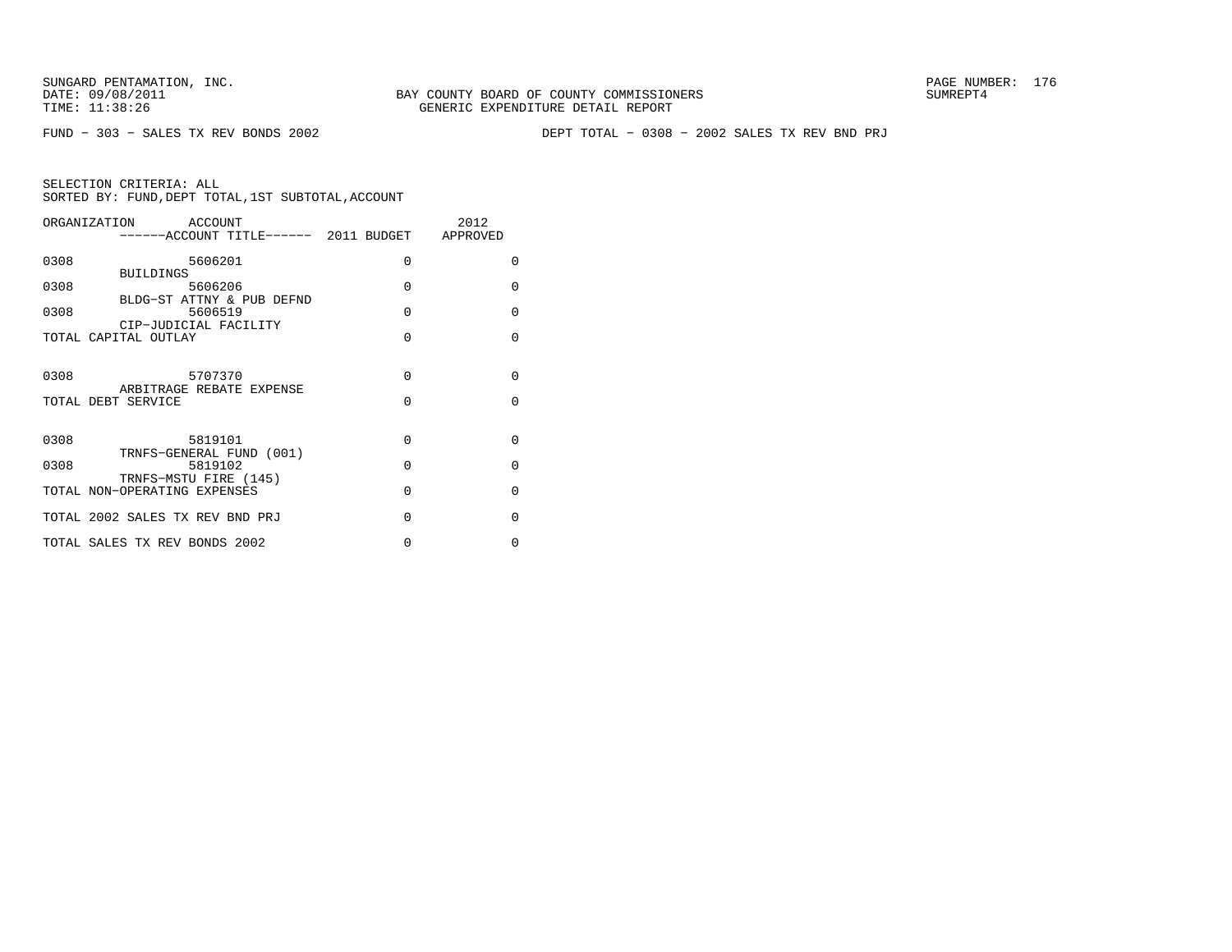SUNGARD PENTAMATION, INC.
DATE: 09/08/2011
TIME: 11:38:26

BAY COUNTY BOARD OF COUNTY COMMISSIONERS
GENERIC EXPENDITURE DETAIL REPORT

SUMREPT4

FUND − 303 − SALES TX REV BONDS 2002

DEPT TOTAL − 0308 − 2002 SALES TX REV BND PRJ

SELECTION CRITERIA: ALL
SORTED BY: FUND,DEPT TOTAL,1ST SUBTOTAL,ACCOUNT

| ORGANIZATION | ACCOUNT / ------ACCOUNT TITLE------ | 2011 BUDGET | 2012 APPROVED |
|---|---|---|---|
| 0308 | 5606201 BUILDINGS | 0 | 0 |
| 0308 | 5606206 BLDG−ST ATTNY & PUB DEFND | 0 | 0 |
| 0308 | 5606519 CIP−JUDICIAL FACILITY | 0 | 0 |
| TOTAL CAPITAL OUTLAY | | 0 | 0 |
| 0308 | 5707370 ARBITRAGE REBATE EXPENSE | 0 | 0 |
| TOTAL DEBT SERVICE | | 0 | 0 |
| 0308 | 5819101 TRNFS−GENERAL FUND (001) | 0 | 0 |
| 0308 | 5819102 TRNFS−MSTU FIRE (145) | 0 | 0 |
| TOTAL NON−OPERATING EXPENSES | | 0 | 0 |
| TOTAL 2002 SALES TX REV BND PRJ | | 0 | 0 |
| TOTAL SALES TX REV BONDS 2002 | | 0 | 0 |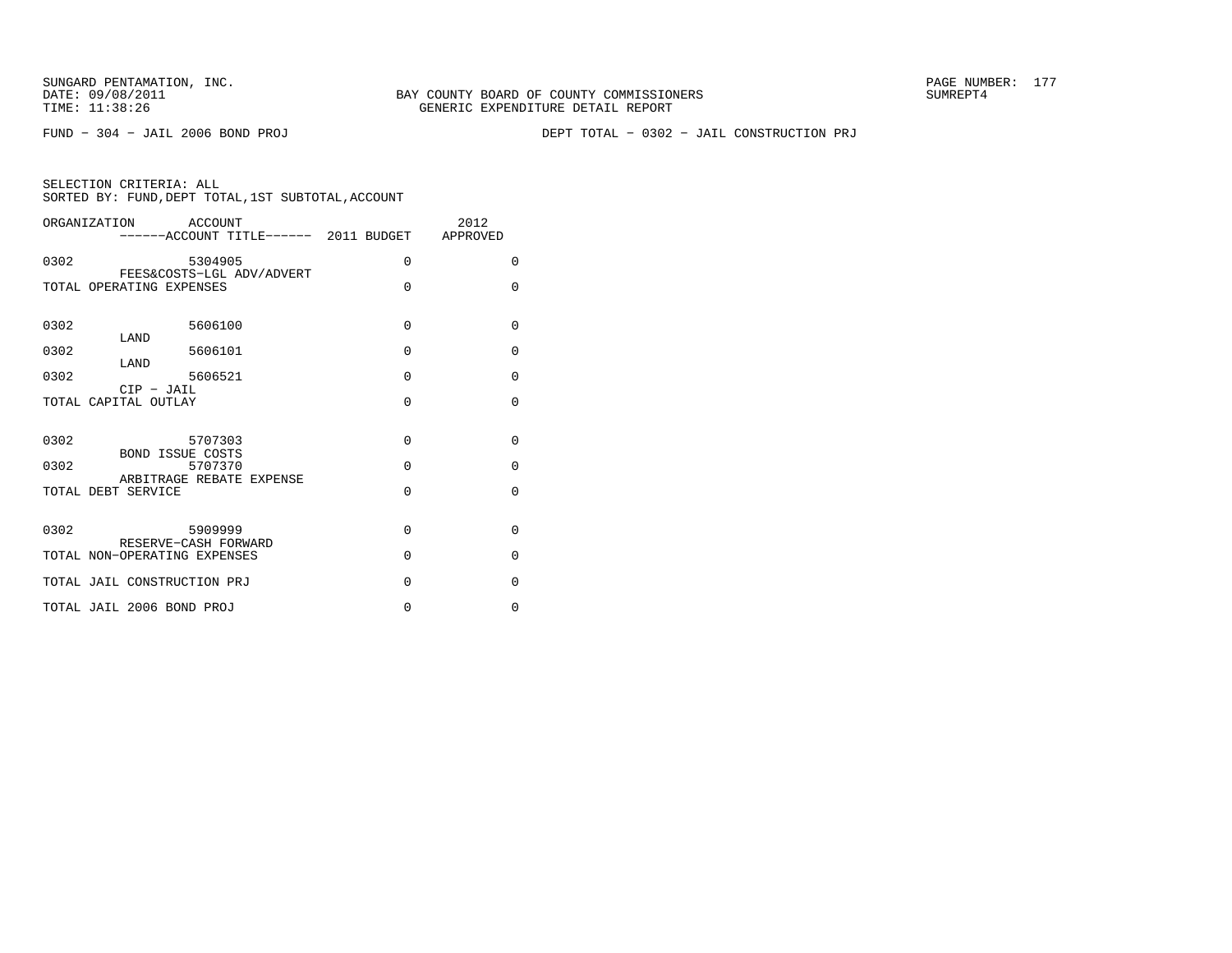SUNGARD PENTAMATION, INC.
DATE: 09/08/2011
TIME: 11:38:26

BAY COUNTY BOARD OF COUNTY COMMISSIONERS
GENERIC EXPENDITURE DETAIL REPORT

SUMREPT4

FUND − 304 − JAIL 2006 BOND PROJ

DEPT TOTAL − 0302 − JAIL CONSTRUCTION PRJ

SELECTION CRITERIA: ALL
SORTED BY: FUND,DEPT TOTAL,1ST SUBTOTAL,ACCOUNT

| ORGANIZATION | ACCOUNT / ACCOUNT TITLE | 2011 BUDGET | 2012 APPROVED |
|---|---|---|---|
| 0302 | 5304905 FEES&COSTS−LGL ADV/ADVERT | 0 | 0 |
| TOTAL OPERATING EXPENSES | | 0 | 0 |
| 0302 | 5606100 LAND | 0 | 0 |
| 0302 | 5606101 LAND | 0 | 0 |
| 0302 | 5606521 CIP − JAIL | 0 | 0 |
| TOTAL CAPITAL OUTLAY | | 0 | 0 |
| 0302 | 5707303 BOND ISSUE COSTS | 0 | 0 |
| 0302 | 5707370 ARBITRAGE REBATE EXPENSE | 0 | 0 |
| TOTAL DEBT SERVICE | | 0 | 0 |
| 0302 | 5909999 RESERVE−CASH FORWARD | 0 | 0 |
| TOTAL NON−OPERATING EXPENSES | | 0 | 0 |
| TOTAL JAIL CONSTRUCTION PRJ | | 0 | 0 |
| TOTAL JAIL 2006 BOND PROJ | | 0 | 0 |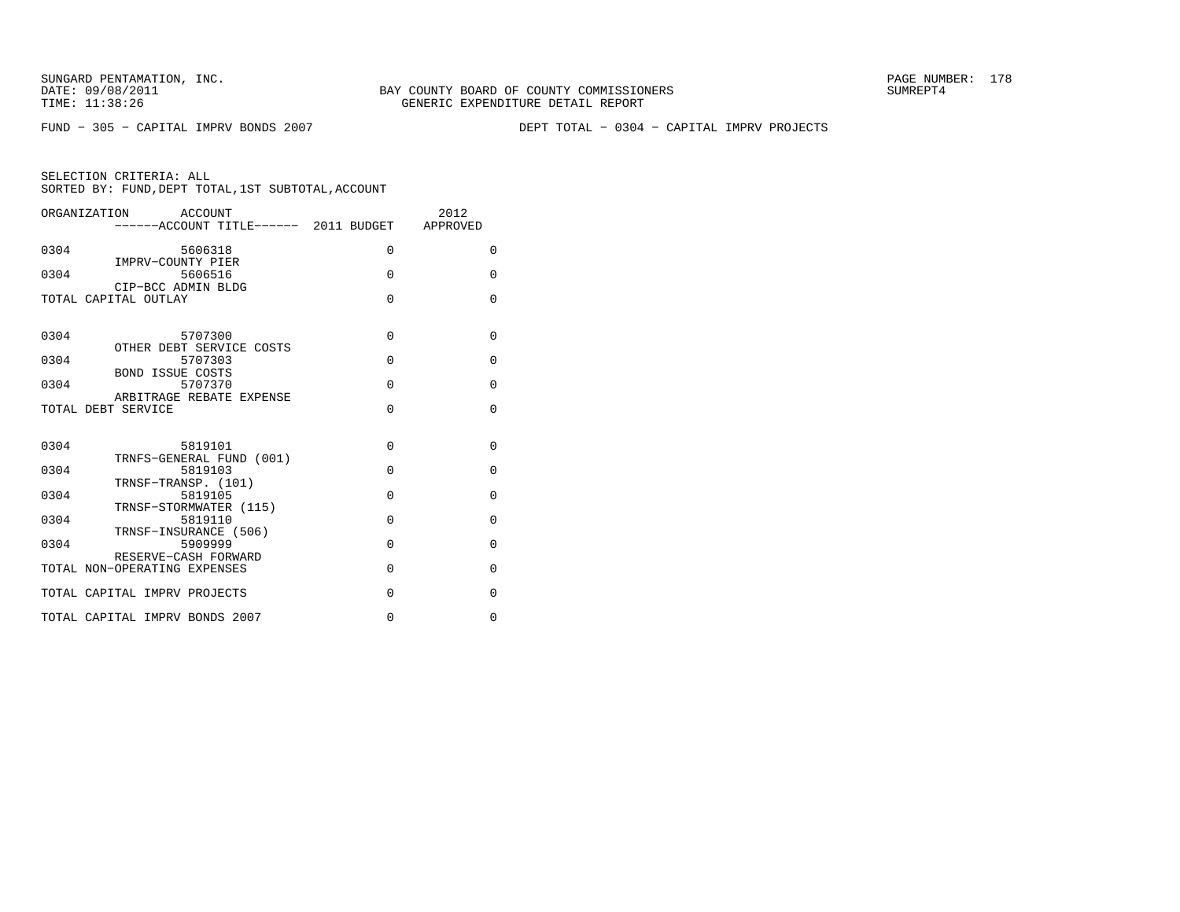FUND − 305 − CAPITAL IMPRV BONDS 2007

DEPT TOTAL − 0304 − CAPITAL IMPRV PROJECTS

SELECTION CRITERIA: ALL
SORTED BY: FUND,DEPT TOTAL,1ST SUBTOTAL,ACCOUNT

| ORGANIZATION | ACCOUNT / ------ACCOUNT TITLE------ | 2011 BUDGET | 2012 APPROVED |
|---|---|---|---|
| 0304 | 5606318 IMPRV−COUNTY PIER | 0 | 0 |
| 0304 | 5606516 CIP−BCC ADMIN BLDG | 0 | 0 |
| TOTAL CAPITAL OUTLAY | | 0 | 0 |
| 0304 | 5707300 OTHER DEBT SERVICE COSTS | 0 | 0 |
| 0304 | 5707303 BOND ISSUE COSTS | 0 | 0 |
| 0304 | 5707370 ARBITRAGE REBATE EXPENSE | 0 | 0 |
| TOTAL DEBT SERVICE | | 0 | 0 |
| 0304 | 5819101 TRNFS−GENERAL FUND (001) | 0 | 0 |
| 0304 | 5819103 TRNSF−TRANSP. (101) | 0 | 0 |
| 0304 | 5819105 TRNSF−STORMWATER (115) | 0 | 0 |
| 0304 | 5819110 TRNSF−INSURANCE (506) | 0 | 0 |
| 0304 | 5909999 RESERVE−CASH FORWARD | 0 | 0 |
| TOTAL NON−OPERATING EXPENSES | | 0 | 0 |
| TOTAL CAPITAL IMPRV PROJECTS | | 0 | 0 |
| TOTAL CAPITAL IMPRV BONDS 2007 | | 0 | 0 |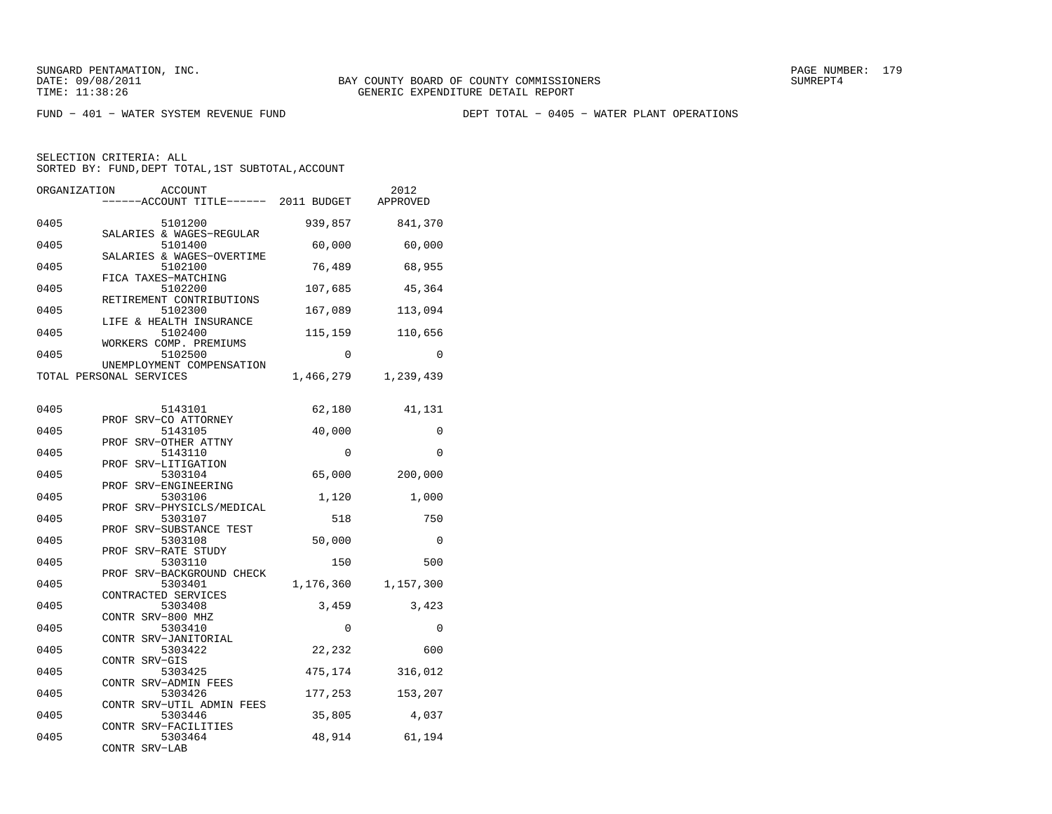SUNGARD PENTAMATION, INC.
DATE: 09/08/2011
TIME: 11:38:26

BAY COUNTY BOARD OF COUNTY COMMISSIONERS
GENERIC EXPENDITURE DETAIL REPORT

SUMREPT4

FUND − 401 − WATER SYSTEM REVENUE FUND

DEPT TOTAL − 0405 − WATER PLANT OPERATIONS

SELECTION CRITERIA: ALL
SORTED BY: FUND,DEPT TOTAL,1ST SUBTOTAL,ACCOUNT

| ORGANIZATION | ACCOUNT / ACCOUNT TITLE | 2011 BUDGET | 2012 APPROVED |
|---|---|---|---|
| 0405 | 5101200 SALARIES & WAGES−REGULAR | 939,857 | 841,370 |
| 0405 | 5101400 SALARIES & WAGES−OVERTIME | 60,000 | 60,000 |
| 0405 | 5102100 FICA TAXES−MATCHING | 76,489 | 68,955 |
| 0405 | 5102200 RETIREMENT CONTRIBUTIONS | 107,685 | 45,364 |
| 0405 | 5102300 LIFE & HEALTH INSURANCE | 167,089 | 113,094 |
| 0405 | 5102400 WORKERS COMP. PREMIUMS | 115,159 | 110,656 |
| 0405 | 5102500 UNEMPLOYMENT COMPENSATION | 0 | 0 |
| TOTAL PERSONAL SERVICES | | 1,466,279 | 1,239,439 |
| | | | |
| 0405 | 5143101 PROF SRV−CO ATTORNEY | 62,180 | 41,131 |
| 0405 | 5143105 PROF SRV−OTHER ATTNY | 40,000 | 0 |
| 0405 | 5143110 PROF SRV−LITIGATION | 0 | 0 |
| 0405 | 5303104 PROF SRV−ENGINEERING | 65,000 | 200,000 |
| 0405 | 5303106 PROF SRV−PHYSICLS/MEDICAL | 1,120 | 1,000 |
| 0405 | 5303107 PROF SRV−SUBSTANCE TEST | 518 | 750 |
| 0405 | 5303108 PROF SRV−RATE STUDY | 50,000 | 0 |
| 0405 | 5303110 PROF SRV−BACKGROUND CHECK | 150 | 500 |
| 0405 | 5303401 CONTRACTED SERVICES | 1,176,360 | 1,157,300 |
| 0405 | 5303408 CONTR SRV−800 MHZ | 3,459 | 3,423 |
| 0405 | 5303410 CONTR SRV−JANITORIAL | 0 | 0 |
| 0405 | 5303422 CONTR SRV−GIS | 22,232 | 600 |
| 0405 | 5303425 CONTR SRV−ADMIN FEES | 475,174 | 316,012 |
| 0405 | 5303426 CONTR SRV−UTIL ADMIN FEES | 177,253 | 153,207 |
| 0405 | 5303446 CONTR SRV−FACILITIES | 35,805 | 4,037 |
| 0405 | 5303464 CONTR SRV−LAB | 48,914 | 61,194 |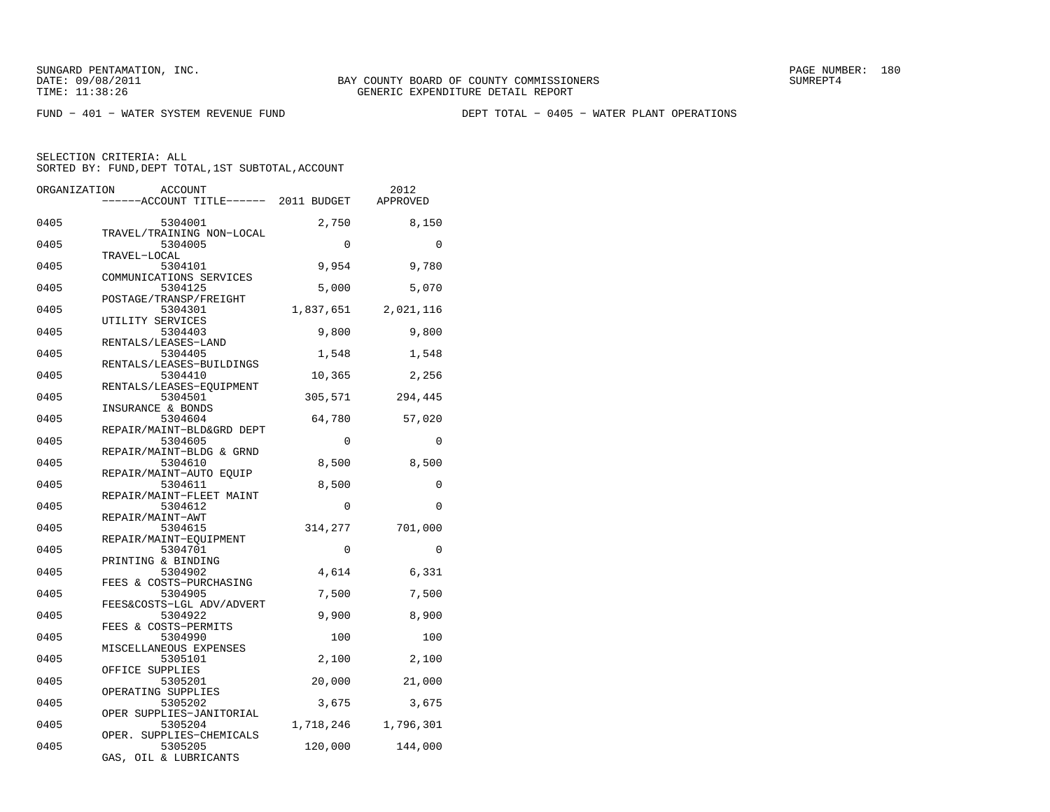SUNGARD PENTAMATION, INC.
DATE: 09/08/2011
TIME: 11:38:26

BAY COUNTY BOARD OF COUNTY COMMISSIONERS
GENERIC EXPENDITURE DETAIL REPORT

SUMREPT4

FUND − 401 − WATER SYSTEM REVENUE FUND

DEPT TOTAL − 0405 − WATER PLANT OPERATIONS

SELECTION CRITERIA: ALL
SORTED BY: FUND,DEPT TOTAL,1ST SUBTOTAL,ACCOUNT

| ORGANIZATION | ACCOUNT / ACCOUNT TITLE | 2011 BUDGET | 2012 APPROVED |
|---|---|---|---|
| 0405 | 5304001 TRAVEL/TRAINING NON−LOCAL | 2,750 | 8,150 |
| 0405 | 5304005 TRAVEL−LOCAL | 0 | 0 |
| 0405 | 5304101 COMMUNICATIONS SERVICES | 9,954 | 9,780 |
| 0405 | 5304125 POSTAGE/TRANSP/FREIGHT | 5,000 | 5,070 |
| 0405 | 5304301 UTILITY SERVICES | 1,837,651 | 2,021,116 |
| 0405 | 5304403 RENTALS/LEASES−LAND | 9,800 | 9,800 |
| 0405 | 5304405 RENTALS/LEASES−BUILDINGS | 1,548 | 1,548 |
| 0405 | 5304410 RENTALS/LEASES−EQUIPMENT | 10,365 | 2,256 |
| 0405 | 5304501 INSURANCE & BONDS | 305,571 | 294,445 |
| 0405 | 5304604 REPAIR/MAINT−BLD&GRD DEPT | 64,780 | 57,020 |
| 0405 | 5304605 REPAIR/MAINT−BLDG & GRND | 0 | 0 |
| 0405 | 5304610 REPAIR/MAINT−AUTO EQUIP | 8,500 | 8,500 |
| 0405 | 5304611 REPAIR/MAINT−FLEET MAINT | 8,500 | 0 |
| 0405 | 5304612 REPAIR/MAINT−AWT | 0 | 0 |
| 0405 | 5304615 REPAIR/MAINT−EQUIPMENT | 314,277 | 701,000 |
| 0405 | 5304701 PRINTING & BINDING | 0 | 0 |
| 0405 | 5304902 FEES & COSTS−PURCHASING | 4,614 | 6,331 |
| 0405 | 5304905 FEES&COSTS−LGL ADV/ADVERT | 7,500 | 7,500 |
| 0405 | 5304922 FEES & COSTS−PERMITS | 9,900 | 8,900 |
| 0405 | 5304990 MISCELLANEOUS EXPENSES | 100 | 100 |
| 0405 | 5305101 OFFICE SUPPLIES | 2,100 | 2,100 |
| 0405 | 5305201 OPERATING SUPPLIES | 20,000 | 21,000 |
| 0405 | 5305202 OPER SUPPLIES−JANITORIAL | 3,675 | 3,675 |
| 0405 | 5305204 OPER. SUPPLIES−CHEMICALS | 1,718,246 | 1,796,301 |
| 0405 | 5305205 GAS, OIL & LUBRICANTS | 120,000 | 144,000 |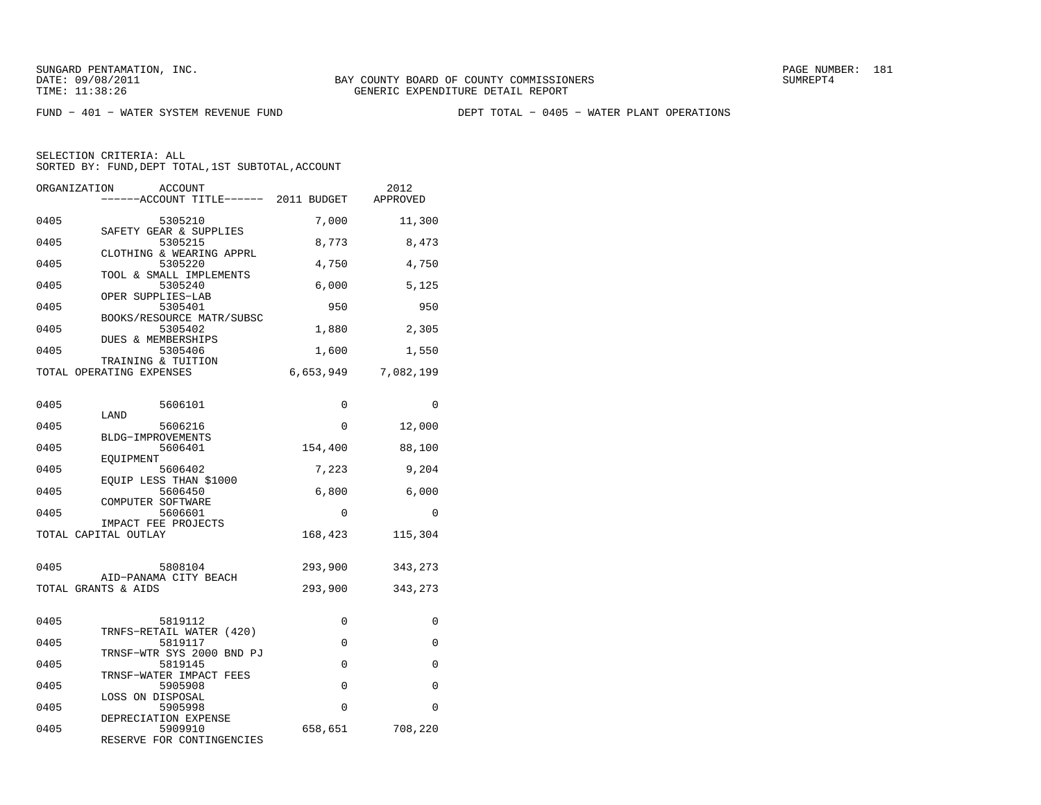SUNGARD PENTAMATION, INC.
DATE: 09/08/2011
TIME: 11:38:26

BAY COUNTY BOARD OF COUNTY COMMISSIONERS
GENERIC EXPENDITURE DETAIL REPORT

FUND − 401 − WATER SYSTEM REVENUE FUND

DEPT TOTAL − 0405 − WATER PLANT OPERATIONS

SELECTION CRITERIA: ALL
SORTED BY: FUND,DEPT TOTAL,1ST SUBTOTAL,ACCOUNT

| ORGANIZATION | ACCOUNT / ACCOUNT TITLE | 2011 BUDGET | 2012 APPROVED |
|---|---|---|---|
| 0405 | 5305210 SAFETY GEAR & SUPPLIES | 7,000 | 11,300 |
| 0405 | 5305215 CLOTHING & WEARING APPRL | 8,773 | 8,473 |
| 0405 | 5305220 TOOL & SMALL IMPLEMENTS | 4,750 | 4,750 |
| 0405 | 5305240 OPER SUPPLIES−LAB | 6,000 | 5,125 |
| 0405 | 5305401 BOOKS/RESOURCE MATR/SUBSC | 950 | 950 |
| 0405 | 5305402 DUES & MEMBERSHIPS | 1,880 | 2,305 |
| 0405 | 5305406 TRAINING & TUITION | 1,600 | 1,550 |
| TOTAL OPERATING EXPENSES | | 6,653,949 | 7,082,199 |
| 0405 | 5606101 LAND | 0 | 0 |
| 0405 | 5606216 BLDG−IMPROVEMENTS | 0 | 12,000 |
| 0405 | 5606401 EQUIPMENT | 154,400 | 88,100 |
| 0405 | 5606402 EQUIP LESS THAN $1000 | 7,223 | 9,204 |
| 0405 | 5606450 COMPUTER SOFTWARE | 6,800 | 6,000 |
| 0405 | 5606601 IMPACT FEE PROJECTS | 0 | 0 |
| TOTAL CAPITAL OUTLAY | | 168,423 | 115,304 |
| 0405 | 5808104 AID−PANAMA CITY BEACH | 293,900 | 343,273 |
| TOTAL GRANTS & AIDS | | 293,900 | 343,273 |
| 0405 | 5819112 TRNFS−RETAIL WATER (420) | 0 | 0 |
| 0405 | 5819117 TRNSF−WTR SYS 2000 BND PJ | 0 | 0 |
| 0405 | 5819145 TRNSF−WATER IMPACT FEES | 0 | 0 |
| 0405 | 5905908 LOSS ON DISPOSAL | 0 | 0 |
| 0405 | 5905998 DEPRECIATION EXPENSE | 0 | 0 |
| 0405 | 5909910 RESERVE FOR CONTINGENCIES | 658,651 | 708,220 |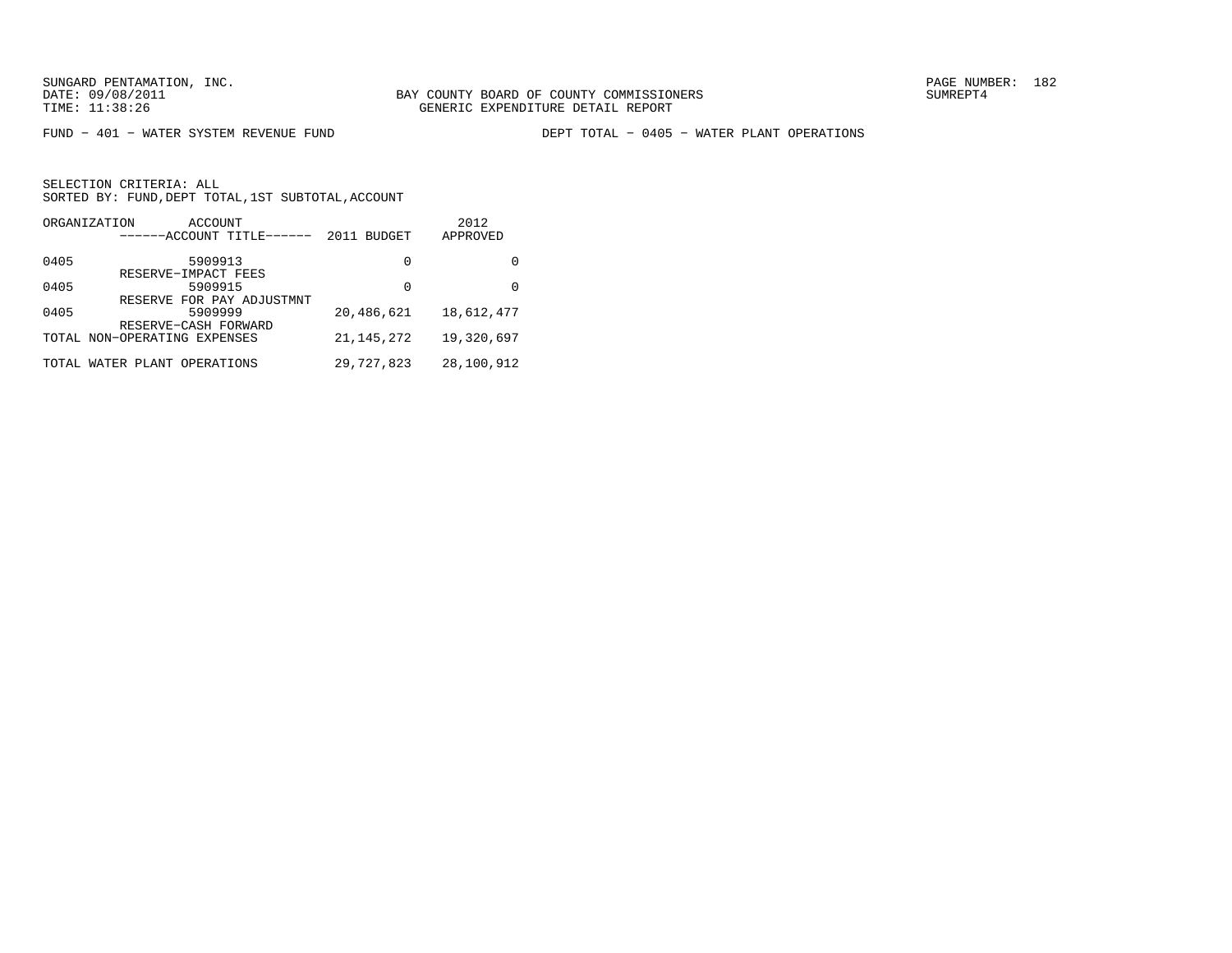SUNGARD PENTAMATION, INC.
DATE: 09/08/2011
TIME: 11:38:26

BAY COUNTY BOARD OF COUNTY COMMISSIONERS
GENERIC EXPENDITURE DETAIL REPORT

SUMREPT4

FUND − 401 − WATER SYSTEM REVENUE FUND

DEPT TOTAL − 0405 − WATER PLANT OPERATIONS

SELECTION CRITERIA: ALL
SORTED BY: FUND,DEPT TOTAL,1ST SUBTOTAL,ACCOUNT

| ORGANIZATION | ACCOUNT / ------ACCOUNT TITLE------ | 2011 BUDGET | 2012 APPROVED |
|---|---|---|---|
| 0405 | 5909913 RESERVE−IMPACT FEES | 0 | 0 |
| 0405 | 5909915 RESERVE FOR PAY ADJUSTMNT | 0 | 0 |
| 0405 | 5909999 RESERVE−CASH FORWARD | 20,486,621 | 18,612,477 |
| TOTAL NON−OPERATING EXPENSES | | 21,145,272 | 19,320,697 |
| TOTAL WATER PLANT OPERATIONS | | 29,727,823 | 28,100,912 |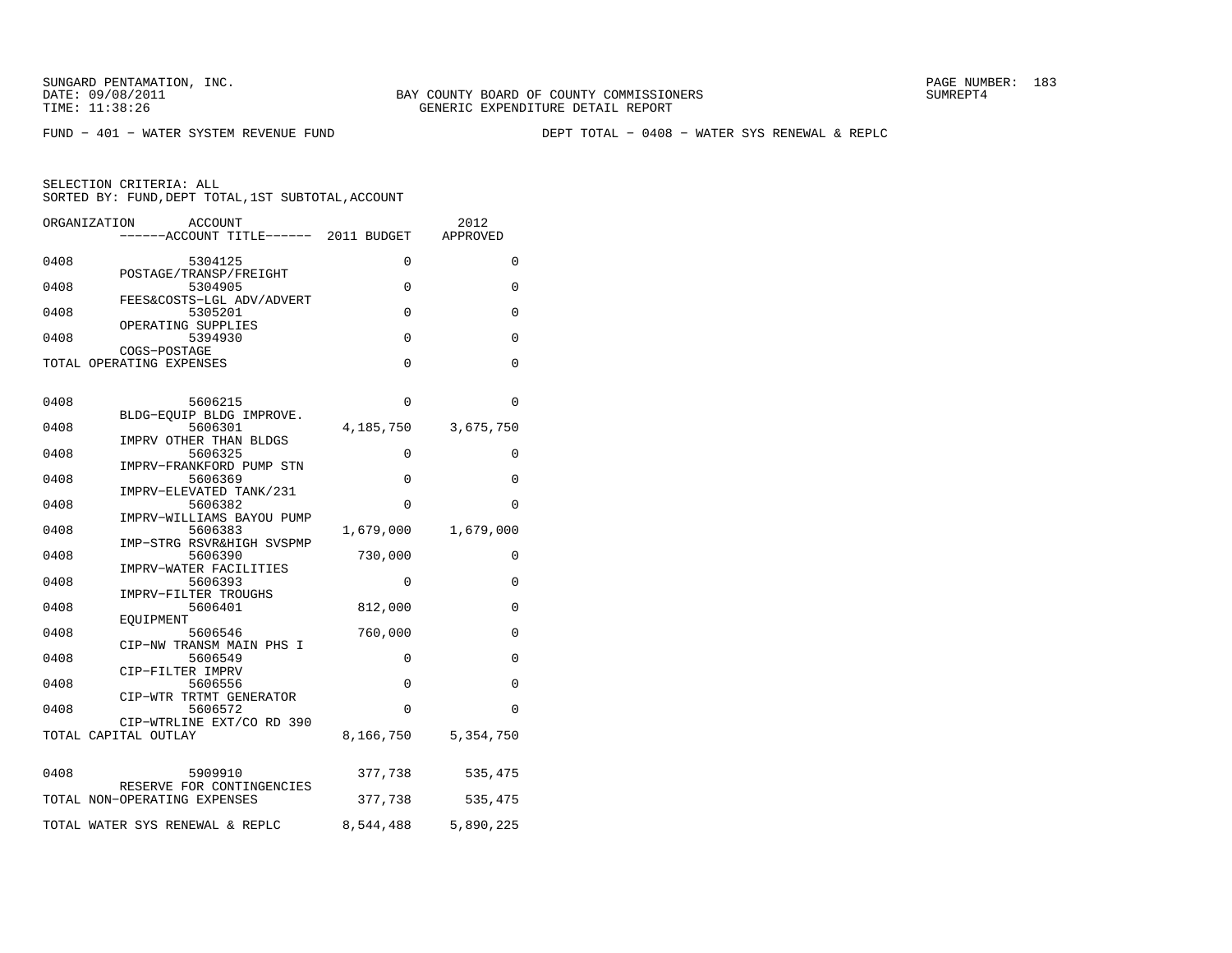SUNGARD PENTAMATION, INC.
DATE: 09/08/2011
TIME: 11:38:26

BAY COUNTY BOARD OF COUNTY COMMISSIONERS
GENERIC EXPENDITURE DETAIL REPORT

SUMREPT4

FUND − 401 − WATER SYSTEM REVENUE FUND

DEPT TOTAL − 0408 − WATER SYS RENEWAL & REPLC

SELECTION CRITERIA: ALL
SORTED BY: FUND,DEPT TOTAL,1ST SUBTOTAL,ACCOUNT

| ORGANIZATION | ACCOUNT / ------ACCOUNT TITLE------ | 2011 BUDGET | 2012 APPROVED |
|---|---|---|---|
| 0408 | 5304125 POSTAGE/TRANSP/FREIGHT | 0 | 0 |
| 0408 | 5304905 FEES&COSTS−LGL ADV/ADVERT | 0 | 0 |
| 0408 | 5305201 OPERATING SUPPLIES | 0 | 0 |
| 0408 | 5394930 COGS−POSTAGE | 0 | 0 |
| TOTAL OPERATING EXPENSES | | 0 | 0 |
| 0408 | 5606215 BLDG−EQUIP BLDG IMPROVE. | 0 | 0 |
| 0408 | 5606301 IMPRV OTHER THAN BLDGS | 4,185,750 | 3,675,750 |
| 0408 | 5606325 IMPRV−FRANKFORD PUMP STN | 0 | 0 |
| 0408 | 5606369 IMPRV−ELEVATED TANK/231 | 0 | 0 |
| 0408 | 5606382 IMPRV−WILLIAMS BAYOU PUMP | 0 | 0 |
| 0408 | 5606383 IMP−STRG RSVR&HIGH SVSPMP | 1,679,000 | 1,679,000 |
| 0408 | 5606390 IMPRV−WATER FACILITIES | 730,000 | 0 |
| 0408 | 5606393 IMPRV−FILTER TROUGHS | 0 | 0 |
| 0408 | 5606401 EQUIPMENT | 812,000 | 0 |
| 0408 | 5606546 CIP−NW TRANSM MAIN PHS I | 760,000 | 0 |
| 0408 | 5606549 CIP−FILTER IMPRV | 0 | 0 |
| 0408 | 5606556 CIP−WTR TRTMT GENERATOR | 0 | 0 |
| 0408 | 5606572 CIP−WTRLINE EXT/CO RD 390 | 0 | 0 |
| TOTAL CAPITAL OUTLAY | | 8,166,750 | 5,354,750 |
| 0408 | 5909910 RESERVE FOR CONTINGENCIES | 377,738 | 535,475 |
| TOTAL NON−OPERATING EXPENSES | | 377,738 | 535,475 |
| TOTAL WATER SYS RENEWAL & REPLC | | 8,544,488 | 5,890,225 |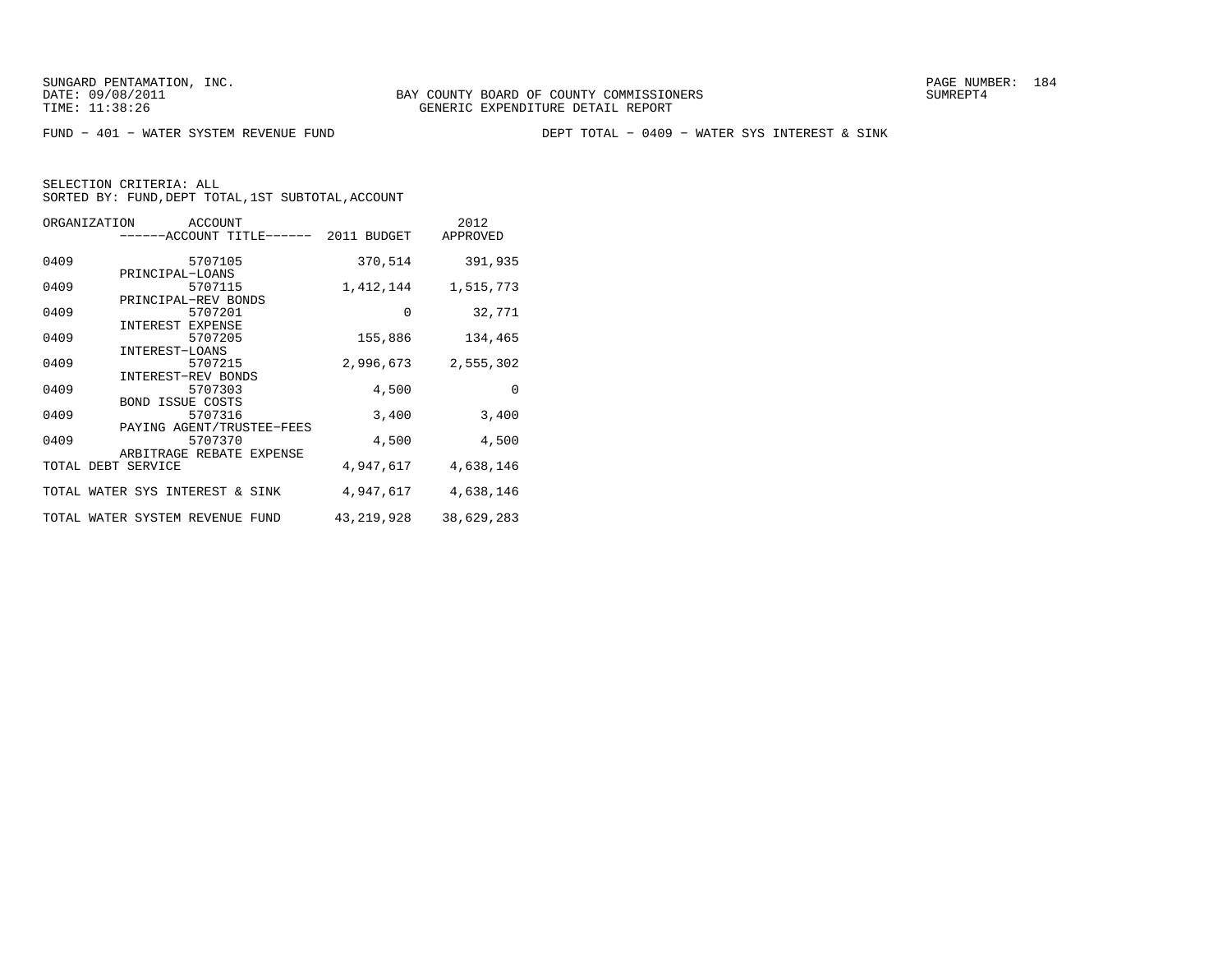SUNGARD PENTAMATION, INC.
DATE: 09/08/2011
TIME: 11:38:26

BAY COUNTY BOARD OF COUNTY COMMISSIONERS
GENERIC EXPENDITURE DETAIL REPORT

SUMREPT4

FUND - 401 - WATER SYSTEM REVENUE FUND

DEPT TOTAL - 0409 - WATER SYS INTEREST & SINK

SELECTION CRITERIA: ALL
SORTED BY: FUND,DEPT TOTAL,1ST SUBTOTAL,ACCOUNT

| ORGANIZATION | ACCOUNT / ------ACCOUNT TITLE------ | 2011 BUDGET | 2012 APPROVED |
|---|---|---|---|
| 0409 | 5707105 PRINCIPAL-LOANS | 370,514 | 391,935 |
| 0409 | 5707115 PRINCIPAL-REV BONDS | 1,412,144 | 1,515,773 |
| 0409 | 5707201 INTEREST EXPENSE | 0 | 32,771 |
| 0409 | 5707205 INTEREST-LOANS | 155,886 | 134,465 |
| 0409 | 5707215 INTEREST-REV BONDS | 2,996,673 | 2,555,302 |
| 0409 | 5707303 BOND ISSUE COSTS | 4,500 | 0 |
| 0409 | 5707316 PAYING AGENT/TRUSTEE-FEES | 3,400 | 3,400 |
| 0409 | 5707370 ARBITRAGE REBATE EXPENSE | 4,500 | 4,500 |
| TOTAL DEBT SERVICE | | 4,947,617 | 4,638,146 |
| TOTAL WATER SYS INTEREST & SINK | | 4,947,617 | 4,638,146 |
| TOTAL WATER SYSTEM REVENUE FUND | | 43,219,928 | 38,629,283 |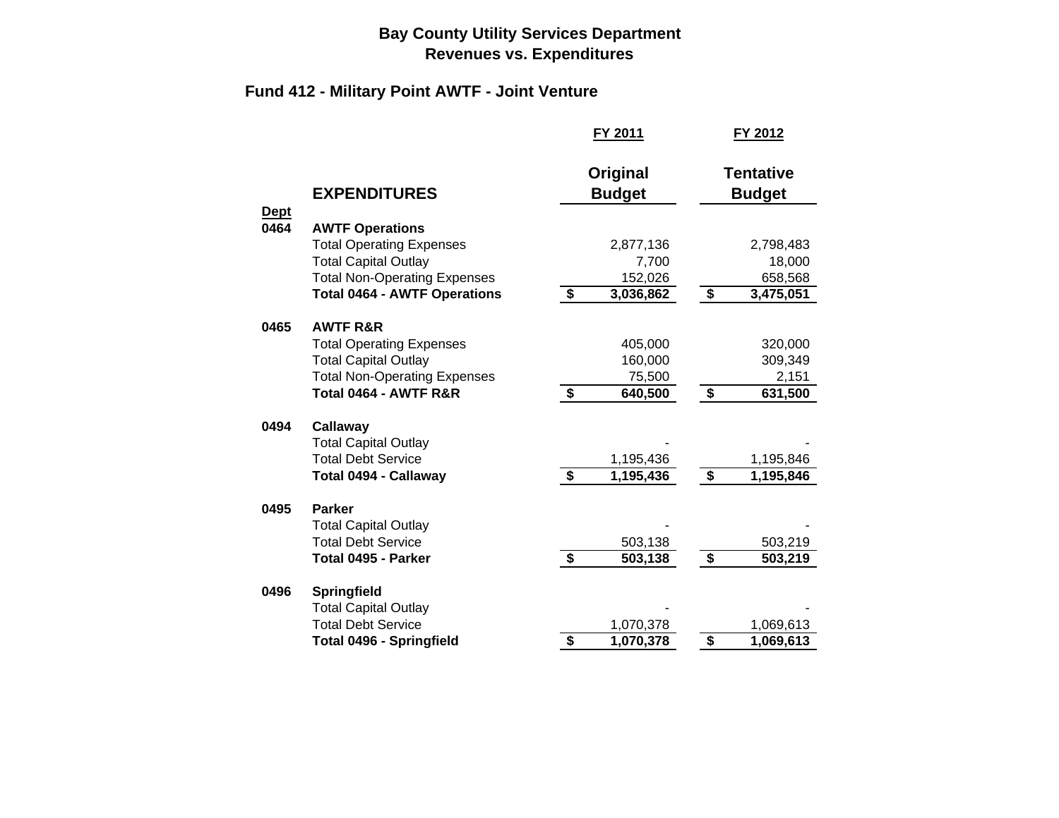# Bay County Utility Services Department
# Revenues vs. Expenditures

## Fund 412 - Military Point AWTF - Joint Venture

| Dept | EXPENDITURES | FY 2011 Original Budget | FY 2012 Tentative Budget |
|---|---|---|---|
| **0464** | **AWTF Operations** | | |
| | Total Operating Expenses | 2,877,136 | 2,798,483 |
| | Total Capital Outlay | 7,700 | 18,000 |
| | Total Non-Operating Expenses | 152,026 | 658,568 |
| | **Total 0464 - AWTF Operations** | **$ 3,036,862** | **$ 3,475,051** |
| **0465** | **AWTF R&R** | | |
| | Total Operating Expenses | 405,000 | 320,000 |
| | Total Capital Outlay | 160,000 | 309,349 |
| | Total Non-Operating Expenses | 75,500 | 2,151 |
| | **Total 0464 - AWTF R&R** | **$ 640,500** | **$ 631,500** |
| **0494** | **Callaway** | | |
| | Total Capital Outlay | - | - |
| | Total Debt Service | 1,195,436 | 1,195,846 |
| | **Total 0494 - Callaway** | **$ 1,195,436** | **$ 1,195,846** |
| **0495** | **Parker** | | |
| | Total Capital Outlay | - | - |
| | Total Debt Service | 503,138 | 503,219 |
| | **Total 0495 - Parker** | **$ 503,138** | **$ 503,219** |
| **0496** | **Springfield** | | |
| | Total Capital Outlay | - | - |
| | Total Debt Service | 1,070,378 | 1,069,613 |
| | **Total 0496 - Springfield** | **$ 1,070,378** | **$ 1,069,613** |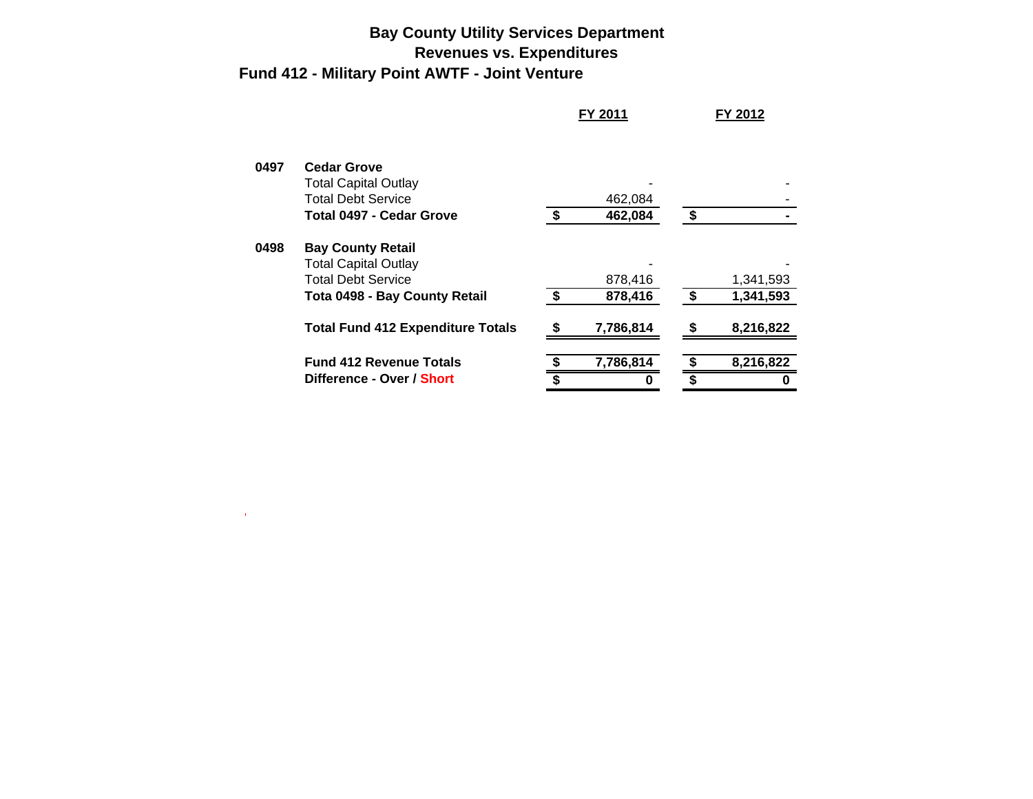# Bay County Utility Services Department
## Revenues vs. Expenditures
### Fund 412 - Military Point AWTF - Joint Venture

| | | FY 2011 | FY 2012 |
|---|---|---|---|
| **0497** | **Cedar Grove** | | |
| | Total Capital Outlay | - | - |
| | Total Debt Service | 462,084 | - |
| | **Total 0497 - Cedar Grove** | **$ 462,084** | **$ -** |
| **0498** | **Bay County Retail** | | |
| | Total Capital Outlay | - | - |
| | Total Debt Service | 878,416 | 1,341,593 |
| | **Tota 0498 - Bay County Retail** | **$ 878,416** | **$ 1,341,593** |
| | **Total Fund 412 Expenditure Totals** | **$ 7,786,814** | **$ 8,216,822** |
| | **Fund 412 Revenue Totals** | **$ 7,786,814** | **$ 8,216,822** |
| | **Difference - Over / Short** | **$ 0** | **$ 0** |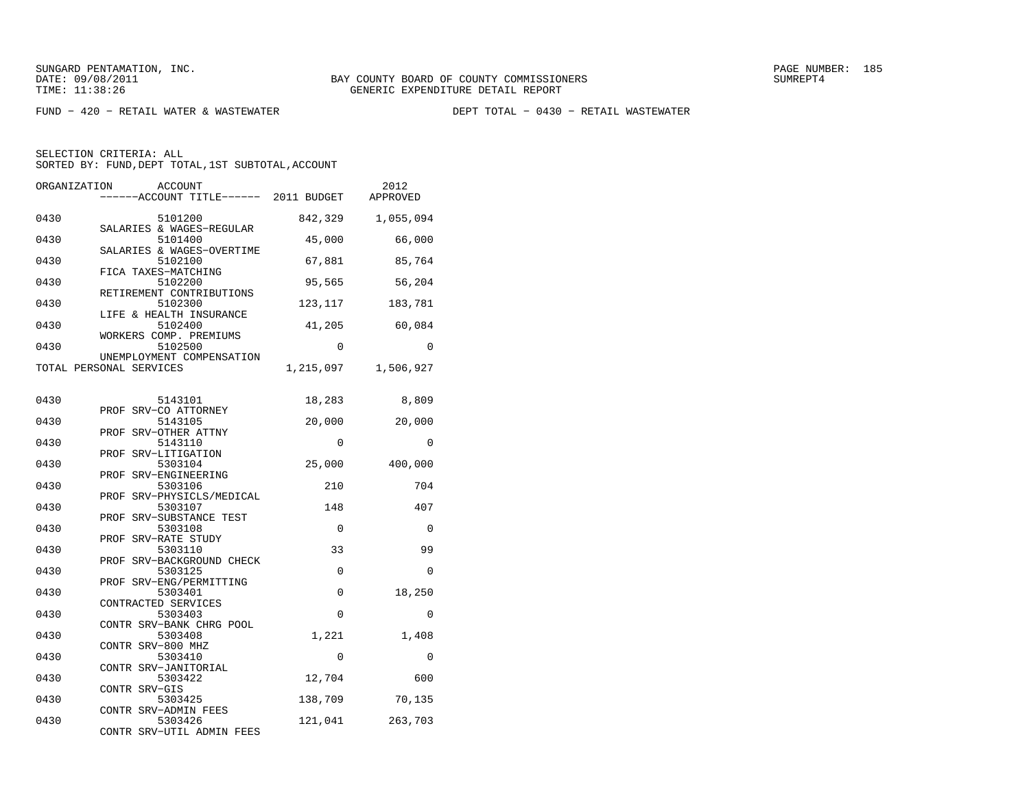SUNGARD PENTAMATION, INC.
DATE: 09/08/2011
TIME: 11:38:26

BAY COUNTY BOARD OF COUNTY COMMISSIONERS
GENERIC EXPENDITURE DETAIL REPORT

SUMREPT4

FUND − 420 − RETAIL WATER & WASTEWATER

DEPT TOTAL − 0430 − RETAIL WASTEWATER

SELECTION CRITERIA: ALL
SORTED BY: FUND,DEPT TOTAL,1ST SUBTOTAL,ACCOUNT

| ORGANIZATION | ACCOUNT / ACCOUNT TITLE | 2011 BUDGET | 2012 APPROVED |
|---|---|---|---|
| 0430 | 5101200 SALARIES & WAGES−REGULAR | 842,329 | 1,055,094 |
| 0430 | 5101400 SALARIES & WAGES−OVERTIME | 45,000 | 66,000 |
| 0430 | 5102100 FICA TAXES−MATCHING | 67,881 | 85,764 |
| 0430 | 5102200 RETIREMENT CONTRIBUTIONS | 95,565 | 56,204 |
| 0430 | 5102300 LIFE & HEALTH INSURANCE | 123,117 | 183,781 |
| 0430 | 5102400 WORKERS COMP. PREMIUMS | 41,205 | 60,084 |
| 0430 | 5102500 UNEMPLOYMENT COMPENSATION | 0 | 0 |
| TOTAL PERSONAL SERVICES | | 1,215,097 | 1,506,927 |
| 0430 | 5143101 PROF SRV−CO ATTORNEY | 18,283 | 8,809 |
| 0430 | 5143105 PROF SRV−OTHER ATTNY | 20,000 | 20,000 |
| 0430 | 5143110 PROF SRV−LITIGATION | 0 | 0 |
| 0430 | 5303104 PROF SRV−ENGINEERING | 25,000 | 400,000 |
| 0430 | 5303106 PROF SRV−PHYSICLS/MEDICAL | 210 | 704 |
| 0430 | 5303107 PROF SRV−SUBSTANCE TEST | 148 | 407 |
| 0430 | 5303108 PROF SRV−RATE STUDY | 0 | 0 |
| 0430 | 5303110 PROF SRV−BACKGROUND CHECK | 33 | 99 |
| 0430 | 5303125 PROF SRV−ENG/PERMITTING | 0 | 0 |
| 0430 | 5303401 CONTRACTED SERVICES | 0 | 18,250 |
| 0430 | 5303403 CONTR SRV−BANK CHRG POOL | 0 | 0 |
| 0430 | 5303408 CONTR SRV−800 MHZ | 1,221 | 1,408 |
| 0430 | 5303410 CONTR SRV−JANITORIAL | 0 | 0 |
| 0430 | 5303422 CONTR SRV−GIS | 12,704 | 600 |
| 0430 | 5303425 CONTR SRV−ADMIN FEES | 138,709 | 70,135 |
| 0430 | 5303426 CONTR SRV−UTIL ADMIN FEES | 121,041 | 263,703 |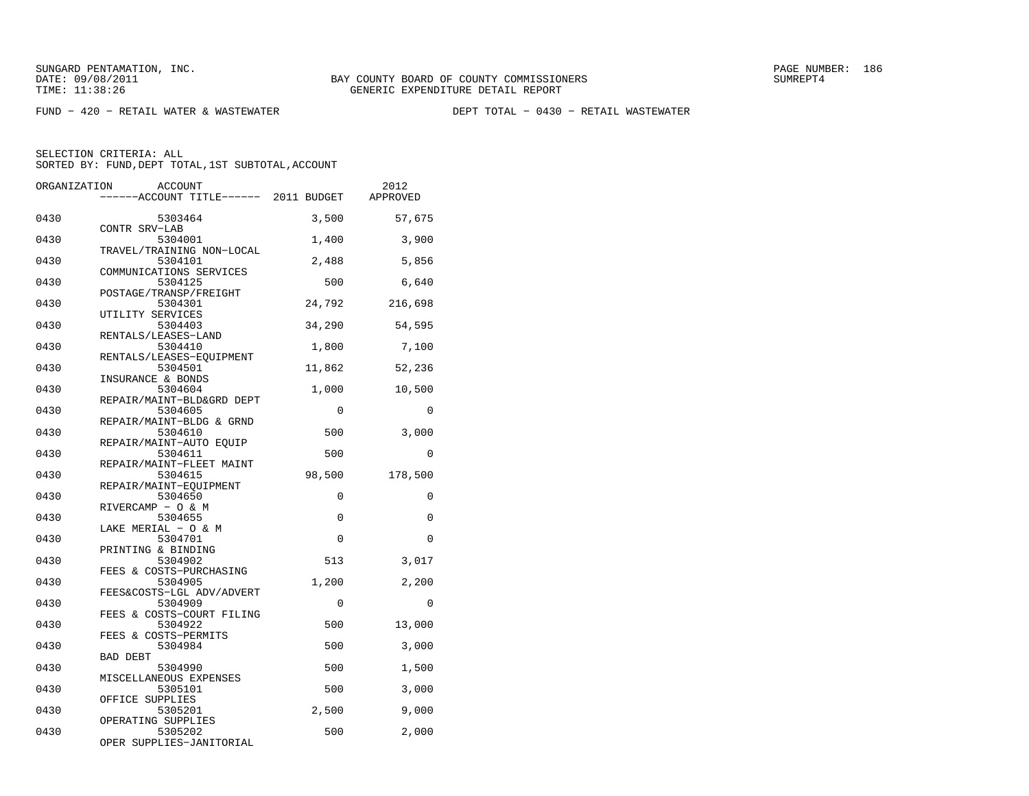SUNGARD PENTAMATION, INC.
DATE: 09/08/2011
TIME: 11:38:26

BAY COUNTY BOARD OF COUNTY COMMISSIONERS
GENERIC EXPENDITURE DETAIL REPORT

FUND − 420 − RETAIL WATER & WASTEWATER

DEPT TOTAL − 0430 − RETAIL WASTEWATER

SELECTION CRITERIA: ALL
SORTED BY: FUND,DEPT TOTAL,1ST SUBTOTAL,ACCOUNT

| ORGANIZATION | ACCOUNT / ACCOUNT TITLE | 2011 BUDGET | 2012 APPROVED |
|---|---|---|---|
| 0430 | 5303464 CONTR SRV−LAB | 3,500 | 57,675 |
| 0430 | 5304001 TRAVEL/TRAINING NON−LOCAL | 1,400 | 3,900 |
| 0430 | 5304101 COMMUNICATIONS SERVICES | 2,488 | 5,856 |
| 0430 | 5304125 POSTAGE/TRANSP/FREIGHT | 500 | 6,640 |
| 0430 | 5304301 UTILITY SERVICES | 24,792 | 216,698 |
| 0430 | 5304403 RENTALS/LEASES−LAND | 34,290 | 54,595 |
| 0430 | 5304410 RENTALS/LEASES−EQUIPMENT | 1,800 | 7,100 |
| 0430 | 5304501 INSURANCE & BONDS | 11,862 | 52,236 |
| 0430 | 5304604 REPAIR/MAINT−BLD&GRD DEPT | 1,000 | 10,500 |
| 0430 | 5304605 REPAIR/MAINT−BLDG & GRND | 0 | 0 |
| 0430 | 5304610 REPAIR/MAINT−AUTO EQUIP | 500 | 3,000 |
| 0430 | 5304611 REPAIR/MAINT−FLEET MAINT | 500 | 0 |
| 0430 | 5304615 REPAIR/MAINT−EQUIPMENT | 98,500 | 178,500 |
| 0430 | 5304650 RIVERCAMP − O & M | 0 | 0 |
| 0430 | 5304655 LAKE MERIAL − O & M | 0 | 0 |
| 0430 | 5304701 PRINTING & BINDING | 0 | 0 |
| 0430 | 5304902 FEES & COSTS−PURCHASING | 513 | 3,017 |
| 0430 | 5304905 FEES&COSTS−LGL ADV/ADVERT | 1,200 | 2,200 |
| 0430 | 5304909 FEES & COSTS−COURT FILING | 0 | 0 |
| 0430 | 5304922 FEES & COSTS−PERMITS | 500 | 13,000 |
| 0430 | 5304984 BAD DEBT | 500 | 3,000 |
| 0430 | 5304990 MISCELLANEOUS EXPENSES | 500 | 1,500 |
| 0430 | 5305101 OFFICE SUPPLIES | 500 | 3,000 |
| 0430 | 5305201 OPERATING SUPPLIES | 2,500 | 9,000 |
| 0430 | 5305202 OPER SUPPLIES−JANITORIAL | 500 | 2,000 |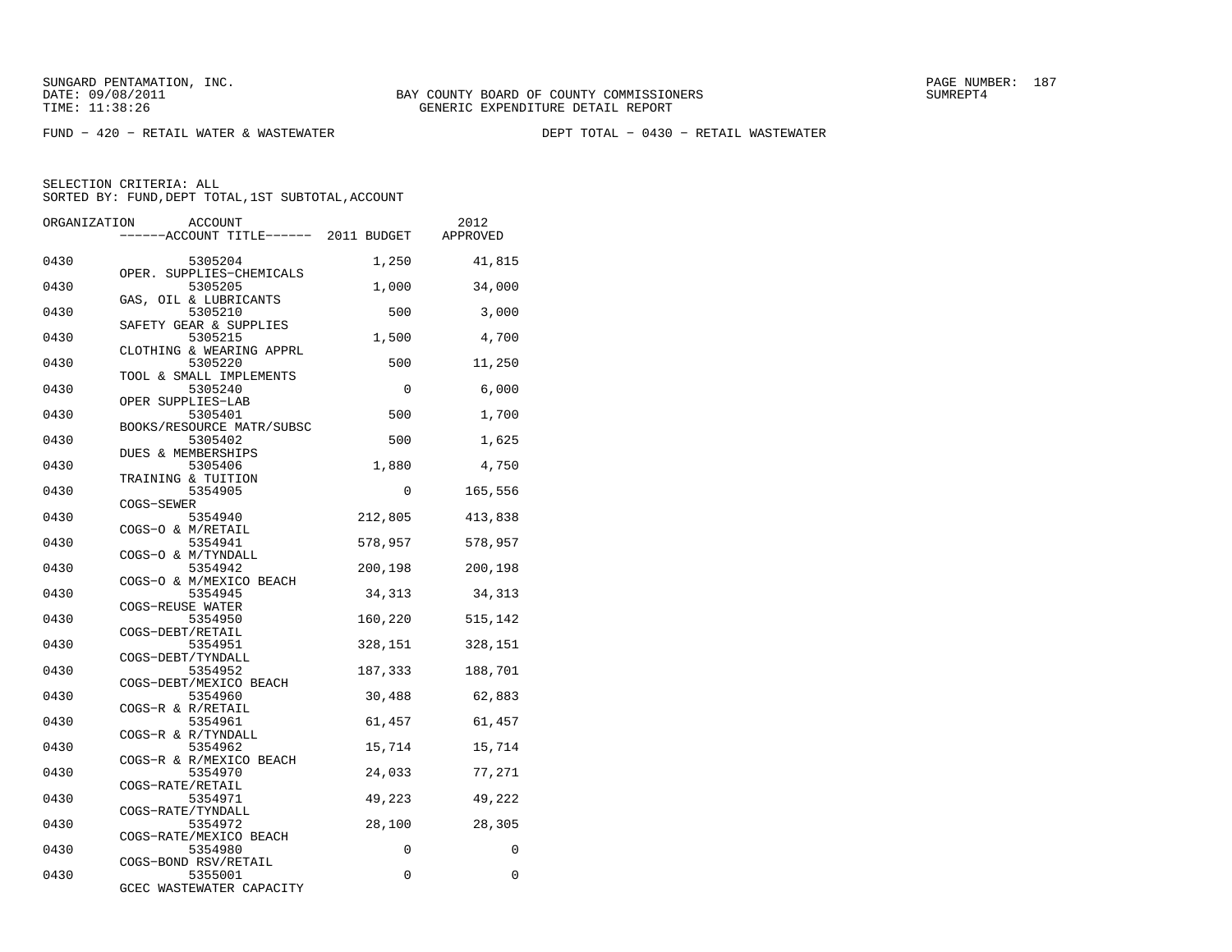FUND − 420 − RETAIL WATER & WASTEWATER

DEPT TOTAL − 0430 − RETAIL WASTEWATER

SELECTION CRITERIA: ALL
SORTED BY: FUND,DEPT TOTAL,1ST SUBTOTAL,ACCOUNT

| ORGANIZATION | ACCOUNT | ACCOUNT TITLE | 2011 BUDGET | 2012 APPROVED |
|---|---|---|---|---|
| 0430 | 5305204 | OPER. SUPPLIES−CHEMICALS | 1,250 | 41,815 |
| 0430 | 5305205 | GAS, OIL & LUBRICANTS | 1,000 | 34,000 |
| 0430 | 5305210 | SAFETY GEAR & SUPPLIES | 500 | 3,000 |
| 0430 | 5305215 | CLOTHING & WEARING APPRL | 1,500 | 4,700 |
| 0430 | 5305220 | TOOL & SMALL IMPLEMENTS | 500 | 11,250 |
| 0430 | 5305240 | OPER SUPPLIES−LAB | 0 | 6,000 |
| 0430 | 5305401 | BOOKS/RESOURCE MATR/SUBSC | 500 | 1,700 |
| 0430 | 5305402 | DUES & MEMBERSHIPS | 500 | 1,625 |
| 0430 | 5305406 | TRAINING & TUITION | 1,880 | 4,750 |
| 0430 | 5354905 | COGS−SEWER | 0 | 165,556 |
| 0430 | 5354940 | COGS−O & M/RETAIL | 212,805 | 413,838 |
| 0430 | 5354941 | COGS−O & M/TYNDALL | 578,957 | 578,957 |
| 0430 | 5354942 | COGS−O & M/MEXICO BEACH | 200,198 | 200,198 |
| 0430 | 5354945 | COGS−REUSE WATER | 34,313 | 34,313 |
| 0430 | 5354950 | COGS−DEBT/RETAIL | 160,220 | 515,142 |
| 0430 | 5354951 | COGS−DEBT/TYNDALL | 328,151 | 328,151 |
| 0430 | 5354952 | COGS−DEBT/MEXICO BEACH | 187,333 | 188,701 |
| 0430 | 5354960 | COGS−R & R/RETAIL | 30,488 | 62,883 |
| 0430 | 5354961 | COGS−R & R/TYNDALL | 61,457 | 61,457 |
| 0430 | 5354962 | COGS−R & R/MEXICO BEACH | 15,714 | 15,714 |
| 0430 | 5354970 | COGS−RATE/RETAIL | 24,033 | 77,271 |
| 0430 | 5354971 | COGS−RATE/TYNDALL | 49,223 | 49,222 |
| 0430 | 5354972 | COGS−RATE/MEXICO BEACH | 28,100 | 28,305 |
| 0430 | 5354980 | COGS−BOND RSV/RETAIL | 0 | 0 |
| 0430 | 5355001 | GCEC WASTEWATER CAPACITY | 0 | 0 |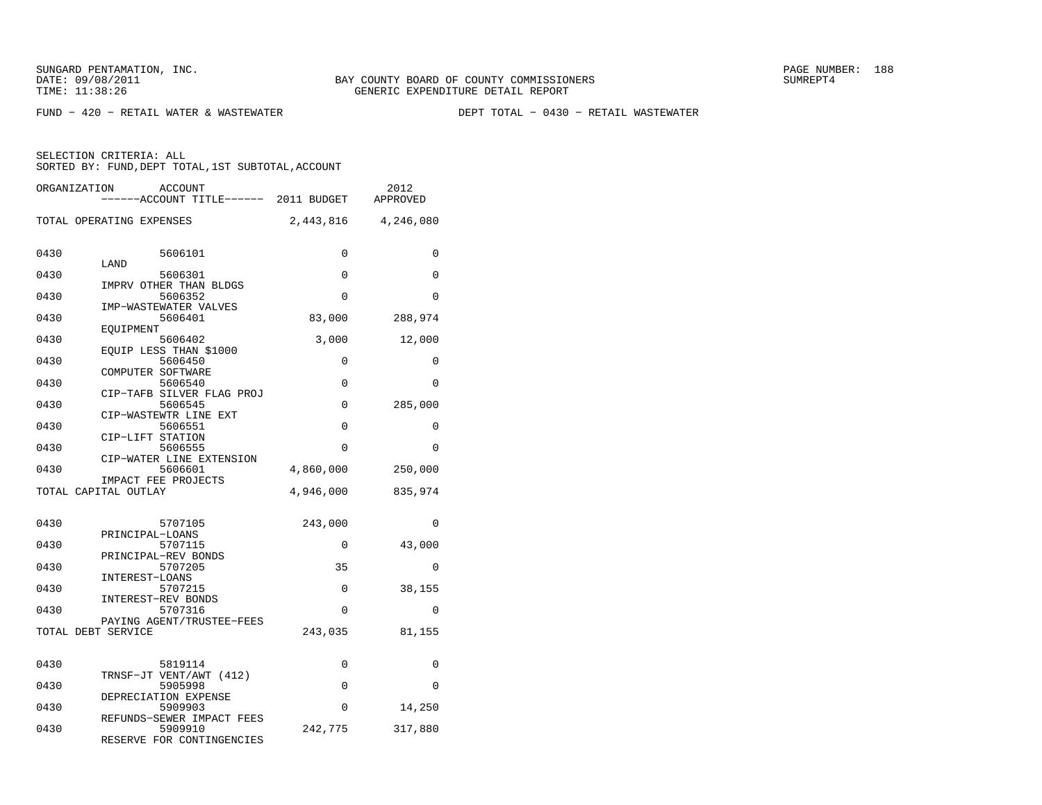SUNGARD PENTAMATION, INC.
DATE: 09/08/2011
TIME: 11:38:26

BAY COUNTY BOARD OF COUNTY COMMISSIONERS
GENERIC EXPENDITURE DETAIL REPORT

SUMREPT4

FUND - 420 - RETAIL WATER & WASTEWATER

DEPT TOTAL - 0430 - RETAIL WASTEWATER

SELECTION CRITERIA: ALL
SORTED BY: FUND,DEPT TOTAL,1ST SUBTOTAL,ACCOUNT

| ORGANIZATION | ACCOUNT / ------ACCOUNT TITLE------ | 2011 BUDGET | 2012 APPROVED |
|---|---|---|---|
| TOTAL OPERATING EXPENSES | | 2,443,816 | 4,246,080 |
| 0430 | 5606101 LAND | 0 | 0 |
| 0430 | 5606301 IMPRV OTHER THAN BLDGS | 0 | 0 |
| 0430 | 5606352 IMP-WASTEWATER VALVES | 0 | 0 |
| 0430 | 5606401 EQUIPMENT | 83,000 | 288,974 |
| 0430 | 5606402 EQUIP LESS THAN $1000 | 3,000 | 12,000 |
| 0430 | 5606450 COMPUTER SOFTWARE | 0 | 0 |
| 0430 | 5606540 CIP-TAFB SILVER FLAG PROJ | 0 | 0 |
| 0430 | 5606545 CIP-WASTEWTR LINE EXT | 0 | 285,000 |
| 0430 | 5606551 CIP-LIFT STATION | 0 | 0 |
| 0430 | 5606555 CIP-WATER LINE EXTENSION | 0 | 0 |
| 0430 | 5606601 IMPACT FEE PROJECTS | 4,860,000 | 250,000 |
| TOTAL CAPITAL OUTLAY | | 4,946,000 | 835,974 |
| 0430 | 5707105 PRINCIPAL-LOANS | 243,000 | 0 |
| 0430 | 5707115 PRINCIPAL-REV BONDS | 0 | 43,000 |
| 0430 | 5707205 INTEREST-LOANS | 35 | 0 |
| 0430 | 5707215 INTEREST-REV BONDS | 0 | 38,155 |
| 0430 | 5707316 PAYING AGENT/TRUSTEE-FEES | 0 | 0 |
| TOTAL DEBT SERVICE | | 243,035 | 81,155 |
| 0430 | 5819114 TRNSF-JT VENT/AWT (412) | 0 | 0 |
| 0430 | 5905998 DEPRECIATION EXPENSE | 0 | 0 |
| 0430 | 5909903 REFUNDS-SEWER IMPACT FEES | 0 | 14,250 |
| 0430 | 5909910 RESERVE FOR CONTINGENCIES | 242,775 | 317,880 |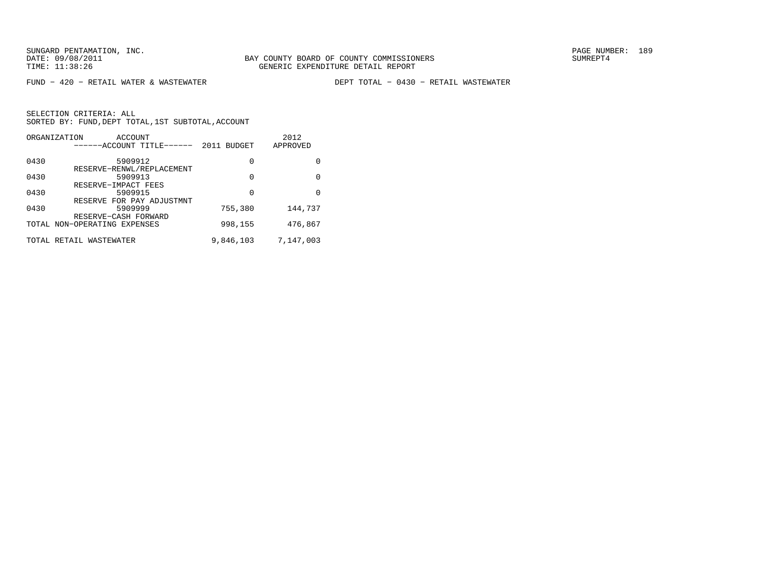FUND − 420 − RETAIL WATER & WASTEWATER　　　　DEPT TOTAL − 0430 − RETAIL WASTEWATER

SELECTION CRITERIA: ALL
SORTED BY: FUND,DEPT TOTAL,1ST SUBTOTAL,ACCOUNT

| ORGANIZATION | ACCOUNT / ------ACCOUNT TITLE------ | 2011 BUDGET | 2012 APPROVED |
|---|---|---|---|
| 0430 | 5909912 RESERVE−RENWL/REPLACEMENT | 0 | 0 |
| 0430 | 5909913 RESERVE−IMPACT FEES | 0 | 0 |
| 0430 | 5909915 RESERVE FOR PAY ADJUSTMNT | 0 | 0 |
| 0430 | 5909999 RESERVE−CASH FORWARD | 755,380 | 144,737 |
| TOTAL NON−OPERATING EXPENSES | | 998,155 | 476,867 |
| TOTAL RETAIL WASTEWATER | | 9,846,103 | 7,147,003 |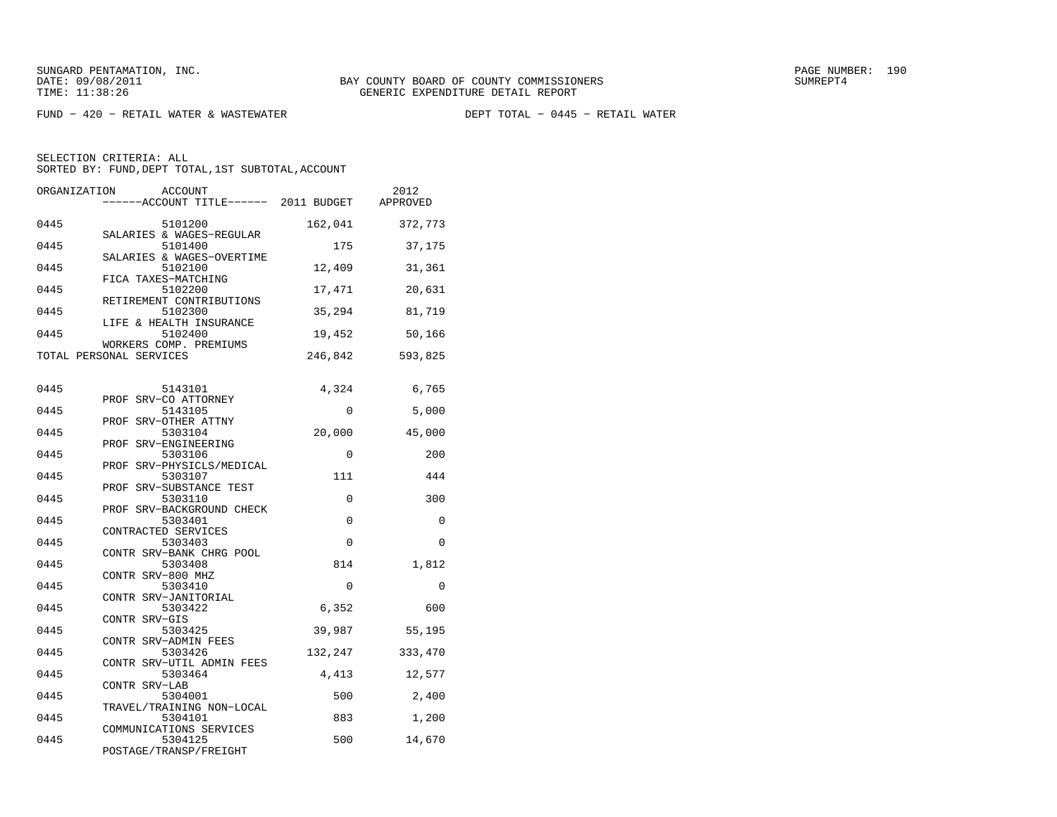SUNGARD PENTAMATION, INC.
DATE: 09/08/2011
TIME: 11:38:26

BAY COUNTY BOARD OF COUNTY COMMISSIONERS
GENERIC EXPENDITURE DETAIL REPORT

PAGE NUMBER: 190
SUMREPT4

FUND - 420 - RETAIL WATER & WASTEWATER

DEPT TOTAL - 0445 - RETAIL WATER

SELECTION CRITERIA: ALL
SORTED BY: FUND,DEPT TOTAL,1ST SUBTOTAL,ACCOUNT

| ORGANIZATION | ACCOUNT / ACCOUNT TITLE | 2011 BUDGET | 2012 APPROVED |
|---|---|---|---|
| 0445 | 5101200 SALARIES & WAGES-REGULAR | 162,041 | 372,773 |
| 0445 | 5101400 SALARIES & WAGES-OVERTIME | 175 | 37,175 |
| 0445 | 5102100 FICA TAXES-MATCHING | 12,409 | 31,361 |
| 0445 | 5102200 RETIREMENT CONTRIBUTIONS | 17,471 | 20,631 |
| 0445 | 5102300 LIFE & HEALTH INSURANCE | 35,294 | 81,719 |
| 0445 | 5102400 WORKERS COMP. PREMIUMS | 19,452 | 50,166 |
| TOTAL PERSONAL SERVICES | | 246,842 | 593,825 |
| 0445 | 5143101 PROF SRV-CO ATTORNEY | 4,324 | 6,765 |
| 0445 | 5143105 PROF SRV-OTHER ATTNY | 0 | 5,000 |
| 0445 | 5303104 PROF SRV-ENGINEERING | 20,000 | 45,000 |
| 0445 | 5303106 PROF SRV-PHYSICLS/MEDICAL | 0 | 200 |
| 0445 | 5303107 PROF SRV-SUBSTANCE TEST | 111 | 444 |
| 0445 | 5303110 PROF SRV-BACKGROUND CHECK | 0 | 300 |
| 0445 | 5303401 CONTRACTED SERVICES | 0 | 0 |
| 0445 | 5303403 CONTR SRV-BANK CHRG POOL | 0 | 0 |
| 0445 | 5303408 CONTR SRV-800 MHZ | 814 | 1,812 |
| 0445 | 5303410 CONTR SRV-JANITORIAL | 0 | 0 |
| 0445 | 5303422 CONTR SRV-GIS | 6,352 | 600 |
| 0445 | 5303425 CONTR SRV-ADMIN FEES | 39,987 | 55,195 |
| 0445 | 5303426 CONTR SRV-UTIL ADMIN FEES | 132,247 | 333,470 |
| 0445 | 5303464 CONTR SRV-LAB | 4,413 | 12,577 |
| 0445 | 5304001 TRAVEL/TRAINING NON-LOCAL | 500 | 2,400 |
| 0445 | 5304101 COMMUNICATIONS SERVICES | 883 | 1,200 |
| 0445 | 5304125 POSTAGE/TRANSP/FREIGHT | 500 | 14,670 |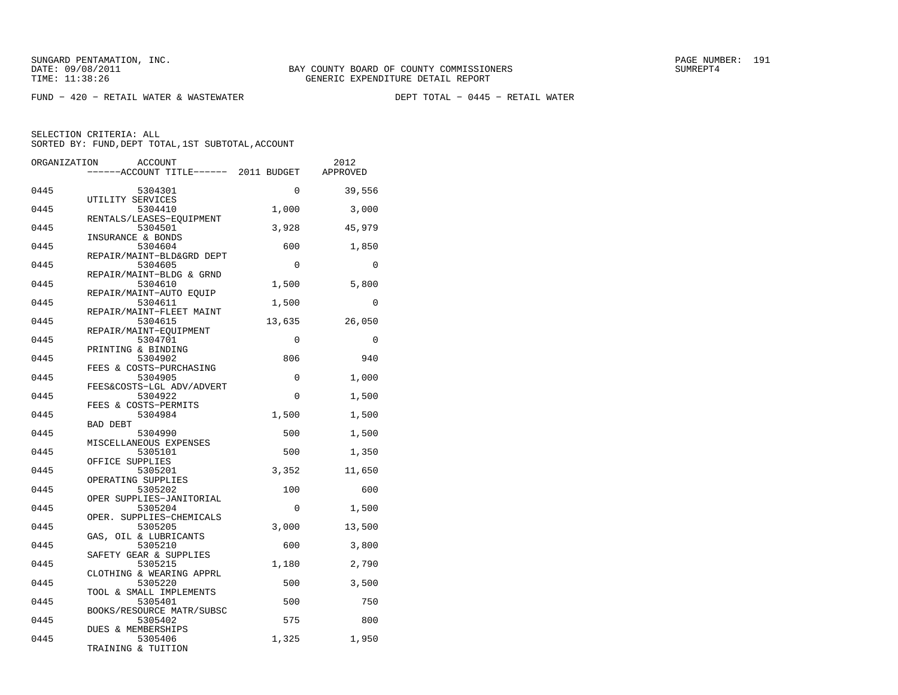SUNGARD PENTAMATION, INC.
DATE: 09/08/2011
TIME: 11:38:26

BAY COUNTY BOARD OF COUNTY COMMISSIONERS
GENERIC EXPENDITURE DETAIL REPORT

SUMREPT4

FUND − 420 − RETAIL WATER & WASTEWATER　　　　DEPT TOTAL − 0445 − RETAIL WATER

SELECTION CRITERIA: ALL
SORTED BY: FUND,DEPT TOTAL,1ST SUBTOTAL,ACCOUNT

| ORGANIZATION | ACCOUNT | ACCOUNT TITLE | 2011 BUDGET | 2012 APPROVED |
|---|---|---|---|---|
| 0445 | 5304301 | UTILITY SERVICES | 0 | 39,556 |
| 0445 | 5304410 | RENTALS/LEASES−EQUIPMENT | 1,000 | 3,000 |
| 0445 | 5304501 | INSURANCE & BONDS | 3,928 | 45,979 |
| 0445 | 5304604 | REPAIR/MAINT−BLD&GRD DEPT | 600 | 1,850 |
| 0445 | 5304605 | REPAIR/MAINT−BLDG & GRND | 0 | 0 |
| 0445 | 5304610 | REPAIR/MAINT−AUTO EQUIP | 1,500 | 5,800 |
| 0445 | 5304611 | REPAIR/MAINT−FLEET MAINT | 1,500 | 0 |
| 0445 | 5304615 | REPAIR/MAINT−EQUIPMENT | 13,635 | 26,050 |
| 0445 | 5304701 | PRINTING & BINDING | 0 | 0 |
| 0445 | 5304902 | FEES & COSTS−PURCHASING | 806 | 940 |
| 0445 | 5304905 | FEES&COSTS−LGL ADV/ADVERT | 0 | 1,000 |
| 0445 | 5304922 | FEES & COSTS−PERMITS | 0 | 1,500 |
| 0445 | 5304984 | BAD DEBT | 1,500 | 1,500 |
| 0445 | 5304990 | MISCELLANEOUS EXPENSES | 500 | 1,500 |
| 0445 | 5305101 | OFFICE SUPPLIES | 500 | 1,350 |
| 0445 | 5305201 | OPERATING SUPPLIES | 3,352 | 11,650 |
| 0445 | 5305202 | OPER SUPPLIES−JANITORIAL | 100 | 600 |
| 0445 | 5305204 | OPER. SUPPLIES−CHEMICALS | 0 | 1,500 |
| 0445 | 5305205 | GAS, OIL & LUBRICANTS | 3,000 | 13,500 |
| 0445 | 5305210 | SAFETY GEAR & SUPPLIES | 600 | 3,800 |
| 0445 | 5305215 | CLOTHING & WEARING APPRL | 1,180 | 2,790 |
| 0445 | 5305220 | TOOL & SMALL IMPLEMENTS | 500 | 3,500 |
| 0445 | 5305401 | BOOKS/RESOURCE MATR/SUBSC | 500 | 750 |
| 0445 | 5305402 | DUES & MEMBERSHIPS | 575 | 800 |
| 0445 | 5305406 | TRAINING & TUITION | 1,325 | 1,950 |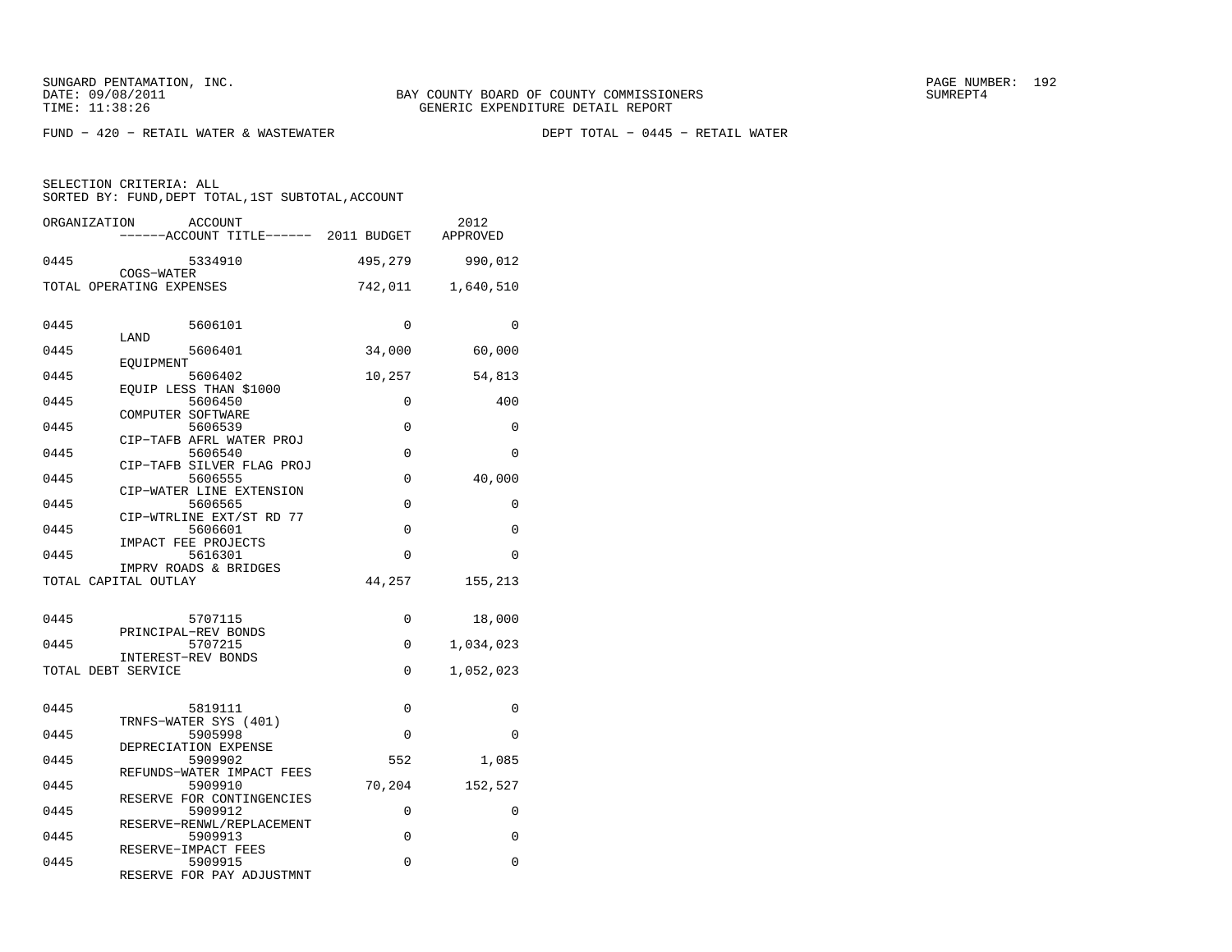SUNGARD PENTAMATION, INC.
DATE: 09/08/2011
TIME: 11:38:26

BAY COUNTY BOARD OF COUNTY COMMISSIONERS
GENERIC EXPENDITURE DETAIL REPORT

PAGE NUMBER: 192
SUMREPT4

FUND − 420 − RETAIL WATER & WASTEWATER　　　　DEPT TOTAL − 0445 − RETAIL WATER

SELECTION CRITERIA: ALL
SORTED BY: FUND,DEPT TOTAL,1ST SUBTOTAL,ACCOUNT

| ORGANIZATION | ACCOUNT / ------ACCOUNT TITLE------ | 2011 BUDGET | 2012 APPROVED |
|---|---|---|---|
| 0445 | 5334910 COGS−WATER | 495,279 | 990,012 |
| TOTAL OPERATING EXPENSES | | 742,011 | 1,640,510 |
| 0445 | 5606101 LAND | 0 | 0 |
| 0445 | 5606401 EQUIPMENT | 34,000 | 60,000 |
| 0445 | 5606402 EQUIP LESS THAN $1000 | 10,257 | 54,813 |
| 0445 | 5606450 COMPUTER SOFTWARE | 0 | 400 |
| 0445 | 5606539 CIP−TAFB AFRL WATER PROJ | 0 | 0 |
| 0445 | 5606540 CIP−TAFB SILVER FLAG PROJ | 0 | 0 |
| 0445 | 5606555 CIP−WATER LINE EXTENSION | 0 | 40,000 |
| 0445 | 5606565 CIP−WTRLINE EXT/ST RD 77 | 0 | 0 |
| 0445 | 5606601 IMPACT FEE PROJECTS | 0 | 0 |
| 0445 | 5616301 IMPRV ROADS & BRIDGES | 0 | 0 |
| TOTAL CAPITAL OUTLAY | | 44,257 | 155,213 |
| 0445 | 5707115 PRINCIPAL−REV BONDS | 0 | 18,000 |
| 0445 | 5707215 INTEREST−REV BONDS | 0 | 1,034,023 |
| TOTAL DEBT SERVICE | | 0 | 1,052,023 |
| 0445 | 5819111 TRNFS−WATER SYS (401) | 0 | 0 |
| 0445 | 5905998 DEPRECIATION EXPENSE | 0 | 0 |
| 0445 | 5909902 REFUNDS−WATER IMPACT FEES | 552 | 1,085 |
| 0445 | 5909910 RESERVE FOR CONTINGENCIES | 70,204 | 152,527 |
| 0445 | 5909912 RESERVE−RENWL/REPLACEMENT | 0 | 0 |
| 0445 | 5909913 RESERVE−IMPACT FEES | 0 | 0 |
| 0445 | 5909915 RESERVE FOR PAY ADJUSTMNT | 0 | 0 |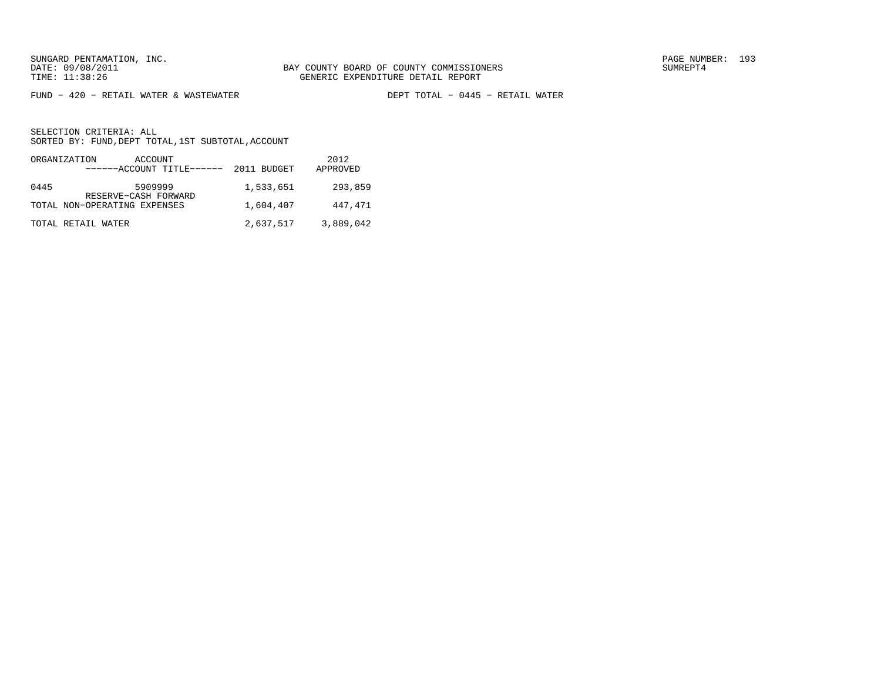SUNGARD PENTAMATION, INC.
DATE: 09/08/2011
TIME: 11:38:26

BAY COUNTY BOARD OF COUNTY COMMISSIONERS
GENERIC EXPENDITURE DETAIL REPORT

SUMREPT4

FUND − 420 − RETAIL WATER & WASTEWATER    DEPT TOTAL − 0445 − RETAIL WATER

SELECTION CRITERIA: ALL
SORTED BY: FUND,DEPT TOTAL,1ST SUBTOTAL,ACCOUNT

| ORGANIZATION | ACCOUNT<br>------ACCOUNT TITLE------ | 2011 BUDGET | 2012<br>APPROVED |
|---|---|---|---|
| 0445 | 5909999<br>RESERVE−CASH FORWARD | 1,533,651 | 293,859 |
| TOTAL NON−OPERATING EXPENSES | | 1,604,407 | 447,471 |
| TOTAL RETAIL WATER | | 2,637,517 | 3,889,042 |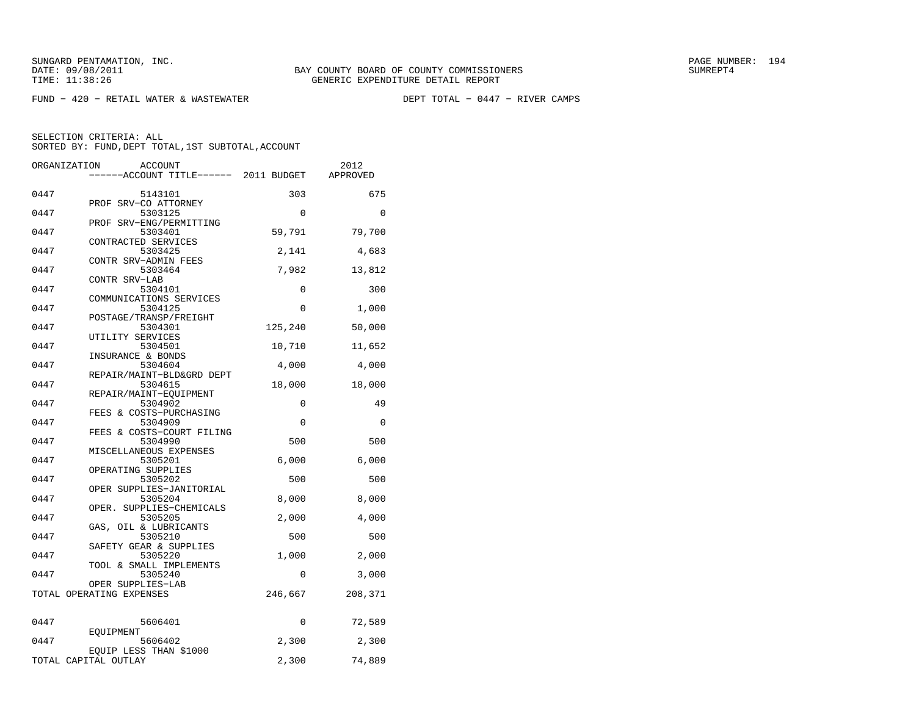SUNGARD PENTAMATION, INC.
DATE: 09/08/2011
TIME: 11:38:26

BAY COUNTY BOARD OF COUNTY COMMISSIONERS
GENERIC EXPENDITURE DETAIL REPORT

FUND - 420 - RETAIL WATER & WASTEWATER    DEPT TOTAL - 0447 - RIVER CAMPS

SELECTION CRITERIA: ALL
SORTED BY: FUND,DEPT TOTAL,1ST SUBTOTAL,ACCOUNT

| ORGANIZATION | ACCOUNT / ACCOUNT TITLE | 2011 BUDGET | 2012 APPROVED |
|---|---|---|---|
| 0447 | 5143101 PROF SRV-CO ATTORNEY | 303 | 675 |
| 0447 | 5303125 PROF SRV-ENG/PERMITTING | 0 | 0 |
| 0447 | 5303401 CONTRACTED SERVICES | 59,791 | 79,700 |
| 0447 | 5303425 CONTR SRV-ADMIN FEES | 2,141 | 4,683 |
| 0447 | 5303464 CONTR SRV-LAB | 7,982 | 13,812 |
| 0447 | 5304101 COMMUNICATIONS SERVICES | 0 | 300 |
| 0447 | 5304125 POSTAGE/TRANSP/FREIGHT | 0 | 1,000 |
| 0447 | 5304301 UTILITY SERVICES | 125,240 | 50,000 |
| 0447 | 5304501 INSURANCE & BONDS | 10,710 | 11,652 |
| 0447 | 5304604 REPAIR/MAINT-BLD&GRD DEPT | 4,000 | 4,000 |
| 0447 | 5304615 REPAIR/MAINT-EQUIPMENT | 18,000 | 18,000 |
| 0447 | 5304902 FEES & COSTS-PURCHASING | 0 | 49 |
| 0447 | 5304909 FEES & COSTS-COURT FILING | 0 | 0 |
| 0447 | 5304990 MISCELLANEOUS EXPENSES | 500 | 500 |
| 0447 | 5305201 OPERATING SUPPLIES | 6,000 | 6,000 |
| 0447 | 5305202 OPER SUPPLIES-JANITORIAL | 500 | 500 |
| 0447 | 5305204 OPER. SUPPLIES-CHEMICALS | 8,000 | 8,000 |
| 0447 | 5305205 GAS, OIL & LUBRICANTS | 2,000 | 4,000 |
| 0447 | 5305210 SAFETY GEAR & SUPPLIES | 500 | 500 |
| 0447 | 5305220 TOOL & SMALL IMPLEMENTS | 1,000 | 2,000 |
| 0447 | 5305240 OPER SUPPLIES-LAB | 0 | 3,000 |
| TOTAL OPERATING EXPENSES | | 246,667 | 208,371 |
| 0447 | 5606401 EQUIPMENT | 0 | 72,589 |
| 0447 | 5606402 EQUIP LESS THAN $1000 | 2,300 | 2,300 |
| TOTAL CAPITAL OUTLAY | | 2,300 | 74,889 |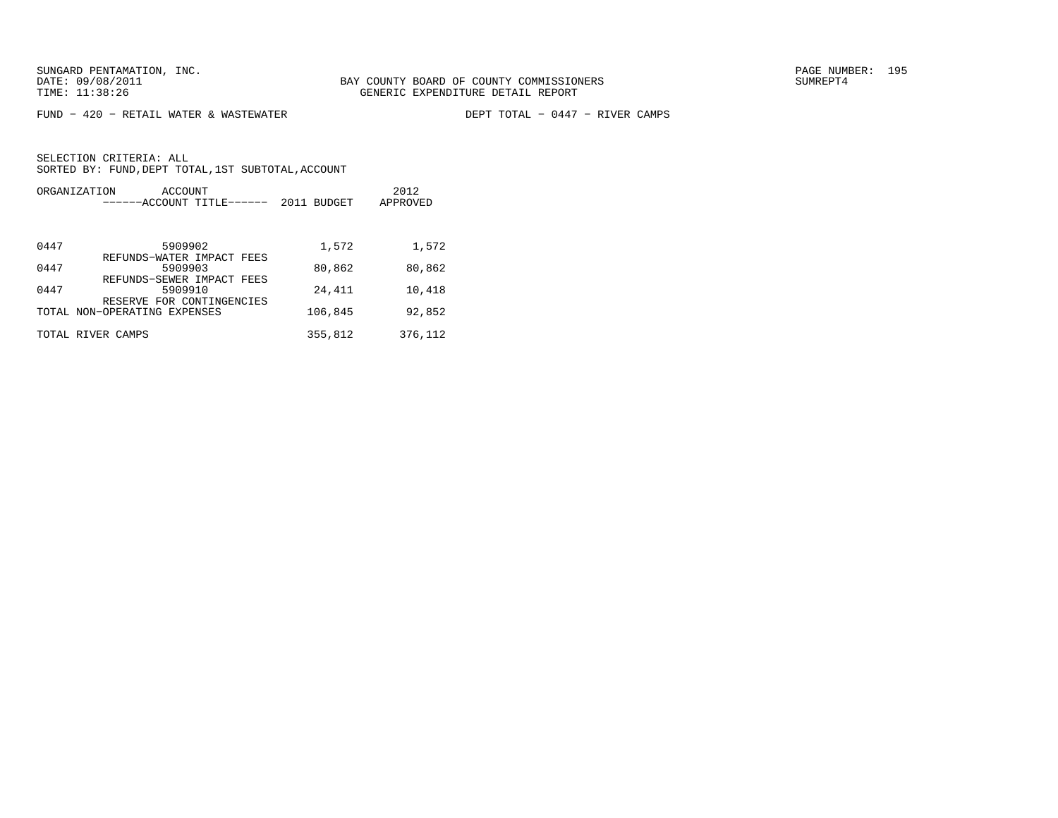FUND − 420 − RETAIL WATER & WASTEWATER DEPT TOTAL − 0447 − RIVER CAMPS

SELECTION CRITERIA: ALL
SORTED BY: FUND, DEPT TOTAL, 1ST SUBTOTAL, ACCOUNT

| ORGANIZATION | ACCOUNT<br>------ACCOUNT TITLE------ | 2011 BUDGET | 2012<br>APPROVED |
|---|---|---|---|
| 0447 | 5909902<br>REFUNDS−WATER IMPACT FEES | 1,572 | 1,572 |
| 0447 | 5909903<br>REFUNDS−SEWER IMPACT FEES | 80,862 | 80,862 |
| 0447 | 5909910<br>RESERVE FOR CONTINGENCIES | 24,411 | 10,418 |
| TOTAL NON−OPERATING EXPENSES | | 106,845 | 92,852 |
| TOTAL RIVER CAMPS | | 355,812 | 376,112 |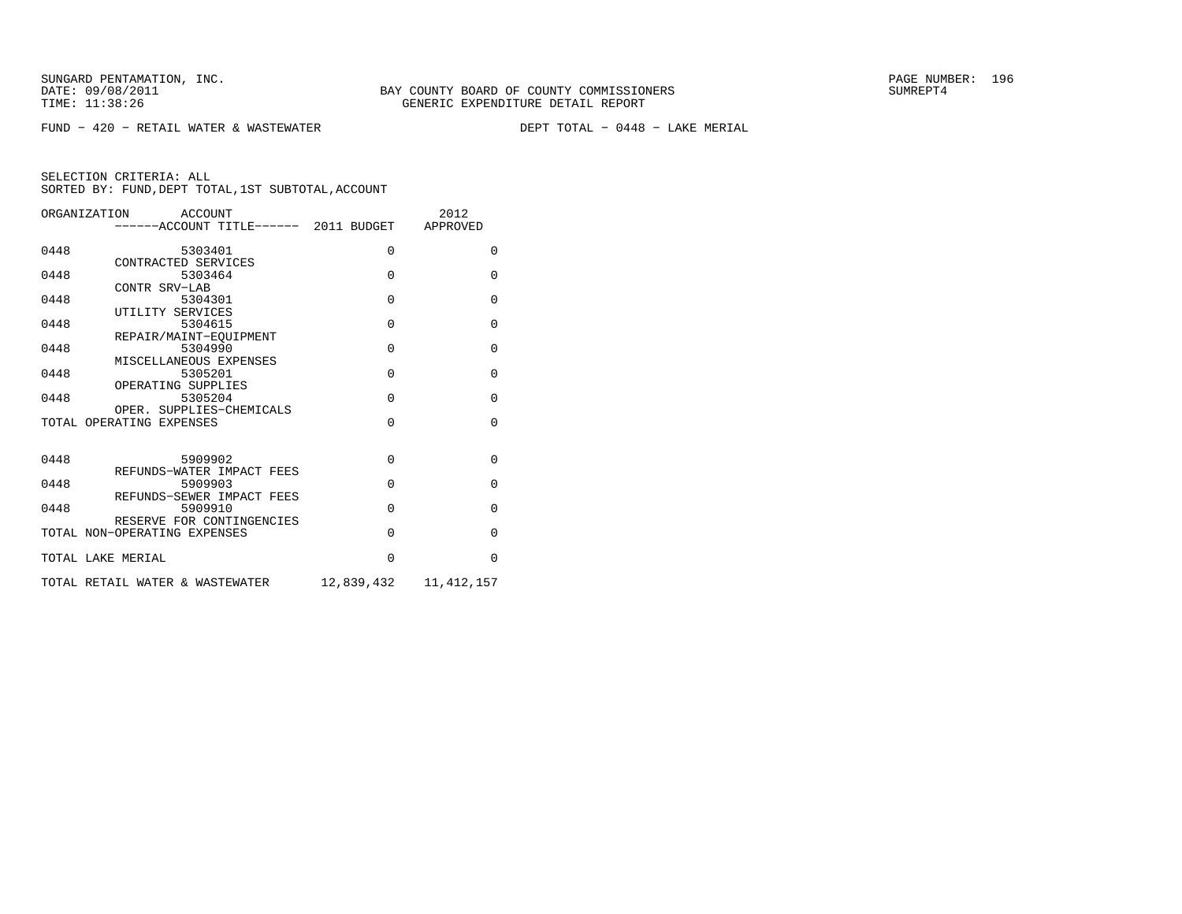SUNGARD PENTAMATION, INC.
DATE: 09/08/2011
TIME: 11:38:26

BAY COUNTY BOARD OF COUNTY COMMISSIONERS
GENERIC EXPENDITURE DETAIL REPORT

PAGE NUMBER: 196
SUMREPT4

FUND - 420 - RETAIL WATER & WASTEWATER

DEPT TOTAL - 0448 - LAKE MERIAL

SELECTION CRITERIA: ALL
SORTED BY: FUND,DEPT TOTAL,1ST SUBTOTAL,ACCOUNT

| ORGANIZATION | ACCOUNT / ------ACCOUNT TITLE------ | 2011 BUDGET | 2012 APPROVED |
|---|---|---|---|
| 0448 | 5303401 CONTRACTED SERVICES | 0 | 0 |
| 0448 | 5303464 CONTR SRV-LAB | 0 | 0 |
| 0448 | 5304301 UTILITY SERVICES | 0 | 0 |
| 0448 | 5304615 REPAIR/MAINT-EQUIPMENT | 0 | 0 |
| 0448 | 5304990 MISCELLANEOUS EXPENSES | 0 | 0 |
| 0448 | 5305201 OPERATING SUPPLIES | 0 | 0 |
| 0448 | 5305204 OPER. SUPPLIES-CHEMICALS | 0 | 0 |
| TOTAL OPERATING EXPENSES | | 0 | 0 |
| 0448 | 5909902 REFUNDS-WATER IMPACT FEES | 0 | 0 |
| 0448 | 5909903 REFUNDS-SEWER IMPACT FEES | 0 | 0 |
| 0448 | 5909910 RESERVE FOR CONTINGENCIES | 0 | 0 |
| TOTAL NON-OPERATING EXPENSES | | 0 | 0 |
| TOTAL LAKE MERIAL | | 0 | 0 |
| TOTAL RETAIL WATER & WASTEWATER | | 12,839,432 | 11,412,157 |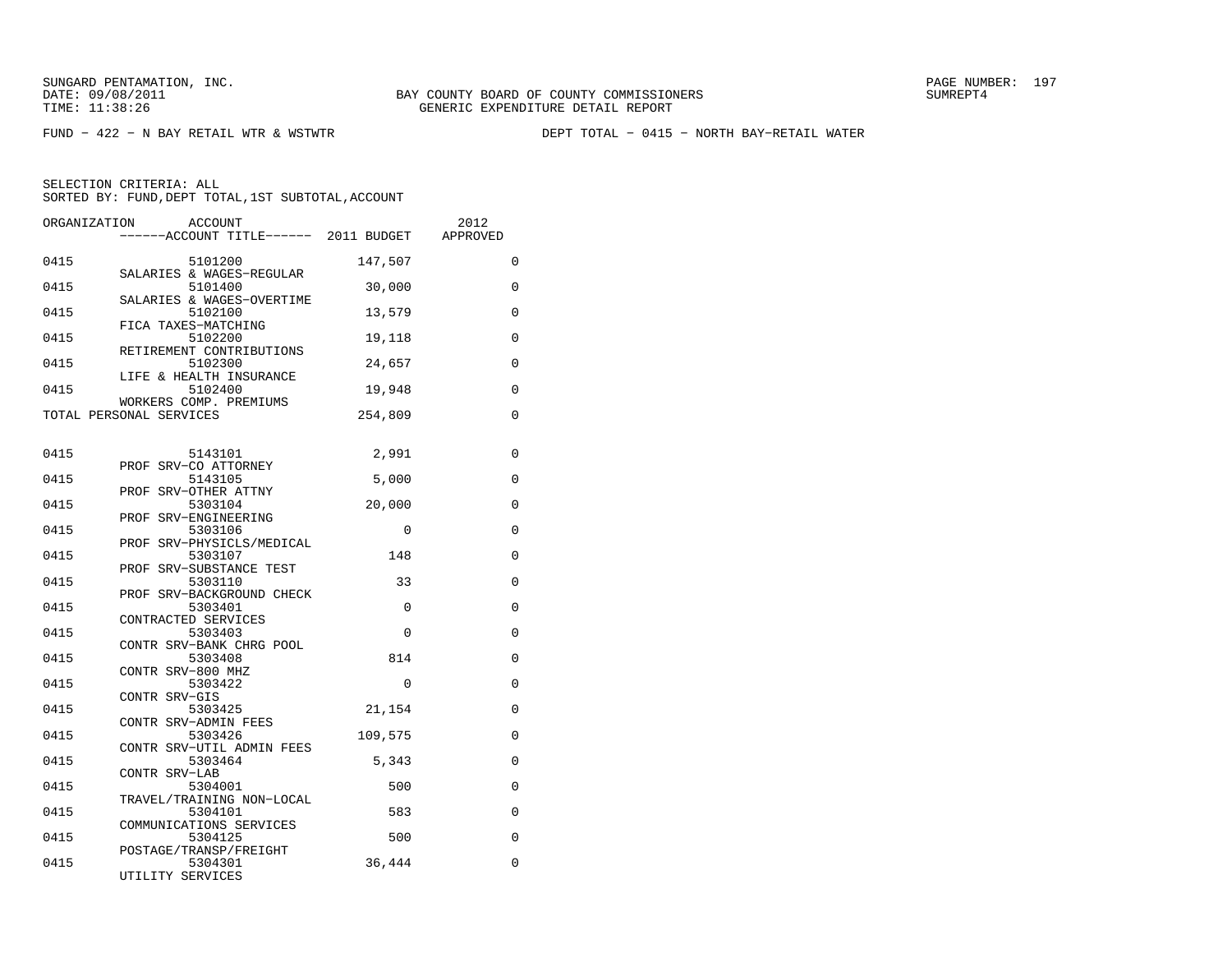SUNGARD PENTAMATION, INC.
DATE: 09/08/2011
TIME: 11:38:26

BAY COUNTY BOARD OF COUNTY COMMISSIONERS
GENERIC EXPENDITURE DETAIL REPORT

SUMREPT4

FUND − 422 − N BAY RETAIL WTR & WSTWTR    DEPT TOTAL − 0415 − NORTH BAY−RETAIL WATER

SELECTION CRITERIA: ALL
SORTED BY: FUND,DEPT TOTAL,1ST SUBTOTAL,ACCOUNT

| ORGANIZATION | ACCOUNT / ------ACCOUNT TITLE------ | 2011 BUDGET | 2012 APPROVED |
|---|---|---|---|
| 0415 | 5101200 SALARIES & WAGES−REGULAR | 147,507 | 0 |
| 0415 | 5101400 SALARIES & WAGES−OVERTIME | 30,000 | 0 |
| 0415 | 5102100 FICA TAXES−MATCHING | 13,579 | 0 |
| 0415 | 5102200 RETIREMENT CONTRIBUTIONS | 19,118 | 0 |
| 0415 | 5102300 LIFE & HEALTH INSURANCE | 24,657 | 0 |
| 0415 | 5102400 WORKERS COMP. PREMIUMS | 19,948 | 0 |
| TOTAL PERSONAL SERVICES | | 254,809 | 0 |
| 0415 | 5143101 PROF SRV−CO ATTORNEY | 2,991 | 0 |
| 0415 | 5143105 PROF SRV−OTHER ATTNY | 5,000 | 0 |
| 0415 | 5303104 PROF SRV−ENGINEERING | 20,000 | 0 |
| 0415 | 5303106 PROF SRV−PHYSICLS/MEDICAL | 0 | 0 |
| 0415 | 5303107 PROF SRV−SUBSTANCE TEST | 148 | 0 |
| 0415 | 5303110 PROF SRV−BACKGROUND CHECK | 33 | 0 |
| 0415 | 5303401 CONTRACTED SERVICES | 0 | 0 |
| 0415 | 5303403 CONTR SRV−BANK CHRG POOL | 0 | 0 |
| 0415 | 5303408 CONTR SRV−800 MHZ | 814 | 0 |
| 0415 | 5303422 CONTR SRV−GIS | 0 | 0 |
| 0415 | 5303425 CONTR SRV−ADMIN FEES | 21,154 | 0 |
| 0415 | 5303426 CONTR SRV−UTIL ADMIN FEES | 109,575 | 0 |
| 0415 | 5303464 CONTR SRV−LAB | 5,343 | 0 |
| 0415 | 5304001 TRAVEL/TRAINING NON−LOCAL | 500 | 0 |
| 0415 | 5304101 COMMUNICATIONS SERVICES | 583 | 0 |
| 0415 | 5304125 POSTAGE/TRANSP/FREIGHT | 500 | 0 |
| 0415 | 5304301 UTILITY SERVICES | 36,444 | 0 |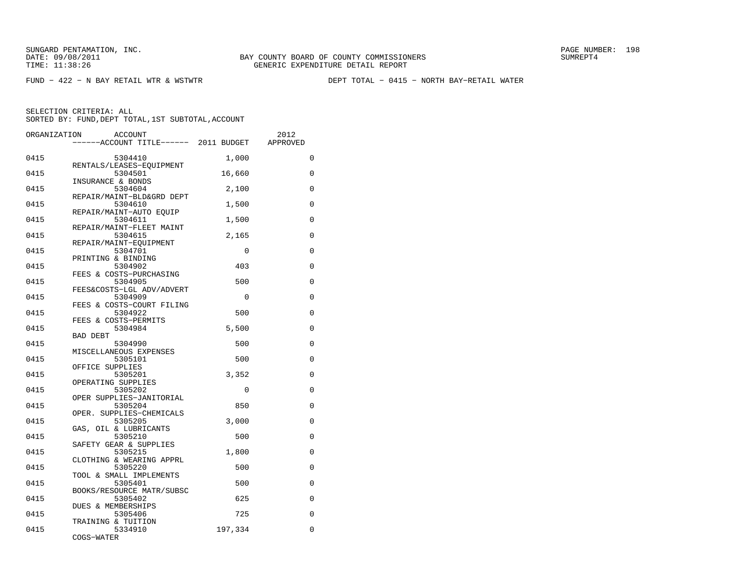SUNGARD PENTAMATION, INC.
DATE: 09/08/2011
TIME: 11:38:26

BAY COUNTY BOARD OF COUNTY COMMISSIONERS
GENERIC EXPENDITURE DETAIL REPORT

SUMREPT4

FUND − 422 − N BAY RETAIL WTR & WSTWTR

DEPT TOTAL − 0415 − NORTH BAY−RETAIL WATER

SELECTION CRITERIA: ALL
SORTED BY: FUND,DEPT TOTAL,1ST SUBTOTAL,ACCOUNT

| ORGANIZATION | ACCOUNT / ACCOUNT TITLE | 2011 BUDGET | 2012 APPROVED |
|---|---|---|---|
| 0415 | 5304410 RENTALS/LEASES−EQUIPMENT | 1,000 | 0 |
| 0415 | 5304501 INSURANCE & BONDS | 16,660 | 0 |
| 0415 | 5304604 REPAIR/MAINT−BLD&GRD DEPT | 2,100 | 0 |
| 0415 | 5304610 REPAIR/MAINT−AUTO EQUIP | 1,500 | 0 |
| 0415 | 5304611 REPAIR/MAINT−FLEET MAINT | 1,500 | 0 |
| 0415 | 5304615 REPAIR/MAINT−EQUIPMENT | 2,165 | 0 |
| 0415 | 5304701 PRINTING & BINDING | 0 | 0 |
| 0415 | 5304902 FEES & COSTS−PURCHASING | 403 | 0 |
| 0415 | 5304905 FEES&COSTS−LGL ADV/ADVERT | 500 | 0 |
| 0415 | 5304909 FEES & COSTS−COURT FILING | 0 | 0 |
| 0415 | 5304922 FEES & COSTS−PERMITS | 500 | 0 |
| 0415 | 5304984 BAD DEBT | 5,500 | 0 |
| 0415 | 5304990 MISCELLANEOUS EXPENSES | 500 | 0 |
| 0415 | 5305101 OFFICE SUPPLIES | 500 | 0 |
| 0415 | 5305201 OPERATING SUPPLIES | 3,352 | 0 |
| 0415 | 5305202 OPER SUPPLIES−JANITORIAL | 0 | 0 |
| 0415 | 5305204 OPER. SUPPLIES−CHEMICALS | 850 | 0 |
| 0415 | 5305205 GAS, OIL & LUBRICANTS | 3,000 | 0 |
| 0415 | 5305210 SAFETY GEAR & SUPPLIES | 500 | 0 |
| 0415 | 5305215 CLOTHING & WEARING APPRL | 1,800 | 0 |
| 0415 | 5305220 TOOL & SMALL IMPLEMENTS | 500 | 0 |
| 0415 | 5305401 BOOKS/RESOURCE MATR/SUBSC | 500 | 0 |
| 0415 | 5305402 DUES & MEMBERSHIPS | 625 | 0 |
| 0415 | 5305406 TRAINING & TUITION | 725 | 0 |
| 0415 | 5334910 COGS−WATER | 197,334 | 0 |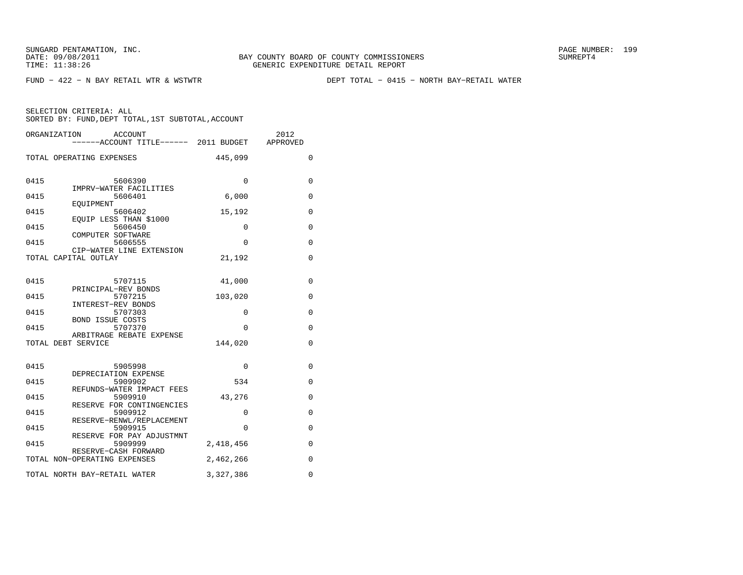SUNGARD PENTAMATION, INC.
DATE: 09/08/2011
TIME: 11:38:26

BAY COUNTY BOARD OF COUNTY COMMISSIONERS
GENERIC EXPENDITURE DETAIL REPORT

SUMREPT4

FUND - 422 - N BAY RETAIL WTR & WSTWTR

DEPT TOTAL - 0415 - NORTH BAY-RETAIL WATER

SELECTION CRITERIA: ALL
SORTED BY: FUND, DEPT TOTAL, 1ST SUBTOTAL, ACCOUNT

| ORGANIZATION | ACCOUNT / ------ACCOUNT TITLE------ | 2011 BUDGET | 2012 APPROVED |
|---|---|---|---|
| TOTAL OPERATING EXPENSES | | 445,099 | 0 |
| 0415 | 5606390 IMPRV-WATER FACILITIES | 0 | 0 |
| 0415 | 5606401 EQUIPMENT | 6,000 | 0 |
| 0415 | 5606402 EQUIP LESS THAN $1000 | 15,192 | 0 |
| 0415 | 5606450 COMPUTER SOFTWARE | 0 | 0 |
| 0415 | 5606555 CIP-WATER LINE EXTENSION | 0 | 0 |
| TOTAL CAPITAL OUTLAY | | 21,192 | 0 |
| 0415 | 5707115 PRINCIPAL-REV BONDS | 41,000 | 0 |
| 0415 | 5707215 INTEREST-REV BONDS | 103,020 | 0 |
| 0415 | 5707303 BOND ISSUE COSTS | 0 | 0 |
| 0415 | 5707370 ARBITRAGE REBATE EXPENSE | 0 | 0 |
| TOTAL DEBT SERVICE | | 144,020 | 0 |
| 0415 | 5905998 DEPRECIATION EXPENSE | 0 | 0 |
| 0415 | 5909902 REFUNDS-WATER IMPACT FEES | 534 | 0 |
| 0415 | 5909910 RESERVE FOR CONTINGENCIES | 43,276 | 0 |
| 0415 | 5909912 RESERVE-RENWL/REPLACEMENT | 0 | 0 |
| 0415 | 5909915 RESERVE FOR PAY ADJUSTMNT | 0 | 0 |
| 0415 | 5909999 RESERVE-CASH FORWARD | 2,418,456 | 0 |
| TOTAL NON-OPERATING EXPENSES | | 2,462,266 | 0 |
| TOTAL NORTH BAY-RETAIL WATER | | 3,327,386 | 0 |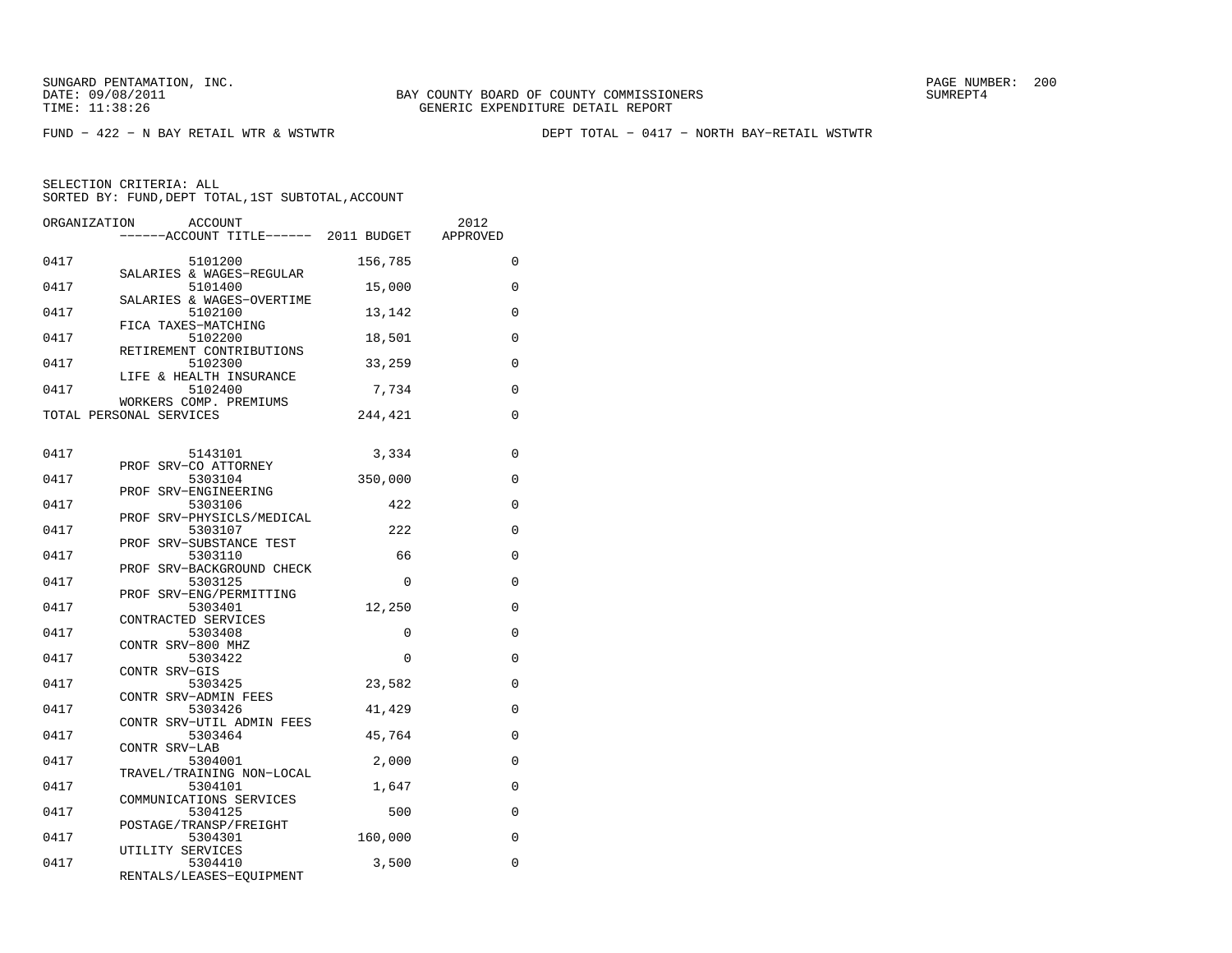SUNGARD PENTAMATION, INC.
DATE: 09/08/2011
TIME: 11:38:26

BAY COUNTY BOARD OF COUNTY COMMISSIONERS
GENERIC EXPENDITURE DETAIL REPORT

SUMREPT4

FUND − 422 − N BAY RETAIL WTR & WSTWTR

DEPT TOTAL − 0417 − NORTH BAY−RETAIL WSTWTR

SELECTION CRITERIA: ALL
SORTED BY: FUND,DEPT TOTAL,1ST SUBTOTAL,ACCOUNT

| ORGANIZATION | ACCOUNT / ------ACCOUNT TITLE------ | 2011 BUDGET | 2012 APPROVED |
|---|---|---|---|
| 0417 | 5101200 SALARIES & WAGES−REGULAR | 156,785 | 0 |
| 0417 | 5101400 SALARIES & WAGES−OVERTIME | 15,000 | 0 |
| 0417 | 5102100 FICA TAXES−MATCHING | 13,142 | 0 |
| 0417 | 5102200 RETIREMENT CONTRIBUTIONS | 18,501 | 0 |
| 0417 | 5102300 LIFE & HEALTH INSURANCE | 33,259 | 0 |
| 0417 | 5102400 WORKERS COMP. PREMIUMS | 7,734 | 0 |
| TOTAL PERSONAL SERVICES | | 244,421 | 0 |
| 0417 | 5143101 PROF SRV−CO ATTORNEY | 3,334 | 0 |
| 0417 | 5303104 PROF SRV−ENGINEERING | 350,000 | 0 |
| 0417 | 5303106 PROF SRV−PHYSICLS/MEDICAL | 422 | 0 |
| 0417 | 5303107 PROF SRV−SUBSTANCE TEST | 222 | 0 |
| 0417 | 5303110 PROF SRV−BACKGROUND CHECK | 66 | 0 |
| 0417 | 5303125 PROF SRV−ENG/PERMITTING | 0 | 0 |
| 0417 | 5303401 CONTRACTED SERVICES | 12,250 | 0 |
| 0417 | 5303408 CONTR SRV−800 MHZ | 0 | 0 |
| 0417 | 5303422 CONTR SRV−GIS | 0 | 0 |
| 0417 | 5303425 CONTR SRV−ADMIN FEES | 23,582 | 0 |
| 0417 | 5303426 CONTR SRV−UTIL ADMIN FEES | 41,429 | 0 |
| 0417 | 5303464 CONTR SRV−LAB | 45,764 | 0 |
| 0417 | 5304001 TRAVEL/TRAINING NON−LOCAL | 2,000 | 0 |
| 0417 | 5304101 COMMUNICATIONS SERVICES | 1,647 | 0 |
| 0417 | 5304125 POSTAGE/TRANSP/FREIGHT | 500 | 0 |
| 0417 | 5304301 UTILITY SERVICES | 160,000 | 0 |
| 0417 | 5304410 RENTALS/LEASES−EQUIPMENT | 3,500 | 0 |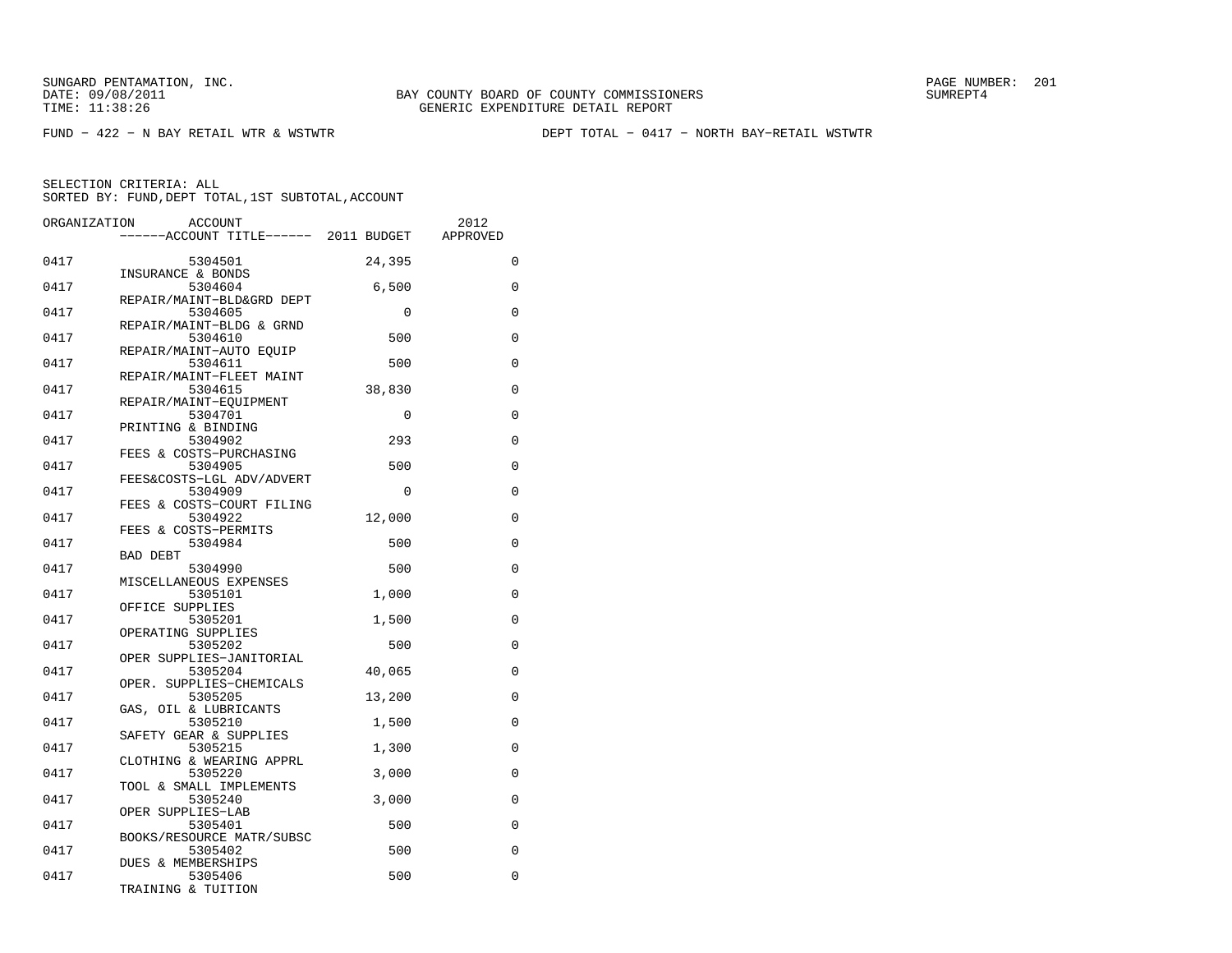FUND − 422 − N BAY RETAIL WTR & WSTWTR DEPT TOTAL − 0417 − NORTH BAY−RETAIL WSTWTR

SELECTION CRITERIA: ALL
SORTED BY: FUND,DEPT TOTAL,1ST SUBTOTAL,ACCOUNT

| ORGANIZATION | ACCOUNT | ACCOUNT TITLE | 2011 BUDGET | 2012 APPROVED |
|---|---|---|---|---|
| 0417 | 5304501 | INSURANCE & BONDS | 24,395 | 0 |
| 0417 | 5304604 | REPAIR/MAINT−BLD&GRD DEPT | 6,500 | 0 |
| 0417 | 5304605 | REPAIR/MAINT−BLDG & GRND | 0 | 0 |
| 0417 | 5304610 | REPAIR/MAINT−AUTO EQUIP | 500 | 0 |
| 0417 | 5304611 | REPAIR/MAINT−FLEET MAINT | 500 | 0 |
| 0417 | 5304615 | REPAIR/MAINT−EQUIPMENT | 38,830 | 0 |
| 0417 | 5304701 | PRINTING & BINDING | 0 | 0 |
| 0417 | 5304902 | FEES & COSTS−PURCHASING | 293 | 0 |
| 0417 | 5304905 | FEES&COSTS−LGL ADV/ADVERT | 500 | 0 |
| 0417 | 5304909 | FEES & COSTS−COURT FILING | 0 | 0 |
| 0417 | 5304922 | FEES & COSTS−PERMITS | 12,000 | 0 |
| 0417 | 5304984 | BAD DEBT | 500 | 0 |
| 0417 | 5304990 | MISCELLANEOUS EXPENSES | 500 | 0 |
| 0417 | 5305101 | OFFICE SUPPLIES | 1,000 | 0 |
| 0417 | 5305201 | OPERATING SUPPLIES | 1,500 | 0 |
| 0417 | 5305202 | OPER SUPPLIES−JANITORIAL | 500 | 0 |
| 0417 | 5305204 | OPER. SUPPLIES−CHEMICALS | 40,065 | 0 |
| 0417 | 5305205 | GAS, OIL & LUBRICANTS | 13,200 | 0 |
| 0417 | 5305210 | SAFETY GEAR & SUPPLIES | 1,500 | 0 |
| 0417 | 5305215 | CLOTHING & WEARING APPRL | 1,300 | 0 |
| 0417 | 5305220 | TOOL & SMALL IMPLEMENTS | 3,000 | 0 |
| 0417 | 5305240 | OPER SUPPLIES−LAB | 3,000 | 0 |
| 0417 | 5305401 | BOOKS/RESOURCE MATR/SUBSC | 500 | 0 |
| 0417 | 5305402 | DUES & MEMBERSHIPS | 500 | 0 |
| 0417 | 5305406 | TRAINING & TUITION | 500 | 0 |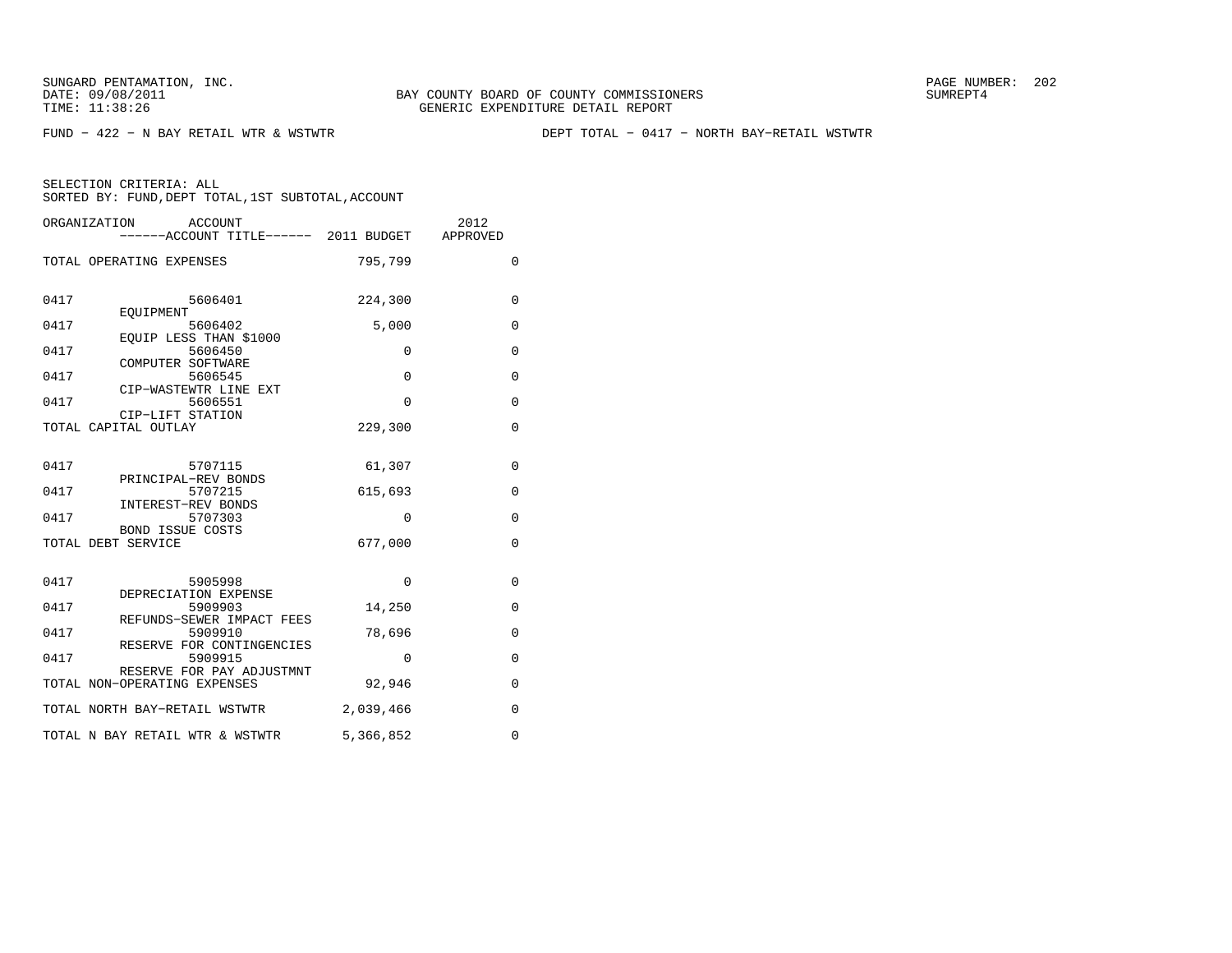FUND − 422 − N BAY RETAIL WTR & WSTWTR

DEPT TOTAL − 0417 − NORTH BAY−RETAIL WSTWTR

SELECTION CRITERIA: ALL
SORTED BY: FUND,DEPT TOTAL,1ST SUBTOTAL,ACCOUNT

| ORGANIZATION | ACCOUNT / ------ACCOUNT TITLE------ | 2011 BUDGET | 2012 APPROVED |
|---|---|---|---|
| TOTAL OPERATING EXPENSES | | 795,799 | 0 |
| 0417 | 5606401 EQUIPMENT | 224,300 | 0 |
| 0417 | 5606402 EQUIP LESS THAN $1000 | 5,000 | 0 |
| 0417 | 5606450 COMPUTER SOFTWARE | 0 | 0 |
| 0417 | 5606545 CIP−WASTEWTR LINE EXT | 0 | 0 |
| 0417 | 5606551 CIP−LIFT STATION | 0 | 0 |
| TOTAL CAPITAL OUTLAY | | 229,300 | 0 |
| 0417 | 5707115 PRINCIPAL−REV BONDS | 61,307 | 0 |
| 0417 | 5707215 INTEREST−REV BONDS | 615,693 | 0 |
| 0417 | 5707303 BOND ISSUE COSTS | 0 | 0 |
| TOTAL DEBT SERVICE | | 677,000 | 0 |
| 0417 | 5905998 DEPRECIATION EXPENSE | 0 | 0 |
| 0417 | 5909903 REFUNDS−SEWER IMPACT FEES | 14,250 | 0 |
| 0417 | 5909910 RESERVE FOR CONTINGENCIES | 78,696 | 0 |
| 0417 | 5909915 RESERVE FOR PAY ADJUSTMNT | 0 | 0 |
| TOTAL NON−OPERATING EXPENSES | | 92,946 | 0 |
| TOTAL NORTH BAY−RETAIL WSTWTR | | 2,039,466 | 0 |
| TOTAL N BAY RETAIL WTR & WSTWTR | | 5,366,852 | 0 |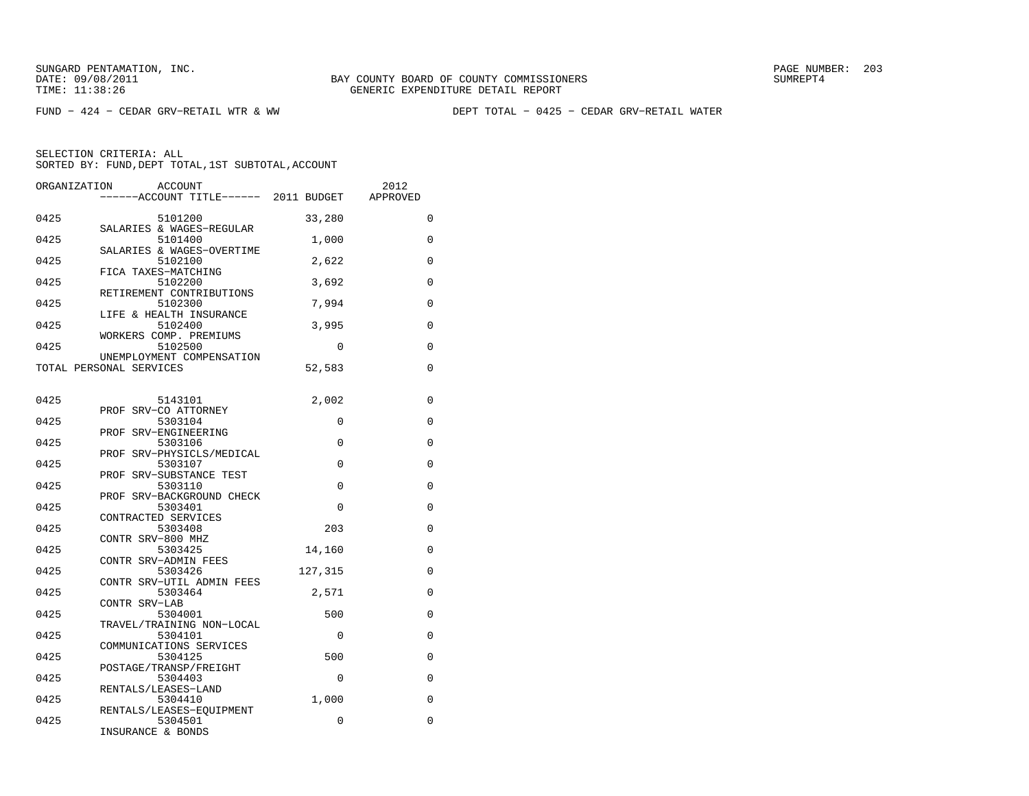FUND − 424 − CEDAR GRV−RETAIL WTR & WW    DEPT TOTAL − 0425 − CEDAR GRV−RETAIL WATER

SELECTION CRITERIA: ALL
SORTED BY: FUND,DEPT TOTAL,1ST SUBTOTAL,ACCOUNT

| ORGANIZATION | ACCOUNT / ACCOUNT TITLE | 2011 BUDGET | 2012 APPROVED |
|---|---|---|---|
| 0425 | 5101200 SALARIES & WAGES−REGULAR | 33,280 | 0 |
| 0425 | 5101400 SALARIES & WAGES−OVERTIME | 1,000 | 0 |
| 0425 | 5102100 FICA TAXES−MATCHING | 2,622 | 0 |
| 0425 | 5102200 RETIREMENT CONTRIBUTIONS | 3,692 | 0 |
| 0425 | 5102300 LIFE & HEALTH INSURANCE | 7,994 | 0 |
| 0425 | 5102400 WORKERS COMP. PREMIUMS | 3,995 | 0 |
| 0425 | 5102500 UNEMPLOYMENT COMPENSATION | 0 | 0 |
| TOTAL PERSONAL SERVICES | | 52,583 | 0 |
| 0425 | 5143101 PROF SRV−CO ATTORNEY | 2,002 | 0 |
| 0425 | 5303104 PROF SRV−ENGINEERING | 0 | 0 |
| 0425 | 5303106 PROF SRV−PHYSICLS/MEDICAL | 0 | 0 |
| 0425 | 5303107 PROF SRV−SUBSTANCE TEST | 0 | 0 |
| 0425 | 5303110 PROF SRV−BACKGROUND CHECK | 0 | 0 |
| 0425 | 5303401 CONTRACTED SERVICES | 0 | 0 |
| 0425 | 5303408 CONTR SRV−800 MHZ | 203 | 0 |
| 0425 | 5303425 CONTR SRV−ADMIN FEES | 14,160 | 0 |
| 0425 | 5303426 CONTR SRV−UTIL ADMIN FEES | 127,315 | 0 |
| 0425 | 5303464 CONTR SRV−LAB | 2,571 | 0 |
| 0425 | 5304001 TRAVEL/TRAINING NON−LOCAL | 500 | 0 |
| 0425 | 5304101 COMMUNICATIONS SERVICES | 0 | 0 |
| 0425 | 5304125 POSTAGE/TRANSP/FREIGHT | 500 | 0 |
| 0425 | 5304403 RENTALS/LEASES−LAND | 0 | 0 |
| 0425 | 5304410 RENTALS/LEASES−EQUIPMENT | 1,000 | 0 |
| 0425 | 5304501 INSURANCE & BONDS | 0 | 0 |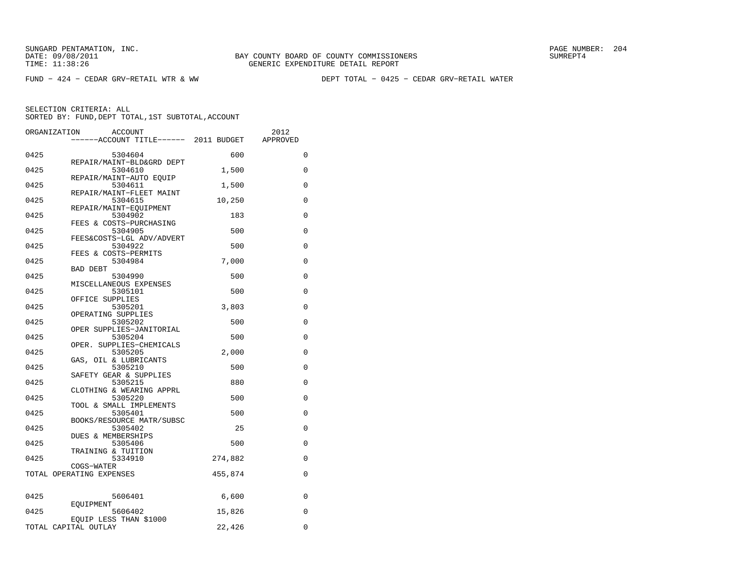SUNGARD PENTAMATION, INC.
DATE: 09/08/2011
TIME: 11:38:26

BAY COUNTY BOARD OF COUNTY COMMISSIONERS
GENERIC EXPENDITURE DETAIL REPORT

FUND − 424 − CEDAR GRV−RETAIL WTR & WW

DEPT TOTAL − 0425 − CEDAR GRV−RETAIL WATER

SELECTION CRITERIA: ALL
SORTED BY: FUND,DEPT TOTAL,1ST SUBTOTAL,ACCOUNT

| ORGANIZATION | ACCOUNT / ACCOUNT TITLE | 2011 BUDGET | 2012 APPROVED |
|---|---|---|---|
| 0425 | 5304604 REPAIR/MAINT−BLD&GRD DEPT | 600 | 0 |
| 0425 | 5304610 REPAIR/MAINT−AUTO EQUIP | 1,500 | 0 |
| 0425 | 5304611 REPAIR/MAINT−FLEET MAINT | 1,500 | 0 |
| 0425 | 5304615 REPAIR/MAINT−EQUIPMENT | 10,250 | 0 |
| 0425 | 5304902 FEES & COSTS−PURCHASING | 183 | 0 |
| 0425 | 5304905 FEES&COSTS−LGL ADV/ADVERT | 500 | 0 |
| 0425 | 5304922 FEES & COSTS−PERMITS | 500 | 0 |
| 0425 | 5304984 BAD DEBT | 7,000 | 0 |
| 0425 | 5304990 MISCELLANEOUS EXPENSES | 500 | 0 |
| 0425 | 5305101 OFFICE SUPPLIES | 500 | 0 |
| 0425 | 5305201 OPERATING SUPPLIES | 3,803 | 0 |
| 0425 | 5305202 OPER SUPPLIES−JANITORIAL | 500 | 0 |
| 0425 | 5305204 OPER. SUPPLIES−CHEMICALS | 500 | 0 |
| 0425 | 5305205 GAS, OIL & LUBRICANTS | 2,000 | 0 |
| 0425 | 5305210 SAFETY GEAR & SUPPLIES | 500 | 0 |
| 0425 | 5305215 CLOTHING & WEARING APPRL | 880 | 0 |
| 0425 | 5305220 TOOL & SMALL IMPLEMENTS | 500 | 0 |
| 0425 | 5305401 BOOKS/RESOURCE MATR/SUBSC | 500 | 0 |
| 0425 | 5305402 DUES & MEMBERSHIPS | 25 | 0 |
| 0425 | 5305406 TRAINING & TUITION | 500 | 0 |
| 0425 | 5334910 COGS−WATER | 274,882 | 0 |
| TOTAL OPERATING EXPENSES | | 455,874 | 0 |
| 0425 | 5606401 EQUIPMENT | 6,600 | 0 |
| 0425 | 5606402 EQUIP LESS THAN $1000 | 15,826 | 0 |
| TOTAL CAPITAL OUTLAY | | 22,426 | 0 |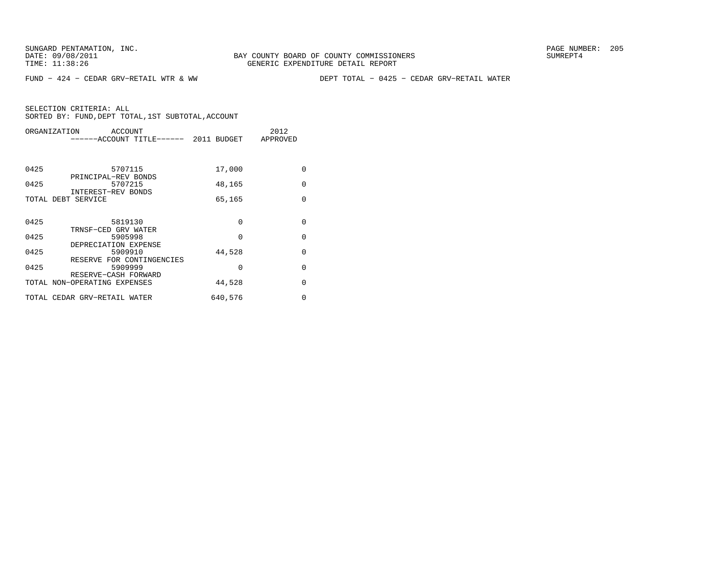FUND − 424 − CEDAR GRV−RETAIL WTR & WW

DEPT TOTAL − 0425 − CEDAR GRV−RETAIL WATER

SELECTION CRITERIA: ALL
SORTED BY: FUND,DEPT TOTAL,1ST SUBTOTAL,ACCOUNT

| ORGANIZATION | ACCOUNT / ACCOUNT TITLE | 2011 BUDGET | 2012 APPROVED |
|---|---|---|---|
| 0425 | 5707115 PRINCIPAL−REV BONDS | 17,000 | 0 |
| 0425 | 5707215 INTEREST−REV BONDS | 48,165 | 0 |
| TOTAL DEBT SERVICE | | 65,165 | 0 |
| 0425 | 5819130 TRNSF−CED GRV WATER | 0 | 0 |
| 0425 | 5905998 DEPRECIATION EXPENSE | 0 | 0 |
| 0425 | 5909910 RESERVE FOR CONTINGENCIES | 44,528 | 0 |
| 0425 | 5909999 RESERVE−CASH FORWARD | 0 | 0 |
| TOTAL NON−OPERATING EXPENSES | | 44,528 | 0 |
| TOTAL CEDAR GRV−RETAIL WATER | | 640,576 | 0 |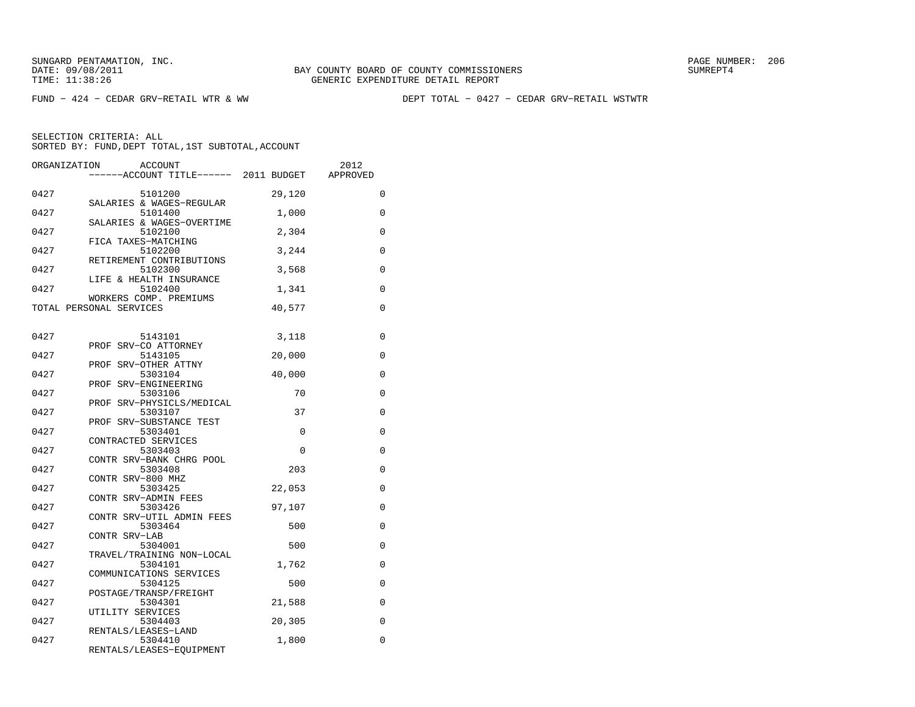SUNGARD PENTAMATION, INC.
DATE: 09/08/2011 BAY COUNTY BOARD OF COUNTY COMMISSIONERS SUMREPT4
TIME: 11:38:26 GENERIC EXPENDITURE DETAIL REPORT

FUND − 424 − CEDAR GRV−RETAIL WTR & WW DEPT TOTAL − 0427 − CEDAR GRV−RETAIL WSTWTR

SELECTION CRITERIA: ALL
SORTED BY: FUND,DEPT TOTAL,1ST SUBTOTAL,ACCOUNT

| ORGANIZATION | ACCOUNT / ACCOUNT TITLE | 2011 BUDGET | 2012 APPROVED |
|---|---|---|---|
| 0427 | 5101200 SALARIES & WAGES−REGULAR | 29,120 | 0 |
| 0427 | 5101400 SALARIES & WAGES−OVERTIME | 1,000 | 0 |
| 0427 | 5102100 FICA TAXES−MATCHING | 2,304 | 0 |
| 0427 | 5102200 RETIREMENT CONTRIBUTIONS | 3,244 | 0 |
| 0427 | 5102300 LIFE & HEALTH INSURANCE | 3,568 | 0 |
| 0427 | 5102400 WORKERS COMP. PREMIUMS | 1,341 | 0 |
| TOTAL PERSONAL SERVICES | | 40,577 | 0 |
| 0427 | 5143101 PROF SRV−CO ATTORNEY | 3,118 | 0 |
| 0427 | 5143105 PROF SRV−OTHER ATTNY | 20,000 | 0 |
| 0427 | 5303104 PROF SRV−ENGINEERING | 40,000 | 0 |
| 0427 | 5303106 PROF SRV−PHYSICLS/MEDICAL | 70 | 0 |
| 0427 | 5303107 PROF SRV−SUBSTANCE TEST | 37 | 0 |
| 0427 | 5303401 CONTRACTED SERVICES | 0 | 0 |
| 0427 | 5303403 CONTR SRV−BANK CHRG POOL | 0 | 0 |
| 0427 | 5303408 CONTR SRV−800 MHZ | 203 | 0 |
| 0427 | 5303425 CONTR SRV−ADMIN FEES | 22,053 | 0 |
| 0427 | 5303426 CONTR SRV−UTIL ADMIN FEES | 97,107 | 0 |
| 0427 | 5303464 CONTR SRV−LAB | 500 | 0 |
| 0427 | 5304001 TRAVEL/TRAINING NON−LOCAL | 500 | 0 |
| 0427 | 5304101 COMMUNICATIONS SERVICES | 1,762 | 0 |
| 0427 | 5304125 POSTAGE/TRANSP/FREIGHT | 500 | 0 |
| 0427 | 5304301 UTILITY SERVICES | 21,588 | 0 |
| 0427 | 5304403 RENTALS/LEASES−LAND | 20,305 | 0 |
| 0427 | 5304410 RENTALS/LEASES−EQUIPMENT | 1,800 | 0 |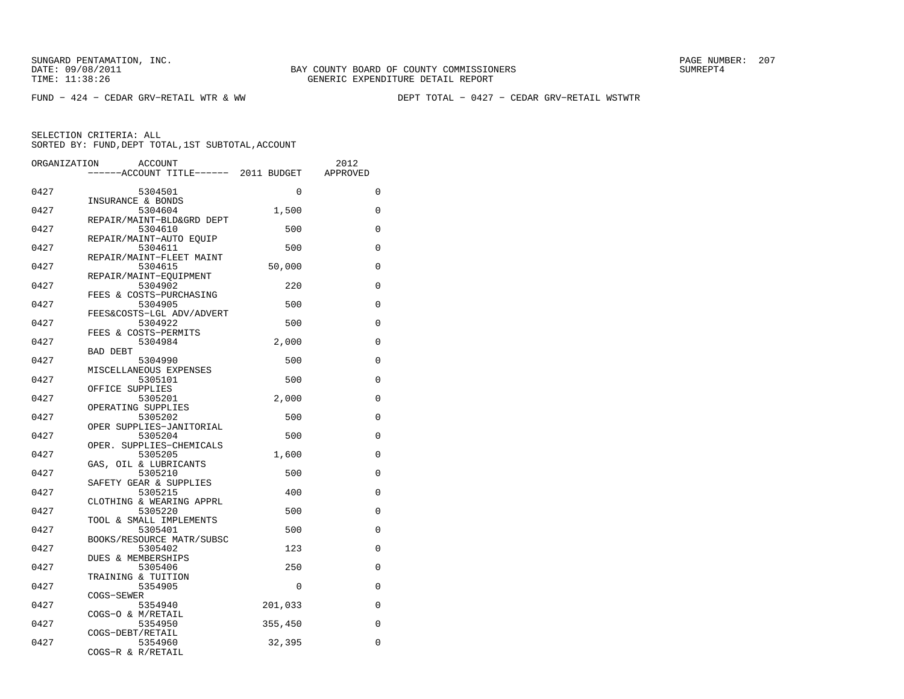FUND − 424 − CEDAR GRV−RETAIL WTR & WW DEPT TOTAL − 0427 − CEDAR GRV−RETAIL WSTWTR

SELECTION CRITERIA: ALL
SORTED BY: FUND,DEPT TOTAL,1ST SUBTOTAL,ACCOUNT

| ORGANIZATION | ACCOUNT / ------ACCOUNT TITLE------ | 2011 BUDGET | 2012 APPROVED |
|---|---|---|---|
| 0427 | 5304501 INSURANCE & BONDS | 0 | 0 |
| 0427 | 5304604 REPAIR/MAINT−BLD&GRD DEPT | 1,500 | 0 |
| 0427 | 5304610 REPAIR/MAINT−AUTO EQUIP | 500 | 0 |
| 0427 | 5304611 REPAIR/MAINT−FLEET MAINT | 500 | 0 |
| 0427 | 5304615 REPAIR/MAINT−EQUIPMENT | 50,000 | 0 |
| 0427 | 5304902 FEES & COSTS−PURCHASING | 220 | 0 |
| 0427 | 5304905 FEES&COSTS−LGL ADV/ADVERT | 500 | 0 |
| 0427 | 5304922 FEES & COSTS−PERMITS | 500 | 0 |
| 0427 | 5304984 BAD DEBT | 2,000 | 0 |
| 0427 | 5304990 MISCELLANEOUS EXPENSES | 500 | 0 |
| 0427 | 5305101 OFFICE SUPPLIES | 500 | 0 |
| 0427 | 5305201 OPERATING SUPPLIES | 2,000 | 0 |
| 0427 | 5305202 OPER SUPPLIES−JANITORIAL | 500 | 0 |
| 0427 | 5305204 OPER. SUPPLIES−CHEMICALS | 500 | 0 |
| 0427 | 5305205 GAS, OIL & LUBRICANTS | 1,600 | 0 |
| 0427 | 5305210 SAFETY GEAR & SUPPLIES | 500 | 0 |
| 0427 | 5305215 CLOTHING & WEARING APPRL | 400 | 0 |
| 0427 | 5305220 TOOL & SMALL IMPLEMENTS | 500 | 0 |
| 0427 | 5305401 BOOKS/RESOURCE MATR/SUBSC | 500 | 0 |
| 0427 | 5305402 DUES & MEMBERSHIPS | 123 | 0 |
| 0427 | 5305406 TRAINING & TUITION | 250 | 0 |
| 0427 | 5354905 COGS−SEWER | 0 | 0 |
| 0427 | 5354940 COGS−O & M/RETAIL | 201,033 | 0 |
| 0427 | 5354950 COGS−DEBT/RETAIL | 355,450 | 0 |
| 0427 | 5354960 COGS−R & R/RETAIL | 32,395 | 0 |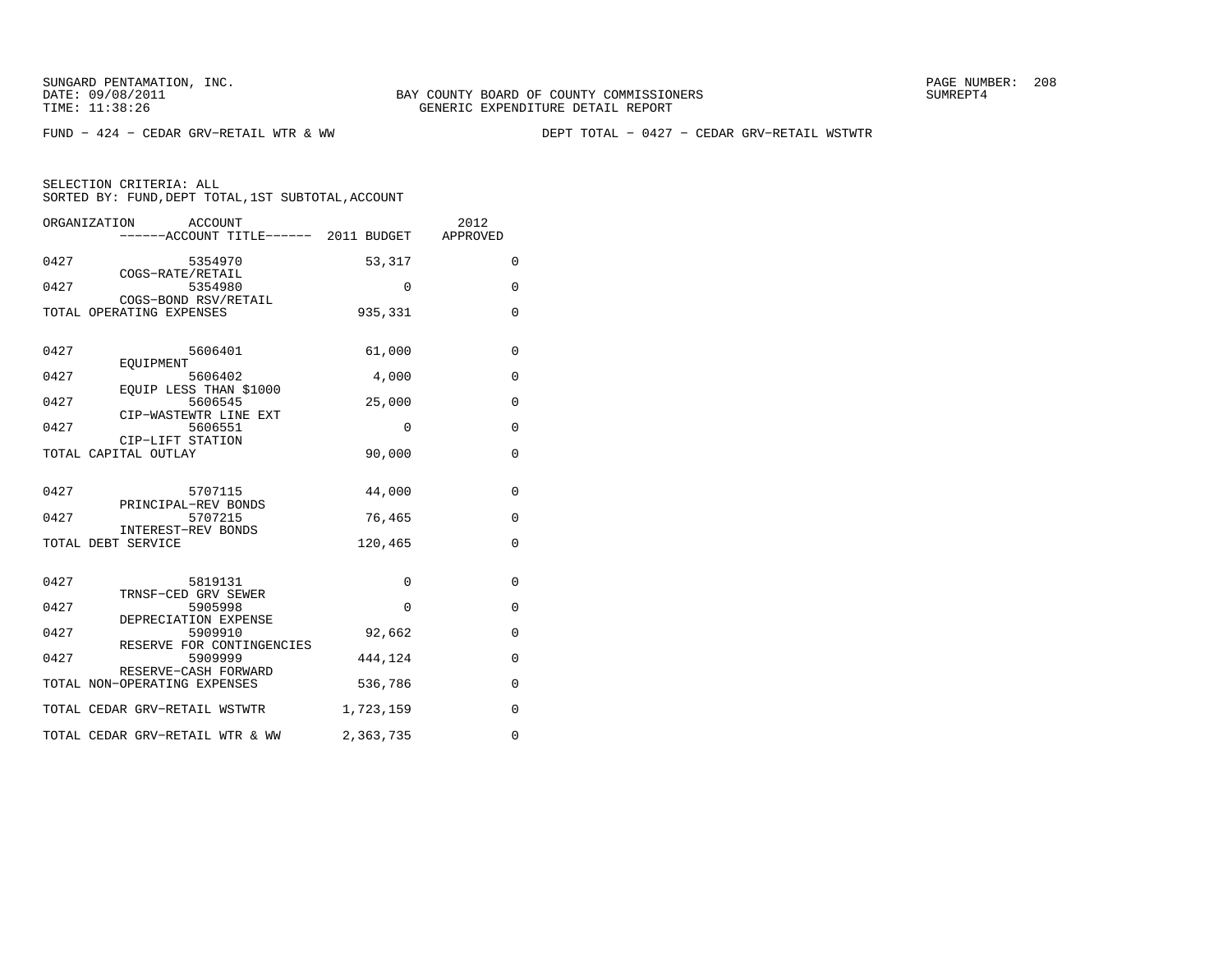SUNGARD PENTAMATION, INC.
DATE: 09/08/2011
TIME: 11:38:26

BAY COUNTY BOARD OF COUNTY COMMISSIONERS
GENERIC EXPENDITURE DETAIL REPORT

SUMREPT4

FUND - 424 - CEDAR GRV-RETAIL WTR & WW

DEPT TOTAL - 0427 - CEDAR GRV-RETAIL WSTWTR

SELECTION CRITERIA: ALL
SORTED BY: FUND,DEPT TOTAL,1ST SUBTOTAL,ACCOUNT

| ORGANIZATION | ACCOUNT / ------ACCOUNT TITLE------ | 2011 BUDGET | 2012 APPROVED |
|---|---|---|---|
| 0427 | 5354970 COGS-RATE/RETAIL | 53,317 | 0 |
| 0427 | 5354980 COGS-BOND RSV/RETAIL | 0 | 0 |
| TOTAL OPERATING EXPENSES | | 935,331 | 0 |
| 0427 | 5606401 EQUIPMENT | 61,000 | 0 |
| 0427 | 5606402 EQUIP LESS THAN $1000 | 4,000 | 0 |
| 0427 | 5606545 CIP-WASTEWTR LINE EXT | 25,000 | 0 |
| 0427 | 5606551 CIP-LIFT STATION | 0 | 0 |
| TOTAL CAPITAL OUTLAY | | 90,000 | 0 |
| 0427 | 5707115 PRINCIPAL-REV BONDS | 44,000 | 0 |
| 0427 | 5707215 INTEREST-REV BONDS | 76,465 | 0 |
| TOTAL DEBT SERVICE | | 120,465 | 0 |
| 0427 | 5819131 TRNSF-CED GRV SEWER | 0 | 0 |
| 0427 | 5905998 DEPRECIATION EXPENSE | 0 | 0 |
| 0427 | 5909910 RESERVE FOR CONTINGENCIES | 92,662 | 0 |
| 0427 | 5909999 RESERVE-CASH FORWARD | 444,124 | 0 |
| TOTAL NON-OPERATING EXPENSES | | 536,786 | 0 |
| TOTAL CEDAR GRV-RETAIL WSTWTR | | 1,723,159 | 0 |
| TOTAL CEDAR GRV-RETAIL WTR & WW | | 2,363,735 | 0 |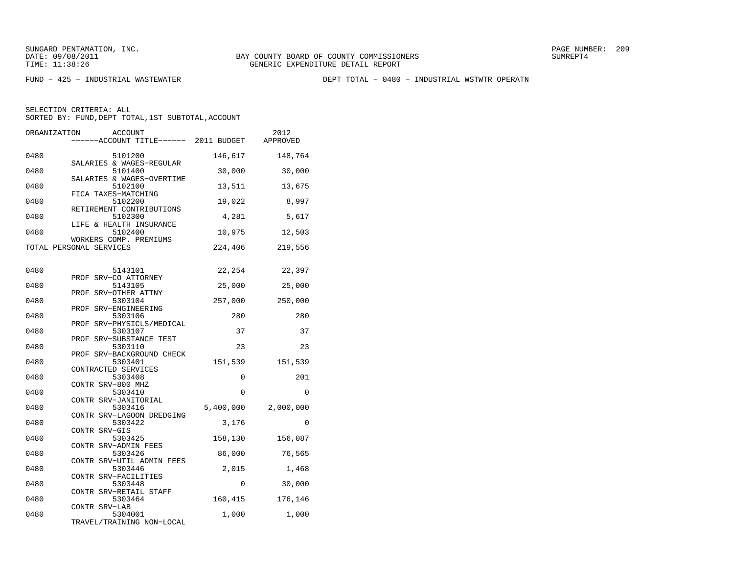FUND − 425 − INDUSTRIAL WASTEWATER

DEPT TOTAL − 0480 − INDUSTRIAL WSTWTR OPERATN

SELECTION CRITERIA: ALL
SORTED BY: FUND,DEPT TOTAL,1ST SUBTOTAL,ACCOUNT

| ORGANIZATION | ACCOUNT / ACCOUNT TITLE | 2011 BUDGET | 2012 APPROVED |
|---|---|---|---|
| 0480 | 5101200 SALARIES & WAGES−REGULAR | 146,617 | 148,764 |
| 0480 | 5101400 SALARIES & WAGES−OVERTIME | 30,000 | 30,000 |
| 0480 | 5102100 FICA TAXES−MATCHING | 13,511 | 13,675 |
| 0480 | 5102200 RETIREMENT CONTRIBUTIONS | 19,022 | 8,997 |
| 0480 | 5102300 LIFE & HEALTH INSURANCE | 4,281 | 5,617 |
| 0480 | 5102400 WORKERS COMP. PREMIUMS | 10,975 | 12,503 |
| TOTAL PERSONAL SERVICES | | 224,406 | 219,556 |
| 0480 | 5143101 PROF SRV−CO ATTORNEY | 22,254 | 22,397 |
| 0480 | 5143105 PROF SRV−OTHER ATTNY | 25,000 | 25,000 |
| 0480 | 5303104 PROF SRV−ENGINEERING | 257,000 | 250,000 |
| 0480 | 5303106 PROF SRV−PHYSICLS/MEDICAL | 280 | 280 |
| 0480 | 5303107 PROF SRV−SUBSTANCE TEST | 37 | 37 |
| 0480 | 5303110 PROF SRV−BACKGROUND CHECK | 23 | 23 |
| 0480 | 5303401 CONTRACTED SERVICES | 151,539 | 151,539 |
| 0480 | 5303408 CONTR SRV−800 MHZ | 0 | 201 |
| 0480 | 5303410 CONTR SRV−JANITORIAL | 0 | 0 |
| 0480 | 5303416 CONTR SRV−LAGOON DREDGING | 5,400,000 | 2,000,000 |
| 0480 | 5303422 CONTR SRV−GIS | 3,176 | 0 |
| 0480 | 5303425 CONTR SRV−ADMIN FEES | 158,130 | 156,087 |
| 0480 | 5303426 CONTR SRV−UTIL ADMIN FEES | 86,000 | 76,565 |
| 0480 | 5303446 CONTR SRV−FACILITIES | 2,015 | 1,468 |
| 0480 | 5303448 CONTR SRV−RETAIL STAFF | 0 | 30,000 |
| 0480 | 5303464 CONTR SRV−LAB | 160,415 | 176,146 |
| 0480 | 5304001 TRAVEL/TRAINING NON−LOCAL | 1,000 | 1,000 |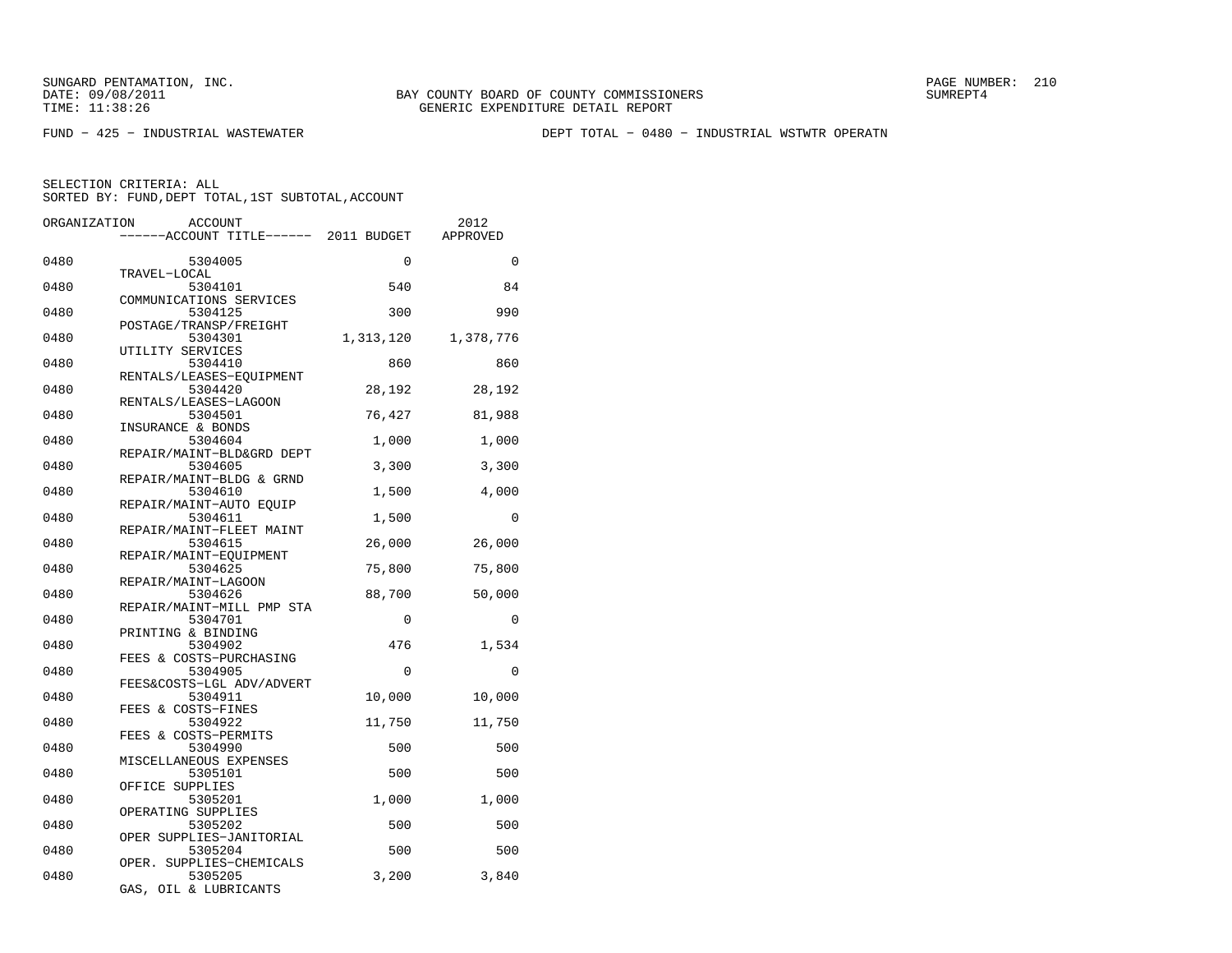SUNGARD PENTAMATION, INC.
DATE: 09/08/2011 BAY COUNTY BOARD OF COUNTY COMMISSIONERS SUMREPT4
TIME: 11:38:26 GENERIC EXPENDITURE DETAIL REPORT

FUND − 425 − INDUSTRIAL WASTEWATER DEPT TOTAL − 0480 − INDUSTRIAL WSTWTR OPERATN

SELECTION CRITERIA: ALL
SORTED BY: FUND,DEPT TOTAL,1ST SUBTOTAL,ACCOUNT

| ORGANIZATION | ACCOUNT / ------ACCOUNT TITLE------ | 2011 BUDGET | 2012 APPROVED |
|---|---|---|---|
| 0480 | 5304005 TRAVEL−LOCAL | 0 | 0 |
| 0480 | 5304101 COMMUNICATIONS SERVICES | 540 | 84 |
| 0480 | 5304125 POSTAGE/TRANSP/FREIGHT | 300 | 990 |
| 0480 | 5304301 UTILITY SERVICES | 1,313,120 | 1,378,776 |
| 0480 | 5304410 RENTALS/LEASES−EQUIPMENT | 860 | 860 |
| 0480 | 5304420 RENTALS/LEASES−LAGOON | 28,192 | 28,192 |
| 0480 | 5304501 INSURANCE & BONDS | 76,427 | 81,988 |
| 0480 | 5304604 REPAIR/MAINT−BLD&GRD DEPT | 1,000 | 1,000 |
| 0480 | 5304605 REPAIR/MAINT−BLDG & GRND | 3,300 | 3,300 |
| 0480 | 5304610 REPAIR/MAINT−AUTO EQUIP | 1,500 | 4,000 |
| 0480 | 5304611 REPAIR/MAINT−FLEET MAINT | 1,500 | 0 |
| 0480 | 5304615 REPAIR/MAINT−EQUIPMENT | 26,000 | 26,000 |
| 0480 | 5304625 REPAIR/MAINT−LAGOON | 75,800 | 75,800 |
| 0480 | 5304626 REPAIR/MAINT−MILL PMP STA | 88,700 | 50,000 |
| 0480 | 5304701 PRINTING & BINDING | 0 | 0 |
| 0480 | 5304902 FEES & COSTS−PURCHASING | 476 | 1,534 |
| 0480 | 5304905 FEES&COSTS−LGL ADV/ADVERT | 0 | 0 |
| 0480 | 5304911 FEES & COSTS−FINES | 10,000 | 10,000 |
| 0480 | 5304922 FEES & COSTS−PERMITS | 11,750 | 11,750 |
| 0480 | 5304990 MISCELLANEOUS EXPENSES | 500 | 500 |
| 0480 | 5305101 OFFICE SUPPLIES | 500 | 500 |
| 0480 | 5305201 OPERATING SUPPLIES | 1,000 | 1,000 |
| 0480 | 5305202 OPER SUPPLIES−JANITORIAL | 500 | 500 |
| 0480 | 5305204 OPER. SUPPLIES−CHEMICALS | 500 | 500 |
| 0480 | 5305205 GAS, OIL & LUBRICANTS | 3,200 | 3,840 |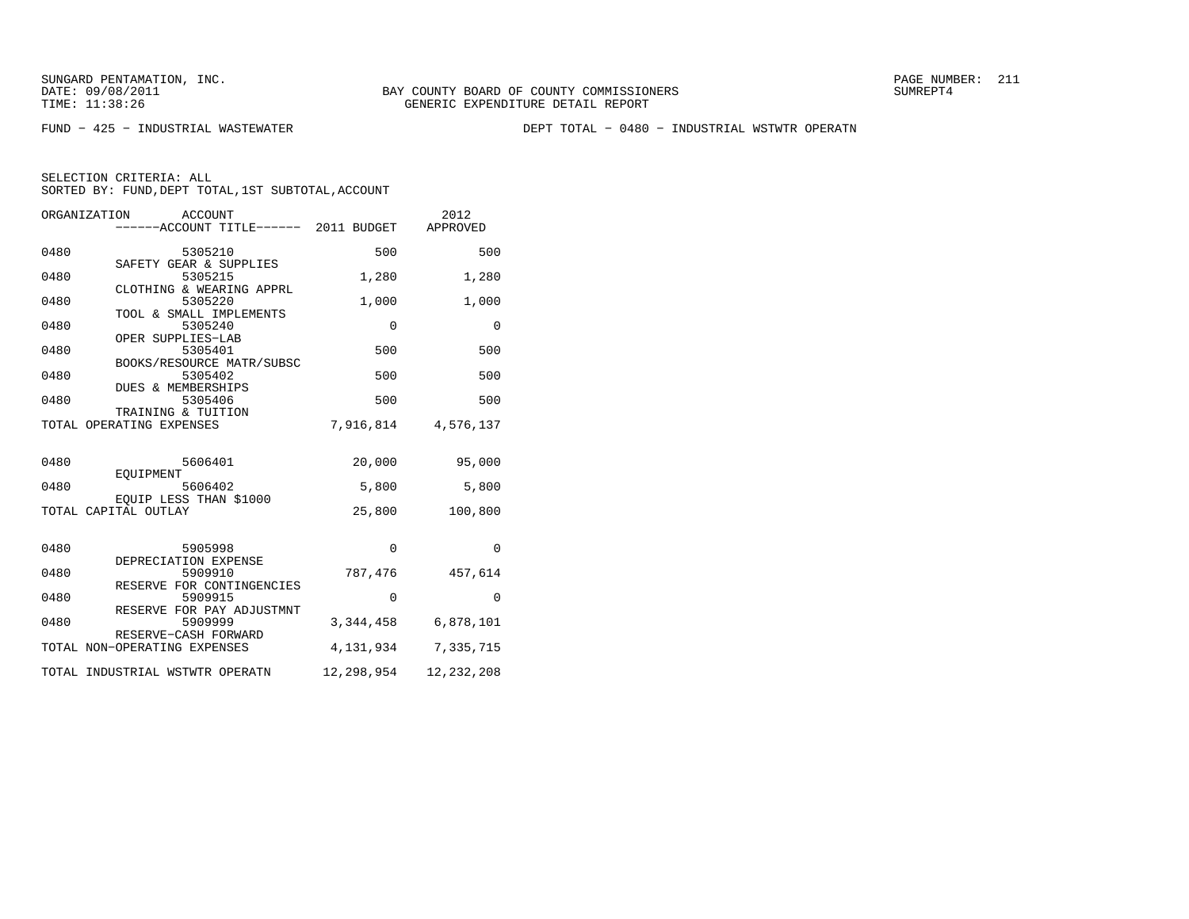SUNGARD PENTAMATION, INC.
DATE: 09/08/2011
TIME: 11:38:26

BAY COUNTY BOARD OF COUNTY COMMISSIONERS
GENERIC EXPENDITURE DETAIL REPORT

FUND - 425 - INDUSTRIAL WASTEWATER

DEPT TOTAL - 0480 - INDUSTRIAL WSTWTR OPERATN

SELECTION CRITERIA: ALL
SORTED BY: FUND,DEPT TOTAL,1ST SUBTOTAL,ACCOUNT

| ORGANIZATION | ACCOUNT / ------ACCOUNT TITLE------ | 2011 BUDGET | 2012 APPROVED |
|---|---|---|---|
| 0480 | 5305210 SAFETY GEAR & SUPPLIES | 500 | 500 |
| 0480 | 5305215 CLOTHING & WEARING APPRL | 1,280 | 1,280 |
| 0480 | 5305220 TOOL & SMALL IMPLEMENTS | 1,000 | 1,000 |
| 0480 | 5305240 OPER SUPPLIES-LAB | 0 | 0 |
| 0480 | 5305401 BOOKS/RESOURCE MATR/SUBSC | 500 | 500 |
| 0480 | 5305402 DUES & MEMBERSHIPS | 500 | 500 |
| 0480 | 5305406 TRAINING & TUITION | 500 | 500 |
| TOTAL OPERATING EXPENSES | | 7,916,814 | 4,576,137 |
| 0480 | 5606401 EQUIPMENT | 20,000 | 95,000 |
| 0480 | 5606402 EQUIP LESS THAN $1000 | 5,800 | 5,800 |
| TOTAL CAPITAL OUTLAY | | 25,800 | 100,800 |
| 0480 | 5905998 DEPRECIATION EXPENSE | 0 | 0 |
| 0480 | 5909910 RESERVE FOR CONTINGENCIES | 787,476 | 457,614 |
| 0480 | 5909915 RESERVE FOR PAY ADJUSTMNT | 0 | 0 |
| 0480 | 5909999 RESERVE-CASH FORWARD | 3,344,458 | 6,878,101 |
| TOTAL NON-OPERATING EXPENSES | | 4,131,934 | 7,335,715 |
| TOTAL INDUSTRIAL WSTWTR OPERATN | | 12,298,954 | 12,232,208 |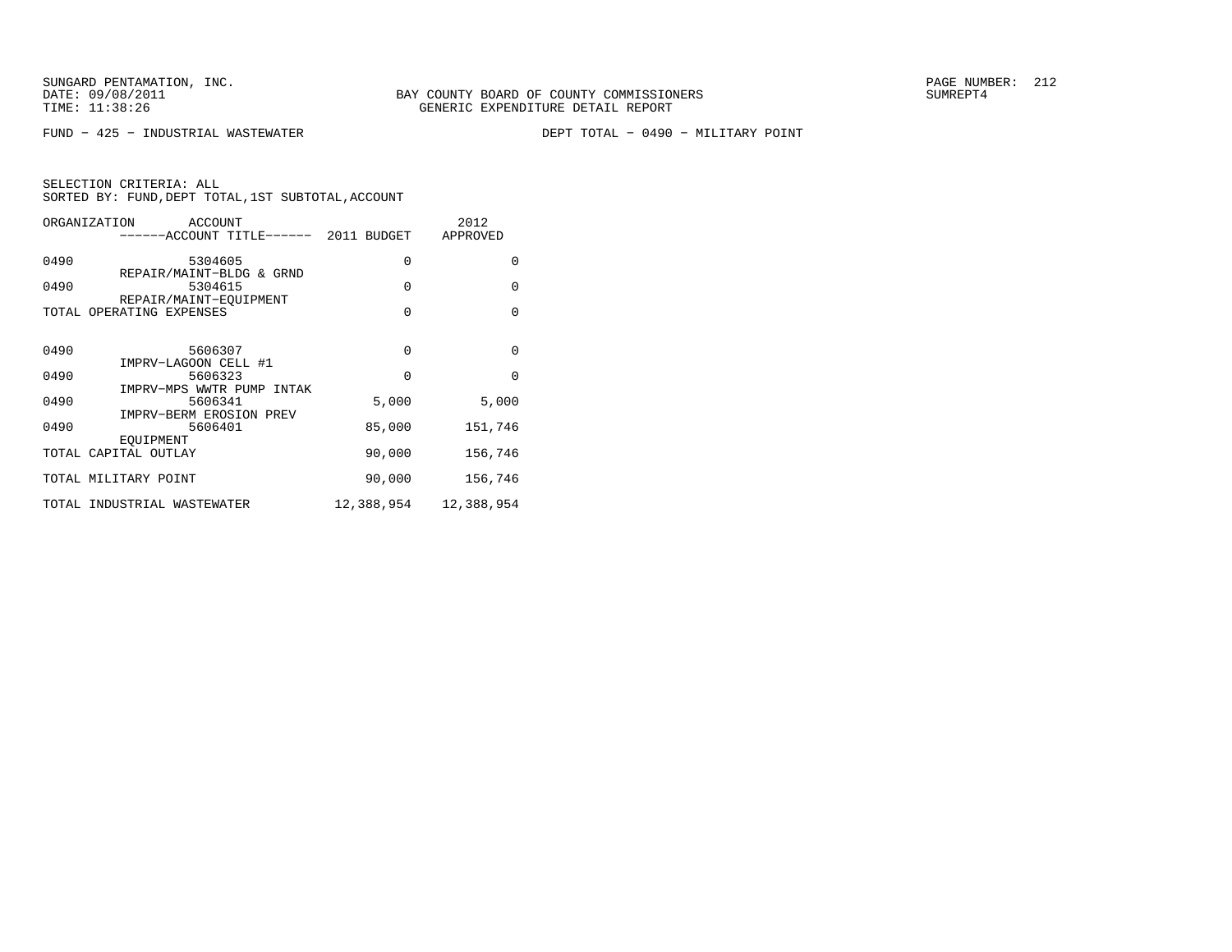SUNGARD PENTAMATION, INC.
DATE: 09/08/2011
TIME: 11:38:26

BAY COUNTY BOARD OF COUNTY COMMISSIONERS
GENERIC EXPENDITURE DETAIL REPORT

PAGE NUMBER: 212
SUMREPT4

FUND − 425 − INDUSTRIAL WASTEWATER

DEPT TOTAL − 0490 − MILITARY POINT

SELECTION CRITERIA: ALL
SORTED BY: FUND,DEPT TOTAL,1ST SUBTOTAL,ACCOUNT

| ORGANIZATION | ACCOUNT ------ACCOUNT TITLE------ | 2011 BUDGET | 2012 APPROVED |
|---|---|---|---|
| 0490 | 5304605 REPAIR/MAINT−BLDG & GRND | 0 | 0 |
| 0490 | 5304615 REPAIR/MAINT−EQUIPMENT | 0 | 0 |
| TOTAL OPERATING EXPENSES | | 0 | 0 |
| 0490 | 5606307 IMPRV−LAGOON CELL #1 | 0 | 0 |
| 0490 | 5606323 IMPRV−MPS WWTR PUMP INTAK | 0 | 0 |
| 0490 | 5606341 IMPRV−BERM EROSION PREV | 5,000 | 5,000 |
| 0490 | 5606401 EQUIPMENT | 85,000 | 151,746 |
| TOTAL CAPITAL OUTLAY | | 90,000 | 156,746 |
| TOTAL MILITARY POINT | | 90,000 | 156,746 |
| TOTAL INDUSTRIAL WASTEWATER | | 12,388,954 | 12,388,954 |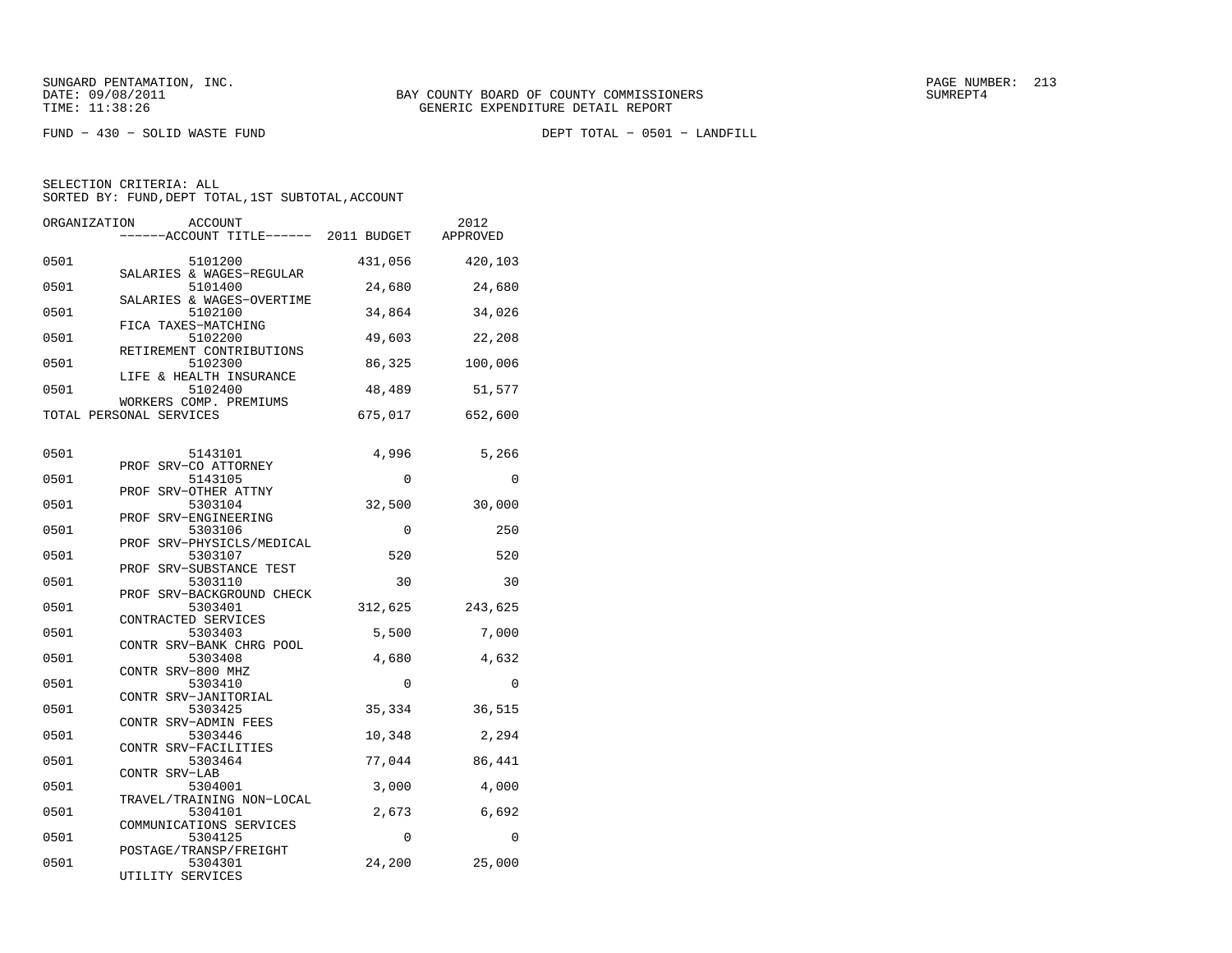SUNGARD PENTAMATION, INC.
DATE: 09/08/2011
TIME: 11:38:26

BAY COUNTY BOARD OF COUNTY COMMISSIONERS
GENERIC EXPENDITURE DETAIL REPORT

FUND − 430 − SOLID WASTE FUND

DEPT TOTAL − 0501 − LANDFILL

SELECTION CRITERIA: ALL
SORTED BY: FUND,DEPT TOTAL,1ST SUBTOTAL,ACCOUNT

| ORGANIZATION | ACCOUNT / ACCOUNT TITLE | 2011 BUDGET | 2012 APPROVED |
|---|---|---|---|
| 0501 | 5101200 SALARIES & WAGES−REGULAR | 431,056 | 420,103 |
| 0501 | 5101400 SALARIES & WAGES−OVERTIME | 24,680 | 24,680 |
| 0501 | 5102100 FICA TAXES−MATCHING | 34,864 | 34,026 |
| 0501 | 5102200 RETIREMENT CONTRIBUTIONS | 49,603 | 22,208 |
| 0501 | 5102300 LIFE & HEALTH INSURANCE | 86,325 | 100,006 |
| 0501 | 5102400 WORKERS COMP. PREMIUMS | 48,489 | 51,577 |
| TOTAL PERSONAL SERVICES | | 675,017 | 652,600 |
| 0501 | 5143101 PROF SRV−CO ATTORNEY | 4,996 | 5,266 |
| 0501 | 5143105 PROF SRV−OTHER ATTNY | 0 | 0 |
| 0501 | 5303104 PROF SRV−ENGINEERING | 32,500 | 30,000 |
| 0501 | 5303106 PROF SRV−PHYSICLS/MEDICAL | 0 | 250 |
| 0501 | 5303107 PROF SRV−SUBSTANCE TEST | 520 | 520 |
| 0501 | 5303110 PROF SRV−BACKGROUND CHECK | 30 | 30 |
| 0501 | 5303401 CONTRACTED SERVICES | 312,625 | 243,625 |
| 0501 | 5303403 CONTR SRV−BANK CHRG POOL | 5,500 | 7,000 |
| 0501 | 5303408 CONTR SRV−800 MHZ | 4,680 | 4,632 |
| 0501 | 5303410 CONTR SRV−JANITORIAL | 0 | 0 |
| 0501 | 5303425 CONTR SRV−ADMIN FEES | 35,334 | 36,515 |
| 0501 | 5303446 CONTR SRV−FACILITIES | 10,348 | 2,294 |
| 0501 | 5303464 CONTR SRV−LAB | 77,044 | 86,441 |
| 0501 | 5304001 TRAVEL/TRAINING NON−LOCAL | 3,000 | 4,000 |
| 0501 | 5304101 COMMUNICATIONS SERVICES | 2,673 | 6,692 |
| 0501 | 5304125 POSTAGE/TRANSP/FREIGHT | 0 | 0 |
| 0501 | 5304301 UTILITY SERVICES | 24,200 | 25,000 |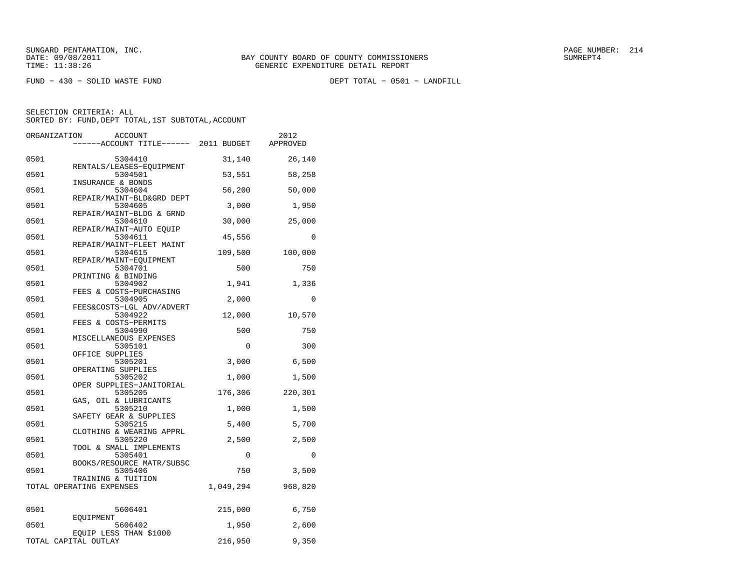SUNGARD PENTAMATION, INC.
DATE: 09/08/2011
TIME: 11:38:26

BAY COUNTY BOARD OF COUNTY COMMISSIONERS
GENERIC EXPENDITURE DETAIL REPORT

SUMREPT4

FUND − 430 − SOLID WASTE FUND

DEPT TOTAL − 0501 − LANDFILL

SELECTION CRITERIA: ALL
SORTED BY: FUND,DEPT TOTAL,1ST SUBTOTAL,ACCOUNT

| ORGANIZATION | ACCOUNT / ACCOUNT TITLE | 2011 BUDGET | 2012 APPROVED |
|---|---|---|---|
| 0501 | 5304410 RENTALS/LEASES−EQUIPMENT | 31,140 | 26,140 |
| 0501 | 5304501 INSURANCE & BONDS | 53,551 | 58,258 |
| 0501 | 5304604 REPAIR/MAINT−BLD&GRD DEPT | 56,200 | 50,000 |
| 0501 | 5304605 REPAIR/MAINT−BLDG & GRND | 3,000 | 1,950 |
| 0501 | 5304610 REPAIR/MAINT−AUTO EQUIP | 30,000 | 25,000 |
| 0501 | 5304611 REPAIR/MAINT−FLEET MAINT | 45,556 | 0 |
| 0501 | 5304615 REPAIR/MAINT−EQUIPMENT | 109,500 | 100,000 |
| 0501 | 5304701 PRINTING & BINDING | 500 | 750 |
| 0501 | 5304902 FEES & COSTS−PURCHASING | 1,941 | 1,336 |
| 0501 | 5304905 FEES&COSTS−LGL ADV/ADVERT | 2,000 | 0 |
| 0501 | 5304922 FEES & COSTS−PERMITS | 12,000 | 10,570 |
| 0501 | 5304990 MISCELLANEOUS EXPENSES | 500 | 750 |
| 0501 | 5305101 OFFICE SUPPLIES | 0 | 300 |
| 0501 | 5305201 OPERATING SUPPLIES | 3,000 | 6,500 |
| 0501 | 5305202 OPER SUPPLIES−JANITORIAL | 1,000 | 1,500 |
| 0501 | 5305205 GAS, OIL & LUBRICANTS | 176,306 | 220,301 |
| 0501 | 5305210 SAFETY GEAR & SUPPLIES | 1,000 | 1,500 |
| 0501 | 5305215 CLOTHING & WEARING APPRL | 5,400 | 5,700 |
| 0501 | 5305220 TOOL & SMALL IMPLEMENTS | 2,500 | 2,500 |
| 0501 | 5305401 BOOKS/RESOURCE MATR/SUBSC | 0 | 0 |
| 0501 | 5305406 TRAINING & TUITION | 750 | 3,500 |
| TOTAL OPERATING EXPENSES | | 1,049,294 | 968,820 |
| 0501 | 5606401 EQUIPMENT | 215,000 | 6,750 |
| 0501 | 5606402 EQUIP LESS THAN $1000 | 1,950 | 2,600 |
| TOTAL CAPITAL OUTLAY | | 216,950 | 9,350 |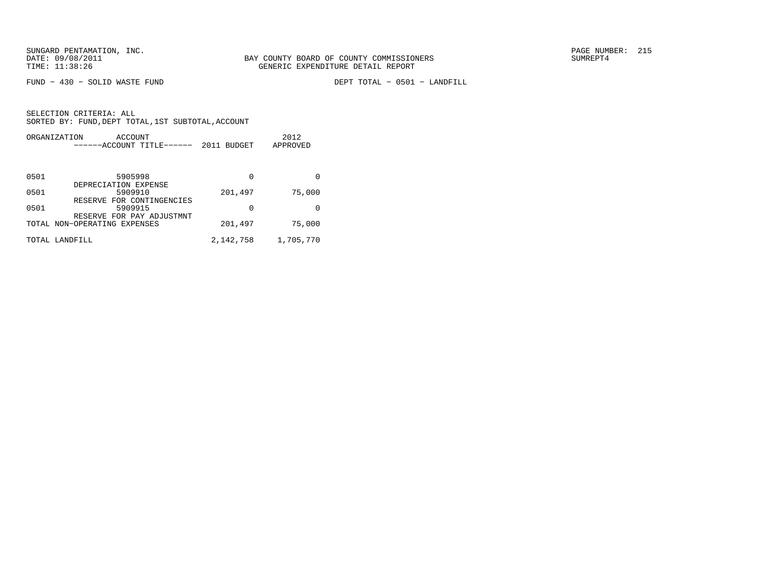BAY COUNTY BOARD OF COUNTY COMMISSIONERS
GENERIC EXPENDITURE DETAIL REPORT

FUND − 430 − SOLID WASTE FUND

DEPT TOTAL − 0501 − LANDFILL

SELECTION CRITERIA: ALL
SORTED BY: FUND,DEPT TOTAL,1ST SUBTOTAL,ACCOUNT

| ORGANIZATION | ACCOUNT<br>------ACCOUNT TITLE------ | 2011 BUDGET | 2012<br>APPROVED |
|---|---|---|---|
| 0501 | 5905998<br>DEPRECIATION EXPENSE | 0 | 0 |
| 0501 | 5909910<br>RESERVE FOR CONTINGENCIES | 201,497 | 75,000 |
| 0501 | 5909915<br>RESERVE FOR PAY ADJUSTMNT | 0 | 0 |
| TOTAL NON−OPERATING EXPENSES | | 201,497 | 75,000 |
| TOTAL LANDFILL | | 2,142,758 | 1,705,770 |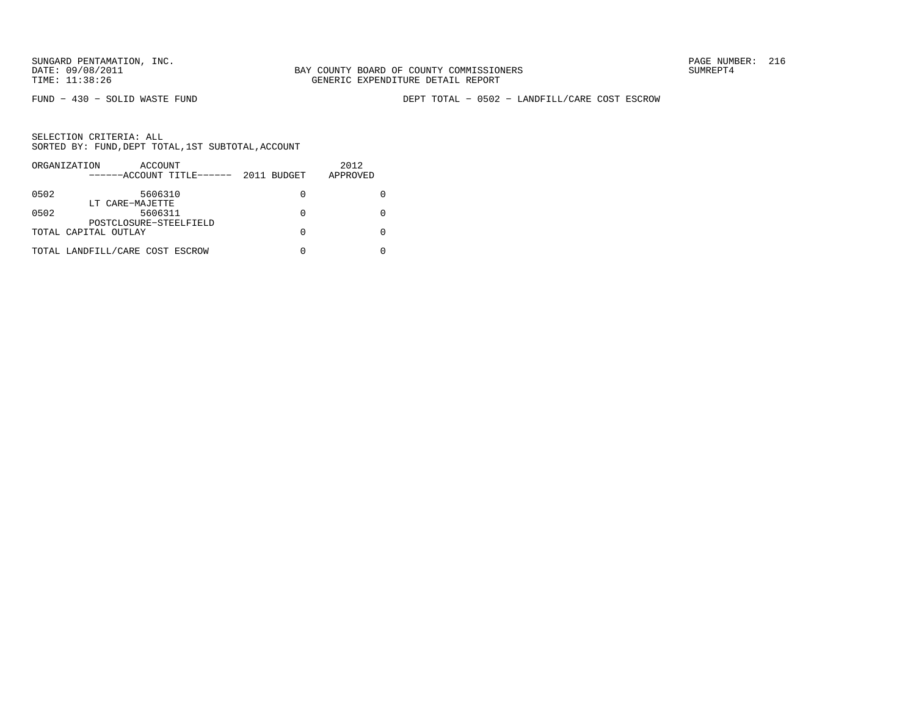SUNGARD PENTAMATION, INC.
DATE: 09/08/2011
TIME: 11:38:26

BAY COUNTY BOARD OF COUNTY COMMISSIONERS
GENERIC EXPENDITURE DETAIL REPORT

SUMREPT4

FUND − 430 − SOLID WASTE FUND

DEPT TOTAL − 0502 − LANDFILL/CARE COST ESCROW

SELECTION CRITERIA: ALL
SORTED BY: FUND,DEPT TOTAL,1ST SUBTOTAL,ACCOUNT

| ORGANIZATION | ACCOUNT ------ACCOUNT TITLE------ | 2011 BUDGET | 2012 APPROVED |
|---|---|---|---|
| 0502 | 5606310 LT CARE−MAJETTE | 0 | 0 |
| 0502 | 5606311 POSTCLOSURE−STEELFIELD | 0 | 0 |
| TOTAL CAPITAL OUTLAY | | 0 | 0 |
| TOTAL LANDFILL/CARE COST ESCROW | | 0 | 0 |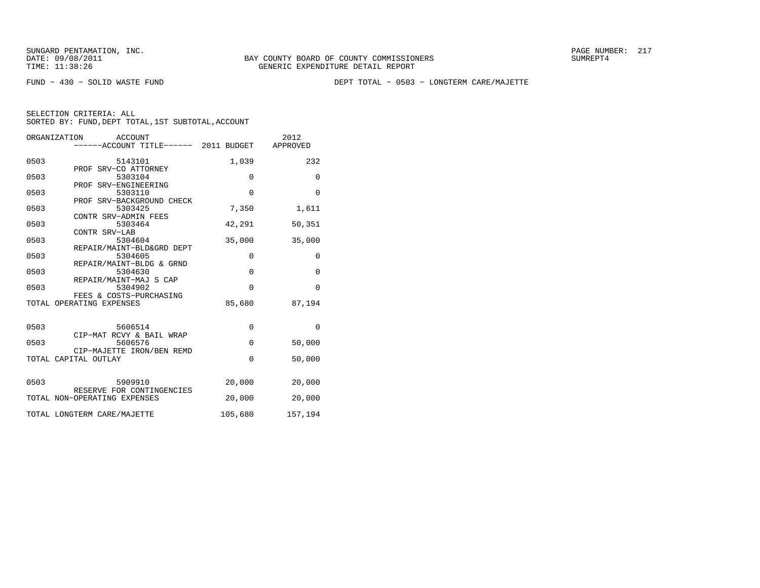SUNGARD PENTAMATION, INC.
DATE: 09/08/2011
TIME: 11:38:26

BAY COUNTY BOARD OF COUNTY COMMISSIONERS
GENERIC EXPENDITURE DETAIL REPORT

PAGE NUMBER: 217
SUMREPT4

FUND − 430 − SOLID WASTE FUND

DEPT TOTAL − 0503 − LONGTERM CARE/MAJETTE

SELECTION CRITERIA: ALL
SORTED BY: FUND,DEPT TOTAL,1ST SUBTOTAL,ACCOUNT

| ORGANIZATION | ACCOUNT / ACCOUNT TITLE | 2011 BUDGET | 2012 APPROVED |
|---|---|---|---|
| 0503 | 5143101 PROF SRV−CO ATTORNEY | 1,039 | 232 |
| 0503 | 5303104 PROF SRV−ENGINEERING | 0 | 0 |
| 0503 | 5303110 PROF SRV−BACKGROUND CHECK | 0 | 0 |
| 0503 | 5303425 CONTR SRV−ADMIN FEES | 7,350 | 1,611 |
| 0503 | 5303464 CONTR SRV−LAB | 42,291 | 50,351 |
| 0503 | 5304604 REPAIR/MAINT−BLD&GRD DEPT | 35,000 | 35,000 |
| 0503 | 5304605 REPAIR/MAINT−BLDG & GRND | 0 | 0 |
| 0503 | 5304630 REPAIR/MAINT−MAJ S CAP | 0 | 0 |
| 0503 | 5304902 FEES & COSTS−PURCHASING | 0 | 0 |
| TOTAL OPERATING EXPENSES | | 85,680 | 87,194 |
| 0503 | 5606514 CIP−MAT RCVY & BAIL WRAP | 0 | 0 |
| 0503 | 5606576 CIP−MAJETTE IRON/BEN REMD | 0 | 50,000 |
| TOTAL CAPITAL OUTLAY | | 0 | 50,000 |
| 0503 | 5909910 RESERVE FOR CONTINGENCIES | 20,000 | 20,000 |
| TOTAL NON−OPERATING EXPENSES | | 20,000 | 20,000 |
| TOTAL LONGTERM CARE/MAJETTE | | 105,680 | 157,194 |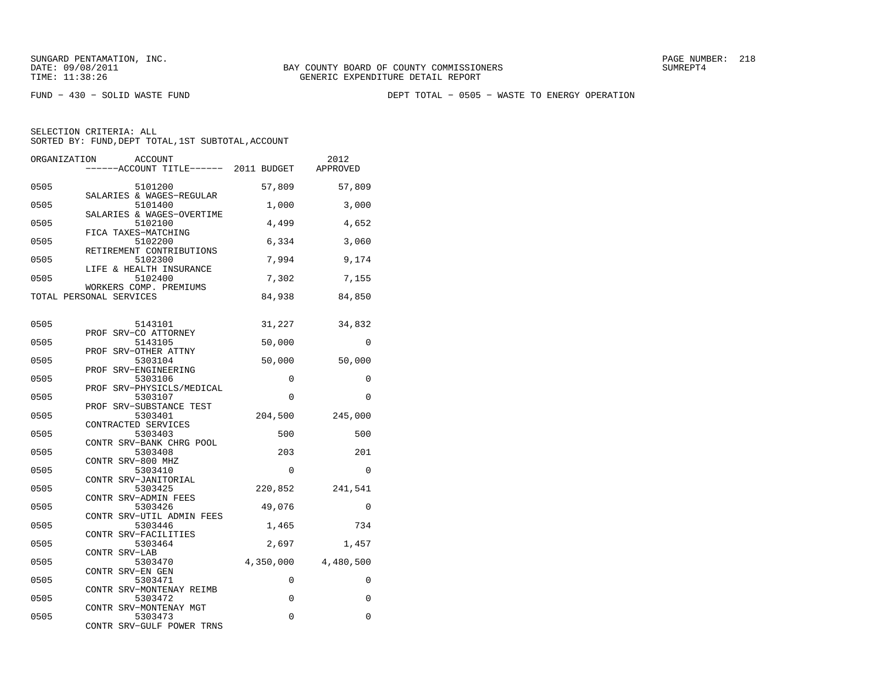SUNGARD PENTAMATION, INC.
DATE: 09/08/2011
TIME: 11:38:26

BAY COUNTY BOARD OF COUNTY COMMISSIONERS
GENERIC EXPENDITURE DETAIL REPORT

PAGE NUMBER: 218
SUMREPT4

FUND - 430 - SOLID WASTE FUND

DEPT TOTAL - 0505 - WASTE TO ENERGY OPERATION

SELECTION CRITERIA: ALL
SORTED BY: FUND,DEPT TOTAL,1ST SUBTOTAL,ACCOUNT

| ORGANIZATION | ACCOUNT / ACCOUNT TITLE | 2011 BUDGET | 2012 APPROVED |
|---|---|---|---|
| 0505 | 5101200 SALARIES & WAGES-REGULAR | 57,809 | 57,809 |
| 0505 | 5101400 SALARIES & WAGES-OVERTIME | 1,000 | 3,000 |
| 0505 | 5102100 FICA TAXES-MATCHING | 4,499 | 4,652 |
| 0505 | 5102200 RETIREMENT CONTRIBUTIONS | 6,334 | 3,060 |
| 0505 | 5102300 LIFE & HEALTH INSURANCE | 7,994 | 9,174 |
| 0505 | 5102400 WORKERS COMP. PREMIUMS | 7,302 | 7,155 |
| TOTAL PERSONAL SERVICES | | 84,938 | 84,850 |
| 0505 | 5143101 PROF SRV-CO ATTORNEY | 31,227 | 34,832 |
| 0505 | 5143105 PROF SRV-OTHER ATTNY | 50,000 | 0 |
| 0505 | 5303104 PROF SRV-ENGINEERING | 50,000 | 50,000 |
| 0505 | 5303106 PROF SRV-PHYSICLS/MEDICAL | 0 | 0 |
| 0505 | 5303107 PROF SRV-SUBSTANCE TEST | 0 | 0 |
| 0505 | 5303401 CONTRACTED SERVICES | 204,500 | 245,000 |
| 0505 | 5303403 CONTR SRV-BANK CHRG POOL | 500 | 500 |
| 0505 | 5303408 CONTR SRV-800 MHZ | 203 | 201 |
| 0505 | 5303410 CONTR SRV-JANITORIAL | 0 | 0 |
| 0505 | 5303425 CONTR SRV-ADMIN FEES | 220,852 | 241,541 |
| 0505 | 5303426 CONTR SRV-UTIL ADMIN FEES | 49,076 | 0 |
| 0505 | 5303446 CONTR SRV-FACILITIES | 1,465 | 734 |
| 0505 | 5303464 CONTR SRV-LAB | 2,697 | 1,457 |
| 0505 | 5303470 CONTR SRV-EN GEN | 4,350,000 | 4,480,500 |
| 0505 | 5303471 CONTR SRV-MONTENAY REIMB | 0 | 0 |
| 0505 | 5303472 CONTR SRV-MONTENAY MGT | 0 | 0 |
| 0505 | 5303473 CONTR SRV-GULF POWER TRNS | 0 | 0 |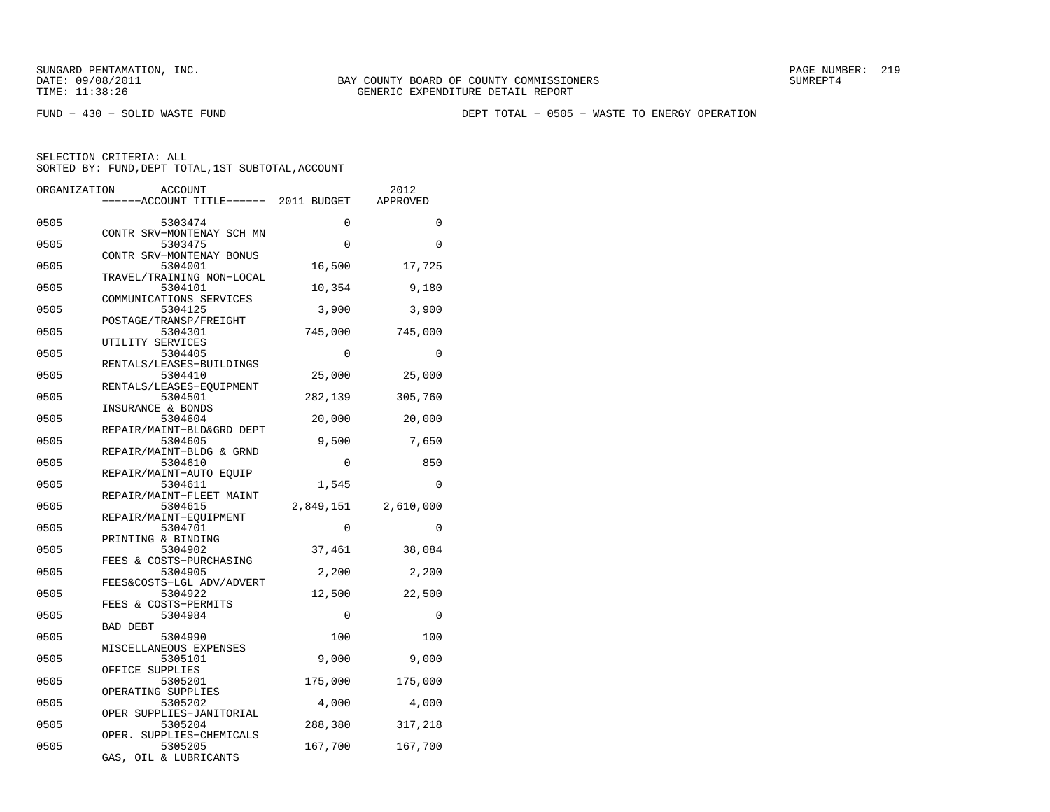FUND − 430 − SOLID WASTE FUND

DEPT TOTAL − 0505 − WASTE TO ENERGY OPERATION

SELECTION CRITERIA: ALL
SORTED BY: FUND,DEPT TOTAL,1ST SUBTOTAL,ACCOUNT

| ORGANIZATION | ACCOUNT / ACCOUNT TITLE | 2011 BUDGET | 2012 APPROVED |
|---|---|---|---|
| 0505 | 5303474 CONTR SRV−MONTENAY SCH MN | 0 | 0 |
| 0505 | 5303475 CONTR SRV−MONTENAY BONUS | 0 | 0 |
| 0505 | 5304001 TRAVEL/TRAINING NON−LOCAL | 16,500 | 17,725 |
| 0505 | 5304101 COMMUNICATIONS SERVICES | 10,354 | 9,180 |
| 0505 | 5304125 POSTAGE/TRANSP/FREIGHT | 3,900 | 3,900 |
| 0505 | 5304301 UTILITY SERVICES | 745,000 | 745,000 |
| 0505 | 5304405 RENTALS/LEASES−BUILDINGS | 0 | 0 |
| 0505 | 5304410 RENTALS/LEASES−EQUIPMENT | 25,000 | 25,000 |
| 0505 | 5304501 INSURANCE & BONDS | 282,139 | 305,760 |
| 0505 | 5304604 REPAIR/MAINT−BLD&GRD DEPT | 20,000 | 20,000 |
| 0505 | 5304605 REPAIR/MAINT−BLDG & GRND | 9,500 | 7,650 |
| 0505 | 5304610 REPAIR/MAINT−AUTO EQUIP | 0 | 850 |
| 0505 | 5304611 REPAIR/MAINT−FLEET MAINT | 1,545 | 0 |
| 0505 | 5304615 REPAIR/MAINT−EQUIPMENT | 2,849,151 | 2,610,000 |
| 0505 | 5304701 PRINTING & BINDING | 0 | 0 |
| 0505 | 5304902 FEES & COSTS−PURCHASING | 37,461 | 38,084 |
| 0505 | 5304905 FEES&COSTS−LGL ADV/ADVERT | 2,200 | 2,200 |
| 0505 | 5304922 FEES & COSTS−PERMITS | 12,500 | 22,500 |
| 0505 | 5304984 BAD DEBT | 0 | 0 |
| 0505 | 5304990 MISCELLANEOUS EXPENSES | 100 | 100 |
| 0505 | 5305101 OFFICE SUPPLIES | 9,000 | 9,000 |
| 0505 | 5305201 OPERATING SUPPLIES | 175,000 | 175,000 |
| 0505 | 5305202 OPER SUPPLIES−JANITORIAL | 4,000 | 4,000 |
| 0505 | 5305204 OPER. SUPPLIES−CHEMICALS | 288,380 | 317,218 |
| 0505 | 5305205 GAS, OIL & LUBRICANTS | 167,700 | 167,700 |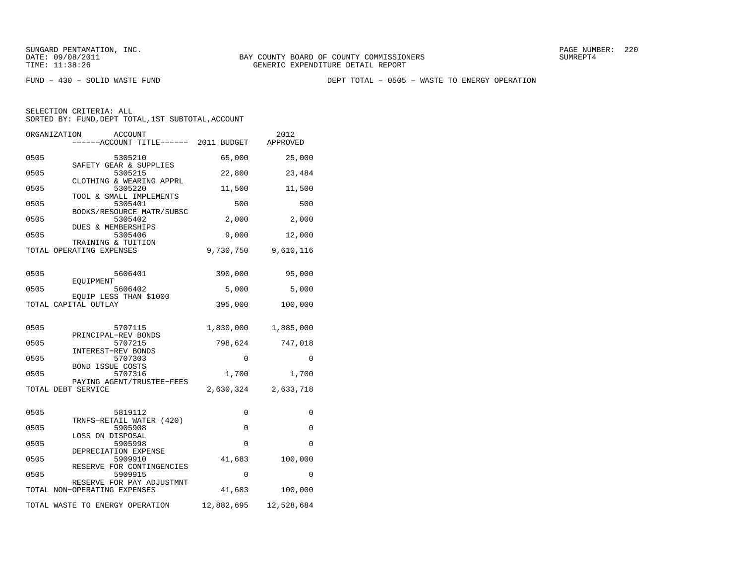SUNGARD PENTAMATION, INC.
DATE: 09/08/2011
TIME: 11:38:26

BAY COUNTY BOARD OF COUNTY COMMISSIONERS
GENERIC EXPENDITURE DETAIL REPORT

SUMREPT4

FUND - 430 - SOLID WASTE FUND

DEPT TOTAL - 0505 - WASTE TO ENERGY OPERATION

SELECTION CRITERIA: ALL
SORTED BY: FUND,DEPT TOTAL,1ST SUBTOTAL,ACCOUNT

| ORGANIZATION | ACCOUNT / ------ACCOUNT TITLE------ | 2011 BUDGET | 2012 APPROVED |
|---|---|---|---|
| 0505 | 5305210 SAFETY GEAR & SUPPLIES | 65,000 | 25,000 |
| 0505 | 5305215 CLOTHING & WEARING APPRL | 22,800 | 23,484 |
| 0505 | 5305220 TOOL & SMALL IMPLEMENTS | 11,500 | 11,500 |
| 0505 | 5305401 BOOKS/RESOURCE MATR/SUBSC | 500 | 500 |
| 0505 | 5305402 DUES & MEMBERSHIPS | 2,000 | 2,000 |
| 0505 | 5305406 TRAINING & TUITION | 9,000 | 12,000 |
| TOTAL OPERATING EXPENSES | | 9,730,750 | 9,610,116 |
| 0505 | 5606401 EQUIPMENT | 390,000 | 95,000 |
| 0505 | 5606402 EQUIP LESS THAN $1000 | 5,000 | 5,000 |
| TOTAL CAPITAL OUTLAY | | 395,000 | 100,000 |
| 0505 | 5707115 PRINCIPAL-REV BONDS | 1,830,000 | 1,885,000 |
| 0505 | 5707215 INTEREST-REV BONDS | 798,624 | 747,018 |
| 0505 | 5707303 BOND ISSUE COSTS | 0 | 0 |
| 0505 | 5707316 PAYING AGENT/TRUSTEE-FEES | 1,700 | 1,700 |
| TOTAL DEBT SERVICE | | 2,630,324 | 2,633,718 |
| 0505 | 5819112 TRNFS-RETAIL WATER (420) | 0 | 0 |
| 0505 | 5905908 LOSS ON DISPOSAL | 0 | 0 |
| 0505 | 5905998 DEPRECIATION EXPENSE | 0 | 0 |
| 0505 | 5909910 RESERVE FOR CONTINGENCIES | 41,683 | 100,000 |
| 0505 | 5909915 RESERVE FOR PAY ADJUSTMNT | 0 | 0 |
| TOTAL NON-OPERATING EXPENSES | | 41,683 | 100,000 |
| TOTAL WASTE TO ENERGY OPERATION | | 12,882,695 | 12,528,684 |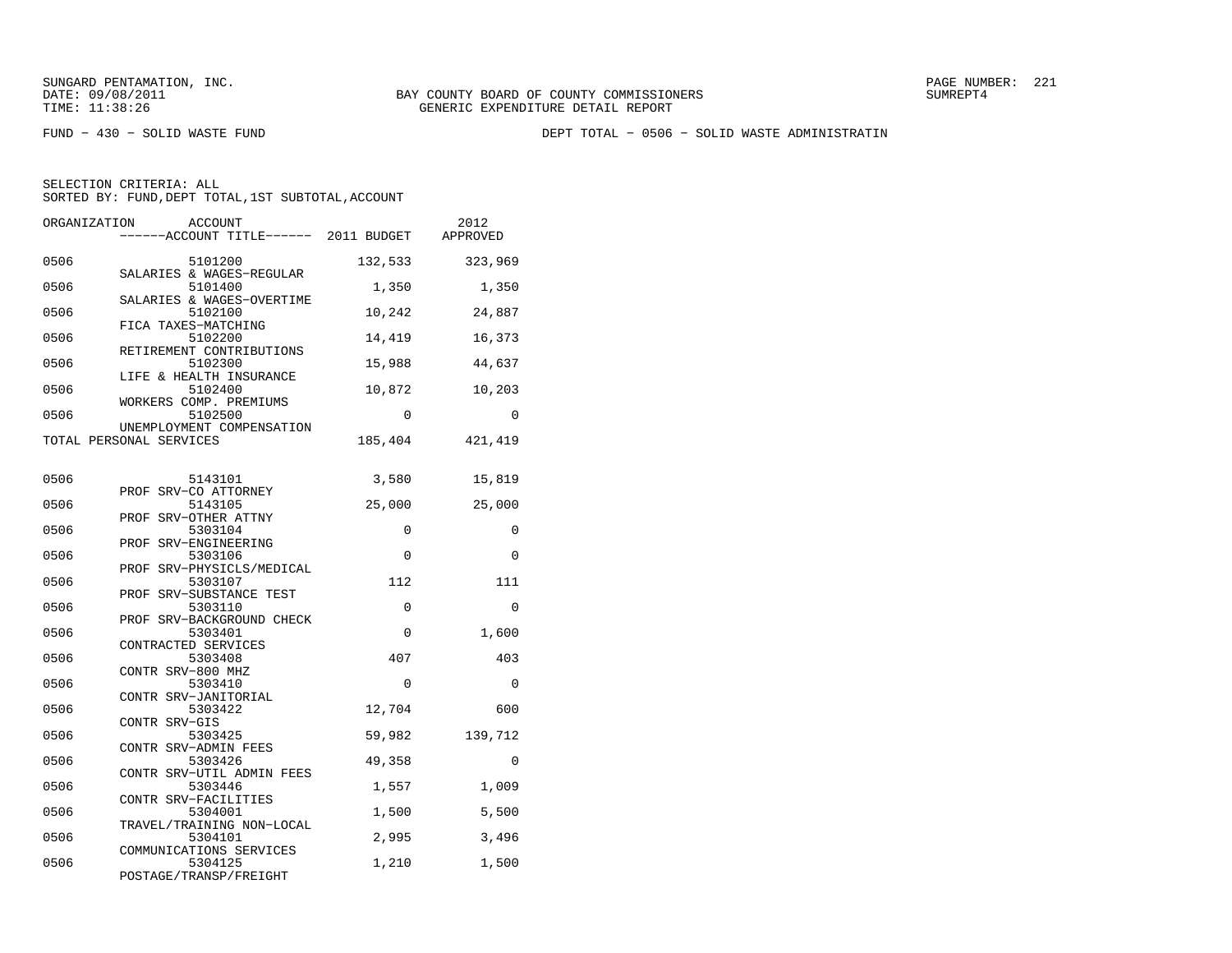SUNGARD PENTAMATION, INC.
DATE: 09/08/2011
TIME: 11:38:26

BAY COUNTY BOARD OF COUNTY COMMISSIONERS
GENERIC EXPENDITURE DETAIL REPORT

FUND − 430 − SOLID WASTE FUND

DEPT TOTAL − 0506 − SOLID WASTE ADMINISTRATIN

SELECTION CRITERIA: ALL
SORTED BY: FUND,DEPT TOTAL,1ST SUBTOTAL,ACCOUNT

| ORGANIZATION | ACCOUNT / ACCOUNT TITLE | 2011 BUDGET | 2012 APPROVED |
|---|---|---|---|
| 0506 | 5101200 SALARIES & WAGES−REGULAR | 132,533 | 323,969 |
| 0506 | 5101400 SALARIES & WAGES−OVERTIME | 1,350 | 1,350 |
| 0506 | 5102100 FICA TAXES−MATCHING | 10,242 | 24,887 |
| 0506 | 5102200 RETIREMENT CONTRIBUTIONS | 14,419 | 16,373 |
| 0506 | 5102300 LIFE & HEALTH INSURANCE | 15,988 | 44,637 |
| 0506 | 5102400 WORKERS COMP. PREMIUMS | 10,872 | 10,203 |
| 0506 | 5102500 UNEMPLOYMENT COMPENSATION | 0 | 0 |
| TOTAL PERSONAL SERVICES | | 185,404 | 421,419 |
| 0506 | 5143101 PROF SRV−CO ATTORNEY | 3,580 | 15,819 |
| 0506 | 5143105 PROF SRV−OTHER ATTNY | 25,000 | 25,000 |
| 0506 | 5303104 PROF SRV−ENGINEERING | 0 | 0 |
| 0506 | 5303106 PROF SRV−PHYSICLS/MEDICAL | 0 | 0 |
| 0506 | 5303107 PROF SRV−SUBSTANCE TEST | 112 | 111 |
| 0506 | 5303110 PROF SRV−BACKGROUND CHECK | 0 | 0 |
| 0506 | 5303401 CONTRACTED SERVICES | 0 | 1,600 |
| 0506 | 5303408 CONTR SRV−800 MHZ | 407 | 403 |
| 0506 | 5303410 CONTR SRV−JANITORIAL | 0 | 0 |
| 0506 | 5303422 CONTR SRV−GIS | 12,704 | 600 |
| 0506 | 5303425 CONTR SRV−ADMIN FEES | 59,982 | 139,712 |
| 0506 | 5303426 CONTR SRV−UTIL ADMIN FEES | 49,358 | 0 |
| 0506 | 5303446 CONTR SRV−FACILITIES | 1,557 | 1,009 |
| 0506 | 5304001 TRAVEL/TRAINING NON−LOCAL | 1,500 | 5,500 |
| 0506 | 5304101 COMMUNICATIONS SERVICES | 2,995 | 3,496 |
| 0506 | 5304125 POSTAGE/TRANSP/FREIGHT | 1,210 | 1,500 |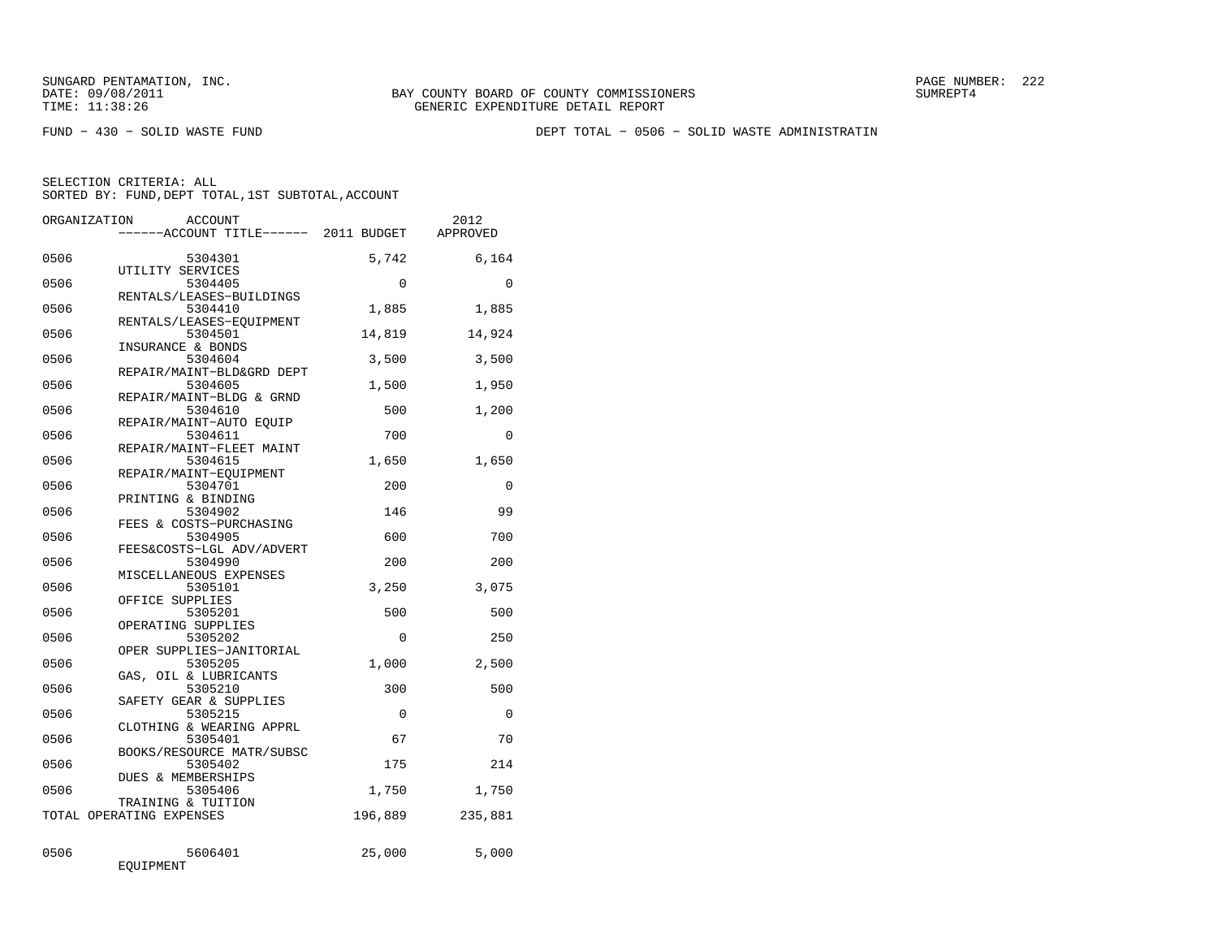FUND − 430 − SOLID WASTE FUND

DEPT TOTAL − 0506 − SOLID WASTE ADMINISTRATIN

SELECTION CRITERIA: ALL
SORTED BY: FUND,DEPT TOTAL,1ST SUBTOTAL,ACCOUNT

| ORGANIZATION | ACCOUNT / ------ACCOUNT TITLE------ | 2011 BUDGET | 2012 APPROVED |
|---|---|---|---|
| 0506 | 5304301 UTILITY SERVICES | 5,742 | 6,164 |
| 0506 | 5304405 RENTALS/LEASES−BUILDINGS | 0 | 0 |
| 0506 | 5304410 RENTALS/LEASES−EQUIPMENT | 1,885 | 1,885 |
| 0506 | 5304501 INSURANCE & BONDS | 14,819 | 14,924 |
| 0506 | 5304604 REPAIR/MAINT−BLD&GRD DEPT | 3,500 | 3,500 |
| 0506 | 5304605 REPAIR/MAINT−BLDG & GRND | 1,500 | 1,950 |
| 0506 | 5304610 REPAIR/MAINT−AUTO EQUIP | 500 | 1,200 |
| 0506 | 5304611 REPAIR/MAINT−FLEET MAINT | 700 | 0 |
| 0506 | 5304615 REPAIR/MAINT−EQUIPMENT | 1,650 | 1,650 |
| 0506 | 5304701 PRINTING & BINDING | 200 | 0 |
| 0506 | 5304902 FEES & COSTS−PURCHASING | 146 | 99 |
| 0506 | 5304905 FEES&COSTS−LGL ADV/ADVERT | 600 | 700 |
| 0506 | 5304990 MISCELLANEOUS EXPENSES | 200 | 200 |
| 0506 | 5305101 OFFICE SUPPLIES | 3,250 | 3,075 |
| 0506 | 5305201 OPERATING SUPPLIES | 500 | 500 |
| 0506 | 5305202 OPER SUPPLIES−JANITORIAL | 0 | 250 |
| 0506 | 5305205 GAS, OIL & LUBRICANTS | 1,000 | 2,500 |
| 0506 | 5305210 SAFETY GEAR & SUPPLIES | 300 | 500 |
| 0506 | 5305215 CLOTHING & WEARING APPRL | 0 | 0 |
| 0506 | 5305401 BOOKS/RESOURCE MATR/SUBSC | 67 | 70 |
| 0506 | 5305402 DUES & MEMBERSHIPS | 175 | 214 |
| 0506 | 5305406 TRAINING & TUITION | 1,750 | 1,750 |
| TOTAL OPERATING EXPENSES | | 196,889 | 235,881 |
| 0506 | 5606401 EQUIPMENT | 25,000 | 5,000 |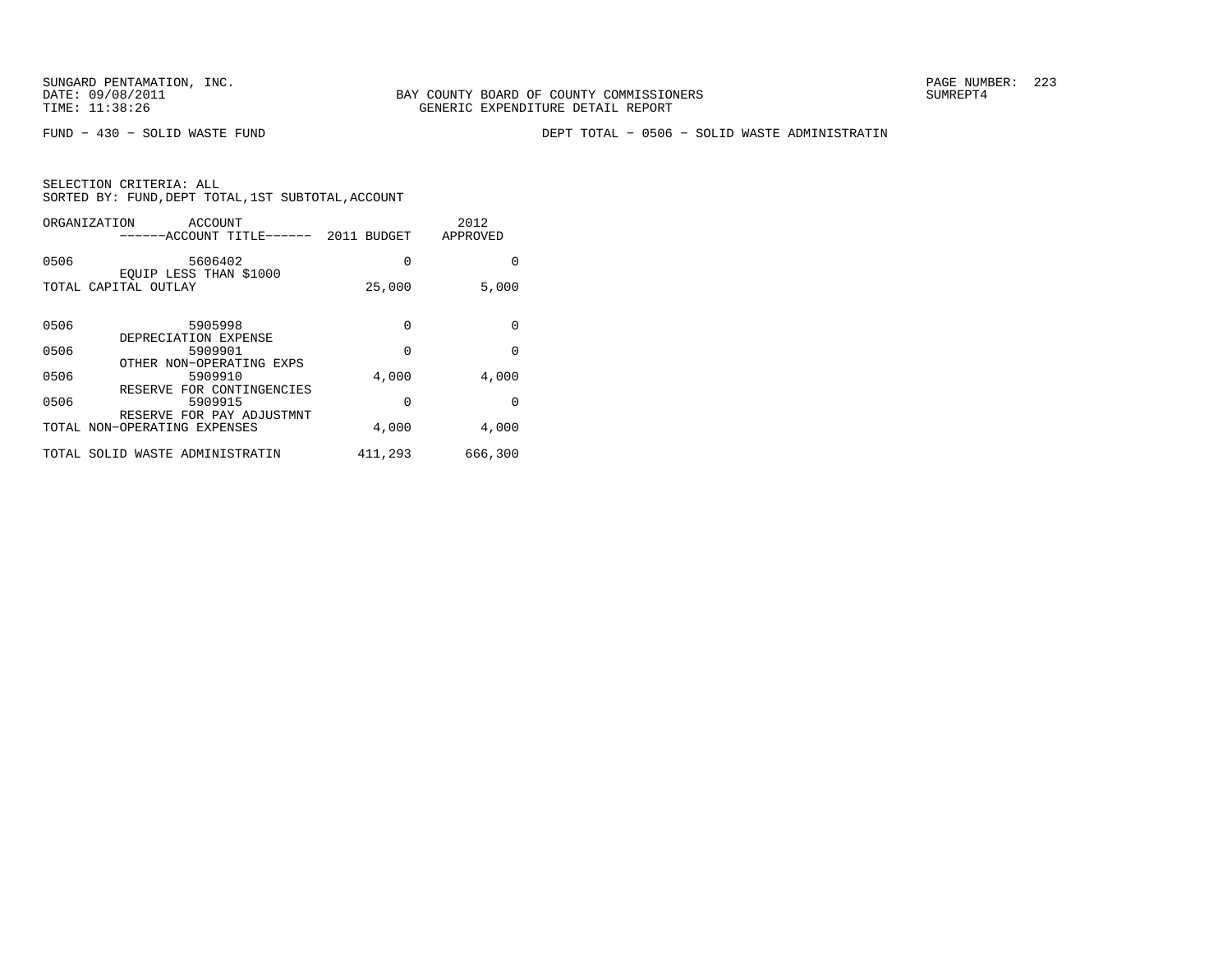BAY COUNTY BOARD OF COUNTY COMMISSIONERS
GENERIC EXPENDITURE DETAIL REPORT

FUND − 430 − SOLID WASTE FUND

DEPT TOTAL − 0506 − SOLID WASTE ADMINISTRATIN

SELECTION CRITERIA: ALL
SORTED BY: FUND,DEPT TOTAL,1ST SUBTOTAL,ACCOUNT

| ORGANIZATION | ACCOUNT / ACCOUNT TITLE | 2011 BUDGET | 2012 APPROVED |
|---|---|---|---|
| 0506 | 5606402 EQUIP LESS THAN $1000 | 0 | 0 |
| TOTAL CAPITAL OUTLAY | | 25,000 | 5,000 |
| 0506 | 5905998 DEPRECIATION EXPENSE | 0 | 0 |
| 0506 | 5909901 OTHER NON−OPERATING EXPS | 0 | 0 |
| 0506 | 5909910 RESERVE FOR CONTINGENCIES | 4,000 | 4,000 |
| 0506 | 5909915 RESERVE FOR PAY ADJUSTMNT | 0 | 0 |
| TOTAL NON−OPERATING EXPENSES | | 4,000 | 4,000 |
| TOTAL SOLID WASTE ADMINISTRATIN | | 411,293 | 666,300 |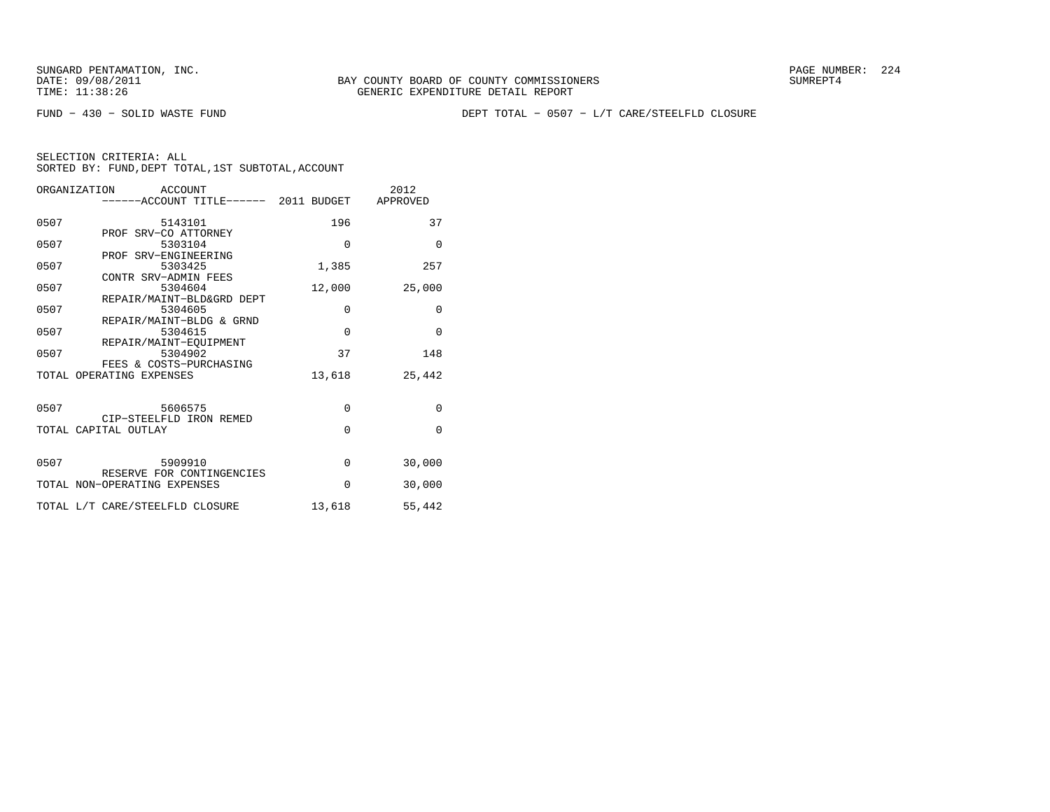SUNGARD PENTAMATION, INC.
DATE: 09/08/2011
TIME: 11:38:26

BAY COUNTY BOARD OF COUNTY COMMISSIONERS
GENERIC EXPENDITURE DETAIL REPORT

PAGE NUMBER: 224
SUMREPT4

FUND − 430 − SOLID WASTE FUND

DEPT TOTAL − 0507 − L/T CARE/STEELFLD CLOSURE

SELECTION CRITERIA: ALL
SORTED BY: FUND,DEPT TOTAL,1ST SUBTOTAL,ACCOUNT

| ORGANIZATION | ACCOUNT / ------ACCOUNT TITLE------ | 2011 BUDGET | 2012 APPROVED |
|---|---|---|---|
| 0507 | 5143101 PROF SRV−CO ATTORNEY | 196 | 37 |
| 0507 | 5303104 PROF SRV−ENGINEERING | 0 | 0 |
| 0507 | 5303425 CONTR SRV−ADMIN FEES | 1,385 | 257 |
| 0507 | 5304604 REPAIR/MAINT−BLD&GRD DEPT | 12,000 | 25,000 |
| 0507 | 5304605 REPAIR/MAINT−BLDG & GRND | 0 | 0 |
| 0507 | 5304615 REPAIR/MAINT−EQUIPMENT | 0 | 0 |
| 0507 | 5304902 FEES & COSTS−PURCHASING | 37 | 148 |
| TOTAL OPERATING EXPENSES | | 13,618 | 25,442 |
| 0507 | 5606575 CIP−STEELFLD IRON REMED | 0 | 0 |
| TOTAL CAPITAL OUTLAY | | 0 | 0 |
| 0507 | 5909910 RESERVE FOR CONTINGENCIES | 0 | 30,000 |
| TOTAL NON−OPERATING EXPENSES | | 0 | 30,000 |
| TOTAL L/T CARE/STEELFLD CLOSURE | | 13,618 | 55,442 |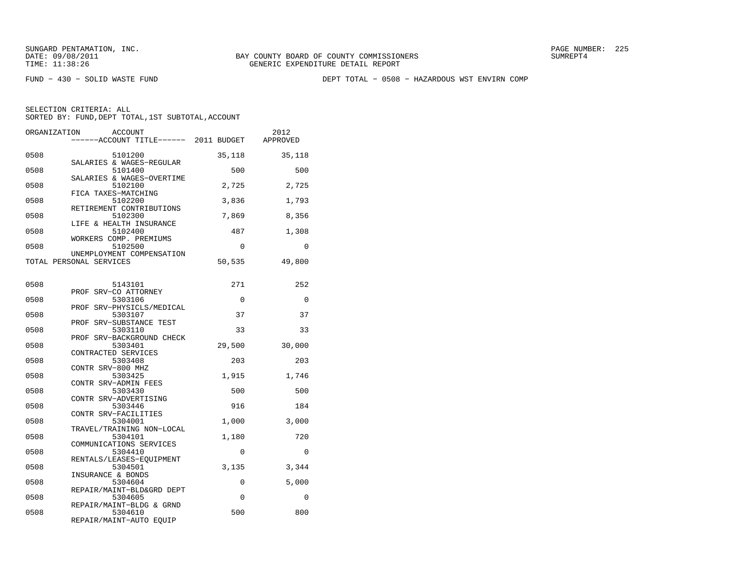SUNGARD PENTAMATION, INC.
DATE: 09/08/2011
TIME: 11:38:26

BAY COUNTY BOARD OF COUNTY COMMISSIONERS
GENERIC EXPENDITURE DETAIL REPORT

SUMREPT4

FUND − 430 − SOLID WASTE FUND

DEPT TOTAL − 0508 − HAZARDOUS WST ENVIRN COMP

SELECTION CRITERIA: ALL
SORTED BY: FUND,DEPT TOTAL,1ST SUBTOTAL,ACCOUNT

| ORGANIZATION | ACCOUNT / ------ACCOUNT TITLE------ | 2011 BUDGET | 2012 APPROVED |
|---|---|---|---|
| 0508 | 5101200 SALARIES & WAGES−REGULAR | 35,118 | 35,118 |
| 0508 | 5101400 SALARIES & WAGES−OVERTIME | 500 | 500 |
| 0508 | 5102100 FICA TAXES−MATCHING | 2,725 | 2,725 |
| 0508 | 5102200 RETIREMENT CONTRIBUTIONS | 3,836 | 1,793 |
| 0508 | 5102300 LIFE & HEALTH INSURANCE | 7,869 | 8,356 |
| 0508 | 5102400 WORKERS COMP. PREMIUMS | 487 | 1,308 |
| 0508 | 5102500 UNEMPLOYMENT COMPENSATION | 0 | 0 |
| TOTAL PERSONAL SERVICES | | 50,535 | 49,800 |
| 0508 | 5143101 PROF SRV−CO ATTORNEY | 271 | 252 |
| 0508 | 5303106 PROF SRV−PHYSICLS/MEDICAL | 0 | 0 |
| 0508 | 5303107 PROF SRV−SUBSTANCE TEST | 37 | 37 |
| 0508 | 5303110 PROF SRV−BACKGROUND CHECK | 33 | 33 |
| 0508 | 5303401 CONTRACTED SERVICES | 29,500 | 30,000 |
| 0508 | 5303408 CONTR SRV−800 MHZ | 203 | 203 |
| 0508 | 5303425 CONTR SRV−ADMIN FEES | 1,915 | 1,746 |
| 0508 | 5303430 CONTR SRV−ADVERTISING | 500 | 500 |
| 0508 | 5303446 CONTR SRV−FACILITIES | 916 | 184 |
| 0508 | 5304001 TRAVEL/TRAINING NON−LOCAL | 1,000 | 3,000 |
| 0508 | 5304101 COMMUNICATIONS SERVICES | 1,180 | 720 |
| 0508 | 5304410 RENTALS/LEASES−EQUIPMENT | 0 | 0 |
| 0508 | 5304501 INSURANCE & BONDS | 3,135 | 3,344 |
| 0508 | 5304604 REPAIR/MAINT−BLD&GRD DEPT | 0 | 5,000 |
| 0508 | 5304605 REPAIR/MAINT−BLDG & GRND | 0 | 0 |
| 0508 | 5304610 REPAIR/MAINT−AUTO EQUIP | 500 | 800 |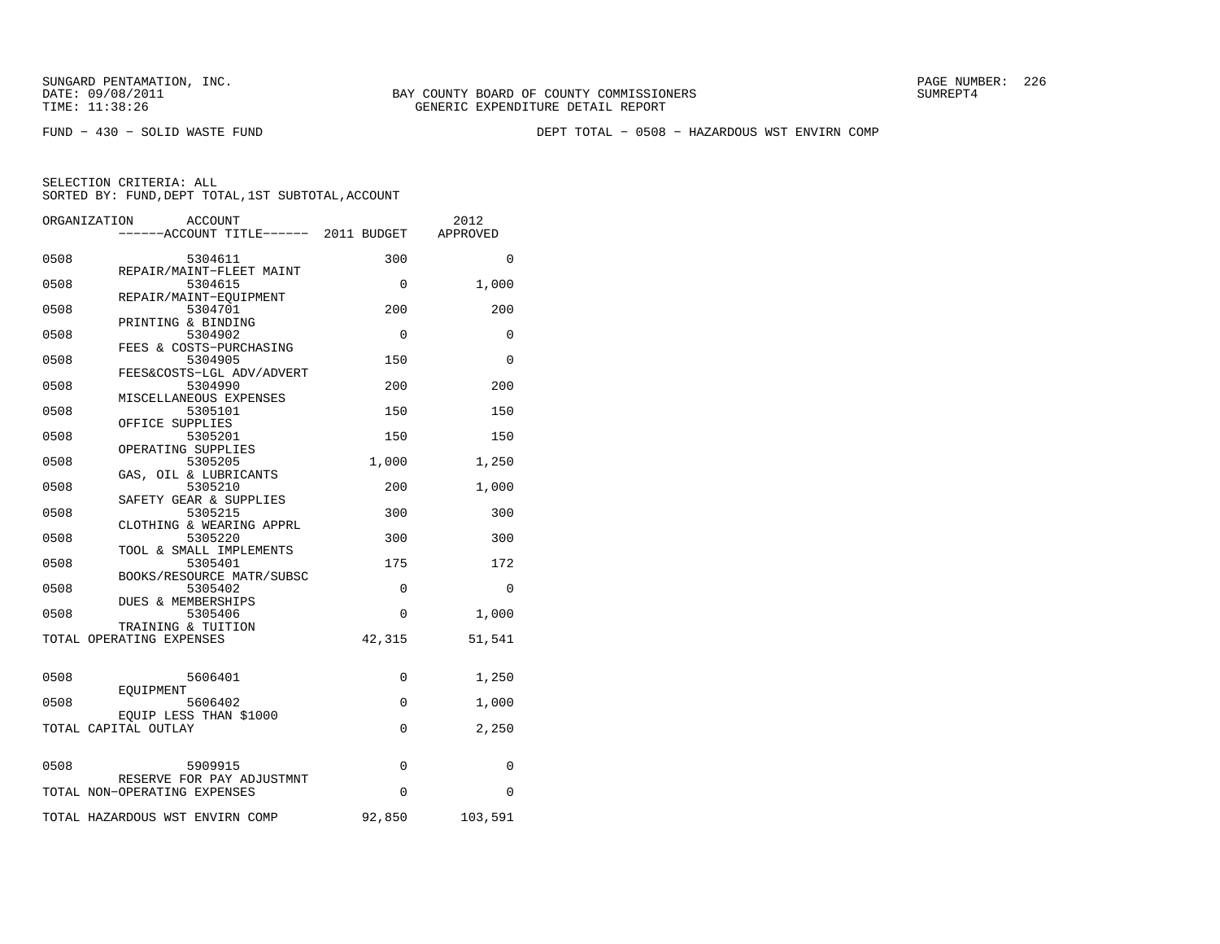SUNGARD PENTAMATION, INC.
DATE: 09/08/2011
TIME: 11:38:26

BAY COUNTY BOARD OF COUNTY COMMISSIONERS
GENERIC EXPENDITURE DETAIL REPORT

PAGE NUMBER: 226
SUMREPT4

FUND - 430 - SOLID WASTE FUND

DEPT TOTAL - 0508 - HAZARDOUS WST ENVIRN COMP

SELECTION CRITERIA: ALL
SORTED BY: FUND,DEPT TOTAL,1ST SUBTOTAL,ACCOUNT

| ORGANIZATION | ACCOUNT / ACCOUNT TITLE | 2011 BUDGET | 2012 APPROVED |
|---|---|---|---|
| 0508 | 5304611 REPAIR/MAINT-FLEET MAINT | 300 | 0 |
| 0508 | 5304615 REPAIR/MAINT-EQUIPMENT | 0 | 1,000 |
| 0508 | 5304701 PRINTING & BINDING | 200 | 200 |
| 0508 | 5304902 FEES & COSTS-PURCHASING | 0 | 0 |
| 0508 | 5304905 FEES&COSTS-LGL ADV/ADVERT | 150 | 0 |
| 0508 | 5304990 MISCELLANEOUS EXPENSES | 200 | 200 |
| 0508 | 5305101 OFFICE SUPPLIES | 150 | 150 |
| 0508 | 5305201 OPERATING SUPPLIES | 150 | 150 |
| 0508 | 5305205 GAS, OIL & LUBRICANTS | 1,000 | 1,250 |
| 0508 | 5305210 SAFETY GEAR & SUPPLIES | 200 | 1,000 |
| 0508 | 5305215 CLOTHING & WEARING APPRL | 300 | 300 |
| 0508 | 5305220 TOOL & SMALL IMPLEMENTS | 300 | 300 |
| 0508 | 5305401 BOOKS/RESOURCE MATR/SUBSC | 175 | 172 |
| 0508 | 5305402 DUES & MEMBERSHIPS | 0 | 0 |
| 0508 | 5305406 TRAINING & TUITION | 0 | 1,000 |
| TOTAL OPERATING EXPENSES | | 42,315 | 51,541 |
| 0508 | 5606401 EQUIPMENT | 0 | 1,250 |
| 0508 | 5606402 EQUIP LESS THAN $1000 | 0 | 1,000 |
| TOTAL CAPITAL OUTLAY | | 0 | 2,250 |
| 0508 | 5909915 RESERVE FOR PAY ADJUSTMNT | 0 | 0 |
| TOTAL NON-OPERATING EXPENSES | | 0 | 0 |
| TOTAL HAZARDOUS WST ENVIRN COMP | | 92,850 | 103,591 |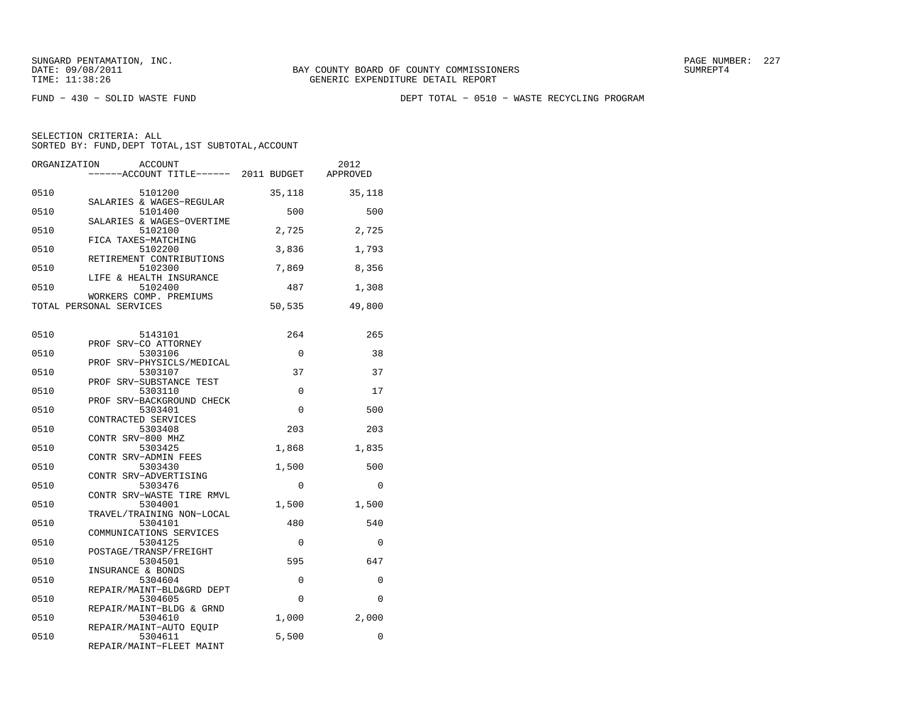FUND − 430 − SOLID WASTE FUND

DEPT TOTAL − 0510 − WASTE RECYCLING PROGRAM

SELECTION CRITERIA: ALL
SORTED BY: FUND,DEPT TOTAL,1ST SUBTOTAL,ACCOUNT

| ORGANIZATION | ACCOUNT / ACCOUNT TITLE | 2011 BUDGET | 2012 APPROVED |
|---|---|---|---|
| 0510 | 5101200 SALARIES & WAGES−REGULAR | 35,118 | 35,118 |
| 0510 | 5101400 SALARIES & WAGES−OVERTIME | 500 | 500 |
| 0510 | 5102100 FICA TAXES−MATCHING | 2,725 | 2,725 |
| 0510 | 5102200 RETIREMENT CONTRIBUTIONS | 3,836 | 1,793 |
| 0510 | 5102300 LIFE & HEALTH INSURANCE | 7,869 | 8,356 |
| 0510 | 5102400 WORKERS COMP. PREMIUMS | 487 | 1,308 |
| TOTAL PERSONAL SERVICES | | 50,535 | 49,800 |
| 0510 | 5143101 PROF SRV−CO ATTORNEY | 264 | 265 |
| 0510 | 5303106 PROF SRV−PHYSICLS/MEDICAL | 0 | 38 |
| 0510 | 5303107 PROF SRV−SUBSTANCE TEST | 37 | 37 |
| 0510 | 5303110 PROF SRV−BACKGROUND CHECK | 0 | 17 |
| 0510 | 5303401 CONTRACTED SERVICES | 0 | 500 |
| 0510 | 5303408 CONTR SRV−800 MHZ | 203 | 203 |
| 0510 | 5303425 CONTR SRV−ADMIN FEES | 1,868 | 1,835 |
| 0510 | 5303430 CONTR SRV−ADVERTISING | 1,500 | 500 |
| 0510 | 5303476 CONTR SRV−WASTE TIRE RMVL | 0 | 0 |
| 0510 | 5304001 TRAVEL/TRAINING NON−LOCAL | 1,500 | 1,500 |
| 0510 | 5304101 COMMUNICATIONS SERVICES | 480 | 540 |
| 0510 | 5304125 POSTAGE/TRANSP/FREIGHT | 0 | 0 |
| 0510 | 5304501 INSURANCE & BONDS | 595 | 647 |
| 0510 | 5304604 REPAIR/MAINT−BLD&GRD DEPT | 0 | 0 |
| 0510 | 5304605 REPAIR/MAINT−BLDG & GRND | 0 | 0 |
| 0510 | 5304610 REPAIR/MAINT−AUTO EQUIP | 1,000 | 2,000 |
| 0510 | 5304611 REPAIR/MAINT−FLEET MAINT | 5,500 | 0 |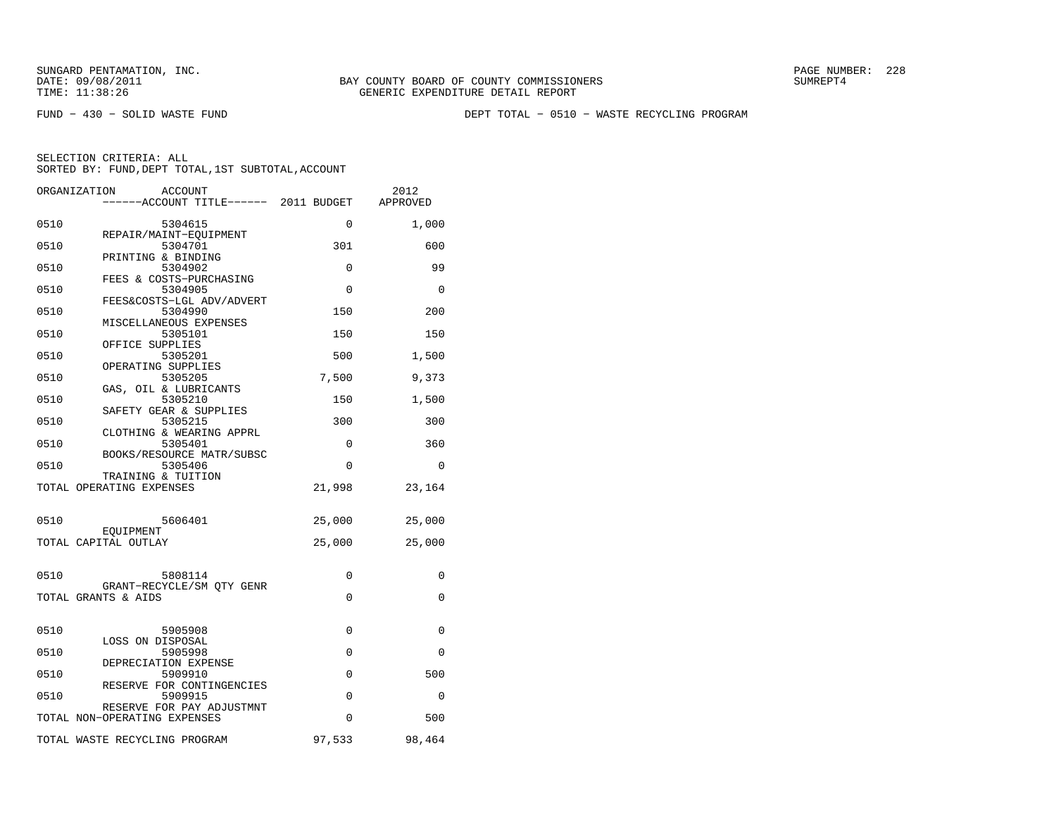FUND − 430 − SOLID WASTE FUND

DEPT TOTAL − 0510 − WASTE RECYCLING PROGRAM

SELECTION CRITERIA: ALL
SORTED BY: FUND,DEPT TOTAL,1ST SUBTOTAL,ACCOUNT

| ORGANIZATION | ACCOUNT / ACCOUNT TITLE | 2011 BUDGET | 2012 APPROVED |
|---|---|---|---|
| 0510 | 5304615 REPAIR/MAINT−EQUIPMENT | 0 | 1,000 |
| 0510 | 5304701 PRINTING & BINDING | 301 | 600 |
| 0510 | 5304902 FEES & COSTS−PURCHASING | 0 | 99 |
| 0510 | 5304905 FEES&COSTS−LGL ADV/ADVERT | 0 | 0 |
| 0510 | 5304990 MISCELLANEOUS EXPENSES | 150 | 200 |
| 0510 | 5305101 OFFICE SUPPLIES | 150 | 150 |
| 0510 | 5305201 OPERATING SUPPLIES | 500 | 1,500 |
| 0510 | 5305205 GAS, OIL & LUBRICANTS | 7,500 | 9,373 |
| 0510 | 5305210 SAFETY GEAR & SUPPLIES | 150 | 1,500 |
| 0510 | 5305215 CLOTHING & WEARING APPRL | 300 | 300 |
| 0510 | 5305401 BOOKS/RESOURCE MATR/SUBSC | 0 | 360 |
| 0510 | 5305406 TRAINING & TUITION | 0 | 0 |
| TOTAL OPERATING EXPENSES | | 21,998 | 23,164 |
| 0510 | 5606401 EQUIPMENT | 25,000 | 25,000 |
| TOTAL CAPITAL OUTLAY | | 25,000 | 25,000 |
| 0510 | 5808114 GRANT−RECYCLE/SM QTY GENR | 0 | 0 |
| TOTAL GRANTS & AIDS | | 0 | 0 |
| 0510 | 5905908 LOSS ON DISPOSAL | 0 | 0 |
| 0510 | 5905998 DEPRECIATION EXPENSE | 0 | 0 |
| 0510 | 5909910 RESERVE FOR CONTINGENCIES | 0 | 500 |
| 0510 | 5909915 RESERVE FOR PAY ADJUSTMNT | 0 | 0 |
| TOTAL NON−OPERATING EXPENSES | | 0 | 500 |
| TOTAL WASTE RECYCLING PROGRAM | | 97,533 | 98,464 |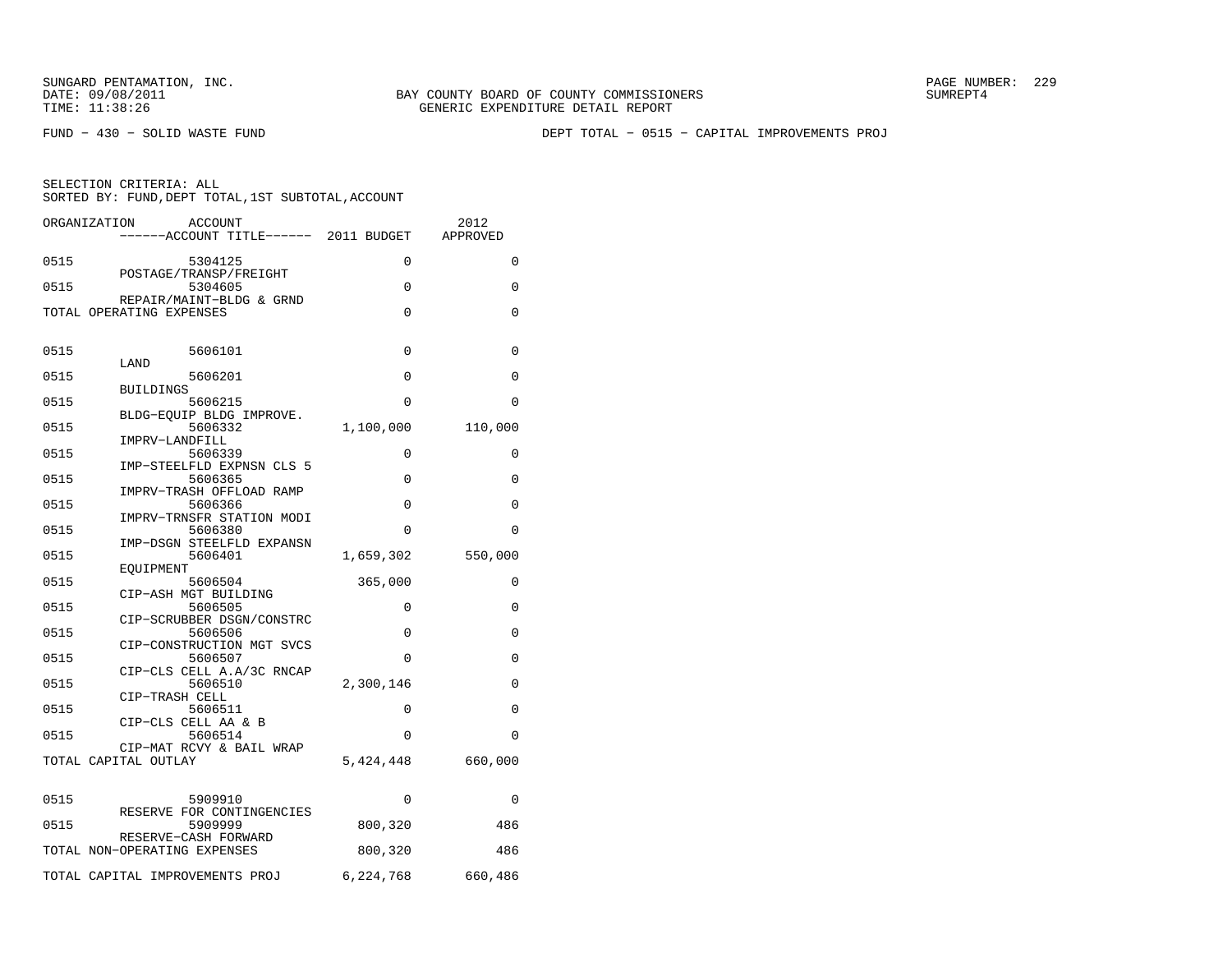FUND − 430 − SOLID WASTE FUND

DEPT TOTAL − 0515 − CAPITAL IMPROVEMENTS PROJ

SELECTION CRITERIA: ALL
SORTED BY: FUND,DEPT TOTAL,1ST SUBTOTAL,ACCOUNT

| ORGANIZATION | ACCOUNT / ACCOUNT TITLE | 2011 BUDGET | 2012 APPROVED |
|---|---|---|---|
| 0515 | 5304125 POSTAGE/TRANSP/FREIGHT | 0 | 0 |
| 0515 | 5304605 REPAIR/MAINT−BLDG & GRND | 0 | 0 |
| TOTAL OPERATING EXPENSES | | 0 | 0 |
| 0515 | 5606101 LAND | 0 | 0 |
| 0515 | 5606201 BUILDINGS | 0 | 0 |
| 0515 | 5606215 BLDG−EQUIP BLDG IMPROVE. | 0 | 0 |
| 0515 | 5606332 IMPRV−LANDFILL | 1,100,000 | 110,000 |
| 0515 | 5606339 IMP−STEELFLD EXPNSN CLS 5 | 0 | 0 |
| 0515 | 5606365 IMPRV−TRASH OFFLOAD RAMP | 0 | 0 |
| 0515 | 5606366 IMPRV−TRNSFR STATION MODI | 0 | 0 |
| 0515 | 5606380 IMP−DSGN STEELFLD EXPANSN | 0 | 0 |
| 0515 | 5606401 EQUIPMENT | 1,659,302 | 550,000 |
| 0515 | 5606504 CIP−ASH MGT BUILDING | 365,000 | 0 |
| 0515 | 5606505 CIP−SCRUBBER DSGN/CONSTRC | 0 | 0 |
| 0515 | 5606506 CIP−CONSTRUCTION MGT SVCS | 0 | 0 |
| 0515 | 5606507 CIP−CLS CELL A.A/3C RNCAP | 0 | 0 |
| 0515 | 5606510 CIP−TRASH CELL | 2,300,146 | 0 |
| 0515 | 5606511 CIP−CLS CELL AA & B | 0 | 0 |
| 0515 | 5606514 CIP−MAT RCVY & BAIL WRAP | 0 | 0 |
| TOTAL CAPITAL OUTLAY | | 5,424,448 | 660,000 |
| 0515 | 5909910 RESERVE FOR CONTINGENCIES | 0 | 0 |
| 0515 | 5909999 RESERVE−CASH FORWARD | 800,320 | 486 |
| TOTAL NON−OPERATING EXPENSES | | 800,320 | 486 |
| TOTAL CAPITAL IMPROVEMENTS PROJ | | 6,224,768 | 660,486 |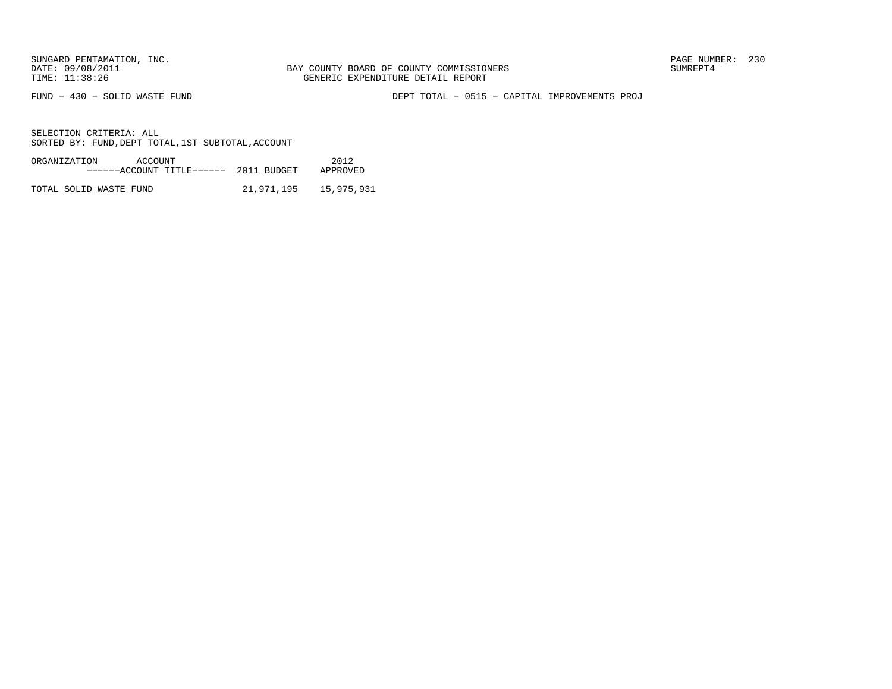SUNGARD PENTAMATION, INC.
DATE: 09/08/2011
TIME: 11:38:26

BAY COUNTY BOARD OF COUNTY COMMISSIONERS
GENERIC EXPENDITURE DETAIL REPORT

SUMREPT4

FUND − 430 − SOLID WASTE FUND

DEPT TOTAL − 0515 − CAPITAL IMPROVEMENTS PROJ

SELECTION CRITERIA: ALL
SORTED BY: FUND,DEPT TOTAL,1ST SUBTOTAL,ACCOUNT

| ORGANIZATION ACCOUNT ------ACCOUNT TITLE------ | 2011 BUDGET | 2012 APPROVED |
|---|---|---|
| TOTAL SOLID WASTE FUND | 21,971,195 | 15,975,931 |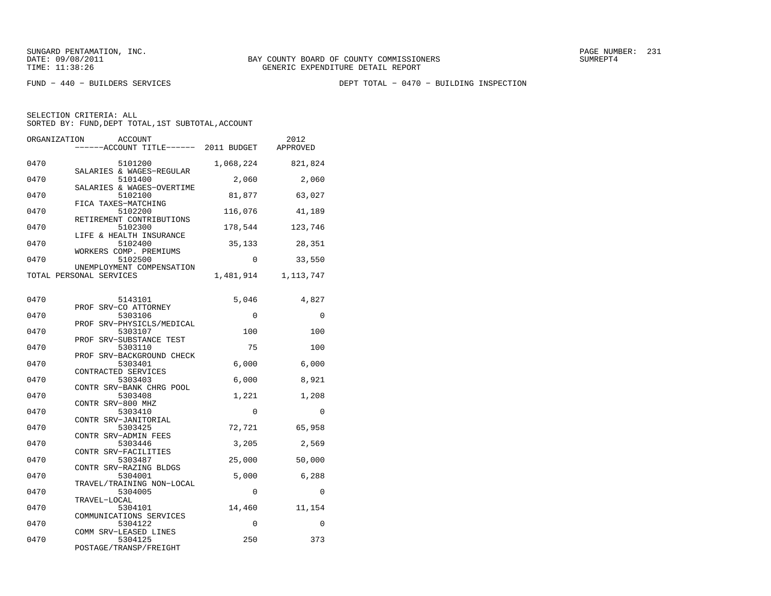SUNGARD PENTAMATION, INC.
DATE: 09/08/2011
TIME: 11:38:26

BAY COUNTY BOARD OF COUNTY COMMISSIONERS
GENERIC EXPENDITURE DETAIL REPORT

SUMREPT4

FUND − 440 − BUILDERS SERVICES

DEPT TOTAL − 0470 − BUILDING INSPECTION

SELECTION CRITERIA: ALL
SORTED BY: FUND,DEPT TOTAL,1ST SUBTOTAL,ACCOUNT

| ORGANIZATION | ACCOUNT / ------ACCOUNT TITLE------ | 2011 BUDGET | 2012 APPROVED |
|---|---|---|---|
| 0470 | 5101200 SALARIES & WAGES−REGULAR | 1,068,224 | 821,824 |
| 0470 | 5101400 SALARIES & WAGES−OVERTIME | 2,060 | 2,060 |
| 0470 | 5102100 FICA TAXES−MATCHING | 81,877 | 63,027 |
| 0470 | 5102200 RETIREMENT CONTRIBUTIONS | 116,076 | 41,189 |
| 0470 | 5102300 LIFE & HEALTH INSURANCE | 178,544 | 123,746 |
| 0470 | 5102400 WORKERS COMP. PREMIUMS | 35,133 | 28,351 |
| 0470 | 5102500 UNEMPLOYMENT COMPENSATION | 0 | 33,550 |
| TOTAL PERSONAL SERVICES | | 1,481,914 | 1,113,747 |
| 0470 | 5143101 PROF SRV−CO ATTORNEY | 5,046 | 4,827 |
| 0470 | 5303106 PROF SRV−PHYSICLS/MEDICAL | 0 | 0 |
| 0470 | 5303107 PROF SRV−SUBSTANCE TEST | 100 | 100 |
| 0470 | 5303110 PROF SRV−BACKGROUND CHECK | 75 | 100 |
| 0470 | 5303401 CONTRACTED SERVICES | 6,000 | 6,000 |
| 0470 | 5303403 CONTR SRV−BANK CHRG POOL | 6,000 | 8,921 |
| 0470 | 5303408 CONTR SRV−800 MHZ | 1,221 | 1,208 |
| 0470 | 5303410 CONTR SRV−JANITORIAL | 0 | 0 |
| 0470 | 5303425 CONTR SRV−ADMIN FEES | 72,721 | 65,958 |
| 0470 | 5303446 CONTR SRV−FACILITIES | 3,205 | 2,569 |
| 0470 | 5303487 CONTR SRV−RAZING BLDGS | 25,000 | 50,000 |
| 0470 | 5304001 TRAVEL/TRAINING NON−LOCAL | 5,000 | 6,288 |
| 0470 | 5304005 TRAVEL−LOCAL | 0 | 0 |
| 0470 | 5304101 COMMUNICATIONS SERVICES | 14,460 | 11,154 |
| 0470 | 5304122 COMM SRV−LEASED LINES | 0 | 0 |
| 0470 | 5304125 POSTAGE/TRANSP/FREIGHT | 250 | 373 |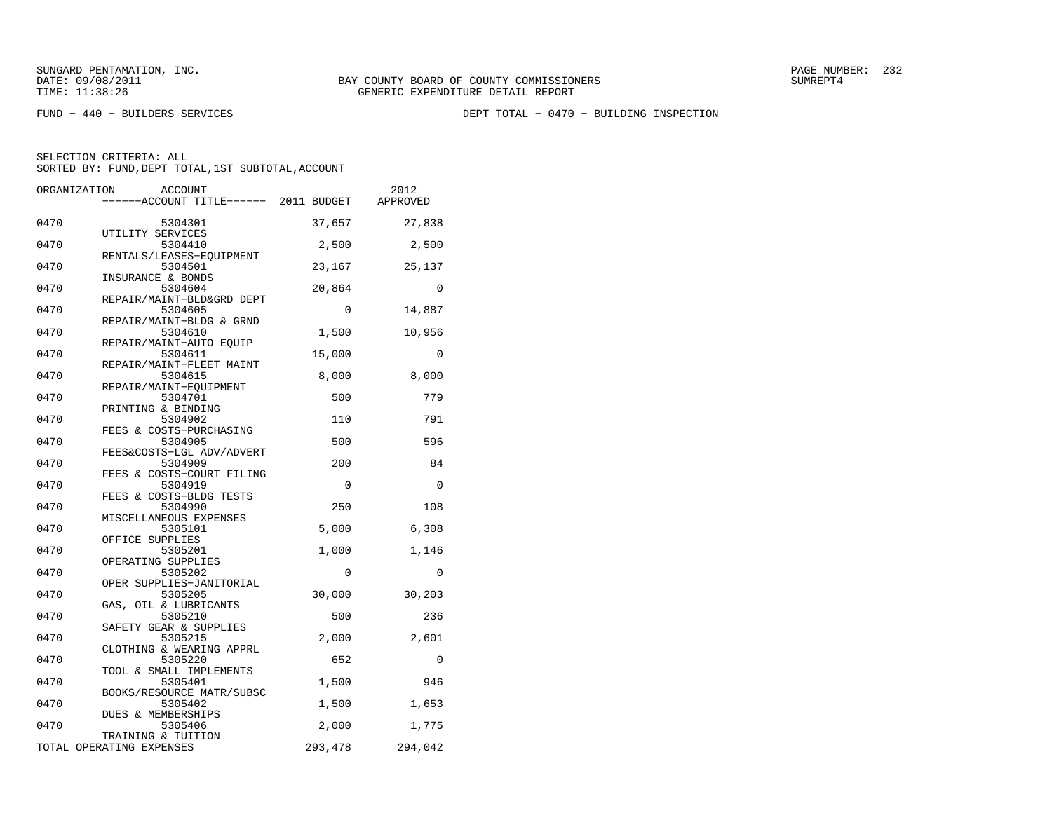SUNGARD PENTAMATION, INC.
DATE: 09/08/2011
TIME: 11:38:26

BAY COUNTY BOARD OF COUNTY COMMISSIONERS
GENERIC EXPENDITURE DETAIL REPORT

PAGE NUMBER: 232
SUMREPT4

FUND − 440 − BUILDERS SERVICES

DEPT TOTAL − 0470 − BUILDING INSPECTION

SELECTION CRITERIA: ALL
SORTED BY: FUND,DEPT TOTAL,1ST SUBTOTAL,ACCOUNT

| ORGANIZATION | ACCOUNT / ------ACCOUNT TITLE------ | 2011 BUDGET | 2012 APPROVED |
|---|---|---|---|
| 0470 | 5304301 UTILITY SERVICES | 37,657 | 27,838 |
| 0470 | 5304410 RENTALS/LEASES−EQUIPMENT | 2,500 | 2,500 |
| 0470 | 5304501 INSURANCE & BONDS | 23,167 | 25,137 |
| 0470 | 5304604 REPAIR/MAINT−BLD&GRD DEPT | 20,864 | 0 |
| 0470 | 5304605 REPAIR/MAINT−BLDG & GRND | 0 | 14,887 |
| 0470 | 5304610 REPAIR/MAINT−AUTO EQUIP | 1,500 | 10,956 |
| 0470 | 5304611 REPAIR/MAINT−FLEET MAINT | 15,000 | 0 |
| 0470 | 5304615 REPAIR/MAINT−EQUIPMENT | 8,000 | 8,000 |
| 0470 | 5304701 PRINTING & BINDING | 500 | 779 |
| 0470 | 5304902 FEES & COSTS−PURCHASING | 110 | 791 |
| 0470 | 5304905 FEES&COSTS−LGL ADV/ADVERT | 500 | 596 |
| 0470 | 5304909 FEES & COSTS−COURT FILING | 200 | 84 |
| 0470 | 5304919 FEES & COSTS−BLDG TESTS | 0 | 0 |
| 0470 | 5304990 MISCELLANEOUS EXPENSES | 250 | 108 |
| 0470 | 5305101 OFFICE SUPPLIES | 5,000 | 6,308 |
| 0470 | 5305201 OPERATING SUPPLIES | 1,000 | 1,146 |
| 0470 | 5305202 OPER SUPPLIES−JANITORIAL | 0 | 0 |
| 0470 | 5305205 GAS, OIL & LUBRICANTS | 30,000 | 30,203 |
| 0470 | 5305210 SAFETY GEAR & SUPPLIES | 500 | 236 |
| 0470 | 5305215 CLOTHING & WEARING APPRL | 2,000 | 2,601 |
| 0470 | 5305220 TOOL & SMALL IMPLEMENTS | 652 | 0 |
| 0470 | 5305401 BOOKS/RESOURCE MATR/SUBSC | 1,500 | 946 |
| 0470 | 5305402 DUES & MEMBERSHIPS | 1,500 | 1,653 |
| 0470 | 5305406 TRAINING & TUITION | 2,000 | 1,775 |
| TOTAL OPERATING EXPENSES | | 293,478 | 294,042 |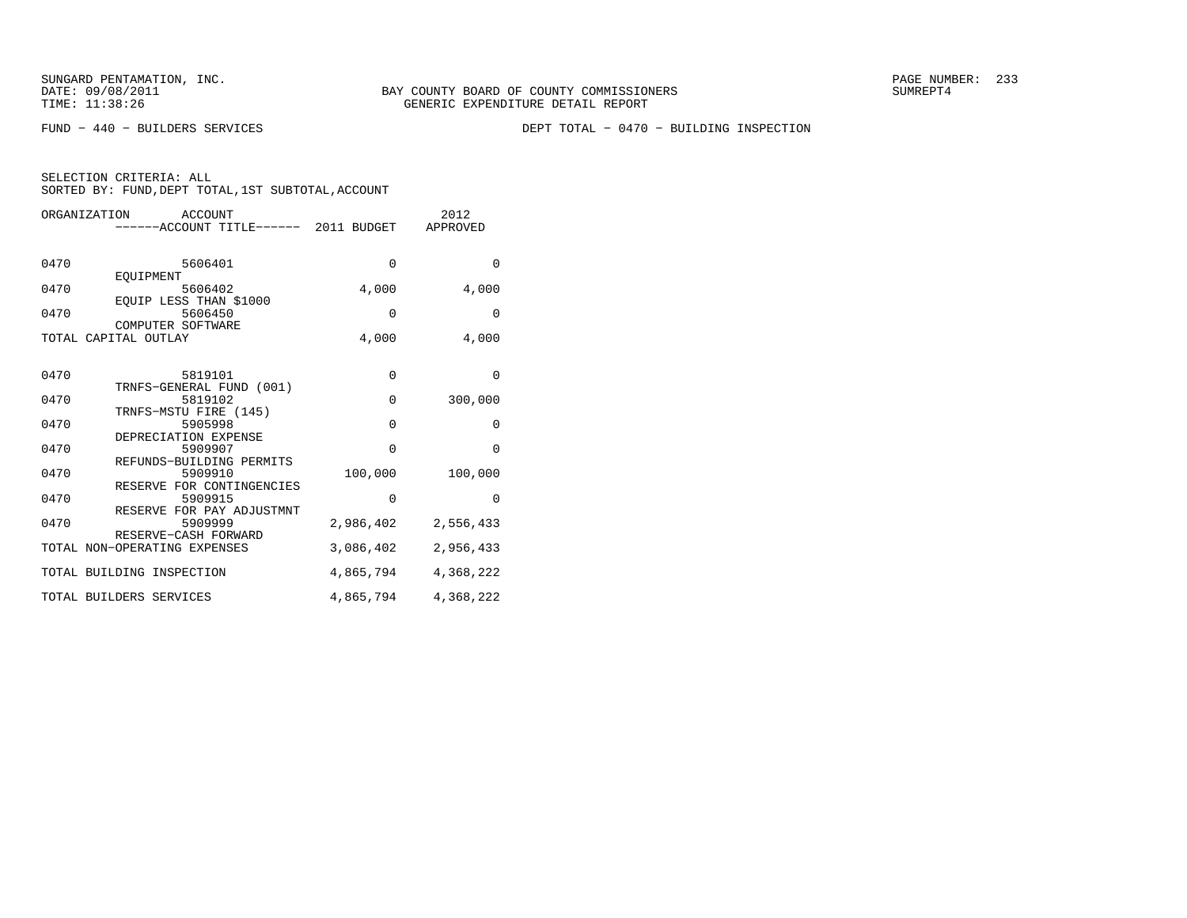SUNGARD PENTAMATION, INC.
DATE: 09/08/2011
TIME: 11:38:26

BAY COUNTY BOARD OF COUNTY COMMISSIONERS
GENERIC EXPENDITURE DETAIL REPORT

SUMREPT4

FUND − 440 − BUILDERS SERVICES

DEPT TOTAL − 0470 − BUILDING INSPECTION

SELECTION CRITERIA: ALL
SORTED BY: FUND,DEPT TOTAL,1ST SUBTOTAL,ACCOUNT

| ORGANIZATION | ACCOUNT / ACCOUNT TITLE | 2011 BUDGET | 2012 APPROVED |
|---|---|---|---|
| 0470 | 5606401 EQUIPMENT | 0 | 0 |
| 0470 | 5606402 EQUIP LESS THAN $1000 | 4,000 | 4,000 |
| 0470 | 5606450 COMPUTER SOFTWARE | 0 | 0 |
| TOTAL CAPITAL OUTLAY | | 4,000 | 4,000 |
| 0470 | 5819101 TRNFS−GENERAL FUND (001) | 0 | 0 |
| 0470 | 5819102 TRNFS−MSTU FIRE (145) | 0 | 300,000 |
| 0470 | 5905998 DEPRECIATION EXPENSE | 0 | 0 |
| 0470 | 5909907 REFUNDS−BUILDING PERMITS | 0 | 0 |
| 0470 | 5909910 RESERVE FOR CONTINGENCIES | 100,000 | 100,000 |
| 0470 | 5909915 RESERVE FOR PAY ADJUSTMNT | 0 | 0 |
| 0470 | 5909999 RESERVE−CASH FORWARD | 2,986,402 | 2,556,433 |
| TOTAL NON−OPERATING EXPENSES | | 3,086,402 | 2,956,433 |
| TOTAL BUILDING INSPECTION | | 4,865,794 | 4,368,222 |
| TOTAL BUILDERS SERVICES | | 4,865,794 | 4,368,222 |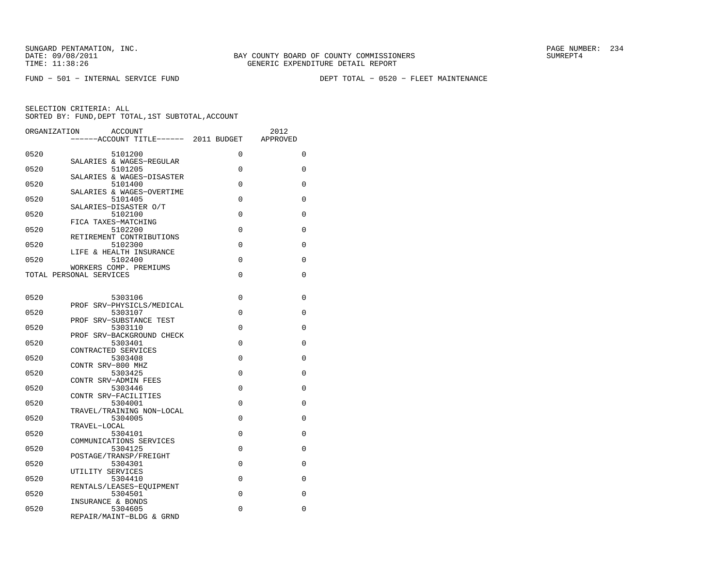SUNGARD PENTAMATION, INC.
DATE: 09/08/2011
TIME: 11:38:26

BAY COUNTY BOARD OF COUNTY COMMISSIONERS
GENERIC EXPENDITURE DETAIL REPORT

PAGE NUMBER: 234
SUMREPT4

FUND - 501 - INTERNAL SERVICE FUND

DEPT TOTAL - 0520 - FLEET MAINTENANCE

SELECTION CRITERIA: ALL
SORTED BY: FUND,DEPT TOTAL,1ST SUBTOTAL,ACCOUNT

| ORGANIZATION | ACCOUNT / ------ACCOUNT TITLE------ | 2011 BUDGET | 2012 APPROVED |
|---|---|---|---|
| 0520 | 5101200 SALARIES & WAGES-REGULAR | 0 | 0 |
| 0520 | 5101205 SALARIES & WAGES-DISASTER | 0 | 0 |
| 0520 | 5101400 SALARIES & WAGES-OVERTIME | 0 | 0 |
| 0520 | 5101405 SALARIES-DISASTER O/T | 0 | 0 |
| 0520 | 5102100 FICA TAXES-MATCHING | 0 | 0 |
| 0520 | 5102200 RETIREMENT CONTRIBUTIONS | 0 | 0 |
| 0520 | 5102300 LIFE & HEALTH INSURANCE | 0 | 0 |
| 0520 | 5102400 WORKERS COMP. PREMIUMS | 0 | 0 |
| TOTAL PERSONAL SERVICES | | 0 | 0 |
| 0520 | 5303106 PROF SRV-PHYSICLS/MEDICAL | 0 | 0 |
| 0520 | 5303107 PROF SRV-SUBSTANCE TEST | 0 | 0 |
| 0520 | 5303110 PROF SRV-BACKGROUND CHECK | 0 | 0 |
| 0520 | 5303401 CONTRACTED SERVICES | 0 | 0 |
| 0520 | 5303408 CONTR SRV-800 MHZ | 0 | 0 |
| 0520 | 5303425 CONTR SRV-ADMIN FEES | 0 | 0 |
| 0520 | 5303446 CONTR SRV-FACILITIES | 0 | 0 |
| 0520 | 5304001 TRAVEL/TRAINING NON-LOCAL | 0 | 0 |
| 0520 | 5304005 TRAVEL-LOCAL | 0 | 0 |
| 0520 | 5304101 COMMUNICATIONS SERVICES | 0 | 0 |
| 0520 | 5304125 POSTAGE/TRANSP/FREIGHT | 0 | 0 |
| 0520 | 5304301 UTILITY SERVICES | 0 | 0 |
| 0520 | 5304410 RENTALS/LEASES-EQUIPMENT | 0 | 0 |
| 0520 | 5304501 INSURANCE & BONDS | 0 | 0 |
| 0520 | 5304605 REPAIR/MAINT-BLDG & GRND | 0 | 0 |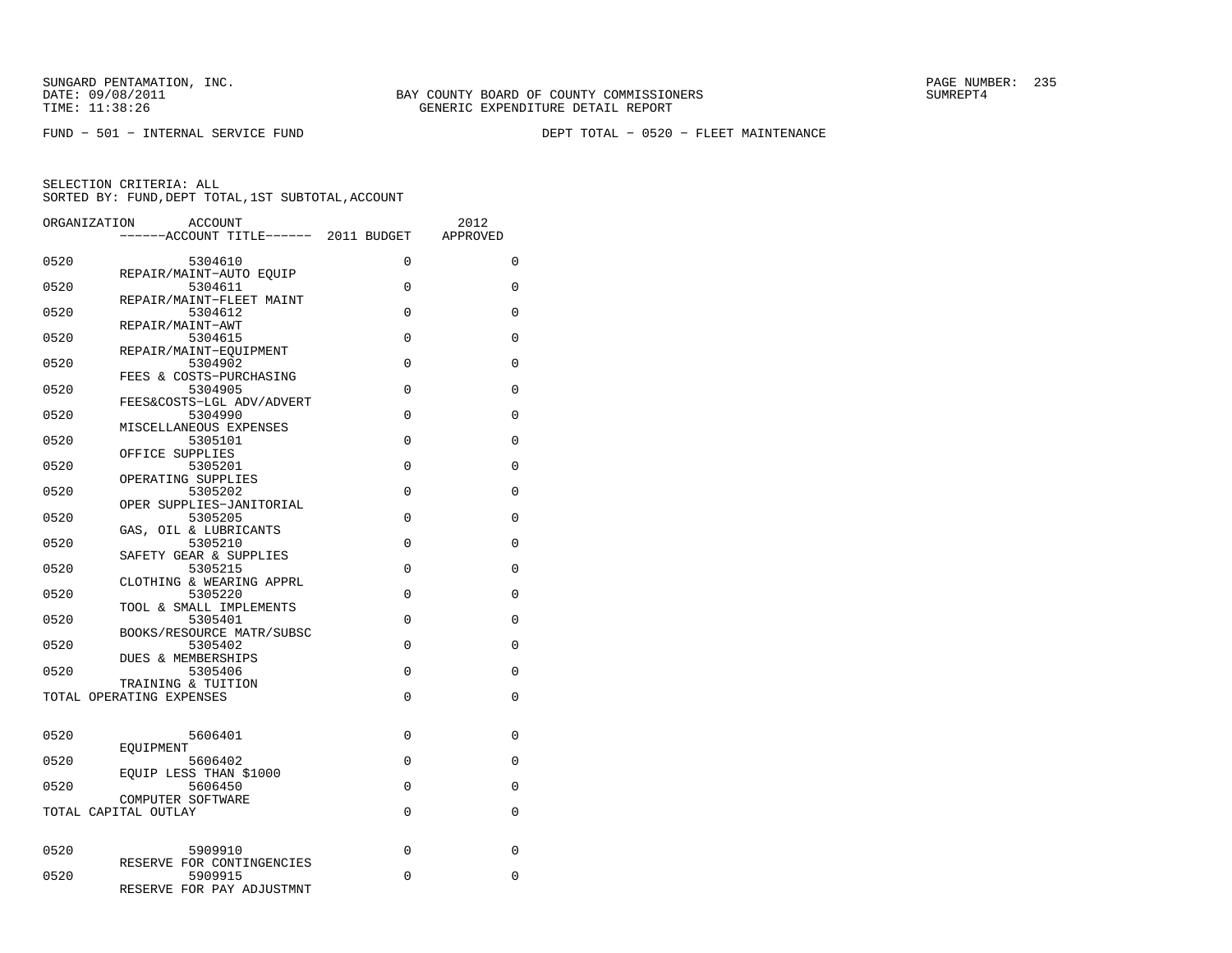SUNGARD PENTAMATION, INC.
DATE: 09/08/2011
TIME: 11:38:26

BAY COUNTY BOARD OF COUNTY COMMISSIONERS
GENERIC EXPENDITURE DETAIL REPORT

SUMREPT4

FUND − 501 − INTERNAL SERVICE FUND

DEPT TOTAL − 0520 − FLEET MAINTENANCE

SELECTION CRITERIA: ALL
SORTED BY: FUND,DEPT TOTAL,1ST SUBTOTAL,ACCOUNT

| ORGANIZATION | ACCOUNT / ------ACCOUNT TITLE------ | 2011 BUDGET | 2012 APPROVED |
|---|---|---|---|
| 0520 | 5304610 REPAIR/MAINT−AUTO EQUIP | 0 | 0 |
| 0520 | 5304611 REPAIR/MAINT−FLEET MAINT | 0 | 0 |
| 0520 | 5304612 REPAIR/MAINT−AWT | 0 | 0 |
| 0520 | 5304615 REPAIR/MAINT−EQUIPMENT | 0 | 0 |
| 0520 | 5304902 FEES & COSTS−PURCHASING | 0 | 0 |
| 0520 | 5304905 FEES&COSTS−LGL ADV/ADVERT | 0 | 0 |
| 0520 | 5304990 MISCELLANEOUS EXPENSES | 0 | 0 |
| 0520 | 5305101 OFFICE SUPPLIES | 0 | 0 |
| 0520 | 5305201 OPERATING SUPPLIES | 0 | 0 |
| 0520 | 5305202 OPER SUPPLIES−JANITORIAL | 0 | 0 |
| 0520 | 5305205 GAS, OIL & LUBRICANTS | 0 | 0 |
| 0520 | 5305210 SAFETY GEAR & SUPPLIES | 0 | 0 |
| 0520 | 5305215 CLOTHING & WEARING APPRL | 0 | 0 |
| 0520 | 5305220 TOOL & SMALL IMPLEMENTS | 0 | 0 |
| 0520 | 5305401 BOOKS/RESOURCE MATR/SUBSC | 0 | 0 |
| 0520 | 5305402 DUES & MEMBERSHIPS | 0 | 0 |
| 0520 | 5305406 TRAINING & TUITION | 0 | 0 |
| TOTAL OPERATING EXPENSES | | 0 | 0 |
| 0520 | 5606401 EQUIPMENT | 0 | 0 |
| 0520 | 5606402 EQUIP LESS THAN $1000 | 0 | 0 |
| 0520 | 5606450 COMPUTER SOFTWARE | 0 | 0 |
| TOTAL CAPITAL OUTLAY | | 0 | 0 |
| 0520 | 5909910 RESERVE FOR CONTINGENCIES | 0 | 0 |
| 0520 | 5909915 RESERVE FOR PAY ADJUSTMNT | 0 | 0 |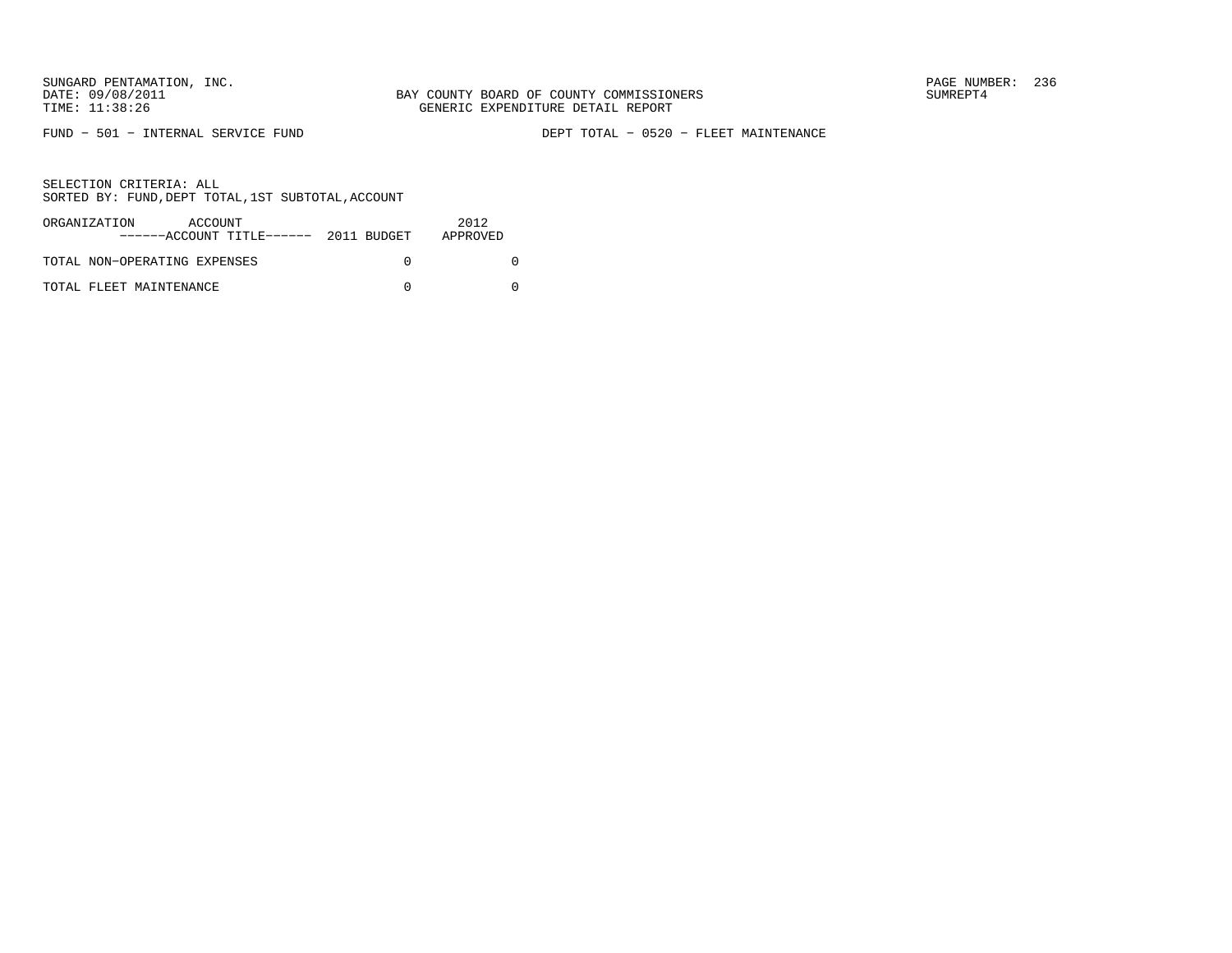BAY COUNTY BOARD OF COUNTY COMMISSIONERS
GENERIC EXPENDITURE DETAIL REPORT

FUND − 501 − INTERNAL SERVICE FUND                    DEPT TOTAL − 0520 − FLEET MAINTENANCE

SELECTION CRITERIA: ALL
SORTED BY: FUND,DEPT TOTAL,1ST SUBTOTAL,ACCOUNT

| ORGANIZATION ACCOUNT ------ACCOUNT TITLE------ | 2011 BUDGET | 2012 APPROVED |
|---|---|---|
| TOTAL NON−OPERATING EXPENSES | 0 | 0 |
| TOTAL FLEET MAINTENANCE | 0 | 0 |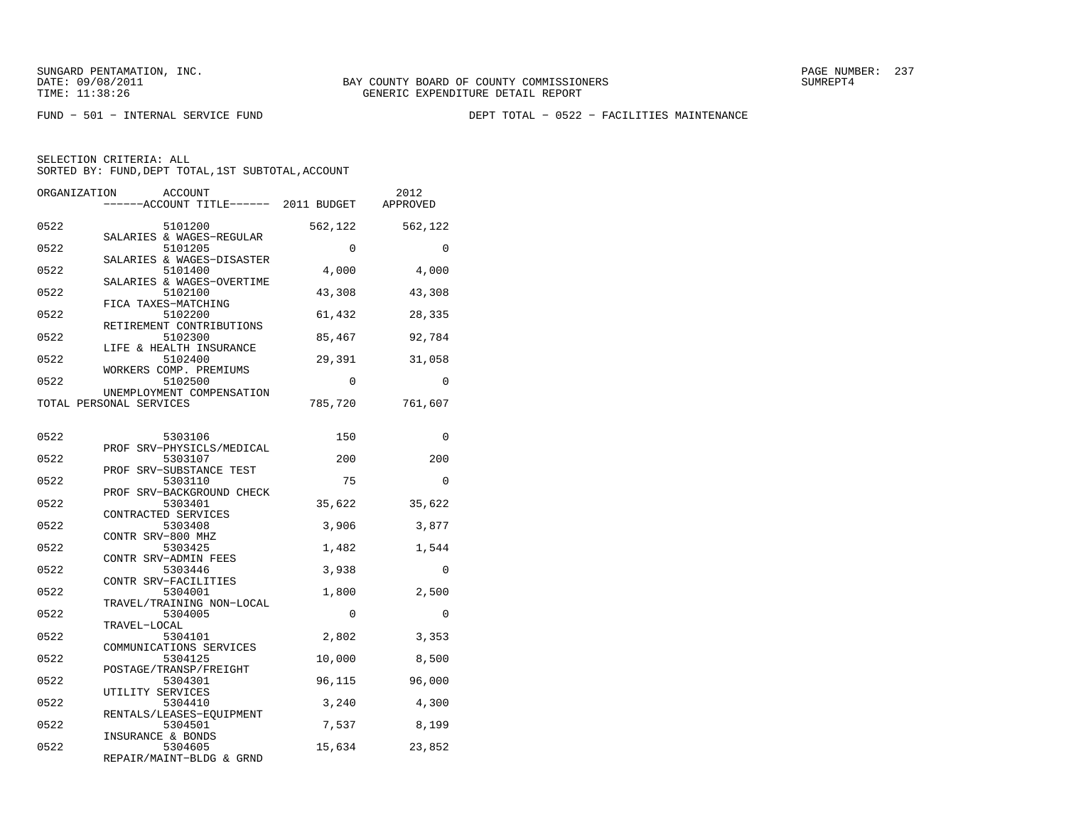SUNGARD PENTAMATION, INC.
DATE: 09/08/2011
TIME: 11:38:26

BAY COUNTY BOARD OF COUNTY COMMISSIONERS
GENERIC EXPENDITURE DETAIL REPORT

SUMREPT4

FUND - 501 - INTERNAL SERVICE FUND

DEPT TOTAL - 0522 - FACILITIES MAINTENANCE

SELECTION CRITERIA: ALL
SORTED BY: FUND,DEPT TOTAL,1ST SUBTOTAL,ACCOUNT

| ORGANIZATION | ACCOUNT ------ACCOUNT TITLE------ | 2011 BUDGET | 2012 APPROVED |
|---|---|---|---|
| 0522 | 5101200 SALARIES & WAGES-REGULAR | 562,122 | 562,122 |
| 0522 | 5101205 SALARIES & WAGES-DISASTER | 0 | 0 |
| 0522 | 5101400 SALARIES & WAGES-OVERTIME | 4,000 | 4,000 |
| 0522 | 5102100 FICA TAXES-MATCHING | 43,308 | 43,308 |
| 0522 | 5102200 RETIREMENT CONTRIBUTIONS | 61,432 | 28,335 |
| 0522 | 5102300 LIFE & HEALTH INSURANCE | 85,467 | 92,784 |
| 0522 | 5102400 WORKERS COMP. PREMIUMS | 29,391 | 31,058 |
| 0522 | 5102500 UNEMPLOYMENT COMPENSATION | 0 | 0 |
| TOTAL PERSONAL SERVICES | | 785,720 | 761,607 |
| 0522 | 5303106 PROF SRV-PHYSICLS/MEDICAL | 150 | 0 |
| 0522 | 5303107 PROF SRV-SUBSTANCE TEST | 200 | 200 |
| 0522 | 5303110 PROF SRV-BACKGROUND CHECK | 75 | 0 |
| 0522 | 5303401 CONTRACTED SERVICES | 35,622 | 35,622 |
| 0522 | 5303408 CONTR SRV-800 MHZ | 3,906 | 3,877 |
| 0522 | 5303425 CONTR SRV-ADMIN FEES | 1,482 | 1,544 |
| 0522 | 5303446 CONTR SRV-FACILITIES | 3,938 | 0 |
| 0522 | 5304001 TRAVEL/TRAINING NON-LOCAL | 1,800 | 2,500 |
| 0522 | 5304005 TRAVEL-LOCAL | 0 | 0 |
| 0522 | 5304101 COMMUNICATIONS SERVICES | 2,802 | 3,353 |
| 0522 | 5304125 POSTAGE/TRANSP/FREIGHT | 10,000 | 8,500 |
| 0522 | 5304301 UTILITY SERVICES | 96,115 | 96,000 |
| 0522 | 5304410 RENTALS/LEASES-EQUIPMENT | 3,240 | 4,300 |
| 0522 | 5304501 INSURANCE & BONDS | 7,537 | 8,199 |
| 0522 | 5304605 REPAIR/MAINT-BLDG & GRND | 15,634 | 23,852 |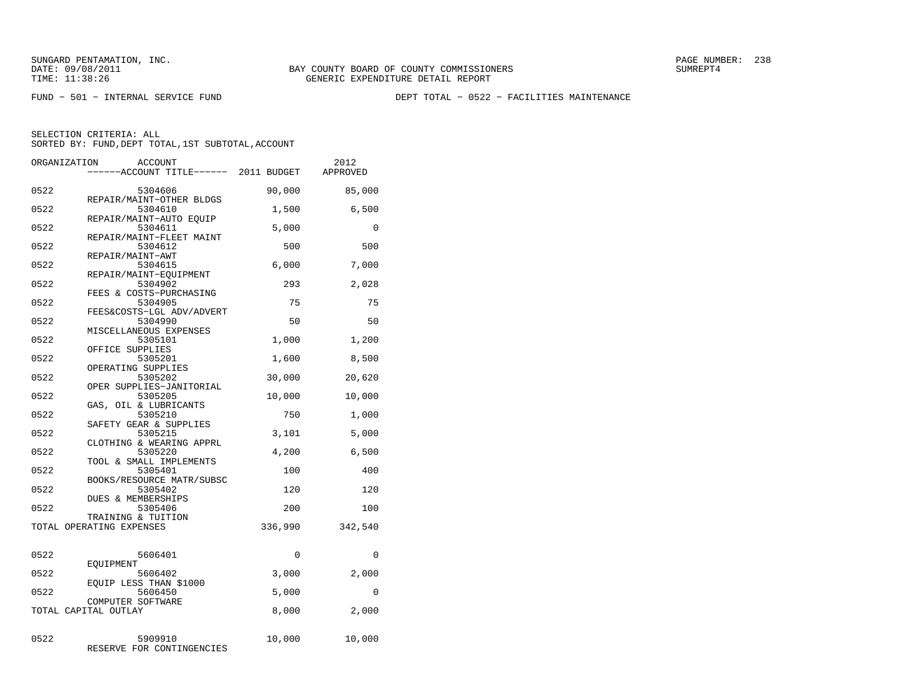FUND − 501 − INTERNAL SERVICE FUND

DEPT TOTAL − 0522 − FACILITIES MAINTENANCE

SELECTION CRITERIA: ALL
SORTED BY: FUND,DEPT TOTAL,1ST SUBTOTAL,ACCOUNT

| ORGANIZATION | ACCOUNT / ACCOUNT TITLE | 2011 BUDGET | 2012 APPROVED |
|---|---|---|---|
| 0522 | 5304606 REPAIR/MAINT−OTHER BLDGS | 90,000 | 85,000 |
| 0522 | 5304610 REPAIR/MAINT−AUTO EQUIP | 1,500 | 6,500 |
| 0522 | 5304611 REPAIR/MAINT−FLEET MAINT | 5,000 | 0 |
| 0522 | 5304612 REPAIR/MAINT−AWT | 500 | 500 |
| 0522 | 5304615 REPAIR/MAINT−EQUIPMENT | 6,000 | 7,000 |
| 0522 | 5304902 FEES & COSTS−PURCHASING | 293 | 2,028 |
| 0522 | 5304905 FEES&COSTS−LGL ADV/ADVERT | 75 | 75 |
| 0522 | 5304990 MISCELLANEOUS EXPENSES | 50 | 50 |
| 0522 | 5305101 OFFICE SUPPLIES | 1,000 | 1,200 |
| 0522 | 5305201 OPERATING SUPPLIES | 1,600 | 8,500 |
| 0522 | 5305202 OPER SUPPLIES−JANITORIAL | 30,000 | 20,620 |
| 0522 | 5305205 GAS, OIL & LUBRICANTS | 10,000 | 10,000 |
| 0522 | 5305210 SAFETY GEAR & SUPPLIES | 750 | 1,000 |
| 0522 | 5305215 CLOTHING & WEARING APPRL | 3,101 | 5,000 |
| 0522 | 5305220 TOOL & SMALL IMPLEMENTS | 4,200 | 6,500 |
| 0522 | 5305401 BOOKS/RESOURCE MATR/SUBSC | 100 | 400 |
| 0522 | 5305402 DUES & MEMBERSHIPS | 120 | 120 |
| 0522 | 5305406 TRAINING & TUITION | 200 | 100 |
| TOTAL OPERATING EXPENSES | | 336,990 | 342,540 |
| 0522 | 5606401 EQUIPMENT | 0 | 0 |
| 0522 | 5606402 EQUIP LESS THAN $1000 | 3,000 | 2,000 |
| 0522 | 5606450 COMPUTER SOFTWARE | 5,000 | 0 |
| TOTAL CAPITAL OUTLAY | | 8,000 | 2,000 |
| 0522 | 5909910 RESERVE FOR CONTINGENCIES | 10,000 | 10,000 |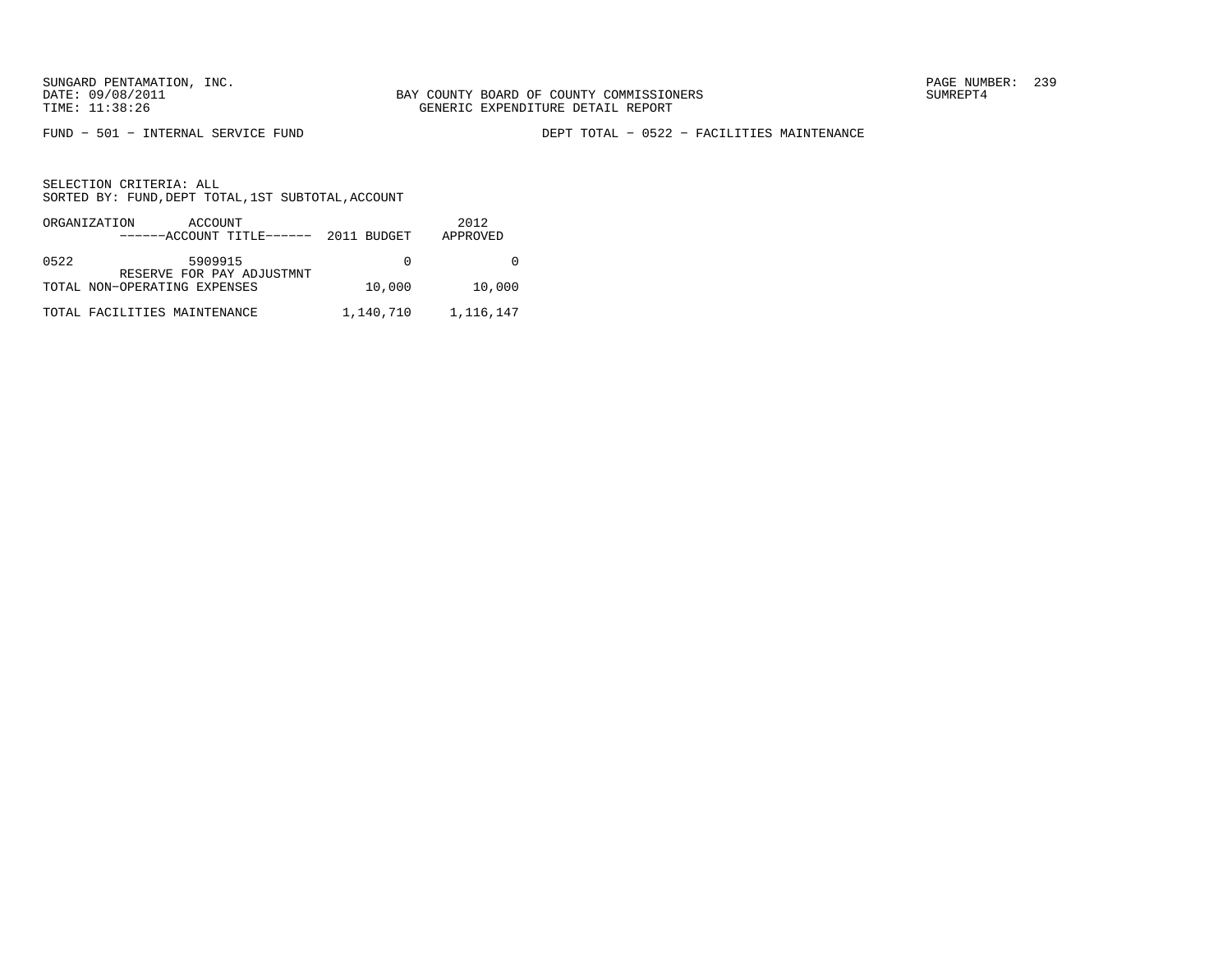SUNGARD PENTAMATION, INC.
DATE: 09/08/2011
TIME: 11:38:26

BAY COUNTY BOARD OF COUNTY COMMISSIONERS
GENERIC EXPENDITURE DETAIL REPORT

PAGE NUMBER: 239
SUMREPT4

FUND − 501 − INTERNAL SERVICE FUND

DEPT TOTAL − 0522 − FACILITIES MAINTENANCE

SELECTION CRITERIA: ALL
SORTED BY: FUND,DEPT TOTAL,1ST SUBTOTAL,ACCOUNT

| ORGANIZATION | ACCOUNT ------ACCOUNT TITLE------ | 2011 BUDGET | 2012 APPROVED |
|---|---|---|---|
| 0522 | 5909915 RESERVE FOR PAY ADJUSTMNT | 0 | 0 |
| TOTAL NON-OPERATING EXPENSES | | 10,000 | 10,000 |
| TOTAL FACILITIES MAINTENANCE | | 1,140,710 | 1,116,147 |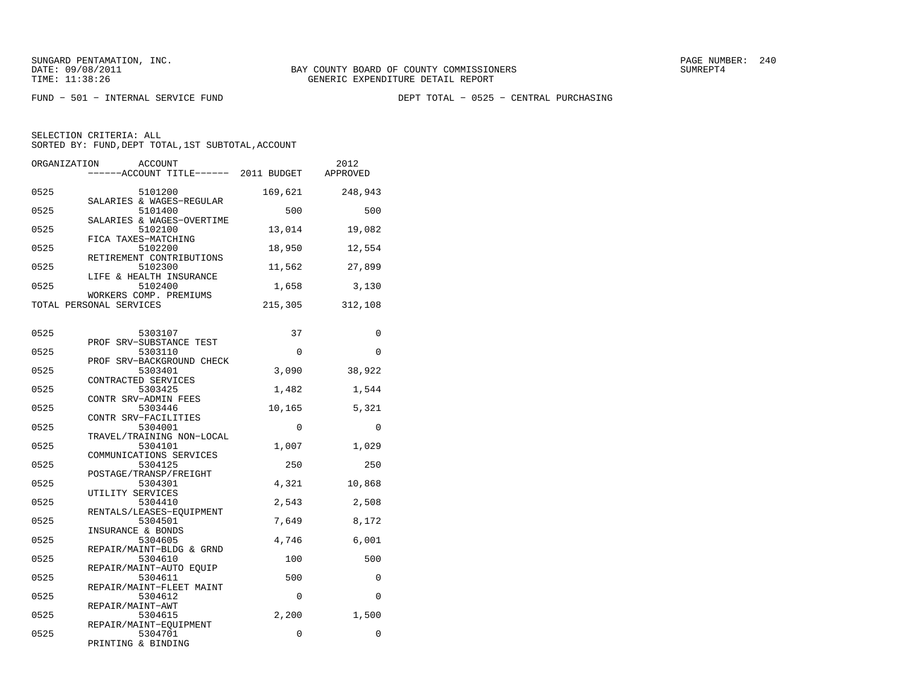SUNGARD PENTAMATION, INC.
DATE: 09/08/2011
TIME: 11:38:26

BAY COUNTY BOARD OF COUNTY COMMISSIONERS
GENERIC EXPENDITURE DETAIL REPORT

PAGE NUMBER: 240
SUMREPT4

FUND - 501 - INTERNAL SERVICE FUND

DEPT TOTAL - 0525 - CENTRAL PURCHASING

SELECTION CRITERIA: ALL
SORTED BY: FUND,DEPT TOTAL,1ST SUBTOTAL,ACCOUNT

| ORGANIZATION | ACCOUNT / ------ACCOUNT TITLE------ | 2011 BUDGET | 2012 APPROVED |
|---|---|---|---|
| 0525 | 5101200 SALARIES & WAGES-REGULAR | 169,621 | 248,943 |
| 0525 | 5101400 SALARIES & WAGES-OVERTIME | 500 | 500 |
| 0525 | 5102100 FICA TAXES-MATCHING | 13,014 | 19,082 |
| 0525 | 5102200 RETIREMENT CONTRIBUTIONS | 18,950 | 12,554 |
| 0525 | 5102300 LIFE & HEALTH INSURANCE | 11,562 | 27,899 |
| 0525 | 5102400 WORKERS COMP. PREMIUMS | 1,658 | 3,130 |
| TOTAL PERSONAL SERVICES | | 215,305 | 312,108 |
| 0525 | 5303107 PROF SRV-SUBSTANCE TEST | 37 | 0 |
| 0525 | 5303110 PROF SRV-BACKGROUND CHECK | 0 | 0 |
| 0525 | 5303401 CONTRACTED SERVICES | 3,090 | 38,922 |
| 0525 | 5303425 CONTR SRV-ADMIN FEES | 1,482 | 1,544 |
| 0525 | 5303446 CONTR SRV-FACILITIES | 10,165 | 5,321 |
| 0525 | 5304001 TRAVEL/TRAINING NON-LOCAL | 0 | 0 |
| 0525 | 5304101 COMMUNICATIONS SERVICES | 1,007 | 1,029 |
| 0525 | 5304125 POSTAGE/TRANSP/FREIGHT | 250 | 250 |
| 0525 | 5304301 UTILITY SERVICES | 4,321 | 10,868 |
| 0525 | 5304410 RENTALS/LEASES-EQUIPMENT | 2,543 | 2,508 |
| 0525 | 5304501 INSURANCE & BONDS | 7,649 | 8,172 |
| 0525 | 5304605 REPAIR/MAINT-BLDG & GRND | 4,746 | 6,001 |
| 0525 | 5304610 REPAIR/MAINT-AUTO EQUIP | 100 | 500 |
| 0525 | 5304611 REPAIR/MAINT-FLEET MAINT | 500 | 0 |
| 0525 | 5304612 REPAIR/MAINT-AWT | 0 | 0 |
| 0525 | 5304615 REPAIR/MAINT-EQUIPMENT | 2,200 | 1,500 |
| 0525 | 5304701 PRINTING & BINDING | 0 | 0 |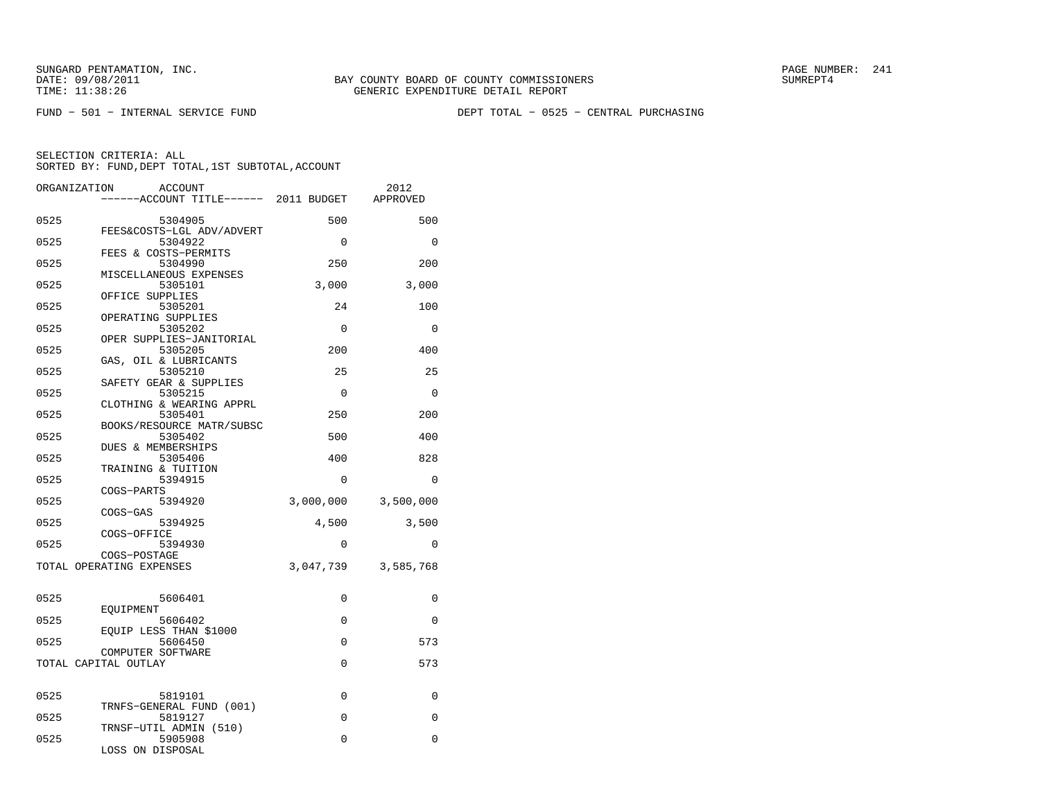SUNGARD PENTAMATION, INC.
DATE: 09/08/2011
TIME: 11:38:26

BAY COUNTY BOARD OF COUNTY COMMISSIONERS
GENERIC EXPENDITURE DETAIL REPORT

PAGE NUMBER: 241
SUMREPT4

FUND - 501 - INTERNAL SERVICE FUND

DEPT TOTAL - 0525 - CENTRAL PURCHASING

SELECTION CRITERIA: ALL
SORTED BY: FUND,DEPT TOTAL,1ST SUBTOTAL,ACCOUNT

| ORGANIZATION | ACCOUNT / ACCOUNT TITLE | 2011 BUDGET | 2012 APPROVED |
|---|---|---|---|
| 0525 | 5304905 FEES&COSTS-LGL ADV/ADVERT | 500 | 500 |
| 0525 | 5304922 FEES & COSTS-PERMITS | 0 | 0 |
| 0525 | 5304990 MISCELLANEOUS EXPENSES | 250 | 200 |
| 0525 | 5305101 OFFICE SUPPLIES | 3,000 | 3,000 |
| 0525 | 5305201 OPERATING SUPPLIES | 24 | 100 |
| 0525 | 5305202 OPER SUPPLIES-JANITORIAL | 0 | 0 |
| 0525 | 5305205 GAS, OIL & LUBRICANTS | 200 | 400 |
| 0525 | 5305210 SAFETY GEAR & SUPPLIES | 25 | 25 |
| 0525 | 5305215 CLOTHING & WEARING APPRL | 0 | 0 |
| 0525 | 5305401 BOOKS/RESOURCE MATR/SUBSC | 250 | 200 |
| 0525 | 5305402 DUES & MEMBERSHIPS | 500 | 400 |
| 0525 | 5305406 TRAINING & TUITION | 400 | 828 |
| 0525 | 5394915 COGS-PARTS | 0 | 0 |
| 0525 | 5394920 COGS-GAS | 3,000,000 | 3,500,000 |
| 0525 | 5394925 COGS-OFFICE | 4,500 | 3,500 |
| 0525 | 5394930 COGS-POSTAGE | 0 | 0 |
| TOTAL OPERATING EXPENSES | | 3,047,739 | 3,585,768 |
| 0525 | 5606401 EQUIPMENT | 0 | 0 |
| 0525 | 5606402 EQUIP LESS THAN $1000 | 0 | 0 |
| 0525 | 5606450 COMPUTER SOFTWARE | 0 | 573 |
| TOTAL CAPITAL OUTLAY | | 0 | 573 |
| 0525 | 5819101 TRNFS-GENERAL FUND (001) | 0 | 0 |
| 0525 | 5819127 TRNSF-UTIL ADMIN (510) | 0 | 0 |
| 0525 | 5905908 LOSS ON DISPOSAL | 0 | 0 |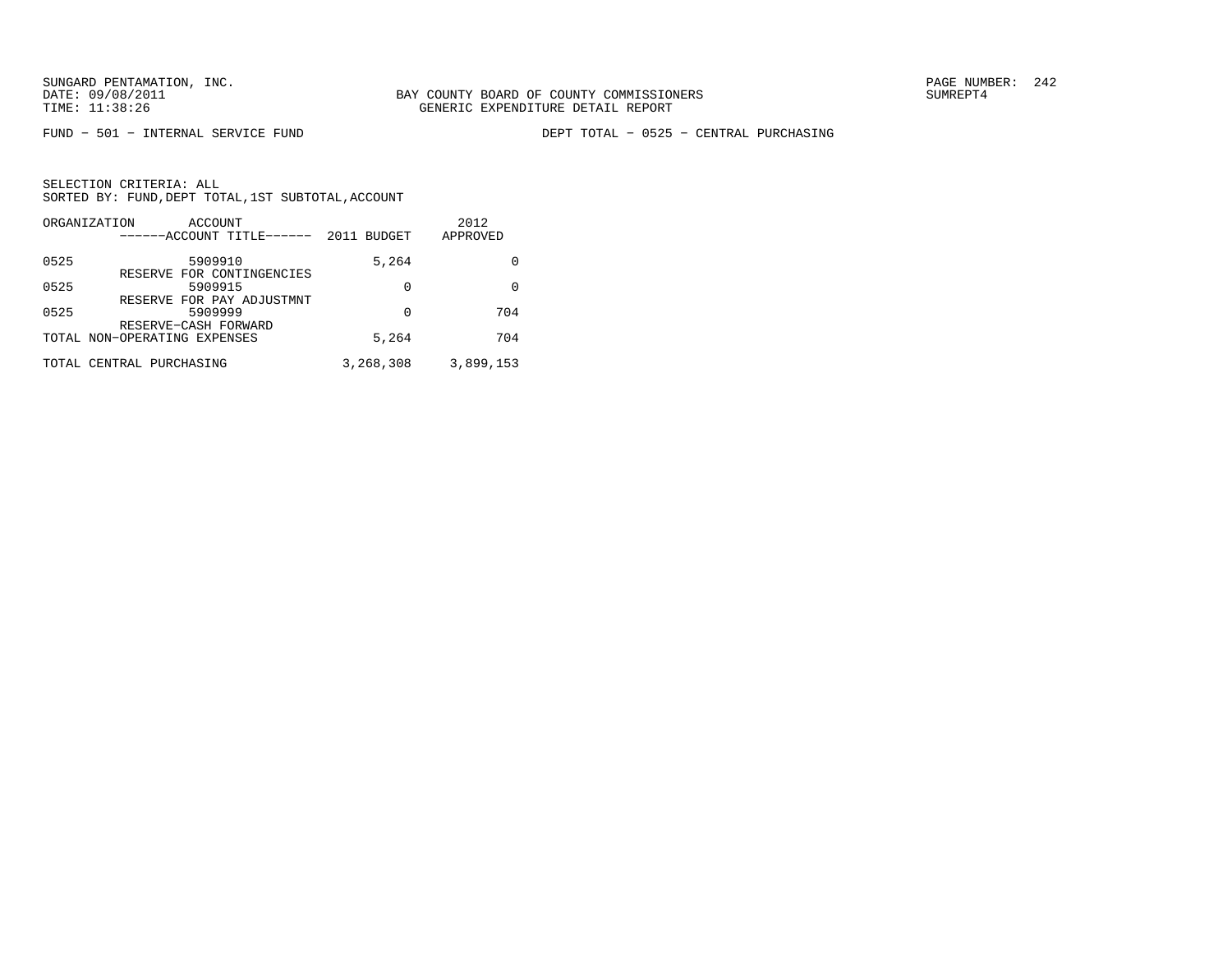SUNGARD PENTAMATION, INC.
DATE: 09/08/2011
TIME: 11:38:26

BAY COUNTY BOARD OF COUNTY COMMISSIONERS
GENERIC EXPENDITURE DETAIL REPORT

PAGE NUMBER: 242
SUMREPT4

FUND − 501 − INTERNAL SERVICE FUND

DEPT TOTAL − 0525 − CENTRAL PURCHASING

SELECTION CRITERIA: ALL
SORTED BY: FUND,DEPT TOTAL,1ST SUBTOTAL,ACCOUNT

| ORGANIZATION | ACCOUNT ------ACCOUNT TITLE------ | 2011 BUDGET | 2012 APPROVED |
|---|---|---|---|
| 0525 | 5909910 RESERVE FOR CONTINGENCIES | 5,264 | 0 |
| 0525 | 5909915 RESERVE FOR PAY ADJUSTMNT | 0 | 0 |
| 0525 | 5909999 RESERVE−CASH FORWARD | 0 | 704 |
| TOTAL NON−OPERATING EXPENSES | | 5,264 | 704 |
| TOTAL CENTRAL PURCHASING | | 3,268,308 | 3,899,153 |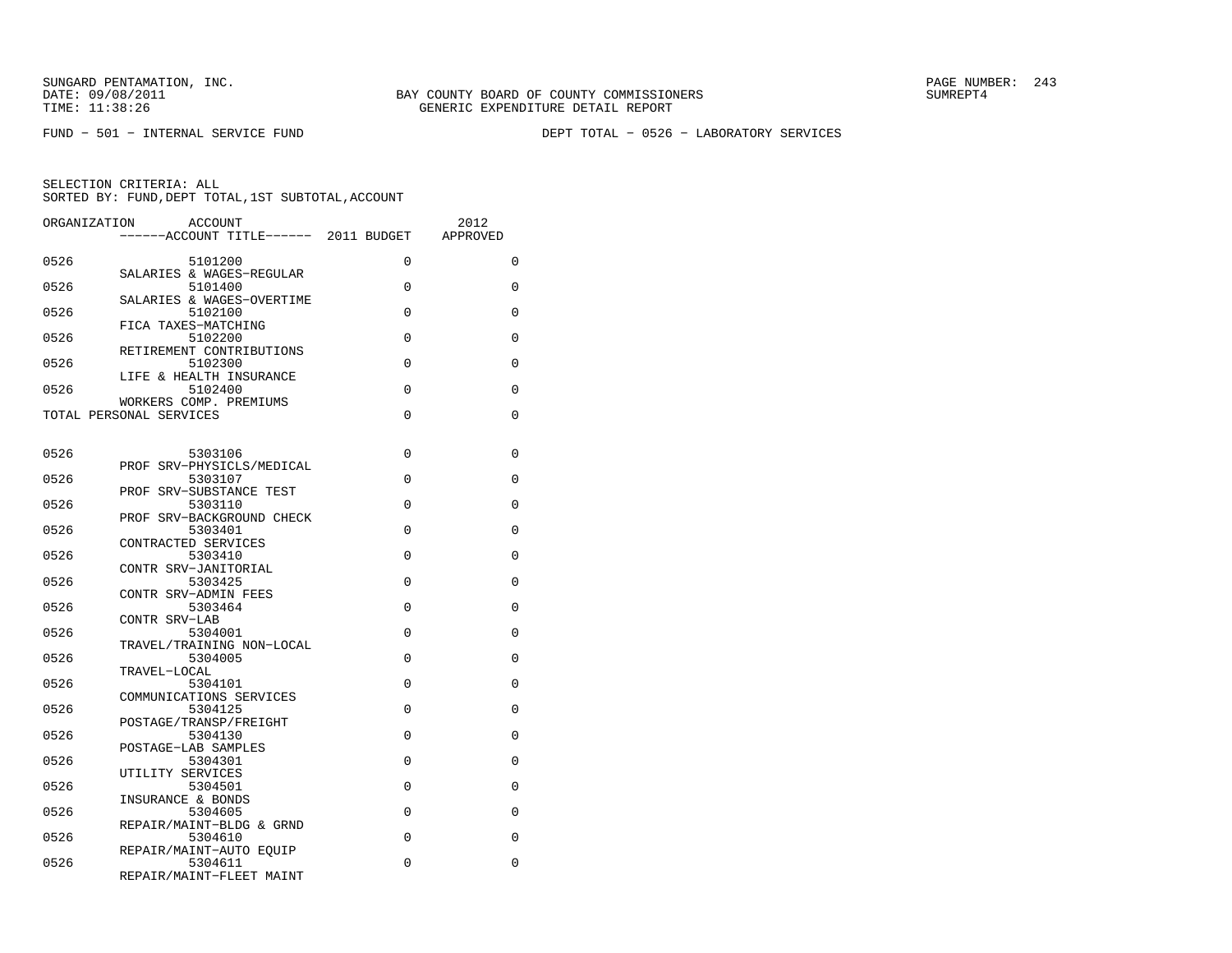FUND − 501 − INTERNAL SERVICE FUND

DEPT TOTAL − 0526 − LABORATORY SERVICES

SELECTION CRITERIA: ALL
SORTED BY: FUND,DEPT TOTAL,1ST SUBTOTAL,ACCOUNT

| ORGANIZATION | ACCOUNT / ACCOUNT TITLE | 2011 BUDGET | 2012 APPROVED |
|---|---|---|---|
| 0526 | 5101200 SALARIES & WAGES−REGULAR | 0 | 0 |
| 0526 | 5101400 SALARIES & WAGES−OVERTIME | 0 | 0 |
| 0526 | 5102100 FICA TAXES−MATCHING | 0 | 0 |
| 0526 | 5102200 RETIREMENT CONTRIBUTIONS | 0 | 0 |
| 0526 | 5102300 LIFE & HEALTH INSURANCE | 0 | 0 |
| 0526 | 5102400 WORKERS COMP. PREMIUMS | 0 | 0 |
| TOTAL PERSONAL SERVICES | | 0 | 0 |
| 0526 | 5303106 PROF SRV−PHYSICLS/MEDICAL | 0 | 0 |
| 0526 | 5303107 PROF SRV−SUBSTANCE TEST | 0 | 0 |
| 0526 | 5303110 PROF SRV−BACKGROUND CHECK | 0 | 0 |
| 0526 | 5303401 CONTRACTED SERVICES | 0 | 0 |
| 0526 | 5303410 CONTR SRV−JANITORIAL | 0 | 0 |
| 0526 | 5303425 CONTR SRV−ADMIN FEES | 0 | 0 |
| 0526 | 5303464 CONTR SRV−LAB | 0 | 0 |
| 0526 | 5304001 TRAVEL/TRAINING NON−LOCAL | 0 | 0 |
| 0526 | 5304005 TRAVEL−LOCAL | 0 | 0 |
| 0526 | 5304101 COMMUNICATIONS SERVICES | 0 | 0 |
| 0526 | 5304125 POSTAGE/TRANSP/FREIGHT | 0 | 0 |
| 0526 | 5304130 POSTAGE−LAB SAMPLES | 0 | 0 |
| 0526 | 5304301 UTILITY SERVICES | 0 | 0 |
| 0526 | 5304501 INSURANCE & BONDS | 0 | 0 |
| 0526 | 5304605 REPAIR/MAINT−BLDG & GRND | 0 | 0 |
| 0526 | 5304610 REPAIR/MAINT−AUTO EQUIP | 0 | 0 |
| 0526 | 5304611 REPAIR/MAINT−FLEET MAINT | 0 | 0 |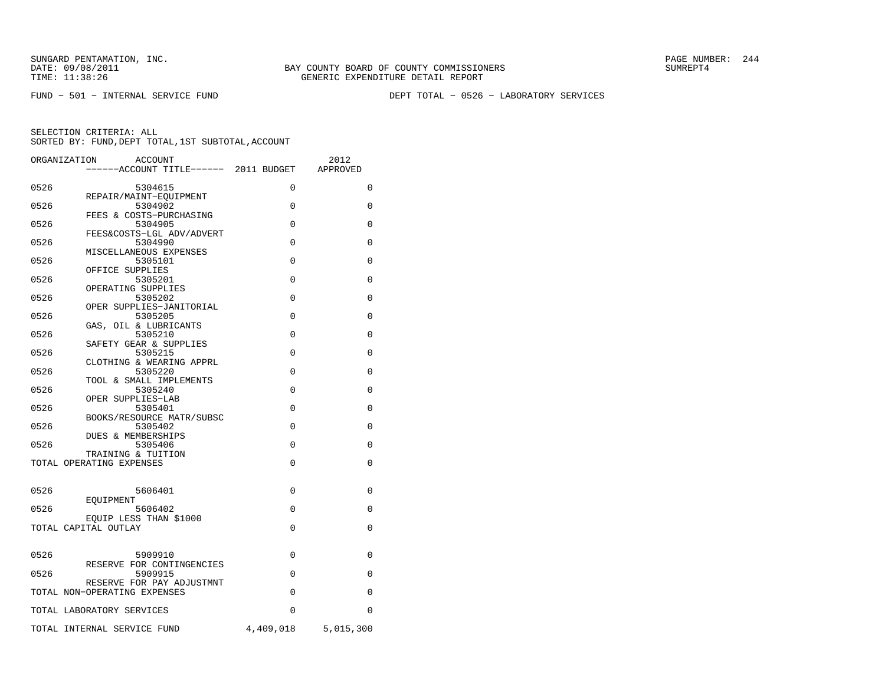SUNGARD PENTAMATION, INC.
DATE: 09/08/2011
TIME: 11:38:26

BAY COUNTY BOARD OF COUNTY COMMISSIONERS
GENERIC EXPENDITURE DETAIL REPORT

FUND − 501 − INTERNAL SERVICE FUND

DEPT TOTAL − 0526 − LABORATORY SERVICES

SELECTION CRITERIA: ALL
SORTED BY: FUND,DEPT TOTAL,1ST SUBTOTAL,ACCOUNT

| ORGANIZATION | ACCOUNT / ------ACCOUNT TITLE------ | 2011 BUDGET | 2012 APPROVED |
|---|---|---|---|
| 0526 | 5304615 REPAIR/MAINT−EQUIPMENT | 0 | 0 |
| 0526 | 5304902 FEES & COSTS−PURCHASING | 0 | 0 |
| 0526 | 5304905 FEES&COSTS−LGL ADV/ADVERT | 0 | 0 |
| 0526 | 5304990 MISCELLANEOUS EXPENSES | 0 | 0 |
| 0526 | 5305101 OFFICE SUPPLIES | 0 | 0 |
| 0526 | 5305201 OPERATING SUPPLIES | 0 | 0 |
| 0526 | 5305202 OPER SUPPLIES−JANITORIAL | 0 | 0 |
| 0526 | 5305205 GAS, OIL & LUBRICANTS | 0 | 0 |
| 0526 | 5305210 SAFETY GEAR & SUPPLIES | 0 | 0 |
| 0526 | 5305215 CLOTHING & WEARING APPRL | 0 | 0 |
| 0526 | 5305220 TOOL & SMALL IMPLEMENTS | 0 | 0 |
| 0526 | 5305240 OPER SUPPLIES−LAB | 0 | 0 |
| 0526 | 5305401 BOOKS/RESOURCE MATR/SUBSC | 0 | 0 |
| 0526 | 5305402 DUES & MEMBERSHIPS | 0 | 0 |
| 0526 | 5305406 TRAINING & TUITION | 0 | 0 |
| TOTAL OPERATING EXPENSES | | 0 | 0 |
| 0526 | 5606401 EQUIPMENT | 0 | 0 |
| 0526 | 5606402 EQUIP LESS THAN $1000 | 0 | 0 |
| TOTAL CAPITAL OUTLAY | | 0 | 0 |
| 0526 | 5909910 RESERVE FOR CONTINGENCIES | 0 | 0 |
| 0526 | 5909915 RESERVE FOR PAY ADJUSTMNT | 0 | 0 |
| TOTAL NON−OPERATING EXPENSES | | 0 | 0 |
| TOTAL LABORATORY SERVICES | | 0 | 0 |
| TOTAL INTERNAL SERVICE FUND | | 4,409,018 | 5,015,300 |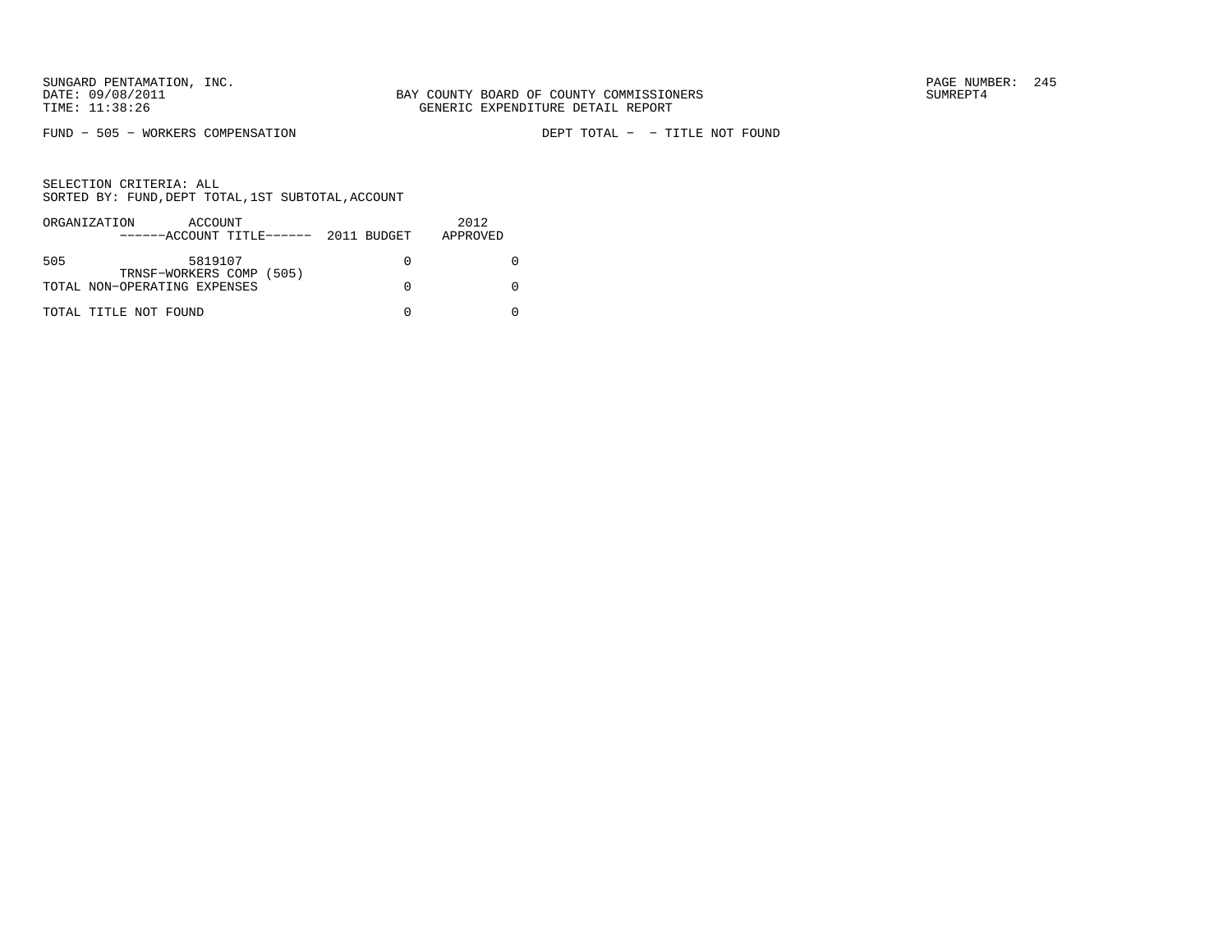BAY COUNTY BOARD OF COUNTY COMMISSIONERS
GENERIC EXPENDITURE DETAIL REPORT

FUND − 505 − WORKERS COMPENSATION

DEPT TOTAL − − TITLE NOT FOUND

SELECTION CRITERIA: ALL
SORTED BY: FUND,DEPT TOTAL,1ST SUBTOTAL,ACCOUNT

| ORGANIZATION | ACCOUNT<br>−−−−−−ACCOUNT TITLE−−−−−− | 2011 BUDGET | 2012<br>APPROVED |
|---|---|---|---|
| 505 | 5819107<br>TRNSF−WORKERS COMP (505) | 0 | 0 |
| TOTAL NON−OPERATING EXPENSES | | 0 | 0 |
| TOTAL TITLE NOT FOUND | | 0 | 0 |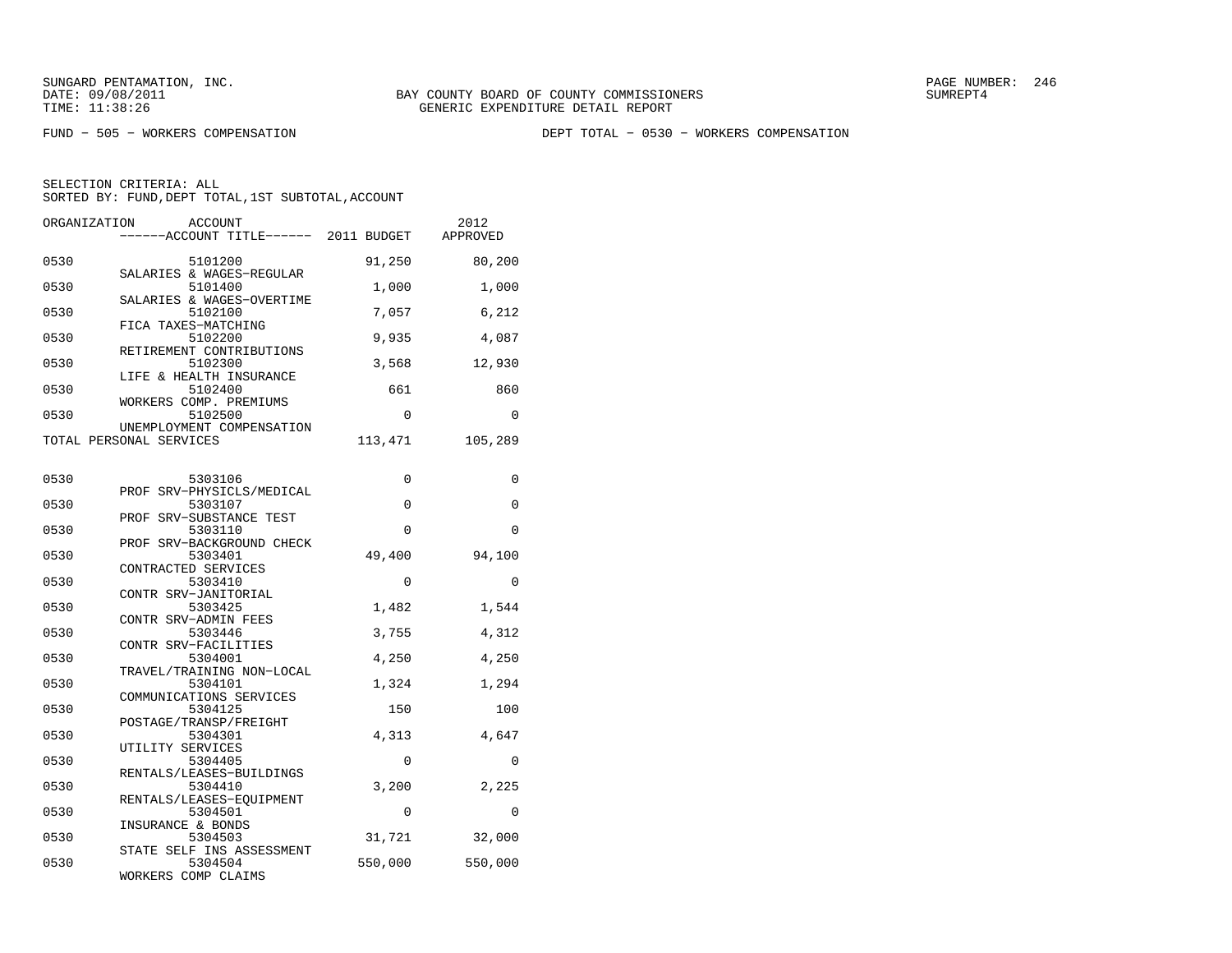SUNGARD PENTAMATION, INC.
DATE: 09/08/2011
TIME: 11:38:26

BAY COUNTY BOARD OF COUNTY COMMISSIONERS
GENERIC EXPENDITURE DETAIL REPORT

SUMREPT4

FUND − 505 − WORKERS COMPENSATION

DEPT TOTAL − 0530 − WORKERS COMPENSATION

SELECTION CRITERIA: ALL
SORTED BY: FUND,DEPT TOTAL,1ST SUBTOTAL,ACCOUNT

| ORGANIZATION | ACCOUNT<br>------ACCOUNT TITLE------ | 2011 BUDGET | 2012 APPROVED |
|---|---|---|---|
| 0530 | 5101200<br>SALARIES & WAGES−REGULAR | 91,250 | 80,200 |
| 0530 | 5101400<br>SALARIES & WAGES−OVERTIME | 1,000 | 1,000 |
| 0530 | 5102100<br>FICA TAXES−MATCHING | 7,057 | 6,212 |
| 0530 | 5102200<br>RETIREMENT CONTRIBUTIONS | 9,935 | 4,087 |
| 0530 | 5102300<br>LIFE & HEALTH INSURANCE | 3,568 | 12,930 |
| 0530 | 5102400<br>WORKERS COMP. PREMIUMS | 661 | 860 |
| 0530 | 5102500<br>UNEMPLOYMENT COMPENSATION | 0 | 0 |
| TOTAL PERSONAL SERVICES | | 113,471 | 105,289 |
| 0530 | 5303106<br>PROF SRV−PHYSICLS/MEDICAL | 0 | 0 |
| 0530 | 5303107<br>PROF SRV−SUBSTANCE TEST | 0 | 0 |
| 0530 | 5303110<br>PROF SRV−BACKGROUND CHECK | 0 | 0 |
| 0530 | 5303401<br>CONTRACTED SERVICES | 49,400 | 94,100 |
| 0530 | 5303410<br>CONTR SRV−JANITORIAL | 0 | 0 |
| 0530 | 5303425<br>CONTR SRV−ADMIN FEES | 1,482 | 1,544 |
| 0530 | 5303446<br>CONTR SRV−FACILITIES | 3,755 | 4,312 |
| 0530 | 5304001<br>TRAVEL/TRAINING NON−LOCAL | 4,250 | 4,250 |
| 0530 | 5304101<br>COMMUNICATIONS SERVICES | 1,324 | 1,294 |
| 0530 | 5304125<br>POSTAGE/TRANSP/FREIGHT | 150 | 100 |
| 0530 | 5304301<br>UTILITY SERVICES | 4,313 | 4,647 |
| 0530 | 5304405<br>RENTALS/LEASES−BUILDINGS | 0 | 0 |
| 0530 | 5304410<br>RENTALS/LEASES−EQUIPMENT | 3,200 | 2,225 |
| 0530 | 5304501<br>INSURANCE & BONDS | 0 | 0 |
| 0530 | 5304503<br>STATE SELF INS ASSESSMENT | 31,721 | 32,000 |
| 0530 | 5304504<br>WORKERS COMP CLAIMS | 550,000 | 550,000 |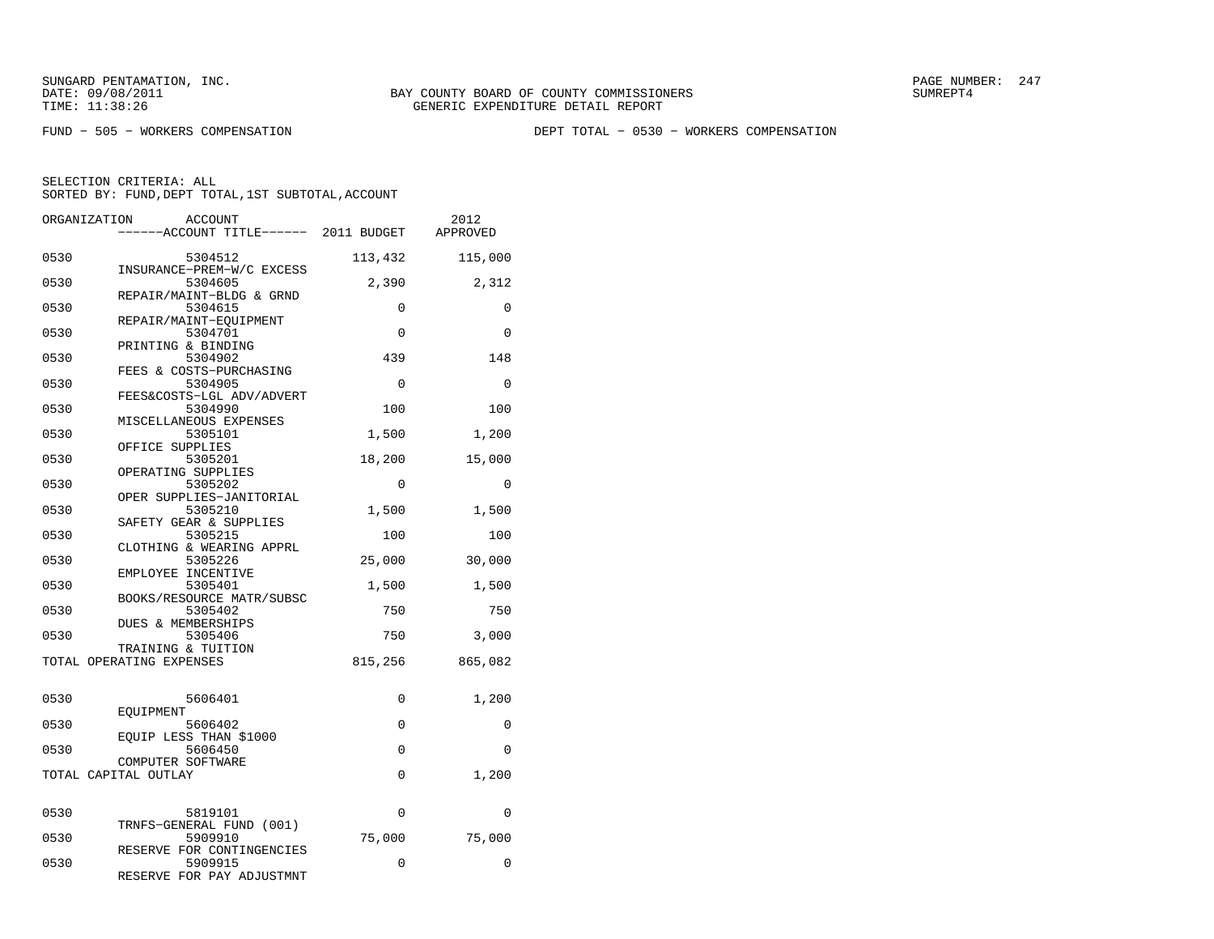FUND − 505 − WORKERS COMPENSATION

DEPT TOTAL − 0530 − WORKERS COMPENSATION

SELECTION CRITERIA: ALL
SORTED BY: FUND,DEPT TOTAL,1ST SUBTOTAL,ACCOUNT

| ORGANIZATION | ACCOUNT / ------ACCOUNT TITLE------ | 2011 BUDGET | 2012 APPROVED |
|---|---|---|---|
| 0530 | 5304512 INSURANCE−PREM−W/C EXCESS | 113,432 | 115,000 |
| 0530 | 5304605 REPAIR/MAINT−BLDG & GRND | 2,390 | 2,312 |
| 0530 | 5304615 REPAIR/MAINT−EQUIPMENT | 0 | 0 |
| 0530 | 5304701 PRINTING & BINDING | 0 | 0 |
| 0530 | 5304902 FEES & COSTS−PURCHASING | 439 | 148 |
| 0530 | 5304905 FEES&COSTS−LGL ADV/ADVERT | 0 | 0 |
| 0530 | 5304990 MISCELLANEOUS EXPENSES | 100 | 100 |
| 0530 | 5305101 OFFICE SUPPLIES | 1,500 | 1,200 |
| 0530 | 5305201 OPERATING SUPPLIES | 18,200 | 15,000 |
| 0530 | 5305202 OPER SUPPLIES−JANITORIAL | 0 | 0 |
| 0530 | 5305210 SAFETY GEAR & SUPPLIES | 1,500 | 1,500 |
| 0530 | 5305215 CLOTHING & WEARING APPRL | 100 | 100 |
| 0530 | 5305226 EMPLOYEE INCENTIVE | 25,000 | 30,000 |
| 0530 | 5305401 BOOKS/RESOURCE MATR/SUBSC | 1,500 | 1,500 |
| 0530 | 5305402 DUES & MEMBERSHIPS | 750 | 750 |
| 0530 | 5305406 TRAINING & TUITION | 750 | 3,000 |
| TOTAL OPERATING EXPENSES | | 815,256 | 865,082 |
| 0530 | 5606401 EQUIPMENT | 0 | 1,200 |
| 0530 | 5606402 EQUIP LESS THAN $1000 | 0 | 0 |
| 0530 | 5606450 COMPUTER SOFTWARE | 0 | 0 |
| TOTAL CAPITAL OUTLAY | | 0 | 1,200 |
| 0530 | 5819101 TRNFS−GENERAL FUND (001) | 0 | 0 |
| 0530 | 5909910 RESERVE FOR CONTINGENCIES | 75,000 | 75,000 |
| 0530 | 5909915 RESERVE FOR PAY ADJUSTMNT | 0 | 0 |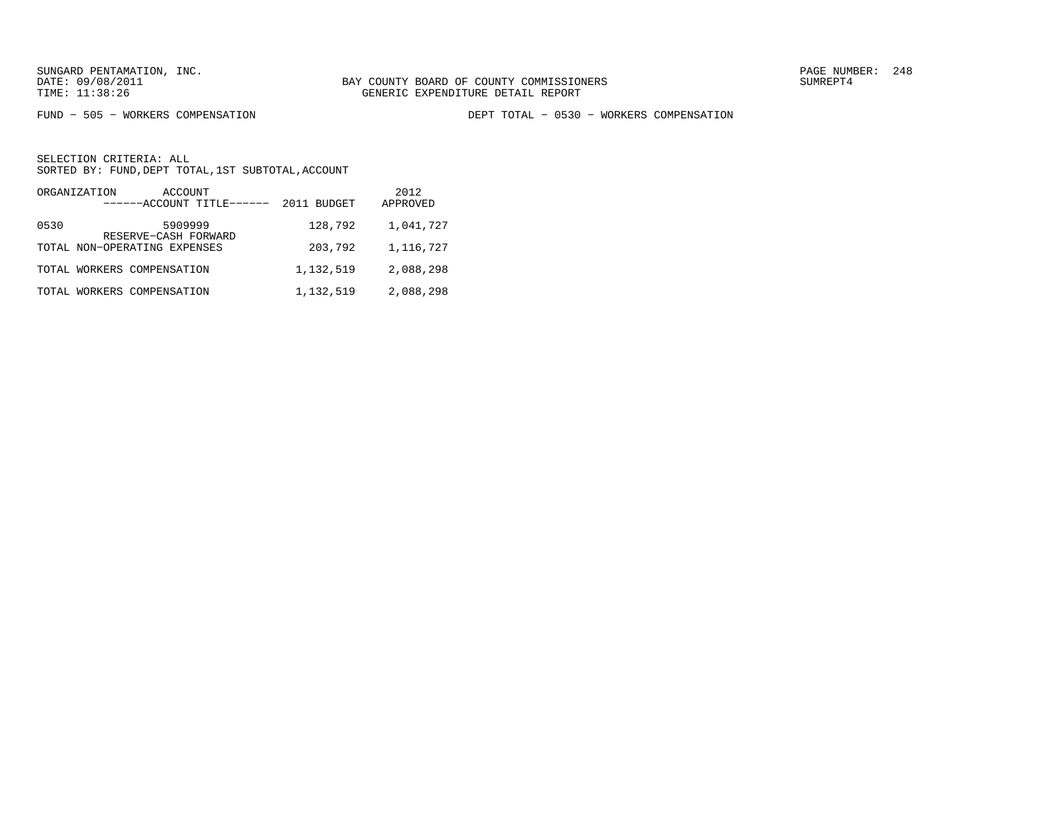SUNGARD PENTAMATION, INC.
DATE: 09/08/2011
TIME: 11:38:26

BAY COUNTY BOARD OF COUNTY COMMISSIONERS
GENERIC EXPENDITURE DETAIL REPORT

PAGE NUMBER: 248
SUMREPT4

FUND − 505 − WORKERS COMPENSATION    DEPT TOTAL − 0530 − WORKERS COMPENSATION

SELECTION CRITERIA: ALL
SORTED BY: FUND,DEPT TOTAL,1ST SUBTOTAL,ACCOUNT

| ORGANIZATION | ACCOUNT ------ACCOUNT TITLE------ | 2011 BUDGET | 2012 APPROVED |
|---|---|---|---|
| 0530 | 5909999 RESERVE−CASH FORWARD | 128,792 | 1,041,727 |
| TOTAL NON−OPERATING EXPENSES | | 203,792 | 1,116,727 |
| TOTAL WORKERS COMPENSATION | | 1,132,519 | 2,088,298 |
| TOTAL WORKERS COMPENSATION | | 1,132,519 | 2,088,298 |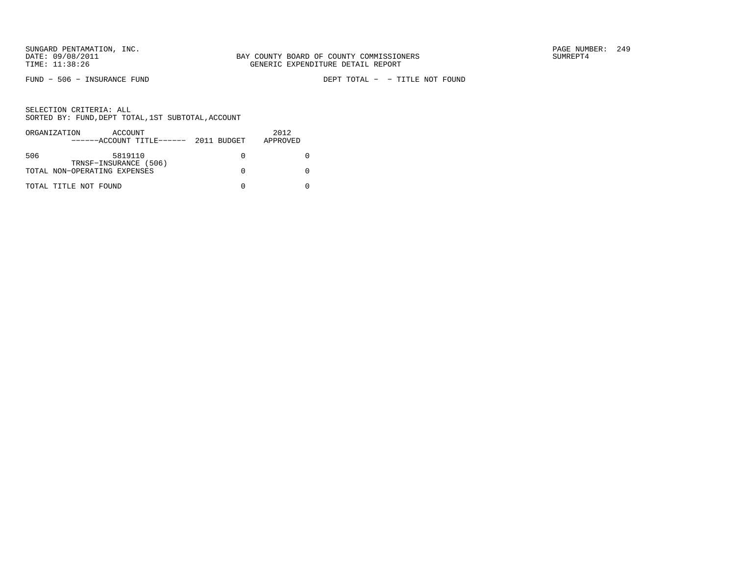SUNGARD PENTAMATION, INC.
DATE: 09/08/2011
TIME: 11:38:26

BAY COUNTY BOARD OF COUNTY COMMISSIONERS
GENERIC EXPENDITURE DETAIL REPORT

PAGE NUMBER: 249
SUMREPT4

FUND - 506 - INSURANCE FUND

DEPT TOTAL - - TITLE NOT FOUND

SELECTION CRITERIA: ALL
SORTED BY: FUND,DEPT TOTAL,1ST SUBTOTAL,ACCOUNT

| ORGANIZATION | ACCOUNT ------ACCOUNT TITLE------ | 2011 BUDGET | 2012 APPROVED |
|---|---|---|---|
| 506 | 5819110 TRNSF-INSURANCE (506) | 0 | 0 |
| TOTAL NON-OPERATING EXPENSES | | 0 | 0 |
| TOTAL TITLE NOT FOUND | | 0 | 0 |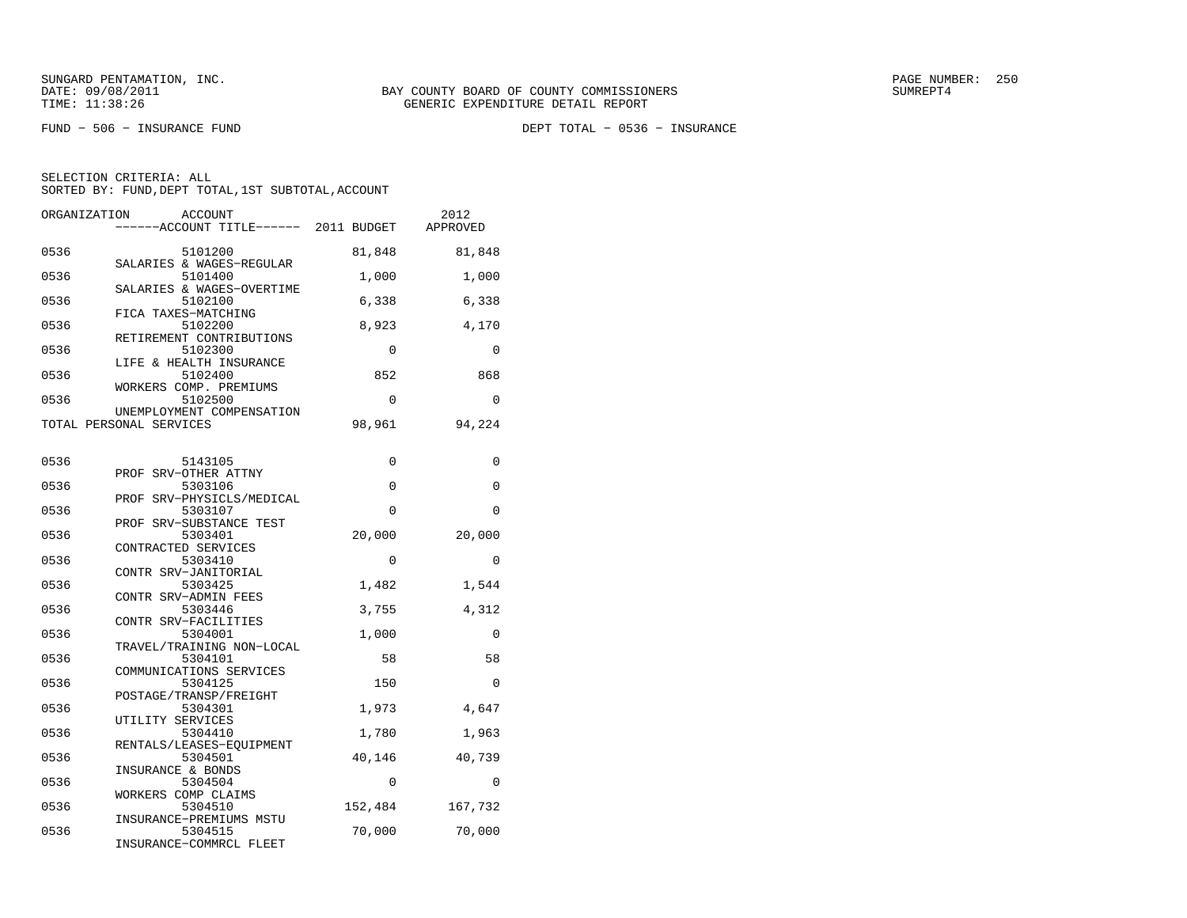SUNGARD PENTAMATION, INC.
DATE: 09/08/2011
TIME: 11:38:26

BAY COUNTY BOARD OF COUNTY COMMISSIONERS
GENERIC EXPENDITURE DETAIL REPORT

PAGE NUMBER: 250
SUMREPT4

FUND - 506 - INSURANCE FUND

DEPT TOTAL - 0536 - INSURANCE

SELECTION CRITERIA: ALL
SORTED BY: FUND,DEPT TOTAL,1ST SUBTOTAL,ACCOUNT

| ORGANIZATION | ACCOUNT / ------ACCOUNT TITLE------ | 2011 BUDGET | 2012 APPROVED |
|---|---|---|---|
| 0536 | 5101200 SALARIES & WAGES-REGULAR | 81,848 | 81,848 |
| 0536 | 5101400 SALARIES & WAGES-OVERTIME | 1,000 | 1,000 |
| 0536 | 5102100 FICA TAXES-MATCHING | 6,338 | 6,338 |
| 0536 | 5102200 RETIREMENT CONTRIBUTIONS | 8,923 | 4,170 |
| 0536 | 5102300 LIFE & HEALTH INSURANCE | 0 | 0 |
| 0536 | 5102400 WORKERS COMP. PREMIUMS | 852 | 868 |
| 0536 | 5102500 UNEMPLOYMENT COMPENSATION | 0 | 0 |
| TOTAL PERSONAL SERVICES | | 98,961 | 94,224 |
| 0536 | 5143105 PROF SRV-OTHER ATTNY | 0 | 0 |
| 0536 | 5303106 PROF SRV-PHYSICLS/MEDICAL | 0 | 0 |
| 0536 | 5303107 PROF SRV-SUBSTANCE TEST | 0 | 0 |
| 0536 | 5303401 CONTRACTED SERVICES | 20,000 | 20,000 |
| 0536 | 5303410 CONTR SRV-JANITORIAL | 0 | 0 |
| 0536 | 5303425 CONTR SRV-ADMIN FEES | 1,482 | 1,544 |
| 0536 | 5303446 CONTR SRV-FACILITIES | 3,755 | 4,312 |
| 0536 | 5304001 TRAVEL/TRAINING NON-LOCAL | 1,000 | 0 |
| 0536 | 5304101 COMMUNICATIONS SERVICES | 58 | 58 |
| 0536 | 5304125 POSTAGE/TRANSP/FREIGHT | 150 | 0 |
| 0536 | 5304301 UTILITY SERVICES | 1,973 | 4,647 |
| 0536 | 5304410 RENTALS/LEASES-EQUIPMENT | 1,780 | 1,963 |
| 0536 | 5304501 INSURANCE & BONDS | 40,146 | 40,739 |
| 0536 | 5304504 WORKERS COMP CLAIMS | 0 | 0 |
| 0536 | 5304510 INSURANCE-PREMIUMS MSTU | 152,484 | 167,732 |
| 0536 | 5304515 INSURANCE-COMMRCL FLEET | 70,000 | 70,000 |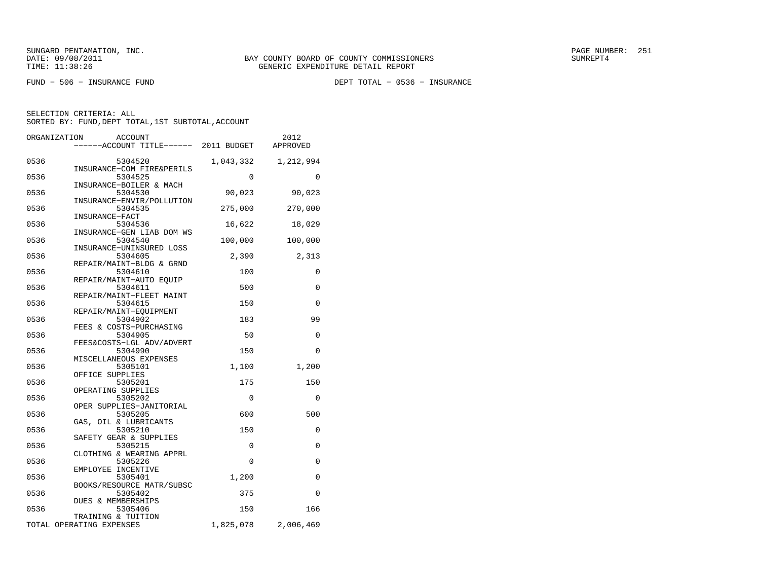SUNGARD PENTAMATION, INC.
DATE: 09/08/2011
TIME: 11:38:26

BAY COUNTY BOARD OF COUNTY COMMISSIONERS
GENERIC EXPENDITURE DETAIL REPORT

PAGE NUMBER: 251
SUMREPT4

FUND − 506 − INSURANCE FUND

DEPT TOTAL − 0536 − INSURANCE

SELECTION CRITERIA: ALL
SORTED BY: FUND,DEPT TOTAL,1ST SUBTOTAL,ACCOUNT

| ORGANIZATION | ACCOUNT | ------ACCOUNT TITLE------ | 2011 BUDGET | 2012 APPROVED |
|---|---|---|---|---|
| 0536 | 5304520 | INSURANCE−COM FIRE&PERILS | 1,043,332 | 1,212,994 |
| 0536 | 5304525 | INSURANCE−BOILER & MACH | 0 | 0 |
| 0536 | 5304530 | INSURANCE−ENVIR/POLLUTION | 90,023 | 90,023 |
| 0536 | 5304535 | INSURANCE−FACT | 275,000 | 270,000 |
| 0536 | 5304536 | INSURANCE−GEN LIAB DOM WS | 16,622 | 18,029 |
| 0536 | 5304540 | INSURANCE−UNINSURED LOSS | 100,000 | 100,000 |
| 0536 | 5304605 | REPAIR/MAINT−BLDG & GRND | 2,390 | 2,313 |
| 0536 | 5304610 | REPAIR/MAINT−AUTO EQUIP | 100 | 0 |
| 0536 | 5304611 | REPAIR/MAINT−FLEET MAINT | 500 | 0 |
| 0536 | 5304615 | REPAIR/MAINT−EQUIPMENT | 150 | 0 |
| 0536 | 5304902 | FEES & COSTS−PURCHASING | 183 | 99 |
| 0536 | 5304905 | FEES&COSTS−LGL ADV/ADVERT | 50 | 0 |
| 0536 | 5304990 | MISCELLANEOUS EXPENSES | 150 | 0 |
| 0536 | 5305101 | OFFICE SUPPLIES | 1,100 | 1,200 |
| 0536 | 5305201 | OPERATING SUPPLIES | 175 | 150 |
| 0536 | 5305202 | OPER SUPPLIES−JANITORIAL | 0 | 0 |
| 0536 | 5305205 | GAS, OIL & LUBRICANTS | 600 | 500 |
| 0536 | 5305210 | SAFETY GEAR & SUPPLIES | 150 | 0 |
| 0536 | 5305215 | CLOTHING & WEARING APPRL | 0 | 0 |
| 0536 | 5305226 | EMPLOYEE INCENTIVE | 0 | 0 |
| 0536 | 5305401 | BOOKS/RESOURCE MATR/SUBSC | 1,200 | 0 |
| 0536 | 5305402 | DUES & MEMBERSHIPS | 375 | 0 |
| 0536 | 5305406 | TRAINING & TUITION | 150 | 166 |
| TOTAL OPERATING EXPENSES | | | 1,825,078 | 2,006,469 |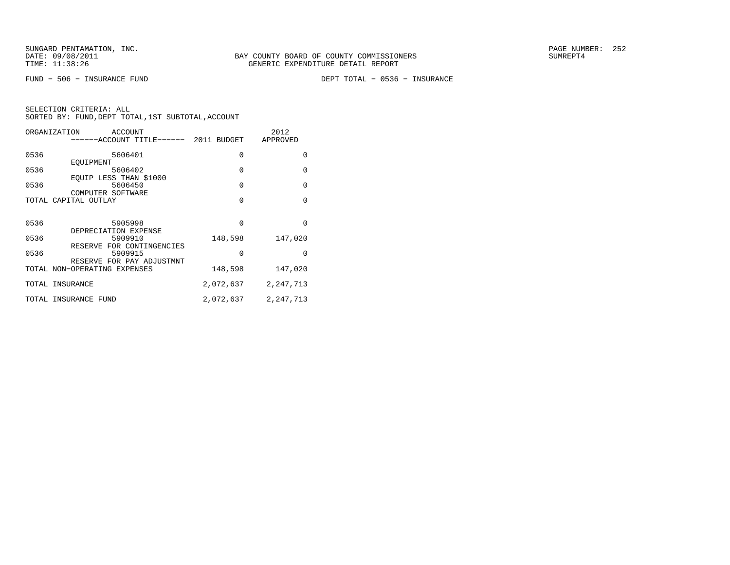FUND − 506 − INSURANCE FUND DEPT TOTAL − 0536 − INSURANCE

SELECTION CRITERIA: ALL
SORTED BY: FUND,DEPT TOTAL,1ST SUBTOTAL,ACCOUNT

| ORGANIZATION | ACCOUNT / ------ACCOUNT TITLE------ | 2011 BUDGET | 2012 APPROVED |
|---|---|---|---|
| 0536 | 5606401 EQUIPMENT | 0 | 0 |
| 0536 | 5606402 EQUIP LESS THAN $1000 | 0 | 0 |
| 0536 | 5606450 COMPUTER SOFTWARE | 0 | 0 |
| TOTAL CAPITAL OUTLAY | | 0 | 0 |
| 0536 | 5905998 DEPRECIATION EXPENSE | 0 | 0 |
| 0536 | 5909910 RESERVE FOR CONTINGENCIES | 148,598 | 147,020 |
| 0536 | 5909915 RESERVE FOR PAY ADJUSTMNT | 0 | 0 |
| TOTAL NON−OPERATING EXPENSES | | 148,598 | 147,020 |
| TOTAL INSURANCE | | 2,072,637 | 2,247,713 |
| TOTAL INSURANCE FUND | | 2,072,637 | 2,247,713 |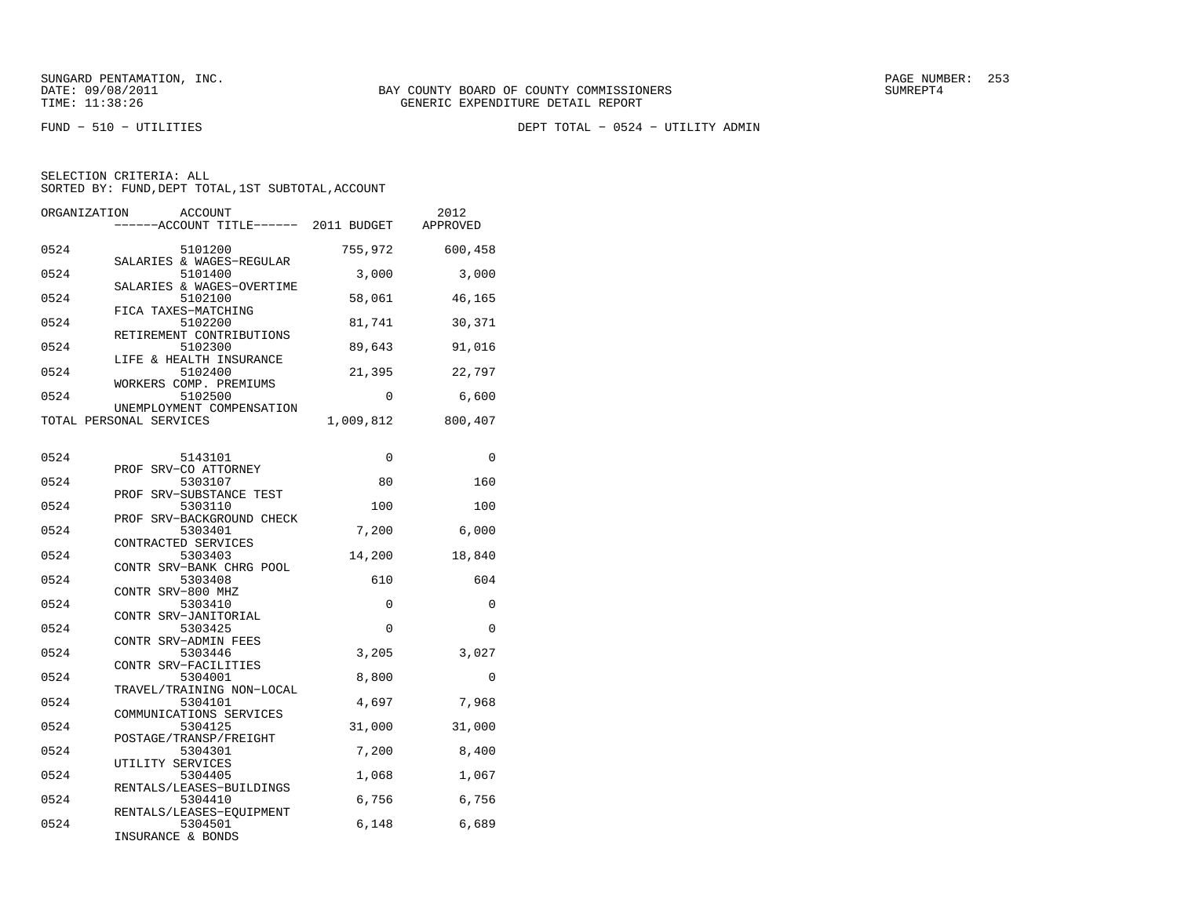SUNGARD PENTAMATION, INC.
DATE: 09/08/2011
TIME: 11:38:26

BAY COUNTY BOARD OF COUNTY COMMISSIONERS
GENERIC EXPENDITURE DETAIL REPORT

PAGE NUMBER: 253
SUMREPT4

FUND − 510 − UTILITIES

DEPT TOTAL − 0524 − UTILITY ADMIN

SELECTION CRITERIA: ALL
SORTED BY: FUND,DEPT TOTAL,1ST SUBTOTAL,ACCOUNT

| ORGANIZATION | ACCOUNT / ------ACCOUNT TITLE------ | 2011 BUDGET | 2012 APPROVED |
|---|---|---|---|
| 0524 | 5101200 SALARIES & WAGES−REGULAR | 755,972 | 600,458 |
| 0524 | 5101400 SALARIES & WAGES−OVERTIME | 3,000 | 3,000 |
| 0524 | 5102100 FICA TAXES−MATCHING | 58,061 | 46,165 |
| 0524 | 5102200 RETIREMENT CONTRIBUTIONS | 81,741 | 30,371 |
| 0524 | 5102300 LIFE & HEALTH INSURANCE | 89,643 | 91,016 |
| 0524 | 5102400 WORKERS COMP. PREMIUMS | 21,395 | 22,797 |
| 0524 | 5102500 UNEMPLOYMENT COMPENSATION | 0 | 6,600 |
| TOTAL PERSONAL SERVICES | | 1,009,812 | 800,407 |
| | | | |
| 0524 | 5143101 PROF SRV−CO ATTORNEY | 0 | 0 |
| 0524 | 5303107 PROF SRV−SUBSTANCE TEST | 80 | 160 |
| 0524 | 5303110 PROF SRV−BACKGROUND CHECK | 100 | 100 |
| 0524 | 5303401 CONTRACTED SERVICES | 7,200 | 6,000 |
| 0524 | 5303403 CONTR SRV−BANK CHRG POOL | 14,200 | 18,840 |
| 0524 | 5303408 CONTR SRV−800 MHZ | 610 | 604 |
| 0524 | 5303410 CONTR SRV−JANITORIAL | 0 | 0 |
| 0524 | 5303425 CONTR SRV−ADMIN FEES | 0 | 0 |
| 0524 | 5303446 CONTR SRV−FACILITIES | 3,205 | 3,027 |
| 0524 | 5304001 TRAVEL/TRAINING NON−LOCAL | 8,800 | 0 |
| 0524 | 5304101 COMMUNICATIONS SERVICES | 4,697 | 7,968 |
| 0524 | 5304125 POSTAGE/TRANSP/FREIGHT | 31,000 | 31,000 |
| 0524 | 5304301 UTILITY SERVICES | 7,200 | 8,400 |
| 0524 | 5304405 RENTALS/LEASES−BUILDINGS | 1,068 | 1,067 |
| 0524 | 5304410 RENTALS/LEASES−EQUIPMENT | 6,756 | 6,756 |
| 0524 | 5304501 INSURANCE & BONDS | 6,148 | 6,689 |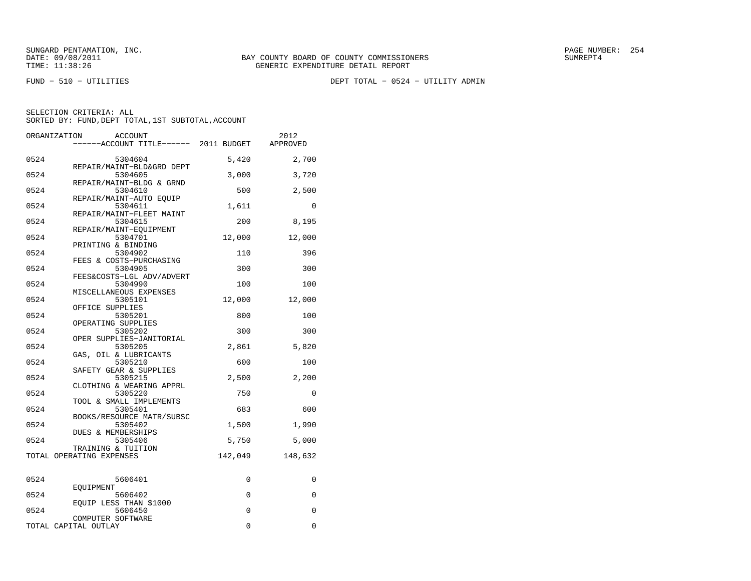SUNGARD PENTAMATION, INC.
DATE: 09/08/2011
TIME: 11:38:26

BAY COUNTY BOARD OF COUNTY COMMISSIONERS
GENERIC EXPENDITURE DETAIL REPORT

FUND − 510 − UTILITIES

DEPT TOTAL − 0524 − UTILITY ADMIN

SELECTION CRITERIA: ALL
SORTED BY: FUND,DEPT TOTAL,1ST SUBTOTAL,ACCOUNT

| ORGANIZATION | ACCOUNT / ACCOUNT TITLE | 2011 BUDGET | 2012 APPROVED |
|---|---|---|---|
| 0524 | 5304604 REPAIR/MAINT−BLD&GRD DEPT | 5,420 | 2,700 |
| 0524 | 5304605 REPAIR/MAINT−BLDG & GRND | 3,000 | 3,720 |
| 0524 | 5304610 REPAIR/MAINT−AUTO EQUIP | 500 | 2,500 |
| 0524 | 5304611 REPAIR/MAINT−FLEET MAINT | 1,611 | 0 |
| 0524 | 5304615 REPAIR/MAINT−EQUIPMENT | 200 | 8,195 |
| 0524 | 5304701 PRINTING & BINDING | 12,000 | 12,000 |
| 0524 | 5304902 FEES & COSTS−PURCHASING | 110 | 396 |
| 0524 | 5304905 FEES&COSTS−LGL ADV/ADVERT | 300 | 300 |
| 0524 | 5304990 MISCELLANEOUS EXPENSES | 100 | 100 |
| 0524 | 5305101 OFFICE SUPPLIES | 12,000 | 12,000 |
| 0524 | 5305201 OPERATING SUPPLIES | 800 | 100 |
| 0524 | 5305202 OPER SUPPLIES−JANITORIAL | 300 | 300 |
| 0524 | 5305205 GAS, OIL & LUBRICANTS | 2,861 | 5,820 |
| 0524 | 5305210 SAFETY GEAR & SUPPLIES | 600 | 100 |
| 0524 | 5305215 CLOTHING & WEARING APPRL | 2,500 | 2,200 |
| 0524 | 5305220 TOOL & SMALL IMPLEMENTS | 750 | 0 |
| 0524 | 5305401 BOOKS/RESOURCE MATR/SUBSC | 683 | 600 |
| 0524 | 5305402 DUES & MEMBERSHIPS | 1,500 | 1,990 |
| 0524 | 5305406 TRAINING & TUITION | 5,750 | 5,000 |
| TOTAL OPERATING EXPENSES | | 142,049 | 148,632 |
| 0524 | 5606401 EQUIPMENT | 0 | 0 |
| 0524 | 5606402 EQUIP LESS THAN $1000 | 0 | 0 |
| 0524 | 5606450 COMPUTER SOFTWARE | 0 | 0 |
| TOTAL CAPITAL OUTLAY | | 0 | 0 |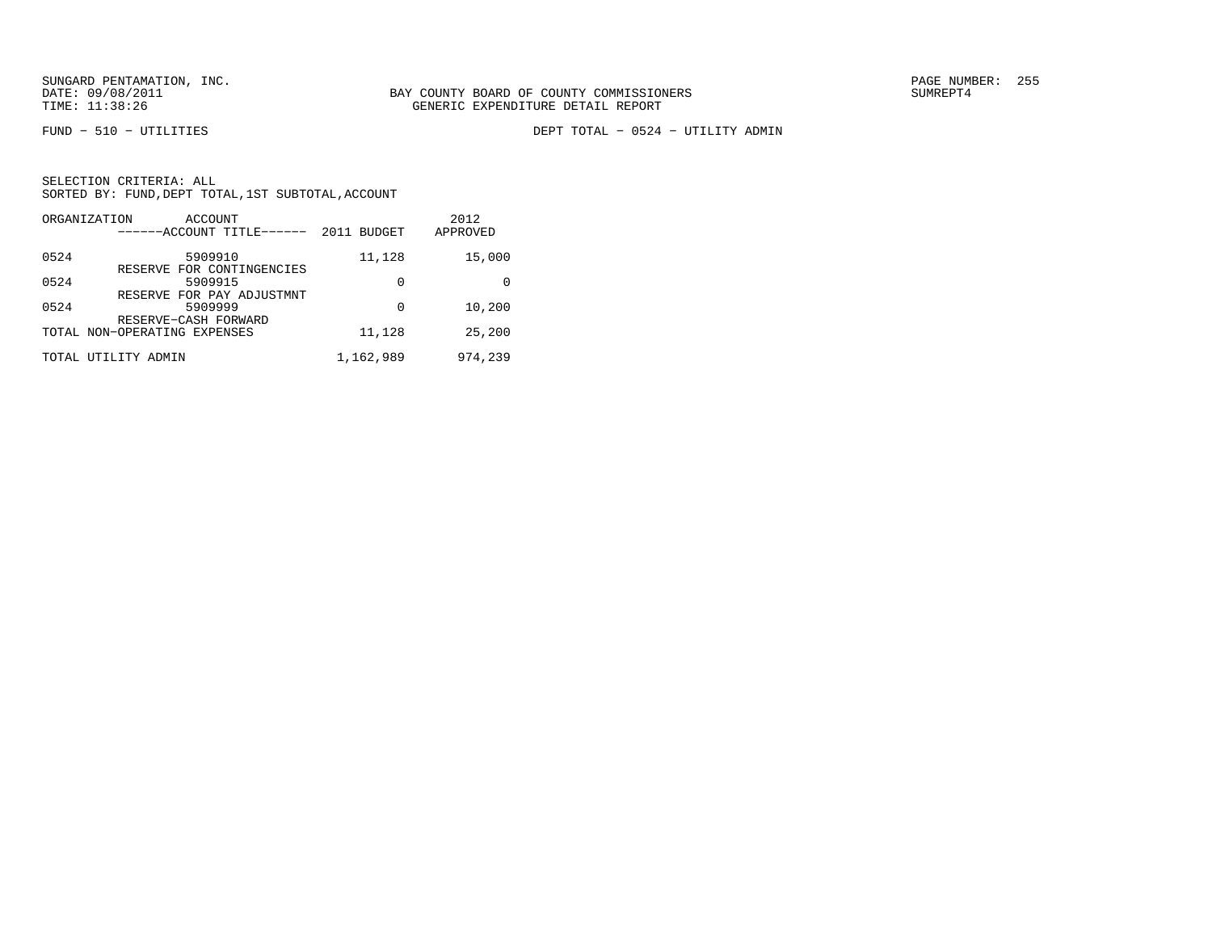BAY COUNTY BOARD OF COUNTY COMMISSIONERS
GENERIC EXPENDITURE DETAIL REPORT

FUND − 510 − UTILITIES

DEPT TOTAL − 0524 − UTILITY ADMIN

SELECTION CRITERIA: ALL
SORTED BY: FUND,DEPT TOTAL,1ST SUBTOTAL,ACCOUNT

| ORGANIZATION | ACCOUNT ------ACCOUNT TITLE------ | 2011 BUDGET | 2012 APPROVED |
|---|---|---|---|
| 0524 | 5909910 RESERVE FOR CONTINGENCIES | 11,128 | 15,000 |
| 0524 | 5909915 RESERVE FOR PAY ADJUSTMNT | 0 | 0 |
| 0524 | 5909999 RESERVE−CASH FORWARD | 0 | 10,200 |
| TOTAL NON−OPERATING EXPENSES | | 11,128 | 25,200 |
| TOTAL UTILITY ADMIN | | 1,162,989 | 974,239 |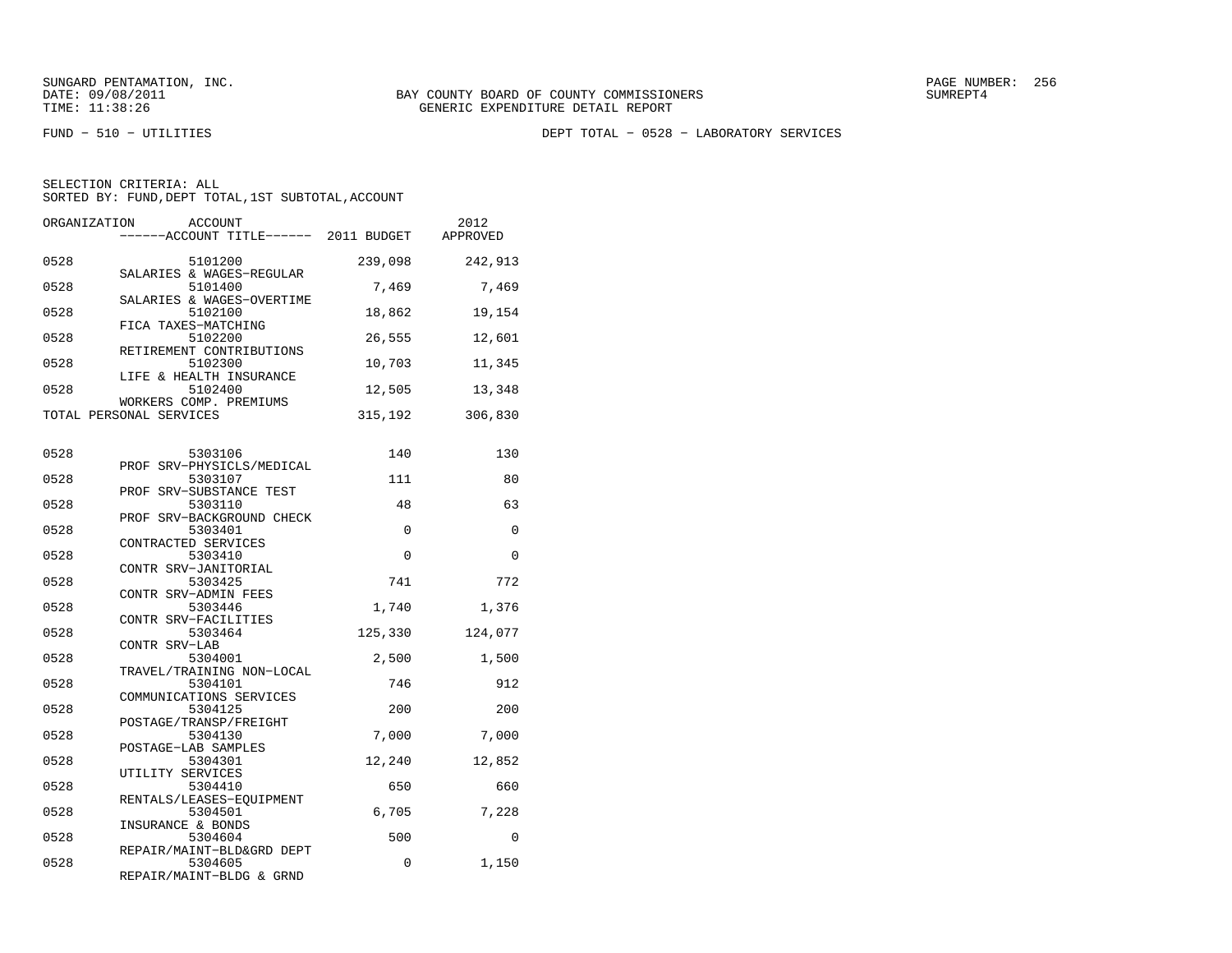SUNGARD PENTAMATION, INC.
DATE: 09/08/2011
TIME: 11:38:26

BAY COUNTY BOARD OF COUNTY COMMISSIONERS
GENERIC EXPENDITURE DETAIL REPORT

SUMREPT4

FUND - 510 - UTILITIES

DEPT TOTAL - 0528 - LABORATORY SERVICES

SELECTION CRITERIA: ALL
SORTED BY: FUND,DEPT TOTAL,1ST SUBTOTAL,ACCOUNT

| ORGANIZATION | ACCOUNT / ------ACCOUNT TITLE------ | 2011 BUDGET | 2012 APPROVED |
|---|---|---|---|
| 0528 | 5101200 SALARIES & WAGES-REGULAR | 239,098 | 242,913 |
| 0528 | 5101400 SALARIES & WAGES-OVERTIME | 7,469 | 7,469 |
| 0528 | 5102100 FICA TAXES-MATCHING | 18,862 | 19,154 |
| 0528 | 5102200 RETIREMENT CONTRIBUTIONS | 26,555 | 12,601 |
| 0528 | 5102300 LIFE & HEALTH INSURANCE | 10,703 | 11,345 |
| 0528 | 5102400 WORKERS COMP. PREMIUMS | 12,505 | 13,348 |
| TOTAL PERSONAL SERVICES | | 315,192 | 306,830 |
| 0528 | 5303106 PROF SRV-PHYSICLS/MEDICAL | 140 | 130 |
| 0528 | 5303107 PROF SRV-SUBSTANCE TEST | 111 | 80 |
| 0528 | 5303110 PROF SRV-BACKGROUND CHECK | 48 | 63 |
| 0528 | 5303401 CONTRACTED SERVICES | 0 | 0 |
| 0528 | 5303410 CONTR SRV-JANITORIAL | 0 | 0 |
| 0528 | 5303425 CONTR SRV-ADMIN FEES | 741 | 772 |
| 0528 | 5303446 CONTR SRV-FACILITIES | 1,740 | 1,376 |
| 0528 | 5303464 CONTR SRV-LAB | 125,330 | 124,077 |
| 0528 | 5304001 TRAVEL/TRAINING NON-LOCAL | 2,500 | 1,500 |
| 0528 | 5304101 COMMUNICATIONS SERVICES | 746 | 912 |
| 0528 | 5304125 POSTAGE/TRANSP/FREIGHT | 200 | 200 |
| 0528 | 5304130 POSTAGE-LAB SAMPLES | 7,000 | 7,000 |
| 0528 | 5304301 UTILITY SERVICES | 12,240 | 12,852 |
| 0528 | 5304410 RENTALS/LEASES-EQUIPMENT | 650 | 660 |
| 0528 | 5304501 INSURANCE & BONDS | 6,705 | 7,228 |
| 0528 | 5304604 REPAIR/MAINT-BLD&GRD DEPT | 500 | 0 |
| 0528 | 5304605 REPAIR/MAINT-BLDG & GRND | 0 | 1,150 |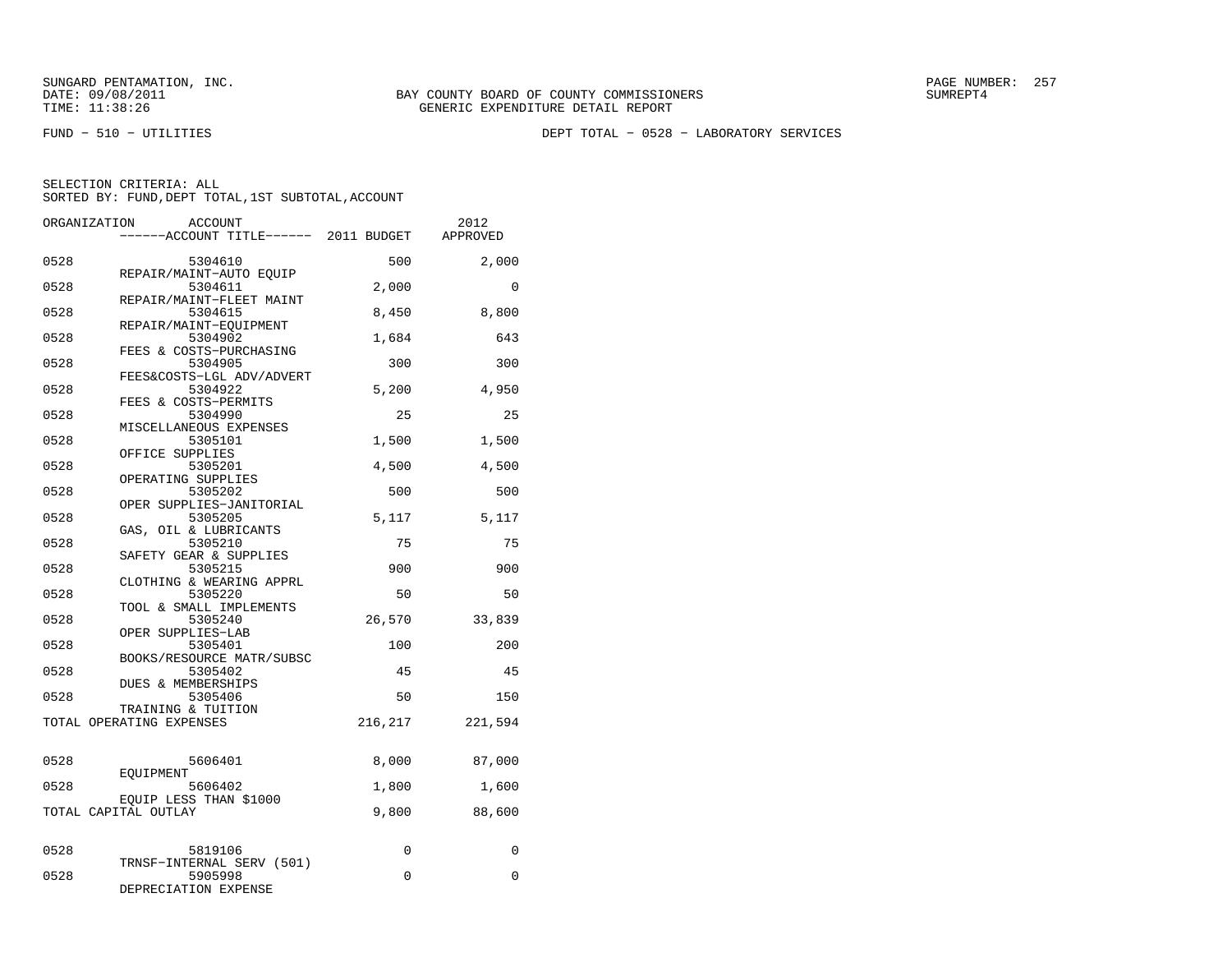SUNGARD PENTAMATION, INC.
DATE: 09/08/2011
TIME: 11:38:26

BAY COUNTY BOARD OF COUNTY COMMISSIONERS
GENERIC EXPENDITURE DETAIL REPORT

FUND − 510 − UTILITIES

DEPT TOTAL − 0528 − LABORATORY SERVICES

SELECTION CRITERIA: ALL
SORTED BY: FUND,DEPT TOTAL,1ST SUBTOTAL,ACCOUNT

| ORGANIZATION | ACCOUNT / ------ACCOUNT TITLE------ | 2011 BUDGET | 2012 APPROVED |
|---|---|---|---|
| 0528 | 5304610 REPAIR/MAINT−AUTO EQUIP | 500 | 2,000 |
| 0528 | 5304611 REPAIR/MAINT−FLEET MAINT | 2,000 | 0 |
| 0528 | 5304615 REPAIR/MAINT−EQUIPMENT | 8,450 | 8,800 |
| 0528 | 5304902 FEES & COSTS−PURCHASING | 1,684 | 643 |
| 0528 | 5304905 FEES&COSTS−LGL ADV/ADVERT | 300 | 300 |
| 0528 | 5304922 FEES & COSTS−PERMITS | 5,200 | 4,950 |
| 0528 | 5304990 MISCELLANEOUS EXPENSES | 25 | 25 |
| 0528 | 5305101 OFFICE SUPPLIES | 1,500 | 1,500 |
| 0528 | 5305201 OPERATING SUPPLIES | 4,500 | 4,500 |
| 0528 | 5305202 OPER SUPPLIES−JANITORIAL | 500 | 500 |
| 0528 | 5305205 GAS, OIL & LUBRICANTS | 5,117 | 5,117 |
| 0528 | 5305210 SAFETY GEAR & SUPPLIES | 75 | 75 |
| 0528 | 5305215 CLOTHING & WEARING APPRL | 900 | 900 |
| 0528 | 5305220 TOOL & SMALL IMPLEMENTS | 50 | 50 |
| 0528 | 5305240 OPER SUPPLIES−LAB | 26,570 | 33,839 |
| 0528 | 5305401 BOOKS/RESOURCE MATR/SUBSC | 100 | 200 |
| 0528 | 5305402 DUES & MEMBERSHIPS | 45 | 45 |
| 0528 | 5305406 TRAINING & TUITION | 50 | 150 |
| TOTAL OPERATING EXPENSES | | 216,217 | 221,594 |
| 0528 | 5606401 EQUIPMENT | 8,000 | 87,000 |
| 0528 | 5606402 EQUIP LESS THAN $1000 | 1,800 | 1,600 |
| TOTAL CAPITAL OUTLAY | | 9,800 | 88,600 |
| 0528 | 5819106 TRNSF−INTERNAL SERV (501) | 0 | 0 |
| 0528 | 5905998 DEPRECIATION EXPENSE | 0 | 0 |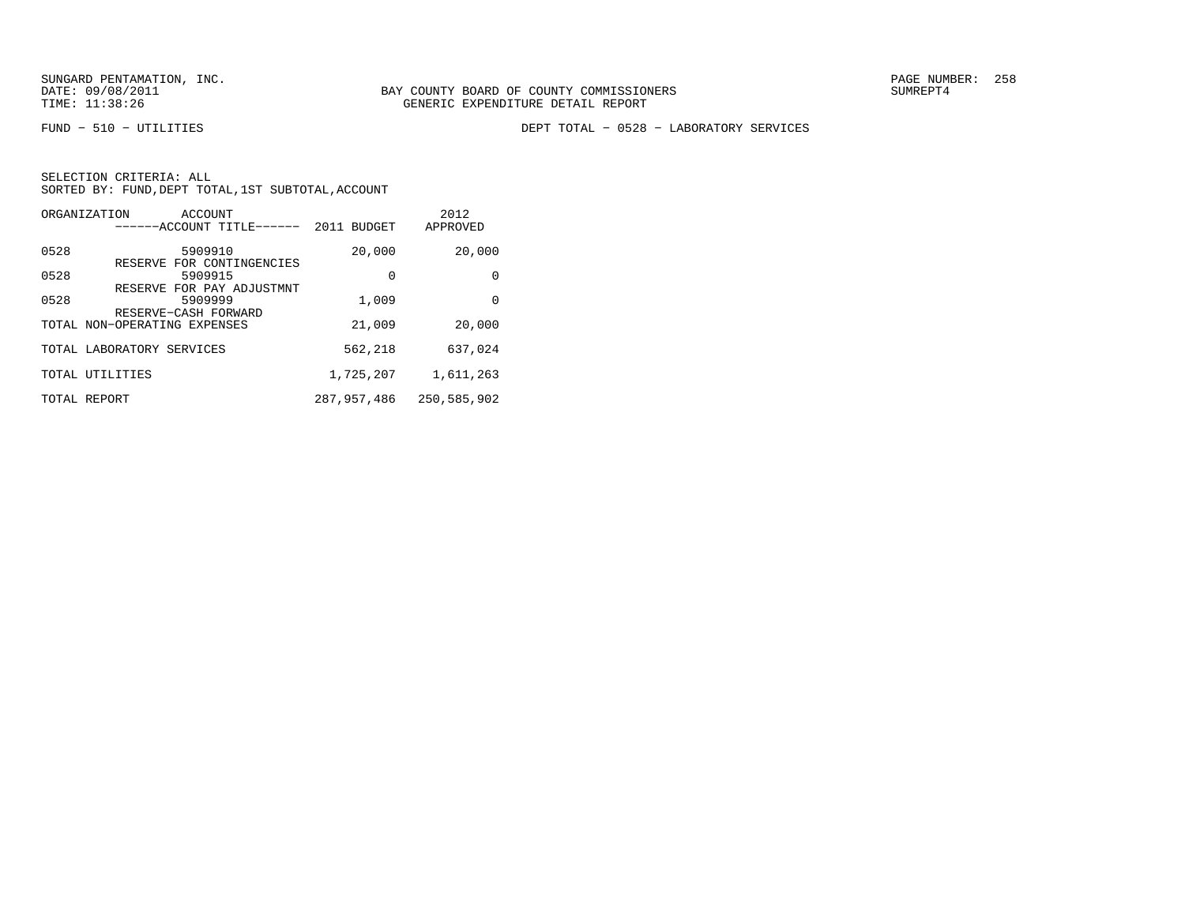SUNGARD PENTAMATION, INC.
DATE: 09/08/2011
TIME: 11:38:26

BAY COUNTY BOARD OF COUNTY COMMISSIONERS
GENERIC EXPENDITURE DETAIL REPORT

PAGE NUMBER: 258
SUMREPT4

FUND − 510 − UTILITIES

DEPT TOTAL − 0528 − LABORATORY SERVICES

SELECTION CRITERIA: ALL
SORTED BY: FUND,DEPT TOTAL,1ST SUBTOTAL,ACCOUNT

| ORGANIZATION | ACCOUNT<br>------ACCOUNT TITLE------ | 2011 BUDGET | 2012<br>APPROVED |
|---|---|---|---|
| 0528 | 5909910<br>RESERVE FOR CONTINGENCIES | 20,000 | 20,000 |
| 0528 | 5909915<br>RESERVE FOR PAY ADJUSTMNT | 0 | 0 |
| 0528 | 5909999<br>RESERVE−CASH FORWARD | 1,009 | 0 |
| TOTAL NON−OPERATING EXPENSES | | 21,009 | 20,000 |
| TOTAL LABORATORY SERVICES | | 562,218 | 637,024 |
| TOTAL UTILITIES | | 1,725,207 | 1,611,263 |
| TOTAL REPORT | | 287,957,486 | 250,585,902 |